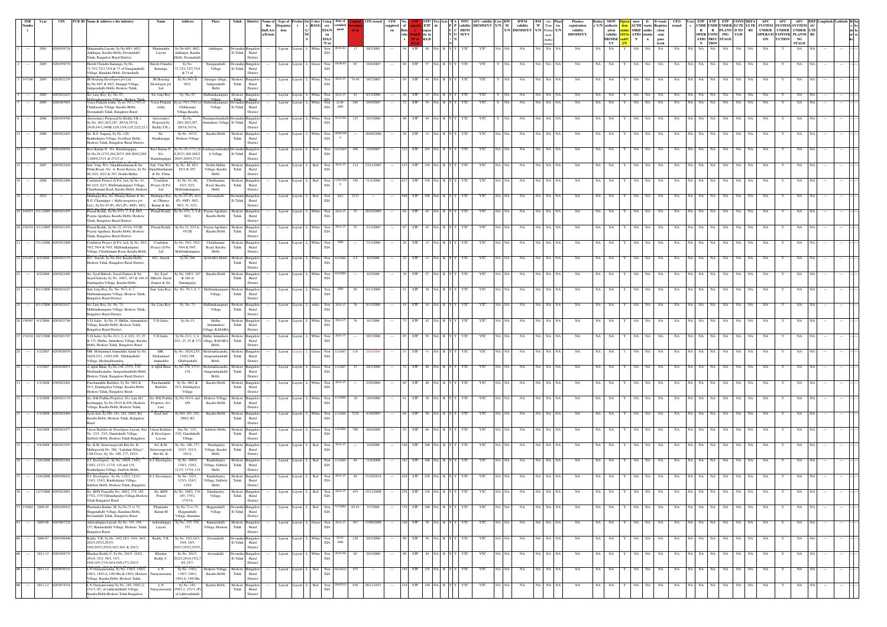| INR Number | Year | UIN | PCB ID | Name & address of the industry | Name | Address | Place | Taluk | District | Name of the Ind.Area/Estate | Type of Organisation | Production | Size L/M/S | Color R/O/G/W | Category EIA/Non EIA | Date of establishment | Capital Investment in lakhs | CFE issued | CFE expired on | No. of flats | STP capacity (KLD) | STP/ETP details | Tra | Acts | WPC validity DD/MM/YY | APC validity DD/MM/YY | Cess Y/N | HW M | HWM validity DD/MM/YY | BM Y/N | BM Permission | Plastic | Plastics registration validity DD/MM/YY | Batter Y/N | MSW authorisation validity DD/MM/YY | Operational status 2/Y | mov AUTH | E-waste ORIZ. authorization | E-waste Registration | CFO issued | Year | ETP | ETP | ETP | CONN | DEFA | APC SYSTEM UNDER OPERATION | APC SYSTEM UNDER CONSTRUCTION | APC SYSTEM UNDER PLANNING STAGE | AU RS | DEF | Longitude | Latitude |
|---|---|---|---|---|---|---|---|---|---|---|---|---|---|---|---|---|---|---|---|---|---|---|---|---|---|---|---|---|---|---|---|---|---|---|---|---|---|---|---|---|---|---|---|---|---|---|---|---|---|---|---|---|---|
| 1 | 2001 | 0201058728 | | Manjunatha Layout, Sy.No 60/1, 60/2, Aakkupet, Kasaba Hobli, Devanahalli Taluk, Bangalore Rural District. | Manjunatha Layout | Sy.No.60/1, 60/2, Aakkupet, Kasaba Hobli, Devanahalli | Aakkupet, | Devanahalli Taluk | Bangalore Rural District | --- | Layout | Layout | L | White | Non EIA | 28-03-01 | 17 | 20/3/2001 | --- | 54 | STP | 50 | NA | B | Y | YTC | YTC | NA | NA | NA | NA | NA | NA | NA | NA | NA | NA | Y | NA | NA | NA | NA | NA | NA | NA | NA | NA | NA | NA | Y | NA | NA | --- |
| 2 | 2005 | 0201058739 | | Harish Chandra Kanunga, Sy.No. 71,72/1,72/3,72/4 & 73 of Naraganahalli Village, Kundana Hobli, Devanahalli | Harish Chandra Kanunga, | Sy.No. 71,72/1,72/3,72/4 & 73 of | Naraganahalli Village | Devanahalli Taluk | Bangalore Rural District | --- | Layout | Layout | L | Green | Non EIA | 19-08-05 | 85 | 19/8/2005 | --- | 84 | STP | 57 | NA | B | Y | YTC | YTC | Y | NA | NA | NA | NA | NA | NA | NA | NA | Y | NA | NA | NA | NA | NA | NA | NA | NA | NA | NA | NA | Y | NA | NA | --- |
| 3 147106 | 2005 | 0203021255 | | JR Housing Developers pvt Ltd, Sy.No.94/1 & 94/2, Jinnagar Village, Jadigenahalli Hobli, Hoskote Taluk, | JR Housing Developers pvt Ltd | Sy.No.94/1 & 94/2, | Jinnagar village, Jadigenahalli Hobli | Hoskote Taluk | Bangalore Rural District | --- | Layout | Layout | L | White | Non EIA | 2014-15 | 78.49 | 16/7/2005 | --- | 85 | STP | 45 | NA | B | Y | YTC | YTC | Y | NA | NA | NA | NA | NA | NA | NA | NA | Y | NA | NA | NA | NA | NA | NA | NA | NA | NA | NA | NA | Y | NA | NA | --- |
| 4 | 2005 | 0203021627 | | Sri. Lasy Roy, Sy. No. 67, Mallimakanapura Village, Hoskote Taluk | Sri. Lasy Roy | Sy. No. 67 | Mallimakanapura Village | Hoskote Taluk | Bangalore Rural | --- | Layout | Layout | L | White | Non EIA | 2014-15 | 41 | 8/11/2006 | --- | 28 | STP | 15 | NA | B | Y | YTC | YTC | Y | NA | NA | NA | NA | NA | NA | NA | NA | Y | NA | NA | NA | NA | NA | NA | NA | NA | NA | NA | NA | Y | NA | NA | --- |
| 5 | 2005 | 0201067091 | | Veera Prakash reddy, Sy.no.79/1,79/2 of Chikkasane Village, Kasaba Hobli, Devanahalli Taluk, Bangalore Rural | Veera Prakash reddy | Sy.no.79/1,79/2 of Chikkasane Village,Kasaba | Mallimakanapura Village | Devanahalli Taluk | Bangalore Rural District | --- | Layout | Layout | L | White | Non EIA | 24-09-2005 | 166 | 24/9/2005 | --- | 72 | STP | 39 | NA | B | Y | YTC | YTC | Y | NA | NA | NA | NA | NA | NA | NA | NA | Y | NA | NA | NA | NA | NA | NA | NA | NA | NA | NA | NA | Y | NA | NA | --- |
| 6 | 2006 | 0201058706 | | Aerozonna ( Proposed by Reddy.T.R ), Sy.No. 26/1,26/2,287, 20/3A,35/3A, 24/16,14/1,24/6B,12/6,13/8,12/5,22/2,23,1 | Aerozonna ( Proposed by Reddy.T.R ) | Sy.No. 26/1,26/2,287, 20/3A,35/3A, | Thatamachanahalli, Amaniikere Village | Devanahalli Taluk | Bangalore Rural District | --- | Layout | Layout | L | White | Non EIA | 26-03-06 | 125 | 29/3/2006 | --- | 90 | STP | 49 | NA | B | Y | YTC | YTC | Y | NA | NA | NA | NA | NA | NA | NA | NA | Y | NA | NA | NA | NA | NA | NA | NA | NA | NA | NA | NA | Y | NA | NA | --- |
| 13 | 2006 | 0203022403 | | Sri. K.S. Nagaraj, Sy.No. 120, Kambalipura Village, Sulebelee Hobli, Hoskote Taluk, Bangalore Rural District. | Sri. Shankarappa | Sy. No. 167/2, Hoskote Village | Kasaba Hobli | Hoskote Taluk | Bangalore Rural District | --- | Layout | Layout | L | White | Non EIA | 18/08/2006 | --- | 18/08/2006 | --- | 28 | STP | 15 | NA | B | Y | YTC | YTC | NA | NA | NA | NA | NA | NA | NA | NA | NA | Y | NA | NA | NA | NA | NA | NA | NA | NA | NA | NA | NA | Y | NA | NA | --- |
| 14 | 2007 | 0201058581 | | Ravi Kumar N. S/o. Ramalingappa, Sy.No.29,117/2,264,267/1,268,269/2,269/3,269/4,271/1 & 271/2 of | Ravi Kumar N. S/o. Ramalingappa | Sy.No.29,117/2,264,267/1,268,269/2, 269/3,269/4,271/1 | Soathagowdanahalli Village | Devanahalli Taluk | Bangalore Rural District | --- | Layout | Layout | L | Red | Non EIA | 12/9/2007 | 450 | 12/9/2007 | --- | 322 | STP | 185 | NA | B | Y | YTC | YTC | NA | NA | NA | NA | NA | NA | NA | NA | NA | Y | NA | NA | NA | NA | NA | NA | NA | NA | NA | NA | NA | Y | NA | NA | --- |
| 15 | 2007 | 0203022410 | | Smt. Uma W/o. Gunabhushanam & Sri. Pilma Rozar, S/o. A. Rozar Koraya, Sy.No. 80, 82/1, 82/2 & 107, Dodda Hullur | Smt. Uma W/o. Gunabhushanam & Sri. Pilma | Sy. No. 80, 82/1, 82/2 & 107, | Dodda Hullur Village, Kasaba Hobli | Hoskote Taluk | Bangalore Rural District | --- | Layout | Layout | L | Red | Non EIA | 2014-15 | 114 | 23/11/2007 | --- | 233 | STP | 150 | NA | B | Y | YTC | YTC | NA | NA | NA | NA | NA | NA | NA | NA | NA | Y | NA | NA | NA | NA | NA | NA | NA | NA | NA | NA | NA | Y | NA | NA | --- |
| 16 | 2008 | 0203022409 | | Confident Project (I) Pvt. Ltd, Sy.No. 61, 60, 62/2, 62/3, Mallimakanapura Village, Chinthamani Road, Kasaba Hobli, Hoskote | Confident Project (I) Pvt. Ltd | Sy. No. 61, 60, 62/2, 62/3, Mallimakanapura | Chinthamani Road, Kasaba Hobli | Hoskote Taluk | Bangalore Rural District | --- | Layout | Layout | L | Red | Non EIA | 31/01/2008 | 350 | 31/1/2008 | --- | 627 | STP | 350 | NA | B | Y | YTC | YTC | NA | NA | NA | NA | NA | NA | NA | NA | NA | Y | NA | NA | NA | NA | NA | NA | NA | NA | NA | NA | NA | Y | NA | NA | --- |
| 18 | 2012 | --- | | Muthappa Rai, Sri. Dhanya Kumar & Sri. B.G. Channappa ( Alpha properties pvt Ltd ), Sy.No.45 (P), 46/2 (P), 49(P), 49/2, | Muthappa Rai, sri. Dhanya Kumar & Sri. | Sy.No.45 (P), 46/2 (P), 49(P), 49/2, 50/2, 51, 52/1, | Devanahalli | Devanahalli Taluk | Bangalore Rural District | --- | Layout | Layout | L | Red | Non EIA | 2012 | 2215 | --- | --- | 540 | STP | 300 | NA | B | Y | YTC | YTC | NA | NA | NA | NA | NA | NA | NA | NA | NA | Y | NA | NA | NA | NA | NA | NA | NA | NA | NA | NA | NA | Y | NA | NA | --- |
| 19 149253 | 3/11/2005 | 0203021455 | | Prasad Reddy, Sy.No.47/1, 3, 4 & 48/1, Pojena Agrahara, Kasaba Hobli, Hoskote Taluk, Bangalore Rural District. | Prasad Reddy | Sy.No.47/1, 3, 4 & 48/1, | Pojena Agrahara, Kasaba Hobli | Hoskote Taluk | Bangalore Rural District | --- | Layout | Layout | L | White | Non EIA | 2014-15 | 35 | 28/10/2005 | --- | 64 | STP | 45 | NA | B | Y | YTC | YTC | NA | NA | NA | NA | NA | NA | NA | NA | NA | Y | NA | NA | NA | NA | NA | NA | NA | NA | NA | NA | NA | Y | NA | NA | --- |
| 20 149254 | 3/11/2005 | 0203021454 | | Prasad Reddy, Sy.No.32, 93/1A, 93/2B, Pojena Agrahara, Kasaba Hobli, Hoskote Taluk, Bangalore Rural District. | Prasad Reddy | Sy.No.32, 93/1A, 93/2B | Pojena Agrahara, Kasaba Hobli | Hoskote Taluk | Bangalore Rural District | --- | Layout | Layout | L | White | Non EIA | 2014-15 | 35 | 3/11/2005 | --- | 67 | STP | 45 | NA | B | Y | YTC | YTC | NA | NA | NA | NA | NA | NA | NA | NA | NA | Y | NA | NA | NA | NA | NA | NA | NA | NA | NA | NA | NA | Y | NA | NA | --- |
| 21 | 7/11/2006 | 0203022408 | | Confident Project (I) Pvt. Ltd, Sy.No. 59/1, 59/2, 59/4 & 59/5, Mallimakanapura Village, Chinthamani Road, Kasaba Hobli, | Confident Project (I) Pvt. Ltd | Sy.No. 59/1, 59/2, 59/4 & 59/5, Mallimakanapura | Chinthamani Road, Kasaba Hobli | Hoskote Taluk | Bangalore Rural District | --- | Layout | Layout | L | White | Non EIA | 2008 | --- | 7/11/2006 | --- | 26 | STP | 15 | NA | B | Y | YTC | YTC | NA | NA | NA | NA | NA | NA | NA | NA | NA | Y | NA | NA | NA | NA | NA | NA | NA | NA | NA | NA | NA | Y | NA | NA | --- |
| 22 151167 | 8/2/2006 | 0203021153 | | H.C. Suresh, Sy.No.284, Kasaba Hobli, Hoskote Taluk, Bangalore Rural District. | H.C. Suresh | Sy.No.284 | KASABA Hobli | Hoskote Taluk | Bangalore Rural District | --- | Layout | Layout | L | White | Non EIA | 8/2/2006 | 4.5 | 8/2/2006 | --- | 22 | STP | 12 | NA | B | Y | YTC | YTC | NA | NA | NA | NA | NA | NA | NA | NA | NA | Y | NA | NA | NA | NA | NA | NA | NA | NA | NA | NA | NA | Y | NA | NA | --- |
| 23 | 8/2/2006 | 0203022402 | | Sri. Syed Habeeb, Sayed Zameer & Sri. Sayed Saleem, Sy.No. 168/1, 167 & 166 of Dandupalya Village, Kasaba Hobli, | Sri. Syed Habeeb, Sayed Zameer & Sri. | Sy.No. 168/1, 167 & 166 of Dandupalya | Kasaba Hobli | Hoskote Taluk | Bangalore Rural District | --- | Layout | Layout | L | White | Non EIA | 8/2/2006 | --- | 8/2/2006 | --- | 39 | STP | 57 | NA | B | Y | YTC | YTC | NA | NA | NA | NA | NA | NA | NA | NA | NA | Y | NA | NA | NA | NA | NA | NA | NA | NA | NA | NA | NA | Y | NA | NA | --- |
| 24 | 8/11/2006 | 0203021627 | | Smt. Liny Roy, Sy. No. 59-3, 6, 7, Mallimakanapura Village, Hoskote Taluk, Bangalore Rural District. | Smt. Liny Roy | Sy. No. 59-3, 6, 7, | Mallimakanapura Village, | Hoskote Taluk | Bangalore Rural District | --- | Layout | Layout | L | White | Non EIA | 2006 | 99 | 8/11/2006 | --- | 51 | STP | 30 | NA | B | Y | YTC | YTC | NA | NA | NA | NA | NA | NA | NA | NA | NA | Y | NA | NA | NA | NA | NA | NA | NA | NA | NA | NA | NA | Y | NA | NA | --- |
| 25 | 8/11/2006 | 0203021627 | | Sri. Lasy Roy, Sy. No. 71, Mallimakanapura Village, Hoskote Taluk, Bangalore Rural District. | Sri. Lasy Roy | Sy. No. 71 | Mallimakanapura Village | Hoskote Taluk | Bangalore Rural District | --- | Layout | Layout | L | white | Non EIA | 2014-15 | 36 | 8/11/2006 | --- | 18 | STP | 10 | NA | B | Y | YTC | YTC | NA | NA | NA | NA | NA | NA | NA | NA | NA | Y | NA | NA | NA | NA | NA | NA | NA | NA | NA | NA | NA | Y | NA | NA | --- |
| 26 150307 | 9/1/2006 | 0203021786 | | V.D.Jadav, Sy.No.15, Hullur, Ammanikere Village, Kasaba Hobli, Hoskote Taluk, Bangalore Rural District. | V.D.Jadav, | Sy.No.15, | Hullur Ammanikere Village, KASABA | Hoskote Taluk | Bangalore Rural District | --- | Layout | Layout | L | White | Non EIA | 2014-15 | 36 | 9/1/2006 | --- | 73 | STP | 42 | NA | B | Y | YTC | YTC | NA | NA | NA | NA | NA | NA | NA | NA | NA | Y | NA | NA | NA | NA | NA | NA | NA | NA | NA | NA | NA | Y | NA | NA | --- |
| 27 151638 | 10/3/2006 | 0203021787 | | V.D.Jadav, Sy.No.21/1, 2, 4, 22/1, 23, 25 & 171, Hullur, Amanikere Village, Kasaba Hobli, Hoskote Taluk, Bangalore Rural | V.D.Jadav, | Sy.No.21/1, 2, 4, 22/1, 23, 25 & 171 | Hullur Amanikere village, KASABA Hobli, | Hoskote Taluk | Bangalore Rural District | --- | Layout | Layout | L | White | Non EIA | 2014-15 | --- | 10/3/2006 | --- | 85 | STP | 50 | NA | B | Y | YTC | YTC | NA | NA | NA | NA | NA | NA | NA | NA | NA | Y | NA | NA | NA | NA | NA | NA | NA | NA | NA | NA | NA | Y | NA | NA | --- |
| 28 | 1/2/2007 | 0203020870 | | MR. Mohammed Aminuddin Ajmal Sy No. 102/4,23/1, 110/2,108, Gllabanahalli Village, Medimallasandra, | MR. Mohammed Aminuddin | Sy No. 102/4,23/1, 110/2,108, Gllabanahalli | Medimallasandra, Anugondanahalli Hobli, | Hoskote Taluk | Bangalore Rural District | --- | Layout | Layout | L | Green | Non EIA | 1/2/2007 | 116 | 20/6/2006 | --- | 80 | STP | 47 | NA | B | Y | YTC | YTC | NA | NA | NA | NA | NA | NA | NA | NA | NA | Y | NA | NA | NA | NA | NA | NA | NA | NA | NA | NA | NA | Y | NA | NA | --- |
| 29 | 1/2/2007 | 0203020871 | | A. Iqbal Khan, Sy.No.136, 137/1, 139, Medimallasandra, Anugondanahalli Hobli, Hoskote Taluk, Bangalore Rural District. | A. Iqbal Khan | Sy.No.136, 137/1, 139, | Medimallasandra, Anugondanahalli Hobli, | Hoskote Taluk | Bangalore Rural District | --- | Layout | Layout | L | Green | Non EIA | 1/2/2007 | 15 | 20/1/2006 | --- | 72 | STP | 40 | NA | B | Y | YTC | YTC | NA | NA | NA | NA | NA | NA | NA | NA | NA | Y | NA | NA | NA | NA | NA | NA | NA | NA | NA | NA | NA | Y | NA | NA | --- |
| 31 | 1/1/2008 | 0303022401 | | Panchamukhi Builders, Sy No. 90/2 & 91/1, Dandupalya Village, Kasaba Hobli, Hoskote Taluk, Bangalore Rural | Panchamukhi Builders | Sy No. 90/2 & 91/1, Dandupalya Village | Kasaba Hobli | Hoskote Taluk | Bangalore Rural District | --- | Layout | Layout | L | White | Non EIA | 2014-15 | --- | 25/8/2006 | --- | 89 | STP | 48 | NA | B | Y | YTC | YTC | NA | NA | NA | NA | NA | NA | NA | NA | NA | Y | NA | NA | NA | NA | NA | NA | NA | NA | NA | NA | NA | Y | NA | NA | --- |
| 32 | 1/1/2008 | 0203021154 | | Sri. H.K.Prabhu Propritor, S/o. Late H.J. krishnappa, Sy.No.391/4,456, Hoskote Village, Kasaba Hobli, Hoskote Taluk, | Sri. H.K.Prabhu Propritor, S/o. Late | Sy.No.391/4, and 456. | Hoskote Village, Kasaba Hobli, | Hoskote Taluk | Bangalore Rural District | --- | Layout | Layout | L | White | Non EIA | 1/1/2008 | 10 | 14/9/2006 | --- | 41 | STP | 30 | NA | B | Y | YTC | YTC | NA | NA | NA | NA | NA | NA | NA | NA | NA | Y | NA | NA | NA | NA | NA | NA | NA | NA | NA | NA | NA | Y | NA | NA | --- |
| 33 | 1/1/2008 | 0203022404 | | Syed Asif, Sy.NO. 291, 292, 296/2, B2, Kasaba Hobli, Hoskote Taluk, Bangalore Rural | Syed Asif | Sy.NO. 291, 292, 296/2, B2 | Kasaba Hobli | Hoskote Taluk | Bangalore Rural District | --- | Layout | Layout | L | White | Non EIA | 1/1/2008 | 7226 | 4/10/2005 | --- | 84 | STP | 50 | NA | B | Y | YTC | YTC | NA | NA | NA | NA | NA | NA | NA | NA | NA | Y | NA | NA | NA | NA | NA | NA | NA | NA | NA | NA | NA | Y | NA | NA | --- |
| 34 | 1/6/2008 | 0203021977 | | Union Builders & Developers Layout, Site No. 23/1, 23/2, Gundrahalli Village, Sulibele Hobli, Hoskote Taluk Bangalore | Union Builders & Developers Layout | Site No. 23/1, 23/2, Gundrahalli Village | Sulibele Hobli, | Hoskote Taluk | Bangalore Rural District | --- | Layout | Layout | L | Green | Non EIA | 1/6/2008 | 700 | 10/6/2008 | --- | 92 | STP | 60 | NA | B | Y | YTC | YTC | NA | NA | NA | NA | NA | NA | NA | NA | NA | Y | NA | NA | NA | NA | NA | NA | NA | NA | NA | NA | NA | Y | NA | NA | --- |
| 35 | 5/4/2008 | 0203021947 | | Sri. K.M. Srinivasagowda Bin Sri. K. Mallegowda No. 286, "Lakshmi Nilaya", 13th Cross, Sy. No. 180, 177, 182/1, | Sri. K.M. Srinivasagowda Bin Sri. K. | Sy. No. 180, 177, 182/1, 181/2, | Dandupalya Village, Kasaba Hobli | Hoskote Taluk | Bangalore Rural District | --- | Layout | Layout | L | Red | Non EIA | 2014-15 | --- | 5/4/2008 | --- | 166 | STP | 100 | NA | B | Y | YTC | YTC | NA | NA | NA | NA | NA | NA | NA | NA | NA | Y | NA | NA | NA | NA | NA | NA | NA | NA | NA | NA | NA | Y | NA | NA | --- |
| 36 | 12/6/2008 | 0203021981 | | S.J. Developers, Sy.No. 109/4, 110/1, 110/2, 117/3, 117/4, 118 and 119, Kambalipura Village, Sulibele Hobli, | S.J. Developers, | Sy.No. 109/4, 110/1, 110/2, 117/3, 117/4, 118 | Kambalipura Village, Sulibele Hobli | Hoskote Taluk | Bangalore Rural District | --- | Layout | Layout | L | Red | Non EIA | 1/1/2009 | 49 | 11/6/2008 | --- | 181 | STP | 100 | NA | B | Y | YTC | YTC | NA | NA | NA | NA | NA | NA | NA | NA | NA | Y | NA | NA | NA | NA | NA | NA | NA | NA | NA | NA | NA | Y | NA | NA | --- |
| 37 | 12/6/2008 | 0201050422 | | S.J. Developers, Sy No. 122/1, 123/1, 124/1, 124/2, Kambalipura Village, Sulibele Hobli, Hoskote Taluk, Bangalore | S.J. Developers, | Sy No. 122/1, 123/1, 124/1, 124/2 | Kambalipura Village, Sulibele Hobli | Hoskote Taluk | Bangalore Rural District | --- | Layout | Layout | L | Red | Non EIA | 2014-15 | 49 | 31/10/2014 | --- | 428 | STP | 250 | NA | B | Y | YTC | YTC | NA | NA | NA | NA | NA | NA | NA | NA | NA | Y | NA | NA | NA | NA | NA | NA | NA | NA | NA | NA | NA | Y | NA | NA | --- |
| 38 | 12/7/2008 | 0203022091 | | Sri. KDN PrasadSy No. 160/2, 174, 185, 175/2, 175/3ADandupalya Village,Hoskote Taluk Bangalore Rural | Sri. KDN Prasad | Sy No. 160/2, 174, 185, 175/2, 175/3A | Dandupalya Village, | Hoskote Taluk | Bangalore Rural District | --- | Layout | Layout | L | Red | Non EIA | 2014-15 | 455 | 15/12/2008 | --- | 258 | STP | 150 | NA | B | Y | YTC | YTC | NA | NA | NA | NA | NA | NA | NA | NA | NA | Y | NA | NA | NA | NA | NA | NA | NA | NA | NA | NA | NA | Y | NA | NA | --- |
| 77 139402 | 2004-05 | 0201050422 | | Phanindra Kumar. M, Sy.No.71 to 75, Hegganahalli Village, Kundana Hobli, Devanahalli Taluk, Bangalore Rural | Phanindra Kumar.M | Sy.No.71 to 75, Hegganahalli Village, Kundana | Hegganahalli Village | Devanahalli Taluk | Bangalore Rural District | --- | Layout | Layout | L | Red | Non EIA | 5/7/2004 | 95.42 | 5/7/2004 | --- | 174 | STP | 100 | NA | B | Y | YTC | YTC | NA | NA | NA | NA | NA | NA | NA | NA | NA | Y | NA | NA | NA | NA | NA | NA | NA | NA | NA | NA | NA | Y | NA | NA | --- |
| 91 | 2005-06 | 0203067226 | | Ashwathappa Layout, Sy.No. 155, 156, 157, Kannurahalli Village, Hoskote Taluk, Bangalore Rural | Ashwathappa Layout | Sy.No. 155, 156, 157 | Kannurahalli Village, Hoskote | Hoskote Taluk | Bangalore Rural District | --- | Layout | Layout | L | Green | Non EIA | 2014-15 | 363 | 15/09/2008 | --- | 120 | STP | 70 | NA | B | Y | YTC | YTC | NA | NA | NA | NA | NA | NA | NA | NA | NA | Y | NA | NA | NA | NA | NA | NA | NA | NA | NA | NA | NA | Y | NA | NA | --- |
| ## | 2006-07 | 0201050440 | | Reddy. T.R, Sy.No. 18/2,18/3, 19/4, 16/5, 292/3,293/2,293/5, 18/9,293/3,293/4,16/3,18/1 & 291/2, | Reddy. T.R. | Sy.No. 18/2,18/3, 19/4, 16/5, 292/3,293/2,293/5, | Devanahalli | Devanahalli Taluk | Bangalore Rural District | --- | Layout | Layout | L | White | Non EIA | 29-03-2006 | 120 | 29/3/2006 | --- | 90 | STP | 50 | NA | B | Y | YTC | YTC | NA | NA | NA | NA | NA | NA | NA | NA | NA | Y | NA | NA | NA | NA | NA | NA | NA | NA | NA | NA | NA | Y | NA | NA | --- |
| ## | 2011-12 | 0201058735 | | Bhaskar Reddy.V, Sy.No. 291/5, 292/2, 291/4, 15/2, 19/1, 15/7, 18/8,19/3,17/4,18/4,16/6,17/1,291/3, | Bhaskar Reddy.V. | Sy.No. 291/5, 292/2,291/4,15/2,1 8/1,15/7, | devanahalli | Devanahalli Taluk | Bangalore Rural District | --- | Layout | Layout | L | White | Non EIA | 29-03-06 | 85 | 29/3/2006 | --- | 90 | STP | 49 | NA | B | Y | YTC | YTC | NA | NA | NA | NA | NA | NA | NA | NA | NA | Y | NA | NA | NA | NA | NA | NA | NA | NA | NA | NA | NA | Y | NA | NA | --- |
| ## | 2011-12 | 0201070352 | | L.N Narayanaswamy, Sy.No. 138/2, 138/3, 148/1, 149/1A, 149/1Ba & 149/2, Hoskote Village, Kasaba Hobli, Hoskote Taluk, | L.N Narayanaswamy | Sy.No. 138/2, 138/3, 148/1, 149/1A, 149/1Ba | Hoskote Village, Kasaba Hobli | Hoskote Taluk | Bangalore Rural District | --- | Layout | Layout | L | Red | Non EIA | 26/2/2013 | 475 | --- | --- | 185 | STP | 125 | NA | B | Y | YTC | YTC | NA | NA | NA | NA | NA | NA | NA | NA | NA | Y | NA | NA | NA | NA | NA | NA | NA | NA | NA | NA | NA | Y | NA | NA | --- |
| ## | 2011-12 | 0203074318 | | L.N Narayanaswamy Sy.No. 149, 150/1,2, 151/3, (P) of Lakkondahalli Village, Kasaba Hobli,Hoskote Taluk Bangalore | L.N Narayanaswamy | Sy.No. 149, 150/1,2, 151/3, (P) of Lakkondahalli | Kasaba Hobli, | Hoskote Taluk | Bangalore Rural District | --- | Layout | Layout | L | Red | Non EIA | 29/9/2013 | 830 | 26/11/2013 | --- | 234 | STP | 140 | NA | B | Y | YTC | YTC | NA | NA | NA | NA | NA | NA | NA | NA | NA | Y | NA | NA | NA | NA | NA | NA | NA | NA | NA | NA | NA | Y | NA | NA | --- |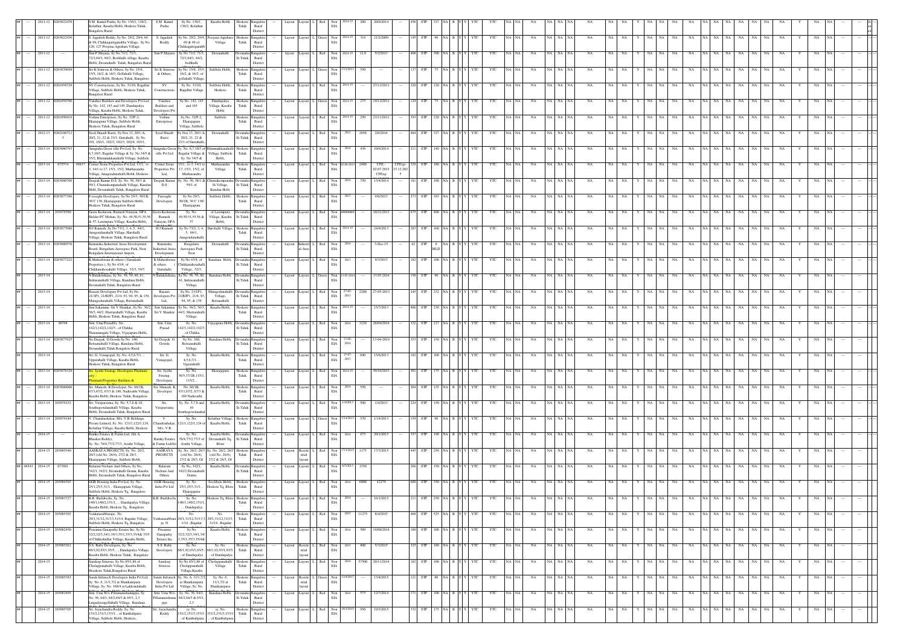| Year | ID | Name and Address | Occupier | Location | Village/Hobli | Taluk | District | Category | Type | Size | Colour | EIA | Date | Investment | CFE/CFO Date | Units | Treatment | Capacity | Status |
|---|---|---|---|---|---|---|---|---|---|---|---|---|---|---|---|---|---|---|---|
| 2011-12 | 0203022470 | S.M. Kamal Pasha, Sy No. 136/1, 136/2, Kolathur, Kasaba Hobli, Hoskote Taluk, Bangalore Rural | S.M. Kamal Pasha | Sy No. 136/1, 136/2, Kolathur | Kasaba Hobli | Hoskote Taluk | Bangalore Rural District | Layout | Layout | L | Red | Non EIA | 2014-15 | 200 | 20/8/2014 | 456 | STP | 327 | YTC |
| 2011-12 | 0203022436 | S. Jagadish Reddy, Sy No. 29/2, 29/4, 69 & 99, Chikkagattigenabbe Village, Sy No. 126, 127 Poojena Agrahara Village, | S. Jagadish Reddy | Sy No. 29/2, 29/4, 69 & 99 of Chikkagattigenabb | Poojena Agrahara Village | Hoskote Taluk | Bangalore Rural District | Layout | Layout | L | Green | Non EIA | 2014-15 | 319 | 21/2/2009 | 145 | STP | 90 | YTC |
| 2011-12 | — | Smt P.Mayura, Sy No 73/2, 71/3, 72/1,84/1, 84/2, Boddhalli village, Kasaba Hobli, Devanahalli Taluk, Bangalore Rural | Smt P.Mayura | Sy No 73/2, 71/3, 72/1,84/1, 84/2, boddhalli | Devanahalli | Devanahalli Taluk | Bangalore Rural District | layout | Layout | L | Red | Non EIA | 2014-15 | 12.8 | 5/2/2013 | 408 | STP | 300 | YTC |
| 2011-12 | 0203070698 | Sri K Srinivas & Others, Sy No. 15/4, 15/5, 16/2, & 16/3, Gollahalli Village, Sulibele Hobli, Hoskote Taluk, Bangalore | Sri K Srinivas & Others | Sy No. 15/4, 15/5, 16/2, & 16/3, of gollahalli Village | Sulibele Hobli, Hoskote | Hoskote Taluk | Bangalore Rural District | Layout | Layout | L | Green | Non EIA | 27/2/2011 | 550 | — | 137 | STP | 75 | YTC |
| 2011-12 | 0201058728 | SV Constructions, Sy No. 31/10, Bagallur Village, Sulibele Hobli, Hoskote Taluk, Bangalore Rural | SV Constructions | Sy No. 31/10, Bagallur Village | Sulibele Hobli, Hoskote | Hoskote Taluk | Bangalore Rural District | Layout | Layout | L | Red | Non EIA | 2014-15 | — | 27/12/2011 | 220 | STP | 120 | YTC |
| 2011-12 | 0201058706 | Vanshee Builders and Developers Pvt Ltd, Sy No. 142, 143 and 145, Dandupalya Village, Kasaba Hobli, Hoskote Taluk | Vanshee Builders and Developers Pvt | Sy No. 142, 143 and 145 | Dandupalya Village, Kasaba Hobli | Hoskote Taluk | Bangalore Rural District | Layout | Layout | L | Green | Non EIA | 2014-15 | 275 | 14/12/2011 | 129 | STP | 75 | YTC |
| 2011-12 | 0201050419 | Vishnu Enterprises, Sy No. 32/P-2, Ekarajapura Village, Sulibele Hobli, Hoskote Taluk, Bangalore Rural | Vishnu Enterprises | Sy No. 32/P-2, Ekarajapura Village, Sulibele | Sulibele | Hoskote Taluk | Bangalore Rural District | Layout | Layout | L | Red | Non EIA | 2014-15 | 250 | 23/11/2011 | 393 | STP | 220 | YTC |
| 2012-13 | 02021067123 | Syed Shuaib Razvi, Sy Nos 13, 20/1-A, 20/2, 21, 22 & 23/1, Gurrahalli, Sy No. 101, 102/1, 102/3, 102/4, 103/1, | Syed Shuaib Razvi | Sy Nos 13, 20/1-A, 20/2, 21, 22 & 23/1 of Gurrahalli | Devanahalli | Devanahalli Taluk | Bangalore Rural District | Layout | Layout | L | Red | Non EIA | 2012 | 2850 | 2/6/2014 | 484 | STP | 327 | YTC |
| 2013-14 | 0203080793 | Anugraha Green ville Pvt Ltd, Sy. No. 6,7,10/3, Bagalur Village & Sy. No 34/5 & 35/2, Bhimmakkanahalli Village, Sulibele | Anugraha Green ville Pvt Ltd | Sy. No. 6,7,10/3 of Bagalur Village & Sy. No 34/5 & | Bhimmakkanahalli Village, Sulibele Hobli | Hoskote Taluk | Bangalore Rural District | Layout | Layout | L | Red | Non EIA | 2014 | 436 | 10/6/2014 | 211 | STP | 140 | YTC |
| 2013-14 | 075574 (99837) | Corner Stone Properties Pvt Ltd, 15/1, to 5, 16/1 to 17, 15/1, 15/2, Muthasandra Village, Anugondanahalli Hobli, Hoskote | Corner Stone Properties Pvt Ltd | 15/1, to 5, 16/1 to 17, 15/1, 15/2, of Muthasandra | Muthasandra Village | Hoskote Taluk | Bangalore Rural District | Layout | Layout | L | Red | Non EIA | 02.06.2013 | 2400 | CFE: 02.07.2013 CFExp: 23.12.2025 | 329 | STP | 180 | YTC |
| 2013-14 | 0203080706 | Deepak Kumar D.S, Sy. No. 56, 59/1 & 59/1, Chinnakempanahalli Village, Kundana Hobli, Devanahalli Taluk, Bangalore Rural | Deepak Kumar D.S | Sy. No. 56, 59/1 & 59/1 of | Chinnakempanahalli Village, Kundan Hobli | Devanahalli Taluk | Bangalore Rural District | Layout | Layout | L | Red | Non EIA | 2014 | 750 | 13/4/2014 | 181 | STP | 100 | YTC |
| 2013-14 | 0203077386 | Foresight Developers, Sy No 29/3, 30/1B, 30 C 130 Ekarajapura Sulibele Hobli, Hoskote Taluk, Bangalore Rural | Foresight Developers | Sy No 29/3, 30/1B, 30 C 130 Ekarajapura | Sulibele Hobli | Hoskote Taluk | Bangalore Rural District | Layout | Layout | L | Red | Non EIA | 2013 | — | 9/6/2013 | 273 | STP | 185 | YTC |
| 2013-14 | 203078580 | Geeta Keshavan, Ramesh Narayan, GPA Holder-PC Mohan, Sy. No. 49,50,51,55,56 & 57, Laxmipura Village, Kasaba Hobli | Geeta Keshavan, Ramesh Narayan, GPA | Sy. No. 49,50,51,55,56 & 57 | of Laxmipura Village, Kasaba Hobli | Devanahalli Taluk | Bangalore Rural District | Layout | Layout | L | Red | Non EIA | ######## | — | 10/21/2013 | 675 | STP | 400 | YTC |
| 2013-14 | 0203077086 | H J Ramesh, Sy No 73/2, 3, 4, 5, 84/1, Anugondanahalli Village, Harohalli Village, Hoskote Taluk, Bangalore Rural | H J Ramesh | Sy No 73/2, 3, 4, 5, 84/1, Anugondanahalli | Harohalli Village | Hoskote Taluk | Bangalore Rural District | Layout | Layout | L | Red | Non EIA | 2014-15 | — | 24/8/2013 | 283 | STP | 160 | YTC |
| 2013-14 | 0203080570 | Karnataka Industrial Areas Development Board, Bangalore Aerospace Park, Near Bangalore International Airport, | Karnataka Industrial Areas Development | Bangalore Aerospace Park Near | Devanahalli | Devanahalli Taluk | Bangalore Rural District | Layout | Industrial Area | L | Red | Non EIA | 2014 | — | 3-Dec-15 | 42 | STP | 8 MLD | YTC |
| 2013-14 | 0203077222 | K Maheshwara & others (Ganadadri Properties), Sy No 45/4, of Chikkanahosahalli Village, 52/3, 54/7, | K Maheshwara & others (Ganadadri | Sy No 45/4, of Chikkanahosahalli Village, 52/3, | Kundana Hobli | Devanahalli Taluk | Bangalore Rural District | Layout | Layout | L | Red | Non EIA | 2013 | — | 9/3/2013 | 182 | STP | 100 | YTC |
| 2013-14 | — | N Balakrishana, Sy No. 58, 59, 60, 61, Indiranahalli Village, Kundana Hobli, Devanahalli Taluk, Bangalore Rural | N Balakrishana | Sy No. 58, 59, 60, 61, Indiranahalli Village | Kundana Hobli | Devanahalli Taluk | Bangalore Rural District | Layout | Layout | L | Green | Non EIA | 13.05.2014 | — | 13.05.2014 | 158 | STP | 90 | YTC |
| 2013-14 | — | Rasaen Developers Pvt Ltd, Sy No. 21/1P1, 21/BP1, 21/4, 93, 94, 95, & 139, Maragodanahalli Village, Bettanahalli | Rasaen Developers Pvt Ltd | Sy No. 21/1P1, 21/BP1, 21/4, 93, 94, 95, & 139 | Maragodanahalli Village, Bettanahalli | Devanahalli Taluk | Bangalore Rural District | Layout | Layout | L | Red | Non EIA | 27-05-2013 | 2200 | 27-05-2013 | 245 | STP | 232 | YTC |
| 2013-14 | — | Smt Sakamma Sri V Shankar, Sy No. 36/2, 36/3, 44/2, Shettarahalli Village, Kasaba Hobli, Hoskote Taluk, Bangalore Rural | Smt Sakamma Sri V Shankar | Sy No. 36/2, 36/3, 44/2, Shettarahalli Village | Kasaba Hobli | Hoskote Taluk | Bangalore Rural District | Layout | Layout | L | Red | Non EIA | 2014-15 | — | 15/7/2013 | 408 | STP | 230 | YTC |
| 2013-14 | 80794 | Smt. Uma Prasad Sy. No. 142/1,142/2,142/3.. of Chikka Thatamangala Village, Vijayapura Hobli | Smt. Uma Prasad | Sy. No. 142/1,142/2,142/3 of Chikka | Vijayapura Hobli | Devanahalli Taluk | Bangalore Rural District | Layout | Layout | L | Red | Non EIA | 2014 | 3220 | 26/04/2014 | 322 | STP | 217 | YTC |
| 2013-14 | 0203077925 | Sri Deepak G Gowda Sy No. 160, Bettanahalli Village, Kundana Hobli, Devanahalli Taluk Bangalore Rural | Sri Deepak G Gowda | Sy No. 160, Bettanahalli Village | Kundana Hobli | Devanahalli Taluk | Bangalore Rural District | Layout | Layout | L | Red | Non EIA | 13-04-2014 | — | 13-04-2014 | 253 | STP | 150 | YTC |
| 2013-14 | — | Sri. G. Venugopal, Sy. No. 4,5,6,7/1.., Upparahalli Village, Kasaba Hobli, Hoskote Taluk, Bangalore Rural | Sri. G. Venugopal | Sy. No. 4,5,6,7/1.. Upparahalli | Kasaba Hobli | Hoskote Taluk | Bangalore Rural District | Layout | Layout | L | Red | Non EIA | 15-07-2013 | 690 | 15/6/2013 | 182 | STP | 100 | YTC |
| 2013-14 | 0203078328 | Sri. Jyothi Swarup, Developers Platinum city: Platinum Properties Builders & | Sri. Jyothi Swarup, Developers | Sy. No. 36/5,37/2B,115/1, 115/2, | Ekarajapura | Hoskote Taluk | Bangalore Rural District | Layout | Layout | L | Red | Non EIA | 2014-15 | — | 30/10/2013 | 304 | STP | 175 | YTC |
| 2013-14 | 0203080606 | Sri. Munesh. K Developer, Sy. 66/1B, 67/1,67/2, 67/3 & 180, Nadavathi Village, Kasaba Hobli, Hoskote Taluk, Bangalore Rural | Sri. Munesh. K Developer | No. 66/1B, 67/1,67/2, 67/3 & 180 Nadavathi | Kasaba Hobli | Hoskote Taluk | Bangalore Rural District | Layout | Layout | L | Red | Non EIA | 2014 | 550 | — | 204 | STP | 125 | YTC |
| 2013-14 | 203079152 | Sri. Virajasvamma, Sy. No. 5,7,8 & 10, Southegowdanahalli Village, Kasaba Hobli, Devanahalli Taluk, Bangalore Rural | Sri. Virajasvamma | Sy. No. 5,7,8 and 10 Southegowdanahal | Kasaba Hobli | Devanahalli Taluk | Bangalore Rural District | Layout | Layout | L | Red | Non EIA | 1/4/2013 | 500 | 1/4/2013 | 224 | STP | 150 | YTC |
| 2013-14 | 203079144 | V. Chandrashekar, M/s. V R Holdings Private Limited, Sy. No. 121/1,122/1,124 of Kolathur Village, Kasaba Hobli, Hoskote | V. Chandrashekar, M/s. V R | Sy. No. 121/1,122/1,124 of | Kolathur Village, Kasaba Hobli | Hoskote Taluk | Bangalore Rural District | Layout | Layout | L | Green | Non EIA | 1/14/2013 | 570 | 1/14/2013 | 158 | STP | 90 | YTC |
| 2014-15 | — | Ramky Estates & Farms Ltd, (Sri A Bhaskar Reddy), Sy. No. 76/4,77/2,77/3 Avathi Village | Ramky Estates & Farms Ltd(Sri | Sy. No. 76/4,77/2,77/3 of Avathi Village | Kasaba Hobli, Devanahalli Tq, Blore | Devanahalli Taluk | Bangalore Rural District | Layout | Layout | L | Red | Non EIA | 2014 | 875 | 20/1/2015 | 337 | STP | 190 | YTC |
| 2014-15 | 203085540 | AASRAYA PROJECTS, Sy. No. 26/2, 26/3 (old No. 26/4), 27/2 & 28/3, Ekarajapura Village, Sulibele Hobli | AASRAYA PROJECTS | Sy. No. 26/2, 26/3 (old No. 26/4), 27/2 & 28/3, Of | Sy. No. 26/2, 26/3 (old No. 26/4), 27/2 & 28/3, Of | Hoskote Taluk | Bangalore Rural District | Layout | Residential layout | L | Red | Non EIA | 17/3/2015 | 1175 | 17/3/2015 | 445 | STP | 250 | YTC |
| 2014-15 (46543) | 073681 | Balaram Nichani And Others, Sy No. 342/1, 342/2, Devanahalli Grama, Kasaba Hobli, Devanahalli Taluk, Bangalore Rural | Balaram Nichani And Others | Sy No. 342/1, 342/2 Devanahalli Grama | Kasaba Hobli | Devanahalli Taluk | Bangalore Rural District | Layout | Layout | L | Red | Non EIA | 6/5/2013 | 1350 | — | 266 | STP | 150 | YTC |
| 2014-15 | 203084503 | GGR Housing India Pvt Ltd, Sy. No. 25/1,25/3,31/1.. Ekarajapura Village, Sulibele Hobli, Hoskote Tq, Bangalore | GGR Housing India Pvt Ltd | Sy. No. 25/1,25/3,31/1.. Ekarajapura | Soolibele Hobli, Hoskote Tq, Blore | Hoskote Taluk | Bangalore Rural District | Layout | Layout | L | Red | Non EIA | 2014 | 6000 | 42279 | 600 | STP | 350 | YTC |
| 2014-15 | 203083727 | K.R. Buddireddy, Sy. No. 140/1,140/2,151/1,... Dandupalya Village, Kasaba Hobli, Hoskote Tq, Bangalore | K.R. Buddireddy | Sy. No. 140/1,140/2,151/1, ... Dandupalya | Hoskote Tq, Blore | Hoskote Taluk | Bangalore Rural District | Layout | Layout | L | Red | Non EIA | 2014 | — | 16/1/2015 | 211 | STP | 250 | YTC |
| 2014-15 | 203085303 | Venkatasubbaraju, No. 29/1,31/12,31/13,31/14, Bagalur Village, Sulibele Hobli, Hoskote Tq, Bangalore | Venkatasubbaraju N | No. 29/1,31/12,31/13,31/14... Bagalur | No. 29/1,31/12,31/13, 31/14...Bagalur | Hoskote Taluk | Bangalore Rural District | Layout | Layout | L | Red | Non EIA | 2015 | 11275 | 8/4/2015 | 468 | STP | 525 | YTC |
| 2014-15 | 203082450 | Prasanna Ganapathy Estates Inc, Sy No 32/2,32/3,34/1,34/3,35/1,35/3,35/4& 35/5 of Chikkahallur Village, Kasaba Hobli | Prasanna Ganapathy Estates Inc | Sy No 32/2,32/3,34/1,34/3,35/1,35/3,35/4& | Kasaba Hobli | Hoskote Taluk | Bangalore Rural District | Layout | Layout | L | Red | Non EIA | 2014 | 580 | 19/08/2014 | 180 | STP | 100 | YTC |
| 2014-15 | 203085261 | S.S. Ruby Developers, Sy. No. 68/1,92,93/1,93/5..., Dandupalya Village, Kasaba Hobli, Hoskote Taluk, Bangalore | S.S. Ruby Developers | Sy. No. 68/1,92,93/1,93/5 of Dandupalya | Sy. No. 68/1,92,93/1,93/5 of Dandupalya | Hoskote Taluk | Bangalore Rural District | Layout | Residential layout | L | Red | Non EIA | 2015 | 800 | 5/3/2015 | 325 | STP | 180 | YTC |
| 2014-15 | — | Sandeep Srinivas, Sy No 85/1,86 of Cholappanahalli Village, Kasaba Hobli, Hoskote Taluk, Bangalore Rural | Sandeep Srinivas | Sy No 85/1,86 of Cholappanahalli Village, Kasaba | Cholappanahalli Village | Hoskote Taluk | Bangalore Rural District | Layout | Layout | L | Red | Non EIA | 2014 | 57500 | 20/11/2014 | 182 | STP | 100 | YTC |
| 2014-15 | 203085383 | Sanda Infratech Developers India Pvt Ltd, Sy. No. 6, 11/1,7/2 at Shankanipura Village, Sy. No. 168/4 at Lakkondahalli | Sanda Infratech Developers India Pvt Ltd | Sy. No. 6, 11/1,7/2 at Shankanipura Village, Sy. No. | Sy. No. 6, 11/1,7/2 at Shankanipura | Hoskote Taluk | Bangalore Rural District | Layout | Residential layout | L | Red | Non EIA | 13/4/2015 | — | 15/4/2015 | 121 | STP | 80 | YTC |
| 2014-15 | 203081895 | Smt. Uma W/o Pillamunishamappa, Sy. No. 56, 64/1, 64/2,64/3 & 65/1, 2,3 Lingadeeraghallahalli Village, Kundana | Smt. Uma W/o Pillamunishamappa | Sy. No. 56, 64/1, 64/2,64/3 & 65/1, 2,3 | Kundana Hobli | Devanahalli Taluk | Bangalore Rural District | Layout | Layout | L | Red | Non EIA | 2014 | 575 | 12/7/2014 | 171 | STP | 100 | YTC |
| 2014-15 | 203085705 | Sri. Jayachandra Reddy, Sy. No. 151/2,151/3,153/1... of Kambalipura Village, Sulibele Hobli, Hoskote, | Sri. Jayachandra Reddy | sy. No. 151/2,151/3,153/1 of Kambalipura | 151/2,151/3,153/1 of Kambalipura | Hoskote Taluk | Bangalore Rural District | Layout | Layout | L | Red | Non EIA | 19/3/2015 | 950 | 19/3/2015 | 332 | STP | 175 | YTC |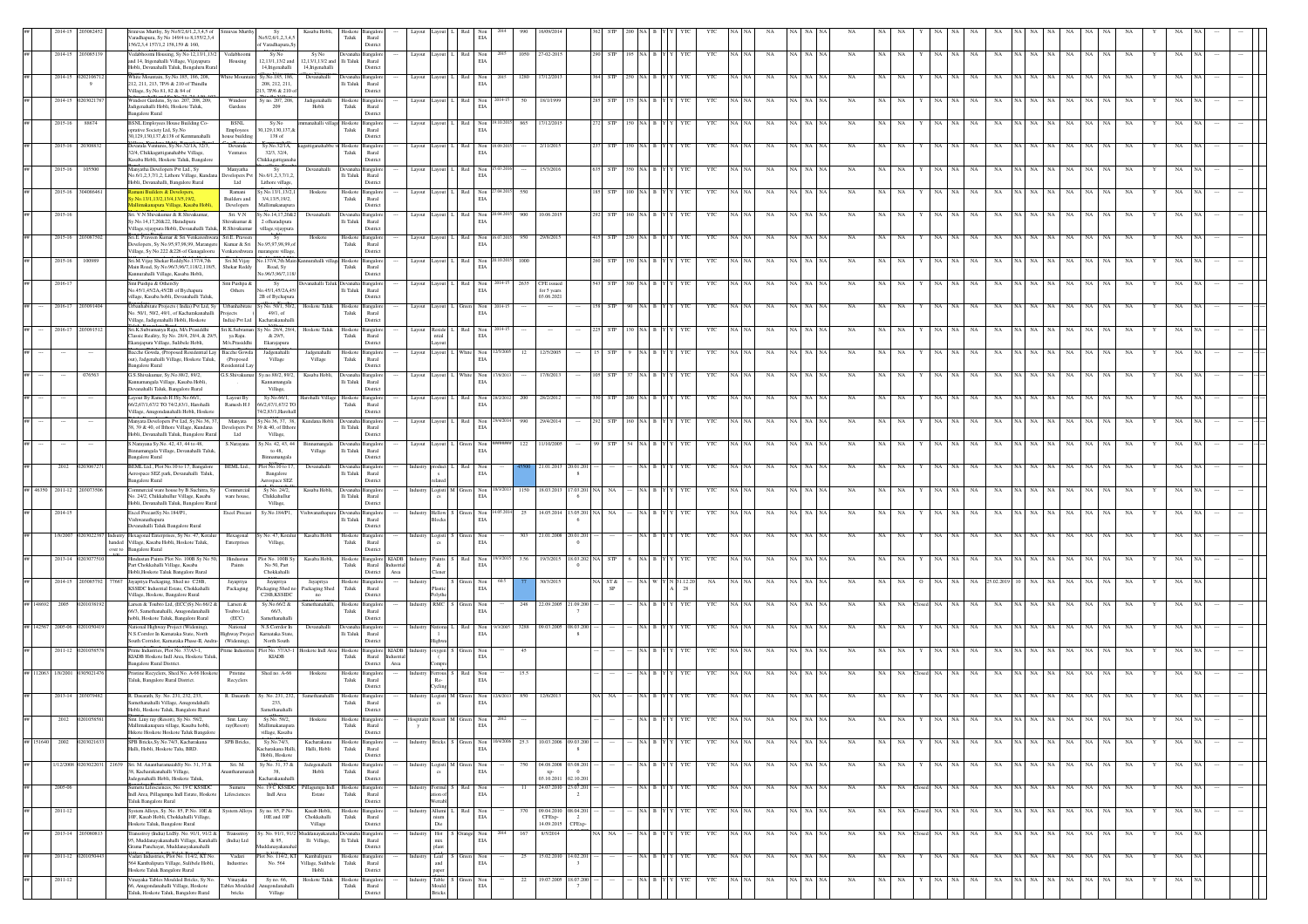| ## | 2014-15 | 203082452 | | Srinivas Murthy, Sy.No.52,6/1,2,3,4,5 of Varadhapura, Sy.No 140/4 to 8,155/2,3,4 156/2,3,4 157/1,2 158,159 & 160, | Srinivas Murthy | Sy No52,6/1,2,3,4,5 of Varadhapura,Sy | Kasaba Hobli, | Hoskote Taluk | Bangalore Rural District | --- | Layout | Layout | L | Red | Non EIA | 2014 | 990 | 16/09/2014 | | 362 | STP | 200 | NA | B | Y | Y | YTC | YTC | NA | NA | NA | NA | NA | NA | NA | NA | NA | Y | NA | NA | NA | NA | NA | NA | NA | NA | NA | NA | Y | NA | NA | --- |
|---|---|---|---|---|---|---|---|---|---|---|---|---|---|---|---|---|---|---|---|---|---|---|---|---|---|---|---|---|---|---|---|---|---|---|---|---|---|---|---|---|---|---|---|---|---|---|---|---|---|---|
| ## | 2014-15 | 203085139 | | Vedabhoomi Housing, Sy No 12,13/1,13/2 and 14, Iriganahalli Village, Vijayapura Hobli, Devanahalli Taluk, Bengaluru Rural | Vedabhoomi Housing | Sy No 12,13/1,13/2 and 14,Iriganahalli | Sy No 12,13/1,13/2 and 14,Iriganahalli | Devanahalli Taluk | Bangalore Rural District | --- | Layout | Layout | L | Red | Non EIA | 2015 | 1050 | 27-02-2015 | | 290 | STP | 195 | NA | B | Y | Y | YTC | YTC | NA | NA | NA | NA | NA | NA | NA | NA | NA | Y | NA | NA | NA | NA | NA | NA | NA | NA | NA | NA | Y | NA | NA | --- |
| ## | 2014-15 | 0202106712 9 | | White Mountain, Sy.No.185, 186, 208, 212, 211, 213, 7P/6 & 210 of Thimilia Village, Sy.No.81, 82 & 84 of | White Mountain | Sy.No.185, 186, 208, 212, 211, 213, 7P/6 & 210 of | Devanahalli | Devanahalli Taluk | Bangalore Rural District | --- | Layout | Layout | L | Red | Non EIA | 2015 | 1280 | 17/12/2015 | | 394 | STP | 250 | NA | B | Y | Y | YTC | YTC | NA | NA | NA | NA | NA | NA | NA | NA | NA | Y | NA | NA | NA | NA | NA | NA | NA | NA | NA | NA | Y | NA | NA | --- |
| ## | 2014-15 | 0203021787 | | Windsor Gardens, Sy no. 207, 208, 209, Jadigenahalli Hobli, Hoskote Taluk, Bangalore Rural | Windsor Gardens | Sy no. 207, 208, 209 | Jadigenahalli Hobli | Hoskote Taluk | Bangalore Rural District | --- | Layout | Layout | L | Red | Non EIA | 2014-15 | 50 | 18/1/1999 | | 285 | STP | 175 | NA | B | Y | Y | YTC | YTC | NA | NA | NA | NA | NA | NA | NA | NA | NA | Y | NA | NA | NA | NA | NA | NA | NA | NA | NA | NA | Y | NA | NA | --- |
| ## | 2015-16 | 88674 | | BSNL Employees House Building Co-operative Society Ltd, Sy No 30,129,130,137,&138 of Kammanahalli | BSNL Employees house building | Sy No 30,129,130,137,& 138 of | ammanahalli village | Hoskote Taluk | Bangalore Rural District | --- | Layout | Layout | L | Red | Non EIA | 19.10.2015 | 865 | 17/12/2015 | | 272 | STP | 150 | NA | B | Y | Y | YTC | YTC | NA | NA | NA | NA | NA | NA | NA | NA | NA | Y | NA | NA | NA | NA | NA | NA | NA | NA | NA | NA | Y | NA | NA | --- |
| ## | 2015-16 | 20308832 | | Devarala Ventures, Sy.No.32/1A, 32/3, 32/4, Chikkagattiganabbe Village, Kasaba Hobli, Hoskote Taluk, Bangalore | Devarala Ventures | Sy.No.32/1A, 32/3, 32/4, Chikkagattiganabbe | Gattiganabbe vi | Hoskote Taluk | Bangalore Rural District | --- | Layout | Layout | L | Red | Non EIA | 18.09.2015 | --- | 2/11/2015 | | 237 | STP | 150 | NA | B | Y | Y | YTC | YTC | NA | NA | NA | NA | NA | NA | NA | NA | NA | Y | NA | NA | NA | NA | NA | NA | NA | NA | NA | NA | Y | NA | NA | --- |
| ## | 2015-16 | 105500 | | Manyatha Developers Pvt Ltd., Sy No.6/1,2,3,7/1,2, Lathore Village, Kundana Hobli, Devanahalli, Bangalore Rural | Manyatha Developers Pvt Ltd | Sy No.6/1,2,3,7/1,2, Lathore village, | Devanahalli | Devanahalli Taluk | Bangalore Rural District | --- | Layout | Layout | L | Red | Non EIA | 15.01.2016 | --- | 15/3/2016 | | 635 | STP | 350 | NA | B | Y | Y | YTC | YTC | NA | NA | NA | NA | NA | NA | NA | NA | NA | Y | NA | NA | NA | NA | NA | NA | NA | NA | NA | NA | Y | NA | NA | --- |
| ## | 2015-16 | 304086461 | | Ramani Builders & Developers, Sy.No.13/1,13/2,13/4,13/5,19/2, Mallimakanapura Village, Kasaba Hobli, | Ramani Builders and Developers | Sy.No.13/1,13/2,1 3/4,13/5,19/2, Mallimakanapura | Hoskote | Hoskote Taluk | Bangalore Rural District | --- | Layout | Layout | L | Red | Non EIA | 27.04.2015 | 550 | | | 185 | STP | 100 | NA | B | Y | Y | YTC | YTC | NA | NA | NA | NA | NA | NA | NA | NA | NA | Y | NA | NA | NA | NA | NA | NA | NA | NA | NA | NA | Y | NA | NA | --- |
| ## | 2015-16 | | | Sri. V.N.Shivakumar & R.Shivakumar, Sy.No.14,17,20&22, Haradipura Village,vijaypura Hobli, Devanahalli Taluk, | Sri. V.N Shivakumar & R.Shivakumar | Sy.No.14,17,20&2 2 oftaradipura village,vijaypura | Devanahalli | Devanahalli Taluk | Bangalore Rural District | --- | Layout | Layout | L | Red | Non EIA | 20.04.2015 | 900 | 10.06.2015 | | 292 | STP | 160 | NA | B | Y | Y | YTC | YTC | NA | NA | NA | NA | NA | NA | NA | NA | NA | Y | NA | NA | NA | NA | NA | NA | NA | NA | NA | NA | Y | NA | NA | --- |
| ## | 2015-16 | 203087502 | | Sri.E. Praveen Kumar & Sri.Venkateshwara Developers, Sy.No.95,97,98,99,of Matangere Village, Sy.No.222,&226 of Gunagaloora | Sri.E. Praveen Kumar & Sri. Venkateshwara | Sy No.95,97,98,99,of matangere village, | Hoskote | Hoskote Taluk | Bangalore Rural District | --- | Layout | Layout | L | Red | Non EIA | 16.07.2015 | 950 | 29/9/2015 | | 415 | STP | 230 | NA | B | Y | Y | YTC | YTC | NA | NA | NA | NA | NA | NA | NA | NA | NA | Y | NA | NA | NA | NA | NA | NA | NA | NA | NA | NA | Y | NA | NA | --- |
| ## | 2015-16 | 100989 | | Sri.M.Vijay Shekar Reddy,No.137/4,7th Main Road, Sy No.96/3,96/7,118/2,118/5, Kannurahalli Village, Kasaba Hobli, | Sri.M.Vijay Shekar Reddy | No.137/4,7th Main Road, Sy No.96/3,96/7,118/ | Kannurahalli village | Hoskote Taluk | Bangalore Rural District | --- | Layout | Layout | L | Red | Non EIA | 01.10.2015 | 1000 | | | 260 | STP | 150 | NA | B | Y | Y | YTC | YTC | NA | NA | NA | NA | NA | NA | NA | NA | NA | Y | NA | NA | NA | NA | NA | NA | NA | NA | NA | NA | Y | NA | NA | --- |
| ## | 2016-17 | | | Smt Pushpa & OthersSy No.45/1,45/2A,45/2B of Bychapura village, Kasaba hobli, Devanahalli Taluk, | Smt Pushpa & Others | Sy No.45/1,45/2A,45/ 2B of Bychapura | Devanahalli Taluk | Devanahalli Taluk | Bangalore Rural District | --- | Layout | Layout | L | Red | Non EIA | 2014-15 | 2635 | CFE issued for 5 years 03.06.2021 | | 543 | STP | 300 | NA | B | Y | Y | YTC | YTC | NA | NA | NA | NA | NA | NA | NA | NA | NA | Y | NA | NA | NA | NA | NA | NA | NA | NA | NA | NA | Y | NA | NA | --- |
| ## | --- | 2016-17 | 203091404 | Urbanhabitate Projects (India) Pvt Ltd, Sy No. 50/1, 50/2, 49/1, of Kacharakanahalli Village, Jadigenahalli Hobli, Hoskote | Urbanhabitate Projects (India) Pvt Ltd | Sy No. 50/1, 50/2, 49/1, of Kacharakanahalli | Hoskote Taluk | Hoskote Taluk | Bangalore Rural District | --- | Layout | Layout | L | Green | Non EIA | 2014-15 | --- | --- | --- | 158 | STP | 90 | NA | B | Y | Y | YTC | YTC | NA | NA | NA | NA | NA | NA | NA | NA | NA | Y | NA | NA | NA | NA | NA | NA | NA | NA | NA | NA | Y | NA | NA | --- |
| ## | --- | 2016-17 | 203091512 | Sri.K.Subramanya Raju, M/s Prasiddhi Classic Reality, Sy No. 28/4, 29/4, & 29/5, Ekarajapura Village, Sulibele Hobli, | Sri.K.Subramanya Raju M/s.Prasiddhi | Sy No. 28/4, 29/4, & 29/5, Ekarajapura | Hoskote Taluk | Hoskote Taluk | Bangalore Rural District | --- | Layout | Residential Layout | L | Red | Non EIA | 2014-15 | --- | --- | --- | 225 | STP | 130 | NA | B | Y | Y | YTC | YTC | NA | NA | NA | NA | NA | NA | NA | NA | NA | Y | NA | NA | NA | NA | NA | NA | NA | NA | NA | NA | Y | NA | NA | --- |
| ## | --- | --- | --- | Bacche Gowda, (Proposed Residential Lay out), Jadigenahalli Village, Hoskote Taluk, Bangalore Rural | Bacche Gowda (Proposed Residential Lay | Jadigenahalli Village | Jadigenahalli Village | Hoskote Taluk | Bangalore Rural District | --- | Layout | Layout | L | White | Non EIA | 12/5/2005 | 12 | 12/5/2005 | --- | 15 | STP | 9 | NA | B | Y | Y | YTC | YTC | NA | NA | NA | NA | NA | NA | NA | NA | NA | Y | NA | NA | NA | NA | NA | NA | NA | NA | NA | NA | Y | NA | NA | --- |
| ## | --- | --- | 076563 | G.S.Shivakumar, Sy.no.88/2, 89/2, Kannamangala Village, Kasaba Hobli, Devanahalli Taluk, Bangalore Rural | G.S.Shivakumar | Sy.no.88/2, 89/2, Kannamangala Village, | Kasaba Hobli, | Devanahalli Taluk | Bangalore Rural District | --- | Layout | Layout | L | White | Non EIA | 17/8/2013 | --- | 17/8/2013 | --- | 105 | STP | 37 | NA | B | Y | Y | YTC | YTC | NA | NA | NA | NA | NA | NA | NA | NA | NA | Y | NA | NA | NA | NA | NA | NA | NA | NA | NA | NA | Y | NA | NA | --- |
| ## | --- | --- | --- | Layout By Ramesh H.J.Sy.No.66/1, 66/2,67/1,67/2 TO 74/2,83/1, Harohalli Village, Anugondanahalli Hobli, Hoskote | Layout By Ramesh H.J | Sy.No.66/1, 66/2,67/1,67/2 TO 74/2,83/1,Harohall | Harohalli Village | Hoskote Taluk | Bangalore Rural District | --- | Layout | Layout | L | Red | Non EIA | 28/2/2012 | 200 | 28/2/2012 | --- | 330 | STP | 200 | NA | B | Y | Y | YTC | YTC | NA | NA | NA | NA | NA | NA | NA | NA | NA | Y | NA | NA | NA | NA | NA | NA | NA | NA | NA | NA | Y | NA | NA | --- |
| ## | --- | --- | --- | Manyata Developers Pvt Ltd. Sy.No.36, 37, 38, 39 & 40, of Bthore Village, Kundana Hobli, Devanahalli Taluk, Bangalore Rural | Manyata Developers Pvt Ltd | Sy.No.36, 37, 38, 39 & 40, of Bthore Village, | Kundana Hobli | Devanahalli Taluk | Bangalore Rural District | --- | Layout | Layout | L | Red | Non EIA | 29/4/2014 | 990 | 29/4/2014 | --- | 292 | STP | 160 | NA | B | Y | Y | YTC | YTC | NA | NA | NA | NA | NA | NA | NA | NA | NA | Y | NA | NA | NA | NA | NA | NA | NA | NA | NA | NA | Y | NA | NA | --- |
| ## | --- | --- | --- | S Narayana Sy.No. 42, 43, 44 to 48, Binnamangala Village, Devanahalli Taluk, Bangalore Rural | S Narayana | Sy.No. 42, 43, 44 to 48, Binnamangala | Binnamangala Village | Devanahalli Taluk | Bangalore Rural District | --- | Layout | Layout | L | Green | Non EIA | ######## | 122 | 11/10/2005 | --- | 99 | STP | 54 | NA | B | Y | Y | YTC | YTC | NA | NA | NA | NA | NA | NA | NA | NA | NA | Y | NA | NA | NA | NA | NA | NA | NA | NA | NA | NA | Y | NA | NA | --- |
| ## | | 2012 | 0203067271 | BEML Ltd., Plot No.10 to 17, Bangalore Aerospace SEZ park, Devanahalli Taluk, Bangalore Rural | BEML Ltd., | Plot No.10 to 17 Bangalore Aerospace SEZ | Devanahalli | Devanahalli Taluk | Bangalore Rural District | --- | Industry | product s related | L | Red | Non EIA | | 45500 | 21.01.2013 | 20.01.2018 | --- | --- | --- | NA | B | Y | Y | YTC | YTC | NA | NA | NA | NA | NA | NA | NA | NA | NA | Y | NA | NA | NA | NA | NA | NA | NA | NA | NA | NA | Y | NA | NA | --- |
| ## | 46350 | 2011-12 | 203073506 | Commercial ware house by B.Sachitra, Sy No. 24/2, Chikkobullur Village, Kasaba Hobli, Devanahalli Taluk, Bangalore Rural | Commercial ware house, | Sy No. 24/2, Chikkobullur Village, | Kasaba Hobli, | Devanahalli Taluk | Bangalore Rural District | --- | Industry | Logisti cs | M | Green | Non EIA | 18/3/2013 | 1150 | 18.03.2013 | 17.03.2016 | NA | NA | --- | NA | B | Y | Y | YTC | YTC | NA | NA | NA | NA | NA | NA | NA | NA | NA | Y | NA | NA | NA | NA | NA | NA | NA | NA | NA | NA | Y | NA | NA | --- |
| ## | | 2014-15 | | Excel PrecastSy.No.184/P1, Vishwanathapura Devanahalli Taluk Bangalore Rural | Excel Precast | Sy.No.184/P1, | Vishwanathapura | Devanahalli Taluk | Bangalore Rural District | --- | Industry | Hollow Blocks | S | Green | Non EIA | 14.05.2014 | 25 | 14.05.2014 | 13.05.2016 | NA | NA | --- | NA | B | Y | Y | YTC | YTC | NA | NA | NA | NA | NA | NA | NA | NA | NA | Y | NA | NA | NA | NA | NA | NA | NA | NA | NA | NA | Y | NA | NA | --- |
| ## | | 1/8/2007 | 0203022397 | Industry banded over to: Hexagonal Enterprises, Sy No. 47, Keralur Village, Kasaba Hobli, Hoskote Taluk, Bangalore Rural | Hexagonal Enterprises | Sy No. 47, Keralur Village, | Kasaba Hobli | Hoskote Taluk | Bangalore Rural District | --- | Industry | Logisti cs | S | Green | Non EIA | | 303 | 21.01.2009 | 20.01.2010 | --- | --- | --- | NA | B | Y | Y | YTC | YTC | NA | NA | NA | NA | NA | NA | NA | NA | NA | Y | NA | NA | NA | NA | NA | NA | NA | NA | NA | NA | Y | NA | NA | --- |
| ## | | 2013-14 | 0203077151 | Hindustan Paints Plot No. 100B Sy No 50, Part Chokkahalli Village, Kasaba Hobli,Hoskote Taluk Bangalore Rural | Hindustan Paints | Plot No. 100B Sy No 50, Part Chokkahalli | Kasaba Hobli, | Hoskote Taluk | Bangalore Rural District | KIADB Industrial Area | Industry | Paints & Clener | S | Red | Non EIA | 19/3/2015 | 3.56 | 19/3/2015 | 18.03.2020 | NA | STP | 6 | NA | B | Y | Y | YTC | YTC | NA | NA | NA | NA | NA | NA | NA | NA | NA | Y | NA | NA | NA | NA | NA | NA | NA | NA | NA | NA | Y | NA | NA | --- |
| ## | | 2014-15 | 203085792 | 77667 Jayapriya Packaging, Shed no C28B, KSSIDC Industrial Estate, Chokkahalli Village, Hoskote, Bangalore Rural | Jayapriya Packaging | Jayapriya Packaging Shed no C28B,KSSIDC | Jayapriya Packaging Shed no | Hoskote Taluk | Bangalore Rural District | --- | Industry | Plastic Polytha | S | Green | Non EIA | 60.5 | 77 | 30/3/2015 | | NA | ST & SP | NA | NA | W | Y | N | 31.12.2028 | NA | NA | NA | NA | NA | NA | O | NA | NA | NA | 25.02.2019 | 10 | NA | NA | NA | NA | NA | NA | Y | NA | NA | --- |
| ## | 168692 | 2005 | 0201038192 | Larsen & Toubro Ltd, (ECC)Sy.No.66/2 & 66/3, Samethanahalli, Anugondanahalli hobli, Hoskote Taluk, Bangalore Rural | Larsen & Toubro Ltd, (ECC) | Sy.No.66/2 & 66/3, Samethanahalli | Samethanahalli, | Hoskote Taluk | Bangalore Rural District | --- | Industry | RMC | S | Green | Non EIA | | 248 | 22.09.2005 | 21.09.2007 | --- | --- | --- | NA | B | Y | Y | YTC | YTC | NA | NA | NA | Closed | NA | NA | NA | NA | NA | Y | NA | NA | NA | NA | NA | NA | NA | NA | NA | NA | Y | NA | NA | --- |
| ## | 142567 | 2005-06 | 0201050419 | National Highway Project (Widening), N.S Corrdor In Karnataka State, North South Corridor, Karnataka Phase-II, Andhra | National Highway Project (Widening), | N.S Corrdor In Karnataka State, North South | Devanahalli | Devanahalli Taluk | Bangalore Rural District | --- | Industry | National Highway | L | Red | Non EIA | 9/3/2005 | 3288 | 09.03.2005 | 08.03.2008 | --- | --- | --- | NA | B | Y | Y | YTC | YTC | NA | NA | NA | NA | NA | NA | NA | NA | NA | Y | NA | NA | NA | NA | NA | NA | NA | NA | NA | NA | Y | NA | NA | --- |
| ## | | 2011-12 | 0201056578 | Prime Industries Plot No. 77/A3-1, KIADB Hoskote Indl Area, Hoskote Taluk, Bangalore Rural District. | Prime Industries | Plot No. 77/A3-1, KIADB | Hoskote Indl Area | Hoskote Taluk | Bangalore Rural District | KIADB Industrial Area | Industry | oxygen Compre | S | Green | Non EIA | | 45 | | | --- | --- | --- | NA | B | Y | Y | YTC | YTC | NA | NA | NA | NA | NA | NA | NA | NA | NA | Y | NA | NA | NA | NA | NA | NA | NA | NA | NA | NA | Y | NA | NA | --- |
| ## | 112063 | 1/8/2001 | 0305021476 | Pristine Recyclers, Shed No. A-66 Hoskote Taluk, Bangalore Rural District. | Pristine Recyclers | Shed no. A-66 | Hoskote | Hoskote Taluk | Bangalore Rural District | --- | Industry | Ferrous Re-Cycling | S | Red | Non EIA | | 15.5 | | | --- | --- | --- | NA | B | Y | Y | YTC | YTC | NA | NA | NA | Closed | NA | NA | NA | NA | NA | Y | NA | NA | NA | NA | NA | NA | NA | NA | NA | NA | Y | NA | NA | --- |
| ## | | 2013-14 | 203079462 | B. Dasarath, Sy. No. 231, 232, 233, Samethanahalli Village, Anugondahalli Hobli, Hoskote Taluk, Bangalore Rural | B. Dasarath | Sy. No. 231, 232, 233, Samethanahalli | Samethanahalli | Hoskote Taluk | Bangalore Rural District | --- | Industry | Logisti cs | M | Green | Non EIA | 12/6/2013 | 850 | 12/6/2013 | | NA | NA | --- | NA | B | Y | Y | YTC | YTC | NA | NA | NA | NA | NA | NA | NA | NA | NA | Y | NA | NA | NA | NA | NA | NA | NA | NA | NA | NA | Y | NA | NA | --- |
| ## | | 2012 | 0201055581 | Smt. Liny ray (Resort), Sy No. 56/2, Mallimakanapura village, Kasaba hobli, Hskote Hoskote Taluk Bangalore | Smt. Liny ray(Resort) | Sy No. 56/2, Mallimakanapura village, Kasaba | Hoskote | Hoskote Taluk | Bangalore Rural District | --- | Hospitality | Resort | M | Green | Non EIA | 2012 | | | | --- | --- | --- | NA | B | Y | Y | YTC | YTC | NA | NA | NA | NA | NA | NA | NA | NA | NA | Y | NA | NA | NA | NA | NA | NA | NA | NA | NA | NA | Y | NA | NA | --- |
| ## | 151640 | 2002 | 0203021633 | SPB Bricks,Sy.No.74/3, Kacharakana Halli, Hobli, Hoskote Taluk, BRD. | SPB Bricks, | Sy.No.74/3, Kacharakana Halli, Hobli, Hoskote | Kacharakana Halli, Hobli, | Hoskote Taluk | Bangalore Rural District | --- | Industry | Bricks | S | Green | Non EIA | 10/4/2006 | 25.3 | 10.03.2006 | 09.03.2008 | --- | --- | --- | NA | B | Y | Y | YTC | YTC | NA | NA | NA | NA | NA | NA | NA | NA | NA | Y | NA | NA | NA | NA | NA | NA | NA | NA | NA | NA | Y | NA | NA | --- |
| ## | | 1/12/2008 | 0201022031 | 23639 Sri. M. AnantharamaiahSy No. 31, 37 & 38, Kacharakanahalli Village, Jadigenahalli Hobli, Hoskote Taluk, | Sri. M. Anantharamaiah | Sy No. 31, 37 & 38, Kacharakanahalli | Jadegenahalli Hobli | Hoskote Taluk | Bangalore Rural District | --- | Industry | Logisti cs | M | Green | Non EIA | | 750 | 04.08.2008 exp-03.10.2011 | 03.08.2010 02.10.2011 | --- | --- | --- | NA | B | Y | Y | YTC | YTC | NA | NA | NA | NA | NA | NA | NA | NA | NA | Y | NA | NA | NA | NA | NA | NA | NA | NA | NA | NA | Y | NA | NA | --- |
| ## | | 2005-06 | | Sumera Lifesciences, No. 19 C KSSIDC Indl Area, Pillagumpa Indl Estate, Hoskote Taluk Bangalore Rural | Sumera Lifesciences | No. 19 C KSSIDC Indl Area | Pillagumpa Indl Estate | Hoskote Taluk | Bangalore Rural District | --- | Industry | Formation of Veterinary | S | Red | Non EIA | | 11 | 24.07.2010 | 23.07.2012 | --- | --- | --- | NA | B | Y | Y | YTC | YTC | NA | NA | NA | Closed | NA | NA | NA | NA | NA | Y | NA | NA | NA | NA | NA | NA | NA | NA | NA | NA | Y | NA | NA | --- |
| ## | | 2011-12 | | System Alloys, Sy. No. 85, P.No. 10E & 10F, Kasab Hobli, Chokkahalli Village, Hoskote Taluk, Bangalore Rural | System Alloys | Sy no. 85, P.No. 10E and 10F | Kasab Hobli, Chokkahalli Village | Hoskote Taluk | Bangalore Rural District | --- | Industry | Alluminium Die | S | Red | Non EIA | | 370 | 09.04.2010 CFExp-14.09.2015 | 08.04.2012 CFExp- | --- | --- | --- | NA | B | Y | Y | YTC | YTC | NA | NA | NA | Closed | NA | NA | NA | NA | NA | Y | NA | NA | NA | NA | NA | NA | NA | NA | NA | NA | Y | NA | NA | --- |
| ## | | 2013-14 | 203080813 | Transstroy (India) LtdSy. No. 91/1, 91/2 & 95, Muddanayakanahalli Village, Karahalli Grama Panchayat, Muddanayakanahalli | Transstroy (India) Ltd | Sy. No. 91/1, 91/2 & 95, Muddanayakanahalli | Muddanayakanahalli Village, | Devanahalli Taluk | Bangalore Rural District | --- | Industry | Hot mix plant | S | Orange | Non EIA | 2014 | 167 | 8/5/2014 | | NA | NA | --- | NA | B | Y | Y | YTC | YTC | NA | NA | NA | NA | NA | NA | NA | NA | NA | Y | NA | NA | NA | NA | NA | NA | NA | NA | NA | NA | Y | NA | NA | --- |
| ## | | 2011-12 | 0201050443 | Vadari Industries, Plot No. 114/2, KT No. 564 Kambalipura Village, Sulibele Hobli, Hoskote Taluk Bangalore Rural | Vadari Industries | Plot No. 114/2, KT No. 564 | Kambalipura Village, Sulibele Hobli | Hoskote Taluk | Bangalore Rural District | --- | Industry | Leaf and paper | S | Green | Non EIA | | 25 | 15.02.2010 | 14.02.2013 | --- | --- | --- | NA | B | Y | Y | YTC | YTC | NA | NA | NA | NA | NA | NA | NA | NA | NA | Y | NA | NA | NA | NA | NA | NA | NA | NA | NA | NA | Y | NA | NA | --- |
| ## | | 2011-12 | | Vinayaka Tables Moulded Bricks, Sy No. 66, Anugondanahalli Village, Hoskote Taluk, Hoskote Taluk, Bangalore Rural | Vinayaka Tables Moulded bricks | Sy no. 66, Anugondanahalli Village | Hoskote Taluk | Hoskote Taluk | Bangalore Rural District | --- | Industry | Table Moulded Bricks | S | Green | Non EIA | | 22 | 19.07.2005 | 18.07.2007 | --- | --- | --- | NA | B | Y | Y | YTC | YTC | NA | NA | NA | NA | NA | NA | NA | NA | NA | Y | NA | NA | NA | NA | NA | NA | NA | NA | NA | NA | Y | NA | NA | --- |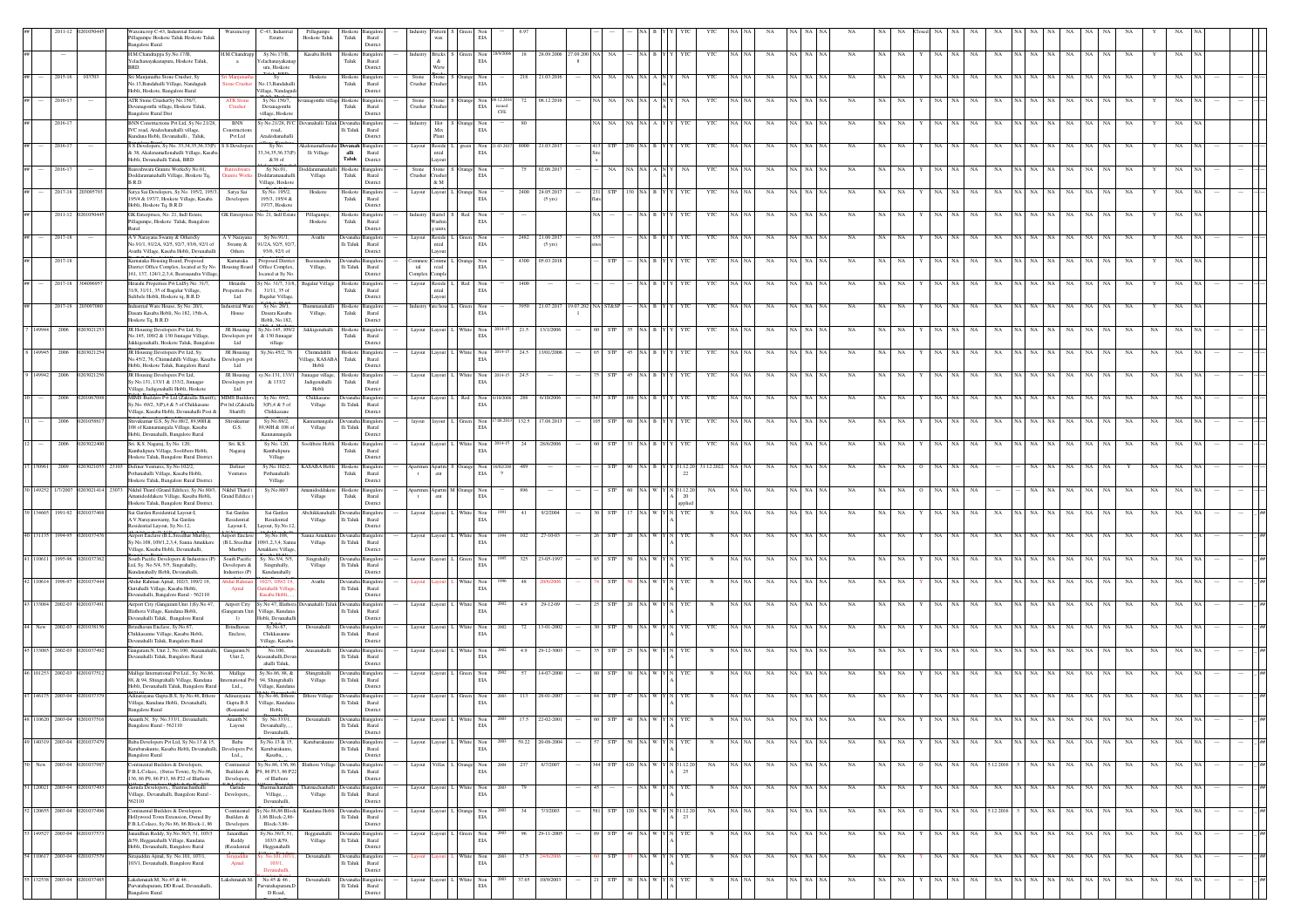| Sl No | ID | Year | Code | Name and Address | Applicant | Location | Village / Hobli | Taluk | District | Category | Activity | Size | Colour | EIA | Date | Investment | Consent Date | Validity | Plots/Sites | Treatment | Capacity | Status / Remarks |
|---|---|---|---|---|---|---|---|---|---|---|---|---|---|---|---|---|---|---|---|---|---|---|
| ## | | 2011-12 | 0201050445 | Waxoincorp C-43, Industrial Estate Pillagumpe Hoskote Taluk Hoskote Taluk Bangalore Rural | Waxoincorp | C-43, Industrial Estate | Pillagumpe Hoskote Taluk | Hoskote Taluk | Bangalore Rural District | Industry | Pattern wax | S | Green | Non EIA | — | 6.97 | | | — | — | | NA B Y Y YTC YTC NA NA NA Closed NA |
| ## | — | — | — | H.M.Chandrappa Sy.No.17/B, Yelachenayakanapura, Hoskote Taluk, BRD | H.M.Chandrappa | Sy.No.17/B, Yelachenayakanapura, Hoskote | Kasaba Hobli | Hoskote Taluk | Bangalore Rural District | Industry | Bricks & Wire | S | Green | Non EIA | 28/8/2008 | 18 | 28.08.2008 | 27.09.2008 | NA | NA | | NA B Y Y YTC YTC NA NA NA Y NA |
| ## | — | 2015-16 | 103703 | Sri Manjunatha Stone Crusher, Sy No.15,Bandahalli Village, Nandagudi Hobli, Hoskote, Bangalore Rural | Sri Manjunatha Stone Crusher | Sy No.15,Bandahalli Village, Nandagudi | Hoskote | Hoskote Taluk | Bangalore Rural District | Stone Crusher | Stone Crusher | S | Orange | Non EIA | — | 218 | 21.03.2016 | | NA | NA | NA | NA A N Y NA YTC NA NA Y NA |
| ## | — | 2016-17 | — | ATR Stone Crusher Sy.No.156/7, Devanagonthi village, Hoskote Taluk, Bangalore Rural Dist | ATR Stone Crusher | Sy.No.156/7, Devanagonthi village, Hoskote | Devanagonthi village | Hoskote Taluk | Bangalore Rural District | Stone Crusher | Stone Crusher | S | Orange | Non EIA | 08.12.2016 issued CFE | 72 | 08.12.2016 | | NA | NA | NA | NA A N Y NA YTC NA NA Y NA |
| ## | — | 2016-17 | | BNN Constructions Pvt Ltd, Sy No.21/28, IVC road, Aradeshanahalli village, Kundana Hobli, Devanahalli, Taluk | BNN Constructions Pvt Ltd | Sy No.21/28, IVC road, Aradeshanahalli | | Devanahalli Taluk | Bangalore Rural District | Industry | Hot Mix Plant | S | Orange | Non | | 80 | | | NA | NA | NA | NA A Y Y YTC YTC NA NA Y NA |
| ## | — | 2016-17 | — | S S Developers, Sy No. 33,34,35,36,37(P) & 38, Akaleramallenahalli Village, Kasaba Hobli, Devanahalli Taluk, BRD | S S Developers | Sy No. 33,34,35,36,37(P) &38 of | Akaleramallenahalli Village | Devanahalli Taluk | Bangalore Rural District | Layout | Residential Layout | L | green | Non EIA | 21-03-2017 | 8000 | 21.03.2017 | | 413 Sites | STP | 250 | NA B Y Y YTC YTC NA NA Y NA |
| ## | — | 2016-17 | — | Bhuvaneshwari Granite Works Sy No.01, Doddaramanahalli Village, Hoskote Tq, B.R.D | Bhuvaneshwari Granite Works | Sy No.01, Doddaramanahalli Village, Hoskote | Doddaramanahalli Village | Hoskote Taluk | Bangalore Rural District | Stone Crusher | Stone Crusher & M | S | Orange | Non EIA | | 75 | 02.06.2017 | | NA | NA | NA | NA A N Y NA YTC NA NA Y NA |
| ## | — | 2017-18 | 203095793 | Satya Sai Developers, Sy No. 195/2, 195/3, 195/4 & 197/7, Hoskote Village, Kasaba, Hobli, Hoskote Tq, B.R.D | Satya Sai Developers | Sy No. 195/2, 195/3, 195/4 & 197/7, Hoskote | Hoskote | Hoskote Taluk | Bangalore Rural District | Layout | Layout | L | Orange | Non EIA | | 2400 | 24.05.2017 (5 yrs) | | 231 flats | STP | 130 | NA B Y Y YTC YTC NA NA Y NA |
| ## | — | 2011-12 | 0201050445 | GK Enterprises, No. 21, Indl Estate, Pillagumpe, Hoskote Taluk, Bangalore Rural | GK Enterprises | No. 21, Indl Estate | Pillagumpe, Hoskote | Hoskote Taluk | Bangalore Rural District | Industry | Barrel Washing units | S | Red | Non EIA | — | — | — | | NA | — | | NA B Y Y YTC YTC NA NA Y NA |
| ## | — | 2017-18 | — | A Y Narayana Swamy & Others Sy No 91/1, 91/2A, 92/5, 92/7, 93/8, 92/1 of Avathi Village, Kasaba Hobli, Devanahalli | A Y Narayana Swamy & Others | Sy No 91/1, 91/2A, 92/5, 92/7, 93/8, 92/1 of | Avathi | Devanahalli Taluk | Bangalore Rural District | Layout | Residential Layout | L | Green | Non EIA | — | 2482 | 21.06.2017 (5 yrs) | | 155 sites | — | — | NA B Y Y YTC YTC NA NA Y NA |
| ## | — | 2017-18 | | Karnataka Housing Board, Proposed District Office Complex, located at Sy No. 161, 137, 124/1,2,3,6, Beerasandra Village, | Karnataka Housing Board | Proposed District Office Complex, located at Sy No. | Beerasandra Village, | Devanahalli Taluk | Bangalore Rural District | Commercial Complex | Commercial Complex | L | Orange | Non EIA | | 4300 | 05.03.2018 | | — | STP | | NA B Y Y YTC YTC NA NA Y NA |
| ## | — | 2017-18 | 304096957 | Hiranandani Properties Pvt Ltd Sy No. 31/7, 31/8, 31/11, 35 of Bagalur Village, Sulibele Hobli, Hoskote Tq, B.R.D | Hiranandani Properties Pvt Ltd | Sy No. 31/7, 31/8, 31/11, 35 of Bagalur Village, | Bagalur Village | Hoskote Taluk | Bangalore Rural District | Layout | Residential Layout | L | Red | Non EIA | | 1400 | — | — | — | — | | NA B Y Y YTC YTC NA NA Y NA |
| ## | — | 2017-18 | 203097080 | Industrial Ware House, Sy No. 28/1, Dasara Kasaba Hobli, No.182, 15th-A, Hoskote Tq, B.R.D | Industrial Ware House | Sy No. 28/1, Dasara Kasaba Hobli, No.182, | Thammanahalli Village, | Hoskote Taluk | Bangalore Rural District | Industry | Ware house | L | Green | Non EIA | | 3950 | 21.07.2017 | 19.07.2022 | NA | ST&SP | — | NA B Y Y YTC YTC NA NA Y NA |
| 7 | 149944 | 2006 | 0203021253 | JR Housing Developers Pvt Ltd, Sy No.145, 109/2 & 130 Jinnagar Village, Jakkigenahalli, Hoskote Taluk, Bangalore | JR Housing Developers pvt Ltd | Sy.No.145, 109/2 & 130 Jinnagar village | Jakkigenahalli | Hoskote Taluk | Bangalore Rural District | Layout | Layout | L | White | Non EIA | 2014-15 | 21.5 | 13/1/2006 | — | 60 | STP | 35 | NA B Y Y YTC YTC NA NA Y NA |
| 8 | 149945 | 2006 | 0203021254 | JR Housing Developers Pvt Ltd, Sy No.45/2, 76, Chinnadahlli Village, Kasaba Hobli, Hoskote Taluk, Bangalore Rural | JR Housing Developers pvt Ltd | Sy.No.45/2, 76 | Chinnadahlli Village, KASABA Hobli | Hoskote Taluk | Bangalore Rural District | Layout | Layout | L | White | Non EIA | 2014-15 | 24.5 | 13/01/2006 | — | 65 | STP | 45 | NA B Y Y YTC YTC NA NA Y NA |
| 9 | 149942 | 2006 | 0203021256 | JR Housing Developers Pvt Ltd, Sy.No.131, 133/1 & 133/2, Jinnagar Village, Jadigenahalli Hobli, Hoskote | JR Housing Developers pvt Ltd | sy.No.131, 133/1 & 133/2 | Jinnagar village, Jadigenahalli Hobli | Hoskote Taluk | Bangalore Rural District | Layout | Layout | L | White | Non EIA | 2014-15 | 24.5 | — | — | 75 | STP | 45 | NA B Y Y YTC YTC NA NA Y NA |
| 10 | — | 2006 | 0201067098 | MIMS Builders Pvt Ltd (Zakiulla Shariff), Sy.No. 69/2, 3(P),4 & 5 of Chikkasane Village, Kasaba Hobli, Devanahalli Post & | MIMS Builders Pvt ltd (Zakiulla Shariff) | Sy.No. 69/2, 3(P),4 & 5 of Chikkasane | Chikkasane Village | Devanahalli Taluk | Bangalore Rural District | Layout | Layout | L | Green | Non EIA | 6/10/2006 | 288 | 6/10/2006 | — | 347 | STP | 188 | NA B Y Y YTC YTC NA NA Y NA |
| 11 | — | 2006 | 0201058817 | Shivakumar G.S, Sy.No.88/2, 89,90H & 108 of Kannamangala Village, Kasaba Hobli, Devanahalli, Bangalore Rural | Shivakumar G.S. | Sy.No.88/2, 89,90H & 108 of Kannamangala | Kannamangala Village | Devanahalli Taluk | Bangalore Rural District | layout | layout | L | Green | Non EIA | 17.08.2013 | 132.5 | 17.08.2013 | — | 105 | STP | 60 | NA B Y Y YTC YTC NA NA Y NA |
| 12 | — | 2006 | 0203022400 | Sri. K.S. Nagaraj, Sy No. 120, Kambalipura Village, Soolibele Hobli, Hoskote Taluk, Bangalore Rural District | Sri. K.S. Nagaraj | Sy No. 120, Kambalipura Village | Soolibele Hobli | Hoskote Taluk | Bangalore Rural District | Layout | Layout | L | White | Non EIA | 2014-15 | 24 | 28/6/2006 | — | 60 | STP | 33 | NA B Y Y YTC YTC NA NA Y NA |
| 17 | 150961 | 2009 | 0203020155 23103 | Definer Ventures, Sy.No.102/2, Puttanahalli Village, Kasaba Hobli, Hoskote Taluk, Bangalore Rural District | Definer Ventures | Sy.No.102/2, Puttanahalli Village | KASABA Hobli | Hoskote Taluk | Bangalore Rural District | Apartment | Apartment | S | Orange | Non EIA | 16/02/2009 | 489 | — | — | — | STP | 90 | NA B Y Y 31.12.2022 31.12.2022 NA NA O NA Y NA |
| 30 | 149252 | 1/7/2003 | 0203021414 23073 | Nikhil Thard (Grand Edifice), Sy.No.80/3, Amanidoddakere Village, Kasaba Hobli, Hoskote Taluk, Bangalore Rural | Nikhil Thard (Grand Edifice) | Sy.No.80/3 | Amanidoddakere Village | Hoskote Taluk | Bangalore Rural District | Apartment | Apartment | M | Orange | Non EIA | — | 896 | — | — | — | STP | 60 | NA W Y N 31.12.2020 applied NA NA NA O NA |
| 39 | 134665 | 1991-92 | 0201037468 | Sai Garden Residential Layout, A.V.Narayanaswamy, Sai Garden Residential Layout, Sy.No.12, | Sai Garden Residential Layout | Sai Garden Residential Layout, Sy.No.12, | Abchikkanahalli Village | Devanahalli Taluk | Bangalore Rural District | Layout | Layout | L | White | Non EIA | 1991 | 41 | 8/2/2004 | — | 50 | STP | 17 | NA W Y N YTC N NA NA Y NA |
| 40 | 151135 | 1994-95 | 0201037470 | Airport Enclave (B.L.Sreedhar Murthy), Sy.No.108, 109/1,2,3,4, Sanna Amakkere Village, Kasaba Hobli, Devanahalli | Airport Enclave (B.L.Sreedhar Murthy) | Sy.No.108, 109/1,2,3,4, Sanna Amakkere Village, | Sanna Amakkere Village | Devanahalli Taluk | Bangalore Rural District | Layout | Layout | L | White | Non EIA | 1994 | 102 | 27-10-03 | — | 26 | STP | 20 | NA W Y N YTC N NA NA Y NA |
| 41 | 110611 | 1995-96 | 0201037382 | South Pacific Developers & Industries (P) Ltd, Sy. No.5/4, 5/5, Singrahally, Kundanahalli Hobli, Devanahalli | South Pacific Developers & Industries (P) Ltd | Sy. No.5/4, 5/5, Singrahally, Kundanahalli | Singrahally Village | Devanahalli Taluk | Bangalore Rural District | Layout | Layout | L | Green | Non EIA | 1995 | 325 | 23-05-1997 | — | 85 | STP | 50 | NA W Y N YTC N NA NA Y NA |
| 42 | 110614 | 1996-97 | 0201037444 | Abdur Rahman Ajmal, 102/3, 109/2 19, Guttahalli Village, Kundana Hobli, Devanahalli, Bangalore Rural - 562110 | Abdur Rahman Ajmal | 102/3, 109/2 19, Guttahalli Village, Kasaba Hobli | Avathi | Devanahalli Taluk | Bangalore Rural District | Layout | Layout | L | White | Non EIA | 1996 | 48 | 20/6/2006 | — | 74 | STP | 50 | NA W Y N YTC N NA NA Y NA |
| 43 | 133084 | 2002-03 | 0201037491 | Airport City (Gangaram Unit 1) Sy.No.47, Bluthora Village, Kundana Hobli, Devanahalli Taluk, Bangalore Rural | Airport City (Gangaram Unit 1) | Sy.No 47, Bluthora Village, Kundana Hobli | Devanahalli Taluk | Devanahalli Taluk | Bangalore Rural District | Layout | Layout | L | White | Non EIA | 2002 | 4.9 | 29-12-09 | — | 25 | STP | 20 | NA W Y N YTC N NA NA Y NA |
| 44 | New | 2002-03 | 0201058156 | Brindhavan Enclave, Sy.No.67, Chikkasanne Village, Kasaba Hobli, Devanahalli Taluk, Bangalore Rural | Brindhavan Enclave, | Sy.No.67, Chikkasanne Village, Kasaba | Devanahalli | Devanahalli Taluk | Bangalore Rural District | Layout | Layout | L | White | Non EIA | 2002 | 72 | 13-01-2002 | — | 30 | STP | 50 | NA W Y N YTC YTC NA NA Y NA |
| 45 | 133085 | 2002-03 | 0201037492 | Gangaram.N, Unit 2, No.100, Avasanahalli, Devanahalli Taluk, Bangalore Rural | Gangaram.N, Unit 2, | No.100, Avasanahalli,Devanahalli Taluk | Avasanahalli | Devanahalli Taluk | Bangalore Rural District | Layout | Layout | L | White | Non EIA | 2002 | 4.9 | 29-12-2003 | — | 35 | STP | 25 | NA W Y N YTC N NA NA Y NA |
| 46 | 101253 | 2002-03 | 0201037512 | Mallige International Pvt Ltd., Sy. No.86, 88, & 94, Shingrahalli Village, Kundana Hobli, Devanahalli Taluk, Bangalore Rural | Mallige International Pvt Ltd., | Sy.No.86, 88, & 94, Shingrahalli Village, Kundana | Shingrahalli Village | Devanahalli Taluk | Bangalore Rural District | Layout | Layout | L | Green | Non EIA | 2002 | 57 | 14-07-2000 | — | 80 | STP | 30 | NA W Y N YTC N NA NA Y NA |
| 47 | 146175 | 2003-04 | 0201037379 | Adinarayana Gupta.B.S, Sy.No.46, Bthore Village, Kundana Hobli, Devanahalli, Bangalore Rural | Adinarayana Gupta B.S (Residential | Sy.No.46, Bthore Village, Kundana Hobli, | Bthore Village | Devanahalli Taluk | Bangalore Rural District | Layout | Layout | L | Green | Non EIA | 2003 | 113 | 28-01-2007 | — | 84 | STP | 47 | NA W Y N YTC N NA NA Y NA |
| 48 | 110620 | 2003-04 | 0201037516 | Ananth.N., Sy. No.133/1, Devanahalli, Bangalore Rural - 562110 | Ananth.N. Layout | Sy No.133/1, Devanahalli | Devanahalli | Devanahalli Taluk | Bangalore Rural District | Layout | Layout | L | White | Non EIA | 2003 | 17.5 | 22-02-2001 | — | 60 | STP | 40 | NA W Y N YTC N NA NA Y NA |
| 49 | 140319 | 2003-04 | 0201037479 | Baba Developers Pvt Ltd, Sy.No.13 & 15, Kambarakunte, Kasaba Hobli, Devanahalli, Bangalore Rural | Baba Developers Pvt Ltd | Sy.No.13 & 15, Kambarakunte, Kasaba | Kambarakunte | Devanahalli Taluk | Bangalore Rural District | Layout | Layout | L | Green | Non EIA | 2003 | 59.22 | 20-08-2004 | — | 57 | STP | 50 | NA W Y N YTC N NA NA Y NA |
| 50 | New | 2003-04 | 0201037987 | Continental Builders & Developers, F.B.L.Colaco, (Swiss Town), Sy.No.86, 136, 86 P9, 86 P13, 86 P22 of Bluthore | Continental Builders & Developers, | Sy.No.86, 136, 86 P9, 86 P13, 86 P22 of Bluthore | Bluthore Village | Devanahalli Taluk | Bangalore Rural District | Layout | Villas | L | Orange | Non EIA | 2004 | 237 | 6/7/2007 | — | 344 | STP | 420 | NA W Y N 31.12.2025 NA NA O NA 5.12.2016 |
| 51 | 128021 | 2003-04 | 0201037493 | Garuda Developers., Thatmachanhalli Village, Devanahalli, Bangalore Rural - 562110 | Garuda Developers, | Thatmachanhalli Village, Devanahalli | Thatmachanhalli Village | Devanahalli Taluk | Bangalore Rural District | Layout | Layout | L | White | Non EIA | 2003 | 79 | — | — | 45 | — | — | NA W Y N YTC N NA NA Y NA |
| 52 | 128055 | 2003-04 | 0201037496 | Continental Builders & Developers Hollywood Town Extension, Owned By F.B.L.Colaco, Sy.No.86, 86 Block-1, 86 | Continental Builders & Developers | Sy.No.86,86 Block 1,86 Block-2,86-Block-3,86- | Kundana Hobli | Devanahalli Taluk | Bangalore Rural District | Layout | Layout | L | Orange | Non EIA | 2003 | 34 | 7/3/2003 | — | 581 | STP | 120 | NA W Y N 31.12.2023 NA NA O NA 5.12.2016 |
| 53 | 149527 | 2003-04 | 0201037573 | Janardhan Reddy, Sy. No.36/3, 51, 103/3 &59, Hegganahalli Village, Kundana Hobli, Devanahalli, Bangalore Rural | Janardhan Reddy (Residential | Sy.No.36/3, 51, 103/3 &59, Hegganahalli | Hegganahalli Village | Devanahalli Taluk | Bangalore Rural District | Layout | Layout | L | Green | Non EIA | 2003 | 96 | 29-11-2005 | — | 89 | STP | 49 | NA W Y N YTC N NA NA Y NA |
| 54 | 110617 | 2003-04 | 0201037579 | Sirajuddin Ajmal, Sy. No.101, 107/1, 103/1, Devanahalli, Bangalore Rural | Sirajuddin Ajmal | Sy. No.101, 107/1, 103/1, Devanahalli | Devanahalli | Devanahalli Taluk | Bangalore Rural District | Layout | Layout | L | White | Non EIA | 2003 | 17.5 | 24/6/2006 | — | 60 | STP | 33 | NA W Y N YTC N NA NA Y NA |
| 55 | 132538 | 2003-04 | 0201037485 | Lakshmaiah.M, No.45 & 46, Parvathapuram, DD Road, Devanahalli, Bangalore Rural | Lakshmaiah.M | No.45 & 46, Parvathapuram, D D Road | Devanahalli | Devanahalli Taluk | Bangalore Rural District | Layout | Layout | L | White | Non EIA | 2003 | 37.65 | 10/9/2003 | — | 21 | STP | 30 | NA W Y N YTC N NA NA Y NA |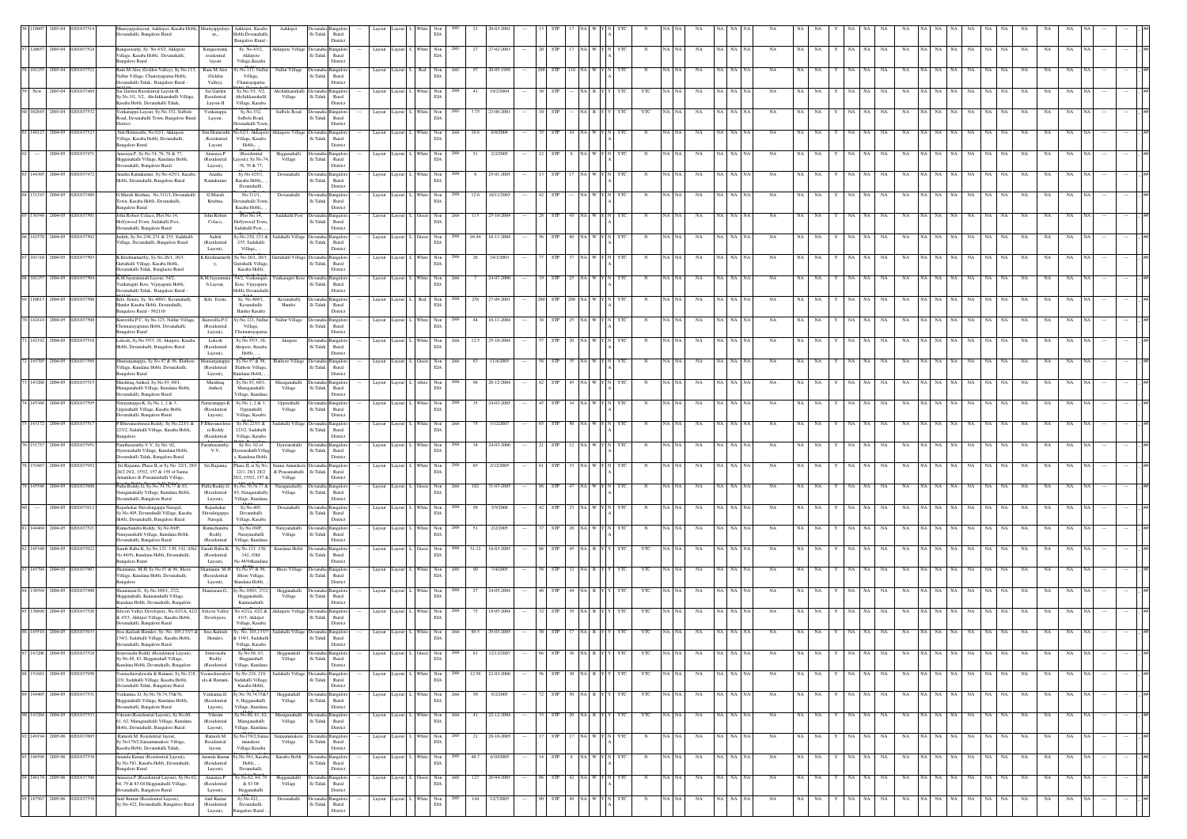| | | | | | | | | | | | | | | | | | | | | | | | | | | | | | | | | | | | | | | | | | | | | | | | | | | | | |
|---|---|---|---|---|---|---|---|---|---|---|---|---|---|---|---|---|---|---|---|---|---|---|---|---|---|---|---|---|---|---|---|---|---|---|---|---|---|---|---|---|---|---|---|---|---|---|---|---|---|---|---|---|
| 56 | 110607 | 2003-04 | 0201037514 | Muniyappalayout, Aakkepet, Kasaba Hobli, Devanahalli, Bangalore Rural | Muniyappalayout, | Aakkepet, Kasaba Hobli,Devanahalli, Bangalore Rural - | Aakkipet | Devanahalli Taluk | Bangalore Rural District | --- | Layout | Layout | L | White | Non EIA | 2003 | 21 | 20-03-2001 | --- | 13 | STP | 17 | NA | W | Y | N | YTC | N | NA | NA | NA | NA | NA | NA | NA | NA | NA | NA | Y | NA | NA | NA | NA | NA | NA | NA | NA | NA | NA | NA | --- | ## |
| 57 | 120657 | 2003-04 | 0201037524 | Rangaswamy, Sy. No.43/2, Akkipete Village, Kasaba Hobli, Devanahalli, Bangalore Rural | Rangaswamy residential layout | Sy. No.43/2, Akkipete Village,Kasaba | Akkapete Village | Devanahalli Taluk | Bangalore Rural District | --- | Layout | Layout | L | White | Non EIA | 2003 | 27 | 27-02-2003 | --- | 20 | STP | 17 | NA | W | Y | N | YTC | N | NA | NA | NA | NA | NA | NA | NA | NA | NA | NA | Y | NA | NA | NA | NA | NA | NA | NA | NA | NA | NA | NA | --- | ## |
| 58 | 101255 | 2003-04 | 0201037522 | Rani.M.Alex (Golden Valley), Sy.No.113, Nallur Village, Channarayapatna Hobli, Devanahalli Taluk, Bangalore Rural - | Rani.M.Alex (Golden Valley) | Sy.No.113, Nallur Village, Channarayapatna | Nallur Village | Devanahalli Taluk | Bangalore Rural District | --- | Layout | Layout | L | Red | Non EIA | 2003 | 97 | 20-05-1999 | --- | 208 | STP | 110 | NA | W | Y | N | YTC | N | NA | NA | NA | NA | NA | NA | NA | NA | NA | NA | Y | NA | NA | NA | NA | NA | NA | NA | NA | NA | NA | NA | --- | ## |
| 59 | New | 2003-04 | 0201037469 | Sai Garden Residential Layout-II, Sy.No.3/1, 3/2, Abchikkanahalli Village, Kasaba Hobli, Devanahalli Taluk | Sai Garden Residential Layout-II | Sy.No.3/1, 3/2, Abchikkanahalli Village, Kasaba | Abchikkanahalli Village | Devanahalli Taluk | Bangalore Rural District | --- | Layout | Layout | L | White | Non EIA | 2004 | 41 | 19/2/2004 | --- | 30 | STP | --- | NA | B | Y | Y | YTC | YTC | NA | NA | NA | NA | NA | NA | NA | NA | NA | NA | Y | NA | NA | NA | NA | NA | NA | NA | NA | NA | NA | NA | --- | ## |
| 60 | 102645 | 2003-04 | 0201037532 | Venkatappa Layout, Sy.No.332, Sulbele Road, Devanahalli Town, Bangalore Rural District. | Venkatappa Layout, | Sy.No.332, Sulbele Road, Devanahalli Town, | Sulbele Road | Devanahalli Taluk | Bangalore Rural District | --- | Layout | Layout | L | White | Non EIA | 2003 | 3.75 | 23-06-2001 | --- | 10 | STP | --- | NA | B | Y | Y | YTC | YTC | NA | NA | NA | NA | NA | NA | NA | NA | NA | NA | Y | NA | NA | NA | NA | NA | NA | NA | NA | NA | NA | NA | --- | ## |
| 61 | 140123 | 2004-05 | 0201037471 | Smt.Hemavathi, No.62/1, Akkipete Village, Kasaba Hobli, Devanahalli, Bangalore Rural | Smt.Hemavathi , Residential Layout | No.62/1, Akkipete Village, Kasaba Hobli, | Akkipete Village | Devanahalli Taluk | Bangalore Rural District | --- | Layout | Layout | L | White | Non EIA | 2004 | 10.6 | 8/8/2004 | --- | 35 | STP | 10 | NA | W | Y | N | YTC | N | NA | NA | NA | NA | NA | NA | NA | NA | NA | NA | Y | NA | NA | NA | NA | NA | NA | NA | NA | NA | NA | NA | --- | ## |
| 62 | --- | 2004-05 | 0201037471 | Anasuya.P, Sy.No.74, 76, 76 & 77, Hegganahalli Village, Kundana Hobli, Devanahalli, Bangalore Rural | Anasuya.P (Residential Layout), | (Residential Layout), Sy.No.74, 76, 76 & 77, | Hegganahalli Village | Devanahalli Taluk | Bangalore Rural District | --- | Layout | Layout | L | White | Non EIA | 2004 | 51 | 2/2/2005 | --- | 12 | STP | 8 | NA | W | Y | N | YTC | N | NA | NA | NA | NA | NA | NA | NA | NA | NA | NA | Y | NA | NA | NA | NA | NA | NA | NA | NA | NA | NA | NA | --- | ## |
| 63 | 144305 | 2004-05 | 0201037472 | Anutha Ramakumar, Sy.No.425/1, Kasaba Hobli, Devanahalli, Bangalore Rural | Anutha Ramakumar | Sy.No.425/1, Kasaba Hobli, Devanahalli, | Devanahalli | Devanahalli Taluk | Bangalore Rural District | --- | Layout | Layout | L | White | Non EIA | 2004 | 6 | 25-01-2005 | --- | 13 | STP | 17 | NA | W | Y | N | YTC | N | NA | NA | NA | NA | NA | NA | NA | NA | NA | NA | Y | NA | NA | NA | NA | NA | NA | NA | NA | NA | NA | NA | --- | ## |
| 64 | 131193 | 2004-05 | 0201037489 | G.Murali Krishna, No.311/1, Devanahalli Town, Kasaba Hobli, Devanahalli, Bangalore Rural | G.Murali Krishna, | No.311/1, Devanahalli Town, Kasaba Hobli, , | Devanahalli | Devanahalli Taluk | Bangalore Rural District | --- | Layout | Layout | L | White | Non EIA | 2004 | 12.6 | 10/11/2003 | --- | 42 | STP | --- | NA | W | Y | N | YTC | N | NA | NA | NA | NA | NA | NA | NA | NA | NA | NA | Y | NA | NA | NA | NA | NA | NA | NA | NA | NA | NA | NA | --- | ## |
| 65 | 136548 | 2004-05 | 0201037501 | John Robert Colaco, Plot No.14, Hollywood Town, Sadahalli Post, Devanahalli, Bangalore Rural | John Robert Colaco, | Plot No.14, Hollywood Town, Sadahalli Post, , | Sadahalli Post | Devanahalli Taluk | Bangalore Rural District | --- | Layout | Layout | L | Green | Non EIA | 2004 | 115 | 25-10-2004 | --- | 28 | STP | 45 | NA | W | Y | N | YTC | N | NA | NA | NA | NA | NA | NA | NA | NA | NA | NA | Y | NA | NA | NA | NA | NA | NA | NA | NA | NA | NA | NA | --- | ## |
| 66 | 142570 | 2004-05 | 0201037502 | Judith, Sy.No.230, 231 & 235, Sadahalli Village, Devanahalli, Bangalore Rural | Judith (Residential Layout), | Sy.No.230, 231 & 235, Sadahalli Village, , | Sadahalli Village | Devanahalli Taluk | Bangalore Rural District | --- | Layout | Layout | L | Green | Non EIA | 2004 | 94.44 | 16-11-2004 | --- | 56 | STP | 80 | NA | W | Y | N | YTC | N | NA | NA | NA | NA | NA | NA | NA | NA | NA | NA | Y | NA | NA | NA | NA | NA | NA | NA | NA | NA | NA | NA | --- | ## |
| 67 | 101310 | 2004-05 | 0201037503 | K.Krishnamurthy, Sy.No.26/1, 26/3, Guttahalli Village, Kasaba Hobli, Devanahalli Taluk, Bangalore Rural | K.Krishnamurthy, | Sy.No.26/1, 26/3, Guttahalli Village, Kasaba Hobli, | Guttahalli Village | Devanahalli Taluk | Bangalore Rural District | --- | Layout | Layout | L | White | Non EIA | 2004 | 26 | 24/1/2003 | --- | 77 | STP | 37 | NA | W | Y | N | YTC | N | NA | NA | NA | NA | NA | NA | NA | NA | NA | NA | Y | NA | NA | NA | NA | NA | NA | NA | NA | NA | NA | NA | --- | ## |
| 68 | 101257 | 2004-05 | 0201037504 | K.M.Jayaramaiah Layout, 54/2, Venkatagiri Kote, Vijayapura Hobli, Devanahalli Taluk, Bangalore Rural - | K.M.Jayaramaiah Layout, | 54/2, Venkatagiri Kote, Vijayapura Hobli, Devanahalli | Venkatagiri Kote | Devanahalli Taluk | Bangalore Rural District | --- | Layout | Layout | L | White | Non EIA | 2004 | 7 | 24-07-2000 | --- | 19 | STP | 25 | NA | W | Y | N | YTC | N | NA | NA | NA | NA | NA | NA | NA | NA | NA | NA | Y | NA | NA | NA | NA | NA | NA | NA | NA | NA | NA | NA | --- | ## |
| 69 | 110613 | 2004-05 | 0201037506 | Kds Estate, Sy. No.409/1, Kerasahally Hamlet Kasaba Hobli, Devanahalli, Bangalore Rural - 562110 | Kds Estate | Sy. No.409/1, Kerasahally Hamlet Kasaba | Kerasahally Hamlet | Devanahalli Taluk | Bangalore Rural District | --- | Layout | Layout | L | Red | Non EIA | 2004 | 258 | 27-09-2001 | --- | 269 | STP | 200 | NA | W | Y | N | YTC | N | NA | NA | NA | NA | NA | NA | NA | NA | NA | NA | Y | NA | NA | NA | NA | NA | NA | NA | NA | NA | NA | NA | --- | ## |
| 70 | 142414 | 2004-05 | 0201037508 | Kumvella P.C, Sy.No.123, Nallur Village, Channarayapatna Hobli, Devanahalli, Bangalore Rural | Kumvella P.C (Residential Layout), | Sy.No.123, Nallur Village, Channarayapatna | Nallur Village | Devanahalli Taluk | Bangalore Rural District | --- | Layout | Layout | L | White | Non EIA | 2004 | 44 | 16-11-2004 | --- | 38 | STP | 25 | NA | W | Y | N | YTC | N | NA | NA | NA | NA | NA | NA | NA | NA | NA | NA | Y | NA | NA | NA | NA | NA | NA | NA | NA | NA | NA | NA | --- | ## |
| 71 | 142192 | 2004-05 | 0201037510 | Lokesh, Sy.No.55/3, 10, Akupete, Kasaba Hobli, Devanahalli, Bangalore Rural | Lokesh (Residential Layout), | Sy.No.55/3, 10, Akupete, Kasaba Hobli, , | Akupete | Devanahalli Taluk | Bangalore Rural District | --- | Layout | Layout | L | White | Non EIA | 2004 | 12.5 | 25-10-2004 | --- | 57 | STP | 20 | NA | W | Y | N | YTC | N | NA | NA | NA | NA | NA | NA | NA | NA | NA | NA | Y | NA | NA | NA | NA | NA | NA | NA | NA | NA | NA | NA | --- | ## |
| 72 | 145705 | 2004-05 | 0201037589 | Munnanjanappa, Sy.No.97 & 98, Bluthore Village, Kundana Hobli, Devanahalli, Bangalore Rural | Munnanjanappa (Residential Layout), | Sy.No.97 & 98, Bluthore Village, Kundana Hobli, , | Bluthore Village | Devanahalli Taluk | Bangalore Rural District | --- | Layout | Layout | L | Green | Non EIA | 2004 | 63 | 11/4/2005 | --- | 58 | STP | 35 | NA | W | Y | N | YTC | N | NA | NA | NA | NA | NA | NA | NA | NA | NA | NA | Y | NA | NA | NA | NA | NA | NA | NA | NA | NA | NA | NA | --- | ## |
| 73 | 143208 | 2004-05 | 0201037515 | Mushtaq Amhed, Sy.No.93, 60/1, Maraganahalli Village, Kundana Hobli, Devanahalli, Bangalore Rural | Mushtaq Amhed, | Sy.No.93, 60/1, Maraganahalli Village, Kundana | Maraganahalli Village | Devanahalli Taluk | Bangalore Rural District | --- | Layout | Layout | L | White | Non EIA | 2004 | 96 | 20-12-2004 | --- | 82 | STP | 45 | NA | W | Y | N | YTC | N | NA | NA | NA | NA | NA | NA | NA | NA | NA | NA | Y | NA | NA | NA | NA | NA | NA | NA | NA | NA | NA | NA | --- | ## |
| 74 | 145366 | 2004-05 | 0201037595 | Narayanappa.K, Sy.No.1, 2 & 3, Upparahalli Village, Kasaba Hobli, Devanahalli, Bangalore Rural | Narayanappa.K (Residential Layout), | Sy.No.1, 2 & 3, Upparahalli Village, Kasaba | Upparahalli Village | Devanahalli Taluk | Bangalore Rural District | --- | Layout | Layout | L | White | Non EIA | 2004 | 35 | 24-03-2005 | --- | 45 | STP | 34 | NA | W | Y | N | YTC | N | NA | NA | NA | NA | NA | NA | NA | NA | NA | NA | Y | NA | NA | NA | NA | NA | NA | NA | NA | NA | NA | NA | --- | ## |
| 75 | 143172 | 2004-05 | 0201037517 | P.Bhuvaneshwara Reddy, Sy.No.223/1 & 223/2, Sadahalli Village, Kasaba Hobli, Bangalore. | P.Bhuvaneshwara Reddy (Residential | Sy.No.223/1 & 223/2, Sadahalli Village, Kasaba | Sadahalli Village | Devanahalli Taluk | Bangalore Rural District | --- | Layout | Layout | L | White | Non EIA | 2004 | 75 | 5/12/2007 | --- | 65 | STP | 50 | NA | W | Y | N | YTC | N | NA | NA | NA | NA | NA | NA | NA | NA | NA | NA | Y | NA | NA | NA | NA | NA | NA | NA | NA | NA | NA | NA | --- | ## |
| 76 | 151757 | 2004-05 | 0201037951 | Parathasarathy.V.V, Sy.No. 92, Dyavarahalli Village, Kundana Hobli, Devanahalli Taluk, Bangalore Rural | Parathasarathy. V.V, | Sy.No. 92 of Dyavarahalli Village, Kundana Hobli | Dyavarahalli Village | Devanahalli Taluk | Bangalore Rural District | --- | Layout | Layout | L | White | Non EIA | 2004 | 34 | 24-03-2006 | --- | 21 | STP | 12 | NA | W | Y | N | YTC | N | NA | NA | NA | NA | NA | NA | NA | NA | NA | NA | Y | NA | NA | NA | NA | NA | NA | NA | NA | NA | NA | NA | --- | ## |
| 78 | 151867 | 2004-05 | 0201037952 | Sri Rajanna, Phase II, at Sy No. 22/1, 28/1 28/2 29/2, 155/2, 157 & 158 of Sanna Amanikere & Prasannahalli Village, | Sri Rajanna, | Phase II, at Sy No. 22/1, 28/1 28/2 29/2, 155/2, 157 & | Sanna Amanikere & Prasannahalli Village | Devanahalli Taluk | Bangalore Rural District | --- | Layout | Layout | L | White | Non EIA | 2004 | 65 | 2/12/2005 | --- | 61 | STP | 33 | NA | W | Y | N | YTC | N | NA | NA | NA | NA | NA | NA | NA | NA | NA | NA | Y | NA | NA | NA | NA | NA | NA | NA | NA | NA | NA | NA | --- | ## |
| 79 | 145546 | 2004-05 | 0201037606 | Pulla Reddy.G, Sy.No.76,77 & 83, Naraganahalli Village, Kundana Hobli, Devanahalli, Bangalore Rural | Pulla Reddy.G (Residential Layout), | Sy.No.76,77 & 83, Naraganahalli Village, Kundana | Naraganahalli Village | Devanahalli Taluk | Bangalore Rural District | --- | Layout | Layout | L | Green | Non EIA | 2004 | 102 | 31-03-2005 | --- | 86 | STP | 47 | NA | W | Y | N | YTC | N | NA | NA | NA | NA | NA | NA | NA | NA | NA | NA | Y | NA | NA | NA | NA | NA | NA | NA | NA | NA | NA | NA | --- | ## |
| 80 | --- | 2004-05 | 0201037612 | Rajashekar Shivalingappa Naragal, Sy.No.405, Devanahalli Village, Kasaba Hobli, Devanahalli, Bangalore Rural | Rajashekar Shivalingappa Naragal, | Sy.No.405, Devanahalli Village, Kasaba | Devanahalli | Devanahalli Taluk | Bangalore Rural District | --- | Layout | Layout | L | White | Non EIA | 2004 | 99 | 3/5/2006 | --- | 42 | STP | 23 | NA | W | Y | N | YTC | N | NA | NA | NA | NA | NA | NA | NA | NA | NA | NA | Y | NA | NA | NA | NA | NA | NA | NA | NA | NA | NA | NA | --- | ## |
| 81 | 144404 | 2004-05 | 0201037521 | Ramachandra Reddy, Sy.No.69/P, Narayanahalli Village, Kundana Hobli, Devanahalli, Bangalore Rural | Ramachandra Reddy (Residential Layout), | Sy.No.69/P, Narayanahalli Village, Kundana | Narayanahalli Village | Devanahalli Taluk | Bangalore Rural District | --- | Layout | Layout | L | White | Non EIA | 2004 | 51 | 2/2/2005 | --- | 37 | STP | 20 | NA | W | Y | N | YTC | N | NA | NA | NA | NA | NA | NA | NA | NA | NA | NA | Y | NA | NA | NA | NA | NA | NA | NA | NA | NA | NA | NA | --- | ## |
| 82 | 145340 | 2004-05 | 0201037622 | Sarath Babu K, Sy.No.121, 130, 142, (Old No.46/9), Kundana Hobli, Devanahalli, Bangalore Rural | Sarath Babu K (Residential Layout), | Sy.No.121, 130, 142, (Old No.46/9)Kundana | Kundana Hobli | Devanahalli Taluk | Bangalore Rural District | --- | Layout | Layout | L | Green | Non EIA | 2004 | 51.12 | 18-03-2005 | --- | 86 | STP | 45 | NA | B | Y | Y | YTC | YTC | NA | NA | NA | NA | NA | NA | NA | NA | NA | NA | Y | NA | NA | NA | NA | NA | NA | NA | NA | NA | NA | NA | --- | ## |
| 83 | 145704 | 2004-05 | 0201037607 | Shamanna .M.H, Sy.No.97 & 96, Bhore Village, Kundana Hobli, Devanahalli, Bangalore | Shamanna .M.H (Residential Layout), | Sy.No.97 & 96, Bhore Village, Kundana Hobli, , | Bhore Village | Devanahalli Taluk | Bangalore Rural District | --- | Layout | Layout | L | White | Non EIA | 2005 | 90 | 7/4/2005 | --- | 58 | STP | 32 | NA | B | Y | Y | YTC | YTC | NA | NA | NA | NA | NA | NA | NA | NA | NA | NA | Y | NA | NA | NA | NA | NA | NA | NA | NA | NA | NA | NA | --- | ## |
| 84 | 138594 | 2004-05 | 0201037490 | Shanmuam.G., Sy.No.109/1, 27/2, Hegganahalli, Kunnanahalli Village, Kundana Hobli, Devanahalli, Bangalore | Shanmuam.G., | Sy.No.109/1, 27/2, Hegganahalli, Kunnanahalli | Hegganahalli Village | Devanahalli Taluk | Bangalore Rural District | --- | Layout | Layout | L | White | Non EIA | 2004 | 27 | 24-05-2004 | --- | 40 | STP | 44 | NA | B | Y | Y | YTC | YTC | NA | NA | NA | NA | NA | NA | NA | NA | NA | NA | Y | NA | NA | NA | NA | NA | NA | NA | NA | NA | NA | NA | --- | ## |
| 85 | 138690 | 2004-05 | 0201037526 | Silicon Valley Developers, No.42/1A, 42/2 & 43/3, Akkipet Village, Kasaba Hobli, Devanahalli, Bangalore Rural | Silicon Valley Developers, | No.42/1a, 42/2 & 43/3, Akkipet Village, Kasaba | Akkipete Village | Devanahalli Taluk | Bangalore Rural District | --- | Layout | Layout | L | White | Non EIA | 2004 | 75 | 18-05-2004 | --- | 32 | STP | 39 | NA | B | Y | Y | YTC | YTC | NA | NA | NA | NA | NA | NA | NA | NA | NA | NA | Y | NA | NA | NA | NA | NA | NA | NA | NA | NA | NA | NA | --- | ## |
| 86 | 145518 | 2004-05 | 0201037633 | Sree Kailash Hemdev, Sy. No. 103,133/3 & 134/1, Sadahalli Village, Kasaba Hobli, Devanahalli, Bangalore Rural | Sree Kailash Hemdev | Sy. No. 103,133/3 & 134/1, Sadahalli Village, Kasaba | Sadahalli Village | Devanahalli Taluk | Bangalore Rural District | --- | Layout | Layout | L | White | Non EIA | 2004 | 89.5 | 29-03-2005 | --- | 30 | STP | 17 | NA | B | Y | Y | YTC | YTC | NA | NA | NA | NA | NA | NA | NA | NA | NA | NA | Y | NA | NA | NA | NA | NA | NA | NA | NA | NA | NA | NA | --- | ## |
| 87 | 143206 | 2004-05 | 0201037528 | Srinivasalu Reddy (Residential Layout), Sy.No.88, 83, Hegganahalli Village, Kundana Hobli, Devanahalli, Bangalore | Srinivasalu Reddy (Residential Layout) | Sy.No.88, 83, Hegganahalli Village, Kundana | Hegganahalli Village | Devanahalli Taluk | Bangalore Rural District | --- | Layout | Layout | L | Green | Non EIA | 2004 | 81 | 12/12/2007 | --- | 66 | STP | 36 | NA | B | Y | Y | YTC | YTC | NA | NA | NA | NA | NA | NA | NA | NA | NA | NA | Y | NA | NA | NA | NA | NA | NA | NA | NA | NA | NA | NA | --- | ## |
| 88 | 151681 | 2004-05 | 0201037950 | Vsnkachawalawala & Ramani, Sy.No.218, 219, Sadahalli Village, Kasaba Hobli, Devanahalli Taluk, Bangalore Rural | Vsnkachawalawala & Ramani, | Sy.No.218, 219, Sadahalli Village, Kasaba Hobli, | Sadahalli Village | Devanahalli Taluk | Bangalore Rural District | --- | Layout | Layout | L | White | Non EIA | 2004 | 12.96 | 22-03-2006 | --- | 56 | STP | 30 | NA | B | Y | Y | YTC | YTC | NA | NA | NA | NA | NA | NA | NA | NA | NA | NA | Y | NA | NA | NA | NA | NA | NA | NA | NA | NA | NA | NA | --- | ## |
| 89 | 144405 | 2004-05 | 0201037531 | Venkanna.D, Sy.No.70,74,75&76, Hegganahalli Village, Kundana Hobli, Devanahalli, Bangalore Rural | Venkanna.D (Residential Layout), | Sy.No.70,74,75&76, Hegganahalli Village, Kundana | Hegganahalli Village | Devanahalli Taluk | Bangalore Rural District | --- | Layout | Layout | L | White | Non EIA | 2004 | 50 | 8/2/2005 | --- | 72 | STP | 50 | NA | B | Y | Y | YTC | YTC | NA | NA | NA | NA | NA | NA | NA | NA | NA | NA | Y | NA | NA | NA | NA | NA | NA | NA | NA | NA | NA | NA | --- | ## |
| 90 | 143204 | 2004-05 | 0201037533 | Vikram (Residential Layout), Sy.No.60, 61, 62, Maraganahalli Village, Kundana Hobli, Devanahalli, Bangalore Rural | Vikram (Residential Layout), | Sy.No.60, 61, 62, Maraganahalli Village, Kundana | Maraganahalli Village | Devanahalli Taluk | Bangalore Rural District | --- | Layout | Layout | L | White | Non EIA | 2004 | 41 | 22-12-2004 | --- | 33 | STP | 20 | NA | B | Y | Y | YTC | YTC | NA | NA | NA | NA | NA | NA | NA | NA | NA | NA | Y | NA | NA | NA | NA | NA | NA | NA | NA | NA | NA | NA | --- | ## |
| 92 | 149194 | 2005-06 | 0201037605 | Ramesh.M. Residential layout, Sy.No179/2,Sanaamanakere Village, Kasaba Hobli, Devanahalli Taluk, | Ramesh.M. Residential layout, | Sy.No179/2,Sanaamanakere Village,Kasaba | Sanaamanakere Village | Devanahalli Taluk | Bangalore Rural District | --- | Layout | Layout | L | White | Non EIA | 2005 | 21 | 28-10-2005 | --- | 17 | STP | 17 | NA | W | Y | N | YTC | N | NA | NA | NA | NA | NA | NA | NA | NA | NA | NA | Y | NA | NA | NA | NA | NA | NA | NA | NA | NA | NA | NA | --- | ## |
| 93 | 148598 | 2005-06 | 0201037538 | Ananda Kumar (Residential Layout), Sy.No.581, Kasaba Hobli, Devanahalli, Bangalore Rural | Ananda Kumar (Residential Layout), | Sy.No.581, Kasaba Hobli, Devanahalli, | Kasaba Hobli | Devanahalli Taluk | Bangalore Rural District | --- | Layout | Layout | L | White | Non EIA | 2005 | 48.7 | 4/10/2005 | --- | 14 | STP | 8 | NA | W | Y | N | YTC | N | NA | NA | NA | NA | NA | NA | NA | NA | NA | NA | Y | NA | NA | NA | NA | NA | NA | NA | NA | NA | NA | NA | --- | ## |
| 94 | 146174 | 2005-06 | 0201037596 | Anasuya.P (Residential Layout), Sy.No.62, 64, 79 & 83 Of Hegganahalli Village, Devanahalli, Bangalore Rural | Anasuya.P (Residential Layout), | Sy.No.62, 64, 79 & 83 Of Hegganahalli | Hegganahalli Village | Devanahalli Taluk | Bangalore Rural District | --- | Layout | Layout | L | Green | Non EIA | 2005 | 127 | 26-04-2005 | --- | 86 | STP | 42 | NA | W | Y | N | YTC | N | NA | NA | NA | NA | NA | NA | NA | NA | NA | NA | Y | NA | NA | NA | NA | NA | NA | NA | NA | NA | NA | NA | --- | ## |
| 95 | 197567 | 2005-06 | 0201037539 | Anil Kumar (Residential Layout), Sy.No.422, Devanahalli, Bangalore Rural | Anil Kumar (Residential Layout), | Sy.No.422, , Devanahalli, Bangalore Rural | Devanahalli | Devanahalli Taluk | Bangalore Rural District | --- | Layout | Layout | L | White | Non EIA | 2005 | 144 | 12/7/2005 | --- | 90 | STP | 49 | NA | W | Y | N | YTC | N | NA | NA | NA | NA | NA | NA | NA | NA | NA | NA | Y | NA | NA | NA | NA | NA | NA | NA | NA | NA | NA | NA | --- | ## |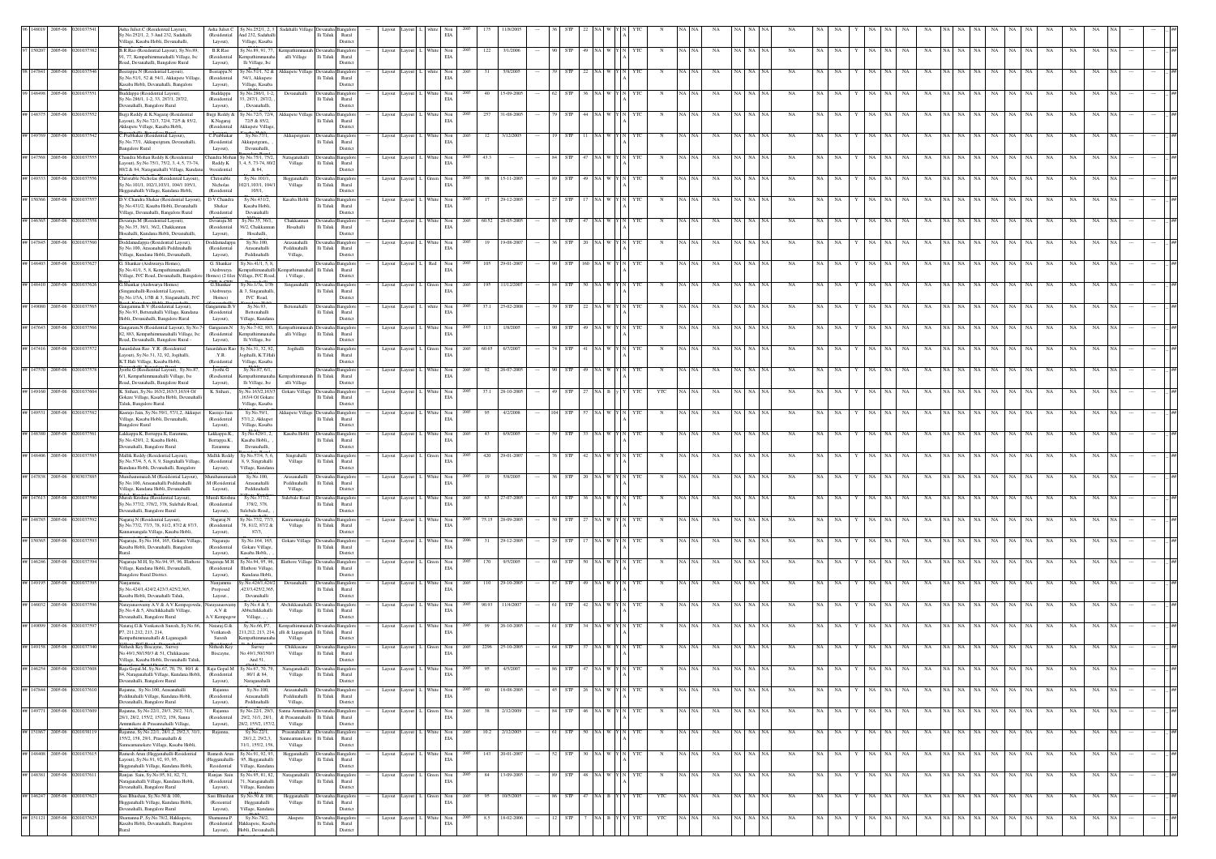| | | | | | | | | | | | | | | | | | | | | | | | | | | | | | | | | | | | | | | | | | | | | | | | | | | | | |
|---|---|---|---|---|---|---|---|---|---|---|---|---|---|---|---|---|---|---|---|---|---|---|---|---|---|---|---|---|---|---|---|---|---|---|---|---|---|---|---|---|---|---|---|---|---|---|---|---|---|---|---|---|
| 96 | 148019 | 2005-06 | 0201037541 | Asha Juliet.C (Residential Layout), Sy.No.252/1, 2, 3 And 232, Sadahalli Village, Kasaba Hobli, Devanahalli, | Asha Juliet.C (Residential Layout), | Sy.No.252/1, 2, 3 And 232, Sadahalli Village, Kasaba | Sadahalli Village | Devanahalli Taluk | Bangalore Rural District | --- | Layout | Layout | L | white | Non EIA | 2005 | 175 | 11/8/2005 | --- | 36 | STP | 22 | NA | W | Y | N | YTC | N | NA | NA | NA | NA | NA | NA | NA | NA | NA | Y | NA | NA | NA | NA | NA | NA | NA | NA | NA | NA | NA | NA | NA | --- |
| 97 | 150207 | 2005-06 | 0201037382 | B.R.Rao (Residential Layout), Sy.No.89, 91, 77, Kempathimmanahalli Village, Ivc Road, Devanahalli, Bangalore Rural | B.R.Rao (Residential Layout), | Sy.No.89, 91, 77, Kempathimmanahalli Village, Ivc | Kempathimmanahalli Village | Devanahalli Taluk | Bangalore Rural District | --- | Layout | Layout | L | White | Non EIA | 2005 | 122 | 3/1/2006 | --- | 90 | STP | 49 | NA | W | Y | N | YTC | N | NA | NA | NA | NA | NA | NA | NA | NA | NA | Y | NA | NA | NA | NA | NA | NA | NA | NA | NA | NA | NA | NA | NA | --- |
| 98 | 147841 | 2005-06 | 0201037546 | Boorappa N (Residential Layout), Sy.No.51/1, 52 & 54/1, Akkupete Village, Kasaba Hobli, Devanahalli, Bangalore | Boorappa N (Residential Layout), | Sy.No.51/1, 52 & 54/1, Akkupete Village, Kasaba | Akkupete Village | Devanahalli Taluk | Bangalore Rural District | --- | Layout | Layout | L | white | Non EIA | 2005 | 31 | 5/9/2005 | --- | 39 | STP | 22 | NA | W | Y | N | YTC | N | NA | NA | NA | NA | NA | NA | NA | NA | NA | Y | NA | NA | NA | NA | NA | NA | NA | NA | NA | NA | NA | NA | NA | --- |
| 99 | 148498 | 2005-06 | 0201037551 | Buddappa (Residential Layout), Sy.No.286/1, 1-2, 33, 287/1, 287/2, Devanahalli, Bangalore Rural | Buddappa (Residential Layout), | Sy.No.286/1, 1-2, 33, 287/1, 287/2, , Devanahalli, | Devanahalli | Devanahalli Taluk | Bangalore Rural District | --- | Layout | Layout | L | White | Non EIA | 2005 | 40 | 15-09-2005 | --- | 62 | STP | 36 | NA | W | Y | N | YTC | N | NA | NA | NA | NA | NA | NA | NA | NA | NA | Y | NA | NA | NA | NA | NA | NA | NA | NA | NA | NA | NA | NA | NA | --- |
| 100 | 148375 | 2005-06 | 0201037552 | Bujji Reddy & K.Nagaraj (Residential Layout), Sy.No.72/3, 72/4, 72/5 & 85/2, Akkupete Village, Kasaba Hobli, | Bujji Reddy & K.Nagaraj (Residential | Sy.No.72/3, 72/4, 72/5 & 85/2, Akkupete Village, | Akkupete Village | Devanahalli Taluk | Bangalore Rural District | --- | Layout | Layout | L | White | Non EIA | 2005 | 257 | 31-08-2005 | --- | 79 | STP | 44 | NA | W | Y | N | YTC | N | NA | NA | NA | NA | NA | NA | NA | NA | NA | Y | NA | NA | NA | NA | NA | NA | NA | NA | NA | NA | NA | NA | NA | --- |
| 101 | 149769 | 2005-06 | 0201037542 | C.Prabhakar (Residential Layout), Sy.No.77/1, Akkupetgram, Devanahalli, Bangalore Rural | C.Prabhakar (Residential Layout), | Sy.No.77/1, Akkupetgram, , Devanahalli, | Akkupetgram | Devanahalli Taluk | Bangalore Rural District | --- | Layout | Layout | L | White | Non EIA | 2005 | 12 | 5/12/2005 | --- | 19 | STP | 11 | NA | W | Y | N | YTC | N | NA | NA | NA | NA | NA | NA | NA | NA | NA | Y | NA | NA | NA | NA | NA | NA | NA | NA | NA | NA | NA | NA | NA | --- |
| 102 | 147568 | 2005-06 | 0201037555 | Chandra Mohan Reddy K (Residential Layout), Sy.No.75/1, 75/2, 3, 4, 5, 73-74, 80/2 & 84, Naraganahalli Village, Kundana | Chandra Mohan Reddy K (Residential | Sy.No.75/1, 75/2, 3, 4, 5, 73-74, 80/2 & 84, | Naraganahalli Village | Devanahalli Taluk | Bangalore Rural District | --- | Layout | Layout | L | White | Non EIA | 2005 | 43.3 | --- | --- | 84 | STP | 47 | NA | W | Y | N | YTC | N | NA | NA | NA | NA | NA | NA | NA | NA | NA | Y | NA | NA | NA | NA | NA | NA | NA | NA | NA | NA | NA | NA | NA | --- |
| 103 | 149333 | 2005-06 | 0201037556 | Christable Nicholas (Residential Layout), Sy.No.101/1, 102/1, 103/1, 104/1 105/1, Hegganahalli Village, Kundana Hobli, | Christable Nicholas (Residential | Sy.No.101/1, 102/1,103/1, 104/1 105/1, | Hegganahalli Village | Devanahalli Taluk | Bangalore Rural District | --- | Layout | Layout | L | Green | Non EIA | 2005 | 98 | 15-11-2005 | --- | 89 | STP | 49 | NA | W | Y | N | YTC | N | NA | NA | NA | NA | NA | NA | NA | NA | NA | Y | NA | NA | NA | NA | NA | NA | NA | NA | NA | NA | NA | NA | NA | --- |
| 104 | 150366 | 2005-06 | 0201037557 | D.V.Chandra Shekar (Residential Layout), Sy.No.431/2, Kasaba Hobli, Devanahalli Village, Devanahalli, Bangalore Rural | D.V.Chandra Shekar (Residential | Sy.No.431/2, Kasaba Hobli, Devanahalli | Kasaba Hobli | Devanahalli Taluk | Bangalore Rural District | --- | Layout | Layout | L | White | Non EIA | 2005 | 17 | 29-12-2005 | --- | 27 | STP | 17 | NA | W | Y | N | YTC | N | NA | NA | NA | NA | NA | NA | NA | NA | NA | Y | NA | NA | NA | NA | NA | NA | NA | NA | NA | NA | NA | NA | NA | --- |
| 105 | 149365 | 2005-06 | 0201037558 | Devaraju.M (Residential Layout), Sy.No.35, 36/1, 36/2, Chikkannan Hosahalli, Kundana Hobli, Devanahalli, | Devaraju.M (Residential Layout), | Sy.No.35, 36/1, 36/2, Chikkannan Hosahalli, | Chikkannan Hosahalli | Devanahalli Taluk | Bangalore Rural District | --- | Layout | Layout | L | White | Non EIA | 2005 | 60.52 | 29-05-2005 | --- | 85 | STP | 47 | NA | W | Y | N | YTC | N | NA | NA | NA | NA | NA | NA | NA | NA | NA | Y | NA | NA | NA | NA | NA | NA | NA | NA | NA | NA | NA | NA | NA | --- |
| 106 | 147849 | 2005-06 | 0201037560 | Doddamudappa (Residential Layout), Sy.No.100, Ansonahalli Poddinahalli Village, Kundana Hobli, Devanahalli, | Doddamudappa (Residential Layout), | Sy.No.100, Ansonahalli Poddinahalli Village, | Ansonahalli Poddinahalli Village, | Devanahalli Taluk | Bangalore Rural District | --- | Layout | Layout | L | White | Non EIA | 2005 | 19 | 19-09-2007 | --- | 36 | STP | 20 | NA | W | Y | N | YTC | N | NA | NA | NA | NA | NA | NA | NA | NA | NA | Y | NA | NA | NA | NA | NA | NA | NA | NA | NA | NA | NA | NA | NA | --- |
| 107 | 148403 | 2005-06 | 0201037627 | G. Shankar (Aishwarya Homes), Sy.No.41/1, 5, 8, Kempathimmanahalli Village, IVC Road, Devanahalli, Bangalore | G. Shankar (Aishwarya Homes) (2 Hirs | Sy.No.41/1, 5, 8, Kempathimmanahalli Village, IVC Road, | Kempathimmanahalli Village, | Devanahalli Taluk | Bangalore Rural District | --- | Layout | Layout | L | Red | Non EIA | 2005 | 105 | 29-01-2007 | --- | 90 | STP | 160 | NA | W | Y | N | YTC | N | NA | NA | NA | NA | NA | NA | NA | NA | NA | Y | NA | NA | NA | NA | NA | NA | NA | NA | NA | NA | NA | NA | NA | --- |
| 108 | 148410 | 2005-06 | 0201037626 | G.Shankar (Aishwarya Homes) (Singanahalli-Residential Layout), Sy.No.1/3A, 1/3B & 3, Singanahalli, IVC | G.Shankar (Aishwarya Homes) | Sy.No.1/3A, 1/3B & 3, Singanahalli, IVC Road, | Singanahalli | Devanahalli Taluk | Bangalore Rural District | --- | Layout | Layout | L | Green | Non EIA | 2005 | 195 | 11/12/2007 | --- | 84 | STP | 50 | NA | W | Y | N | YTC | N | NA | NA | NA | NA | NA | NA | NA | NA | NA | Y | NA | NA | NA | NA | NA | NA | NA | NA | NA | NA | NA | NA | NA | --- |
| 109 | 149080 | 2005-06 | 0201037565 | Gangamma.B.V (Residential Layout), Sy.No.93, Bettenahalli Village, Kundana Hobli, Devanahalli, Bangalore Rural | Gangamma.B.V (Residential Layout), | Sy.No.93, Bettenahalli Village, Kundana | Bettenahalli | Devanahalli Taluk | Bangalore Rural District | --- | Layout | Layout | L | white | Non EIA | 2005 | 37.1 | 25-02-2008 | --- | 39 | STP | 22 | NA | W | Y | N | YTC | N | NA | NA | NA | NA | NA | NA | NA | NA | NA | Y | NA | NA | NA | NA | NA | NA | NA | NA | NA | NA | NA | NA | NA | --- |
| 110 | 147643 | 2005-06 | 0201037566 | Gangaram.N (Residential Layout), Sy.No.7-82, 88/3, Kempathimmanahalli Village, Ivc Road, Devanahalli, Bangalore Rural | Gangaram.N (Residential Layout), | Sy.No.7-82, 88/3, Kempathimmanahalli Village, Ivc | Kempathimmanahalli Village | Devanahalli Taluk | Bangalore Rural District | --- | Layout | Layout | L | White | Non EIA | 2005 | 113 | 1/8/2005 | --- | 90 | STP | 49 | NA | W | Y | N | YTC | N | NA | NA | NA | NA | NA | NA | NA | NA | NA | Y | NA | NA | NA | NA | NA | NA | NA | NA | NA | NA | NA | NA | NA | --- |
| 111 | 147416 | 2005-06 | 0201037572 | Janardahan Rao .Y.R. (Residential Layout), Sy.No.31, 32, 92, Jogihalli, K.T.Hali Village, Kasaba Hobli, | Janardahan Rao Y.R. (Residential | Sy.No.31, 32, 92, Jogihalli, K.T.Halli Village, Kasaba | Jogihalli | Devanahalli Taluk | Bangalore Rural District | --- | Layout | Layout | L | Green | Non EIA | 2005 | 60.65 | 6/7/2007 | --- | 74 | STP | 41 | NA | W | Y | N | YTC | N | NA | NA | NA | NA | NA | NA | NA | NA | NA | Y | NA | NA | NA | NA | NA | NA | NA | NA | NA | NA | NA | NA | NA | --- |
| 112 | 147570 | 2005-06 | 0201037578 | Jyothi.G (Residential Layout), Sy.No.87, 6/1, Kempathimmanahalli Village, Ivc Road, Devanahalli, Bangalore Rural | Jyothi.G (Residential Layout), | Sy.No.87, 6/1, Kempathimmanahalli Village, Ivc | Kempathimmanahalli Village | Devanahalli Taluk | Bangalore Rural District | --- | Layout | Layout | L | Green | Non EIA | 2005 | 92 | 26-07-2005 | --- | 90 | STP | 49 | NA | W | Y | N | YTC | N | NA | NA | NA | NA | NA | NA | NA | NA | NA | Y | NA | NA | NA | NA | NA | NA | NA | NA | NA | NA | NA | NA | NA | --- |
| 113 | 149160 | 2005-06 | 0201037604 | K. Sithari, Sy.No.163/2,163/3,163/4 Of Gokare Village, Kasaba Hobli, Devanahalli Taluk, Bangalore Rural | K. Sithari, | Sy.No.163/2,163/3, 163/4 Of Gokare Village, Kasaba | Gokare Village | Devanahalli Taluk | Bangalore Rural District | --- | Layout | Layout | L | White | Non EIA | 2005 | 37.1 | 28-10-2005 | --- | 49 | STP | 27 | NA | B | Y | Y | YTC | YTC | NA | NA | NA | NA | NA | NA | NA | NA | NA | Y | NA | NA | NA | NA | NA | NA | NA | NA | NA | NA | NA | NA | NA | --- |
| 114 | 149531 | 2005-06 | 0201037582 | Kasnajo Jain, Sy.No.59/1, 57/1,2, Akkupet Village, Kasaba Hobli, Devanahalli, Bangalore Rural | Kasnajo Jain (Residential Layout), | Sy.No.59/1, 57/1,2, Akkupet Village, Kasaba | Akkupete Village | Devanahalli Taluk | Bangalore Rural District | --- | Layout | Layout | L | White | Non EIA | 2006 | 95 | 4/2/2006 | --- | 104 | STP | 57 | NA | W | Y | N | YTC | N | NA | NA | NA | NA | NA | NA | NA | NA | NA | Y | NA | NA | NA | NA | NA | NA | NA | NA | NA | NA | NA | NA | NA | --- |
| 115 | 148380 | 2005-06 | 0201037561 | Lakkappa.K, Berrappa.K, Earanna, Sy.No.428/1, 2, Kasaba Hobli, Devanahalli, Bangalore Rural | Lakkappa.K, Berrappa.K, Earanna | Sy.No.428/1, 2, Kasaba Hobli, , Devanahalli, | Kasaba Hobli | Devanahalli Taluk | Bangalore Rural District | --- | Layout | Layout | L | White | Non EIA | 2005 | 43 | 8/9/2005 | --- | 59 | STP | 33 | NA | W | Y | N | YTC | N | NA | NA | NA | NA | NA | NA | NA | NA | NA | Y | NA | NA | NA | NA | NA | NA | NA | NA | NA | NA | NA | NA | NA | --- |
| 116 | 148406 | 2005-06 | 0201037585 | Mallik Reddy (Residential Layout), Sy.No.57/4, 5, 6, 9, Singrahalli Village, Kundana Hobli, Devanahalli, Bangalore | Mallik Reddy (Residential Layout), | Sy.No.57/4, 5, 6, 8, 9, Singrahalli Village, Kundana | Singrahalli Village | Devanahalli Taluk | Bangalore Rural District | --- | Layout | Layout | L | Green | Non EIA | 2005 | 420 | 29-01-2007 | --- | 76 | STP | 42 | NA | W | Y | N | YTC | N | NA | NA | NA | NA | NA | NA | NA | NA | NA | Y | NA | NA | NA | NA | NA | NA | NA | NA | NA | NA | NA | NA | NA | --- |
| 117 | 147838 | 2005-06 | 0301037885 | Munihanumaiah.M (Residential Layout), Sy.No.100, Ansonahalli Poddinahalli Village, Kundana Hobli, Devanahalli | Munihanumaiah M (Residential Layout), | Sy.No.100, Ansonahalli Poddinahalli Village, | Ansonahalli Poddinahalli Village, | Devanahalli Taluk | Bangalore Rural District | --- | Layout | Layout | L | White | Non EIA | 2005 | 19 | 5/8/2005 | --- | 36 | STP | 20 | NA | W | Y | N | YTC | N | NA | NA | NA | NA | NA | NA | NA | NA | NA | Y | NA | NA | NA | NA | NA | NA | NA | NA | NA | NA | NA | NA | NA | --- |
| 118 | 147613 | 2005-06 | 0201037590 | Murali Krishna (Residential Layout), Sy.No.377/2, 378/2, 378, Sulebale Road, Devanahalli, Bangalore Rural | Murali Krishna (Residential Layout), | Sy.No.377/2, 378/2, 378, Sulebale Road, , | Sulebale Road | Devanahalli Taluk | Bangalore Rural District | --- | Layout | Layout | L | White | Non EIA | 2005 | 63 | 27-07-2005 | --- | 63 | STP | 36 | NA | W | Y | N | YTC | N | NA | NA | NA | NA | NA | NA | NA | NA | NA | Y | NA | NA | NA | NA | NA | NA | NA | NA | NA | NA | NA | NA | NA | --- |
| 119 | 148785 | 2005-06 | 0201037592 | Nagaraj.N (Residential Layout), Sy.No.77/2, 77/3, 78, 81/2, 87/2 & 87/3, Kannamangala Village, Kasaba Hobli, | Nagaraj.N (Residential Layout), | Sy.No.77/2, 77/3, 78, 81/2, 87/2 & 87/3, | Kannamangala Village | Devanahalli Taluk | Bangalore Rural District | --- | Layout | Layout | L | White | Non EIA | 2005 | 75.15 | 28-09-2005 | --- | 50 | STP | 27 | NA | W | Y | N | YTC | N | NA | NA | NA | NA | NA | NA | NA | NA | NA | Y | NA | NA | NA | NA | NA | NA | NA | NA | NA | NA | NA | NA | NA | --- |
| 120 | 150365 | 2005-06 | 0201037593 | Nagaraja, Sy.No.164, 165, Gokare Village, Kasaba Hobli, Devanahalli, Bangalore Rural | Nagaraju (Residential Layout), | Sy.No.164, 165, Gokare Village, Kasaba Hobli, , | Gokare Village | Devanahalli Taluk | Bangalore Rural District | --- | Layout | Layout | L | White | Non EIA | 2006 | 31 | 29-12-2005 | --- | 29 | STP | 17 | NA | W | Y | N | YTC | N | NA | NA | NA | NA | NA | NA | NA | NA | NA | Y | NA | NA | NA | NA | NA | NA | NA | NA | NA | NA | NA | NA | NA | --- |
| 121 | 146246 | 2005-06 | 0201037594 | Nagaraja.M.H, Sy.No.94, 95, 96, Bluthree Village, Kundana Hobli, Devanahalli, Bangalore Rural District. | Nagaraja.M.H. | Sy.No.94, 95, 96, Bluthree Village, Kundana Hobli, | Bluthree Village | Devanahalli Taluk | Bangalore Rural District | --- | Layout | Layout | L | Green | Non EIA | 2005 | 170 | 8/5/2005 | --- | 60 | STP | 50 | NA | W | Y | N | YTC | N | NA | NA | NA | NA | NA | NA | NA | NA | NA | Y | NA | NA | NA | NA | NA | NA | NA | NA | NA | NA | NA | NA | NA | --- |
| 122 | 149195 | 2005-06 | 0201037595 | Nanjamma, Sy.No.424/1,424/3,423/3,425/2,365, Kasaba Hobli, Devanahalli Taluk, | Nanjamma Proposed Layout, | Sy.No.424/1,424/3,423/3,425/2,365, Devanahalli | Devanahalli | Devanahalli Taluk | Bangalore Rural District | --- | Layout | Layout | L | White | Non EIA | 2005 | 110 | 29-10-2005 | --- | 87 | STP | 49 | NA | W | Y | N | YTC | N | NA | NA | NA | NA | NA | NA | NA | NA | NA | Y | NA | NA | NA | NA | NA | NA | NA | NA | NA | NA | NA | NA | NA | --- |
| 123 | 146032 | 2005-06 | 0201037596 | Narayanaswamy.A.V & A.V.Kempegowda, Sy.No.4 & 5, Abichikkaballi Village, Devanahalli, Bangalore Rural | Narayanaswamy A.V & A.V.Kempegowda | Sy.No.4 & 5, Abbichikkaballi Village, , , | Abchikkanahalli Village | Devanahalli Taluk | Bangalore Rural District | --- | Layout | Layout | L | White | Non EIA | 2005 | 90.93 | 11/4/2007 | --- | 61 | STP | 42 | NA | W | Y | N | YTC | N | NA | NA | NA | NA | NA | NA | NA | NA | NA | Y | NA | NA | NA | NA | NA | NA | NA | NA | NA | NA | NA | NA | NA | --- |
| 124 | 149009 | 2005-06 | 0201037597 | Nataraj G & Venkatesh Suresh, Sy.No.66, P7, 211,212, 213, 214, Kempathimmanahalli & Lagasagadi | Nataraj G & Venkatesh Suresh | Sy.No.66, P7, 211,212, 213, 214, Kempathimmanahalli | Kempathimmanahalli & Lagasagadi Village | Devanahalli Taluk | Bangalore Rural District | --- | Layout | Layout | L | White | Non EIA | 2005 | 99 | 26-10-2005 | --- | 61 | STP | 34 | NA | W | Y | N | YTC | N | NA | NA | NA | NA | NA | NA | NA | NA | NA | Y | NA | NA | NA | NA | NA | NA | NA | NA | NA | NA | NA | NA | NA | --- |
| 125 | 149158 | 2005-06 | 0201037340 | Nithesh Key Biscayne, Survey No.49/1,50/1 50/3 & 51, Chikkasane Village, Kasaba Hobli, Devanahalli Taluk, | Nithesh Key Biscayne, | Survey No.49/1,50/1,50/3 And 51, | Chikkasane Village | Devanahalli Taluk | Bangalore Rural District | --- | Layout | Layout | L | Green | Non EIA | 2005 | 2296 | 25-10-2005 | --- | 64 | STP | 37 | NA | W | Y | N | YTC | N | NA | NA | NA | NA | NA | NA | NA | NA | NA | Y | NA | NA | NA | NA | NA | NA | NA | NA | NA | NA | NA | NA | NA | --- |
| 126 | 146254 | 2005-06 | 0201037608 | Raja Gopal.M, Sy.No.67, 76, 79, 80/1 & 84, Naraganahalli Village, Kundana Hobli, Devanahalli, Bangalore Rural | Raja Gopal.M (Residential Layout), | Sy.No.67, 76, 79, 80/1 & 84, Naraganahalli | Naraganahalli Village | Devanahalli Taluk | Bangalore Rural District | --- | Layout | Layout | L | White | Non EIA | 2005 | 95 | 4/5/2007 | --- | 86 | STP | 47 | NA | W | Y | N | YTC | N | NA | NA | NA | NA | NA | NA | NA | NA | NA | Y | NA | NA | NA | NA | NA | NA | NA | NA | NA | NA | NA | NA | NA | --- |
| 127 | 147844 | 2005-06 | 0201037610 | Rajanna, Sy.No.100, Ansonahalli Poddinahalli Village, Kundana Hobli, Devanahalli, Bangalore Rural | Rajanna (Residential Layout), | Sy.No.100, Ansonahalli Poddinahalli | Ansonahalli Poddinahalli Village, | Devanahalli Taluk | Bangalore Rural District | --- | Layout | Layout | L | White | Non EIA | 2005 | 40 | 18-08-2005 | --- | 45 | STP | 26 | NA | W | Y | N | YTC | N | NA | NA | NA | NA | NA | NA | NA | NA | NA | Y | NA | NA | NA | NA | NA | NA | NA | NA | NA | NA | NA | NA | NA | --- |
| 128 | 149771 | 2005-06 | 0201037609 | Rajanna, Sy.No.22/1, 29/3, 29/2, 31/1, 28/1, 28/2, 155/2, 157/2, 158, Sanna Ammnikere & Prasannahalli Village, | Rajanna (Residential Layout), | Sy.No.22/1, 29/3, 29/2, 31/1, 28/1, 28/2, 155/2, 157/2, | Sanna Ammnikere & Prasannahalli Village | Devanahalli Taluk | Bangalore Rural District | --- | Layout | Layout | L | Green | Non EIA | 2005 | 38 | 2/12/2009 | --- | 84 | STP | 46 | NA | W | Y | N | YTC | N | NA | NA | NA | NA | NA | NA | NA | NA | NA | Y | NA | NA | NA | NA | NA | NA | NA | NA | NA | NA | NA | NA | NA | --- |
| 129 | 151967 | 2005-06 | 0201038119 | Rajanna, Sy.No.22/1, 28/1,2, 29/2,3, 31/1, 155/2, 158, 29/1, Prasanahalli & Sanneammanekere Village, Kasaba Hobli, | Rajanna, | Sy.No.22/1, 28/1,2, 29/2,3, 31/1, 155/2, 158, | Prasanahalli & Sanneammanekere Village | Devanahalli Taluk | Bangalore Rural District | --- | Layout | Layout | L | White | Non EIA | 2005 | 10.2 | 2/12/2005 | --- | 61 | STP | 50 | NA | W | Y | N | YTC | N | NA | NA | NA | NA | NA | NA | NA | NA | NA | Y | NA | NA | NA | NA | NA | NA | NA | NA | NA | NA | NA | NA | NA | --- |
| 130 | 148408 | 2005-06 | 0201037615 | Ramesh Arun (Hegganahalli-Residential Layout), Sy.No.91, 92, 93, 95, Hegganahalli Village, Kundana Hobli, | Ramesh Arun (Hegganahalli-Residential | Sy.No.91, 92, 93, 95, Hegganahalli Village, Kundana | Hegganahalli Village | Devanahalli Taluk | Bangalore Rural District | --- | Layout | Layout | L | White | Non EIA | 2005 | 143 | 20-01-2007 | --- | 52 | STP | 30 | NA | W | Y | N | YTC | N | NA | NA | NA | NA | NA | NA | NA | NA | NA | Y | NA | NA | NA | NA | NA | NA | NA | NA | NA | NA | NA | NA | NA | --- |
| 131 | 148381 | 2005-06 | 0201037611 | Ranjan Sain, Sy.No.95, 81, 82, 71, Naraganahalli Village, Kundana Hobli, Devanahalli, Bangalore Rural | Ranjan Sain (Residential Layout), | Sy.No.95, 81, 82, 71, Naraganahalli Village, Kundana | Naraganahalli Village | Devanahalli Taluk | Bangalore Rural District | --- | Layout | Layout | L | Green | Non EIA | 2005 | 84 | 13-09-2005 | --- | 89 | STP | 48 | NA | W | Y | N | YTC | N | NA | NA | NA | NA | NA | NA | NA | NA | NA | Y | NA | NA | NA | NA | NA | NA | NA | NA | NA | NA | NA | NA | NA | --- |
| 132 | 146247 | 2005-06 | 0201037623 | Sasi Bhushan, Sy.No.50 & 100, Hegganahalli Village, Kundana Hobli, Devanahalli, Bangalore Rural | Sasi Bhushan (Residential Layout), | Sy.No.50 & 100, Hegganahalli Village, Kundana | Hegganahalli Village | Devanahalli Taluk | Bangalore Rural District | --- | Layout | Layout | L | Green | Non EIA | 2005 | 95 | 10/5/2005 | --- | 86 | STP | 47 | NA | B | Y | Y | YTC | YTC | NA | NA | NA | NA | NA | NA | NA | NA | NA | Y | NA | NA | NA | NA | NA | NA | NA | NA | NA | NA | NA | NA | NA | --- |
| 133 | 151121 | 2005-06 | 0201037625 | Shamanna.P, Sy.No.78/2, Hakkupete, Kasaba Hobli, Devanahalli, Bangalore Rural | Shamanna.P. (Residential Layout), | Sy.No.78/2, Hakkupete, Kasaba Hobli, Devanahalli, | Akupete | Devanahalli Taluk | Bangalore Rural District | --- | Layout | Layout | L | White | Non EIA | 2005 | 8.5 | 18-02-2006 | --- | 12 | STP | 7 | NA | B | Y | Y | YTC | YTC | NA | NA | NA | NA | NA | NA | NA | NA | NA | Y | NA | NA | NA | NA | NA | NA | NA | NA | NA | NA | NA | NA | NA | --- |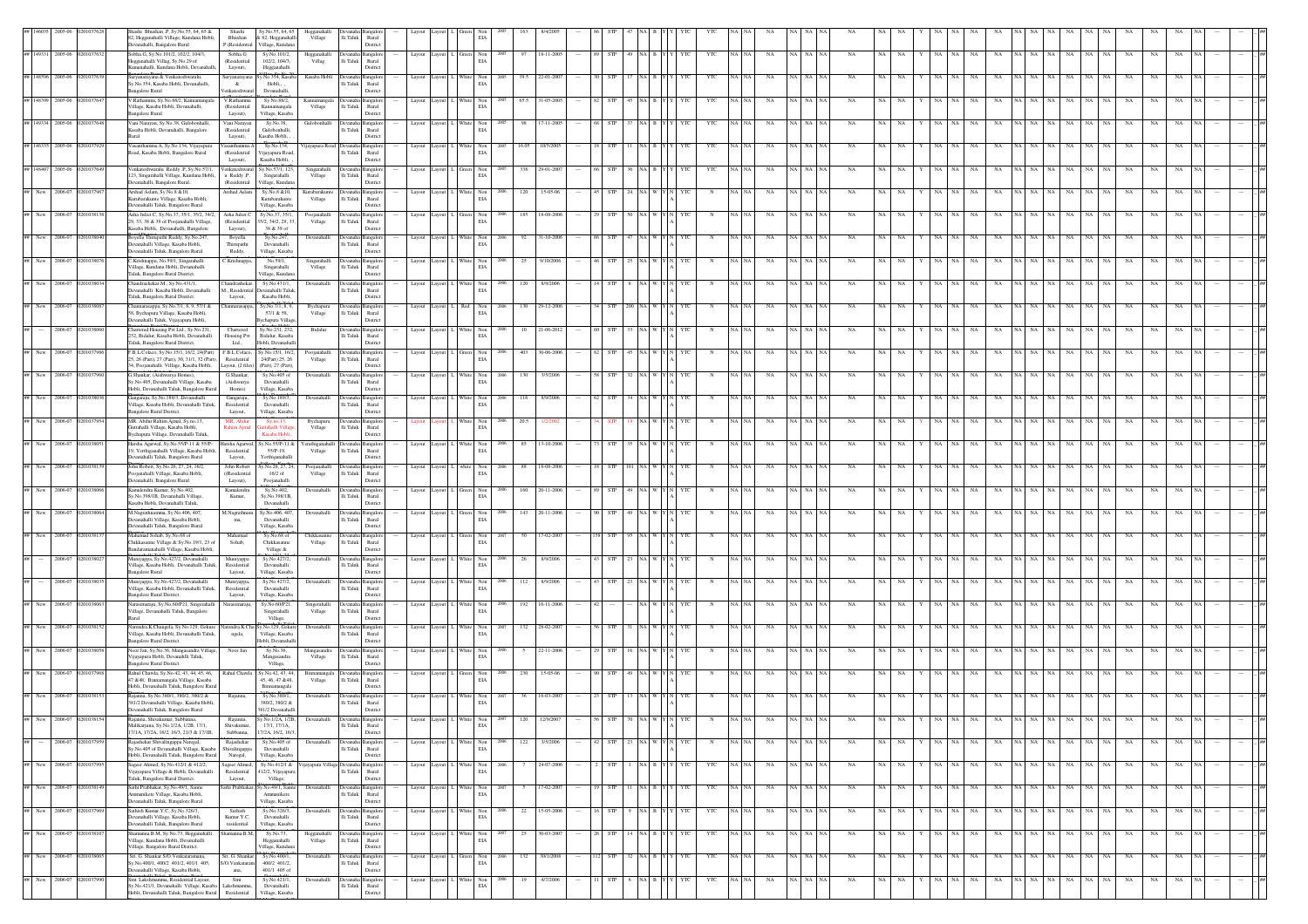| | | | | | | | | | | | | | | | | | | | | | | | | | | | | | | | | | | | | | | | | | | | | | | | | | | | | | |
|---|---|---|---|---|---|---|---|---|---|---|---|---|---|---|---|---|---|---|---|---|---|---|---|---|---|---|---|---|---|---|---|---|---|---|---|---|---|---|---|---|---|---|---|---|---|---|---|---|---|---|---|---|---|
| ## | 146035 | 2005-06 | 0201037628 | Shashi Bhushan .P, Sy.No.55, 64, 65 & 82, Hegganahalli Village, Kundana Hobli, Devanahalli, Bangalore Rural | Shashi Bhushan .P (Residential | Sy.No.55, 64, 65 & 82, Hegganahalli Village, Kundana | Hegganahalli Village | Devanahalli Taluk | Bangalore Rural District | --- | Layout | Layout | L | Green | Non EIA | 2005 | 163 | 8/4/2005 | --- | 86 | STP | 47 | NA | B | Y | Y | YTC | YTC | NA | NA | NA | NA | NA | NA | NA | NA | NA | Y | NA | NA | NA | NA | NA | NA | NA | NA | NA | NA | NA | NA | --- | --- | ## |
| ## | 149131 | 2005-06 | 0201037632 | Sobha G, Sy.No.101/2, 102/2, 104/3, Hegganahalli Villag, Sy.No.29 of Kannanahalli, Kundana Hobli, Devanahalli | Sobha G (Residential Layout) | Sy.No.101/2, 102/2, 104/3, Hegganahalli | Hegganahalli Villag | Devanahalli Taluk | Bangalore Rural District | --- | Layout | Layout | L | Green | Non EIA | 2005 | 97 | 18-11-2005 | --- | 89 | STP | 49 | NA | B | Y | Y | YTC | YTC | NA | NA | NA | NA | NA | NA | NA | NA | NA | Y | NA | NA | NA | NA | NA | NA | NA | NA | NA | NA | NA | NA | --- | --- | ## |
| ## | 148596 | 2005-06 | 0201037639 | Suryanarayana & Venkateshwaralu, Sy.No.354, Kasaba Hobli, Devanahalli, Bangalore Rural | Suryanarayana & Venkateshwaralu | Sy.No.354, Kasaba Hobli, Devanahalli | Kasaba Hobli | Devanahalli Taluk | Bangalore Rural District | --- | Layout | Layout | L | White | Non EIA | 2005 | 39.5 | 22-03-2007 | --- | 30 | STP | 17 | NA | B | Y | Y | YTC | YTC | NA | NA | NA | NA | NA | NA | NA | NA | NA | Y | NA | NA | NA | NA | NA | NA | NA | NA | NA | NA | NA | NA | --- | --- | ## |
| ## | 148599 | 2005-06 | 0201037647 | V.Rathamma, Sy.No.88/2, Kannamangala Village, Kasaba Hobli, Devanahalli, Bangalore Rural | V.Rathamma (Residential Layout) | Sy.No.88/2, Kannamangala Village, Kasaba | Kannamangala Village | Devanahalli Taluk | Bangalore Rural District | --- | Layout | Layout | L | White | Non EIA | 2005 | 65.5 | 31-05-2005 | --- | 82 | STP | 45 | NA | B | Y | Y | YTC | YTC | NA | NA | NA | NA | NA | NA | NA | NA | NA | Y | NA | NA | NA | NA | NA | NA | NA | NA | NA | NA | NA | NA | --- | --- | ## |
| ## | 149334 | 2005-06 | 0201037648 | Vani Narayan, Sy.No.38, Gulobenhalli, Kasaba Hobli, Devanahalli, Bangalore Rural | Vani Narayan (Residential Layout) | Sy.No.38, Gulobenhalli, Kasaba Hobli | Gulobenhalli | Devanahalli Taluk | Bangalore Rural District | --- | Layout | Layout | L | White | Non EIA | 2005 | 98 | 17-11-2005 | --- | 68 | STP | 37 | NA | B | Y | Y | YTC | YTC | NA | NA | NA | NA | NA | NA | NA | NA | NA | Y | NA | NA | NA | NA | NA | NA | NA | NA | NA | NA | NA | NA | --- | --- | ## |
| ## | 146335 | 2005-06 | 0201037929 | Vasanthamma A, Sy.No.134, Vijayapura Road, Kasaba Hobli, Bangalore Rural | Vasanthamma A (Residential Layout) | Sy.No.134, Vijayapura Road, Kasaba Hobli | Vijayapura Road | Devanahalli Taluk | Bangalore Rural District | --- | Layout | Layout | L | White | Non EIA | 2005 | 16.05 | 10/5/2005 | --- | 19 | STP | 11 | NA | B | Y | Y | YTC | YTC | NA | NA | NA | NA | NA | NA | NA | NA | NA | Y | NA | NA | NA | NA | NA | NA | NA | NA | NA | NA | NA | NA | --- | --- | ## |
| ## | 148407 | 2005-06 | 0201037649 | Venkateshwaralu Reddy .P, Sy.No.57/1, 123, Singarahalli Village, Kundana Hobli, Devanahalli, Bangalore Rural | Venkateshwaralu Reddy .P (Residential | Sy.No.57/1, 123, Singarahalli Village, Kundana | Singarahalli Village | Devanahalli Taluk | Bangalore Rural District | --- | Layout | Layout | L | Green | Non EIA | 2005 | 338 | 29-01-2007 | --- | 66 | STP | 36 | NA | B | Y | Y | YTC | YTC | NA | NA | NA | NA | NA | NA | NA | NA | NA | Y | NA | NA | NA | NA | NA | NA | NA | NA | NA | NA | NA | NA | --- | --- | ## |
| ## | New | 2006-07 | 0201037967 | Arshad Aslam, Sy.No.8 &10, Kurubarakunte Village, Kasaba Hobli, Devanahalli Taluk, Bangalore Rural | Arshad Aslam | Sy.No.8 &10, Kurubarakunte Village, Kasaba | Kurubarakunte Village | Devanahalli Taluk | Bangalore Rural District | --- | Layout | Layout | L | White | Non EIA | 2006 | 120 | 15-05-06 | --- | 45 | STP | 24 | NA | W | Y | N | YTC | N | NA | NA | NA | NA | NA | NA | NA | NA | NA | Y | NA | NA | NA | NA | NA | NA | NA | NA | NA | NA | NA | NA | --- | --- | ## |
| ## | New | 2006-07 | 0201038138 | Asha Julist.C, Sy.No.37, 35/1, 35/2, 34/2, 29, 33, 38 & 39 of Poojanahalli Village, Kasaba Hobli, Devanahalli, Bangalore | Asha Julist.C (Residential Layout) | Sy.No.37, 35/1, 35/2, 34/2, 29, 33, 38 & 39 of | Poojanahalli Village | Devanahalli Taluk | Bangalore Rural District | --- | Layout | Layout | L | Green | Non EIA | 2006 | 185 | 18-08-2006 | --- | 29 | STP | 50 | NA | W | Y | N | YTC | N | NA | NA | NA | NA | NA | NA | NA | NA | NA | Y | NA | NA | NA | NA | NA | NA | NA | NA | NA | NA | NA | NA | --- | --- | ## |
| ## | New | 2006-07 | 0201038040 | Boyella Thimpathi Reddy, Sy.No.24/2, Devanahalli Village, Kasaba Hobli, Devanahalli Taluk, Bangalore Rural | Boyella Thimpathi Reddy | Sy.No.24/2, Devanahalli Village, Kasaba | Devanahalli | Devanahalli Taluk | Bangalore Rural District | --- | Layout | Layout | L | White | Non EIA | 2006 | 92 | 31-10-2006 | --- | 86 | STP | 47 | NA | W | Y | N | YTC | N | NA | NA | NA | NA | NA | NA | NA | NA | NA | Y | NA | NA | NA | NA | NA | NA | NA | NA | NA | NA | NA | NA | --- | --- | ## |
| ## | New | 2006-07 | 0201038076 | C.Krishnappa, No.58/1, Singarahalli Village, Kundana Hobli, Devanahalli Taluk, Bangalore Rural District | C.Krishnappa | No.58/1, Singarahalli Village, Kundana | Singarahalli Village | Devanahalli Taluk | Bangalore Rural District | --- | Layout | Layout | L | White | Non EIA | 2006 | 25 | 9/10/2006 | --- | 46 | STP | 25 | NA | W | Y | N | YTC | N | NA | NA | NA | NA | NA | NA | NA | NA | NA | Y | NA | NA | NA | NA | NA | NA | NA | NA | NA | NA | NA | NA | --- | --- | ## |
| ## | New | 2006-07 | 0201038034 | Chandrashekar M., Sy.No.431/1, Devanahalli, Kasaba Hobli, Devanahalli Taluk, Bangalore Rural District | Chandrashekar M., Residential Layout | Sy.No.431/1, Devanahalli Taluk, Kasaba Hobli | Devanahalli | Devanahalli Taluk | Bangalore Rural District | --- | Layout | Layout | L | White | Non EIA | 2006 | 120 | 8/9/2006 | --- | 14 | STP | 8 | NA | W | Y | N | YTC | N | NA | NA | NA | NA | NA | NA | NA | NA | NA | Y | NA | NA | NA | NA | NA | NA | NA | NA | NA | NA | NA | NA | --- | --- | ## |
| ## | New | 2006-07 | 0201038087 | Channarasappa, Sy.No.7/1, 8, 9, 57/1 & 58, Bychapura Village, Kasaba Hobli, Devanahalli Taluk, Vijayapura Hobli | Channarasappa | Sy.No.7/1, 8, 9, 57/1 & 58, Bychapura Village | Bychapura Village | Devanahalli Taluk | Bangalore Rural District | --- | Layout | Layout | L | Red | Non EIA | 2006 | 130 | 29-12-2006 | --- | 54 | STP | 200 | NA | W | Y | N | YTC | N | NA | NA | NA | NA | NA | NA | NA | NA | NA | Y | NA | NA | NA | NA | NA | NA | NA | NA | NA | NA | NA | NA | --- | --- | ## |
| ## | --- | 2006-07 | 0201038060 | Chartered Housing Pvt Ltd., Sy.No.231, 232, Bidalur, Kasaba Hobli, Devanahalli Taluk, Bangalore Rural District | Chartered Housing Pvt Ltd. | Sy.No.231, 232, Bidalur, Kasaba Hobli, Devanahalli | Bidalur | Devanahalli Taluk | Bangalore Rural District | --- | Layout | Layout | L | White | Non EIA | 2006 | 10 | 21-06-2012 | --- | 60 | STP | 33 | NA | W | Y | N | YTC | N | NA | NA | NA | NA | NA | NA | NA | NA | NA | Y | NA | NA | NA | NA | NA | NA | NA | NA | NA | NA | NA | NA | --- | --- | ## |
| ## | New | 2006-07 | 0201037986 | F.B.L.Colaco, Sy.No.15/1, 16/2, 24(Part) 25, 26 (Part), 27 (Part), 30, 31/1, 32 (Part), 34, Poojanahalli Village, Kasaba Hobli | F.B.L.Colaco, Residential Layout (2 files) | Sy.No.15/1, 16/2, 24(Part) 25, 26 (Part), 27 (Part) | Poojanahalli Village | Devanahalli Taluk | Bangalore Rural District | --- | Layout | Layout | L | Green | Non EIA | 2006 | 403 | 30-06-2006 | --- | 82 | STP | 45 | NA | W | Y | N | YTC | N | NA | NA | NA | NA | NA | NA | NA | NA | NA | Y | NA | NA | NA | NA | NA | NA | NA | NA | NA | NA | NA | NA | --- | --- | ## |
| ## | New | 2006-07 | 0201037960 | G.Shankar, (Aishwarya Homes), Sy.No.405, Devanahalli Village, Kasaba Hobli, Devanahalli Taluk, Bangalore Rural | G.Shankar, (Aishwarya Homes) | Sy.No.405 of Devanahalli Village, Kasaba | Devanahalli | Devanahalli Taluk | Bangalore Rural District | --- | Layout | Layout | L | White | Non EIA | 2006 | 130 | 3/5/2006 | --- | 58 | STP | 32 | NA | W | Y | N | YTC | N | NA | NA | NA | NA | NA | NA | NA | NA | NA | Y | NA | NA | NA | NA | NA | NA | NA | NA | NA | NA | NA | NA | --- | --- | ## |
| ## | New | 2006-07 | 0201038036 | Gangaraju, Sy.No.189/3, Devanahalli Village, Kasaba Hobli, Devanahalli Taluk, Bangalore Rural District | Gangaraju, Residential Layout | Sy.No.189/3, Devanahalli Village, Kasaba | Devanahalli | Devanahalli Taluk | Bangalore Rural District | --- | Layout | Layout | L | White | Non EIA | 2006 | 115 | 8/9/2006 | --- | 62 | STP | 34 | NA | W | Y | N | YTC | N | NA | NA | NA | NA | NA | NA | NA | NA | NA | Y | NA | NA | NA | NA | NA | NA | NA | NA | NA | NA | NA | NA | --- | --- | ## |
| ## | New | 2006-07 | 0201037954 | MR. Abdur Rahim Ajmal, Sy.no.13, Gurrahalli Village, Kasaba Hobli, Bychapura Village, Devanahalli Taluk | MR. Abdur Rahim Ajmal | Sy.no.13, Gurrahalli Village, Kasaba Hobli | Bychapura Village | Devanahalli Taluk | Bangalore Rural District | --- | Layout | Layout | L | White | Non EIA | 2006 | 20.5 | 1/2/2002 | --- | 34 | STP | 19 | NA | W | Y | N | YTC | N | NA | NA | NA | NA | NA | NA | NA | NA | NA | Y | NA | NA | NA | NA | NA | NA | NA | NA | NA | NA | NA | NA | --- | --- | ## |
| ## | New | 2006-07 | 0201038051 | Harsha Agarwal, Sy.No.55/P-11 & 55/P-19, Yerthiganahalli Village, Kasaba Hobli, Devanahalli Taluk, Bangalore Rural | Harsha Agarwal, Residential Layout | Sy.No.55/P-11 & 55/P-19, Yerthiganahalli | Yarathiganahalli Village | Devanahalli Taluk | Bangalore Rural District | --- | Layout | Layout | L | White | Non EIA | 2006 | 85 | 13-10-2006 | --- | 73 | STP | 35 | NA | W | Y | N | YTC | N | NA | NA | NA | NA | NA | NA | NA | NA | NA | Y | NA | NA | NA | NA | NA | NA | NA | NA | NA | NA | NA | NA | --- | --- | ## |
| ## | New | 2006-07 | 0201038139 | John Robert, Sy.No.26, 27, 24, 16/2, Poojanahalli Village, Kasaba Hobli, Devanahalli, Bangalore Rural | John Robert (Residential Layout) | Sy.No.26, 27, 24, 16/2 of Poojanahalli | Poojanahalli Village | Devanahalli Taluk | Bangalore Rural District | --- | Layout | Layout | L | white | Non EIA | 2006 | 88 | 18-08-2006 | --- | 18 | STP | 101 | NA | W | Y | N | YTC | N | NA | NA | NA | NA | NA | NA | NA | NA | NA | Y | NA | NA | NA | NA | NA | NA | NA | NA | NA | NA | NA | NA | --- | --- | ## |
| ## | New | 2006-07 | 0201038066 | Kamalendra Kumar, Sy.No.402, Sy.No.398/1B, Devanahalli Village, Kasaba Hobli, Devanahalli Taluk | Kamalendra Kumar | Sy.No.402, Sy.No.398/1B, Devanahalli | Devanahalli | Devanahalli Taluk | Bangalore Rural District | --- | Layout | Layout | L | Green | Non EIA | 2006 | 160 | 20-11-2006 | --- | 89 | STP | 49 | NA | W | Y | N | YTC | N | NA | NA | NA | NA | NA | NA | NA | NA | NA | Y | NA | NA | NA | NA | NA | NA | NA | NA | NA | NA | NA | NA | --- | --- | ## |
| ## | New | 2006-07 | 0201038064 | M.Nagarathnamma, Sy.No.406, 407, Devanahalli Village, Kasaba Hobli, Devanahalli Taluk, Bangalore Rural | M.Nagarathnamma | Sy.No.406, 407, Devanahalli Village, Kasaba | Devanahalli | Devanahalli Taluk | Bangalore Rural District | --- | Layout | Layout | L | Green | Non EIA | 2006 | 143 | 20-11-2006 | --- | 90 | STP | 49 | NA | W | Y | N | YTC | N | NA | NA | NA | NA | NA | NA | NA | NA | NA | Y | NA | NA | NA | NA | NA | NA | NA | NA | NA | NA | NA | NA | --- | --- | ## |
| ## | New | 2006-07 | 0201038137 | Maharnad Sohab, Sy.No.68 of Chikkasanne Village & Sy.No.19/1, 23 of Bandaranamahalli Village, Kasaba Hobli | Maharnad Sohab | Sy.No.68 of Chikkasanne Village & | Chikkasanne Village | Devanahalli Taluk | Bangalore Rural District | --- | Layout | Layout | L | Green | Non EIA | 2007 | 50 | 17-02-2007 | --- | 158 | STP | 95 | NA | W | Y | N | YTC | N | NA | NA | NA | NA | NA | NA | NA | NA | NA | Y | NA | NA | NA | NA | NA | NA | NA | NA | NA | NA | NA | NA | --- | --- | ## |
| ## | --- | 2006-07 | 0201038027 | Muniyappa, Sy.No.427/2, Devanahalli Village, Kasaba Hobli, Devanahalli Taluk, Bangalore Rural | Muniyappa Residential Layout | Sy.No.427/2, Devanahalli | Devanahalli | Devanahalli Taluk | Bangalore Rural District | --- | Layout | Layout | L | White | Non EIA | 2006 | 26 | 8/9/2006 | --- | 43 | STP | 23 | NA | W | Y | N | YTC | N | NA | NA | NA | NA | NA | NA | NA | NA | NA | Y | NA | NA | NA | NA | NA | NA | NA | NA | NA | NA | NA | NA | --- | --- | ## |
| ## | --- | 2006-07 | 0201038035 | Muniyappa, Sy.No.427/2, Devanahalli Village, Kasaba Hobli, Devanahalli Taluk, Bangalore Rural District. | Muniyappa, Residential Layout | Sy.No.427/2, Devanahalli Village, Kasaba | Devanahalli | Devanahalli Taluk | Bangalore Rural District | --- | Layout | Layout | L | White | Non EIA | 2006 | 112 | 8/9/2006 | --- | 43 | STP | 23 | NA | W | Y | N | YTC | N | NA | NA | NA | NA | NA | NA | NA | NA | NA | Y | NA | NA | NA | NA | NA | NA | NA | NA | NA | NA | NA | NA | --- | --- | ## |
| ## | New | 2006-07 | 0201038063 | Narasimaraju, Sy.No.60/P21, Singarahalli Village, Devanahalli Taluk, Bangalore Rural | Narasimaraju | Sy.No.60/P21, Singarahalli Village | Singarahalli Village | Devanahalli Taluk | Bangalore Rural District | --- | Layout | Layout | L | White | Non EIA | 2006 | 192 | 16-11-2006 | --- | 42 | --- | --- | NA | W | Y | N | YTC | N | NA | NA | NA | NA | NA | NA | NA | NA | NA | Y | NA | NA | NA | NA | NA | NA | NA | NA | NA | NA | NA | NA | --- | --- | ## |
| ## | New | 2006-07 | 0201038152 | Narendra K.Changela, Sy.No.125, Gokare Village, Kasaba Hobli, Devanahalli Taluk, Bangalore Rural District. | Narendra K.Changela | Sy.No.125, Gokare Village, Kasaba Hobli, Devanahalli | Devanahalli | Devanahalli Taluk | Bangalore Rural District | --- | Layout | Layout | L | White | Non EIA | 2007 | 132 | 28-02-2007 | --- | 56 | STP | 31 | NA | W | Y | N | YTC | N | NA | NA | NA | NA | NA | NA | NA | NA | NA | Y | NA | NA | NA | NA | NA | NA | NA | NA | NA | NA | NA | NA | --- | --- | ## |
| ## | New | 2006-07 | 0201038058 | Noor Jan, Sy.No.36, Mangasandra Village, Vijayapura Hobli, Devanahalli Taluk, Bangalore Rural District. | Noor Jan | Sy.No.36, Mangasandra Village | Mangasandra Village | Devanahalli Taluk | Bangalore Rural District | --- | Layout | Layout | L | White | Non EIA | 2006 | 5 | 22-11-2006 | --- | 29 | STP | 16 | NA | W | Y | N | YTC | N | NA | NA | NA | NA | NA | NA | NA | NA | NA | Y | NA | NA | NA | NA | NA | NA | NA | NA | NA | NA | NA | NA | --- | --- | ## |
| ## | New | 2006-07 | 0201037968 | Rahul Chawla, Sy.No.42, 43, 44, 45, 46, 47 & 48, Bimmanangala Village, Kasaba Hobli, Devanahalli Taluk, Bangalore Rural | Rahul Chawla | Sy.No.42, 43, 44, 45, 46, 47 &48, Bimmanangala | Bimmanangala Village | Devanahalli Taluk | Bangalore Rural District | --- | Layout | Layout | L | Green | Non EIA | 2006 | 230 | 15-05-06 | --- | 90 | STP | 49 | NA | W | Y | N | YTC | N | NA | NA | NA | NA | NA | NA | NA | NA | NA | Y | NA | NA | NA | NA | NA | NA | NA | NA | NA | NA | NA | NA | --- | --- | ## |
| ## | New | 2006-07 | 0201038153 | Rajanna, Sy.No.380/1, 380/2, 380/2 & 381/2 Devanahalli Village, Kasaba Hobli, Devanahalli Taluk, Bangalore Rural | Rajanna | Sy.No.380/1, 380/2 & 381/2 Devanahalli | Devanahalli | Devanahalli Taluk | Bangalore Rural District | --- | Layout | Layout | L | White | Non EIA | 2007 | 36 | 16-03-2007 | --- | 23 | STP | 13 | NA | W | Y | N | YTC | N | NA | NA | NA | NA | NA | NA | NA | NA | NA | Y | NA | NA | NA | NA | NA | NA | NA | NA | NA | NA | NA | NA | --- | --- | ## |
| ## | New | 2006-07 | 0201038154 | Rajanna, Shivakumar, Subbanna, Mallikarjuna, Sy.No.1/2A, 1/2B, 17/1, 17/1A, 17/2A, 16/2, 16/3, 21/3 & 17/1B | Rajanna, Shivakumar, Subbanna | Sy.No.1/2A, 1/2B, 17/1, 17/1A, 17/2A, 16/2, 16/3 | Devanahalli | Devanahalli Taluk | Bangalore Rural District | --- | Layout | Layout | L | White | Non EIA | 2007 | 120 | 12/9/2007 | --- | 56 | STP | 70 | NA | W | Y | N | YTC | N | NA | NA | NA | NA | NA | NA | NA | NA | NA | Y | NA | NA | NA | NA | NA | NA | NA | NA | NA | NA | NA | NA | --- | --- | ## |
| ## | --- | 2006-07 | 0201037959 | Rajashekar Shivalingappa Nanegal, Sy.No.405 of Devanahalli Village, Kasaba Hobli, Devanahalli Taluk, Bangalore Rural | Rajashekar Shivalingappa Nanegal | Sy.No.405 of Devanahalli Village, Kasaba | Devanahalli | Devanahalli Taluk | Bangalore Rural District | --- | Layout | Layout | L | White | Non EIA | 2006 | 122 | 3/5/2006 | --- | 42 | STP | 23 | NA | W | Y | N | YTC | N | NA | NA | NA | NA | NA | NA | NA | NA | NA | Y | NA | NA | NA | NA | NA | NA | NA | NA | NA | NA | NA | NA | --- | --- | ## |
| ## | New | 2006-07 | 0201037995 | Sageer Ahmed, Sy.No.412/1 & 412/2, Vijayapura Village & Hobli, Devanahalli Taluk, Bangalore Rural District. | Sageer Ahmed, Residential Layout | Sy.No.412/1 & 412/2, Vijayapura Village | Vijayapura Village | Devanahalli Taluk | Bangalore Rural District | --- | Layout | Layout | L | White | Non EIA | 2006 | 7 | 24-07-2006 | --- | 2 | STP | 1 | NA | B | Y | Y | YTC | YTC | NA | NA | NA | NA | NA | NA | NA | NA | NA | Y | NA | NA | NA | NA | NA | NA | NA | NA | NA | NA | NA | NA | --- | --- | ## |
| ## | New | 2006-07 | 0201038149 | Sathi Prabhakar, Sy.No.49/1, Sanne Ammanikere Village, Kasaba Hobli, Devanahalli Taluk, Bangalore Rural | Sathi Prabhakar | Sy.No.49/1, Sanne Ammanikere Village, Kasaba | Devanahalli | Devanahalli Taluk | Bangalore Rural District | --- | Layout | Layout | L | White | Non EIA | 2007 | 5 | 17-02-2007 | --- | 19 | STP | 11 | NA | B | Y | Y | YTC | YTC | NA | NA | NA | NA | NA | NA | NA | NA | NA | Y | NA | NA | NA | NA | NA | NA | NA | NA | NA | NA | NA | NA | --- | --- | ## |
| ## | New | 2006-07 | 0201037969 | Sathish Kumar Y.C, Sy.No.326/3, Devanahalli Village, Kasaba Hobli, Devanahalli Taluk, Bangalore Rural | Sathish Kumar Y.C. residential | Sy.No.326/3, Devanahalli Village, Kasaba | Devanahalli | Devanahalli Taluk | Bangalore Rural District | --- | Layout | Layout | L | White | Non EIA | 2006 | 22 | 15-05-2006 | --- | 16 | STP | 9 | NA | B | Y | Y | YTC | YTC | NA | NA | NA | NA | NA | NA | NA | NA | NA | Y | NA | NA | NA | NA | NA | NA | NA | NA | NA | NA | NA | NA | --- | --- | ## |
| ## | New | 2006-07 | 0201038107 | Shamanna B.M, Sy.No.73, Hegganahalli Village, Kundana Hobli, Devanahalli Taluk, Bangalore Rural District. | Shamanna B.M | Sy.No.73, Hegganahalli Village, Kundana | Hegganahalli Village | Devanahalli Taluk | Bangalore Rural District | --- | Layout | Layout | L | White | Non EIA | 2007 | 25 | 30-03-2007 | --- | 26 | STP | 14 | NA | B | Y | Y | YTC | YTC | NA | NA | NA | NA | NA | NA | NA | NA | NA | Y | NA | NA | NA | NA | NA | NA | NA | NA | NA | NA | NA | NA | --- | --- | ## |
| ## | New | 2006-07 | 0201038065 | Sri. G. Shankar S/O Venkataramana, Sy.No.400/1, 400/2, 401/2, 401/1 405, Devanahalli Village, Kasaba Hobli | Sri. G. Shankar S/O Venkataramana | Sy.No.400/1, 400/2, 401/2, 401/1 405 of | Devanahalli | Devanahalli Taluk | Bangalore Rural District | --- | Layout | Layout | L | Green | Non EIA | 2006 | 132 | 30/11/2006 | --- | 112 | STP | 32 | NA | B | Y | Y | YTC | YTC | NA | NA | NA | NA | NA | NA | NA | NA | NA | Y | NA | NA | NA | NA | NA | NA | NA | NA | NA | NA | NA | NA | --- | --- | ## |
| ## | New | 2006-07 | 0201037990 | Smt. Lakshmamma, Residential Layout, Sy.No.421/1, Devanahalli Village, Kasaba Hobli, Devanahalli Taluk, Bangalore Rural | Smt Lakshmamma, Residential | Sy.No.421/1, Devanahalli Village, Kasaba | Devanahalli | Devanahalli Taluk | Bangalore Rural District | --- | Layout | Layout | L | White | Non EIA | 2006 | 19 | 4/7/2006 | --- | 11 | STP | 6 | NA | B | Y | Y | YTC | YTC | NA | NA | NA | NA | NA | NA | NA | NA | NA | Y | NA | NA | NA | NA | NA | NA | NA | NA | NA | NA | NA | NA | --- | --- | ## |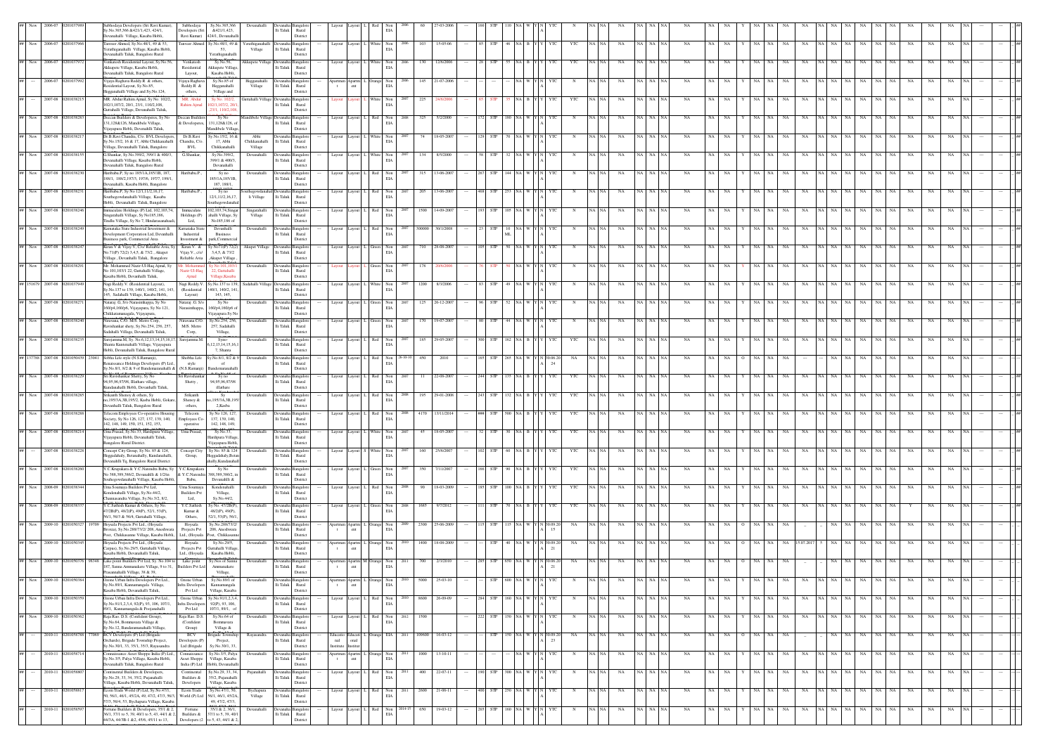| | | | | | | | | | | | | | | | | | | | | | | | | | | | | | |
|---|---|---|---|---|---|---|---|---|---|---|---|---|---|---|---|---|---|---|---|---|---|---|---|---|---|---|---|---|---|
| ## | New | 2006-07 | 0201037989 | | Sabhodaya Developers (Sri Ravi Kumar), Sy.No.365,366 &421/1,423, 424/1, Devanahalli Village, Kasaba Hobli, | Sabhodaya Developers (Sri Ravi Kumar) | Sy.No.365,366 &421/1,423, 424/1, Devanahalli | Devanahalli | Devanahalli Taluk | Bangalore Rural District | --- | Layout | Layout | L | Red | Non EIA | 2006 | 60 | 27-03-2006 | --- | 166 | STP | 110 | NA | W | Y | N | YTC | N |
| ## | New | 2006-07 | 0201037966 | | Tanveer Ahmed, Sy.No.48/1, 49 & 53, Yerathiganahalli Village, Kasaba Hobli, Devanahalli Taluk, Bangalore Rural | Tanveer Ahmed | Sy.No.48/1, 49 & 53, Yerathiganahalli | Yerathiganahalli Village | Devanahalli Taluk | Bangalore Rural District | --- | Layout | Layout | L | White | Non EIA | 2006 | 103 | 15-05-06 | --- | 85 | STP | 46 | NA | B | Y | Y | YTC | YTC |
| ## | New | 2006-07 | 0201037972 | | Venkatesh Residential Layout, Sy.No.56, Akkupete Village, Kasaba Hobli, Devanahalli Taluk, Bangalore Rural | Venkatesh Residential Layout, | Sy.No.56, Akkupete Village, Kasaba Hobli, | Akkupete Village | Devanahalli Taluk | Bangalore Rural District | --- | Layout | Layout | L | White | Non EIA | 2006 | 130 | 12/6/2006 | --- | 28 | STP | 55 | NA | B | Y | Y | YTC | YTC |
| ## | --- | 2006-07 | 0201037992 | | Vijaya Raghava Reddy R. & others, Residential Layout, Sy.No.85, Hegganahalli Village and Sy.No.124, | Vijaya Raghava Reddy R. & others, | Sy.No.85 of Hegganahalli Village and | Hegganahalli Village | Devanahalli Taluk | Bangalore Rural District | --- | Apartment | Apartment | L | Orange | Non EIA | 2006 | 145 | 21-07-2006 | --- | --- | --- | --- | NA | W | Y | N | YTC | N |
| ## | --- | 2007-08 | 0201038215 | | MR. Abdur Rahim Ajmal, Sy.No. 102/2, 102/1,107/2, 28/1, 23/1, 110/2,108, Gurrahalli Village, Devanahalli Taluk, | MR. Abdur Rahim Ajmal | Sy.No. 102/2, 102/1,107/2, 28/1, 23/1, 110/2,108, | Gurrahalli Village | Devanahalli Taluk | Bangalore Rural District | --- | Layout | Layout | L | White | Non EIA | 2007 | 225 | 24/8/2006 | --- | 65 | STP | 35 | NA | B | Y | Y | YTC | YTC |
| ## | New | 2007-08 | 0201038283 | | Deccan Builders & Developers, Sy.No 131,128&126, Mandibele Village, Vijayapura Hobli, Devanahalli Taluk, | Deccan Builders & Developers, | Sy.No 131,128&126, of Mandibele Village, | Mandibele Village | Devanahalli Taluk | Bangalore Rural District | --- | Layout | Layout | L | Red | Non EIA | 2008 | 325 | 5/2/2008 | --- | 172 | STP | 180 | NA | W | Y | N | YTC | N |
| ## | New | 2007-08 | 0201038217 | | Dr.B.Ravi Chandra, C/o. BVL Developers, Sy.No.15/2, 16 & 17, Abbi Chikkanahalli Village, Devanahalli Taluk, Bangalore | Dr.B.Ravi Chandra, C/o. BVL | Sy.No.15/2, 16 & 17, Abbi Chikkanahalli | Abbi Chikkanahalli Village | Devanahalli Taluk | Bangalore Rural District | --- | Layout | Layout | L | White | Non EIA | 2007 | 74 | 18-05-2007 | --- | 129 | STP | 70 | NA | W | Y | N | YTC | N |
| ## | New | 2007-08 | 0201038155 | | G.Shankar, Sy.No.399/2, 399/3 & 400/3, Devanahalli Village, Kasaba Hobli, Devanahalli Taluk, Bangalore Rural | G.Shankar, | Sy.No.399/2, 399/3 & 400/3, Devanahalli | Devanahalli | Devanahalli Taluk | Bangalore Rural District | --- | Layout | Layout | L | White | Non EIA | 2007 | 134 | 8/5/2000 | --- | 58 | STP | 32 | NA | W | Y | N | YTC | N |
| ## | New | 2007-08 | 0201038230 | | Haribabu.P, Sy.no 185/1A,185/1B, 187, 188/1, 188/2,197/3, 197/6, 197/7, 199/1, Devanahalli, Kasaba Hobli, Bangalore | Haribabu.P, | Sy no 185/1A,185/1B, 187, 188/1, | Devanahalli | Devanahalli Taluk | Bangalore Rural District | --- | Layout | Layout | L | Red | Non EIA | 2007 | 315 | 13-06-2007 | --- | 267 | STP | 144 | NA | W | Y | N | YTC | N |
| ## | New | 2007-08 | 0201038231 | | Haribabu.P, Sy.No 12/1,11/2,16,17, Southegowdanahalli Village, Kasaba Hobli, Devanahalli Taluk, Bangalore | Haribabu.P, | Sy no 12/1,11/2,16,17, Southegowdanahal | Southegowdanahalli Village | Devanahalli Taluk | Bangalore Rural District | --- | Layout | Layout | L | Red | Non EIA | 2007 | 205 | 13-06-2007 | --- | 408 | STP | 253 | NA | W | Y | N | YTC | N |
| ## | New | 2007-08 | 0201038246 | | Immaculate Holdings (P) Ltd, 102,103,74, Singarahalli Village, Sy.No185,186, Tindlu Village, Sy.No 7, Hindaranamahal, | Immaculate Holdings (P) Ltd, | 102,103,74,Singarahalli Village, Sy No185,186 of | Singarahalli Village | Devanahalli Taluk | Bangalore Rural District | --- | Layout | Layout | L | White | Non EIA | 2007 | 1500 | 14-09-2007 | --- | 193 | STP | 105 | NA | W | Y | N | YTC | N |
| ## | New | 2007-08 | 0201038249 | | Karnataka State Industrial Investment & Development Corporation Ltd, Devanahalli Business park, Commercial Area | Karnataka State Industrial Investment & | Devanahalli Business park,Commercial | Devanahalli | Devanahalli Taluk | Bangalore Rural District | --- | Layout | Layout | L | Red | Non EIA | 2007 | 300000 | 30/1/2008 | --- | 23 | STP | 10 ML | NA | W | Y | N | YTC | N |
| ## | New | 2007-08 | 0201038247 | | Kiran V & Vijay V, C/o/ Reliable Avia, Sy No.71(P) 72(2) 3,4,5, & 73/2 , Akupet Village , Devanahalli Taluk, Bangalore | Kiran V & Vijay V., c/o/ Reliable Avia | Sy No71(P) 72(2) 3,4,5, & 73/2 ,Akupet Village , | Akupet Village | Devanahalli Taluk | Bangalore Rural District | --- | Layout | Layout | L | Green | Non EIA | 2007 | 710 | 28-08-2007 | --- | 109 | STP | 50 | NA | W | Y | N | YTC | N |
| ## | New | 2007-08 | 0201038291 | | Mr. Mohammed Nasir-Ul-Haq Ajmal, Sy No.101,103/1 22, Gurrahalli Village, Kasaba Hobli, Devanahalli Taluk, | Mr. Mohammed Nasir-Ul-Haq Ajmal | Sy No.101,103/1 22, Gurrahalli Village,Kasaba | Devanahalli | Devanahalli Taluk | Bangalore Rural District | --- | Layout | Layout | L | Green | Non EIA | 2007 | 178 | 20/6/2006 | --- | 76 | STP | 50 | NA | W | Y | N | YTC | N |
| ## | 151679 | 2007-08 | 0201037949 | | Nagi Reddy V. (Residential Layout), Sy.No.137 to 139, 140/1, 140/2, 141, 143, 145, Sadahalli Village, Kasaba Hobli, | Nagi Reddy V. (Residential Layout) | Sy.No.137 to 139, 140/1, 140/2, 141, 143, 145, | Sadahalli Village | Devanahalli Taluk | Bangalore Rural District | --- | Layout | Layout | L | White | Non EIA | 2007 | 1200 | 8/3/2006 | --- | 83 | STP | 49 | NA | W | Y | N | YTC | N |
| ## | New | 2007-08 | 0201038271 | | Nataraj .G, S/o Narasimhappa, Sy No 160/p4,160/p6, Vijayapura, Sy No 121, Chikkatumakuru, Vijayapura, | Nataraj .G, S/o Narasimhappa, | Sy No 160/p4,160/p6 of Vijayapura Sy No | Devanahalli | Devanahalli Taluk | Bangalore Rural District | --- | Layout | Layout | L | Green | Non EIA | 2007 | 125 | 26-12-2007 | --- | 96 | STP | 52 | NA | W | Y | N | YTC | N |
| ## | New | 2007-08 | 0201038240 | | Niravana, C/O. M/S. Metro Corp., Ravishankar shety, Sy.No.254, 256, 257, Sadahalli Village, Devanahalli Taluk, | Niravana C/O. M/S. Metro Corp., | Sy.No.254, 256, 257, Sadahalli Village, | Devanahalli | Devanahalli Taluk | Bangalore Rural District | --- | Layout | Layout | L | Green | Non EIA | 2007 | 170 | 19-03-2007 | --- | 80 | STP | 44 | NA | W | Y | N | YTC | N |
| ## | New | 2007-08 | 0201038235 | | Sarojamma.M, Sy. No.6,12,13,14,15,16,17, Shanta Kumaranahalli Village, Vijayapura Hobli, Devanahalli Taluk, Bangalore Rural | Sarojamma.M, | Syno 6,12,13,14,15,16,17, Shanta | Devanahalli | Devanahalli Taluk | Bangalore Rural District | --- | Layout | Layout | L | Red | Non EIA | 2007 | 185 | 29-05-2007 | --- | 300 | STP | 162 | NA | B | Y | Y | YTC | YTC |
| ## | 157788 | 2007-08 | 0201050439 | 23041 | Sobha Life style (N.S.Ramanji), Renaissance Holdings Developers (P) Ltd, Sy.No.8/1, 8/2 & 9 of Bandemaranahalli & | Shobha Life style (N.S.Ramanji) | Sy No.8/1, 8/2 & 9 of Bandemaranahalli | Devanahalli | Devanahalli Taluk | Bangalore Rural District | --- | Layout | Layout | L | Red | Non EIA | 26-10-10 | 450 | 2010 | --- | 165 | STP | 265 | NA | W | Y | N | 30.06.2024 | NA |
| ## | New | 2007-08 | 0201038229 | | Sri Ravishankar Shetty, Sy No 94,95,96,97/98, Illathore village, Kundanahalli Hobli, Devanahalli Taluk, | Sri Ravishankar Shetty , | Sy no 94,95,96,97/98 Illathore | Devanahalli | Devanahalli Taluk | Bangalore Rural District | --- | Layout | Layout | L | Red | Non EIA | 2007 | 11 | 22-08-2007 | --- | 244 | STP | 135 | NA | B | Y | Y | YTC | YTC |
| ## | New | 2007-08 | 0201038285 | | Srikanth Shenoy & others, Sy no,195/3A,3B,195/2, Kasba Hobli, Gokare, Devanahalli Taluk, Bangalore Rural | Srikanth Shenoy & others, | Sy no,195/3A,3B,195/2,Kasba | Devanahalli | Devanahalli Taluk | Bangalore Rural District | --- | Layout | Layout | L | Red | Non EIA | 2008 | 195 | 29-01-2008 | --- | 243 | STP | 132 | NA | B | Y | Y | YTC | YTC |
| ## | New | 2007-08 | 0201038288 | | Telecom Employees Co-operative Housing Society, Sy No 126, 127, 137, 139, 140, 142, 148, 149, 150, 151, 152, 153, | Telecom Employees Co-operative | Sy No 126, 127, 137, 139, 140, 142, 148, 149, | Devanahalli | Devanahalli Taluk | Bangalore Rural District | --- | Layout | Layout | L | Red | Non EIA | 2008 | 4170 | 13/11/2014 | --- | ### | STP | 500 | NA | B | Y | Y | YTC | YTC |
| ## | New | 2007-08 | 0201038214 | | Uma Prasad, Sy.No.33, Hardipura Village, Vijayapura Hobli, Devanahalli Taluk, Bangalore Rural District. | Uma Prasad, | Sy.No.33, Hardipura Village, Vijayapura Hobli, | Devanahalli | Devanahalli Taluk | Bangalore Rural District | --- | Layout | Layout | L | White | Non EIA | 2007 | 45 | 18-05-2007 | --- | 60 | STP | 30 | NA | B | Y | Y | YTC | YTC |
| ## | --- | 2007-08 | 0201038228 | | Concept City Group, Sy.No. 85 & 124, Hegganahaly, Betanahally, Kundanahalli, Devanahalli Tq, Bangalore Rural District | Concept City Group, | Sy.No. 85 & 124 Hegganahaly,Betanahally,Kundanahalli | Devanahalli | Devanahalli Taluk | Bangalore Rural District | --- | Layout | Layout | S | White | Non EIA | 2007 | 160 | 25/6/2007 | --- | 102 | STP | 60 | NA | B | Y | Y | YTC | YTC |
| ## | New | 2007-08 | 0201038260 | | Y.C.Krupakara & Y.C.Narendra Babu, Sy No 388,389,386/2, Devanahalli & 1/2in Southegowdanahalli Village, Kasaba Hobli, | Y.C.Krupakara & Y.C.Narendra Babu, | Sy No 388,389,386/2, in Devanahalli & | Devanahalli | Devanahalli Taluk | Bangalore Rural District | --- | Layout | Layout | L | Green | Non EIA | 2007 | 350 | 7/11/2007 | --- | 166 | STP | 90 | NA | B | Y | Y | YTC | YTC |
| ## | New | 2008-09 | 0201038344 | | Uma Soumaya Builders Pvt Ltd, Kondenahalli Village, Sy.No.44/2, Channasandra Village, Sy.No.3/2, 8/2, | Uma Soumaya Builders Pvt Ltd, | Kondenahalli Village, Sy.No.44/2, | Devanahalli | Devanahalli Taluk | Bangalore Rural District | --- | Layout | Layout | L | Red | Non EIA | 2008 | 90 | 18-03-2009 | --- | 185 | STP | 100 | NA | B | Y | Y | YTC | YTC |
| ## | New | 2008-09 | 0201038337 | | Y.C.Sathish Kumar & Others, Sy No. 47/2B(P), 48/2(P), 49(P), 52/1, 53(P), 56/1, 56/3 & 56/4, Gurrahalli Village, | Y.C.Sathish Kumar & Others, | Sy No. 47/2B(P), 48/2(P), 49(P), 52/1, 53(P), 56/1, | Devanahalli | Devanahalli Taluk | Bangalore Rural District | --- | Layout | Layout | L | Green | Non EIA | 2008 | 1665 | 9/7/2012 | --- | 112 | STP | 70 | NA | B | Y | Y | YTC | YTC |
| ## | New | 2009-10 | 0201050327 | 19709 | Hoysala Projects Pvt Ltd., (Hoysala Breeze), Sy.No.288/73/2/ 208, Aneshwara Post, Chikkasanne Village, Kasaba Hobli, | Hoysala Projects Pvt Ltd., (Hoysala | Sy.No.288/73/2/ 208, Aneshwara Post, Chikkasanne | Devanahalli | Devanahalli Taluk | Bangalore Rural District | --- | Apartment | Apartment | L | Orange | Non EIA | 2009 | 2300 | 25-06-2009 | --- | 115 | STP | 115 | NA | W | Y | N | 30.09.2015 | NA |
| ## | New | 2009-10 | 0201050345 | | Hoysala Projects Pvt Ltd., (Hoysala Campus), Sy.No.29/5, Gurrahalli Village, Kasaba Hobli, Devanahalli Taluk, | Hoysala Projects Pvt Ltd., (Hoysala | Sy.No.29/5, Gurrahalli Village, Kasaba Hobli, | Devanahalli | Devanahalli Taluk | Bangalore Rural District | --- | Apartment | Apartment | L | Orange | Non EIA | 2010 | 1400 | 18-08-2009 | --- | --- | STP | 40 | NA | W | Y | N | 30.09.2021 | NA |
| ## | New | 2009-10 | 0201050376 | 98348 | Lake point Builders Pvt Ltd, Sy. No.104 to 107, Sanna Ammanakere Village, 9 to 31, Prasannahalli Village, 38 & 39, | Lake point Builders Pvt Ltd | Sy.Nos of Sanna Ammanakere Village, | Devanahalli | Devanahalli Taluk | Bangalore Rural District | --- | Apartment | Apartment | M | Orange | Non EIA | 2011 | 700 | 2/3/2010 | --- | 285 | STP | 650 | NA | W | Y | N | 30.06.2021 | NA |
| ## | New | 2009-10 | 0201050384 | | Ozone Urban Infra Developers Pvt Ltd, Sy.No.89/1, Kannamangala Village, Kasaba Hobli, Devanahalli Taluk, | Ozone Urban Infra Developers Pvt Ltd | Sy.No.89/1 of Kannamangala Village, Kasaba | Devanahalli | Devanahalli Taluk | Bangalore Rural District | --- | Apartment | Apartment | L | Orange | Non EIA | 2009 | 5000 | 25-03-10 | --- | --- | STP | 600 | NA | W | Y | N | YTC | N |
| ## | New | 2009-10 | 0201050359 | | Ozone Urban Infra Developers Pvt Ltd, Sy.No.91/1,2,3,4, 92(P), 93, 106, 107/1, 89/1, Kannamangala & Poojanahalli, | Ozone Urban Infra Developers Pvt Ltd | Sy.No.91/1,2,3,4, 92(P), 93, 106, 107/1, 89/1, of | Devanahalli | Devanahalli Taluk | Bangalore Rural District | --- | Layout | Layout | L | Red | Non EIA | 2009 | 8600 | 26-09-09 | --- | 284 | STP | 160 | NA | W | Y | N | YTC | N |
| ## | New | 2009-10 | 0201050362 | | Raja Rao. D.S. (Confident Group), Sy.No.64, Bommavara Village & Sy.No.12, Bandaramanahalli Village, | Raja Rao. D.S. (Confident Group) | Sy.No.64 of Bommavara Village & | Devanahalli | Devanahalli Taluk | Bangalore Rural District | --- | Layout | Layout | L | Red | Non EIA | 2012 | 1500 | | --- | 222 | STP | 150 | NA | W | Y | N | YTC | N |
| ## | --- | 2010-11 | 0201056788 | 77069 | BCV Developers (P) Ltd (Brigade Orchards), Brigade Township Project, Sy.No.30/1, 33, 35/1, 35/3, Rayasandra | BCV Developers (P) Ltd (Brigade | Brigade Township Project, Sy.No.30/1, 33, | Rayasandra | Devanahalli Taluk | Bangalore Rural District | --- | Educational Institution | Educational Institution | L | Orange | EIA | 2011 | 109600 | 10-03-12 | --- | --- | STP | 150 | NA | W | Y | N | 30.09.2023 | NA |
| ## | --- | 2010-11 | 0201056714 | | Connaissance Asset Shoppe India (P) Ltd., Sy.No.3/5, Palya Village, Kasaba Hobli, Devanahalli Taluk, Bangalore Rural | Connaissance Asset Shoppe India (P) Ltd., | Sy.No.3/5, Palya Village, Kasaba Hobli, Devanahalli | Devanahalli | Devanahalli Taluk | Bangalore Rural District | --- | Apartment | Apartment | L | Orange | Non EIA | 2011 | 1000 | 13-10-11 | --- | --- | --- | --- | NA | W | Y | N | YTC | N |
| ## | --- | 2010-11 | 0201056807 | | Continental Builders & Developers, Sy.No.29, 33, 34, 35/2, Pujanahalli Village, Kasaba Hobli, Devanahalli Taluk, | Continental Builders & Developers | Sy.No.29, 33, 34, 35/2, Pujanahalli Village, Kasaba | Pujanahalli | Devanahalli Taluk | Bangalore Rural District | --- | Layout | Layout | L | Red | Non EIA | 2011 | 400 | 22-07-11 | --- | 190 | STP | 300 | NA | W | Y | N | YTC | N |
| ## | --- | 2010-11 | 0201056817 | | Ecom Trade World (P) Ltd, Sy.No.47/1, 50, 56/1, 46/1, 45/2A, 46/2, 47/3, 56/3, 57/3, 56/4, 53, Bychapura Village, Kasaba | Ecom Trade World (P) Ltd | Sy.No.47/1, 50, 56/1, 46/1, 45/2A, 49, 47/2, 47/3, | Bychapura Village | Devanahalli Taluk | Bangalore Rural District | --- | Layout | Layout | L | Red | Non EIA | 2011 | 2600 | 21-06-11 | --- | 400 | STP | 250 | NA | W | Y | N | YTC | N |
| ## | --- | 2010-11 | 0201056597 | | Fortune Builders & Developers, 35/1 & 2, 36/1, 37/1 to 5, 39, 40/1 to 5, 43, 44/1 & 2, 44/3A, 44/3B-1 &2, 45/6, 45/11 to 13, | Fortune Builders & Developers (2 | 35/1 & 2, 36/1, 37/1 to 5, 39, 40/1 to 5, 43, 44/1 & 2, | Devanahalli | Devanahalli Taluk | Bangalore Rural District | --- | Layout | Layout | L | Red | Non EIA | 2014-15 | 650 | 19-03-12 | --- | 265 | STP | 160 | NA | W | Y | N | YTC | N |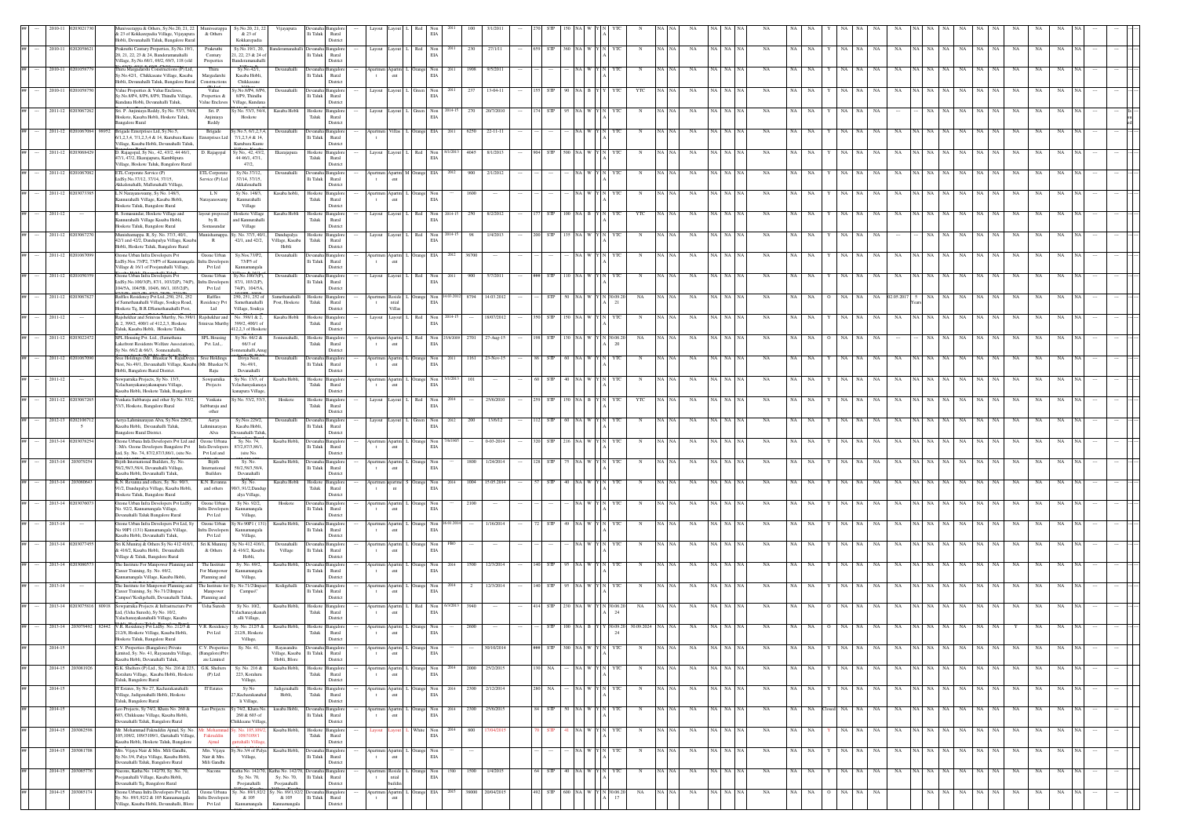| ## | --- | 2010-11 | 0203021730 | | Muniswarappa & Others, Sy.No.20, 21, 22 & 23 of Kokkareypadia Village, Vijayapura Hobli, Devanahalli Taluk, Bangalore Rural | Muniswarappa & Others | Sy.No.20, 21, 22 & 23 of Kokkarepadia | Vijayapura | Devanahalli Taluk | Bangalore Rural District | --- | Layout | Layout | L | Red | Non EIA | 2011 | 100 | 3/1/2011 | --- | 270 | STP | 150 | NA | W | Y | N | YTC | N | NA | NA | NA | NA | NA | NA | NA | NA | NA | Y | NA | NA | NA | NA | NA | NA | NA | NA | NA | NA | NA | NA | NA | --- |
|---|---|---|---|---|---|---|---|---|---|---|---|---|---|---|---|---|---|---|---|---|---|---|---|---|---|---|---|---|---|---|---|---|---|---|---|---|---|---|---|---|---|---|---|---|---|---|---|---|---|---|---|---|---|---|
| ## | --- | 2010-11 | 0202056621 | | Prakruthi Century Properties, Sy.No.19/1, 20, 21, 22, 23 & 24, Bandemannahalli Village, Sy.No.60/1, 69/2, 69/3, 118 (old Bandemannahalli) | Prakruthi Century Properties | Sy.No.19/1, 20, 21, 22, 23 & 24 of Bandemannahalli | Bandemannahalli | Devanahalli Taluk | Bangalore Rural District | --- | Layout | Layout | L | Red | Non EIA | 2011 | 230 | 27/1/11 | --- | 659 | STP | 360 | NA | W | Y | N | YTC | N | NA | NA | NA | NA | NA | NA | NA | NA | NA | Y | NA | NA | NA | NA | NA | NA | NA | NA | NA | NA | NA | NA | NA | --- |
| ## | --- | 2010-11 | 0201058779 | | Thera Manjuladevi Constructions (P) Ltd, Sy.No.42/1, Chikkasane Village, Kasaba Hobli, Devanahalli Taluk, Bangalore Rural | Thera Manjuladevi Constructions | Sy.No.42/1, Kasaba Hobli, Chikkasane Village | Devanahalli | Devanahalli Taluk | Bangalore Rural District | --- | Apartment | Apartment | L | Orange | Non EIA | 2011 | 1908 | 8/5/2011 | --- | --- | --- | --- | NA | W | Y | N | YTC | N | NA | NA | NA | NA | NA | NA | NA | NA | NA | Y | NA | NA | NA | NA | NA | NA | NA | NA | NA | NA | NA | NA | NA | --- |
| ## | --- | 2010-11 | 0201058750 | | Value Properties & Value Enclaves, Sy.No.8/P4, 8/P6, Thinulha Village, Kundana Hobli, Devanahalli Taluk, | Value Properties & Value Enclaves | Sy.No.8/P4, 8/P6, Thinulha Village, Kundana | Devanahalli | Devanahalli Taluk | Bangalore Rural District | --- | Layout | Layout | L | Green | Non EIA | 2011 | 237 | 13-04-11 | --- | 155 | STP | 90 | NA | B | Y | Y | YTC | YTC | NA | NA | NA | NA | NA | NA | NA | NA | NA | Y | NA | NA | NA | NA | NA | NA | NA | NA | NA | NA | NA | NA | NA | --- |
| ## | --- | 2011-12 | 0203067262 | | Sri. P. Anjinappa Reddy, Sy.No. 53/3, 54/4, Hoskote, Kasaba Hobli, Hoskote Taluk, Bangalore Rural | Sri. P. Anjinappa Reddy | Sy.No. 53/3, 54/4, Hoskote | Kasaba Hobli | Hoskote Taluk | Bangalore Rural District | --- | Layout | Layout | L | Green | Non EIA | 2014-15 | 270 | 20/7/2010 | --- | 174 | STP | 95 | NA | W | Y | N | YTC | N | NA | NA | NA | NA | NA | NA | NA | NA | NA | Y | NA | NA | NA | NA | --- | NA | NA | NA | NA | NA | NA | NA | NA | Is |
| ## | --- | 2011-12 | 0201067034 | 98952 | Brigade Enterprises Ltd, Sy.No.5, 6/1,2,3,4, 7/1,2,3,4 & 14, Kurubara Kunte Village, Kasaba Hobli, Devanahalli Taluk, | Brigade Enterprises Ltd | Sy.No.5, 6/1,2,3,4, 7/1,2,3,4 & 14, Kurubara Kunte | Devanahalli | Devanahalli Taluk | Bangalore Rural District | --- | Apartment | Villas | L | Orange | EIA | 2011 | 6250 | 22-11-11 | --- | --- | --- | --- | NA | W | Y | N | YTC | N | NA | NA | NA | NA | NA | NA | NA | NA | NA | Y | NA | NA | NA | NA | NA | NA | NA | NA | NA | NA | NA | NA | NA | --- |
| ## | --- | 2011-12 | 0203068429 | | D. Rajagopal, Sy.No. 42, 43/2, 44 46/1, 47/1, 47/2, Ekarajapura, Kambhipura Village, Hoskote Taluk, Bangalore Rural | D. Rajagopal | Sy.No. 42, 43/2, 44 46/1, 47/1, 47/2, | Ekarajapura | Hoskote Taluk | Bangalore Rural District | --- | Layout | Layout | L | Red | Non EIA | 6/12/2013 | 4045 | 8/1/2013 | --- | 904 | STP | 500 | NA | W | Y | N | YTC | N | NA | NA | NA | NA | NA | NA | NA | NA | NA | Y | NA | NA | NA | NA | NA | NA | NA | NA | NA | NA | NA | NA | NA | --- |
| ## | --- | 2011-12 | 0201067082 | | ETL Corporate Service (P) Ltd.Sy.No.37/12, 37/14, 37/15, Akkalenahalli, Mallenahalli Village, | ETL Corporate Service (P) Ltd | Sy.No.37/12, 37/14, 37/15, Akkalenahalli | Devanahalli | Devanahalli Taluk | Bangalore Rural District | --- | Apartment | Apartment | M | Orange | EIA | 2012 | 900 | 2/1/2012 | --- | --- | --- | --- | NA | W | Y | N | YTC | N | NA | NA | NA | NA | NA | NA | NA | NA | NA | Y | NA | NA | NA | NA | NA | NA | NA | NA | NA | NA | NA | NA | NA | --- |
| ## | --- | 2011-12 | 0203073385 | | L N Narayanaswamy, Sy.No. 148/3, Kannurahalli Village, Kasaba Hobli, Hoskote Taluk, Bangalore Rural | L N Narayanaswamy | Sy.No. 148/3, Kannurahalli Village | Kasaba hobli, | Hoskote Taluk | Bangalore Rural District | --- | Apartment | Apartment | L | Orange | Non EIA | --- | 1600 | --- | --- | --- | --- | --- | NA | W | Y | N | YTC | N | NA | NA | NA | NA | NA | NA | NA | NA | NA | Y | NA | NA | NA | NA | NA | NA | NA | NA | NA | NA | NA | NA | NA | --- |
| ## | --- | 2011-12 | | | R. Somasundar, Hoskote Village and Kannurahalli Village Kasaba Hobli, Hoskote Taluk, Bangalore Rural | layout proposed by R. Somasundar | Hoskote Village and Kannurahalli Village | Kasaba Hobli | Hoskote Taluk | Bangalore Rural District | --- | Layout | Layout | L | Red | Non EIA | 2014-15 | 250 | 8/2/2012 | --- | 177 | STP | 100 | NA | B | Y | N | YTC | YTC | NA | NA | NA | NA | NA | NA | NA | NA | NA | Y | NA | NA | NA | NA | NA | NA | NA | NA | NA | NA | NA | NA | NA | --- |
| ## | --- | 2011-12 | 0203067270 | | Muneshamappa. R, Sy.No. 37/3, 40/1, 42/1 and 42/2, Dandupalya Village, Kasaba Hobli, Hoskote Taluk, Bangalore Rural | Muneshamappa. R | Sy.No. 37/3, 40/1, 42/1, and 42/2, | Dandupalya Village, Kasaba Hobli | Hoskote Taluk | Bangalore Rural District | --- | Layout | Layout | L | Red | Non EIA | 2014-15 | 98 | 1/4/2013 | --- | 200 | STP | 135 | NA | W | Y | N | YTC | N | NA | NA | NA | NA | NA | NA | NA | NA | NA | Y | NA | NA | NA | --- | NA | NA | NA | NA | NA | NA | NA | NA | NA | --- |
| ## | --- | 2011-12 | 0201067099 | | Ozone Urban Infra Developers Pvt Ltd Sy.No.73/P2, 73/P5 of Kannamangala Village & 16/1 of Poojanahalli Village, | Ozone Urban Infra Developers Pvt Ltd | Sy.No.73/P2, 73/P5 of Kannamangala | Devanahalli | Devanahalli Taluk | Bangalore Rural District | --- | Apartment | Apartment | L | Orange | EIA | 2012 | 36700 | --- | --- | --- | --- | --- | NA | W | Y | N | YTC | N | NA | NA | NA | NA | NA | NA | NA | NA | NA | Y | NA | NA | NA | NA | NA | NA | NA | NA | NA | NA | NA | NA | NA | --- |
| ## | --- | 2011-12 | 0201050359 | | Ozone Urban Infra Developers Pvt Ltd Sy.No.100/3(P), 87/1, 103/2(P), 74(P), 104/5A, 104/6, 86/1, 103/2(P), | Ozone Urban Infra Developers Pvt Ltd | Sy.No.100/3(P), 87/1, 103/2(P), 74(P), 104/5A, | Devanahalli | Devanahalli Taluk | Bangalore Rural District | --- | Layout | Layout | L | Red | Non EIA | 2011 | 900 | 8/7/2011 | --- | ### | STP | 110 | NA | W | Y | N | YTC | N | NA | NA | NA | NA | NA | NA | NA | NA | NA | Y | NA | NA | NA | NA | NA | NA | NA | NA | NA | NA | NA | NA | NA | --- |
| ## | --- | 2011-12 | 0203067827 | | Raffles Residency Pvt Ltd, 250, 251, 252 of Samethanahalli Village, Sonkya Road, Hoskote Tq, B.R.Dt(amethanahalli Post, | Raffles Residency Pvt Ltd | 250, 251, 252 of Samethanahalli Village, Sonkya | Samethanahalli Post, Hoskote | Hoskote Taluk | Bangalore Rural District | --- | Apartment | Residential Villas | L | Orange | Non EIA | 14.03.2012 | 8794 | 14.03.2012 | --- | --- | STP | 50 | NA | W | Y | N | 30.09.21 | NA | NA | NA | NA | O | NA | NA | NA | 02.05.2017 | 5 Years | NA | NA | NA | NA | NA | NA | NA | NA | NA | --- |
| ## | --- | 2011-12 | --- | | Rajshekhar and Srinivas Murthy, No. 398/1 & 2, 399/2, 400/1 of 412,2,3, Hoskote Taluk, Kasaba Hobli, Hoskote Taluk, | Rajshekhar and Srinivas Murthy | No. 398/1 & 2, 399/2, 400/1 of 412,2,3 of Hoskote | Kasaba Hobli | Hoskote Taluk | Bangalore Rural District | --- | Layout | Layout | L | Red | Non EIA | 2014-15 | --- | 18/07/2012 | --- | 350 | STP | 150 | NA | W | Y | N | YTC | N | NA | NA | NA | NA | NA | NA | NA | NA | NA | Y | NA | NA | NA | NA | NA | NA | NA | NA | NA | NA | NA | NA | NA | --- |
| ## | --- | 2011-12 | 0203022472 | | SPL Housing Pvt. Ltd., (Samethana Lakeshore Residents Welfare Association), Sy.No. 66/2 & 66/3, Sonnenahalli, | SPL Housing Pvt. Ltd., | Sy.No. 66/2 & 66/3 of Sonnenahalli, Anug | Sonnenahalli, | Hoskote Taluk | Bangalore Rural District | --- | Apartment | Apartment | L | Red | Non EIA | 25/8/2009 | 2701 | 27-Aug-15 | --- | 198 | STP | 130 | NA | W | Y | N | 30.06.20 | NA | NA | NA | NA | O | NA | NA | NA | --- | NA | NA | NA | NA | NA | NA | NA | NA | NA | NA | --- |
| ## | --- | 2011-12 | 0201067090 | | Sree Holdings (Mr. Bhaskar N. Raju)Divya Nest, No.48/1, Devanahalli Village, Kasaba Hobli, Bangalore Rural District. | Sree Holdings (Mr. Bhaskar N. Raju) | Divya Nest, No.48/1, Devanahalli | Devanahalli | Devanahalli Taluk | Bangalore Rural District | --- | Apartment | Apartment | L | Orange | Non EIA | 2011 | 1163 | 23-Nov-15 | --- | 86 | STP | 60 | NA | W | Y | N | YTC | N | NA | NA | NA | NA | NA | NA | NA | NA | NA | Y | NA | NA | NA | NA | NA | NA | NA | NA | NA | NA | NA | NA | NA | --- |
| ## | --- | 2011-12 | --- | | Sowparnika Projects, Sy.No. 13/3, Yelachanyakanayakanapura Village, Kasaba Hobli, Hoskote Taluk, Bangalore | Sowparnika Projects | Sy.No. 13/3, of Yelachanyakanaya kanapura Village, | Kasaba Hobli, | Hoskote Taluk | Bangalore Rural District | --- | Apartment | Apartment | L | Orange | Non EIA | 3/1/2013 | 101 | --- | --- | 60 | STP | 40 | NA | W | Y | N | YTC | N | NA | NA | NA | NA | NA | NA | NA | NA | NA | Y | NA | NA | NA | NA | NA | NA | NA | NA | NA | NA | NA | NA | NA | --- |
| ## | --- | 2011-12 | 0203067265 | | Venkata Subbaraju and other Sy.No. 53/2, 53/3, Hoskote, Bangalore Rural | Venkata Subbaraju and other | Sy.No. 53/2, 53/3, | Hoskote | Hoskote Taluk | Bangalore Rural District | --- | Layout | Layout | L | Red | Non EIA | 2014 | --- | 25/6/2010 | --- | 259 | STP | 150 | NA | B | Y | N | YTC | YTC | NA | NA | NA | NA | NA | NA | NA | NA | NA | Y | NA | NA | NA | NA | NA | NA | NA | NA | NA | NA | NA | NA | NA | --- |
| ## | --- | 2012-13 | 0201067125 | | Aarya Lakhminarayan Alva, Sy.No. 229/2, Kasaba Hobli, Devanahalli Taluk, Bangalore Rural District. | Aarya Lakhminarayan Alva | Sy.Nos 229/2, Kasaba Hobli, Devanahalli Taluk, | Devanahalli | Devanahalli Taluk | Bangalore Rural District | --- | Layout | Layout | L | Green | Non EIA | 2012 | 200 | 15/6/12 | --- | 112 | STP | 60 | NA | W | Y | N | YTC | N | NA | NA | NA | NA | NA | NA | NA | NA | NA | Y | NA | NA | NA | NA | NA | NA | NA | NA | NA | NA | NA | NA | NA | --- |
| ## | --- | 2013-14 | 0203078254 | | Ozone Urbana Infa Developers Pvt Ltd and M/s. Ozone Developers Bangalore Pvt Ltd, Sy. No. 74, 87/2,87/3,86/1, (site No. | Ozone Urbana Infa Developers Pvt Ltd and | Sy. No. 74, 87/2,87/3,86/1, (site No. | Kasaba Hobli, | Devanahalli Taluk | Bangalore Rural District | --- | Apartment | Apartment | L | Orange | Non EIA | 7/6/1905 | --- | 0-03-2014 | --- | 320 | STP | 216 | NA | W | Y | N | YTC | N | NA | NA | NA | NA | NA | NA | NA | NA | NA | Y | NA | NA | NA | NA | NA | NA | NA | NA | NA | NA | NA | NA | NA | --- |
| ## | --- | 2013-14 | 203079254 | | Bijith International Builders, Sy. No. 58/2,59/3,58/4, Devanahalli Village, Kasaba Hobli, Devanahalli Taluk, | Bijith International Builders | Sy. No. 58/2,59/3,58/4, Devanahalli | Kasaba Hobli, | Devanahalli Taluk | Bangalore Rural District | --- | Apartment | Apartment | L | Orange | Non EIA | --- | 1800 | 1/24/2014 | --- | 128 | STP | 75 | NA | W | Y | N | YTC | N | NA | NA | NA | NA | NA | NA | NA | NA | NA | Y | NA | NA | NA | NA | NA | NA | NA | NA | NA | NA | NA | NA | NA | --- |
| ## | --- | 2013-14 | 203080643 | | K.N. Revanna and others, Sy. No. 90/3, 91/2, Dandupalya Village, Kasaba Hobli, Hoskote Taluk, Bangalore Rural | K.N. Revanna and others | Sy. No. 90/3, 91/2, Dandupalya Village, | Kasaba Hobli | Hoskote Taluk | Bangalore Rural District | --- | Apartment | Apartment | S | Orange | Non EIA | 2014 | 1004 | 15.05.2014 | --- | 57 | STP | 40 | NA | W | Y | N | YTC | N | NA | NA | NA | NA | NA | NA | NA | NA | NA | Y | NA | NA | NA | NA | NA | NA | NA | NA | NA | NA | NA | NA | NA | --- |
| ## | --- | 2013-14 | 0203079071 | | Ozone Urban Infra Developers Pvt Ltd Sy. No. 92/2, Kannamangala Village, Devanahalli Taluk Bangalore Rural | Ozone Urban Infra Developers Pvt Ltd | Sy. No. 92/2, Kannamangala Village, | Hoskote | Devanahalli Taluk | Bangalore Rural District | --- | Apartment | Apartment | L | Orange | Non EIA | --- | 2100 | --- | --- | --- | --- | --- | NA | W | Y | N | YTC | N | NA | NA | NA | NA | NA | NA | NA | NA | NA | Y | NA | NA | NA | NA | NA | NA | NA | NA | NA | NA | NA | NA | NA | --- |
| ## | --- | 2013-14 | --- | | Ozone Urban Infra Developers Pvt Ltd, Sy No 90P1 (131) Kannamangala Village, Kasaba Hobli, Devanahalli Taluk, | Ozone Urban Infra Developers Pvt Ltd | Sy No 90P1 (131) Kannamangala Village, | Kasaba Hobli, | Devanahalli Taluk | Bangalore Rural District | --- | Apartment | Apartment | L | Orange | Non EIA | 16.01.2014 | --- | 1/16/2014 | --- | 72 | STP | 49 | NA | W | Y | N | YTC | N | NA | NA | NA | NA | NA | NA | NA | NA | NA | Y | NA | NA | NA | NA | NA | NA | NA | NA | NA | NA | NA | NA | NA | --- |
| ## | --- | 2013-14 | 0203077455 | | Sri K.Muniraj & Others Sy No 412.416/1, & 416/2, Kasaba Hobli, Devanahalli Village & Taluk, Bangalore Rural | Sri K.Muniraj & Others | Sy No 412.416/1, & 416/2, Kasaba Hobli, | Devanahalli Village | Devanahalli Taluk | Bangalore Rural District | --- | Apartment | Apartment | L | Orange | Non EIA | FBO | --- | --- | --- | --- | --- | --- | NA | W | Y | N | YTC | N | NA | NA | NA | NA | NA | NA | NA | NA | NA | Y | NA | NA | NA | NA | NA | NA | NA | NA | NA | NA | NA | NA | NA | --- |
| ## | --- | 2013-14 | 0203080573 | | The Institute For Manpower Planning and Career Training, Sy. No. 69/2, Kannamangala Village, Kasaba Hobli, | The Institute For Manpower Planning and | Sy. No. 69/2, Kannamangala Village, | Kasaba Hobli, | Devanahalli Taluk | Bangalore Rural District | --- | Apartment | Apartment | L | Orange | Non EIA | 2014 | 1500 | 12/3/2014 | --- | 140 | STP | 95 | NA | W | Y | N | YTC | N | NA | NA | NA | NA | NA | NA | NA | NA | NA | Y | NA | NA | NA | NA | NA | NA | NA | NA | NA | NA | NA | NA | NA | --- |
| ## | --- | 2013-14 | --- | | The Institute for Manpower Planning and Career Training, Sy. No.71/2(Impact Campus)"Kodigehalli, Devanahalli Taluk, | The Institute for Manpower Planning and | Sy. No.71/2(Impact Campus)" | Kodigehalli | Devanahalli Taluk | Bangalore Rural District | --- | Apartment | Apartment | L | Orange | Non EIA | 2014 | 2 | 12/3/2014 | --- | 140 | STP | 95 | NA | W | Y | N | YTC | N | NA | NA | NA | NA | NA | NA | NA | NA | NA | Y | NA | NA | NA | NA | NA | NA | NA | NA | NA | NA | NA | NA | NA | --- |
| ## | --- | 2013-14 | 0203075816 | 80918 | Sowparnika Projects & Infrastructure Pvt Ltd, (Usha Suresh), Sy.No. 10/2, Yalachanayakanahalli Village, Kasaba | Usha Suresh | Sy.No. 10/2, Yalachanayakanah alli Village, | Kasaba Hobli, | Hoskote Taluk | Bangalore Rural District | --- | Apartment | Apartment | L | Red | Non EIA | 6/4/2013 | 3940 | --- | --- | 414 | STP | 230 | NA | W | Y | N | 30.06.20 24 | NA | NA | NA | NA | O | NA | NA | NA | NA | NA | NA | NA | NA | NA | NA | NA | NA | NA | --- |
| ## | --- | 2013-14 | 203079492 | 82442 | V.R. Residency Pvt Ltd, Sy. No. 212/5 & 212/8, Hoskote Village, Kasaba Hobli, Hoskote Taluk, Bangalore Rural | V.R. Residency Pvt Ltd | Sy. No. 212/5 & 212/8, Hoskote Village, | Kasaba Hobli, | Hoskote Taluk | Bangalore Rural District | --- | Apartment | Apartment | L | Orange | Non EIA | --- | 2600 | --- | --- | --- | STP | 100 | NA | B | Y | N | 30.09.20 24 | 30.09.2024 | NA | NA | NA | O | NA | NA | NA | NA | NA | NA | Y | NA | NA | NA | NA | NA | NA | --- |
| ## | --- | 2014-15 | | | C.V. Properties (Bangalore) Private Limited, Sy. No. 41, Rayasandra Village, Kasaba Hobli, Devanahalli Taluk, | C.V. Properties (Bangalore) Private Limited | Sy. No. 41, | Rayasandra Village, Kasaba Hobli, Bhoo | Devanahalli Taluk | Bangalore Rural District | --- | Apartment | Apartment | L | Orange | Non EIA | --- | --- | 30/10/2014 | --- | ### | STP | 300 | NA | W | Y | N | YTC | N | NA | NA | NA | NA | NA | NA | NA | NA | NA | Y | NA | NA | NA | NA | NA | NA | NA | NA | NA | NA | NA | NA | NA | --- |
| ## | --- | 2014-15 | 203081926 | | G.K. Shelters (P) Ltd., Sy. No. 216 & 223, Korahatta Village, Kasaba Hobli, Hoskote Taluk, Bangalore Rural | G.K. Shelters (P) Ltd | Sy. No. 216 & 223, Korahatta Village, | Kasaba Hobli, | Hoskote Taluk | Bangalore Rural District | --- | Apartment | Apartment | L | Orange | Non EIA | 2014 | 2000 | 25/2/2015 | --- | 130 | NA | --- | NA | W | Y | N | YTC | N | NA | NA | NA | NA | NA | NA | NA | NA | NA | Y | NA | NA | NA | NA | NA | NA | NA | NA | NA | NA | NA | NA | NA | --- |
| ## | --- | 2014-15 | | | IT Estates, Sy.No 27, Kacherakanahalli Village, Jadigenahalli Hobli, Hoskote Taluk, Bangalore Rural | IT Estates | Sy No 27,Kacherakanahal li Village, | Jadigenahalli Hobli, | Hoskote Taluk | Bangalore Rural District | --- | Apartment | Apartment | L | Orange | Non EIA | 2014 | 2300 | 2/12/2014 | --- | 280 | NA | --- | NA | W | Y | N | YTC | N | NA | NA | NA | NA | NA | NA | NA | NA | NA | Y | NA | NA | NA | NA | NA | NA | NA | NA | NA | NA | NA | NA | NA | --- |
| ## | --- | 2014-15 | | | Leo Projects, Sy 74/2, Khata No. 260 & 603, Chikkasane Village, Kasaba Hobli, Devanahalli Taluk, Bangalore Rural | Leo Projects | Sy 74/2, Khata No. 260 & 603 of Chikkasane Village, | Kasaba Hobli, | Devanahalli Taluk | Bangalore Rural District | --- | Apartment | Apartment | L | Orange | Non EIA | 2014 | 2300 | 25/6/2015 | --- | 84 | STP | 50 | NA | W | Y | N | YTC | N | NA | NA | NA | NA | NA | NA | Closed | NA | NA | Y | NA | NA | NA | NA | NA | NA | NA | NA | NA | NA | NA | NA | NA | --- |
| ## | --- | 2014-15 | 203082598 | | Mr. Mohammad Fakruddin Ajmal, Sy. No. 105,109/2, 109/3109/1, Gattahalli Village, Kasaba Hobli, Hoskote Taluk, Bangalore | Mr. Mohammad Fakruddin Ajmal | Sy. No. 105,109/2, 109/3109/1, gattahalli Village, | Kasaba Hobli, | Hoskote Taluk | Bangalore Rural District | --- | Layout | Layout | L | White | Non EIA | 2014 | 800 | 17/04/2015 | --- | 70 | STP | 41 | NA | W | Y | N | YTC | N | NA | NA | NA | NA | NA | NA | NA | NA | NA | Y | NA | NA | NA | NA | NA | NA | NA | NA | NA | NA | NA | NA | NA | --- |
| ## | --- | 2014-15 | 203081708 | | Mrs. Vijaya Nair & Mrs. Mili Gandhi, Sy.No.3/4, Palya Village, Kasaba Hobli, Devanahalli Taluk, Bangalore Rural | Mrs. Vijaya Nair & Mrs. Mili Gandhi | Sy.No.3/4 of Palya Village, | Kasaba Hobli, | Devanahalli Taluk | Bangalore Rural District | --- | Apartment | Apartment | L | Orange | Non EIA | --- | --- | --- | --- | --- | --- | --- | NA | W | Y | N | YTC | N | NA | NA | NA | NA | NA | NA | NA | NA | NA | Y | NA | NA | NA | NA | NA | NA | NA | NA | NA | NA | NA | NA | NA | --- |
| ## | --- | 2014-15 | 203085776 | | Nacons, Katha No. 142/70, Sy. No. 70, Poojanahalli Village, Kasaba Hobli, Devanahalli Tq, Bangalore Rural | Nacons | Katha No. 142/70, Sy. No. 70, Poojanahalli | Katha No. 142/70, Sy. No. 70, Poojanahalli | Devanahalli Taluk | Bangalore Rural District | --- | Apartment | Residential building | L | Orange | Non EIA | 1500 | 1500 | 1/4/2015 | --- | 64 | STP | 40 | NA | W | Y | N | YTC | N | NA | NA | NA | NA | NA | NA | NA | NA | NA | Y | NA | NA | NA | NA | NA | NA | NA | NA | NA | NA | NA | NA | NA | --- |
| ## | --- | 2014-15 | 203085174 | | Ozone Urbana Infra Developers Pvt Ltd, Sy. No. 89/1,92/2 & 105 Kannamangala Village, Kasaba Hobli, Devanahalli, Blore | Ozone Urbana Infra Developers Pvt Ltd | Sy. No. 89/1,92/2 & 105 Kannamangala | Sy. No. 89/1,92/2 & 105 Kannamangala | Devanahalli Taluk | Bangalore Rural District | --- | Apartment | Apartment | L | Orange | EIA | 2015 | 38000 | 20/04/2015 | --- | 492 | STP | 600 | NA | W | Y | N | 30.06.20 17 | NA | NA | NA | NA | O | NA | NA | NA | NA | NA | NA | NA | NA | NA | NA | NA | NA | NA | --- |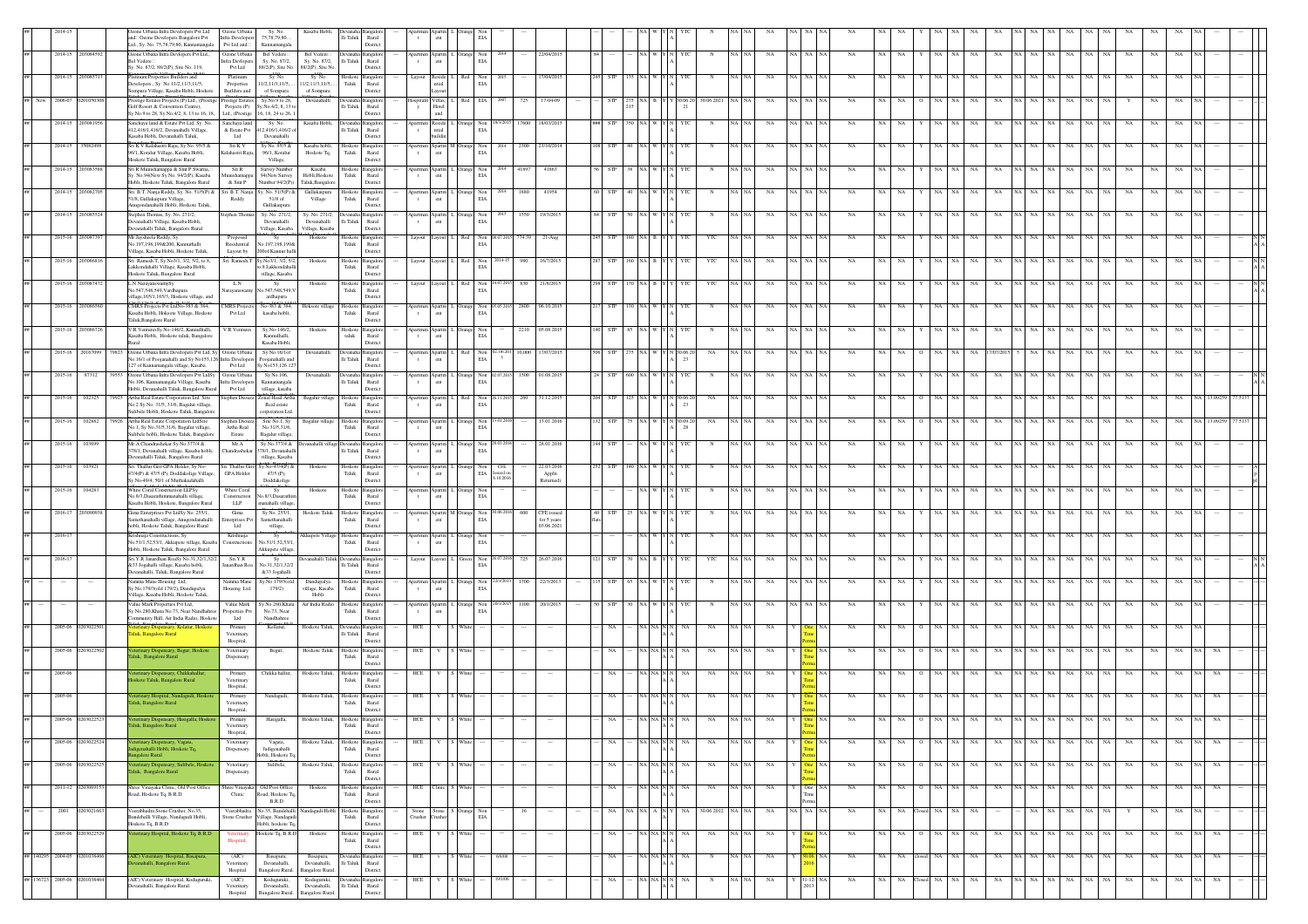| | | | | | | | | | | | | | | | | | | |
|---|---|---|---|---|---|---|---|---|---|---|---|---|---|---|---|---|---|---|
| ## | 2014-15 | | Ozone Urbana Infra Developers Pvt Ltd and Ozone Developers Bangalore Pvt Ltd., Sy. No. 75,78,79,80, Kannamangala | Ozone Urbana Infra Developers Pvt Ltd and | Sy. No. 75,78,79,80, Kannamangala | Kasaba Hobli, | Devanahalli Taluk | Bangalore Rural District | Apartment | L | Orange | Non EIA | | | | | | YTC |
| ## | 2014-15 | 203084592 | Ozone Urbana Infra Devlopers Pvt Ltd., Bel Vedere Sy. No. 87/2, 88/2(P), Site No. 119, | Ozone Urbana Infra Developers Pvt Ltd | Bel Vedere Sy. No. 87/2, 88/2(P), Site No. | Bel Vedere Sy. No. 87/2, 88/2(P), Site No | Devanahalli Taluk | Bangalore Rural District | Apartment | L | Orange | Non EIA | 2014 | 22/04/2015 | 64 | | | YTC |
| ## | 2014-15 | 203085713 | Platinum Properties Builders and Developers, Sy. No 11/2,11/3,11/5, Sompura Village, Kasaba Hobli, Hoskote | Platinum Properties Builders and | Sy. No 11/2,11/3,11/5, of Sompura | Sy. No 11/2,11/3,11/5, of Sompura | Hoskote Taluk | Bangalore Rural District | Layout | Residential Layout | L | Red | Non EIA | 2015 | 17/04/2015 | 245 | STP | 135 | YTC |
| ## New | 2006-07 | 0201050308 | Prestige Estates Projects (P) Ltd., (Prestige Golf Resort & Convention Centre), Sy.No.9 to 28, Sy.No.4/2, 8, 13 to 16, 18, | Prestige Estates Projects (P) Ltd., (Prestige | Sy.No.9 to 28, Sy.No.4/2, 8, 13 to 16, 18, 24 to 26, 1 | Devanahalli | Devanahalli Taluk | Bangalore Rural District | Hospitality | Villas, Hotel and | L | Red | EIA | 2007 | 725 | 17-04-09 | STP | 275 | 30.06.20 |
| ## | 2014-15 | 203081956 | Sanchaya land & Estate Pvt Ltd, Sy. No. 412,416/1,416/2, Devanahalli Village, Kasaba Hobli, Devanahalli Taluk, | Sanchaya land & Estate Pvt Ltd | Sy. No. 412,416/1,416/2 of Devanahalli | Kasaba hobli, | Devanahalli Taluk | Bangalore Rural District | Apartment | Residential building | L | Orange | Non EIA | 18/3/2015 | 17600 | 18/03/2015 | STP | 350 | YTC |
| ## | 2014-15 | 75082498 | Sri K.V.Kalabairv Raju, Sy No. 95/5 & 96/1, Koruhur Village, Kasaba Hobli, Hoskote Taluk, Bangalore Rural | Sri K.V Kalabairv Raju, | Sy. No. 95/5 & 96/1, Koruhur Village, | Kasaba hobli, Hoskote Tq, | Hoskote Taluk | Bangalore Rural District | Apartment | L | Orange | Non EIA | 2014 | 2500 | 23/10/2014 | 108 | STP | 80 | YTC |
| ## | 2014-15 | 203083588 | Sri R.Munichannappa & Smt P.Swarna, Sy. No.94(New Sy.No. 94/2(P), Kasaba Hobli, Hoskote Taluk, Bangalore Rural | Sri R. Munichannappa & Smt P | Survey Number 94(New Survey Number 94/2(P)) | Kasaba Hobli,Hoskote Taluk,Bangalore | Hoskote Taluk | Bangalore Rural District | Apartment | L | Orange | Non EIA | 2014 | 41897 | 41863 | 56 | STP | 38 | YTC |
| ## | 2014-15 | 203082705 | Sri. B.T. Nanja Reddy, Sy. No. 51/5(P) & 51/8, Gallakapura Village, Anugondanahalli Hobli, Hoskote Taluk, | Sri. B.T. Nanja Reddy | Sy. No. 51/5(P) & 51/8 of Gallakapura | Gallakapura Village | Hoskote Taluk | Bangalore Rural District | Apartment | L | Orange | Non EIA | 2014 | 1880 | 41954 | 60 | STP | 40 | YTC |
| ## | 2014-15 | 203085524 | Stephen Thomas, Sy. No. 271/2, Devanahalli Village, Kasaba Hobli, Devanahalli Taluk, Bangalore Rural | Stephen Thomas | Sy. No. 271/2, Devanahalli Village, Kasaba | Sy. No. 271/2, Devanahalli Village, Kasaba | Devanahalli Taluk | Bangalore Rural District | Apartment | L | Orange | Non EIA | 2015 | 1550 | 19/3/2015 | 64 | STP | 50 | YTC |
| ## | 2015-16 | 203087397 | Mr.Jayaheela Reddy, Sy No.197,198,199&200, Kannurhalli Village, Kasaba Hobli, Hoskote Taluk, | Proposed Residential Layout by | No.197,198,199& 200of Kannur halli | Hoskote | Hoskote Taluk | Bangalore Rural District | Layout | Layout | L | Red | Non EIA | 08.07.2015 | 774.39 | 21-Aug | 245 | STP | 180 | YTC | YTC |
| ## | 2015-16 | 203086816 | Sri. Ramesh.T, Sy.No3/1, 3/2, 5/2, to 8, Lakkondahalli Village, Kasaba Hobli, Hoskote Taluk, Bangalore Rural | Sri. Ramesh.T | Sy.No3/1, 3/2, 5/2, to 8 Lakkondahalli village, Kasaba | Hoskote | Hoskote Taluk | Bangalore Rural District | Layout | Layout | L | Red | Non EIA | 2014-15 | 980 | 16/7/2015 | 287 | STP | 160 | YTC | YTC |
| ## | 2015-16 | 203087472 | L.N.NarayanswamySy No.547,548,549,Vardhapura village,165/1,165/3, Hoskote village, and | L.N Narayanswamy | Sy No.547,548,549,V ardhapura | Hoskote | Hoskote Taluk | Bangalore Rural District | Layout | Layout | L | Red | Non EIA | 14.07.2015 | 830 | 21/8/2015 | 298 | STP | 170 | YTC | YTC |
| ## | 2015-16 | 203086560 | CMRS Projects Pvt Ltd,No-363 & 364, Kasaba Hobli, Hoskote Village, Hoskote Taluk,Bangalore Rural | CMRS Projects Pvt Ltd | No-363 & 364, kasaba hobli, | Hoskote village | Hoskote Taluk | Bangalore Rural District | Apartment | L | Orange | Non EIA | 05.05.2015 | 2800 | 06.10.2015 | 217 | STP | 130 | YTC |
| ## | 2015-16 | 203086726 | V.R VenturesSy.No-146/2, Kannurhalli, Kasaba Hobli, Hoskote taluk, Bangalore Rural | V.R Ventures | Sy.No-146/2, Kannurhalli, Kasaba Hobli, | Hoskote | Hoskote taluk | Bangalore Rural District | Apartment | L | Orange | Non EIA | | 2210 | 05.08.2015 | 140 | STP | 85 | YTC |
| ## | 2015-16 | 20167099 | 78823 | Ozone Urbana Infra Developers Pvt Ltd, Sy No.16/1 of Poojanahalli and Sy No153,126 127 of Kannamangala village, Kasaba | Ozone Urbana Infra Developers Pvt Ltd | Sy No.16/1of Poojanahalli and Sy No153,126 127 | Devanahalli | Devanahalli Taluk | Bangalore Rural District | Apartment | L | Red | Non EIA | 02.06.2015 | 10,000 | 17/07/2015 | 506 | STP | 275 | 30.06.20 23 |
| ## | 2015-16 | 87312 | 39553 | Ozone Urbana Infra Developers Pvt LtdSy No.106, Kannamangala Village, Kasaba Hobli, Devanahalli Taluk, Bangalore Rural | Ozone Urbana Infra Developers Pvt Ltd | Sy.No.106, Kannamangala village, kasaba | Devanahalli | Devanahalli Taluk | Bangalore Rural District | Apartment | L | Orange | Non EIA | 02.07.2015 | 1500 | 01.08.2015 | 24 | STP | 600 | YTC |
| ## | 2015-16 | 102325 | 79925 | Artha Real Estate Corporation Ltd. Site No.2.Sy No. 31/5, 31/6, Bagalur village, Sulibele Hobli, Hoskote Taluk, Bangalore | Stephen Dsouza | Zonal Head Artha Real estate corporation Ltd. | Bagalur village | Hoskote Taluk | Bangalore Rural District | Apartment | L | Red | Non EIA | 26.11.2015 | 200 | 31.12.2015 | 204 | STP | 125 | 30.06.20 23 |
| ## | 2015-16 | 102882 | 79926 | Artha Real Estate Corporation LtdSite No.1, Sy No.31/5,31/6, Bagalur village, Sulibele hobli, Hoskote Taluk, Bangalore | Stephen Dsouza Artha Real Estate | Site No.1, Sy No.31/5,31/6, Bagalur village, | Bagalur village | Hoskote Taluk | Bangalore Rural District | Apartment | L | Orange | Non EIA | 11.01.2016 | | 13.01.2016 | 132 | STP | 75 | 30.09.20 28 |
| ## | 2015-16 | 103699 | | Mr.A.Chandrashekar Sy.No.377/4 & 378/1, Devanahalli village, Kasaba hobli, Devanahalli Taluk, Bangalore Rural | Mr.A Chandrashekar | Sy.No.377/4 & 378/1, Devanahalli village, Kasaba | Devanahalli village | Devanahalli Taluk | Bangalore Rural District | Apartment | L | Orange | Non EIA | 28.01.2016 | | 28.01.2016 | 144 | STP | | YTC |
| ## | 2015-16 | 103921 | | Sri. Thallur Giri-GPA Holder, Sy.No-47/4(P) & 47/5 (P), Doddakolige Village, Sy.No-48/4, 50/1 of Muthsandrahalli | Sri. Thallur Giri-GPA Holder | Sy.No-47/4(P) & 47/5 (P), Doddakolige | Hoskote | Hoskote Taluk | Bangalore Rural District | Apartment | L | Orange | Non EIA | CFE Issued on 6.10.2016 | | 22.03.2016 Appln. Returned | 252 | STP | 140 | YTC |
| ## | 2015-16 | 104283 | | White Coral Construction LLPSy No.8/3,Dasarathimmanahalli village, Kasaba Hobli, Hoskote, Bangalore Rural | White Coral Construction LLP | Sy No.8/3,Dasarathimmanahalli village, | Hoskote | Hoskote Taluk | Bangalore Rural District | Apartment | L | Orange | Non EIA | | | | | | YTC |
| ## | 2016-17 | 203090936 | | Gima Enterprises Pvt LtdSy No. 255/1, Samethanahalli village, Anugondanahalli hobli, Hoskote Taluk, Bangalore Rural | Gima Enterprises Pvt Ltd | Sy.No. 255/1, Samethanahalli village, | Hoskote Taluk | Hoskote Taluk | Bangalore Rural District | Apartment | M | Orange | Non EIA | 30.06.2016 | 600 | CFE issued for 5 years 03.06.2021 | 40 flats | STP | 25 | YTC |
| ## | 2016-17 | | | Krishnaja Constructions, Sy No.51/1,52,53/1, Akkupete village, Kasaba Hobli, Hoskote Taluk, Bangalore Rural | Krishnaja Constructions | Sy No.51/1,52,53/1, Akkupete village, | Akkupete village | Hoskote Taluk | Bangalore Rural District | Apartment | L | Orange | Non EIA | | | | | | YTC |
| ## | 2016-17 | | | Sri.Y.R.Janardhan Reddy No.31,32/1,32/2 &33 Jogahalli village, Kasaba hobli, Devanahalli, Taluk, Bangalore Rural | Sri.Y.R. Janardhan Rea | No.31,32/1,32/2 &33 Jogahalli | Devanahalli Taluk | Devanahalli Taluk | Bangalore Rural District | Layout | Layout | L | Green | Non EIA | 26.07.2016 | 725 | 26.07.2016 | 121 | STP | 70 | YTC | YTC |
| ## | --- | --- | --- | Namma Mane Housing Ltd, Sy.No.179/3(old 179/2), Dandupalya Village, Kasaba Hobli, Hoskote Taluk, | Namma Mane Housing Ltd. | Sy.No.179/3(old 179/2) | Dandupalya village, Kasaba Hobli | Hoskote Taluk | Bangalore Rural District | Apartment | L | Orange | Non EIA | 22/9/2013 | 1700 | 22/3/2013 | 115 | STP | 65 | YTC |
| ## | --- | --- | --- | Value Mark Properties Pvt Ltd, Sy.No.280,Khata No.73, Near Nandhabee Community Hall, Air India Radio, Hoskote | Value Mark Properties Pvt Ltd | Sy.No.280,Khata No.73, Near Nandhabee | Air India Radio | Hoskote Taluk | Bangalore Rural District | Apartment | L | Orange | Non EIA | 20/1/2015 | 1100 | 20/1/2015 | 50 | STP | 30 | YTC |
| ## | 2005-06 | 0203022501 | Veterinary Dispensary, Kolatur, Hoskote Taluk, Bangalore Rural | Primary Veterinary Hospital, | Kollatur, | Hoskote Taluk, | Devanahalli Taluk | Bangalore Rural District | HCE | V | S | White | | | | NA | | One Time Perma |
| ## | 2005-06 | 0203022502 | Veterinary Dispensary, Bogur, Hoskote Taluk, Bangalore Rural | Veterinary Dispensary | Bogur, | Hoskote Taluk, | Hoskote Taluk | Bangalore Rural District | HCE | V | S | White | | | | NA | | One Time Perma |
| ## | 2005-06 | | Veterinary Dispensary, Chikkahullur, Hoskote Taluk, Bangalore Rural | Primary Veterinary Hospital, | Chikka hullur, | Hoskote Taluk, | Hoskote Taluk | Bangalore Rural District | HCE | V | S | White | | | | NA | | One Time Perma |
| ## | 2005-06 | | Veterinary Hospital, Nandagudi, Hoskote Taluk, Bangalore Rural | Primary Veterinary Hospital, | Nandagudi, | Hoskote Taluk, | Hoskote Taluk | Bangalore Rural District | HCE | V | S | White | | | | NA | | One Time Perma |
| ## | 2005-06 | 0203022523 | Veterinary Dispensary, Hasigalla, Hoskote Taluk, Bangalore Rural | Primary Veterinary Hospital, | Hasigalla, | Hoskote Taluk, | Hoskote Taluk | Bangalore Rural District | HCE | V | S | White | | | | NA | | One Time Perma |
| ## | 2005-06 | 0203022524 | Veterinary Dispensary, Vagata, Jadigenahalli Hobli, Hoskote Tq, Bangalore Rural | Veterinary Dispensary | Vagata, Jadigenahalli Hobli, Hoskote Tq, | Hoskote Taluk, | Hoskote Taluk | Bangalore Rural District | HCE | V | S | White | | | | NA | | One Time Perma |
| ## | 2005-06 | 0203022525 | Veterinary Dispensary, Sulibele, Hoskote Taluk, Bangalore Rural | Veterinary Dispensary | Sulibele, | Hoskote Taluk, | Hoskote Taluk | Bangalore Rural District | HCE | V | S | White | | | | NA | | One Time Perma |
| ## | 2011-12 | 0203069153 | Shree Vinayaka Clinic, Old Post Office Road, Hoskote Tq, B.R.D | Shree Vinayaka Clinic | Old Post Office Road, Hoskote Tq, B.R.D | Hoskote | Hoskote Taluk | Bangalore Rural District | HCE | Clinic | S | White | | | | NA | | One Time Perma |
| ## | --- | 2001 | 0203021663 | Veerabhadra Stone Crusher, No.35, Bandehalli Village, Nandagudi Hobli, Hoskote Tq, B.R.D | Veerabhadra Stone Crusher | No.35, Bandehalli Village, Nandagudi Hobli, hoskote Tq, | Nandagudi Hobli | Hoskote Taluk | Bangalore Rural District | Stone Crusher | Stone Crusher | S | Orange | Non EIA | | 16 | | NA | 30.06.2012 | Closed |
| ## | 2005-06 | 0203022529 | Veterinary Hospital, Hoskote Tq, B.R.D | Veterinary Hospital, | Hoskote Tq, B.R.D | Hoskote | Hoskote Taluk | Bangalore Rural District | HCE | V | S | White | | | | NA | | One Time Perma |
| ## 140295 | 2004-05 | 0201038466 | (AIC) Veterinary Hospital, Basapura, Devanahalli, Bangalore Rural | (AIC) Veterinary Hospital | Basapura, Devanahalli, Bangalore Rural. | Basapura, Devanahalli, Bangalore Rural. | Devanahalli Taluk | Bangalore Rural District | HCE | v | S | White | 6/6/06 | | | NA | | 30.06. 2016 | closed |
| ## 136723 | 2005-06 | 0201038464 | (AIC) Veterinary Hospital, Kodugurulei, Devanahalli, Bangalore Rural. | (AIC) Veterinary Hospital | Kodugurulei, Devanahalli, Bangalore Rural. | Kodugurulei, Devanahalli, Bangalore Rural. | Devanahalli Taluk | Bangalore Rural District | HCE | V | S | White | 7/1/06 | | | NA | | 31-12-2013 | Closed |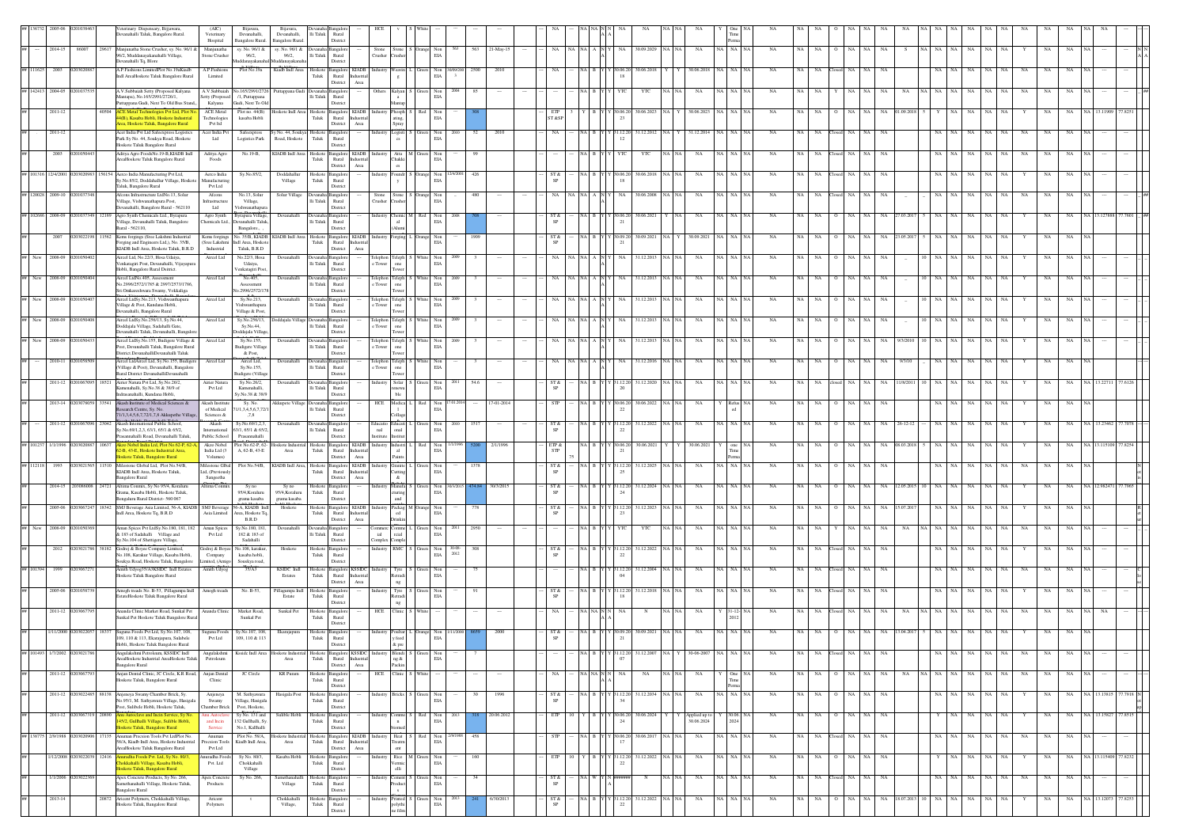| ## | 136732 | 2005-06 | 0201038463 | | Veterinary Dispensary, Bijjavara, Devanahalli Taluk, Bangalore Rural | (AIC) Veterinary Hospital | Bijjavara, Devanahalli, Bangalore Rural | Bijjavara, Devanahalli, Bangalore Rural | Devanahalli Taluk | Bangalore Rural District | | HCE | v | S | White | | | | | | NA | | NA | NA | N | N | NA | NA | NA | NA | NA | Y | One Time Perma | NA | | NA | NA | O | NA | NA | NA | NA | NA | NA | NA | NA | NA | NA | NA | NA | NA | NA |
|---|---|---|---|---|---|---|---|---|---|---|---|---|---|---|---|---|---|---|---|---|---|---|---|---|---|---|---|---|---|---|---|---|---|---|---|---|---|---|---|---|---|---|---|---|---|---|---|---|---|---|
| ## | --- | 2014-15 | 86007 | 29617 | Manjunatha Stone Crusher, sy. No. 96/1 & 96/2, Muddanayakanahalli Village, Devanahalli Tq, Blore | Manjunatha Stone Crusher | sy. No. 96/1 & 96/2, Muddanayakanahalli | sy. No. 96/1 & 96/2, Muddanayakanahalli | Devanahalli Taluk | Bangalore Rural District | | Stone Crusher | Stone Crusher | S | Orange | Non EIA | 563 | 563 | 21-May-15 | --- | NA | NA | NA | A | N | Y | NA | 30.09.2029 | NA | NA | NA | NA | NA | NA | NA | NA | O | NA | NA | S | NA | NA | NA | NA | Y | NA | NA | NA | --- | N N A A |
| ## | 111625 | 2003 | 0201020087 | | A.P.Fashions LimitedPlot No.19aKiadb Indl AreaHoskote Taluk Bangalore Rural | A.P.Fashions Limited | Plot No.19a | Kiadb Indl Area | Hoskote Taluk | Bangalore Rural District | KIADB Industrial Area | Industry | Weaving | L | Green | Non EIA | 16/06/2003 | 2500 | 2010 | --- | NA | --- | NA | B | Y | Y | 30.06.2018 | 30.06.2018 | Y | Y | 30.06.2018 | NA | NA | NA | NA | Closed | NA | NA | NA | | NA | NA | NA | NA | NA | NA | NA | NA | --- |
| ## | 142413 | 2004-05 | 0201037535 | | A.V.Subbaiah Setty (Proposed Kalyana Mantapa), No.165/2991/2726/1, Puttappana Gudi, Next To Old Bus Stand, | A.V.Subbaiah Setty (Proposed Kalyana | No.165/2991/2726/1, Puttappana Gudi, Next To Old | Puttappana Gudi | Devanahalli Taluk | Bangalore Rural District | | Others | Kalyana Mantap | S | Green | Non EIA | 2004 | 85 | --- | --- | NA | --- | NA | B | Y | Y | YTC | YTC | NA | NA | NA | NA | NA | NA | NA | NA | Y | NA | NA | NA | NA | NA | NA | NA | NA | NA | NA | NA | --- | ## |
| ## | | 2011-12 | | 40504 | ACE Metal Technologies Pvt Ltd, Plot No. 44(B), Kasaba Hobli, Hoskote Industrial Area, Hoskote Taluk, Bangalore Rural | ACE Metal Technologies Pvt ltd | Plot no. 44(B) kasaba Hobli | Hoskote Indl Area | Hoskote Taluk | Bangalore Rural District | KIADB Industrial Area | Industry | Phosphating, Spray | S | Red | Non EIA | | 308 | | | ETP ST &SP | 3 | Y | B | Y | Y | 30.06.2023 | 30.06.2023 | NA | Y | 30.06.2023 | NA | NA | NA | NA | O | NA | NA | NA | 01.09.2018 | 5 | Y | NA | NA | NA | NA | NA | NA | 13.11909 | 77.8251 |
| ## | | 2011-12 | | | Acer India Pvt Ltd Safexpress Logistics Park Sy No. 44, Soukya Road, Hoskote Hoskote Taluk Bangalore Rural | Acer India Pvt Ltd | Safexpress Logistics Park | Sy No. 44, Soukya Road, Hoskote | Hoskote Taluk | Bangalore Rural District | | Industry | Assembly | S | Green | Non EIA | 2010 | 52 | 2010 | --- | NA | --- | NA | B | Y | Y | 31.12.2012 | 31.12.2012 | NA | Y | 31.12.2014 | NA | NA | NA | NA | Closed | NA | NA | NA | | NA | NA | NA | NA | NA | NA | NA | NA | --- |
| ## | | 2003 | 0201020443 | | Aditya Agro FoodsNo.19-B,KIADB Indl AreaHoskote Taluk Bangalore Rural | Aditya Agro Foods | No.19-B, | KIADB Indl Area | Hoskote Taluk | Bangalore Rural District | Industrial Area | Industry | Atta Chakki | M | Green | Non EIA | | 99 | | --- | NA | --- | NA | B | Y | Y | YTC | YTC | NA | NA | NA | NA | NA | NA | NA | Closed | NA | NA | NA | | NA | NA | NA | NA | NA | NA | NA | NA | --- |
| ## | 101316 | 12/4/2001 | 0201020983 | 156154 | Aereo India Manufacturing Pvt Ltd, Sy.No.85/2, Doddahullur Village, Hoskote Taluk, Bangalore Rural | Aereo India Manufacturing Pvt Ltd | Sy.No.85/2, | Doddahullur Village | Hoskote Taluk | Bangalore Rural District | | Industry | Foundry | S | Orange | Non EIA | 12/4/2001 | 426 | | --- | ST & SP | --- | NA | B | Y | Y | 30.06.2018 | 30.06.2018 | NA | NA | NA | NA | NA | NA | NA | Closed | NA | NA | NA | | NA | NA | NA | NA | Y | NA | NA | NA | --- |
| ## | 120028 | 2009-10 | 0201037348 | | Afcons Infrastructure LtdNo.13, Solur Village, Vishwanathapura Post, Devanahalli, Bangalore Rural - 562110 | Afcons Infrastructure Ltd | No.13, Solur Village, Vishwanathapura | Solur Village | Devanahalli Taluk | Bangalore Rural District | | Stone Crusher | Stone Crusher | S | Orange | Non EIA | | 480 | | --- | NA | NA | NA | A | N | Y | NA | 30.06.2009 | NA | NA | NA | NA | NA | NA | NA | Closed | NA | NA | NA | | NA | NA | NA | NA | NA | NA | NA | NA | --- | ## |
| ## | 102696 | 2008-09 | 0201037349 | 12189 | Agro Synth Chemicals Ltd., Byrapura Village, Devanahalli Taluk, Bangalore Rural - 562110, | Agro Synth Chemicals Ltd., | Byrapura Village, Devanahalli Taluk, Bangalore, , | Devanahalli | Devanahalli Taluk | Bangalore Rural District | | Industry | Chemical (Alum) | M | Red | Non EIA | 2008 | 708 | --- | --- | ST & SP | --- | NA | B | Y | Y | 30.06.2021 | 30.06.2021 | Y | NA | NA | NA | NA | NA | NA | O | NA | NA | NA | 27.03.2017 | 5 | NA | NA | NA | Y | NA | NA | NA | 13.127888 | 77.7601 | ## |
| ## | | 2007 | 0201022198 | 11562 | Kema forgings (Sree Lakshmi Industrial Forging and Engineers Ltd.), No. 35/B, KIADB Indl Area, Hoskote Taluk, B.R.D | Kema forgings (Sree Lakshmi Industrial | No. 35/B, KIADB Indl Area, Hoskote Taluk, B.R.D | KIADB Indl Area | Hoskote Taluk | Bangalore Rural District | KIADB Industrial Area | Industry | Forging | L | Orange | Non EIA | | 1909 | | --- | ST & SP | --- | NA | B | Y | Y | 30.09.2021 | 30.09.2021 | NA | Y | 30.09.2021 | NA | NA | NA | NA | O | NA | NA | NA | 23.05.2017 | 5 | NA | NA | NA | Y | NA | NA | NA | --- |
| ## | New | 2008-09 | 0201050402 | | Aircel Ltd, No.22/3, Hosa Udaiya, Venkatagiri Post, Devanahalli, Vijayapura Hobli, Bangalore Rural District. | Aircel Ltd | No.22/3, Hosa Udaiya, Venkatagiri Post, | Devanahalli | Devanahalli Taluk | Bangalore Rural District | | Telephone Tower | Telephone Tower | S | White | Non EIA | 2009 | 3 | --- | --- | NA | NA | NA | A | N | Y | NA | 31.12.2013 | NA | NA | NA | NA | NA | NA | NA | O | NA | NA | NA | _ | 10 | NA | NA | NA | Y | NA | NA | NA | --- |
| ## | New | 2008-09 | 0201050404 | | Aircel LtdNo.405, Assessment No.2996/2572/1785 & 2997/2573/1786, Sri Omkareshwara Swamy, Vokkaliga | Aircel Ltd | No.405, Assessment No.2996/2572/178 | Devanahalli | Devanahalli Taluk | Bangalore Rural District | | Telephone Tower | Telephone Tower | S | White | Non EIA | 2009 | 3 | --- | --- | NA | NA | NA | A | N | Y | NA | 31.12.2013 | NA | NA | NA | NA | NA | NA | NA | O | NA | NA | NA | _ | 10 | NA | NA | NA | Y | NA | NA | NA | --- |
| ## | New | 2008-09 | 0201050407 | | Aircel LtdSy.No.213, Vishwanathapura Village & Post, Kundana Hobli, Devanahalli, Bangalore Rural | Aircel Ltd | Sy.No.213, Vishwanathapura Village & Post, | Devanahalli | Devanahalli Taluk | Bangalore Rural District | | Telephone Tower | Telephone Tower | S | White | Non EIA | 2009 | 3 | --- | --- | NA | NA | NA | A | N | Y | NA | 31.12.2013 | NA | NA | NA | NA | NA | NA | NA | O | NA | NA | NA | _ | 10 | NA | NA | NA | Y | NA | NA | NA | --- |
| ## | New | 2008-09 | 0201050408 | | Aircel LtdSy.No.256/13, Sy.No.44, Doddajala Village, Sadahalli Gate, Devanahalli Taluk, Devanahalli, Bangalore | Aircel Ltd | Sy.No.256/13, Sy.No.44, Doddajala Village, | Doddajala Village | Devanahalli Taluk | Bangalore Rural District | | Telephone Tower | Telephone Tower | S | White | Non EIA | 2009 | 3 | --- | --- | NA | NA | NA | A | N | Y | NA | 31.12.2013 | NA | NA | NA | NA | NA | NA | NA | O | NA | NA | NA | _ | 10 | NA | NA | NA | Y | NA | NA | NA | --- |
| ## | New | 2008-09 | 0201050433 | | Aircel LtdSy.No.155, Budigere Village & Post, Devanahalli Taluk, Bangalore Rural District DevanahalliDevanahalli Taluk | Aircel Ltd | Sy.No.155, Budigere Village & Post, | Devanahalli | Devanahalli Taluk | Bangalore Rural District | | Telephone Tower | Telephone Tower | S | White | Non EIA | 2009 | 3 | --- | --- | NA | NA | NA | A | N | Y | NA | 31.12.2013 | NA | NA | NA | NA | NA | NA | NA | O | NA | NA | NA | 9/3/2010 | 10 | NA | NA | NA | Y | NA | NA | NA | --- |
| ## | | 2010-11 | 0201058509 | | Aircel LtdAircel Ltd, Sy.No.155, Budigere (Village & Post), Devanahalli, Bangalore Rural District DevanahalliDevanahalli | Aircel Ltd | Aircel Ltd, Sy.No.155, Budigere (Village | Devanahalli | Devanahalli Taluk | Bangalore Rural District | | Telephone Tower | Telephone Tower | S | White | Non EIA | | 3 | --- | --- | NA | NA | NA | A | N | Y | NA | 31.12.2016 | NA | NA | NA | NA | NA | NA | NA | O | NA | NA | NA | 9/3/10 | | NA | NA | NA | Y | NA | NA | NA | --- |
| ## | | 2011-12 | 0201067895 | 18521 | Aimer Natura Pvt Ltd, Sy.No.26/2, Kamenahalli, Sy.No.38 & 38/9 of Indrasanahalli, Kundana Hobli, | Aimer Natura Pvt Ltd | Sy.No.26/2, Kamenahalli, Sy.No.38 & 38/9 | Devanahalli | Devanahalli Taluk | Bangalore Rural District | | Industry | Solar renewable | S | Green | Non EIA | 2011 | 54.6 | --- | --- | ST & SP | --- | NA | B | Y | Y | 31.12.2020 | 31.12.2020 | NA | NA | NA | NA | NA | NA | NA | closed | NA | NA | NA | 11/8/2011 | 10 | NA | NA | NA | Y | NA | NA | NA | 13.22711 | 77.6126 |
| ## | | 2013-14 | 0201076059 | 33541 | Akash Institute of Medical Sciences & Research Centre, Sy No 71/1,3,4,5,6,7,72/1,7,8 Akkupethe Village, | Akash Institute of Medical Sciences & | Sy. No 71/1,3,4,5,6,7,72/1,7,8 | Akkupete Village | Devanahalli Taluk | Bangalore Rural District | | HCE | Medical College | L | Red | Non EIA | 17.01.2014 | --- | 17-01-2014 | --- | STP | --- | NA | B | Y | Y | 30.06.2022 | 30.06.2022 | NA | NA | Y | Return ed | NA | | NA | NA | O | NA | NA | NA | | | | NA | NA | Y | NA | NA | NA | --- |
| ## | | 2011-12 | 0201067896 | 25042 | Akash International Public School, Sy.No.69/1,2,3, 63/1, 65/1 & 65/2, Prasannahalli Road, Devanahalli Taluk, | Akash International Public School | Sy.No.69/1,2,3, 63/1, 65/1 & 65/2, Prasannahalli | Devanahalli | Devanahalli Taluk | Bangalore Rural District | | Education al Institute | Educational Institute | L | Green | Non EIA | 2010 | 1517 | --- | --- | ST & SP | --- | NA | B | Y | Y | 31.12.2022 | 31.12.2022 | NA | NA | NA | NA | NA | NA | NA | O | NA | NA | NA | 26-12-12 | | | NA | NA | Y | NA | NA | NA | 13.23462 | 77.7078 |
| ## | 101237 | 1/1/1996 | 0201020087 | 10637 | Akzo Nobel India Ltd, Plot No.62-P, 62-A, 62-B, 43-E, Hoskote Industrial Area, Hoskote Taluk, Bangalore Rural | Akzo Nobel India Ltd (5 Volumes) | Plot No.62-P, 62-A, 62-B, 43-E | Hoskote Industrial Area | Hoskote Taluk | Bangalore Rural District | KIADB Industrial Area | Industry | Industrial Paints | L | Red | Non EIA | 1/1/1996 | 5200 | 2/1/1996 | --- | ETP & STP 75 | --- | NA | B | Y | Y | 30.06.2021 | 30.06.2021 | Y | Y | 30.06.2021 | Y | one Time Perma | NA | | NA | NA | O | NA | NA | NA | 08.03.2018 | 5 | NA | NA | NA | Y | NA | NA | NA | 13.115109 | 77.8254 |
| ## | 112118 | 1993 | 0201021565 | 11510 | Milestone Global Ltd, Plot No.54/B, KIADB Indl Area, Hoskote Taluk, Bangalore Rural | Milestone Global Ltd, (Previously Sangeetha | Plot No.54/B, | KIADB Indl Area, | Hoskote Taluk | Bangalore Rural District | KIADB Industrial Area | Industry | Granite Cutting & | L | Green | Non EIA | | 1378 | | --- | ST & SP | --- | NA | B | Y | Y | 31.12.2025 | 31.12.2025 | NA | NA | NA | NA | NA | NA | NA | O | NA | NA | NA | | | | NA | NA | Y | NA | NA | NA | --- | N |
| ## | | 2014-15 | 0200068008 | 24721 | Alfema Commix, Sy No 95/4, Koralura Grama, Kasaba Hobli, Hoskote Taluk, Bangalore Rural District- 560 067 | Alfema Commix | Sy no 95/4,Koralura grama kasaba | Sy no 95/4,Koralura grama kasaba | Hoskote Taluk | Bangalore Rural District | | Industry | Manufacturing and | S | Green | Non EIA | 16/3/2015 | 474.86 | 30/3/2015 | --- | ST & SP | --- | NA | B | Y | Y | 31.12.2024 | 31.12.2024 | NA | NA | NA | NA | NA | NA | NA | O | NA | NA | NA | 12.05.2015 | 10 | NA | NA | NA | Y | NA | NA | NA | 12.982471 | 77.7965 |
| ## | | 2005-06 | 0201067247 | 18342 | SMJ Beverage Asia Limited, 56-A, KIADB Indl Area, Hoskote Tq, B.R.D | SMJ Beverage Asia Limited | 56-A, KIADB Indl Area, Hoskote Tq, B.R.D | Hoskote | Hoskote Taluk | Bangalore Rural District | KIADB Industrial Area | Industry | Packaged Drinking | M | Orange | Non EIA | | 776 | | --- | ST & SP | --- | NA | B | Y | Y | 31.12.2023 | 31.12.2023 | NA | NA | NA | NA | NA | NA | NA | O | NA | NA | NA | 15.07.2017 | | NA | NA | NA | Y | NA | NA | NA | --- | R |
| ## | New | 2008-09 | 0201050369 | | Aman Spices Pvt LtdSy.No.180, 181, 182 & 183 of Sadahalli Village and Sy.No.104 of Shettigere Village, | Aman Spices Pvt Ltd | Sy.No.180, 181, 182 & 183 of Sadahalli | Devanahalli | Devanahalli Taluk | Bangalore Rural District | | Commercial Complex | Commercial Complex | L | Green | Non EIA | 2021 | 2950 | --- | --- | NA | --- | NA | B | Y | Y | YTC | YTC | NA | NA | NA | NA | NA | NA | NA | Y | NA | NA | NA | NA | NA | NA | NA | NA | NA | NA | NA | NA | --- |
| ## | | 2012 | 0201021786 | 38182 | Godrej & Boyce Company Limited, No.108, Karakur Village, Kasaba Hobli, Soukya Road, Hoskote Taluk, Bangalore | Godrej & Boyce Company Limited, (Amigo | No.108, karakur, kasaba hobli, Soukya road, | Hoskote | Hoskote Taluk | Bangalore Rural District | | Industry | RMC | S | Green | Non EIA | 30-08-2012 | 308 | | --- | ST & SP | --- | NA | B | Y | Y | 31.12.2022 | 31.12.2022 | NA | NA | NA | NA | NA | NA | NA | Closed | NA | NA | NA | | NA | NA | NA | NA | Y | NA | NA | NA | --- |
| ## | 101394 | 1999 | 0201067271 | | Amith Udyog35/A/KSIDC Indl Estates Hoskote Taluk Bangalore Rural | Amith Udyog | 35/A/ | KSIDC Indl Estates | Hoskote Taluk | Bangalore Rural District | KSIDC Industrial Area | Industry | Tyre Retreading | S | Green | Non EIA | | 75 | | --- | NA | --- | NA | B | Y | Y | 31.12.2004 | 31.12.2004 | NA | NA | NA | NA | NA | NA | NA | Closed | NA | NA | NA | | NA | NA | NA | NA | NA | NA | NA | NA | --- | N |
| ## | | 2005-06 | 0201058739 | | Amogh roads No. B-53, Pillagumpa Indl EstateHoskote Taluk Bangalore Rural | Amogh roads | No. B-53, | Pillagumpa Indl Estate | Hoskote Taluk | Bangalore Rural District | | Industry | Tyre Retreading | S | Green | Non EIA | | 91 | | --- | ST & SP | --- | NA | B | Y | Y | 31.12.2018 | 31.12.2018 | NA | NA | NA | NA | NA | NA | NA | Closed | NA | NA | NA | | NA | NA | NA | NA | NA | NA | NA | NA | --- |
| ## | | 2011-12 | 0201067795 | | Ananda Clinic Market Road, Sankal Pet Sankal Pet Hoskote Taluk Bangalore Rural | Ananda Clinic | Market Road, Sankal Pet | Sankal Pet | Hoskote Taluk | Bangalore Rural District | | HCE | Clinic | S | White | --- | | --- | --- | --- | NA | --- | NA | NA | N | N | NA | N | NA | NA | NA | Y | 31-12-2012 | NA | | NA | NA | Closed | NA | NA | NA | NA | NA | NA | NA | NA | NA | NA | NA | NA | NA | --- |
| ## | | 1/11/2000 | 0201022057 | 16337 | Suguna Foods Pvt Ltd, Sy.No.107, 108, 109, 110 & 113, Ekarajapura, Sulibele Hobli, Hoskote Taluk Bangalore Rural | Suguna Foods Pvt Ltd | Sy.No.107, 108, 109, 110 & 113 | Ekarajapura | Hoskote Taluk | Bangalore Rural District | | Industry | Poultry feed & pre | L | Orange | Non EIA | 1/11/2000 | 8629 | 2000 | --- | ST & SP | --- | NA | B | Y | Y | 30.09.2021 | 30.09.2021 | NA | NA | NA | NA | NA | NA | NA | O | NA | NA | NA | 15.04.2017 | 5 | NA | NA | NA | Y | NA | NA | NA | --- |
| ## | 101493 | 1/7/2002 | 0201021786 | | Angalakshmi Petroleum, KSSIDC Indl AreaHoskote Industrial AreaHoskote Taluk Bangalore Rural | Angalakshmi Petroleum | Kssidc Indl Area | Hoskote Industrial Area | Hoskote Taluk | Bangalore Rural District | KSSIDC Industrial Area | Industry | Blending & Packing | S | Green | Non EIA | | 7 | | --- | NA | --- | NA | B | Y | Y | 31.12.2007 | 31.12.2007 | NA | Y | 30-06-2007 | NA | NA | NA | NA | Closed | NA | NA | NA | | NA | NA | NA | NA | NA | NA | NA | NA | --- |
| ## | | 2011-12 | 0201067793 | | Anjan Dental Clinic, JC Circle, K.R.Road, Hoskote Taluk, Bangalore Rural | Anjan Dental Clinic | JC Circle | KR Puram | Hoskote Taluk | Bangalore Rural District | | HCE | Clinic | S | White | --- | | --- | --- | --- | NA | --- | NA | NA | N | N | NA | NA | NA | NA | NA | Y | One Time Perma | NA | | NA | NA | Closed | NA | NA | NA | | NA | NA | NA | NA | NA | NA | NA | NA | --- |
| ## | | 2011-12 | 0201022485 | 88138 | Anjaneya Swamy Chamber Brick, Sy. No 95/1, M. Sathyavara Village, Hasigala Post, Sulibele Hobli, Hoskote Taluk, | Anjaneya Swamy Chamber Brick | M. Sathyavara Village, Hasigala Post, Hoskote, | Hasigala Post | Hoskote Taluk | Bangalore Rural District | | Industry | Bricks | S | Green | Non EIA | | 30 | 1996 | --- | ST & SP | --- | NA | B | Y | Y | 31.12.2034 | 31.12.2034 | NA | NA | NA | NA | NA | NA | NA | O | NA | NA | NA | | | | NA | NA | Y | NA | NA | NA | 13.13815 | 77.7918 | N |
| ## | | 2011-12 | 0201067319 | 20890 | Anu Autoclave and Incin Service, Sy No. 145/2, Gulbhalli Village, Sulibele Hobli, Hoskote Taluk, Bangalore Rural | Anu Autoclave and Incin Service | Sy No. 131 and 132 Gullhalli, Sy. No.1, Kalbhalli | Sulibele Hobli | Hoskote Taluk | Bangalore Rural District | | Industry | Common Incin | S | Red | Non EIA | 2013 | 318 | 20.06.2012 | --- | ETP | 10 | Y | B | Y | Y | 30.06.2024 | 30.06.2024 | Y | Y | Applied up to 30.06.2024 | Y | 30.06.2024 | NA | | NA | NA | O | NA | NA | NA | | | Y | NA | NA | Y | NA | NA | NA | 13.15627 | 77.8515 |
| ## | 130775 | 2/9/1988 | 0201020086 | 17135 | Annman Precsion Tools Pvt LtdPlot No 58/A, Kiadb Indl Area, Hoskote Industrial AreaHoskote Taluk Bangalore Rural | Annman Precsion Tools Pvt Ltd | Plot No. 58/A, Kiadb Indl Area, | Hoskote Industrial Area | Hoskote Taluk | Bangalore Rural District | KIADB Industrial Area | Industry | Heat Treatment | S | Red | Non EIA | 2/9/1988 | 458 | | --- | STP | --- | NA | B | Y | Y | 30.06.2017 | 30.06.2017 | NA | NA | NA | NA | NA | NA | NA | Closed | NA | NA | NA | | NA | NA | NA | NA | Y | NA | NA | NA | --- |
| ## | | 1/12/2009 | 0201022039 | 12416 | Anuradha Foods Pvt. Ltd, Sy.No. 80/3, Chokkahalli Village, Kasaba Hobli, Hoskote Taluk, Bangalore Rural | Anuradha Foods Pvt. Ltd | Sy No. 80/3, Chokkahalli Village | Kasaba Hobli | Hoskote Taluk | Bangalore Rural District | | Industry | Rice Vermicelli | M | Green | Non EIA | | 160 | | --- | ETP | 10 | Y | B | Y | Y | 31.12.2022 | 31.12.2022 | NA | NA | NA | NA | NA | NA | NA | O | NA | NA | NA | | | Y | NA | NA | Y | NA | NA | NA | 13.115409 | 77.8232 |
| ## | | 1/1/2006 | 0201022369 | | Apex Concrete Products, Sy No. 266, Samethanahalli Village, Hoskote Taluk, Bangalore Rural | Apex Concrete Products | Sy No. 266, | Samethanahalli Village | Hoskote Taluk | Bangalore Rural District | | Industry | Cement Products | S | Green | Non EIA | | 34 | | --- | ST & SP | --- | NA | W | Y | N | ######## | N | NA | NA | NA | NA | NA | NA | NA | Closed | NA | NA | NA | | NA | NA | NA | NA | NA | NA | NA | NA | --- |
| ## | | 2013-14 | | 20872 | Aricent Polymers, Chokkahalli Village, Hoskote Taluk, Bangalore Rural | Aricent Polymers | | Chokkahalli Village, | Hoskote Taluk | Bangalore Rural District | | Industry | Printed polyethene film | S | Green | Non EIA | 2013 | 241 | 6/30/2013 | --- | ST & SP | --- | NA | B | Y | Y | 31.12.2022 | 31.12.2022 | NA | NA | NA | NA | NA | NA | NA | O | NA | NA | NA | 18.07.2013 | 10 | NA | NA | NA | Y | NA | NA | NA | 13.12073 | 77.8253 |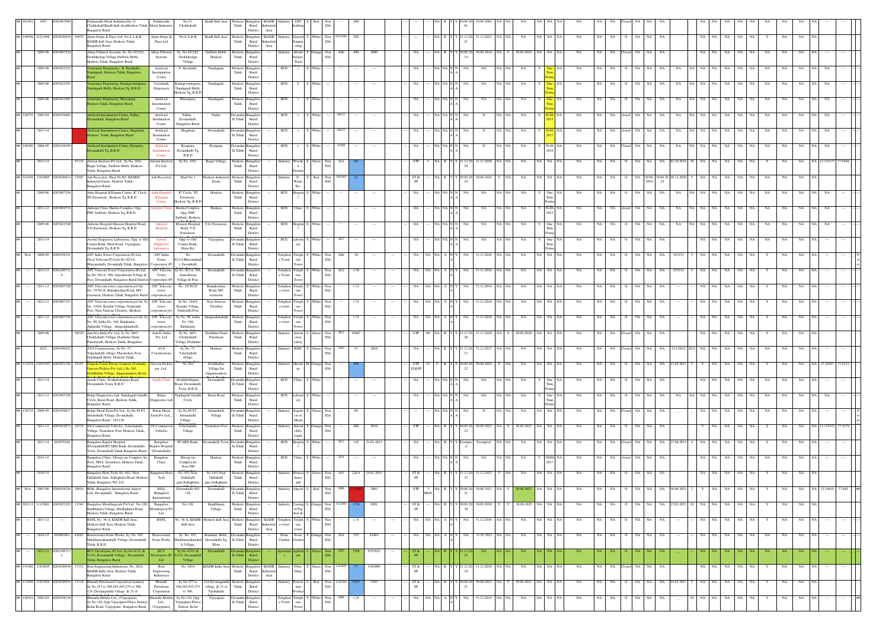| ## | 101561 | 1997 | 0201067098 | | Padmavathi Metal IndustriesNo.21, Chokkahalli Kiadb Indl AreaHoskote Taluk Bangalore Rural | Padmavathi Metal Industries | No.21, Chokkahalli | Kiadb Indl Area | Hoskote Taluk | Bangalore Rural District | KIADB Industrial Area | Industry | LPG bottling | S | Red | Non EIA | --- | 200 | | --- | --- | NA | B | Y | Y | 30.06.2001 | 30.06.2001 | NA | NA | NA | NA | NA | NA | NA | NA | Closed | NA | NA | NA | NA | NA | NA | NA | NA | NA | NA | NA | --- |
|---|---|---|---|---|---|---|---|---|---|---|---|---|---|---|---|---|---|---|---|---|---|---|---|---|---|---|---|---|---|---|---|---|---|---|---|---|---|---|---|---|---|---|---|---|---|---|---|---|---|---|
| ## | 140588 | 6/2/1996 | 0201020910 | 16974 | Arjun Strips & Pipes Ltd, No.8 A & B, KIADB Indl Area, Hoskote Taluk, Bangalore Rural | Arjun Strips & Pipes Ltd | No.8 A & B | Kiadb Indl Area | Hoskote Taluk | Bangalore Rural District | KIADB Industrial Area | Industry | General Engineering | S | Red | Non EIA | 6/2/1996 | 288 | | --- | --- | NA | B | Y | Y | 31.12.2021 | 31.12.2021 | NA | NA | NA | NA | NA | NA | NA | NA | O | NA | NA | NA | NA | NA | NA | NA | Y | NA | NA | NA | --- |
| ## | | 2005-06 | 0201067224 | | Arkay Fabtool Systems, Sy. No.42/2A2, Doddakoliga Village Sulibele Hobli, Hoskote Taluk, Bangalore Rural | Arkay Fabtool Systems | Sy. No.42/2A2, Doddakoliga Village | Sulibele Hobli, Hoskote | Hoskote Taluk | Bangalore Rural District | | Industry | Model Bucket Track | S | Orange | Non EIA | 2000 | 480 | 2000 | NA | --- | NA | B | Y | Y | 30.09.2014 | 30.09.2014 | NA | Y | 30.09.2018 | NA | NA | NA | NA | NA | Closed | NA | NA | NA | NA | NA | NA | NA | NA | NA | NA | NA | --- |
| ## | | 2005-06 | 0201022522 | | Veterinary Dispensary, N. Hosahalli, Nandagudi, Hoskote Taluk, Bangalore Rural | Artificial Insemination Centre | N. Hosahalli, | Nandagudi, | Hoskote Taluk | Bangalore Rural District | | HCE | v | S | White | --- | --- | --- | --- | NA | --- | NA | NA | N | N | NA | NA | NA | NA | NA | Y | One Time Perma | NA | NA | NA | O | NA | NA | NA | NA | NA | NA | NA | NA | NA | NA | NA | NA | NA | NA | --- |
| ## | | 2005-06 | 0201022585 | | Veterinary Dispensary, Ramagovindapura, Nandagudi Hobli, Hoskote Tq, B R D | Veterinary Dispensary | Ramagovindapura, Nandagudi Hobli, Hoskote Tq, B R D | Nandagudi, | Hoskote Taluk | Bangalore Rural District | | HCE | V | S | White | --- | --- | --- | --- | NA | --- | NA | NA | N | N | NA | NA | NA | NA | NA | Y | One Time Perma | NA | NA | NA | O | NA | NA | NA | NA | NA | NA | NA | NA | NA | NA | NA | NA | NA | NA | --- |
| ## | | 2005-06 | 0201022905 | | Veterinary Dispensary, Bhuvapura, Hoskote Taluk, Bangalore Rural | Artificial Insemination Centre | Bhuvapura, | Nandagudi, | Hoskote Taluk | Bangalore Rural District | | HCE | v | S | White | --- | --- | --- | --- | NA | --- | NA | NA | N | N | NA | NA | NA | NA | NA | Y | One Time Perma | NA | NA | NA | O | NA | NA | NA | NA | NA | NA | NA | NA | NA | NA | NA | NA | NA | NA | --- |
| ## | 120752 | 2003-04 | 0201038462 | | Artificial Insemination Centre, Nallur, Devanahalli, Bangalore Rural | Artificial Insemination Centre | Nallur, Devanahalli, Bangalore Rural | Nallur | Devanahalli Taluk | Bangalore Rural District | | HCE | v | S | White | 6/6/12 | --- | --- | --- | NA | --- | NA | NA | N | N | NA | N | NA | NA | NA | Y | 30-06-2015 | NA | NA | NA | closed | NA | NA | NA | NA | NA | NA | NA | NA | NA | NA | NA | NA | NA | NA | --- |
| ## | | 2013-14 | | | Artificial Insemination Centre, Mugabala Hoskote Taluk, Bangalore Rural | Artificial Insemination Centre | Mugabala | Devanahalli | Devanahalli Taluk | Bangalore Rural District | | HCE | v | S | White | 6/6/12 | --- | --- | --- | NA | --- | NA | NA | N | N | NA | N | NA | NA | NA | Y | 30.06.2017 | NA | NA | NA | closed | NA | NA | NA | NA | NA | NA | NA | NA | NA | NA | NA | NA | NA | NA | --- |
| ## | 140296 | 2004-05 | 0201038459 | | Artificial Insemination Centre, Byrapura, Devanahalli Tq, B.R.D | Artificial Insemination Centre | Byrapura, Devanahalli Tq, B.R.D | Byrapura | Devanahalli Taluk | Bangalore Rural District | | HCE | v | S | White | 3/3/09 | --- | --- | --- | NA | --- | NA | NA | N | N | NA | N | NA | NA | NA | Y | 30.06.2016 | NA | NA | NA | Closed | NA | NA | NA | NA | NA | NA | NA | NA | NA | NA | NA | NA | NA | NA | --- |
| ## | | 2013-14 | | 53134 | Artisen Interiors Pvt Ltd., Sy No. 10/2, Bugur Village, Sulibele Hobli, Hoskote Taluk, Bangalore Rural | Artisen Interiors Pvt Ltd, | Sy No. 10/2, | Bugur Village, | Hoskote Taluk | Bangalore Rural District | | Industry | Wooden Furniture | S | Green | Non EIA | 2014 | 493 | | | | STP | 5 | NA | B | Y | Y | 31.12.2028 | 31.12.2028 | NA | NA | NA | NA | NA | NA | NA | NA | O | NA | NA | NA | 03.10.2018 | 10 | NA | NA | NA | Y | NA | NA | NA | 13.145273 | 77.8464 |
| ## | 142458 | 1/8/2005 | 0201020914 | 13945 | Ash Recyclers, Shed No B3, KSSIDC Industrial Estate, Hoskote Taluk, Bangalore Rural | Ash Recyclers | Shed No 3 | Hoskote Industrial Estate | Hoskote Taluk | Bangalore Rural District | | Industry | E-Waste Re- | S | Red | Non EIA | 1/8/2005 | 22 | | | | ST & SP | --- | NA | B | Y | Y | 30.06.2024 | 30.06.2024 | Y | NA | NA | NA | NA | NA | NA | NA | O | NA | 30.06.2024 | 30.06.2024 | 20.11.2020 | 5 | NA | NA | NA | NA | NA | NA | NA | --- |
| ## | | 2005-06 | 0201067256 | | Asha Hospital &Trauma Center, JC Circle, TG Extension , Hoskote Tq, B.R.D | Asha Hospital & Trauma Center | JC Circle, TG Extension , Hoskote Tq, B.R.D | Hoskote | Hoskote Taluk | Bangalore Rural District | | HCE | Hospital | S | White | --- | --- | --- | --- | NA | --- | NA | NA | N | N | NA | NA | NA | NA | NA | Y | One Time Perma | NA | NA | NA | O | NA | NA | NA | NA | NA | NA | NA | NA | NA | NA | NA | NA | NA | NA | --- |
| ## | | 2011-12 | 0201069578 | | Ashwini Clinic Harsha Complex, Opp. PHC Sulibele, Hoskote Tq, B.R.D | Ashwini Clinic | Harsha Complex, Opp. PHC Sulibele, Hoskote | Hoskote | Hoskote Taluk | Bangalore Rural District | | HCE | Clinic | S | White | --- | --- | --- | --- | NA | --- | NA | NA | N | N | NA | NA | NA | NA | NA | Y | 30-06-2015 | NA | NA | NA | closed | NA | NA | NA | NA | NA | NA | NA | NA | NA | NA | NA | NA | NA | NA | --- |
| ## | | 2005-06 | 0201022540 | | Ashwini Hospital Mission Hospital Road, T.G Extension, Hoskote Tq, B.R.D | Ashwini Hospital | Mission Hospital Road, T G Extension, | T.G. Extension, | Hoskote Taluk | Bangalore Rural District | | HCE | Hospital | S | White | --- | --- | --- | --- | NA | --- | NA | NA | N | N | NA | NA | NA | NA | NA | Y | One Time Perma | NA | NA | NA | O | NA | NA | NA | NA | NA | NA | NA | NA | NA | NA | NA | NA | NA | NA | --- |
| ## | | 2013-14 | | | Aswini Diagnostic Laboratory, Opp. to Old Canara Bank, Main Road, Vijayapura, Devanahalli Tq, B.R.D | Aswini Diagnostic Laboratory | Opp. to Old Canara Bank, Main Rd, | Vijayapura, | Devanahalli Taluk | Bangalore Rural District | | HCE | Laboratory | S | White | 2013 | --- | --- | --- | NA | --- | NA | NA | N | N | NA | NA | NA | NA | NA | Y | One Time Perma | NA | NA | NA | O | NA | NA | NA | NA | NA | NA | NA | NA | NA | NA | NA | NA | NA | NA | --- |
| ## | New | 2008-09 | 0201038321 | | ATC India Tower Corporation (P) Ltd, (Xcel Telecom (P) Ltd) No 42/1A, Bhuvanahalli, Devanhalli Taluk, Bangalore | ATC India Tower Corporation (P) | No 42/1A,Bhuvanahalli, Devanahalli | Devanahalli | Devanahalli Taluk | Bangalore Rural District | | Telephone Tower | Telephone Tower | S | White | Non EIA | 2008 | 34 | --- | --- | NA | NA | NA | A | N | Y | NA | 31.12.2016 | NA | NA | NA | NA | NA | NA | NA | NA | O | NA | NA | NA | 19/3/12 | 5 | NA | NA | NA | Y | NA | NA | NA | --- |
| ## | --- | 2012-13 | 02012106716 | | ATC Telecom Tower Corporation (P) Ltd, Sy.No.38/1A, 388, Annoshwara Village & Post, Devanahalli, Bangalore Rural District | ATC Telecom Tower Corporation (P) | Sy.No.38/1A, 388, Annoshwara Village & Post, | Devanahalli | Devanahalli Taluk | Bangalore Rural District | | Telephone Tower | Telephone Tower | S | White | Non EIA | 2012 | 1.58 | --- | --- | NA | NA | NA | A | N | Y | NA | 31.12.2016 | NA | NA | NA | NA | NA | NA | NA | NA | O | NA | NA | NA | 25/5/12 | 5 | NA | NA | NA | Y | NA | NA | NA | --- |
| ## | --- | 2011-12 | 0201067320 | | ATC Telecom tower corporation pvt ltd, No. 25/30,16, Ramakrishna Road, MV extension, Hoskote Taluk, Bangalore Rural | ATC Telecom tower corporation pvt | No. 25/30,16 | Ramakrishna Road, MV extension | Hoskote Taluk | Bangalore Rural District | | Telephone tower | Telephone Tower | S | White | Non EIA | --- | 1.31 | --- | --- | NA | NA | NA | A | N | Y | NA | 31.12.2014 | NA | NA | NA | NA | NA | NA | NA | NA | O | NA | NA | NA | --- | --- | NA | NA | NA | Y | NA | NA | NA | --- |
| ## | --- | 2011-12 | 0201067323 | | ATC Telecom tower corporation pvt ltd, Sy No. 194/4, Koralur Village, Nadavathi Post, Near Srinivas Choultry, Hoskote | ATC Telecom tower corporation pvt | Sy No. 194/4, Koralur Village, Nadavathi Post | Near Srinivas Choultry | Hoskote Taluk | Bangalore Rural District | | Telephone tower | Telephone Tower | S | White | Non EIA | --- | 1.31 | --- | --- | NA | NA | NA | A | N | Y | NA | 31.12.2014 | NA | NA | NA | NA | NA | NA | NA | NA | O | NA | NA | NA | --- | --- | NA | NA | NA | Y | NA | NA | NA | --- |
| ## | --- | 2011-12 | 0201067258 | | ATC Telecom tower corporation pvt ltd, Sy No. 90, katha No. 168, Kalukunte Agrahara Village, Anugondanahalli , | ATC Telecom tower corporation pvt | Sy No. 90, katha No. 168, Kalukunte | Anugondanahalli | Hoskote Taluk | Bangalore Rural District | | Telephone tower | Telephone Tower | S | White | Non EIA | --- | 1.31 | --- | --- | NA | NA | NA | A | N | Y | NA | 31.12.2016 | NA | NA | NA | NA | NA | NA | NA | NA | O | NA | NA | NA | --- | --- | NA | NA | NA | Y | NA | NA | NA | --- |
| ## | | 2005-06 | | 18529 | Autoliv India Pvt. Ltd, Sy No. 88/3, Chokkahalli Village, Doddalur Gram Panchayath, Hoskote Taluk, Bengaluru | Autoliv India Pvt. Ltd | Sy No. 88/3, Chokkahalli Village, Doddalur | Doddalur Gram Panchayat | Hoskote Taluk | Bangalore Rural District | | Industry | Automotive safety | L | Green | Non EIA | 2011 | 10407 | | | | STP | 60 | NA | B | Y | Y | 31.12.2020 | 31.12.2020 | NA | Y | 30.09.2020 | NA | NA | NA | NA | NA | Closed | NA | NA | NA | NA | NA | NA | NA | NA | NA | NA | NA | --- |
| ## | | 2012 | 0201050422 | | AVS Constructions, Sy No. 37, Yalachahalli village, Thavarekere Post, Nandagudi Hobli, Hoskote Taluk | AVS Constructions | Sy.No. 37, Yalachahalli village, | Hoskote | Hoskote Taluk | Bangalore Rural District | | Industry | RMC | S | Green | Non EIA | 2010 | 53 | 2010 | NA | --- | NA | B | Y | Y | 31.12.2013 | 31.12.2013 | NA | NA | NA | NA | NA | NA | NA | NA | Closed | NA | NA | NA | 3/11/2012 | 2012 | NA | NA | NA | NA | NA | NA | NA | --- |
| ## | 112254 | 1/10/1997 | 0201021250 | 12181 | Avipick Foods Private Limited, (Formerly Unicorn Pickles Pvt. Ltd.), No 265, Doddhullur Village, Jangamenakote Road, | Unicorn Pickles pvt. Ltd., | No 265, | Doddhullur Village On Jangamenakote | Hoskote Taluk | Bangalore Rural District | | Industry | Gherkins | M | Orange | Non EIA | --- | 590 | | | | ETP ST&SP | 25 | Y | B | Y | Y | 30.09.2022 | 30.09.2022 | Y | NA | NA | NA | NA | NA | NA | NA | O | NA | NA | NA | 25.05.2017 | 5 | Y | NA | NA | Y | NA | NA | NA | 13.10267 | 77.8132 |
| ## | | 2013-14 | | | Ayush Clinic, Doddaballapura Road, Devanahalli Town, B.R.D | Ayush Clinic | Doddaballapura Road, Devanahalli Town, B.R.D | Devanahalli | Devanahalli Taluk | Bangalore Rural District | | HCE | Clinic | S | White | --- | --- | --- | --- | NA | --- | NA | NA | N | N | NA | NA | NA | NA | NA | Y | One Time Perma | NA | NA | NA | O | NA | NA | NA | NA | NA | NA | NA | NA | NA | NA | NA | NA | NA | NA | --- |
| ## | | 2011-12 | 0201067258 | | Balaji Diagnostics Lab, Nandagudi Gandhi Circle, Bazar Road, Hoskote Taluk, Bangalore Rural | Balaji Diagnostics Lab | Nandagudi Gandhi Circle | Bazar Road | Hoskote Taluk | Bangalore Rural District | | HCE | Laboratory | S | White | --- | --- | --- | --- | NA | --- | NA | NA | N | N | NA | NA | NA | NA | NA | Y | One Time Perma | NA | NA | NA | O | NA | NA | NA | NA | NA | NA | NA | NA | NA | NA | NA | NA | NA | NA | --- |
| ## | 179723 | 2004-05 | 0201058817 | | Balaji Metal Exim Pvt Ltd., Sy.No.89 P3, Jurranahalli Village, Devanahalli, Bangalore Rural - 562110 | Balaji Metal Exim Pvt Ltd., | Sy.No.89 P3, Jurranahalli Village, | Jurranahalli Village | Devanahalli Taluk | Bangalore Rural District | | Industry | Segregation of Metal | S | Green | Non EIA | --- | 80 | | --- | --- | NA | NA | N | N | NA | N | NA | NA | NA | NA | NA | NA | NA | NA | Closed | NA | NA | NA | --- | NA | NA | NA | NA | NA | NA | NA | --- |
| ## | | 2011-12 | 0201022073 | 18379 | VE Commercial Vehicles, Yelachahally Village, Tavarekere Post, Hoskote Taluk, Bangalore Rural | VE Commercial Vehicles | Yelachahally Village | Tavarekere Post | Hoskote Taluk | Bangalore Rural District | | Industry | Automobile repair | S | Orange | Non EIA | --- | 490 | 2010 | STP | 5 | NA | B | Y | Y | 30.09.2022 | 30.09.2022 | NA | Y | 30.09.2022 | NA | NA | NA | NA | NA | O | NA | NA | NA | | | Y | NA | NA | Y | NA | NA | NA | 13.125472 | 77.9179 |
| ## | | 2013-14 | 20/079240 | | Bangalore Baptist Hospital (Devanahalli)PCARD Bank, Devanahalli Town, Devanahalli Taluk Bangalore Rural | Bangalore Baptist Hospital (Devanahalli) | PCARD Bank, | Devanahalli Town, | Devanahalli Taluk | Bangalore Rural District | | HCE | Hospital | S | White | 2013 | 145 | 31-01-2013 | NA | --- | NA | B | Y | Y | Exempted | Exempted | NA | NA | NA | NA | NA | NA | NA | NA | Closed | NA | NA | NA | 23.06.2014 | 4 | NA | NA | NA | NA | NA | NA | NA | --- |
| ## | | 2014-15 | | | Bangalore Clinic, Shivaji rao Complex,Ist floor, NH-4, Tavarekere, Hoskote Taluk, Bangalore Rural | Bangalore Clinic | Shivaji rao Complex,Ist floor,NH | Hoskote | Hoskote Taluk | Bangalore Rural District | | HCE | Clinic | S | White | 2014 | --- | --- | --- | NA | --- | NA | NA | N | N | NA | NA | NA | NA | NA | Y | 30/06/2017 | NA | NA | NA | closed | NA | NA | NA | NA | NA | NA | NA | NA | NA | NA | NA | NA | NA | NA | --- |
| ## | | 2014-15 | | | Bangalore Horti Tech, No 19/1, Near Gullahalli Gate, Sidlaghatta Road, Hoskote Taluk, Bangalore 562 129 | Bangalore Horti Tech | No 19/1,Near Gullahalli gate,Sidlaghatta | No 19/1,Near Gullahalli gate,Sidlaghatta | Hoskote Taluk | Bangalore Rural District | | Industry | Horticulture land | S | Green | Non EIA | 2015 | 226.9 | 24-01-2015 | ST & SP | --- | NA | B | Y | Y | 31.12.2023 | 31.12.2023 | Y | NA | NA | NA | NA | NA | NA | NA | O | NA | NA | NA | NA | NA | NA | NA | NA | NA | NA | NA | --- |
| ## | New | 2007-08 | 0201038226 | 10936 | BIAL (Bangalore International Airport Ltd), Devanahalli, Bangalore Rural | BIAL (Bangalore International | Devanahalli-562 110. | Devanahalli | Devanahalli Taluk | Bangalore Rural District | | Industry | Airport | L | Red | Non EIA | 2008 | 511060 | 2003 | STP | 3 MLD | NA | B | Y | Y | 30.06.2021 | 30.06.2021 | NA | Y | 30.06.2021 | NA | NA | NA | NA | NA | O | NA | NA | NA | 30.06.2021 | 2 | Y | NA | NA | Y | NA | NA | NA | 13.19816 | 77.681 |
| ## | 102111 | 1/1/2001 | 0201022363 | 11344 | Bangalore Metallurgicals Pvt Ltd., No.120, Kambliputra Village, Shidlaghatta Road, Hoskote Taluk, Bangalore Rural | Bangalore Metallurgical Pvt Ltd | No.120, | Kambliputra Village, | Hoskote Taluk | Bangalore Rural District | | Industry | Casting of Pig Iron & | L | Orange | Non EIA | 1/1/2001 | 1539 | 2001 | ST & SP | --- | NA | B | Y | Y | 30.09.2030 | 30.09.2030 | Y | Y | 30.09.2025 | NA | NA | NA | NA | NA | O | NA | NA | NA | 15.01.2021 | 10 | NA | NA | NA | Y | NA | NA | NA | --- |
| ## | --- | 2011-12 | --- | | BSNL No. 36-A, KIADB Indl Area, Hoskote Indl Area, Hoskote Taluk, Bangalore Rural | BSNL | No. 36-A, KIADB Indl Area | Hoskote Indl Area | Hoskote Taluk | Bangalore Rural District | Industrial Area | Telephone tower | Telephone tower | S | White | Non EIA | --- | 1.31 | --- | --- | NA | NA | NA | A | N | Y | NA | 31.12.2016 | NA | NA | NA | NA | NA | NA | NA | NA | O | NA | NA | NA | --- | --- | NA | NA | NA | Y | NA | NA | NA | --- |
| ## | --- | 2014-15 | 200083661 | 42693 | Basaveswara Stone Works, Sy. No. 107, Muddanayakanahalli Village, Devanahalli Taluk, B.R.D | Basaveswara Stone Works | Sy. No. 107, Muddanayakanahalli Village | Kundana Hobli, Devanahalli Tq, Blore | Devanahalli Taluk | Bangalore Rural District | | Stone Crusher | Stone Crusher | S | Orange | Non EIA | 2014 | 319 | 41863 | --- | --- | NA | NA | A | Y | Y | NA | 31.03.2023 | NA | NA | NA | NA | NA | NA | NA | NA | O | NA | NA | NA | --- | --- | NA | NA | NA | Y | NA | NA | NA | --- |
| ## | --- | 2011-12 | 02012106712 | | BCV Developers (P) Ltd, Sy.No.413/1 & 413/2, Devanahalli Village, Devanahalli Taluk, Bangalore Rural | BCV Developers (P) Ltd | Sy.No.413/1 & 413/2, Devanahalli Village | Devanahalli | Devanahalli Taluk | Bangalore Rural District | | Apartment | Apartment | L | Green | Non EIA | 2012 | 1508 | 5/5/2012 | --- | ST & SP | --- | NA | W | Y | Y | 31.12.20 | NA | NA | NA | NA | NA | NA | NA | NA | NA | O | NA | NA | NA | --- | NA | NA | NA | NA | NA | NA | NA | --- |
| ## | 151502 | 1/4/2005 | 0201020949 | 17132 | Beta Engineering Industries, No. 28/A, KIADB India Area, Hoskote Taluk, Bangalore Rural | Beta Engineering Industries | No. 28/A | KIADB India Area | Hoskote Taluk | Bangalore Rural District | KIADB Industrial Area | Industry | Fiber Glass | S | Green | Non EIA | 1/4/2005 | 77 | 1/4/2005 | ST & SP | --- | NA | B | Y | Y | 31.12.2024 | 31.12.2024 | NA | NA | NA | NA | NA | NA | NA | NA | Closed | NA | NA | NA | NA | NA | NA | NA | Y | NA | NA | NA | --- |
| ## | 111699 | 1/4/1994 | 0201020954 | 11318 | Bharath Petroleum Corporation Limited, Sy No.257 to 260,264,265,275 to 300, 124, Devanagunthi Village & 23 of | Bharath Petroleum Corporation | Sy No.257 to 260,264,265,275 to 300, | 124 Devanagunthi village & 23 of Tarabahalli | Hoskote Taluk | Bangalore Rural District | | Industry | Petroleum Product | L | Red | Non EIA | 1/4/1994 | 8393 | 1995 | ST & SP | --- | NA | B | Y | Y | 30.06.2021 | 30.06.2021 | NA | Y | 30.06.2021 | NA | NA | NA | NA | NA | O | NA | NA | NA | 24.01.2017 | 5 | NA | NA | NA | Y | NA | NA | NA | --- |
| ## | 136541 | 2003-04 | 0201038136 | | Bharathi Mobile Ltd., (Vijayapura), Sy.No.126, Opp Vijayapura Ploice Station, Kolar Road, Vijayapura, Bangalore Rural | Bharathi Mobile Ltd., (Vijayapura), | Sy.No.126, Opp Vijayapura Ploice Station, Kolar | Vijayapura | Devanahalli Taluk | Bangalore Rural District | | Telephone Tower | Telephone Tower | S | White | Non EIA | 2004 | 1.25 | --- | --- | NA | NA | NA | A | N | Y | NA | 31.12.2013 | NA | NA | NA | NA | NA | NA | NA | NA | O | NA | NA | NA | --- | 10 | NA | NA | NA | Y | NA | NA | NA | --- |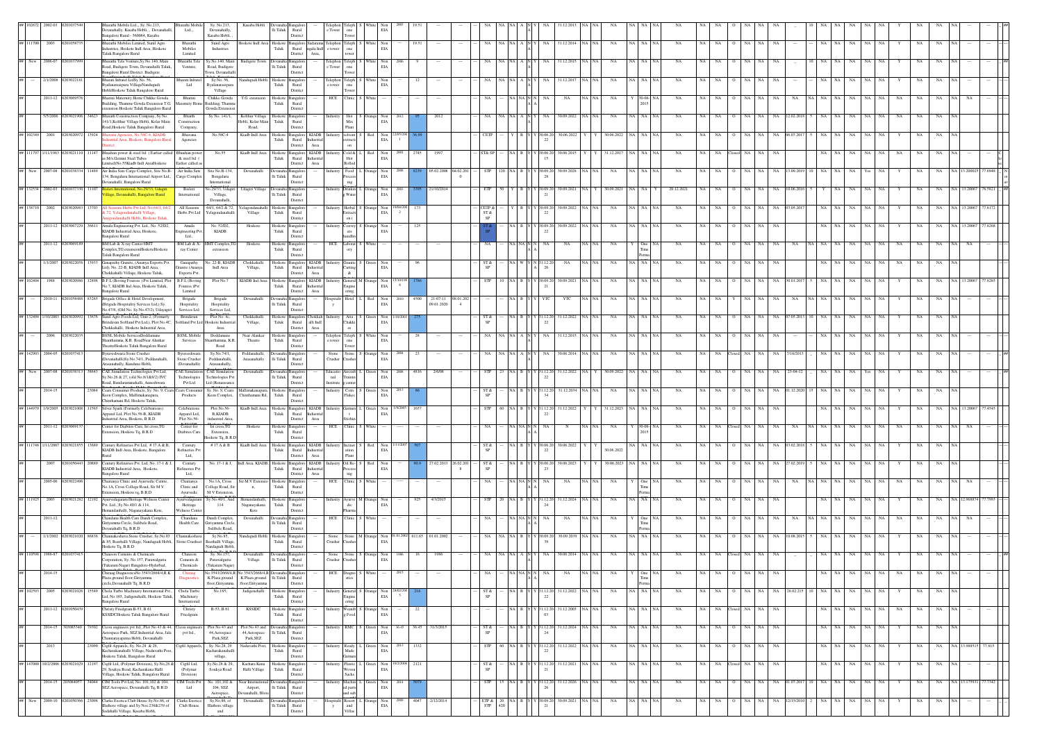| ## | 102672 | 2002-03 | 0201037549 | | Bharathi Mobile Ltd.,, Sy. No.213, Devanahally, Kasaba Hobli,, Devanahalli, Bangalore Rural - 560064, Kasaba | Bharathi Mobile Ltd.,, | Sy. No.213, Devanahally, Kasaba Hobli,, | Kasaba Hobli | Devanahalli Taluk | Bangalore Rural District | --- | Telephone Tower | Telephone Tower | S | White | Non EIA | 2003 | 19.51 | --- | --- | --- | NA | NA | NA | A | N | Y | NA | 31.12.2013 | NA | NA | NA | NA | NA | NA | NA | NA | NA | O | NA | NA | NA | _ | 10 | NA | NA | NA | NA | Y | NA | NA | NA | --- | ## |
|---|---|---|---|---|---|---|---|---|---|---|---|---|---|---|---|---|---|---|---|---|---|---|---|---|---|---|---|---|---|---|---|---|---|---|---|---|---|---|---|---|---|---|---|---|---|---|---|---|---|---|---|---|---|---|
| ## | 111700 | 2003 | 0201056735 | | Bharathi Mobiles Limited, Sunil Agro Industries, Hoskote Indl Area, Hoskote Taluk Bangalore Rural | Bharathi Mobiles Limited | Sunil Agro Industries | Hoskote Indl Area | Hoskote Taluk | Bangalore Rural District | Sadarama ngala Indl Area, | Telephone Tower | Telephone Tower | S | White | Non EIA | | 19.51 | --- | --- | --- | NA | NA | NA | A | N | Y | NA | 31.12.2014 | NA | NA | NA | NA | NA | NA | NA | NA | NA | O | NA | NA | NA | | | NA | NA | NA | NA | Y | NA | NA | NA | --- | |
| ## | New | 2006-07 | 0201037999 | | Bharathi Tele Venture,Sy.No.140, Main Road, Budigere Town, Devanahalli Taluk, Bangalore Rural District. Budigere | Bharathi Tele Venture, | Sy.No.140, Main Road, Budigere Town, Devanahalli | Budigere Town | Devanahalli Taluk | Bangalore Rural District | --- | Telephone Tower | Telephone Tower | S | White | Non EIA | 2006 | 9 | --- | --- | --- | NA | NA | NA | A | N | Y | NA | 31.12.2015 | NA | NA | NA | NA | NA | NA | NA | NA | NA | O | NA | NA | NA | _ | 10 | NA | NA | NA | NA | Y | NA | NA | NA | --- | ## |
| ## | --- | 2/1/2008 | 0201022181 | | Bharati Infratel Ltd,Sy No. 56, Byalinarasapura Village,Nandagudi Hobli Hoskote Taluk Bangalore Rural | Bharati Infratel Ltd | Sy No. 56, Byalinarasapura Village | Nandagudi Hobli | Hoskote Taluk | Bangalore Rural District | --- | Telephone Tower | Telephone Tower | S | White | Non EIA | --- | 12 | --- | --- | --- | NA | NA | NA | A | N | Y | NA | 31.12.2017 | NA | NA | NA | NA | NA | NA | NA | NA | NA | O | NA | NA | NA | | | NA | NA | NA | NA | Y | NA | NA | NA | --- | |
| ## | 2011-12 | 0203069576 | | | Bharine Maternity Home Chikke Gowda Building, Thamme Gowda Extension T.G extension Hoskote Taluk Bangalore Rural | Bharini Maternity Home | Chikke Gowda Building, Thamme Gowda Extension | T.G. extension | Hoskote Taluk | Bangalore Rural District | --- | HCE | Clinic | S | White | --- | --- | --- | --- | --- | --- | NA | --- | NA | NA | N | N | NA | NA | NA | NA | NA | NA | Y | 30-06-2015 | NA | NA | NA | O | NA | NA | NA | NA | NA | NA | NA | NA | NA | NA | NA | NA | NA | | |
| ## | 5/5/2006 | 0203021906 | 34623 | | Bharathi Construction Company, Sy No 141/1,Kolthur Village Hobli, Kolar Main Road,Hoskote Taluk Bangalore Rural | Bharathi Construction Company, | Sy No. 141/1, | Kolthur Village Hobli, Kolar Main Road, | Hoskote Taluk | Bangalore Rural District | --- | Industry | Hot Mix Plant | S | Orange | Non EIA | 2012 | 89 | 2012 | | --- | NA | NA | NA | A | N | Y | NA | 30.09.2022 | NA | NA | NA | NA | NA | NA | NA | NA | NA | O | NA | NA | NA | 12.02.2018 | 5 | NA | NA | NA | NA | Y | NA | NA | NA | --- | |
| ## | 102349 | 2001 | 0203020972 | 13924 | Bharmma Agencies, No.58C-4, KIADB Industrial Area, Hoskote, Bangalore Rural District | Bharmma Agencies | No.58C-4 | Kiadb Indl Area | Hoskote Taluk | Bangalore Rural District | KIADB Industrial Area | Industry | solvent extraction | S | Red | Non EIA | 12/05/2001 | 36.98 | --- | --- | --- | CETP | --- | Y | B | Y | Y | 30.06.2022 | 30.06.2022 | Y | Y | 30.06.2022 | NA | NA | NA | NA | NA | NA | O | NA | NA | NA | 06.07.2017 | 5 | NA | NA | NA | NA | Y | NA | NA | NA | --- | |
| ## | 111797 | 1/11/1983 | 0201021110 | 11147 | Bhushan power & steel ltd. ( Earlier called as M/s Gemini Steel Tubes Limited)No.55Kiadb Indl AreaHoskote | Bhushan power & steel ltd. ( Earlier called as | No.55 | Kiadb Indl Area | Hoskote Taluk | Bangalore Rural District | KIADB Industrial Area | Industry | Cold & Hot Rolled | L | Red | Non EIA | 2001 | 2745 | 1997 | | --- | ST&SP | --- | NA | B | Y | Y | 30.06.2015 | 30.06.2015 | Y | Y | 31.12.2017 | NA | NA | NA | NA | NA | NA | Closed | NA | NA | NA | NA | NA | NA | NA | NA | NA | NA | NA | NA | NA | --- | C |
| ## | New | 2007-08 | 0201038334 | 11489 | Air India Sats Cargo Complex, Site No.B-134, Bengaluru International Airport Ltd., Devanahalli, Bangalore Rural | Air India Sats Cargo Complex | Site No.B-134, Bengaluru International | Devanahalli | Devanahalli Taluk | Bangalore Rural District | --- | Industry | Food Processing | L | Orange | Non EIA | 2008 | 6239 | 05.02.2008 | 04.02.2010 | --- | STP | 120 | NA | B | Y | Y | 30.09.2028 | 30.09.2028 | NA | NA | NA | NA | NA | NA | NA | NA | NA | O | NA | NA | NA | 13.09.2019 | 10 | NA | NA | Yes | NA | Y | NA | NA | NA | 13.200025 | 77.6948 |
| ## | 152534 | 2002-03 | 0201037330 | 11107 | Bisleri International, No.29/35, Udagiri Village, Devanahalli, Bangalore Rural | Bisleri International | No.29/35, Udagiri Village, Devanahalli, | Udagiri Village | Devanahalli Taluk | Bangalore Rural District | --- | Industry | Drinking Water | L | Orange | Non EIA | 2003 | 5385 | 21/10/2014 | | --- | ETP | 50 | Y | B | Y | Y | 30.09.2021 | 30.09.2021 | NA | Y | 30.09.2021 | NA | NA | Y | 20.12.2021 | NA | NA | NA | O | NA | NA | NA | 10.06.2016 | 5 | Y | NA | NA | NA | Y | NA | NA | NA | 13.20067 | 76.5621 |
| ## | 158710 | 2002 | 0203020983 | 13705 | All Seasons Herbs Pvt Ltd, No.64/1, 64/2 & 72, Yelagondanahalli Village, Anugondanahalli Hobli, Hoskote Taluk, | All Seasons Herbs Pvt Ltd | 64/1, 64/2 & 72, Yelagondanahalli | Yelagondanahalli Village | Hoskote Taluk | Bangalore Rural District | --- | Industry | Herbal Extract oil | S | Orange | Non EIA | 19/04/2002 | 173 | --- | --- | --- | CETP & ST & SP | --- | Y | B | Y | Y | 30.09.2022 | 30.09.2022 | NA | NA | NA | NA | NA | NA | NA | NA | NA | O | NA | NA | NA | 03.05.2017 | | NA | NA | NA | NA | Y | NA | NA | NA | 13.20067 | 77.8172 |
| ## | 2011-12 | 0203067229 | 36611 | | Amala Engineering Pvt. Ltd., No. 52/D2, KIADB Industrial Area, Hoskote, Bangalore Rural | Amala Engineering Pvt. Ltd., | No. 52/D2, KIADB | Hoskote | Hoskote Taluk | Bangalore Rural District | --- | Industry | Conveyors Installation | S | Orange | Non EIA | --- | 125 | --- | --- | --- | ST & SP | --- | NA | B | Y | Y | 30.09.2022 | 30.09.2022 | NA | NA | NA | NA | NA | NA | NA | NA | NA | O | NA | NA | NA | | | NA | NA | NA | NA | Y | NA | NA | NA | 13.20067 | 77.8268 |
| ## | 2011-12 | 0203069189 | | | BM Lab & X-ray Center HMT Complex,TG extension HoskoteHoskote Taluk Bangalore Rural | BM Lab & X-ray Center | HMT Complex,TG extension | Hoskote | Hoskote Taluk | Bangalore Rural District | --- | HCE | Laboratory | S | White | --- | --- | --- | --- | --- | --- | NA | --- | NA | NA | N | N | NA | NA | NA | NA | NA | NA | Y | One Time Perma | NA | NA | NA | O | NA | NA | NA | NA | NA | NA | NA | NA | NA | NA | NA | NA | NA | | |
| ## | 1/1/2007 | 0203022058 | 13933 | | Ganapathy Granite, (Ananya Exports Pvt. Ltd), No. 22-B, KIADB Indl Area, Chokkahalli Village, Hoskote Taluk, | Ganapathy Granite (Ananya Exports Pvt. | No. 22-B, KIADB Indl Area | Chokkahalli Village, | Hoskote Taluk | Bangalore Rural District | KIADB Industrial Area | Industry | Granite Cutting & | S | Green | Non EIA | | 96 | --- | --- | --- | ST & SP | --- | NA | W | Y | N | 31.12.2026 | NA | NA | NA | NA | NA | NA | NA | NA | NA | NA | O | NA | NA | NA | NA | NA | NA | NA | NA | NA | NA | NA | NA | NA | | |
| ## | 102404 | 1988 | 0203020986 | 12898 | B.F.L (Boving Fouress )Pvt Limited, Plot No 7, KIADB Ind Area, Hoskote Taluk, Bangalore Rural | B.F.L (Boving Fouress (Pvt Limited | Plot No 7 | KIADB Ind Area | Hoskote Taluk | Bangalore Rural District | KIADB Industrial Area | Industry | General Engineering | M | Orange | Non EIA | 15/10/1988 | 1786 | | | --- | STP | 10 | NA | B | Y | Y | 30.09.2021 | 30.09.2021 | NA | NA | NA | NA | NA | NA | NA | NA | NA | O | NA | NA | NA | 30.01.2017 | 5 | NA | NA | NA | NA | Y | NA | NA | NA | 13.20067 | 77.8285 |
| ## | --- | 2010-11 | 0201058488 | 83265 | Brigade Office & Hotel Development, (Brigade Hospitality Services Ltd,) Sy No.47/6, (Old No. Sy.No.47/2), Udayagiri | Brigade Hospitality Services Ltd | Brigade Hospitality Services Ltd, | Devanahalli | Devanahalli Taluk | Bangalore Rural District | --- | Hospitality | Hotel | L | Red | Non EIA | 2010 | 4500 | 21-07-11 09.01.2020 | 08.01.2024 | --- | --- | --- | NA | B | Y | Y | YTC | YTC | NA | NA | NA | NA | NA | NA | NA | NA | Y | NA | NA | NA | NA | NA | NA | NA | NA | NA | NA | NA | NA | NA | NA | NA | | |
| ## | 152404 | 1/10/2003 | 0203020992 | 13676 | Sunil Agro Foods Ltd, Unit-2, (Formerly Brindavan Softland Pvt Ltd,), Plot No 4C, Chokkahalli, Hoskote Industrial Area | Brindavan Softland Pvt Ltd | Plot No. 4C, Hoskote Industrial Area | Chokkahalli Village, | Hoskote Taluk | Bangalore Rural District | Chokkahalli Indl Area | Industry | Atta Chakki | S | Green | Non EIA | 1/10/2003 | 273 | | | --- | ST & SP | --- | NA | B | Y | Y | 31.12.2022 | 31.12.2022 | NA | NA | NA | NA | NA | NA | NA | NA | NA | O | NA | NA | NA | 07.05.2015 | 10 | NA | NA | NA | NA | Y | NA | NA | NA | --- | |
| ## | 2006 | 0203022035 | | | BSNL Mobile ServicesDoddamane Shanthamma, K.R. RoadNear Alankar TheatreHoskote Taluk Bangalore Rural | BSNL Mobile Services | Doddamane Shanthamma, K.R. Road | Near Alankar Theatre | Hoskote Taluk | Bangalore Rural District | --- | Telephone Tower | Telephone Tower | S | White | Non EIA | --- | 28 | --- | --- | --- | NA | NA | NA | A | N | Y | NA | 31.12.2015 | NA | NA | NA | NA | NA | NA | NA | NA | NA | O | NA | NA | NA | --- | | NA | NA | NA | NA | Y | NA | NA | NA | --- | |
| ## | 142903 | 2004-05 | 0201037413 | | Byraveshwara Stone Crusher (Devanahalli),Sy.No.74/1, Peddanahalli, Arasanahalli, Kundana Hobli, | Byraveshwara Stone Crusher (Devanahalli) | Sy.No.74/1, Peddanahalli, Arasanahalli, | Peddanahalli, Arasanahally | Devanahalli Taluk | Bangalore Rural District | --- | Stone Crusher | Stone Crusher | S | Orange | Non EIA | 2004 | 23 | --- | --- | --- | NA | NA | NA | A | N | Y | NA | 30.06.2014 | NA | NA | NA | NA | NA | NA | NA | NA | NA | Closed | NA | NA | NA | 7/16/2013 | | NA | NA | NA | NA | Y | NA | NA | NA | --- | ## |
| ## | New | 2007-08 | 0201038313 | 38643 | CAE Simulation Technologies Pvt Ltd, Sy.No.28 & 27, (old No.3(1&6)(2) IVC Road, Bandaramanahalli, Anneshwara | CAE Simulation Technologies Pvt Ltd | CAE Simulation Technologies Pvt Ltd (Renaissance | Devanahalli | Devanahalli Taluk | Bangalore Rural District | --- | Educational Institute | Aircraft Training centre | L | Green | Non EIA | 2008 | 4816 | 2/6/08 | | --- | STP | 25 | NA | B | Y | Y | 31.12.2022 | 30.09.2022 | NA | Y | 30.09.2022 | NA | NA | NA | NA | NA | NA | O | NA | NA | NA | 23-04-12 | | NA | NA | Yes | NA | Y | NA | NA | NA | --- | ## |
| ## | 2014-15 | | | 23084 | Cears Consumer Products, Sy. No. 9, Cears Keon Complex, Mallimakanapura, Chinthamani Rd, Hoskote Taluk, | Cears Consumer Products | Sy. No. 9, Cears Keon Complex, | Mallimakanapura, Chinthamani Rd, | Hoskote Taluk | Bangalore Rural District | --- | Industry | Corn Flakes | S | Green | Non EIA | 2013 | 86 | | | --- | ST & SP | --- | NA | B | Y | Y | 31.12.2034 | 31.12.2034 | NA | NA | NA | NA | NA | NA | NA | NA | NA | O | NA | NA | NA | 01.12.2020 | 15 | NA | NA | NA | NA | Y | NA | NA | NA | --- | |
| ## | 144979 | 1/9/2005 | 0203021008 | 11565 | Silver Spark (Formerly Celebrations) Apparel Ltd. Plot No.56-B, KIADB Industrial Area, Hoskote, B.R.D | Celebrations Apparel Ltd, Plot No.56- | Plot No.56-B,KIADB industrial Area, | Kiadb Indl Area | Hoskote Taluk | Bangalore Rural District | KIADB Industrial Area | Industry | Garment Stitching | L | Green | Non EIA | 1/9/2005 | 1657 | | | --- | STP | 60 | NA | B | Y | Y | 31.12.2022 | 31.12.2022 | Y | Y | 31.12.2023 | NA | NA | NA | NA | NA | NA | O | NA | NA | NA | NA | NA | NA | NA | NA | NA | Y | NA | NA | NA | 13.20067 | 77.4545 |
| ## | 2011-12 | 0203069137 | | | Center for Diabetes Care, Ist cross,TG Extension, Hoskote Tq. B.R.D | Center for Diabetes Care | Ist cross,TG Extension, Hoskote Tq. B.R.D | Hoskote | Hoskote Taluk | Bangalore Rural District | --- | HCE | Clinic | S | White | --- | --- | --- | --- | --- | --- | NA | --- | NA | NA | N | N | NA | N | NA | NA | NA | NA | Y | 30-06-2015 | NA | NA | NA | O | NA | NA | NA | NA | NA | NA | NA | NA | NA | NA | NA | NA | NA | | |
| ## | 111748 | 1/11/2007 | 0203021855 | 13689 | Century Refineries Pvt.Ltd., # 17 A & B, KIADB Indl Area, Hoskote, Bangalore Rural | Century Refineries Pvt Ltd, | # 17 A & B | Kiadb Indl Area | Hoskote Taluk | Bangalore Rural District | KIADB Industrial Area | Industry | Incinerator Plant | S | Red | Non EIA | 1/11/2007 | 507 | | | --- | ST & SP | --- | NA | B | Y | Y | 30.06.2022 | 30.06.2022 | Y | Y | 30.06.2022 | NA | NA | NA | NA | NA | NA | O | NA | NA | NA | 03.02.2018 | 5 | NA | NA | NA | NA | Y | NA | NA | NA | --- | |
| ## | 2007 | 0201050443 | 20889 | | Century Refineries Pvt. Ltd, No. 17-1 & J, KIADB Industrial Area, Hoskote, Bangalore Rural | Century Refineries Pvt Ltd, | No. 17-1 & J, | Indl Area, KIADB, | Hoskote Taluk | Bangalore Rural District | KIADB Industrial Area | Industry | Oil Re-Processing | S | Red | Non EIA | | 90.9 | 27.02.2013 | 26.02.2018 | --- | ST & SP | --- | NA | B | Y | Y | 30.06.2023 | 30.06.2023 | Y | Y | 30.06.2023 | NA | NA | NA | NA | NA | NA | O | NA | NA | NA | 27.02.2019 | 5 | NA | NA | NA | NA | Y | NA | NA | NA | --- | |
| ## | 2005-06 | 0203022496 | | | Chaitanya Clinic and Ayurvedic Centre, No.1A, Cross College Road, Sir M.V Extension, Hoskote tq. B.R.D | Chaitanya Clinic and Ayurvedic | No.1A, Cross College Road, Sir M.V Extension, | Sir.M.V.Extension, | Hoskote Taluk | Bangalore Rural District | --- | HCE | Clinic | S | White | --- | ----- | --- | --- | --- | --- | NA | --- | NA | NA | N | N | NA | NA | NA | NA | NA | NA | Y | One Time Perma | NA | NA | NA | O | NA | NA | NA | NA | NA | NA | NA | NA | NA | NA | NA | NA | NA | | |
| ## | 111925 | 2003 | 0203021282 | 12192 | Ayurvedagram Heritage Wellness Center Pvt. Ltd., Sy No 40/1 & 114, Hemandanahalli, Nagunayakana Kote, | Ayurvedagram Heritage Wellness Center | Sy No 40/1, And 114 | Hemandanahalli, Nagunayakana Kote | Hoskote Taluk | Bangalore Rural District | --- | Industry | Ayurvedic Pharma | M | Orange | Non EIA | | 925 | 4/3/2015 | | --- | STP | 20 | NA | B | Y | Y | 31.12.2024 | 31.12.2024 | NA | NA | NA | NA | NA | NA | NA | NA | NA | O | NA | NA | NA | NA | NA | NA | NA | NA | NA | Y | NA | NA | NA | 12.968874 | 77.7593 |
| ## | 2011-12 | | | | Chandana Health Care Dandi Complex, Giriyamma Circle, Sulibele Road, Devanahalli Tq. B.R.D | Chandana Health Care | Dandi Complex, Giriyamma Circle, Sulibele Road, | Devanahalli | Devanahalli Taluk | Bangalore Rural District | --- | HCE | Clinic | S | White | --- | --- | --- | --- | --- | --- | NA | --- | NA | NA | N | N | NA | NA | NA | NA | NA | NA | Y | One Time Perma | NA | NA | NA | O | NA | NA | NA | NA | NA | NA | NA | NA | NA | NA | NA | NA | NA | | |
| ## | --- | 1/1/2002 | 0203021020 | 86836 | Channakeshava Stone Crusher, Sy.No.85 & 85, Boothalli Village, Nandagudi Hobli, Hoskote Tq. B.R.D | Channakeshava Stone Crusher | Sy.No.85, Boothalli Village, Nandagudi Hobli, | Nandagudi Hobli | Hoskote Taluk | Bangalore Rural District | --- | Stone Crusher | Stone Crusher | M | Orange | Non EIA | 01.01.2002 | 611.65 | 01.01.2002 | | --- | NA | NA | NA | B | Y | Y | 30.09.2039 | 30.09.2039 | NA | NA | NA | NA | NA | NA | NA | NA | NA | O | NA | NA | NA | 10.06.2015 | 5 | NA | NA | NA | NA | Y | NA | NA | NA | --- | |
| ## | 110598 | 1986-87 | 0201037415 | | Chausion Cements & Chemicals Corporation, Sy. No.157, Puravalgatta (Takaram Nagar) Bangalore-Hyderbad | Chausion Cements & Chemicals | Sy. No.157, Puravalgatta (Takaram Nagar) | Devanahalli Village | Devanahalli Taluk | Bangalore Rural District | --- | Stone Crusher | Stone Crusher | S | Orange | Non EIA | 1986 | 16 | 1986 | | --- | NA | NA | NA | A | N | Y | NA | 30.06.2014 | NA | NA | NA | NA | NA | NA | NA | NA | NA | Closed | NA | NA | NA | _ | | NA | NA | NA | NA | Y | NA | NA | NA | --- | ## |
| ## | 2014-15 | | | | Chirag Diagnostics(No.3543/2668/4,R K Plaza ground floor,Giriyamma circle,Devanahalli Tq. B.R.D | Chirag Diagnostics | No.3543/2668/4,R K Plaza ground floor,Giriyamma | No.3543/2668/4,R K Plaza ground floor,Giriyamma | Devanahalli Taluk | Bangalore Rural District | --- | HCE | Diagnostics | S | White | --- | 2015 | --- | --- | --- | --- | NA | NA | NA | NA | N | N | NA | NA | NA | NA | NA | NA | Y | One Time Perma | NA | NA | NA | O | NA | NA | NA | NA | NA | NA | NA | NA | NA | NA | NA | NA | NA | | |
| ## | 102593 | 2005 | 0203021026 | 15549 | Chola Turbo Machinery International Pvt., Ltd, No.185, Jadigenehalli, Hoskote Taluk, Bangalore Rural. | Chola Turbo Machinery International | No.185, | Jadigenahalli | Hoskote Taluk | Bangalore Rural District | --- | Industry | General Engineering | S | Orange | Non EIA | 28/02/2005 | 216 | | | --- | ST & SP | --- | NA | B | Y | Y | 31.12.2022 | 31.12.2022 | NA | NA | NA | NA | NA | NA | NA | NA | NA | O | NA | NA | NA | 28.02.2015 | 10 | NA | NA | NA | NA | Y | NA | NA | NA | --- | |
| ## | 2011-12 | 0201050439 | | | Christy Friedgram B-53, B 61 KSSIDCHoskote Taluk Bangalore Rural | Christy Friedgram | B-53, B 61 | KSSIDC | Hoskote Taluk | Bangalore Rural District | --- | Industry | Weaning Food | S | Orange | Non EIA | | 22 | | | --- | NA | NA | NA | B | Y | Y | 31.12.2003 | 31.12.2003 | NA | NA | NA | NA | NA | NA | NA | NA | NA | Closed | NA | NA | NA | NA | NA | NA | NA | NA | NA | Y | NA | NA | NA | --- | |
| ## | 2014-15 | 703083340 | 79302 | | Cicon engineers pvt ltd., Plot No 43 & 44, Aerospace Park, SEZ,Industrial Area, Jala Channarayapatna Hobli, Devanahalli | Cicon engineers pvt ltd., | Plot No 43 & 44,Aerospace Park,SEZ | Plot No 43 and 44,Aerospace Park,SEZ | Devanahalli Taluk | Bangalore Rural District | --- | Industry | RMC | S | Green | Non EIA | 36.45 | 36.45 | 31/3/2015 | | --- | ST & SP | --- | NA | B | Y | Y | 31.12.2024 | 31.12.2024 | NA | NA | NA | NA | NA | NA | NA | NA | NA | O | NA | NA | NA | NA | NA | NA | NA | NA | NA | Y | NA | NA | NA | --- | |
| ## | 2013 | | | 23090 | Cigfil Apparels, Sy. No 28 & 29, Kacharakanahalli Village, Naduvathi Post, Hoskote Taluk, Bangalore Rural | Cigfil Apparels, | Sy. No.28, 29 Kacharakanahalli village, | Naduvathi Post, | Hoskote Taluk | Bangalore Rural District | --- | Industry | Ready Made Garment | L | Green | Non EIA | 2013 | 1332 | | | --- | STP | 60 | NA | B | Y | Y | 31.12.2022 | 31.12.2022 | NA | NA | NA | NA | NA | NA | NA | NA | NA | O | NA | NA | NA | NA | NA | NA | NA | NA | NA | Y | NA | NA | NA | 13.968515 | 77.815 |
| ## | 147080 | 10/2/2006 | 0203021029 | 12197 | Cigfil Ltd, (Polymer Division), Sy.No.28 & 29, Soukya Road, Kacharakana Halli Village, Hoskote Taluk, Bangalore Rural | Cigfil Ltd, (Polymer Division) | Sy.No.28 & 29, Soukya Road | Kacharakana Halli Village | Hoskote Taluk | Bangalore Rural District | --- | Industry | Plastic Woven Sacks | L | Green | Non EIA | 10/2/2006 | 2121 | | | --- | ST & SP | --- | NA | B | Y | Y | 31.12.2021 | 31.12.2021 | NA | NA | NA | NA | NA | NA | NA | NA | NA | Closed | NA | NA | NA | NA | NA | NA | NA | NA | NA | Y | NA | NA | NA | --- | |
| ## | 2014-15 | 20084057 | 34044 | | CIM Tools Pvt Ltd, No. 101,102 & 104, SEZ Aerospace, Devanahalli Tq. B.R.D | CIM Tools Pvt Ltd | No. 101,102 & 104, SEZ Aerospace, | Near International Airport, Devanahalli, Blore | Devanahalli Taluk | Bangalore Rural District | --- | Industry | Machine Tool parts and sub | L | Green | Non EIA | 2014 | 5079 | | | --- | STP | 15 | NA | B | Y | Y | 31.12.2026 | 31.12.2026 | NA | NA | NA | NA | NA | NA | NA | NA | NA | O | NA | NA | NA | 01.07.2017 | 10 | NA | NA | NA | NA | Y | NA | NA | NA | 13.175931 | 77.7342 |
| ## | New | 2009-10 | 0201050366 | 23098 | Clarks Exotica Club House Sy.No.86, of Illuthore village and Sy.No.258&239 of Sadahalli Village, Kasaba Hobli, | Clarks Exotica Club House | Sy.No.86, of Illuthore village and | Devanahalli | Devanahalli Taluk | Bangalore Rural District | --- | Hospitality | Resort and Villas | L | Orange | Non EIA | 2009 | 4047 | 2/12/2014 | | --- | ETP & STP | 20 420 | NA | B | Y | Y | 30.09.2021 | 30.09.2021 | NA | NA | NA | NA | NA | NA | NA | NA | NA | O | NA | NA | NA | 12/15/2010 | 2 | NA | NA | NA | NA | Y | NA | NA | NA | --- | |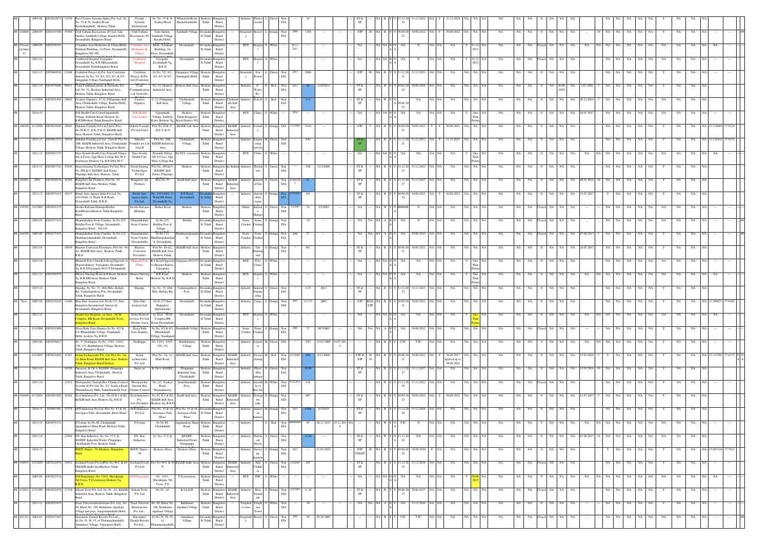| # | ID | Year | File No | No. | Name and Address | Unit Name | Sy No / Plot | Address | Village | Taluk | District | Category | Product | Size | Colour | EIA | Investment | Date | | | | Consent details | | | | | | | | | | | | | | | | | | | | | |
|---|---|---|---|---|---|---|---|---|---|---|---|---|---|---|---|---|---|---|---|---|---|---|---|---|---|---|---|---|---|---|---|---|---|---|---|---|---|---|---|---|---|
| ## | | 2005-06 | 0203022073 | 11559 | Pact Closure Systems (India) Pvt. Ltd., Sy. No. 35 & 36, Soukya Road, Kacherkanahalli, Hoskote Taluk, | Closure Systems International | Sy. No. 35 & 36 Soukya Road | Whitefield Road, Kacherkanahalli | Hoskote Taluk | Bangalore Rural District | --- | Industry | Plastic closure | L | Green | Non EIA | | 14 | | | | ST & SP | --- | NA | B | Y | Y | 31.12.2022 | 31.12.2022 | NA | Y | 31.12.2024 | NA | NA | NA | NA | NA | O | NA | NA | NA |
| ## | 110604 | 2004-05 | 0201037308 | 35580 | Club Cabana Recreations (P) Ltd, Jade Garden, Sadahalli Village, Kasaba Hobli, Devanahalli, Bangalore Rural | Club Cabana Recreations (P) Ltd | Jade Garden, Sadahalli Village, Kasaba Hobli | Sadahalli Village | Devanahalli Taluk | Bangalore Rural District | | Hospitality | Resort | L | Green | Non EIA | 2004 | 1188 | --- | --- | --- | STP | 20 | NA | B | Y | Y | 30.09.2022 | 30.09.2022 | NA | Y | 30.09.2022 | NA | NA | NA | NA | NA | O | NA | NA | NA |
| ## Closed on June 12 | | 2008-09 | 0201038393 | | Columbia Asia Medicines & ClinicsBIAL, Terminal Building, 1st Floor, Devanahalli, Bangalore-560 300. | Columbia Asia Medicines & Clinics | BIAL, Terminal Building, 1st Floor, Devanahalli | Devanahalli | Devanahalli Taluk | Bangalore Rural District | | HCE | Hospital | S | White | | 10-11-2011 | | --- | --- | --- | NA | NA | NA | N | N | | NA | N | NA | NA | NA | Y | 31-12-2013 | NA | NA | NA | Closed | NA | NA | NA |
| ## | | 2013-14 | | | Combined Hospital Vijyapura , Devanahalli Tq, B.R.DDevanahalli Devanahalli TalukBangalore Rural | Combined Hospital | Vijyapura , Devanahalli Tq, B.R.D | Devanahalli | Devanahalli Taluk | Bangalore Rural District | | HCE | Hospital | S | White | | --- | --- | --- | --- | --- | NA | NA | NA | N | N | | NA | N | NA | NA | NA | Y | 31.12.2012 | NA | NA | NA | Closed | NA | NA | NA |
| ## | | 2011-12 | 0203069956 | 23104 | Confident Project (I) Pvt. Ltd (Confident Amoom) Sy No. 7/2, 8/1, 8/2, 8/3, & 8/5, Gangapura Village Nandagudi Hobli, Hoskote Taluk Bangalore Rural | Confident Project (I) Pvt. Ltd (Confident | Sy No. 7/2, 8/1, 8/2, 8/3, & 8/5, | Gangapura Village Nandagudi Hobli | Hoskote Taluk | Bangalore Rural District | | Hospitality | Star Resort | L | Green | Non EIA | 2011 | 2000 | | | | STP | 50 | NA | B | Y | Y | 31.12.2021 | 31.12.2021 | NA | NA | NA | NA | NA | NA | NA | NA | O | NA | NA | NA |
| ## | | 2013-14 | 0203079886 | 34831 | Coral Communication & Networks Pvt. Ltd, No. 52, Hoskote Industrial Area, Hoskote Taluk, Bangalore Rural | Coral Communications & Networks | No. 52, Hoskote Indl Area, | Hoskote Indl Area | Hoskote Taluk | Bangalore Rural District | | Industry | E-Waste Re- | S | Red | Non EIA | 2013 | 44 | 12/8/2014 | --- | --- | ST & SP | --- | NA | B | Y | Y | 30.06.2024 | 30.06.2024 | NA | NA | NA | NA | NA | NA | NA | NA | O | NA | 30.06.2024 | NA |
| ## | | 1/5/2008 | 0203021995 | 20892 | Creative Organics, C-32, Pillagumpe Indl Area, Chokkahalli Village, Kasaba Hobli, Hoskote Taluk, Bangalore Rural | Creative Organics, | C-32, Pillagumpe Indl Area, | Chokkahalli Village, | Hoskote Taluk | Bangalore Rural District | Chokkahalli Indl Area | Industry | R & D | S | Red | Non EIA | | 114 | | | | ST & SP | --- | NA | W | Y | N | 30.06.23 | NA | NA | NA | NA | NA | NA | NA | NA | NA | O | NA | NA | NA |
| ## | | 2014-15 | | | D K Health Care CenterUpparahalli Village, Sulibele Road, Hoskote Tq, B.R.DHoskote Taluk,Bangalore Rural | D K Health Care Center | Upparahalli Village, Sulibele Road, Hoskote Tq, | Hoskote Taluk,Bangalore Rural Distrcit 562 | Hoskote Taluk | Bangalore Rural District | | HCE | Clinic | S | White | | 2014 | --- | --- | --- | --- | NA | --- | NA | NA | N | N | NA | NA | NA | NA | NA | Y | One Time Perma | NA | NA | NA | O | NA | NA | NA |
| ## | 148286 | 1/1/2006 | 0203021049 | 10943 | Dakshin Foundry Pvt Ltd,Unit-I, Plot No.28-B, C, D,E, F & G, KIADB Indl Area, Hoskote Taluk, Bangalore Rural | Dakshin Foundry Pvt Ltd,Unit-I | Plot No.28-B, C, D,E, F & G | KIADB Indl Area | Hoskote Taluk | Bangalore Rural District | KIADB Industrial Area | Industry | Foundry | L | Orange | EIA | 1/1/2006 | 3410 | --- | --- | --- | STP | 5 | NA | B | Y | Y | 30.09.2021 | 30.09.2021 | Y | Y | 30.09.2021 | NA | NA | NA | NA | NA | O | NA | NA | NA |
| ## | | 2011-12 | 0203067271 | 16916 | Dakshin Foundry pvt Ltd., Unit-II, Plot No. 28B, KIADB Industrial Area, Chokkahalli Village, Hoskote Taluk, Bangalore Rural | Dakshin Foundry pvt Ltd Unit-II | Plot No. 28B, KIADB Industrial Area | Chokkahalli Village, | Hoskote Taluk | Bangalore Rural District | | Industry | Engineering Activity | M | Green | Non EIA | | 649 | | | | ST & SP | --- | NA | B | Y | Y | 31.12.2023 | 31.12.2023 | NA | Y | 31.12.2023 | NA | NA | NA | NA | NA | O | NA | NA | NA |
| ## | | 2011-12 | 0203067335 | | Dase Gowda Health Care Prasanth Nilaya, 4th A Cross, Opp More College Rd, M.V Extension, Hoskote Tq, B.R.DSir M.V. | Dase Gowda Health Care | Prasanth Nilaya, 4th A Cross, Opp More College Rd, | Sir M.V. extension | Hoskote Taluk | Bangalore Rural District | | HCE | Clinic | S | White | | --- | --- | --- | --- | --- | NA | --- | NA | NA | N | N | NA | NA | NA | NA | NA | Y | One Time Perma | NA | NA | NA | O | NA | NA | NA |
| ## | | 2011-12 | 0203067781 | 15430 | Deem Sensing Technologies Pvt Ltd, Plot No. SPLQ-5, KSSIDC Indl Estate, Pilgumpe Indl Area, Hoskote Taluk, | Deem Sensing Technologies Pvt Ltd | Plot No. SPLQ-5, KSSIDC Indl Estate, Pilgumpe | Hoskote | Hoskote Taluk | Bangalore Rural District | Pilgumpe Industrial Area | Industry | Thermistor | S | White | | | 100 | 11/1/2006 | --- | --- | ST & SP | --- | NA | B | Y | Y | 31.12.2023 | 31.12.2023 | NA | NA | NA | NA | NA | NA | NA | NA | O | NA | NA | NA |
| ## | 102063 | 2001 | 0203020938 | 18384 | Bangalore Air Products, Plot No. 45, KIADB Indl Area, Hoskote Taluk, Bangalore Rural | Bangalore Air Products | Plot No. 45 | Kiadb Indl Area | Hoskote Taluk | Bangalore Rural District | KIADB Industrial Area | Industry | Industrial Gas | S | Green | Non EIA | 15/06/2001 | 41 | --- | --- | --- | ST & SP | --- | NA | B | Y | Y | 31.12.2027 | 31.12.2027 | NA | NA | NA | NA | NA | NA | NA | NA | O | NA | NA | NA |
| ## | | 2011-12 | 0203071615 | 18517 | Bimal Auto Agency India Pvt Ltd, No. 241/144/6, 11 Ward, B B Road, Devanahalli Taluk, B.R.D | Bimal Auto Agency India Pvt Ltd | No. 241/144/6, 11 Ward BB Road, Devanahalli Tq, | B.B Road, Devanahalli | Devanahalli Taluk | Bangalore Rural District | | Industry | Automobile | S | Orange | Non EIA | 25/4/2013 | 101 | --- | --- | --- | ST & SP | --- | NA | B | Y | Y | 30.09.2022 | 30.09.2022 | NA | Y | 30.09.2022 | NA | NA | NA | NA | NA | O | NA | NA | NA |
| ## | 178785 | 3/2/2003 | 0203021153 | | Devika Kalyana MantapaMarket RoadHoskoteHoskote Taluk Bangalore Rural | Devika Kalyana Mantapa | Market Road | Hoskote | Hoskote Taluk | Bangalore Rural District | | Others | Kalyana Mantapa | S | Green | Non EIA | 3/2/2003 | 34 | 3/2/2003 | --- | --- | NA | --- | NA | W | Y | N | ####### | N | NA | NA | NA | NA | NA | NA | NA | NA | Closed | NA | NA | NA |
| ## | --- | 2002-03 | 0201037418 | | Dhanalakshmi Stone Crusher, Sy.No.225, Biddlur Post & Village, Devanahalli, Bangalore Rural - 562110 | Dhanalakshmi Stone Crusher | Sy.No.225, Biddlur Post & Village, | Bidalur | Devanahalli Taluk | Bangalore Rural District | | Stone Crusher | Stone Crusher | S | Orange | Non EIA | | 10 | --- | --- | --- | NA | NA | NA | A | N | Y | NA | N | NA | NA | NA | NA | NA | NA | NA | NA | Closed | NA | NA | NA |
| ## | 144289 | 2005-06 | 0201037419 | | Dhanalakshmi Stone Crusher, Sy.No.112, Muddanayakanahalli, Devanahalli, Bangalore Rural - | Dhanalakshmi Stone Crusher (Devanahalli) | Sy.No.112, Muddanayakanahalli, Devanahalli, | Muddanayakanahalli | Devanahalli Taluk | Bangalore Rural District | | Stone Crusher | Stone Crusher | S | Orange | Non EIA | 2006 | 27 | --- | --- | --- | NA | NA | NA | A | N | Y | NA | 30.06.2016 | NA | NA | NA | NA | NA | NA | NA | NA | Closed | NA | NA | NA |
| ## | | 2013-14 | | 14639 | Blasters Corrosion Preventers, Plot No. 44-A2, KIADB Indl Area, Hoskote Taluk, B.R.D | Blasters Corrosion Preventers | Plot No. 44-A2, KIADB Indl Area, Hoskote Taluk, | KIADB Indl Area | Hoskote Taluk | Bangalore Rural District | | Industry | Grit blasting and | S | Green | Non EIA | | 461 | | | | ST & SP | --- | NA | B | Y | Y | 30.09.2021 | 30.09.2021 | NA | NA | NA | NA | NA | NA | NA | NA | O | NA | NA | NA |
| ## | | 2013-14 | | | Dhanush Poly Clinic K.S Road,Opposite to Mayura Bakery, Vijayapura, Devanahalli Tq, B.R.DVijayapura-562135 Devanahalli | Dhanush Poly Clinic | K.S Road,Opposite to Mayura Bakery, Vijayapura, | Vijayapura-562135 | Devanahalli Taluk | Bangalore Rural District | | HCE | Poly Clinic | S | White | | --- | --- | --- | --- | --- | NA | --- | NA | NA | N | N | NA | NA | NA | NA | NA | Y | One Time Perma | NA | NA | NA | O | NA | NA | NA |
| ## | | 2011-12 | 0201058578 | | Dhruva Nursing Home K.R Road, Hoskote Tq, B.R.DHoskote Hoskote Taluk Bangalore Rural | Dhruva Nursing Home | K.R Road, Hoskote Tq, B.R.D | Hoskote | Hoskote Taluk | Bangalore Rural District | | HCE | Hospital | S | White | | --- | --- | --- | --- | --- | NA | --- | NA | NA | N | N | NA | NA | NA | NA | NA | Y | One Time Perma | NA | NA | NA | O | NA | NA | NA |
| ## | | 2013-14 | | | Diaedge, Sy. No. 33, 28th Mile, Bellary Rd, Venkatagirikote Post, Devanahalli Taluk, Bangalore Rural | Diaedge | Sy. No. 33, 28th Mile, Bellary Rd, | Venkatagirikote Post, | Devanahalli Taluk | Bangalore Rural District | | Industry | General Engineering | S | Green | Non EIA | | 4.25 | 2013 | --- | --- | ST & SP | --- | NA | B | Y | Y | 31.12.2023 | 31.12.2023 | NA | NA | NA | NA | NA | NA | NA | NA | O | NA | NA | NA |
| ## | New | 2007-08 | 0201038245 | 11490 | Blue Dart Aviation Ltd, No B-137, New Bangalore International Airport At Devanahalli, Bangalore Rural | Blue Dart Aviation Ltd, | No B-137,New Bangalore International | Devanahalli | Devanahalli Taluk | Bangalore Rural District | | Industry | Cargo | L | Orange | Non EIA | 2007 | 113.57 | 2005 | --- | --- | STP | BIAL STP | NA | B | Y | Y | 30.09.2021 | 30.09.2021 | NA | NA | NA | NA | NA | NA | NA | NA | O | NA | NA | NA |
| ## | | 2011-12 | | | Drishti Eye Hospital, 1st floor , NCM Complex, BB Road, Devanahalli Town, Bangalore Rural | Drishti Medical services Pvt Ltd, (Drishti vision | 1st floor , NCM Complex,BB Road, Devanahalli | Devanahalli | Devanahalli Taluk | Bangalore Rural District | | HCE | Hospital | S | White | | --- | --- | --- | --- | --- | NA | --- | NA | NA | N | N | NA | NA | NA | NA | NA | Y | One Time Perma | NA | NA | NA | O | NA | NA | NA |
| ## | --- | 1/1/2004 | 0203021908 | | Divya Balu Yasa Granites,Sy No. 8/2 & 8/3, Bhandahalli Village, Nandagudi Hobli, hoskote Tq, B.R.D | Divya Balu Yasa Granites, | Sy No. 8/2 & 8/3, Bhandahalli Village, Nandagudi | Bandahalli Village | Hoskote Taluk | Bangalore Rural District | | Stone Crusher | Stone Crusher | S | Orange | Non EIA | 2003 | 37 | 30/7/2003 | --- | --- | NA | NA | NA | A | N | Y | NA | 30.06.2012 | NA | NA | NA | NA | NA | NA | NA | NA | Closed | NA | NA | NA |
| ## | | 2005-06 | 0201058817 | | Sri. V. Doddappa, Sy.No. 129/1, 129/2, 130, 131, Kambalipura Village, Hoskote Taluk, Bangalore Rural | Doddappa | No. 129/1, 129/2, 130, 131 | Kambalipura Village | Hoskote Taluk | Bangalore Rural District | | Industry | Logistics | M | Green | EIA | | 930 | 15.07.2008 | 14.07.2014 | | --- | --- | NA | B | Y | Y | YTC | YTC | NA | NA | NA | NA | NA | NA | NA | NA | Y | NA | NA | NA |
| ## | | 1/1/2007 | 0203021062 | 12283 | Dolan Technocrafts Pvt. Ltd, Plot No. 3A, 1st Main Road, KIADB Indl Area, Hoskote Taluk, Bangalore Rural District. | Dolan technocrafts Pvt. Ltd | Plot No. 3A, 1st Main Road, | KIADB Indl Area | Hoskote Taluk | Bangalore Rural District | KIADB Industrial Area | Industry | Electroplating | M | Red | Non EIA | 1/1/2007 | 890 | 4/11/2006 | --- | --- | ETP & STP | 20 10 | NA | B | Y | Y | 30.06.2021 | 30.06.2021 | NA | Y | 30.06.2017 applied up to 30.06.2022 | NA | NA | NA | NA | NA | O | NA | NA | NA |
| ## | | 2011-12 | | 18526 | Duracoat, B-7& 8, KSSIDC Pilagumpa Industrial Area, Chokkahalli, Hoskote Taluk, Bangalore Rural | Duracoat | B-7& 8, KSSIDC | Pilagumpa Industrial Area, Chokkahalli | Hoskote Taluk | Bangalore Rural District | | Industry | Photo film laminat | S | Green | Non EIA | | 56.09 | --- | --- | --- | ST & SP | --- | NA | B | Y | Y | 31.12.2027 | 31.12.2027 | NA | NA | NA | NA | NA | NA | NA | NA | O | NA | NA | NA |
| ## | | 2013-14 | | 12912 | Eberspaecher Suetrak Bus Climate Control Systems (I) Pvt Ltd, No. 2/1, Soukya Road, Thirumalasetty Halli, Samethanahalli Post, | Eberspaecher Suetrak Bus Climate Control | No. 2/1, Soukya Road, Thirumalasetty | Samethanahalli Post, | Hoskote Taluk | Bangalore Rural District | | Industry | Assembly of Bus Air | M | White | Non EIA | 7/22/2013 | 636 | --- | --- | --- | --- | --- | NA | B | Y | Y | 31.12.2022 | 31.12.2022 | NA | NA | NA | NA | NA | NA | NA | NA | Closed | NA | NA | NA |
| ## | 140440 | 4/7/2003 | 0203067209 | 16362 | Ecof Industries Pvt. Ltd., No.42 B-1 & B2, KIADB Indl Area, Hoskote Tq, B.R.D | Ecof Industries Pvt Ltd.,(Formerly | No.42 B-1 & B2, KIADB Indl Area, Hoskote Tq, B.R.D | Kiadb Indl Area, | Hoskote Taluk | Bangalore Rural District | KIADB Industrial Area | Industry | Detergent cake | S | Orange | Non EIA | | 407 | --- | --- | --- | ST & SP | --- | NA | B | Y | Y | 30.09.2022 | 30.09.2022 | NA | Y | 30.09.2022 | NA | NA | NA | NA | NA | O | NA | NA | NA |
| ## | | 2014-15 | 2030085540 | 32779 | EFD Induction Pvt Ltd, Plot No. 43 & 44, Aerospace Park, Devanahalli, Blore Rural | EFD Induction Pvt Ltd | Plot No. 43 & 44, Aerospace Park, Blore | Plot No. 43 & 44, Aerospace Park, Blore | Devanahalli Taluk | Bangalore Rural District | | Industry | Induction hardening | M | Orange | Non EIA | 2015 | 4700 | 6/3/2015 | --- | --- | ST & SP | --- | NA | B | Y | Y | 31.12.2026 | 31.12.2026 | NA | NA | NA | NA | NA | NA | NA | NA | O | NA | NA | NA |
| ## | | 2013-14 | 0203076331 | | E-Forum, Sy No 80, Chokkahalli Jaganankote Main Road, Hoskote Taluk Bangalore Rural | E-Forum | Sy No 80, Chokkahalli | Jagannakote Main Road, | Hoskote Taluk | Bangalore Rural District | | Industry | | S | Red | Non EIA | ####### | 45 | 26.11.2013 | 25.11.2018 | NA | --- | --- | NA | W | Y | N | YTC | N | NA | NA | NA | NA | NA | NA | NA | NA | Y | NA | NA | NA |
| ## | | 2013-14 | | 23044 | EN- Kay Industries, Sy. No. 37 C & KSSIDC Industrial Estate, Pilagumpa Chokkahalli Post, Hoskote Taluk, | EN- Kay Industries | Sy. No. 37 C & | KSSIDC Industrial Estate Pilagumpa | Hoskote Taluk | Bangalore Rural District | | Industry | Thermocol Sheets | S | Green | Non EIA | | 14.66 | --- | --- | --- | ST & SP | --- | NA | W | Y | N | 31.12.22 | NA | NA | NA | NA | NA | NA | NA | NA | NA | O | NA | NA | NA |
| ## | | 2014-15 | | | BMTC Depot - 39, Hoskote, Bangalore Rural | BMTC Depot - 39 | Hoskote, Blore | Hoskote, Blore | Hoskote Taluk | Bangalore Rural District | | Industry | Service ng repairin | S | Orange | Non EIA | 2015 | --- | 21-02-2015 | --- | --- | ETP ST&SP | 20 | NA | B | Y | Y | 30.09.2029 | 30.09.2029 | Y | NA | NA | NA | NA | NA | NA | NA | O | NA | NA | NA |
| ## | 148853 | 1/9/2005 | 0203021076 | 14652 | Eschand Foods Pvt LtdPlot No.49-C & 49-PKIADB Indl AreaHoskote Taluk Bangalore Rural | Eschand Foods Pvt Ltd | Plot No.49-C & 49-P | KIADB Indl Area | Hoskote Taluk | Bangalore Rural District | KIADB Industrial Area | Industry | Atta Chakki es | S | Green | Non EIA | 1/9/2005 | 203 | --- | --- | --- | ST & SP | --- | NA | B | Y | Y | 31.12.2018 | 31.12.2018 | NA | NA | NA | NA | NA | NA | NA | NA | Closed | NA | NA | NA |
| ## | | 2005-06 | 0203022534 | | ESI Dispensary, No. 116/1, Shivakrupa, 5th Cross, T G extension,Hoskote Tq, B.R.D | ESI Dispensary | No. 116/1, Shivakrupa, 5th Cross, T G | T G extension, | Hoskote Taluk | Bangalore Rural District | | HCE | PHC | S | White | | --- | --- | --- | --- | --- | NA | --- | NA | NA | N | N | NA | NA | NA | NA | NA | Y | 30.06.2015 | NA | NA | NA | O | NA | NA | NA |
| ## | 152821 | 1/7/1985 | 0203021078 | 17138 | Eskom Tools Pvt. Ltd, No.30 - A3, KIADB Industrial Area, Hoskote Taluk, Bangalore Rural | Eskom Tools Pvt. Ltd | No.30 - A3 | K.I.A.D.B | Hoskote Taluk | Bangalore Rural District | KIADB Industrial Area | Industry | Heat Treatment | S | Orange | Non EIA | 1/7/1985 | 31.48 | --- | --- | --- | ST & SP | --- | NA | B | Y | Y | 30.06.2017 | 30.06.2017 | NA | NA | NA | NA | NA | NA | NA | NA | Closed | NA | NA | NA |
| ## | --- | 2011-12 | 0203022435 | | Essar Telecom Infrastructure Pvt. Ltd., No. 90, Khata No. 108, Kulukunte Agrahara Village and post, Anugondanahalli Hobli, | Essar Telecom Infrastructure Pvt. Ltd., | No. 90, Khata No. 108, Kulukunte Agrahara Village | Kulukunte Agrahara Village | Hoskote Taluk | Bangalore Rural District | | Telephone tower | Telephone tower | S | White | Non EIA | | 30 | --- | --- | --- | NA | NA | NA | A | N | Y | 31.12.2014 | NA | NA | NA | NA | NA | NA | NA | NA | NA | Closed | NA | NA | NA |
| ## | 101252 | 2002-03 | 0201037487 | | Euroamere Garuda Resorts Pvt Ltd., Sy.No.39, 38, 35, of Thatamachanahalli, Amanikere Village, Vijayapura Hobli, | Euroamere Garuda Resorts Pvt Ltd., | Sy.No.39, 38, 35, of Thatamachanahalli, | Amanikere Village | Devanahalli Taluk | Bangalore Rural District | | Hospitality | Resort | S | Green | Non EIA | 2002 | 90 | 29-10-2001 | --- | --- | --- | --- | NA | B | Y | Y | YTC | YTC | NA | NA | NA | NA | NA | NA | NA | NA | O | NA | NA | NA |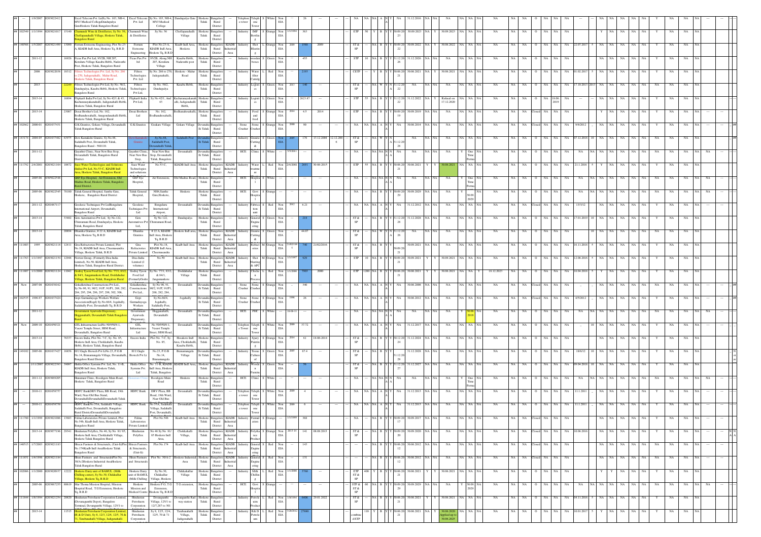| # | ID | Year | Code | Name & Address | Occupier | Address | Village | Taluk | District | Area | Activity | Product | Size | Category | EIA | Investment | Date | Closure Date | Effluent Treatment | Consent Validity | Remarks |
|---|---|---|---|---|---|---|---|---|---|---|---|---|---|---|---|---|---|---|---|---|---|
| ## | --- | 1/9/2007 | 0203022412 | Excel Telecom Pvt. Ltd Sy No. 103, NH-4, MVJ Medical CollegeDandupalya GateHoskote Taluk Bangalore Rural | Excel Telecom Pvt. Ltd | Sy No. 103, NH-4, MVJ Medical College | Dandupalya Gate | Hoskote Taluk | Bangalore Rural District | --- | Telephone tower | Telephone Tower | S | White | Non EIA | 26 | | | NA | 31.12.2016 | |
| ## | 102549 | 1/1/1994 | 0203021017 | Chamundi Wine & Distilleries, Sy No. 56, Chollapanahalli Village, Hoskote Taluk, Bangalore Rural | Chamundi Wine & Distilleries | Sy No. 56 | Chollapanahalli Village | Hoskote Taluk | Bangalore Rural District | --- | Industry | IMF Bottling | L | Orange | Non EIA | 363 | 1/1/1994 | | ETP | 30.09.2023 | 30.09.2023 |
| ## | 140566 | 1/5/2007 | 0203021499 | Ferrum Extreme Engineering, Plot No.23-A, KIADB Indl Area, Hoskote Tq, B.R.D | Ferrum Extreme Engineering | Plot No.23-A, KIADB Indl Area, Hoskote Tq, B.R.D | Kiadb Indl Area, Hoskote | Hoskote Taluk | Bangalore Rural District | KIADB Industrial Area | Industry | Shot Blasting | L | Orange | Non EIA | 1588 | 2009 | 2009 | ST & SP | 30.09.2022 | 30.06.2022; 22.07.2017 |
| ## | | 2011-12 | | Ficus Pax Pvt Ltd, 95/2B, NH 207, Kurubara Village Kasaba Hobli, Nadavathi Post, Hoskote Taluk, Bangalore Rural | Ficus Pax Pvt ltd | 95/2B, Along NH 207, Kurubara Village | Kasaba Hobli, Nadavathi post | Hoskote Taluk | Bangalore Rural District | --- | Industry | wooden boxes | S | Green | Non EIA | 455 | | | STP | 31.12.2026 | |
| ## | | 2008 | 0203022038 | Filtrex Technologies Pvt. Ltd. Sy No. 266 to 270, Jadigenahalli, Malur Road, Hoskote Taluk, Bangalore Rural | Filtrex Technologies Pvt. Ltd | Sy No. 266 to 270, Jadigenahalli, | Hoskote - Malur Road | Hoskote Taluk | Bangalore Rural District | --- | Industry | Water filter Cartridge | L | Red | Non EIA | 2193 | | | CETP | 30.06.2021 | 30.06.2021; 01.02.2017 |
| ## | | 2013 | | Filtrex Technologies Pvt Ltd, Sy No. 59/2, Dandupalya, Kasaba Hobli, Hoskote Taluk, Bangalore Rural | Filtrex Technologies Pvt Ltd. | Sy No. 59/2, Dandupalya | Kasaba Hobli, | Hoskote Taluk | Bangalore Rural District | --- | Industry | Logistics | S | Green | Non EIA | 140 | 2013 | | ST & SP | 31.12.20 | 17.10.2013 |
| ## | | 2013-14 | | Flipkart India Pvt Ltd, Sy No 42/1 & 43, Kacharanayakanahalli, Jadigenahalli Hobli, Hoskote Taluk, Bangalore Rural | Flipkart India Pvt Ltd, | Sy No 42/1, And 43 | Kacharanayakanahalli, Jadigenahalli Hobli, | Hoskote Taluk | Bangalore Rural District | --- | Industry | Logistics | L | Green | Non EIA | 2623.87 | | | STP | 31.12.2022 | Refusal on 17.12.2020; 18.06.2019 |
| ## | | 2013-14 | | Desai Brother's Ltd, No. 162, Bodhanahosahalli, Anugondanahalli Hobli, Hoskote Taluk, Bangalore Rural | Desai Brothers Ltd | No. 162, Bodhanahosahalli, | Bodhanahosahalli, | Hoskote Taluk | Bangalore Rural District | --- | Industry | Food and food | S | Orange | Non EIA | 4.5 | 2014 | 2014 | ETP | 30.09.2019 | |
| ## | 102662 | 2000-01 | 0201037431 | G.K.Granites, Gokare Village, Devanahalli Taluk Bangalore Rural | G.K.Granites | Gokare Village | Gokare Village | Devanahalli Taluk | Bangalore Rural District | --- | Stone Crusher | Stone Crusher | S | Orange | Non EIA | 90 | 2000 | | NA | 30.06.2014 | Closed; 9/4/2012 |
| ## | 145174 | 2004-05 | 0201037482 | Devi Kamakshi Granite, Sy.No.88, Sadahalli Post, Devanahalli Taluk, Bangalore Rural - 560110. | Devi Kamakshi Granite | Sy.No.88, Sadahalli Post, Devanahalli Taluk, | Sadahalli Post | Devanahalli Taluk | Bangalore Rural District | --- | Industry | Granite Cutting & | S | Green | Non EIA | 176 | 13.12.2004 | 12.12.2006 | ST & SP | 31.12.20 | 07.12.2010 |
| ## | | 2011-12 | | Gayathri Clinic, Near New Bus Stop, Devanahalli Taluk, Bangalore Rural District. | Gayathri Clinic, Near New Bus Stop, | Near New Bus Stop, Devanahalli Taluk, Bangalore | Devanahalli | Devanahalli Taluk | Bangalore Rural District | --- | HCE | Clinic | S | White | --- | --- | 5/5/2011 | | NA | NA | One Time Perma |
| ## | 111792 | 2/4/2001 | 0203021104 | Suez Water Technologies and Solutions (India) Pvt Ltd, No.53-C, KIADB Indl Area, Hoskote Taluk, Bangalore Rural | Suez Water Technologies and solutions | No.53-C, | KIADB Indl Area | Hoskote Taluk | Bangalore Rural District | KIADB Industrial Area | Industry | Water treatment | L | Red | Non EIA | 2691 | 2/4/2001 | 30-06-2015 | ETP | 30.06.2021 | 30.06.2021; 21.1.2016 |
| ## | | 2005-06 | 0305022548 | GEP Eye Hospital, Air Extension, Old Madras Road, Hoskote Taluk, Bangalore Rural District | GEP Eye Hospital, | Air Extension, | Old Madras Road, | Hoskote Taluk | Bangalore Rural District | --- | HCE | Hospital | S | White | --- | --- | | | NA | NA | One Time Perma |
| ## | | 2005-06 | 0203022545 | Taluk General Hospital, Santhe Gate, Hoskote, Bangalore Rural District | Taluk General Hospital, | NH4,Santhe Gate,Hoskote, | Hoskote | Hoskote Taluk | Bangalore Rural District | --- | HCE | Govt Hospital | S | Orange | --- | --- | | | NA | 30.09.2029 | 30.09.2029 |
| ## | | 2011-12 | 0201067117 | Geodesic Techniques Pvt Ltd,Bengaluru International Airport, Devanahalli, Bangalore Rural | Geodesic Techniques Pvt Ltd | Bengaluru International Airport, | Devanahalli | Devanahalli Taluk | Bangalore Rural District | --- | Industry | Fabrication unit | S | Red | Non EIA | 6.21 | 2012 | | NA | 31.12.2012 | Closed; 13/3/12 |
| ## | | 2013-14 | | Gits Automatives Pvt Ltd, Sy.No.122, Chintamani Road, Dandupalya, Hoskote Taluk, Bangalore Rural | Gits Automatives Pvt Ltd, | Sy No 122, Chintamani Road, | Dandupalya | Hoskote Taluk | Bangalore Rural District | --- | Industry | General Engineering | S | Green | Non EIA | 218 | | | ST & SP | 31.12.2028 | 17.01.2019 |
| ## | | 2013-14 | | Dhanika Granites, # 22 A, KIADB Indl Area, Hoskote Tq, B.R.D | Dhanika Granites | # 22 A, KIADB Indl Area, Hoskote Tq, B.R.D | Hoskote Indl area, | Hoskote Taluk | Bangalore Rural District | KIADB Industrial Area | Industry | Granite Cutting & | S | Green | Non EIA | 44.03 | | | ST & SP | 31.12.20 | |
| ## | 111803 | 1995 | 0203021118 | Gita Refractories Private Limited, Plot No.18, KIADB Indl Area, Chemmasandra Village, Hoskote Taluk, B.R.D | Gita Refractories Private Limited | Plot No.18, KIADB Indl Area, Chemmasandra | Kiadb Indl Area | Hoskote Taluk | Bangalore Rural District | KIADB Industrial Area | Industry | Refractories | M | Orange | Non EIA | 740 | 21/02/1995 | 21/02/2016 | ST & SP | 30.09.2021 | 16.11.2016 |
| ## | 111763 | 1/1/1997 | 0203021154 | Norton Group, (Formerly Dina India Limited), No.50, KIADB Indl Area, Hoskote Taluk, Bangalore Rural District. | Dina India Limited (2 volumes) | No.50 | Kiadb Indl Area | Hoskote Taluk | Bangalore Rural District | KIADB Industrial Area | Industry | Shot Blasting & APC | M | Orange | Non EIA | 929 | 1/1/1997 | | STP | 30.09.2021 | 30.09.2021; 12.08.2016 |
| ## | 111807 | 1/1/2000 | 0203021124 | Godrej Tyson Food Ltd, Sy No. 77/1, 83/2, & 84/1, Jangamankote Road, Doddahullur Village, Hoskote Taluk, Bangalore Rural | Godrej Tyson Food Ltd (FormerlyGodrej | Sy No. 77/1, 83/2, & 84/1, Jangamankote | Doddahullur Village | Hoskote Taluk | Bangalore Rural District | --- | Industry | Chicken processing | L | Red | Non EIA | 7905 | 1/1/2000 | 2000 | ETP | 30.06.2021 | 30.06.2021; 18.12.2023; 16.04.2018 |
| ## | New | 2007-08 | 0201038162 | Gokulkrishna Constructions Pvt Ltd., Sy No 90, 91, 90/2, 91/P, 91/P1, 268, 282, 284, 295, 294, 296, 297, 298, 302, 306, | Gokulkrishna Constructions Pvt Ltd., | Sy No 90, 91, 90/2, 91/P, 91/P1, 268, 282, 284, | Devanahalli | Devanahalli Taluk | Bangalore Rural District | --- | Stone Crusher | Stone Crusher | S | Orange | Non EIA | 340 | | | NA | 30.06.2008 | Closed |
| ## | 102535 | 1996-97 | 0201037424 | Gopi Garmadayoga Workers Welfare Association(Regd) Sy.No.66/4, Jogahally, Sadahally Post, Devanahalli Tq, B.R.D | Gopi Garmadayoga Workers | Sy.No.66/4, Jogahally, Sadahally Post, | Jogahally | Devanahalli Taluk | Bangalore Rural District | --- | Stone Crusher | Stone Crusher | S | Orange | Non EIA | 26 | 1996 | | NA | 30.06.2012 | Closed; 4/5/2012 |
| ## | | 2011-12 | | Government Ayurveda Dispensary, Heggenahalli, Devanahalli Taluk Bangalore Rural | Government Ayurveda Dispensary, | Heggenahalli, Devanahalli | Devanahalli | Devanahalli Taluk | Bangalore Rural District | --- | HCE | PHC | S | White | 16-06-11 | | | | NA | NA | 30.06.2018 |
| ## | New | 2009-10 | 0201050321 | GTL Infrastructure LtdNo.50/950/6-1, Vasavi Temple Street, SBM Road, Devanahalli, Bangalore Rural | GTL Infrastructure Ltd | No 50/950/6-1, Vasavi Temple Street, SBM Road, | Devanahalli | Devanahalli Taluk | Bangalore Rural District | --- | Telephone Tower | Telephone Tower | S | White | Non EIA | 37.72 | 2009 | | NA | 31.12.2017 | |
| ## | | 2013-14 | 76337 | Encore India, Plot No. 7-C, Sy. No. 85, Hoskote Indl Area, Chokkahalli, Kasaba Hobli, Hoskote Taluk, Bangalore Rural | Encore India | Plot No. 7-C, Sy. No. 85, | Hoskote Indl Area, Chokkahalli, Kasaba Hobli, | Hoskote Taluk | Bangalore Rural District | --- | Industry | Spray Painting | S | Orange | Non EIA | 61 | 2014 | 18-06-2014 | ST & SP | 31.12.2024 | |
| ## | 149102 | 2005-06 | 0201037427 | H.U.Gugle Biotech Pvt LtNo.23, P.O.B No.14, Binnamangala Village, Devanahalli, Bangalore Rural District | H.U.Gugle Biotech Pvt Lt | No.23, P.O.B No.14, Binnamangala | Binnamangala Village | Devanahalli Taluk | Bangalore Rural District | --- | Industry | Tissue Culture | S | Green | Non EIA | 67.4 | 2005 | | ST & SP | 31.12.2028 | 18/8/12 |
| ## | | 1/11/2007 | 0203022393 | Haldia Office Systems Pvt. Ltd, No. 11-B, KIADB Indl Area, Hoskote Taluk, Bangalore Rural | Haldia Office Systems Pvt. Ltd | No. 11-B, KIADB Indl Area, Hoskote Taluk, Bangalore | KIADB Indl Area, | Hoskote Taluk | Bangalore Rural District | KIADB Industrial Area | Industry | Wooden Furniture | S | Green | Non EIA | 56 | | | ST & SP | 31.12.2027 | 09.04.2018 |
| ## | | 2011-12 | 0203009205 | Hanuman Clinic, Boodigere Main Road, Hoskote Taluk, Bangalore Rural | Hanuman Clinic | Boodigere Main Road | Hoskote | Hoskote Taluk | Bangalore Rural District | --- | HCE | Clinic | S | White | --- | --- | | | NA | NA | One Time Perma |
| ## | --- | 2010-11 | 0201058757 | HDFC BankDRV Plaza, BB Road, 19th Ward, Near Old Bus Stand, DevanahalliDevanahalli Devanahalli Taluk | HDFC Bank | DRV Plaza, BB Road, 19th Ward, Near Old Bus | Devanahalli | Devanahalli Taluk | Bangalore Rural District | --- | Telephone tower | Telephone Tower | S | White | Non EIA | 4 | 2009 | | NA | 31.12.2013 | 11.1.2011 |
| ## | --- | 2010-11 | 0201058758 | HDFC BankNo.55A, Sadahalli Village, Sadahalli Post, Devanahalli, Bangalore Rural DistrictDevanahalli Devanahalli | HDFC Bank | No.55A, Sadahalli Village, Sadahalli Post, Devanahalli, | Devanahalli | Devanahalli Taluk | Bangalore Rural District | --- | Telephone tower | Telephone Tower | S | White | Non EIA | 6 | 2009 | | NA | 31.12.2013 | 11.1.2011 |
| ## | 111780 | 1/1/1999 | 0203021086 | Fulma Laboratories Private Limited, Plot No.54b, Kiadb Indl Area, Hoskote Taluk, Bangalore Rural | Fulma Laboratories Private Limited | Plot No.54b | Kiadb Indl Area | Hoskote Taluk | Bangalore Rural District | KIADB Industrial Area | Industry | Formulation | S | Orange | --- | 368 | 1/1/1999 | | NA | 30.09.2017 | Closed |
| ## | | 2013-14 | 0203077196 | Hindustan Polyflex, No 46, Sy No 81/ 85, Hoskote Indl Area, Chokkahalli Village, Hoskote Taluk Bangalore Rural | Hindustan Polyflex | No 46 Sy No 81/ 85 Hoskote Indl Area, | Chokkahalli Village, | Hoskote Taluk | Bangalore Rural District | Industrial Area | Industry | Polythene product | S | Orange | Non EIA | 141 | 2013-14 | 08.08.2013 | ST & SP | 30.09.2020 | 10.06.2016 |
| ## | 140515 | 1/7/2003 | 0203021183 | Hitech Fasteners & Structurals, (Unit-I) Plot No.174Kiadb Indl AreaHoskote Taluk Bangalore Rural | Hitech Fasteners & Structurals, (Unit-I) | Plot No.174 | Kiadb Indl Area | Hoskote Taluk | Bangalore Rural District | KIADB Industrial Area | Industry | General Engineering | S | Green | Non EIA | 143 | | | NA | 30.06.2012 | Closed |
| ## | 111851 | 1/4/1996 | 0203021184 | Hitem Fastners and StructuralsPlot No. 30/A-2Hoskote Industrial AreaHoskote Taluk Bangalore Rural | Hitem Fastners and Structurals | Plot No. 30/A-2 | Hoskote Industrial Area | Hoskote Taluk | Bangalore Rural District | KIADB Industrial Area | Industry | General Engineering | S | Red | Non EIA | 131 | | | NA | 30.06.2012 | Closed |
| ## | 102066 | 1/1/2000 | 0203020937 | Hoskote Dairy unit of BAMUL (Milk Chilling center), Sy No.30, Chikkathur Village, Hoskote Tq, B.R.D | Hoskote Dairy unit of BAMUL (Milk Chilling | Sy No.30, Chikkathur Village, Hoskote | Chikkathur Village | Hoskote Taluk | Bangalore Rural District | --- | Industry | Milk Chilling | L | Red | Non EIA | 3760 | 1/1/2000 | | ETP ST & SP | 30.06.2021 | 30.06.2021 |
| ## | | 2005-06 | 0201067255 | Mar Thoma Mission Hospital, Mission Hospital Road, T.G.Extension, Hoskote Tq, B.R.D | Hoskote Mission and Medical Centre | Hoskote P.O, T.G Extension, Hoskote Tq, B.R.D | T.G extension, | Hoskote Taluk | Bangalore Rural District | --- | HCE | Govt Hospital | S | Orange | --- | --- | | | STP & ST & SP | 30.09.2029 | 30.09.2029 |
| ## | 111844 | 1/8/1994 | 0203021254 | Hindustan Petroleum Corporation Limited, (Devanagunthi Depot), Bangalore Terminal, Devanagunthi Village, 125/1 to | Hindustan Petroleum Corporation | Devanagunthi Village, 125/1 to 12/7,287 to 301 | Devanagunthi Rail way station | Hoskote Taluk | Bangalore Rural District | --- | Industry | Petroleum Product | L | Red | Non EIA | 6406 | 1/8/1994 | 29.01.2022 | ST & SP | 30.06.2021 | 30.06.2021; 04.11.2016 |
| ## | | 2013-14 | 13515 | Hindustan Petroleum Corporation Limited, (R & D Unit), Sy 8, 12/3, 12/4, 12/5, 70 & 71, Tarabanahalli Village, Jadigenahalli | Hindustan Petroleum Corporation | Sy 8, 12/3, 12/4, 12/5, 70 & 71 | Tarabanahalli Village, Jadigenahalli | Hoskote Taluk | Bangalore Rural District | KIADB Industrial Area | Industry | R & D Petroleum | L | Red | Non EIA | 27680 | 7/28/2012 | | combined ETP | 30.06.2021 | 30.06.2020 Applied up to 30.06.2025; 10.01.2017 |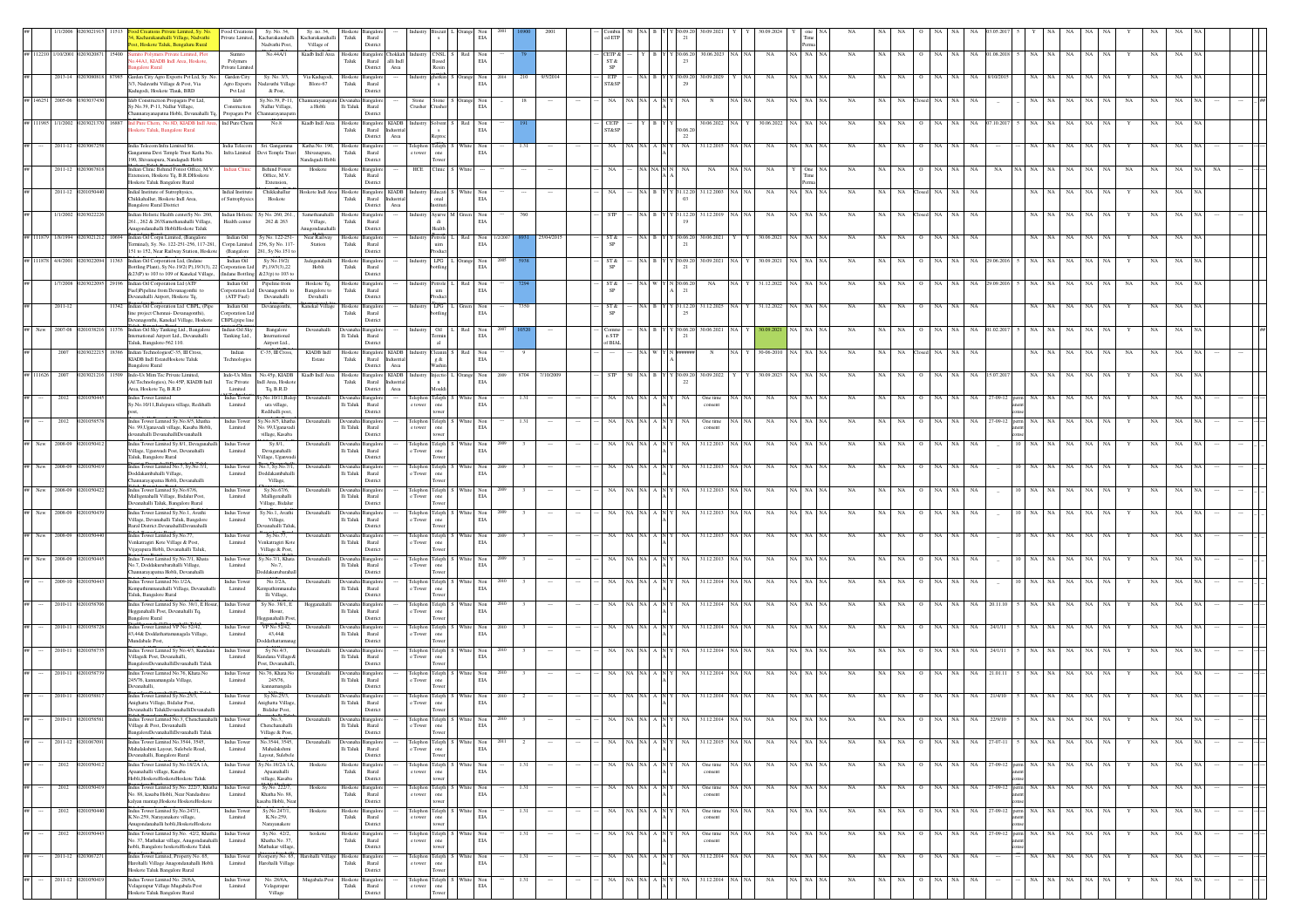| ## | 112210 | 1/1/2006 | 0203021915 | 11513 | Food Creations Private Limited, Sy. No. 34, Kacharakanahalli Village, Nadvathi Post, Hoskote Taluk, Bengaluru Rural | Food Creations Private Limited, | Sy. No. 34, Kacharakanahalli Nadvathi Post, | Sy. no. 34, Kacharakanahalli Village of | Hoskote Taluk | Rural District | --- | Industry | Biscuit s | L | Orange | Non EIA | 2001 | 10800 | 2001 | | | Combined ETP | 50 | NA | B | Y | Y | 30.09.2021 | 30.09.2021 | Y | Y | 30.09.2024 | Y | one Time Perma | NA | NA | NA | NA | NA | NA | 03.05.2017 | 5 | Y | NA | NA | NA | NA | Y | NA | NA | NA |
|---|---|---|---|---|---|---|---|---|---|---|---|---|---|---|---|---|---|---|---|---|---|---|---|---|---|---|---|---|---|---|---|---|---|---|---|---|---|---|---|---|---|---|---|---|---|---|---|---|---|---|---|
| ## | 112210 | 1/10/2001 | 0203020871 | 15400 | Sumeru Polymers Private Limited, Plot No.44A/1, KIADB Indl Area, Hoskote, Bangalore Rural | Sumeru Polymers Private Limited | No.44A/1 | Kiadb Indl Area | Hoskote Taluk | Bangalore Rural | Chokkahalli Indl Area | Industry | CNSL Based Resin | S | Red | Non EIA | | 79 | | | | CETP & ST & SP | --- | Y | B | Y | Y | 30.06.2023 | 30.06.2023 | NA | NA | NA | NA | NA | NA | NA | NA | NA | O | NA | NA | NA | 01.06.2018 | 5 | NA | NA | NA | NA | Y | NA | NA | NA |
| ## | | 2013-14 | 0203080818 | 87985 | Garden City Agro Exports Pvt Ltd, Sy. No. 3/3, Nadavathi Village & Post, Via Kadugodi, Hoskote Taluk, BRD | Garden City Agro Exports Pvt Ltd | Sy. No. 3/3, Nadavathi Village & Post, | Via Kadugodi, Blore-67 | Hoskote Taluk | Bangalore Rural District | --- | Industry | gherkins | S | Orange | Non EIA | 2014 | 210 | 9/5/2014 | | | ETP ST&SP | NA | NA | B | Y | Y | 30.09.2029 | 30.09.2029 | Y | NA | NA | NA | NA | NA | NA | NA | NA | O | NA | NA | NA | 8/10/2015 | | NA | NA | NA | NA | Y | NA | NA | NA |
| ## | 146251 | 2005-06 | 0303037430 | | Ideb Construction Propagers Pvt Ltd, Sy.No.39, P-11, Nallur Village, Channarayanapatna Hobli, Devanahalli Tq, | Ideb Construction Propagers Pvt | Sy.No.39, P-11, Nallur Village, Channarayanapatna | Channarayanapatna Hobli | Devanahalli Taluk | Bangalore Rural District | --- | Stone Crusher | Stone Crusher | S | Orange | Non EIA | | 18 | --- | --- | --- | NA | NA | NA | A | N | Y | NA | N | NA | NA | NA | NA | NA | NA | NA | NA | NA | Closed | NA | NA | NA | _ | | NA | NA | NA | NA | Y | NA | NA | --- | ## |
| ## | 111965 | 1/1/2002 | 0203021370 | 16887 | Ind Pure Chem, No 8D, KIADB Indl Area, Hoskote Taluk, Bangalore Rural | Ind Pure Chem | No.8 | Kiadb Indl Area | Hoskote Taluk | Bangalore Rural District | KIADB Industrial Area | Industry | Solvent s Rejenc | S | Red | Non EIA | | 191 | | | | CETP ST&SP | --- | Y | B | Y | Y | 30.06.2022 | 30.06.2022 | NA | Y | 30.06.2022 | NA | NA | NA | NA | NA | NA | O | NA | NA | NA | 07.10.2017 | 5 | NA | NA | NA | NA | Y | NA | NA | NA |
| ## | --- | 2011-12 | 0203067258 | | India Telecom Infra Limited Sri Gangamma Devi Temple Trust Katha No. 190, Shivanapura, Nandagudi Hobli | India Telecom Infra Limited | Sri. Gangamma Devi Temple Trust | Katha No. 190, Shivanapura, Nandagudi Hobli | Hoskote Taluk | Bangalore Rural District | --- | Telephone Tower | Telephone Tower | S | White | Non EIA | | 1.31 | --- | --- | --- | NA | NA | NA | A | N | Y | NA | 31.12.2015 | NA | NA | NA | NA | NA | NA | NA | NA | NA | O | NA | NA | NA | | | NA | NA | NA | NA | Y | NA | NA | --- |
| ## | --- | 2011-12 | 0203067818 | | Indian Clinic Behind Forest Office, M.V. Extension, Hoskote Tq, B.R.DHoskote Hoskote Taluk Bangalore Rural | Indian Clinic | Behind Forest Office, M.V. Extension, | Hoskote | Hoskote Taluk | Bangalore Rural District | --- | HCE | Clinic | S | White | --- | --- | --- | --- | --- | --- | NA | NA | NA | NA | N | NA | NA | NA | NA | NA | NA | Y | One Time Perma | NA | NA | NA | NA | O | NA | NA | NA | NA | NA | NA | NA | NA | NA | NA | NA | NA | NA |
| ## | --- | 2011-12 | 0201050440 | | Indial Institute of Surrophysics, Chikkahullur, Hoskote Indl Area, Bangalore Rural District | Indial Institute of Surrophysics | Chikkahullur Hoskote | Hoskote Indl Area | Hoskote Taluk | Bangalore Rural District | KIADB Industrial Area | Industry | Educational Institution | S | White | Non EIA | --- | --- | --- | --- | --- | NA | --- | NA | B | Y | Y | 31.12.2003 | 31.12.2003 | NA | NA | NA | NA | NA | NA | NA | NA | NA | Closed | NA | NA | NA | | | NA | NA | NA | NA | Y | NA | NA | --- |
| ## | | 1/1/2002 | 0203022226 | | Indian Holistic Health centerSy No. 260, 261, 262 & 263Samethanahalli Village, Anugondanahalli HobliHoskote Taluk | Indian Holistic Health center | Sy No. 260, 261, 262 & 263 | Samethanahalli Village, Anugondanahalli | Hoskote Taluk | Bangalore Rural District | --- | Industry | Ayurvedi Health | M | Green | Non EIA | | 790 | | | | STP | --- | NA | B | Y | Y | 31.12.2019 | 31.12.2019 | NA | NA | NA | NA | NA | NA | NA | NA | NA | Closed | NA | NA | NA | | | NA | NA | NA | NA | Y | NA | NA | NA |
| ## | 111879 | 1/8/1994 | 0203021212 | 10694 | Indian Oil Corpn Limited, (Bangalore Terminal), Sy. No. 122-251-256, 117-281, 151 to 152, Near Railway Station, Hoskote | Indian Oil Corpn.Limited (Bangalore | Sy. No. 122-251-256, Sy. No. 117-281, Sy. No 151 to | Near Railway Station | Hoskote Taluk | Bangalore Rural District | --- | Industry | Petroleum Product | L | Red | Non EIA | 1/2/2007 | 8953 | 25/04/2015 | | | ST & SP | --- | NA | B | Y | Y | 30.06.2021 | 30.06.2021 | Y | Y | 30.09.2021 | Y | NA | NA | NA | NA | NA | O | NA | NA | NA | | | NA | NA | NA | NA | Y | NA | NA | NA |
| ## | 111878 | 4/4/2001 | 0203022094 | 11363 | Indian Oil Corporation Ltd (Indane Bottling Plant), Sy.No.19/2(P),19/3(3),22 &23(P) to 103 to 109 of Kanekal Village, | Indian Oil Corporation Ltd (Indane Bottling | Sy.No.19/2(P),19/3(3),22 &23(p) to 103 to | Jadigenahalli Hobli | Hoskote Taluk | Bangalore Rural District | --- | Industry | LPG bottling | L | Orange | Non EIA | 2005 | 5036 | | | | ST & SP | --- | NA | B | Y | Y | 30.09.2021 | 30.09.2021 | NA | Y | 30.09.2021 | NA | NA | NA | NA | NA | NA | O | NA | NA | NA | 29.06.2016 | 5 | NA | NA | NA | NA | Y | NA | NA | NA |
| ## | | 1/7/2008 | 0203022095 | 29196 | Indian Oil Corporation Ltd (ATF Fuel)Pipeline from Devanagonthi to Devanahalli Airport, Hoskote Tq, | Indian Oil Corporation Ltd (ATF Fuel) | Pipeline from Devanagonthi to Devanahalli | Hoskote Tq, Bangalore to Devahalli | Hoskote Taluk | Bangalore Rural District | --- | Industry | Petroleum Product | L | Red | Non EIA | | 7294 | | | | ST & SP | --- | NA | W | Y | N | 30.06.2021 | NA | NA | Y | 31.12.2022 | NA | NA | NA | NA | NA | NA | O | NA | NA | NA | 29.09.2016 | 5 | NA | NA | NA | NA | NA | NA | NA | NA |
| ## | | 2011-12 | | 11342 | Indian Oil Corporation Ltd. CBPL (Pipeline project Chennai- Devanagonthi), Devanagonthi, Kanekal Village, Hoskote | Indian Oil Corporation Ltd CBPL(pipe line | Devanagonthi, | Kanekal Village | Hoskote Taluk | Bangalore Rural District | --- | Industry | LPG bottling | L | Green | Non EIA | | 7350 | | | | ST & SP | --- | NA | B | Y | Y | 31.12.2025 | 31.12.2025 | NA | Y | 31.12.2022 | NA | NA | NA | NA | NA | NA | O | NA | NA | NA | | | NA | NA | NA | NA | Y | NA | NA | NA |
| ## | New | 2007-08 | 0201036216 | 11376 | Indian Oil Sky Tanking Ltd., Bangalore International Airport Ltd., Devanahalli Taluk, Bangalore-562 110 | Indian Oil Sky Tanking Ltd., | Bangalore International Airport Ltd., | Devanahalli | Devanahalli Taluk | Bangalore Rural District | --- | Industry | Oil Terminal | L | Red | Non EIA | 2007 | 10520 | --- | --- | --- | Common STP of BIAL | --- | NA | B | Y | Y | 30.06.2021 | 30.06.2021 | NA | Y | 30.09.2021 | NA | NA | NA | NA | NA | NA | O | NA | NA | NA | 01.02.2017 | 5 | NA | NA | NA | NA | Y | NA | NA | NA | ## |
| ## | | 2007 | 0203022215 | 18386 | Indian TechnologiesC-35, III Cross, KIADB Indl EstateHoskote Taluk Bangalore Rural | Indian Technologies | C-35, III Cross, | KIADB Indl Estate | Hoskote Taluk | Bangalore Rural District | KIADB Industrial Area | Industry | Cleaning & Washing | S | Red | Non EIA | | 9 | | | | NA | NA | NA | W | Y | N | ####### | N | NA | Y | 30-06-2010 | NA | NA | NA | NA | NA | NA | Closed | NA | NA | NA | | | NA | NA | NA | NA | Y | NA | NA | NA |
| ## | 111626 | 2007 | 0203021216 | 11509 | Indo-Us Mim Tec Private Limited, (Al Technologies), No.45P, KIADB Indl Area, Hoskote Tq, B.R.D | Indo-Us Mim Tec Private Limited | No.45p, KIADB Indl Area, Hoskote Tq, B.R.D | Kiadb Indl Area | Hoskote Taluk | Bangalore Rural District | KIADB Industrial Area | Industry | Injection Moulding | L | Orange | Non EIA | 2009 | 8704 | 7/10/2009 | | | STP | 50 | NA | B | Y | Y | 30.09.2022 | 30.09.2022 | Y | Y | 30.09.2025 | NA | NA | NA | NA | NA | NA | O | NA | NA | NA | 15.07.2017 | | NA | NA | NA | NA | Y | NA | NA | NA |
| ## | --- | 2012 | 0201050445 | | Indus Tower Limited Sy.No.10/11,Balepura village, Redihalli post, | Indus Tower Limited | Sy.No.10/11,Balepura village, Redihalli post, | Devanahalli | Devanahalli Taluk | Bangalore Rural District | --- | Telephone tower | Telephone tower | S | White | Non EIA | --- | 1.31 | --- | --- | --- | NA | NA | NA | A | N | Y | NA | One time consent | NA | NA | NA | NA | NA | NA | NA | NA | NA | O | NA | NA | NA | 27-09-12 | permanent conse | NA | NA | NA | NA | Y | NA | NA | --- |
| ## | --- | 2012 | 0201058578 | | Indus Tower Limited Sy.No.8/5, khatha No. 99,Uganavadi village, Kasaba Hobli, devanahalli TalukDevanahalliDevanahalli | Indus Tower Limited | Sy.No.8/5, khatha No. 99,Uganavadi village, Kasaba | Devanahalli | Devanahalli Taluk | Bangalore Rural District | --- | Telephone tower | Telephone tower | S | White | Non EIA | --- | 1.31 | --- | --- | --- | NA | NA | NA | A | N | Y | NA | One time consent | NA | NA | NA | NA | NA | NA | NA | NA | NA | O | NA | NA | NA | 27-09-12 | permanent conse | NA | NA | NA | NA | Y | NA | NA | --- |
| ## | New | 2008-09 | 0201050412 | | Indus Tower Limited Sy.8/1, Devaganahalli Village, Uganvadi Post, Devanahalli Taluk, Bangalore Rural | Indus Tower Limited | Sy.8/1, Devaganahalli Village, Uganvadi | Devanahalli | Devanahalli Taluk | Bangalore Rural District | --- | Telephone Tower | Telephone Tower | S | White | Non EIA | 2009 | 3 | --- | --- | --- | NA | NA | NA | A | N | Y | NA | 31.12.2013 | NA | NA | NA | NA | NA | NA | NA | NA | NA | O | NA | NA | NA | _ | 10 | NA | NA | NA | NA | Y | NA | NA | --- |
| ## | New | 2008-09 | 0201050419 | | Indus Tower Limited No.7, Sy.No.7/1, Doddakambahalli Village, Channarayapatna Hobli, Devanahalli | Indus Tower Limited | No.7, Sy.No.7/1, Doddakambahalli Village, | Devanahalli | Devanahalli Taluk | Bangalore Rural District | --- | Telephone Tower | Telephone Tower | S | White | Non EIA | 2009 | 3 | --- | --- | --- | NA | NA | NA | A | N | Y | NA | 31.12.2013 | NA | NA | NA | NA | NA | NA | NA | NA | NA | O | NA | NA | NA | _ | 10 | NA | NA | NA | NA | Y | NA | NA | --- |
| ## | New | 2008-09 | 0201050422 | | Indus Tower Limited Sy.No.67/6, Malligenahalli Village, Bidular Post, Devanahalli Taluk, Bangalore Rural | Indus Tower Limited | Sy.No.67/6, Malligenahalli Village, Bidular | Devanahalli | Devanahalli Taluk | Bangalore Rural District | --- | Telephone Tower | Telephone Tower | S | White | Non EIA | 2009 | 3 | --- | --- | --- | NA | NA | NA | A | N | Y | NA | 31.12.2013 | NA | NA | NA | NA | NA | NA | NA | NA | NA | O | NA | NA | NA | _ | 10 | NA | NA | NA | NA | Y | NA | NA | --- |
| ## | New | 2008-09 | 0201050439 | | Indus Tower Limited Sy.No.1, Avathi Village, Devanahalli Taluk, Bangalore Rural District,DevanahalliDevanahalli | Indus Tower Limited | Sy.No.1, Avathi Village, Devanahalli Taluk, | Devanahalli | Devanahalli Taluk | Bangalore Rural District | --- | Telephone Tower | Telephone Tower | S | White | Non EIA | 2009 | 3 | --- | --- | --- | NA | NA | NA | A | N | Y | NA | 31.12.2013 | NA | NA | NA | NA | NA | NA | NA | NA | NA | O | NA | NA | NA | _ | 10 | NA | NA | NA | NA | Y | NA | NA | --- |
| ## | New | 2008-09 | 0201050440 | | Indus Tower Limited Sy.No.77, Venkatragiri Kote Village & Post, Vijayapura Hobli, Devanahalli Taluk, | Indus Tower Limited | Sy.No.77, Venkatragiri Kote Village & Post, | Devanahalli | Devanahalli Taluk | Bangalore Rural District | --- | Telephone Tower | Telephone Tower | S | White | Non EIA | 2009 | 3 | --- | --- | --- | NA | NA | NA | A | N | Y | NA | 31.12.2013 | NA | NA | NA | NA | NA | NA | NA | NA | NA | O | NA | NA | NA | _ | 10 | NA | NA | NA | NA | Y | NA | NA | --- |
| ## | New | 2008-09 | 0201050445 | | Indus Tower Limited Sy.No.7/1, Khata No.7, Doddakurubarahalli Village, Channarayapatna Hobli, Devanahalli | Indus Tower Limited | Sy.No.7/1, Khata No.7, Doddakurubarahalli | Devanahalli | Devanahalli Taluk | Bangalore Rural District | --- | Telephone Tower | Telephone Tower | S | White | Non EIA | 2009 | 3 | --- | --- | --- | NA | NA | NA | A | N | Y | NA | 31.12.2013 | NA | NA | NA | NA | NA | NA | NA | NA | NA | O | NA | NA | NA | _ | 10 | NA | NA | NA | NA | Y | NA | NA | --- |
| ## | --- | 2009-10 | 0201050443 | | Indus Tower Limited No.1/2A, Kempathimmanahalli Village, Devanahalli Taluk, Bangalore Rural | Indus Tower Limited | No.1/2A, Kempathimmanahalli Village, | Devanahalli | Devanahalli Taluk | Bangalore Rural District | --- | Telephone Tower | Telephone Tower | S | White | Non EIA | 2010 | 3 | --- | --- | --- | NA | NA | NA | A | N | Y | NA | 31.12.2014 | NA | NA | NA | NA | NA | NA | NA | NA | NA | O | NA | NA | NA | _ | 10 | NA | NA | NA | NA | Y | NA | NA | --- |
| ## | --- | 2010-11 | 0201058706 | | Indus Tower Limited Sy No. 38/1, E Hosur, Hegganahalli Post, Devanahalli Tq, Bangalore Rural | Indus Tower Limited | Sy No. 38/1, E Hosur, Hegganahalli Post, | Hegganahalli | Devanahalli Taluk | Bangalore Rural District | --- | Telephone Tower | Telephone Tower | S | White | Non EIA | 2010 | 3 | --- | --- | --- | NA | NA | NA | A | N | Y | NA | 31.12.2014 | NA | NA | NA | NA | NA | NA | NA | NA | NA | O | NA | NA | NA | 20.11.10 | 5 | NA | NA | NA | NA | Y | NA | NA | --- |
| ## | --- | 2010-11 | 0201058728 | | Indus Tower Limited VP No 52/42, 43,44& Doddathattamangala Village, Mandabale Post, | Indus Tower Limited | VP No 52/42, 43,44& Doddathattamangala | Devanahalli | Devanahalli Taluk | Bangalore Rural District | --- | Telephone Tower | Telephone Tower | S | White | Non EIA | 2010 | 3 | --- | --- | --- | NA | NA | NA | A | N | Y | NA | 31.12.2014 | NA | NA | NA | NA | NA | NA | NA | NA | NA | O | NA | NA | NA | 24/1/11 | 5 | NA | NA | NA | NA | Y | NA | NA | --- |
| ## | --- | 2010-11 | 0201058735 | | Indus Tower Limited Sy.No.4/3, Kundana Village& Post, Devanahalli, BangaloreDevanahalliDevanahalli Taluk | Indus Tower Limited | Sy.No.4/3, Kundana Village& Post, Devanahalli, | Devanahalli | Devanahalli Taluk | Bangalore Rural District | --- | Telephone Tower | Telephone Tower | S | White | Non EIA | 2010 | 3 | --- | --- | --- | NA | NA | NA | A | N | Y | NA | 31.12.2014 | NA | NA | NA | NA | NA | NA | NA | NA | NA | O | NA | NA | NA | 24/1/11 | 5 | NA | NA | NA | NA | Y | NA | NA | --- |
| ## | --- | 2010-11 | 0201058739 | | Indus Tower Limited No.76, Khata No 245/76, kannamangala Village, Devanahalli, | Indus Tower Limited | No.76, Khata No 245/76, kannamangala | Devanahalli | Devanahalli Taluk | Bangalore Rural District | --- | Telephone Tower | Telephone Tower | S | White | Non EIA | 2010 | 3 | --- | --- | --- | NA | NA | NA | A | N | Y | NA | 31.12.2014 | NA | NA | NA | NA | NA | NA | NA | NA | NA | O | NA | NA | NA | 21.01.11 | 5 | NA | NA | NA | NA | Y | NA | NA | --- |
| ## | --- | 2010-11 | 0201058817 | | Indus Tower Limited Sy.No.25/3, Aragharta Village, Bidular Post, Devanahalli TalukDevanahalliDevanahalli | Indus Tower Limited | Sy.No.25/3, Aragharta Village, Bidular Post, | Devanahalli | Devanahalli Taluk | Bangalore Rural District | --- | Telephone Tower | Telephone Tower | S | White | Non EIA | 2010 | 2 | --- | --- | --- | NA | NA | NA | A | N | Y | NA | 31.12.2014 | NA | NA | NA | NA | NA | NA | NA | NA | NA | O | NA | NA | NA | 21/4/10 | 5 | NA | NA | NA | NA | Y | NA | NA | --- |
| ## | --- | 2010-11 | 0201058581 | | Indus Tower Limited No.3, Chenchanahalli Village & Post, Devanahalli BangaloreDevanahalliDevanahalli Taluk | Indus Tower Limited | No.3, Chenchanahalli Village & Post, | Devanahalli | Devanahalli Taluk | Bangalore Rural District | --- | Telephone Tower | Telephone Tower | S | White | Non EIA | 2010 | 3 | --- | --- | --- | NA | NA | NA | A | N | Y | NA | 31.12.2014 | NA | NA | NA | NA | NA | NA | NA | NA | NA | O | NA | NA | NA | 22/9/10 | 5 | NA | NA | NA | NA | Y | NA | NA | --- |
| ## | --- | 2011-12 | 0201067091 | | Indus Tower Limited No.3544, 3545, Mahalakshmi Layout, Sulebele Road, Devanahalli, Bangalore Rural | Indus Tower Limited | No.3544, 3545, Mahalakshmi Layout, Sulebele | Devanahalli | Devanahalli Taluk | Bangalore Rural District | --- | Telephone Tower | Telephone Tower | S | White | Non EIA | 2011 | 2 | --- | --- | --- | NA | NA | NA | A | N | Y | NA | 31.12.2015 | NA | NA | NA | NA | NA | NA | NA | NA | NA | O | NA | NA | NA | 27-07-11 | 5 | NA | NA | NA | NA | Y | NA | NA | --- |
| ## | --- | 2012 | 0201050412 | | Indus Tower Limited Sy.No.18/2A 1A, Apsanahalli village, Kasaba Hobli,HoskoteHoskoteHoskote Taluk | Indus Tower Limited | Sy.No.18/2A 1A, Apsanahalli village, Kasaba | Hoskote | Hoskote Taluk | Bangalore Rural District | --- | Telephone tower | Telephone tower | S | White | Non EIA | --- | 1.31 | --- | --- | --- | NA | NA | NA | A | N | Y | NA | One time consent | NA | NA | NA | NA | NA | NA | NA | NA | NA | O | NA | NA | NA | 27-09-12 | permanent conse | NA | NA | NA | NA | Y | NA | NA | --- |
| ## | --- | 2012 | 0201050419 | | Indus Tower Limited Sy.No. 222/7, Khatha No. 88, kasaba Hobli, Near Nandashree Kalyan mantap.Hoskote HoskoteHoskote | Indus Tower Limited | Sy.No. 222/7, Khatha No. 88, kasaba Hobli, Near | Hoskote | Hoskote Taluk | Bangalore Rural District | --- | Telephone tower | Telephone tower | S | White | Non EIA | --- | 1.31 | --- | --- | --- | NA | NA | NA | A | N | Y | NA | One time consent | NA | NA | NA | NA | NA | NA | NA | NA | NA | O | NA | NA | NA | 27-09-12 | permanent conse | NA | NA | NA | NA | Y | NA | NA | --- |
| ## | --- | 2012 | 0201050440 | | Indus Tower Limited Sy.No.247/1, K.No.259, Narayanakere village, Anugondanahalli hobli,HoskoteHoskote | Indus Tower Limited | Sy.No.247/1, K.No.259, Narayanakere | Hoskote | Hoskote Taluk | Bangalore Rural District | --- | Telephone tower | Telephone tower | S | White | Non EIA | --- | 1.31 | --- | --- | --- | NA | NA | NA | A | N | Y | NA | One time consent | NA | NA | NA | NA | NA | NA | NA | NA | NA | O | NA | NA | NA | 27-09-12 | permanent conse | NA | NA | NA | NA | Y | NA | NA | --- |
| ## | --- | 2012 | 0201050443 | | Indus Tower Limited Sy.No. 42/2, Khatha No. 37, Muthakur village, Anugondanahalli hobli, Bangalore hoskoteHoskote Taluk | Indus Tower Limited | Sy.No. 42/2, Khatha No. 37, Muthakur village, | hoskote | Hoskote Taluk | Bangalore Rural District | --- | Telephone tower | Telephone tower | S | White | Non EIA | --- | 1.31 | --- | --- | --- | NA | NA | NA | A | N | Y | NA | One time consent | NA | NA | NA | NA | NA | NA | NA | NA | NA | O | NA | NA | NA | 27-09-12 | permanent conse | NA | NA | NA | NA | Y | NA | NA | --- |
| ## | --- | 2011-12 | 0201067271 | | Indus Tower Limited, Property No. 65, Harohalli Village Anugondanahalli Hobli Hoskote Taluk Bangalore Rural | Indus Tower Limited | Property No. 65, Harohalli Village | Harohalli Village | Hoskote Taluk | Bangalore Rural District | --- | Telephone tower | Telephone tower | S | White | Non EIA | --- | 1.31 | --- | --- | --- | NA | NA | NA | A | N | Y | NA | 31.12.2014 | NA | NA | NA | NA | NA | NA | NA | NA | NA | O | NA | NA | NA | --- | --- | NA | NA | NA | NA | Y | NA | NA | --- |
| ## | --- | 2011-12 | 0201050419 | | Indus Tower Limited No. 28/6A, Veluguapur Village Mugabala Post Hoskote Taluk Bangalore Rural | Indus Tower Limited | No. 28/6A, Veluguapur Village | Mugabala Post | Hoskote Taluk | Bangalore Rural District | --- | Telephone tower | Telephone tower | S | White | Non EIA | --- | 1.31 | --- | --- | --- | NA | NA | NA | A | N | Y | NA | 31.12.2014 | NA | NA | NA | NA | NA | NA | NA | NA | NA | O | NA | NA | NA | --- | --- | NA | NA | NA | NA | Y | NA | NA | --- |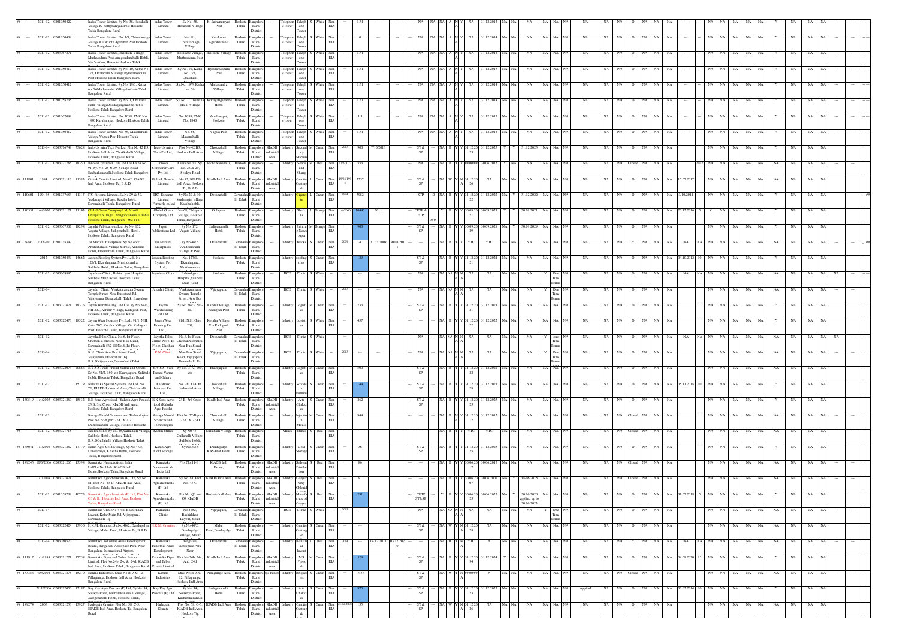| ## | | Year | UIN | | Name & Address | Occupier | Location | Village/Post | Taluk | District | Industrial Area | Activity | Product | Size | Category | EIA | Year | Investment | Date | | | | | | | | | | Validity | | | | | | | | | | | | | | | | | | | | | | | | |
|---|---|---|---|---|---|---|---|---|---|---|---|---|---|---|---|---|---|---|---|---|---|---|---|---|---|---|---|---|---|---|---|---|---|---|---|---|---|---|---|---|---|---|---|---|---|---|---|---|---|---|---|---|
| ## | --- | 2011-12 | 0201050422 | | Indus Tower Limited Sy No. 38, Hosahalli Village K. Sathyanarayan Post Hoskote Taluk Bangalore Rural | Indus Tower Limited | Sy No. 38, Hosahalli Village | K. Sathyanarayan Post | Hoskote Taluk | Bangalore Rural District | | Telephone tower | Telephone tower | S | White | Non EIA | --- | 1.31 | --- | --- | --- | NA | NA | NA | A | N | Y | NA | 31.12.2014 | NA | NA | NA | NA | NA | NA | NA | NA | NA | O | NA | NA | NA | --- | NA | NA | NA | NA | NA | Y | NA | NA | NA | --- |
| ## | --- | 2011-12 | 0201050439 | | Indus Tower Limited No. 1/1, Thimmanayaga Village Kulakunte Agarahar Post Hoskote Taluk Bangalore Rural | Indus Tower Limited | No. 1/1, Thimmanaga Village | Kulakunte Agarahar Post | Hoskote Taluk | Bangalore Rural District | | Telephone tower | Telephone tower | S | White | Non EIA | --- | 0 | --- | --- | --- | NA | NA | NA | A | N | Y | NA | 31.12.2014 | NA | NA | NA | NA | NA | NA | NA | NA | NA | O | NA | NA | NA | --- | NA | NA | NA | NA | NA | Y | NA | NA | NA | --- |
| ## | --- | 2011-12 | 0201067271 | | Indus Tower Limited, Bellikere Village, Muthasandra Post Anugondanahalli Hobli, Via Varthur, Hoskote Hoskote Taluk | Indus Tower Limited | Bellikere Village, Muthasandra Post | Bellikere Village | Hoskote Taluk | Bangalore Rural District | | Telephone tower | Telephone tower | S | White | Non EIA | --- | 1.31 | --- | --- | --- | NA | NA | NA | A | N | Y | NA | 31.12.2014 | NA | NA | NA | NA | NA | NA | NA | NA | NA | O | NA | NA | NA | --- | NA | NA | NA | NA | NA | Y | NA | NA | NA | --- |
| ## | --- | 2011-12 | 0201050419 | | Indus Tower Limited Sy No. 10, Katha No. 178, Obalahalli Villalge Bylanarasapura Post Hoskote Taluk Bangalore Rural | Indus Tower Limited | Sy.No. 10, Katha No. 178, Obalahalli | Bylanarasapura Post | Hoskote Taluk | Bangalore Rural District | | Telephone tower | Telephone tower | S | White | Non EIA | --- | 1.31 | --- | --- | --- | NA | NA | NA | A | N | Y | NA | 31.12.2013 | NA | NA | NA | NA | NA | NA | NA | NA | NA | O | NA | NA | NA | --- | NA | NA | NA | NA | NA | Y | NA | NA | NA | --- |
| ## | --- | 2011-12 | 0201050412 | | Indus Tower Limited Sy No. 19/3, Katha no. 76Mallasandra VillageHoskote Taluk Bangalore Rural | Indus Tower Limited | Sy.No. 19/3, Katha no. 76 | Mallasandra Village | Hoskote Taluk | Bangalore Rural District | | Telephone tower | Telephone tower | S | White | Non EIA | --- | 1.31 | --- | --- | --- | NA | NA | NA | A | N | Y | NA | 31.12.2014 | NA | NA | NA | NA | NA | NA | NA | NA | NA | O | NA | NA | NA | --- | NA | NA | NA | NA | NA | Y | NA | NA | NA | --- |
| ## | --- | 2011-12 | 0201058735 | | Indus Tower Limited Sy.No. 1, Channana Halli VillageDoddagatiganabbe Hobli Hoskote Taluk Bangalore Rural | Indus Tower Limited | Sy.No. 1, Channana Halli Village | Doddagatiganabbe Hobli | Hoskote Taluk | Bangalore Rural District | | Telephone tower | Telephone tower | S | White | Non EIA | --- | 1.31 | --- | --- | --- | NA | NA | NA | A | N | Y | NA | 31.12.2014 | NA | NA | NA | NA | NA | NA | NA | NA | NA | O | NA | NA | NA | --- | NA | NA | NA | NA | NA | Y | NA | NA | NA | --- |
| ## | --- | 2011-12 | 0201067098 | | Indus Tower Limited No. 1039, TMC No. 1840 Kamburapet, Hoskote Hoskote Taluk Bangalore Rural | Indus Tower Limited | No. 1039, TMC No. 1840 | Kamburapet, Hoskote | Hoskote Taluk | Bangalore Rural District | | Telephone tower | Telephone tower | S | White | Non EIA | --- | 1.3 | --- | --- | --- | NA | NA | NA | A | N | Y | NA | 31.12.2017 | NA | NA | NA | NA | NA | NA | NA | NA | NA | O | NA | NA | NA | --- | NA | NA | NA | NA | NA | Y | NA | NA | NA | --- |
| ## | --- | 2011-12 | 0201050412 | | Indus Tower Limited No. 86, Makanahalli Village Vagata Post Hoskote Taluk Bangalore Rural | Indus Tower Limited | No. 86, Makanahalli Village | Vagata Post | Hoskote Taluk | Bangalore Rural District | | Telephone tower | Telephone tower | S | White | Non EIA | --- | 1.31 | --- | --- | --- | NA | NA | NA | A | N | Y | NA | 31.12.2014 | NA | NA | NA | NA | NA | NA | NA | NA | NA | O | NA | NA | NA | --- | NA | NA | NA | NA | NA | Y | NA | NA | NA | --- |
| ## | --- | 2013-14 | 0203076748 | 35628 | Indo-Us mim Tech Pvt Ltd, Plot No 42 B3, Hoskote Indl Area, Chokkahalli Village, Hoskote Taluk, Bangalore Rural | Indo-Us mim Tech Pvt Ltd, | Plot No 42 B3, Hoskote Indl Area | Chokkahalli Village, | Hoskote Taluk | Bangalore Rural District | KIADB Industrial Area | Industry | Second ary Machin | M | Green | Non EIA | 2013 | 900 | 7/10/2013 | --- | --- | ST & SP | --- | NA | B | Y | Y | 31.12.20 23 | 31.12.2023 | Y | Y | 31.12.2023 | NA | NA | NA | NA | NA | NA | O | NA | NA | NA | --- | NA | NA | NA | NA | NA | Y | NA | NA | NA | --- |
| ## | --- | 2011-12 | 0203021786 | 18350 | Innova Consumer Care Pvt Ltd Katha No. 91, Sy. No. 28 & 29, Soukya Road Kacharkanahalli,Hoskote Taluk Bangalore | Innova Consumer Care Pvt Ltd | Katha No. 91, Sy. No. 28 & 29, Soukya Road | Kacharkanahalli, | Hoskote Taluk | Bangalore Rural District | | Industry | Soaps and Shamp | M | Red | Non EIA | 17/2/2012 | 553 | --- | --- | --- | NA | --- | NA | B | Y | Y | ####### | 30.06.2015 | Y | NA | NA | NA | NA | NA | NA | Closed | NA | NA | 2012 | NA | NA | NA | NA | NA | NA | Y | NA | NA | NA | --- |
| ## | 111801 | 1994 | 0203021116 | 11583 | Giltrek Granite Limited, No.42, KIADB Indl Area, Hoskote Tq, B.R.D | Giltrek Granite Limited | No.42, KIADB Indl Area, Hoskote Tq, B.R.D | Kiadb Indl Area | Hoskote Taluk | Bangalore Rural District | KIADB Industrial Area | Industry | Granite Cutting & | L | Green | Non EIA | 18/9/1994 | 3257 | --- | --- | --- | ST & SP | --- | NA | W | Y | N | 31.12.20 26 | NA | NA | NA | NA | NA | NA | NA | NA | NA | NA | O | NA | NA | 15.07.2017 | --- | NA | NA | NA | NA | NA | NA | NA | NA | NA | --- |
| ## | 110601 | 1994-95 | 0203037683 | 11317 | ITC Filtrona Limited, Sy.No.29 & 30, Vadiraguiri Village, Kasaba hobli, Devanahalli Taluk, Bangalore Rural | ITC Escontra Limited (Formerly called | Sy.No.29 & 30, Vadirajapiri village, Kasaba hobli, | Devanahalli | Devanahalli Taluk | Bangalore Rural District | | Industry | Cigarette | L | Green | Non EIA | 1994 | 3962 | --- | --- | --- | STP | 10 | NA | B | Y | Y | 31.12.20 22 | 31.12.2022 | NA | Y | 31.12.2022 | NA | NA | NA | NA | NA | NA | O | NA | NA | 3/10/2011 | --- | NA | NA | NA | NA | NA | Y | NA | NA | NA | ## |
| ## | 140531 | 1/4/2000 | 0203021121 | 11103 | Global Green Company Ltd, No.66, Ohlapura Village, Anugondanahalli Hobli, Hoskote Taluk, Bengaluru -562 114 | Global Green Company Ltd | No.66, Ohlapura Village, Hoskote Taluk, Bengaluru | Ohlapura | Hoskote Taluk | Bangalore Rural District | | Industry | Gherki ns | L | Orange | Non EIA | 1/4/2000 | 10440 | 2011 | --- | --- | CETP & ETP | 350 | Y | B | Y | Y | 30.09.20 21 | 30.09.2021 | Y | Y | 30.09.2021 | NA | NA | NA | NA | O | NA | NA | 20.12.2016 | 5 | Y | NA | NA | NA | NA | Y | NA | NA | NA | --- |
| ## | --- | 2011-12 | 0203067307 | 18298 | Jagathi Publications Ltd, Sy No. 172, Vagata Village, Jadigenahalli Hobli, Hoskote Taluk, Bangalore Rural | Jagati Publications Ltd | Sy No. 172, Vagata Village | Jadigenahalli Hobli | Hoskote Taluk | Bangalore Rural District | | Industry | Printin g News paper | M | Orange | Non EIA | --- | 900 | --- | --- | --- | ST & SP | --- | NA | B | Y | Y | 30.09.20 29 | 30.09.2029 | NA | Y | 30.09.2029 | NA | NA | NA | NA | O | NA | NA | NA | --- | NA | NA | NA | NA | NA | Y | NA | NA | NA | --- |
| ## | New | 2008-09 | 0201038347 | | Jai Maruthi Enterprises, Sy.No.46/2, Aradeshahalli Village & Post, Kundana Hobli, Devanahalli Taluk, Bangalore Rural | Jai Maruthi Enterprises, | Sy.No.46/2, Aradeshahalli Village & Post, | Devanahalli | Devanahalli Taluk | Bangalore Rural District | | Industry | Bricks | S | Green | Non EIA | 2009 | 4 | 31.03.2009 | 30.03.2011 | --- | NA | --- | NA | B | Y | Y | YTC | YTC | NA | NA | NA | NA | NA | Y | NA | NA | NA | NA | NA | NA | NA | NA | NA | NA | NA | NA | NA | NA | NA | ## |
| ## | --- | 2012 | 0201050439 | 14662 | Jaucon Roofing System Pvt. Ltd., No. 127/1, Ekarahapura, Munthasandra, Sulibele Hobli, Hoskote Taluk, Bangalore | Jaucon Roofing System Pvt. Ltd., | No. 127/1, Ekarahapura, Munthasandra | Hoskote | Hoskote Taluk | Bangalore Rural District | | Industry | roofing tiles | S | Green | Non EIA | --- | 129 | --- | --- | --- | ST & SP | --- | NA | B | Y | Y | 31.12.20 21 | 31.12.2021 | NA | NA | NA | NA | NA | NA | NA | O | NA | NA | 04.10.2012 | 10 | NA | NA | NA | NA | NA | Y | NA | NA | NA | --- |
| ## | --- | 2011-12 | 0203069885 | | Jayashree Clinic, Behind govt Hospital, Sulibele Main Road, Hoskote Taluk, Bangalore Rural | Jayashree Clinic | Behind govt Hospital,Sulibele Main Road | Hoskote | Hoskote Taluk | Bangalore Rural District | | HCE | Clinic | S | White | --- | --- | --- | --- | --- | --- | NA | --- | NA | NA | N | N | NA | NA | NA | NA | NA | NA | Y | One Time Perma | NA | NA | NA | O | NA | NA | NA | NA | NA | NA | NA | NA | NA | NA | NA | --- |
| ## | --- | 2013-14 | | | Jayashri Clinic, Venkataramana Swamy Temple Street, New Bus stand Rd, Vijayapura, Devanahalli Taluk, Bangalore | Jayashri Clinic | Venkataramana Swamy Temple Street, New Bus | Vijayapura | Devanahalli Taluk | Bangalore Rural District | | HCE | Clinic | S | White | --- | 2013 | --- | --- | --- | --- | NA | --- | NA | NA | N | N | NA | NA | NA | NA | NA | NA | Y | One Time Perma | NA | NA | NA | O | NA | NA | NA | --- | NA | NA | NA | NA | NA | NA | NA | NA | NA | --- |
| ## | --- | 2011-12 | 0203071621 | 18316 | Jayem Warehousing Pvt Ltd, Sy No. 94/3, NH-207, Karalur Village, Kadugodi Post, Hoskote Taluk, Bangalore Rural | Jayem Warehousing Pvt Ltd, | Sy No. 94/3, NH-207 | Karalur Village, Kadugodi Post | Hoskote Taluk | Bangalore Rural District | | Industry | Logisti cs | M | Green | Non EIA | --- | 733 | --- | --- | --- | ST & SP | --- | NA | B | Y | Y | 31.12.20 21 | 31.12.2021 | NA | NA | NA | NA | NA | NA | NA | O | NA | NA | NA | --- | NA | NA | NA | NA | NA | Y | NA | NA | NA | --- |
| ## | --- | 2011-12 | 0203022473 | 18522 | Jayem Ware Housing Pvt. Ltd., 91/1, N.H. Gate, 207, Koralur Village, Via Kadugodi Post, Hoskote Taluk, Bangalore Rural | Jayem Ware Housing Pvt. Ltd., | 91/1, N.H. Gate, 207, | Koralur Village, Via Kadugodi Post | Hoskote Taluk | Bangalore Rural District | | Industry | Logisti cs | S | White | Non EIA | --- | 457 | --- | --- | --- | --- | --- | NA | B | Y | Y | 31.12.20 22 | 31.12.2022 | NA | NA | NA | NA | NA | NA | NA | O | NA | NA | NA | --- | NA | NA | NA | NA | NA | Y | NA | NA | NA | --- |
| ## | --- | 2011-12 | | | Jayntha Piles Clinic, No.6, Ist Floor, Chethan Complex, Near Bus Stand, Devanahalli-562 110No.6, Ist Floor, | Jayntha Piles Clinic, No.6, Ist Floor, Chethan | No.6, Ist Floor, Chethan Complex, Near Bus Stand, | Devanahalli | Devanahalli Taluk | Bangalore Rural District | | HCE | Clinic | S | White | --- | --- | --- | --- | --- | --- | NA | --- | NA | NA | N | N | NA | NA | NA | NA | NA | NA | Y | one Time Perma | NA | NA | NA | O | NA | NA | NA | NA | NA | NA | NA | NA | NA | NA | NA | --- |
| ## | --- | 2013-14 | | | K.N. Clinic,New Bus Stand Road, Vijayapura, Devanahalli Tq, B.R.DVijayapura,Devanahalli Taluk | K.N. Clinic | New Bus Stand Road, Vijayapura, Devanahalli Tq, | Vijayapura | Devanahalli Taluk | Bangalore Rural District | | HCE | Clinic | S | White | --- | 2013 | --- | --- | --- | --- | NA | --- | NA | NA | N | N | NA | NA | NA | NA | NA | NA | Y | One Time Perma | NA | NA | NA | O | NA | NA | NA | --- | NA | NA | NA | NA | NA | NA | NA | NA | NA | --- |
| ## | --- | 2011-12 | 0203022073 | 20886 | K.V.S.S. Vara Prasad Varma and Others, Sy No. 31/2, 150, etc Ekarajapura, Sulibele Hobli, Hoskote Taluk, Bangalore Rural | K.V.S.S. Vara Prasad Varma and Others | Sy No. 31/2, 150, etc | Ekarajapura | Hoskote Taluk | Bangalore Rural District | | Industry | Logisti cs | M | Green | Non EIA | --- | 500 | --- | --- | --- | ST & SP | --- | NA | B | Y | Y | 31.12.20 22 | 31.12.2022 | NA | NA | NA | NA | NA | NA | NA | O | NA | NA | NA | --- | NA | NA | NA | NA | NA | Y | NA | NA | NA | --- |
| ## | --- | 2011-12 | | 15179 | Kalamaka Spatial Systems Pvt Ltd, No. 7E, KIADB Industrial Area, Chokkahalli Village, Hoskote Taluk, Bangalore Rural | Kalamaka Interiors Pvt. Ltd., | No. 7E, KIADB Industrial Area | Chokkahalli Village, | Hoskote Taluk | Bangalore Rural District | | Industry | Woode n Furnitu | S | Green | Non EIA | --- | 144 | --- | --- | --- | ST & SP | --- | NA | B | Y | Y | 31.12.20 28 | 31.12.2028 | NA | NA | NA | NA | NA | NA | NA | O | NA | NA | 05.11.2018 | 10 | NA | NA | NA | NA | NA | Y | NA | NA | NA | --- |
| ## | 140519 | 1/4/2005 | 0203021260 | 15532 | K.K Sons Agro food, (Kaharla Agro Foods), 23 B, 3rd Cross, KIADB Indl Area, Hoskote Taluk Bangalore Rural | K.K Sons Agro food (Kaharla Agro Foods) | 23 B, 3rd Cross | Kiadb Indl Area | Hoskote Taluk | Bangalore Rural District | KIADB Industrial Area | Industry | Atta Chakki as | S | Green | Non EIA | --- | 262 | --- | --- | --- | ST & SP | --- | NA | B | Y | Y | 31.12.20 23 | 31.12.2023 | NA | NA | NA | NA | NA | NA | NA | O | NA | NA | NA | --- | NA | NA | NA | NA | NA | Y | NA | NA | NA | --- |
| ## | --- | 2011-12 | | | Kanaga Mould Sciences and Technologies Plot No 27-B,part 27-C & 27-DChokkahalli Village, Hoskote Hoskote | Kanaga Mould Sciences and Technologies | Plot No 27-B,part 27-C & 27-D | Chokkahalli Village, | Hoskote Taluk | Bangalore Rural District | | Industry | Injectio n Mould | M | Green | Non EIA | --- | 944 | --- | --- | --- | --- | --- | NA | B | N | Y | 31.12.20 12 | 31.12.2012 | NA | NA | NA | NA | NA | NA | NA | Closed | NA | NA | NA | --- | NA | NA | NA | NA | NA | Y | NA | NA | NA | --- |
| ## | --- | 2011-12 | 0203021718 | | Kaolin Mines Sy N0.45, Gullahalli Village, Sulibele Hobli, Hoskote Taluk, B.R.DGullahalli Village Hoskote Taluk | Kaolin Mines | Sy N0.45, Gullahalli Village, Sulibele Hobli, | Gullahalli Village | Hoskote Taluk | Bangalore Rural District | | Mines | Mines | S | Red | Non EIA | --- | --- | --- | --- | --- | --- | --- | NA | B | Y | Y | YTC | YTC | NA | NA | NA | NA | NA | NA | NA | Closed | NA | NA | NA | --- | NA | NA | NA | NA | NA | Y | NA | NA | NA | --- |
| ## | 145041 | 1/1/2006 | 0203021262 | 17779 | Karan Agro Cold Storage, Sy.No.47/5, Dandupalya, KAsaba Hobli, Hoskote Taluk, Bangalore Rural | Karan Agro Cold Storage | Sy.No.47/5 | Dandupalya KASABA Hobli | Hoskote Taluk | Bangalore Rural District | | Industry | Cold Storage | S | Green | Non EIA | --- | 36 | --- | --- | --- | ST & SP | --- | NA | B | Y | Y | 31.12.20 25 | 31.12.2025 | NA | NA | NA | NA | NA | NA | NA | O | NA | NA | NA | --- | NA | NA | NA | NA | NA | Y | NA | NA | NA | --- |
| ## | 149245 | 10/6/2006 | 0203021265 | 13506 | Karnataka Nutraceuticals India LtdPlot No.11-B-IKIADB Indl Estate,Hoskote Taluk Bangalore Rural | Karnataka Nutraceuticals India Ltd | Plot No.11-B-I | KIADB Indl Estate, | Hoskote Taluk | Bangalore Rural District | KIADB Industrial Area | Industry | Solvent Distilat ion | S | Red | Non EIA | --- | 86 | --- | --- | --- | --- | --- | NA | B | Y | Y | 30.06.20 17 | 30.06.2017 | NA | NA | NA | NA | NA | NA | NA | Closed | NA | NA | NA | --- | NA | NA | NA | NA | NA | Y | NA | NA | NA | --- |
| ## | --- | 1/7/2008 | 0203021671 | | Karnataka Agrochemicals (P) Ltd, Sy No. 81, Plot No. 43-C, KIADB Indl Area, Hoskote Taluk, Bangalore Rural | Karnataka Agrochemicals (P) Ltd | Sy No. 81, Plot No. 43-C | KIADB Indl Area | Hoskote Taluk | Bangalore Rural District | KIADB Industrial Area | Industry | Copper Oxy Chlorid | S | Red | Non EIA | --- | 91 | --- | --- | --- | --- | --- | NA | B | Y | Y | 30.06.20 07 | 30.06.2007 | NA | Y | 30-06-2015 | NA | NA | NA | NA | O | NA | NA | NA | --- | NA | NA | NA | NA | NA | Y | NA | NA | NA | --- |
| ## | --- | 2011-12 | 0201058739 | 40775 | Karnataka Agrochemicals (P) Ltd, Plot No. Q3 & R, Hoskote Indl Area, Hoskote Taluk, Bangalore Rural | Karnataka Agrochemicals (P) Ltd | Plot No. Q3 and Q4 KIADB | Hoskote Indl Area | Hoskote Taluk | Bangalore Rural District | KIADB Industrial Area | Industry | Manufa cture of Copper | S | Red | Non EIA | --- | 291 | --- | --- | --- | CETP ST&SP | --- | Y | B | Y | Y | 30.06.20 23 | 30.06.2023 | NA | Y | 30.06.2020 applied up to 30.06.2023 | NA | NA | NA | NA | O | NA | NA | 31.07.2018 | 5 | NA | NA | NA | NA | NA | Y | NA | NA | NA | --- |
| ## | --- | 2013-14 | | | Karnataka ClinicNo.4752, Bashirkhan Layout, Kolar Main Rd, Vijayapura, Devanahalli Tq | Karnataka Clinic | No.4752, Bashirkhan Layout, Kolar | Vijayapura, | Devanahalli Taluk | Bangalore Rural District | | HCE | Clinic | S | White | --- | 2013 | --- | --- | --- | --- | NA | --- | NA | NA | N | N | NA | NA | NA | NA | NA | NA | Y | One Time Perma | NA | NA | NA | O | NA | NA | NA | --- | NA | NA | NA | NA | NA | NA | NA | NA | NA | --- |
| ## | --- | 2011-12 | 0203022424 | 13930 | H.K.M. Granites, Sy.No.40/2, Dandupalya Village, Malur Road, Hoskote Tq, B.R.D | H.K.M. Granites | Sy.No.40/2, Dandupalya Village, Malur | Malur Road,Dandupalya | Hoskote Taluk | Bangalore Rural District | | Industry | Granite Cutting & | S | Green | Non EIA | --- | --- | --- | --- | --- | ST & SP | --- | NA | W | Y | N | 31.12.20 28 | NA | NA | NA | NA | NA | NA | NA | NA | O | NA | NA | NA | --- | NA | NA | NA | NA | NA | Y | NA | NA | NA | --- |
| ## | --- | 2013-14 | 0203090570 | | Karnataka Industrial Areas Development Board, Bengaluru Aerospace Park, Near Bengaluru International Airport, | Karnataka Industrial Areas Development | Bengaluru Aerospace Park Near | Devanahalli | Devanahalli Taluk | Bangalore Rural District | | Industry | Industri al layout | L | Red | Non EIA | 2014 | --- | 04.12.2015 | 03.12.2020 | --- | --- | --- | NA | W | Y | N | YTC | N | NA | NA | NA | NA | NA | NA | NA | Y | NA | NA | NA | NA | NA | NA | NA | NA | NA | NA | NA | NA | NA | --- |
| ## | 111917 | 1/1/1998 | 0203021271 | 17759 | Karnataka Pipes and Tubes Private Limited, Plot No.24b, 24c & 24d, KIADB Indl Area, Hoskote Taluk, Bangalore Rural | Karnataka Pipes and Tubes Private Limited | Plot No.24b, 24c And 24d | Kiadb Indl Area | Hoskote Taluk | Bangalore Rural District | KIADB Industrial Area | Industry | MS Pipes & | M | Green | Non EIA | --- | 528 | --- | --- | --- | ST & SP | --- | NA | B | Y | Y | 31.12.20 34 | 31.12.2034 | Y | NA | NA | NA | NA | NA | NA | O | NA | NA | 04.09.2020 | 15 | NA | NA | NA | NA | NA | Y | NA | NA | NA | --- |
| ## | 135556 | 4/9/2004 | 0203021276 | 15210 | Karuna Industries, Shed No.B-9, C-12, Pillagumpa, Hoskote Indl Area, Hoskote, Bangalore Rural | Karuna Industries | Shed No.B-9, C-12, Pillagumpa, Hoskote Indl Area, | Pillagumpe Area | Hoskote Taluk | Bangalore Rural District | Spe Industrial | Industry | Briquet tes | S | Green | Non EIA | --- | 13.57 | --- | --- | --- | ST & SP | --- | NA | W | Y | N | ####### | N | NA | NA | NA | NA | NA | NA | NA | Closed | NA | NA | NA | --- | NA | NA | NA | NA | NA | Y | NA | NA | NA | --- |
| ## | --- | 2/11/2006 | 0203022050 | 12167 | Kay Kay Agro Process (P) Ltd, Sy No. 34, Soukya Road, Kacharanahalli Village, Jadigenahalli Hobli, Hoskote Taluk, | Kay Kay Agro Process (P) Ltd | Sy No. 34, Soukhya Road, Kacharakanahalli | Jadigenahalli Hobli | Hoskote Taluk | Bangalore Rural District | | Industry | Atta Chakki as | S | Green | Non EIA | --- | 975 | --- | --- | --- | ST & SP | --- | NA | B | Y | Y | 31.12.20 23 | 31.12.2023 | NA | NA | NA | NA | Applied | NA | NA | O | NA | NA | 06.02.2014 | 10 | NA | NA | NA | NA | NA | Y | NA | NA | NA | --- |
| ## | 149274 | 2005 | 0203021253 | 13927 | Harlequin Granite, Plot No. 58, C-5, KIADB Indl Area, Hoskote Tq, Bangalore Rural | Harlequin Granite | Plot No. 58, C-5, KIADB Indl Area, Hoskote Tq, | KIADB Indl Area | Hoskote Taluk | Bangalore Rural District | KIADB Industrial Area | Industry | Granite Cutting & | S | Green | Non EIA | 21.02.2005 | 135 | --- | --- | --- | ST & SP | --- | NA | W | Y | N | 31.12.20 26 | NA | NA | NA | NA | NA | NA | NA | NA | O | NA | NA | NA | --- | NA | NA | NA | NA | NA | NA | NA | NA | NA | --- |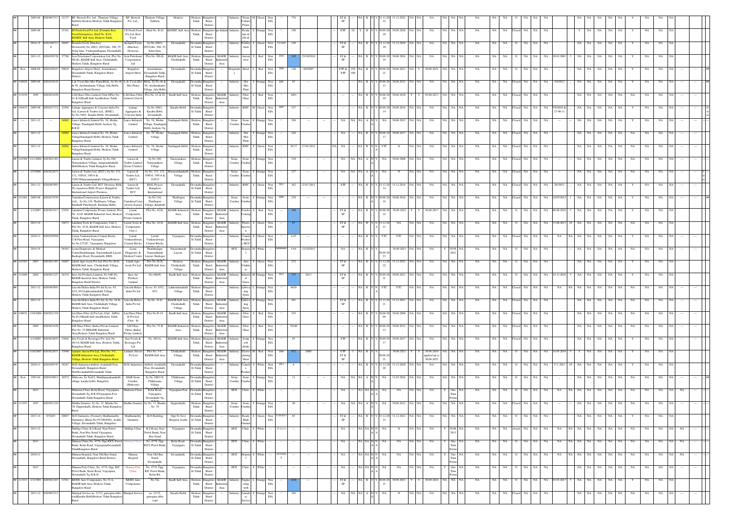| ## | 2005-06 | 0203027317 | 12175 | KF Biotech Pvt Ltd., Thaniyur Village, Sulibele Hoskote Hoskote Taluk Bangalore Rural | KF Biotech Pvt. Ltd., | Thaniyur Village, Sulibele | Hoskote | Hoskote Taluk | Bangalore Rural District | --- | Industry | Tissue Culture Plants | M | Green | Non EIA | --- | 776 | | | ST & SP | | NA | B | Y | Y | 31.12.20 22 | 31.12.2022 | NA | NA | NA | NA | NA | NA | NA | NA | O | NA | NA | NA | | NA | NA | NA | NA | Y | NA | NA | NA |
|---|---|---|---|---|---|---|---|---|---|---|---|---|---|---|---|---|---|---|---|---|---|---|---|---|---|---|---|---|---|---|---|---|---|---|---|---|---|---|---|---|---|---|---|---|---|---|---|---|---|
| ## | 2005-06 | | 15161 | 3D Fresh Food Pvt Ltd, (Formely Best Seed Enterprises), Shed No. B.62, KSSIDC Indl Area, Hoskote Taluk, | 3D Fresh Food Pvt Ltd, Best Food | Shed No. B.62 | KSSIDC Indl Area | Hoskote Taluk | Bangalore Rural District | Agro Industrial | Industry | Ready mix id idli & | S | Orange | Non EIA | --- | 190 | | | ETP | 10 | Y | B | Y | Y | 30.09.20 28 | 30.09.2028 | NA | NA | NA | NA | NA | NA | NA | Closed | NA | NA | NA | | Y | NA | NA | NA | Y | NA | NA | NA |
| ## | 2014-15 | 0202106713 0 | 16967 | Komarla Feeds (Hatchery Division)Sy.No 204/2, 205/2(abc, 206, 55, Solar Gate, Vishwanathapura, Devanahalli | Komarla Feeds (Hatchery Division) | Sy.No.204/2, 205/2(abc, 206, 55, Solar Gate, | Devanahalli | Devanahalli Taluk | Bangalore Rural District | | Industry | Poultry farm | S | Green | Non EIA | 7/1/1905 | 149 | | | ST & SP | | NA | B | Y | Y | 31.12.20 28 | 31.12.2028 | NA | NA | NA | NA | NA | NA | NA | Closed | NA | NA | NA | | NA | NA | NA | NA | Y | NA | NA | NA |
| ## | 2011-12 | 0201058728 | 17768 | Icon Petroleum Corporation Ltd, Plot No. 6D-6E, KIADB Indl Area, Chokkahalli, Hoskote Taluk, Bangalore Rural | Icon Petroleum Corporation Ltd | Plot No. 6D-6E | KIADB Indl Area, Chokkahalli | Hoskote Taluk | Bangalore Rural District | KIADB Industrial Area | Industry | Automotive | S | Red | Non EIA | 2000 | 345 | 25/10/2010 | | ST & SP | | NA | B | Y | Y | 30.06.20 24 | 30.06.2024 | NA | NA | NA | NA | NA | NA | NA | O | NA | NA | NA | 20.01.2001 | 5 | NA | NA | NA | Y | NA | NA | NA |
| ## New | 2008-09 | 0201038167 | 30018 | Bangalore Airport Hotel, Arasinakunte, Devanahalli Taluk, Bangalore Rural District | Bangalore Airport Hotel | Arasinakunte, Devanahalli Taluk, Bangalore Rural | Devanahalli | Devanahalli Taluk | Bangalore Rural District | | Hospitality | Hotel | L | Red | Non EIA | 2009 | 120 | 4/6/2007 | | ETP & STP | 350 100 | NA | B | Y | Y | 30.06.20 21 | 30.06.2021 | NA | Y | 30.06.2021 | NA | NA | NA | NA | NA | O | NA | NA | NA | | NA | NA | NA | NA | Y | NA | NA | NA |
| ## 148026 | 2005-06 | 0201038192 | | L & T Ltd (Hot Mix Plant)BIAL, Sy.No.46 & 56, Arishinakunte Village, Jala Hobli, Bangalore Rural District | L & T Ltd (Hot Mix Plant) | BIAL, Sy.No.46 & 56, Arishinakunte Village, Jala Hobli, | Devanahalli | Devanahalli Taluk | Bangalore Rural District | | Industry | Hot Mix Plant | S | Orange | Non EIA | 2005 | 93 | | | | | NA | B | Y | Y | 30.06.20 12 | 30.06.2012 | NA | NA | NA | NA | NA | NA | NA | Closed | NA | NA | NA | 5/4/2012 | | NA | NA | NA | Y | NA | NA | NA |
| ## 111934 | 1995 | 0203021658 | | L.M.Glass Fibre Limited (Unit-I)Plot No. 61 & 62Kiadb Indl AreaHoskote Taluk Bangalore Rural | L.M.Glass Fibre Limited (Unit-I) | Plot No. 61 & 62 | Kiadb Indl Area | Hoskote Taluk | Bangalore Rural District | KIADB Industrial Area | Industry | Fibre Glass | L | Red | Non EIA | --- | 1091 | | | | | NA | B | Y | Y | 30.06.20 10 | 30.06.2010 | Y | Y | 30-06-2013 | NA | NA | NA | NA | NA | Closed | NA | NA | NA | | NA | NA | NA | NA | Y | NA | NA | NA |
| ## 148433 | 2005-06 | 0201037372 | 12958 | Lafarge Aggregates & Concrete India Pvt Ltd, (Larsen & Toubro Ltd., (RMC), Sy.No.160/1, Kasaba Hobli, Devanahalli, | Lafarge Aggregates & Concrete India | Sy.No.160/1, Kasaba Hobli, Devanahalli, | Kasaba Hobli | Devanahalli Taluk | Bangalore Rural District | | Industry | RMC | M | Green | Non EIA | 2005 | 527 | | | | | NA | B | Y | Y | 30.09.20 14 | 30.09.2014 | NA | NA | NA | NA | NA | NA | NA | Closed | NA | NA | NA | 7/9/2010 & 27-06-11 | | NA | NA | NA | Y | NA | NA | NA |
| ## | 2011-12 | --- | 14062 | Lanco Infratech Limited No. 54, Medur Village, Nandagudi Hobli, hoskote Tq, B.R.D | Lanco Infratech Limited | No. 54, Medur Village, Nandagudi Hobli, hoskote Tq, | Nandagudi Hobli, | Hoskote Taluk | Bangalore Rural District | | Stone Crusher | Stone Crusher | S | Orange | Non EIA | --- | 398 | | | NA | NA | NA | A | N | Y | NA | 30.06.2015 | NA | NA | NA | NA | NA | NA | NA | Closed | NA | NA | NA | --- | | NA | NA | NA | Y | NA | NA | NA |
| ## | 2011-12 | | 14062 | Lanco Infratech Limited No. 54, Medur VillageNandagudi Hobli, Hoskote Taluk Bangalore Rural | Lanco Infratech Limited | No. 54, Medur Village | Nandagudi Hobli, | Hoskote Taluk | Bangalore Rural District | | Industry | Hot Mix Plant | S | Orange | Non EIA | --- | 228 | | | NA | | NA | B | Y | Y | 30.06.20 17 | 30.06.2017 | NA | NA | NA | NA | NA | NA | NA | Closed | NA | NA | NA | | NA | NA | NA | NA | NA | NA | NA | NA |
| ## | 2011-12 | | 14062 | Lanco Infratech Limited No. 54, Medur VillageNandagudi Hobli, Hoskote Taluk Bangalore Rural | Lanco Infratech Limited | No. 54, Medur Village | Nandagudi Hobli, | Hoskote Taluk | Bangalore Rural District | | Industry | RMC | S | Green | Non EIA | | 30.37 | 27.04.2012 | NA | NA | | NA | W | Y | N | YTC | N | NA | NA | NA | NA | NA | NA | NA | Closed | NA | NA | NA | | NA | NA | NA | NA | NA | NA | NA | NA |
| ## 142509 | 1/11/2004 | 0203021303 | | Larsen & Toubro Limited, Sy.No.180, Narayanakere Village, Anugondanahalli HobliHoskote Taluk Bangalore Rural | Larsen & Toubro Limited (Stone Crusher) | Sy.No.180, Narayanakere Village | Narayanakere Village | Hoskote Taluk | Bangalore Rural District | | Stone Crusher | Stone Crusher | S | Orange | Non EIA | --- | 238 | --- | --- | NA | NA | NA | A | N | Y | NA | 30.06.2008 | NA | NA | NA | NA | NA | NA | NA | NA | NA | NA | NA | --- | | NA | NA | NA | NA | NA | NA | NA |
| ## --- | 1/5/2008 | 0203022073 | | Larsen & Toubro Ltd, (ECC), Sy No. 131, 132, 35P10, 35P14 & 35P15Marasandanahalli VillageHoskote | Larsen & Toubro Ltd, (ECC) | Sy No. 131, 132, 35P10, 35P14 & 35P15 | Marasandanahalli Village | Hoskote Taluk | Bangalore Rural District | | Stone Crusher | Stone Crusher | S | Orange | Non EIA | --- | 237 | --- | --- | NA | NA | NA | A | N | Y | NA | N | NA | NA | NA | NA | NA | NA | NA | Closed | NA | NA | NA | --- | | NA | NA | NA | NA | NA | NA | NA |
| ## | 2011-12 | 0201067893 | | Larsen & Toubro Ltd, ECC Division, BIAL TL expansion BIAL Project, Bangalore International Airport Premises, | Larsen & Toubro Ltd, ECC | BIAL Project, Bangalore International | Devanahalli | Devanahalli Taluk | Bangalore Rural District | | Industry | RMC | S | Green | Non EIA | 2011 | 362 | 22-07-2011 | | STP | --- | NA | B | Y | Y | 31.12.20 14 | 31.12.2014 | NA | NA | NA | NA | NA | NA | NA | Closed | NA | NA | NA | 28/10/11 | | NA | NA | NA | Y | NA | NA | NA |
| ## 151401 | 2005-06 | 0201037970 | | VanishreeConstruction (Larsen & Toubro Ltd)., Sy.No.110, Thailligere Village, Kurahalli Panchayath, Kundana Hobli, | VanishreeConstruction Ltd | Sy.No.110, Thailligere Village, Kurahalli | Thailligere Village | Devanahalli Taluk | Bangalore Rural District | | Stone Crusher | Stone Crusher | S | Orange | Non EIA | 2006 | 278 | --- | --- | NA | | NA | B | N | Y | 30.06.20 16 | 30.06.2016 | NA | NA | NA | NA | NA | NA | NA | Closed | NA | NA | NA | 22/07/2015 | 1 | NA | NA | NA | Y | NA | NA | NA |
| ## | 1/1/2007 | 0203021917 | 13954 | Laxmi Components Private Limited, Plot No. 42-D, KIADB Industrial Area, Hoskote Taluk, Bangalore Rural | Laxmi Components Private Limited, | Plot No. 42-D, | KIADB Industrial Area, | Hoskote Taluk | Bangalore Rural District | KIADB Industrial Area | Industry | Powder Coating | S | Red | Non EIA | --- | 349 | | | ST & SP | | NA | B | Y | Y | 30.06.20 22 | 30.06.2022 | Y | Y | 30.06.2017 | NA | NA | NA | NA | NA | O | NA | NA | NA | 06.08.2018 | 5 | NA | NA | NA | Y | NA | NA | NA |
| ## | 2013-14 | | 19671 | Lakshmi Tools & Components, Unit-2, Plot No. 42 D, KIADB Indl Area, Hoskote Taluk, Bangalore Rural | Laxmi Tools & Components Unit-2 | Plot No. 42 D, | KIADB Indl Area | Hoskote Taluk | Bangalore Rural District | KIADB Industrial Area | Industry | Plastic Injection | S | Green | Non EIA | --- | 67 | | | ST & SP | | NA | W | Y | Y | 31.12.20 21 | NA | NA | NA | NA | NA | NA | NA | NA | NA | O | NA | NA | NA | 15.06.2013 | 10 | NA | NA | NA | Y | NA | NA | NA |
| ## | 2010-11 | 0201058508 | | Laxmi Venkateshwara Cement Bricks C.B.Pura Road, Vijayapura, Sy.No.237/2C, Vijayapura, Bangalore. | Laxmi Venkateshwara Cement Bricks | Laxmi Venkateshwara Cement Bricks, | Vijayapura | Devanahalli Taluk | Bangalore Rural District | | Industry | Cement Products (RCC) | S | Green | Non EIA | | 4.45 | --- | --- | --- | --- | NA | B | Y | Y | YTC | YTC | NA | NA | NA | NA | NA | NA | NA | Closed | NA | NA | NA | NA | NA | NA | NA | NA | Y | NA | NA | NA |
| ## | 2014-15 | | 36363 | Leena Diagnostic & Medical CentreShanthinagar, Narasimhaiah Layout, Budhagire Road, Devanahalli, BRD | Leena Diagnostic & Medical Centre | Shanthinagar, Narasimhaiah Layout, Budhagire | Narasimhaiah Layout, | Devanahalli Taluk | Bangalore Rural District | | HCE | Hospital | M | White | | ######## | 5.64 | 11/18/2013 | | NA | | NA | B | Y | | 30.09.20 23 | 30.09.2023 | NA | NA | NA | Y | 30.09.2023 | NA | NA | NA | O | NA | NA | NA | | NA | NA | NA | NA | Y | NA | NA | NA |
| ## 145265 | 2007 | 0203021307 | 14607 | Likith Agro foods Pvt Ltd, Plot No.20-D, KIADB Indl Area, Chokkahalli Village, Hoskote Taluk, Bangalore Rural | Likith Agro foods Pvt Ltd | Plot No.20-D, KIADB Indl Area | Hoskote, Chokkahalli Village | Hoskote Taluk | Bangalore Rural District | KIADB Industrial Area | Industry | Atta (Chakki) es | S | Green | Non EIA | --- | 272 | | | ST & SP | | NA | B | Y | Y | 31.12.20 22 | 31.12.2022 | NA | NA | NA | NA | NA | NA | NA | Closed | NA | NA | NA | | NA | NA | NA | NA | Y | NA | NA | NA |
| ## 111888 | 2002 | 0203021227 | 18334 | Inox Air Products Limited, No.44B (P), KIADB Insutrial Area, Hoskote Taluk Bangalore Rural District | Inox Air Products Limited. | No.44b(P) | Kiadb Indl Area | Hoskote Taluk | Bangalore Rural District | KIADB Industrial Area | Industry | Industrial Gases | M | Orange | Non EIA | 2003 | 715 | 2013 | | ST & SP | | NA | B | Y | Y | 30.09.20 21 | 30.09.2021 | NA | NA | NA | NA | NA | NA | NA | NA | NA | NA | NA | 18.11.2016 | 5 | NA | NA | NA | Y | NA | NA | NA |
| ## | 2011-12 | 0201067091 | | Lincoln Helios India Pvt ltd Sy.no. 83, 83/2, 85/1Lakkondanahalli Village Hoskote Taluk Bangalore Rural | Lincoln Helios India Pvt ltd | Sy.no. 83, 83/2, 85/1 | Lakkondanahalli Village | Hoskote Taluk | Bangalore Rural District | | Industry | Lubricating Spray | L | Orange | Non EIA | --- | 8630 | | | --- | --- | NA | B | Y | N | YTC | YTC | NA | NA | NA | NA | NA | NA | NA | Closed | NA | NA | NA | NA | NA | NA | NA | NA | Y | NA | NA | NA |
| ## | 2011-12 | | | Lincoln Helios India Pvt ltd, Sy No. 24 D, KIADB Indl Area, Chokkahalli Village, Hoskote Taluk Bangalore Rural | Lincoln Helios India Pvt ltd | Sy No. 24 D | KIADB Indl Area, Chokkahalli Village, | Hoskote Taluk | Bangalore Rural District | KIADB Industrial Area | Industry | Lubricating Spray | L | Orange | Non EIA | --- | 441 | | | ST & SP | --- | NA | B | Y | Y | 31.12.20 21 | 31.12.2021 | NA | NA | NA | NA | NA | NA | NA | Closed | NA | NA | NA | | NA | NA | NA | NA | Y | NA | NA | NA |
| ## 140931 | 1/10/2004 | 0203021310 | | Lm Glass Fiber (I) Pvt Ltd, (Unit – Ii)Plot No.D-24Kiadb Indl AreaHoskote Taluk Bangalore Rural | Lm Glass Fiber (I) Pvt Ltd, (Unit – Ii) | Plot No.D-24 | Kiadb Indl Area | Hoskote Taluk | Bangalore Rural District | KIADB Industrial Area | Industry | Fibre Glass | S | Red | Non EIA | --- | 193 | | | | | NA | B | Y | Y | 30.06.20 09 | 30.06.2009 | NA | NA | NA | NA | NA | NA | NA | Closed | NA | NA | NA | | NA | NA | NA | NA | Y | NA | NA | NA |
| ## | 2005 | 0203021658 | | LM Glass Fibres (India) Private Limited, Plot No. 53-BKIADB Industrial Area,Hoskote Taluk Bangalore Rural | LM Glass Fibres (India) Private Limited, | Plot No. 53-B | KIADB Industrial Area, | Hoskote Taluk | Bangalore Rural District | KIADB Industrial Area | Industry | Fibre Glass | L | Red | Non EIA | --- | 70100 | | | | | NA | B | Y | Y | 30.06.20 12 | 30.06.2012 | NA | NA | NA | NA | NA | NA | NA | Closed | NA | NA | NA | | NA | NA | NA | NA | NA | NA | NA | NA |
| ## | 1/1/2005 | 0203022055 | 13662 | Izzy Foods & Beverages Pvt. Ltd, No. 48/1A, KIADB Indl Area, Hoskote Taluk, Bangalore Rural | Izzy Foods & Beverages Pvt. Ltd | No. 48/1A, | KIADB Indl Area | Hoskote Taluk | Bangalore Rural District | KIADB Industrial Area | Industry | Soda soft drinks | S | Orange | Non EIA | --- | 45 | | | STP | --- | NA | B | Y | Y | 30.09.20 17 | 30.09.2017 | NA | NA | NA | NA | NA | NA | NA | Closed | NA | NA | NA | | NA | NA | NA | NA | Y | NA | NA | NA |
| ## | 1/10/2007 | 0203022071 | 13940 | Lumens Aircon Pvt Ltd., Plot No. 5-C, KIADB Industrial Area, Chokkahalli Village, Hoskote Taluk Bangalore Rural | Lumens Aircon Pvt Ltd | Plot No. 5-C, KIADB Indl Area | Chokkahalli Village, | Hoskote Taluk | Bangalore Rural District | KIADB Industrial Area | Industry | Electro plating Sheet | M | Red | Non EIA | 2000 | 972 | 2000 | | ETP ST & SP | 3 | NA | B | Y | Y | 30.06.20 21 | 30.06.2021 | Y | Y | 30.06.2018 applied up to 30.06.2023 | NA | NA | NA | NA | NA | O | NA | NA | NA | 18.05.2018 | 5 | Y | NA | NA | NA | Y | NA | NA | NA |
| ## | 2010-11 | 0201058747 | 18287 | M.H. IndustriesAttibele Avalahalli Post, Devanahalli, Bangalore Rural DistDevanahalliDevanahalli Taluk | M.H. Industries | Attibele Avalahalli Post, Devanahalli, Bangalore Rural | Devanahalli | Devanahalli Taluk | Bangalore Rural District | | Industry | Cement Products | S | White | Non EIA | 2011 | 6 | --- | | --- | --- | NA | B | Y | Y | 31.12.20 20 | 31.12.2020 | NA | NA | NA | NA | NA | NA | NA | O | NA | NA | NA | 17.1.2011 | 10 | NA | NA | NA | Y | NA | NA | NA |
| ## New | 1993-94 | 0201038013 | 26572 | Mabcons, Sy No9/2, Muddanayakanahalli village, kasaba hobli, Bangalore | MAB Stone Crusher, (Mabcons) | Sy.No.106/118, Chikkasane Village, | Chikkasane Village | Devanahalli Taluk | Bangalore Rural District | | Stone Crusher | Stone Crusher | S | Orange | Non EIA | --- | 11 | --- | --- | NA | NA | NA | A | N | Y | NA | 31.03.2024 | NA | NA | NA | NA | NA | NA | NA | O | NA | NA | NA | | NA | NA | NA | NA | NA | NA | NA | NA |
| ## | 2013 | | | Madeena Clinic Kolar Road, Vijayapura, Devanahalli Tq, B.R.D(Vijayapura Post Devanahalli Taluk Bangalore Rural | Madeena Clinic | Kolar Road, Vijayapura, Devanahalli Tq, | Vijayapura Post | Devanahalli Taluk | Bangalore Rural District | | HCE | Clinic | S | White | --- | --- | --- | --- | --- | NA | --- | NA | NA | N | N | NA | NA | NA | NA | NA | Y | One Time | NA | NA | NA | O | NA | NA | NA | NA | NA | NA | NA | NA | NA | NA | NA |
| ## 111953 | 1997 | 0203021324 | | Madhu Granites, Sy No. 71, Khatha No. 70, Gagunthalli, Hoskote Taluk Bangalore Rural | Madhu Granites | Sy No. 71, Khatha No. 70 | Gagunthalli, | Hoskote Taluk | Bangalore Rural District | | Stone Crusher | Stone Crusher | S | Orange | Non EIA | --- | 40 | --- | --- | NA | NA | NA | A | N | Y | NA | 30.06.2012 | NA | NA | NA | NA | NA | NA | NA | Closed | NA | NA | NA | --- | | NA | NA | NA | NA | NA | NA | NA |
| ## | 2013-14 | 976203 | 20697 | SLN Garments, (Formerly Madhumurthy Garments), Khata No 957/904/901, Avathi Village, Devanahalli Taluk, Bangalore | Madhumurthy Garments | SLN Building | Opp To Govt Hospital Avathi | Devanahalli Taluk | Bangalore Rural District | | Industry | Ready Made Garments | S | Green | Non EIA | 7/26/2013 | 65 | | | ST & SP | | NA | B | Y | Y | 31.12.20 22 | 31.12.2022 | NA | NA | NA | NA | NA | NA | NA | O | NA | NA | NA | | NA | NA | NA | NA | Y | NA | NA | NA |
| ## | 2011-12 | | | Mallige Clinic K.S.Road, Near Petrol Bunk, Near Bus Stand Vijayapura, Devanahalli Taluk, Bangalore Rural | Mallige Clinic | K.S.Road, Near Petrol Bunk, Near Bus Stand | Vijayapura | Devanahalli Taluk | Bangalore Rural District | | HCE | Clinic | S | White | | 27-12-11 | --- | --- | --- | NA | --- | NA | NA | N | N | NA | N | NA | NA | NA | Y | 30.06.2013 | NA | NA | NA | closed | NA | NA | NA | NA | NA | NA | NA | NA | NA | NA | NA |
| ## | 2013 | | | Manasa Clinic No. 4778, Opp IOCL Petrol Bunk, Kolar Road, VijayapuraDevanahalli TalukBangalore Rural | Manasa Clinic | No. 4778, Opp IOCL Petrol Bunk, | Kolar Road, Vijayapura | Devanahalli Taluk | Bangalore Rural District | | HCE | Clinic | S | White | --- | --- | --- | --- | --- | NA | --- | NA | NA | N | N | NA | NA | NA | NA | NA | Y | One Time | NA | NA | NA | O | NA | NA | NA | NA | NA | NA | NA | NA | NA | NA | NA |
| ## | 2010-11 | | | Manasa Hospital, Near Old Bus Stand, Devanahalli, Bangalore Rural District. | Manasa Hospital | Near Old Bus Stand, Devanahalli, | Devanahalli, | Devanahalli Taluk | Bangalore Rural District | | HCE | Hospital | S | White | | 16/12/201 0 | --- | --- | --- | NA | --- | NA | NA | N | N | NA | NA | NA | NA | NA | Y | One Time | NA | NA | NA | O | NA | NA | NA | NA | NA | NA | NA | NA | NA | NA | NA |
| ## | 2013 | | | Manasa Poly Clinic, No. 4778, Opp. IOC Petrol Bunk, Kolar Road, Vijayapura, Devanahalli Tq, B.R.D | Manasa Poly Clinic | No. 4778, Opp. IOC Petrol Bunk, Kolar Rd, | Vijayapura, | Devanahalli Taluk | Bangalore Rural District | | HCE | Clinic | S | White | --- | --- | --- | --- | --- | NA | --- | NA | NA | N | N | NA | NA | NA | NA | NA | Y | One Time | NA | NA | NA | O | NA | NA | NA | NA | NA | NA | NA | NA | NA | NA | NA |
| ## 111913 | 1/1/1989 | 0203021267 | 11561 | KEMS Auto Components, No.32 A, KIADB Indl Area, Hoskote Taluk, Bangalore Rural | KEMS Auto Components | No.32a, | Kiadb Indl Area | Hoskote Taluk | Bangalore Rural District | KIADB Industrial Area | Industry | Engineering with | L | Orange | Non EIA | --- | 2226 | --- | | ST & SP | --- | NA | B | Y | Y | 30.09.20 21 | 30.09.2021 | Y | Y | 30.09.2024 | NA | NA | NA | NA | NA | O | NA | NA | NA | 03.03.2017 | 5 | NA | NA | NA | Y | NA | NA | NA |
| ## | 2011-12 | 0203067213 | | Manipal Service no. 217/2, gattogina abbe roadKasaba HobliHoskote Taluk Bangalore Rural | Manipal Service | no. 217/2, gattogina abbe road | Kasaba Hobli | Hoskote Taluk | Bangalore Rural District | | Industry | Laundry Service | S | Orange | Non EIA | --- | 389 | | | NA | NA | NA | A | N | Y | NA | N | NA | NA | NA | NA | NA | NA | NA | Closed | NA | NA | NA | | NA | NA | NA | NA | NA | NA | NA | NA |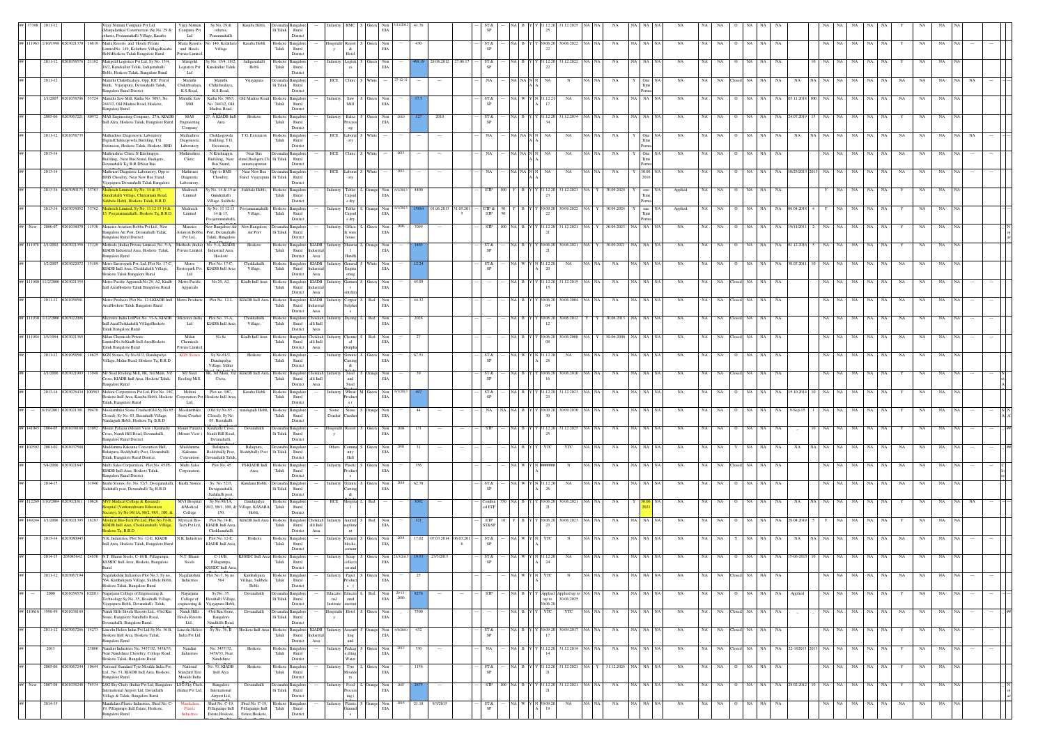| ## | 37398 | 2011-12 | | | Vijay Nirman Company Pvt Ltd (Manjulanikal Construction (Sy No. 29 & others, Prasannahalli Village, Kasaba | Vijay Nirman Company Pvt Ltd | Sy No. 29 & others, Prasannahalli | Kasaba Hobli, | Devanahalli Taluk | Bangalore Rural District | --- | Industry | RMC | S | Green | Non EIA | 11/1/2012 | 41.76 | | | ST & SP | --- | NA | B | Y | Y | 31.12.2025 | 31.12.2025 | NA | NA | NA | NA | NA | NA | NA | NA | NA | O | NA | NA | NA | | NA | NA | NA | NA | NA | Y | NA | NA | NA |
|---|---|---|---|---|---|---|---|---|---|---|---|---|---|---|---|---|---|---|---|---|---|---|---|---|---|---|---|---|---|---|---|---|---|---|---|---|---|---|---|---|---|---|---|---|---|---|---|---|---|---|---|---|
| ## | 111963 | 1/10/1998 | 0203021770 | 16819 | Maria Resorts and Hotels Private LimitedNo. 149, Kolathore VillageKasaba HobliHoskote Taluk Bangalore Rural | Maria Resorts and Hotels Private Limited | No. 149, Kolathore Village | Kasaba Hobli | Hoskote Taluk | Bangalore Rural District | --- | Hospitality | Resort & Hotel | S | Green | Non EIA | | 430 | | | ST & SP | --- | NA | B | Y | Y | 30.06.2022 | 30.06.2022 | NA | NA | NA | NA | NA | NA | NA | NA | NA | O | NA | NA | NA | | NA | NA | NA | NA | NA | Y | NA | NA | NA |
| ## | | 2011-12 | 0201058578 | 23162 | Marigold Logistics Pvt Ltd, Sy No. 15/4, 16/2, Kanekallur Taluk, Jadigenahalli Hobli, Hoskote Taluk, Bangalore Rural | Marigold Logistics Pvt Ltd | Sy No. 15/4, 16/2, Kanekallur Taluk | Jadigenahalli Hobli | Hoskote Taluk | Bangalore Rural District | --- | Industry | Logistics | S | Green | Non EIA | | 469.19 | 28.08.2012 | 27.08.17 | ST & SP | --- | NA | B | Y | Y | 31.12.2022 | 31.12.2022 | NA | NA | NA | NA | NA | NA | NA | NA | NA | O | NA | NA | NA | 10 | NA | NA | NA | NA | NA | Y | NA | NA | NA |
| ## | | 2011-12 | | | Maruthi Chikethealaya, Opp. IOC Petrol Bunk, Vijayapura, Devanahalli Taluk, Bangalore Rural District. | Maruthi Chikethealaya, K.S Road, | Maruthi Chikethealaya, K.S Road, | Vijayapura | Devanahalli Taluk | Bangalore Rural District | --- | HCE | Clinic | S | White | --- | 27-12-11 | --- | --- | | NA | --- | NA | NA | N | N | NA | N | NA | NA | NA | Y | One Time Perma | NA | NA | NA | Closed | NA | NA | NA | NA | NA | NA | NA | NA | NA | NA | NA | NA |
| ## | | 1/1/2007 | 0201058706 | 53724 | Maruthi Saw Mill, Katha No. 5093, No. 244/3/2, Old Madras Road, Hoskote, Bangalore Rural | Maruthi Saw Mill | Katha No. 5093, No. 244/3/2, Old Madras Road, | Old Madras Road | Hoskote Taluk | Bangalore Rural District | --- | Industry | Saw Mill | S | Green | Non EIA | | 17.5 | | | ST & SP | --- | NA | W | Y | N | 31.12.21 | 17 | NA | NA | NA | NA | NA | NA | NA | NA | NA | O | NA | NA | NA | 05.11.2018 | 100 | NA | NA | NA | NA | NA | NA | NA |
| ## | | 2005-06 | 0203067221 | 30972 | MAS Engineering Company, 27A, KIADB Indl Area, Hoskote Taluk, Bangalore Rural | MAS Engineering Company | 27, A KIADB Indl Area | Hoskote | Hoskote Taluk | Bangalore Rural District | --- | Industry | Rubber Processing | S | Green | Non EIA | 2010 | 127 | 2010 | | ST & SP | --- | NA | B | Y | Y | 31.12.2034 | 31.12.2034 | NA | NA | NA | NA | NA | NA | NA | NA | NA | O | NA | NA | NA | 24.07.2019 | 15 | NA | NA | NA | NA | NA | NA | NA |
| ## | | 2011-12 | 0201058735 | | Mathashree Diagnostic Laboratory DigitalChokkegowda Building, T.G. Extension, Hoskote Taluk, Hoskote, BRD | Mathashree Diagnostic Laboratory | Chokkegowda Building, T.G. Extension, | T.G. Extension | Hoskote Taluk | Bangalore Rural District | --- | HCE | Laboratory | S | White | --- | | --- | --- | | NA | --- | NA | NA | N | N | NA | NA | NA | NA | NA | Y | One Time Perma | NA | NA | NA | O | NA | NA | NA | NA | NA | NA | NA | NA | NA | NA | NA | NA |
| ## | | 2013-14 | | | Mathrushree Clinic,N.Krishnappa Building,, Near Bus Stand, Budigere, Devanahalli Tq. B.R.DNear Bus | Mathrushree Clinic | N.Krishnappa Building,, Near Bus Stand, | Near Bus stand,Budigere, annanayapattan | Devanahalli Taluk | Bangalore Rural District | --- | HCE | Clinic | S | White | 2013 | --- | --- | | NA | --- | NA | NA | N | N | NA | NA | NA | NA | NA | Y | One Time Perma | NA | NA | NA | O | NA | NA | NA | NA | NA | NA | NA | NA | NA | NA | NA | NA |
| ## | | 2013-14 | | | Mathrusri Diagnostic Laboratory, Opp to BMS Choultry, Near New Bus Stand Vijayapura Devanahalli Taluk Bangalore | Mathrusri Diagnostic Laboratory, | Opp to BMS Choultry, | Near New Bus Stand Vijayapura | Devanahalli Taluk | Bangalore Rural District | --- | HCE | Laboratory | S | White | 2013 | --- | --- | | NA | --- | NA | NA | N | N | NA | NA | NA | NA | NA | Y | 30.06.2016 | NA | NA | NA | O | NA | NA | NA | 10/25/2013 | 2013 | NA | NA | NA | NA | NA | NA | NA |
| ## | | 2013-14 | 0203050173 | 33763 | Medreich Limited, Sy No. 14 & 15, Gundrahalli Village, Chintamani Road, Sulibele Hobli, Hoskote Taluk, B.R.D | Medreich Limited | Sy No. 14 & 15 at Gundrahalli Village, Sulibele | Sulibele Hobli, | Hoskote Taluk | Bangalore Rural District | --- | Industry | Tablet Capsule dry | L | Orange | Non EIA | 6/1/2013 | 4400 | | | ETP | 100 | Y | B | Y | Y | 31.12.2023 | 31.12.2023 | NA | Y | 30.09.2024 | Y | one Time Perma | Applied | NA | NA | O | NA | NA | NA | | Y | NA | NA | NA | NA | Y | NA | NA | NA |
| ## | | 2013-14 | 0203076052 | 33762 | Medreich Limited, Sy No. 11 12 13 14 & 15, Poojammanahalli, Hoskote Tq, B.R.D | Medreich Limited | Sy No. 11 12 13 14 & 15, Poojammanahalli, | Poojammanahalli Village, | Hoskote Taluk | Bangalore Rural District | --- | Industry | Tablet Capsule dry | L | Orange | Non EIA | 6/1/2013 | 15884 | 01.06.2013 | 31.05.2015 | ETP & STP | 50 50 | Y | B | Y | Y | 30.09.2022 | 30.09.2022 | NA | Y | 30.09.2024 | Y | one Time Perma | Applied | NA | NA | O | NA | NA | NA | 06.04.2018 | 4 | Y | NA | NA | NA | Y | NA | NA | NA |
| ## | New | 2006-07 | 0201038070 | 11530 | Menzies Aviation Bobba Pvt Ltd., New Bangalore Air Port, Devanahalli Taluk, Bangalore Rural District. | Menzies Aviation Bobba Pvt Ltd., | New Bangalore Air Port, Devanahalli Taluk, Bangalore | New Bangalore Air Port | Devanahalli Taluk | Bangalore Rural District | --- | Industry | Office & ware house | L | Green | Non EIA | 2006 | 7099 | --- | | STP | 100 | NA | B | Y | Y | 31.12.2021 | 31.12.2021 | NA | Y | 30.09.2023 | NA | NA | NA | NA | NA | O | NA | NA | NA | 19/11/2011 | 2 | NA | NA | NA | NA | Y | NA | NA | NA |
| ## | 111978 | 1/1/2002 | 0203021358 | 13129 | Methods (India) Private Limited, No. 5-A, KIADB Industrial Area, Hoskote Taluk, Bangalore Rural | Methods (India) Private Limited | No. 5-A, KIADB Industrial Area, Hoskote | Hoskote | Hoskote Taluk | Bangalore Rural District | KIADB Industrial Area | Industry | Material Handling | L | Orange | Non EIA | | 1463 | | | ST & SP | --- | NA | B | Y | Y | 30.06.2021 | 30.06.2021 | NA | Y | 30.09.2021 | NA | NA | NA | NA | NA | O | NA | NA | NA | 01.12.2016 | 5 | NA | NA | NA | NA | Y | NA | NA | NA |
| ## | | 1/2/2007 | 0203022072 | 15189 | Metro Enviropark Pvt Ltd, Plot No. 17-C, KIADB Indl Area, Chokkahalli Village, Hoskote Taluk Bangalore Rural | Metro Enviropark Pvt Ltd | Plot No. 17-C, KIADB Indl Area | Chokkahalli Village, | Hoskote Taluk | Bangalore Rural District | KIADB Industrial Area | Industry | General Engineering | S | White | Non EIA | | 12.24 | | | ST & SP | --- | NA | W | Y | N | 31.12.20 | NA | NA | NA | NA | NA | NA | NA | NA | NA | NA | O | NA | NA | NA | 30.07.2011 | 10 | NA | NA | NA | NA | NA | NA | NA |
| ## | 111980 | 11/2/2000 | 0203021359 | | Metro Pacific ApparealsNo.29, A2, Kiadb Indl AreaHoskote Taluk Bangalore Rural | Metro Pacific Appareals | No.29, A2, | Kiadb Indl Area | Hoskote Taluk | Bangalore Rural District | KIADB Industrial Area | Industry | Garments stitching | S | Green | Non EIA | | 45.05 | | | --- | --- | NA | B | Y | Y | 31.12.2015 | 15 | NA | NA | NA | NA | NA | NA | NA | NA | NA | O | NA | NA | NA | | NA | NA | NA | NA | NA | NA | NA | NA | NA |
| ## | | 2011-12 | 0201058581 | | Metro Products Plot No. 12-LKIADB Indl AreaHoskote Taluk Bangalore Rural | Metro Products | Plot No. 12-L | KIADB Indl Area | Hoskote Taluk | Bangalore Rural District | KIADB Industrial Area | Industry | Copper Sulphate | S | Red | Non EIA | | 44.32 | | | --- | --- | NA | B | Y | Y | 30.06.2004 | 04 | NA | NA | NA | NA | NA | NA | NA | NA | NA | Closed | NA | NA | NA | | NA | NA | NA | NA | NA | NA | NA | NA | NA |
| ## | 111930 | 1/12/2006 | 0203022096 | | Microtex India LtdPlot No. 33-A, KIADB Indl AreaChokkahalli VillageHoskote Taluk Bangalore Rural | Microtex India Ltd | Plot No. 33-A, KIADB Indl Area | Chokkahalli Village, | Hoskote Taluk | Bangalore Rural District | Chokkahalli Indl Area | Industry | Dyeing | L | Red | Non EIA | | 2028 | | | --- | --- | NA | B | Y | Y | 30.06.2013 | 12 | NA | Y | 30.06.2013 | NA | NA | NA | NA | NA | O | NA | NA | NA | | NA | NA | NA | NA | NA | NA | NA | NA | NA |
| ## | 111984 | 1/6/1994 | 0203021365 | | Milan Chemicals Private LimitedNo.6cKiadb Indl AreaHoskote Taluk Bangalore Rural | Milan Chemicals Private Limited | No.6c | Kiadb Indl Area | Hoskote Taluk | Bangalore Rural District | Chokkahalli Indl Area | Industry | Chemicals Sulphate | S | Red | Non EIA | | 27 | | | --- | --- | NA | B | Y | Y | 30.06.2008 | 08 | NA | Y | 30-06-2008 | NA | NA | NA | NA | NA | Closed | NA | NA | NA | | NA | NA | NA | NA | NA | NA | NA | NA | NA |
| ## | | 2011-12 | 0201058581 | 14625 | KGN Stones, Sy No.61/2, Dandupalya Village, Malur Road, Hoskote Tq, B.R.D | KGN Stones | Sy No.61/2, Dandupalya Village, Malur | Hoskote | Hoskote Taluk | Bangalore Rural District | --- | Industry | Granite Cutting & | S | Green | Non EIA | | 67.51 | | | ST & SP | --- | NA | W | Y | N | 31.12.20 | 28 | NA | NA | NA | NA | NA | NA | NA | NA | NA | O | NA | NA | NA | | NA | NA | NA | NA | NA | NA | NA | NA | NA |
| ## | | 1/1/2006 | 0203021903 | 13948 | MJ Steel Rooling Mill, 8K, 3rd Main, 3rd Cross, KIADB Indl Area, Hoskote Taluk, Bangalore Rural | MJ Steel Rooling Mill, | 8K, 3rd Main, 3rd Cross, | KIADB Indl Area, | Hoskote Taluk | Bangalore Rural District | Chokkahalli Indl Area | Industry | Steel and Steel | S | Orange | Non EIA | | 39 | | | ST & SP | --- | NA | B | Y | Y | 30.06.2016 | 16 | NA | NA | NA | NA | NA | NA | NA | NA | NA | Closed | NA | NA | NA | | NA | NA | NA | NA | NA | NA | NA | NA | NA |
| ## | | 2013-14 | 0203076434 | 100563 | Mohini Corporation Pvt Ltd, Plot No. 19C, Hoskote Indl Area, Kasaba Hobli, Hoskote Taluk, Bangalore Rural | Mohini Corporation Pvt Ltd, | Plot no. 19C, Hoskote Indl Area, | Kasaba Hobli | Hoskote Taluk | Bangalore Rural District | --- | Industry | Wheat Flour | M | Green | Non EIA | 6/3/2013 | 497 | | | ST & SP | --- | NA | B | Y | Y | 31.12.2023 | 23 | NA | NA | NA | NA | NA | NA | NA | NA | NA | O | NA | NA | NA | 15.10.2014 | 10 | NA | NA | NA | NA | Y | NA | NA | NA |
| ## | --- | 6/19/2001 | 0203021381 | 99478 | Mookambika Stone Crusher(Old Sy.No.85 Closed), Sy No. 03, Beerahalli Village, Nandagudi Hobli, Hoskote Tq, B.R.D | Mookambika Stone Crusher | (Old Sy.No.85 Closed), Sy No. 03, Beerahalli | nandagudi Hobli, | Hoskote Taluk | Bangalore Rural District | --- | Stone Crusher | Stone Crusher | S | Orange | Non EIA | | 44 | --- | --- | NA | NA | NA | B | Y | Y | 30.09.2030 | 30 | NA | NA | NA | NA | NA | NA | NA | NA | NA | O | NA | NA | NA | 9-Sep-15 | 1 | NA | NA | NA | NA | NA | NA | NA |
| ## | 141045 | 2004-05 | 0201036188 | 23092 | Mount Palazza (Mount View ) Karahally Cross, Nandi Hill Road, Devanahalli, Bangalore Rural District. | Mount Palazza (Mount View ) | Karahally Cross, Nandi Hill Road, Devanahalli, | Devanahalli | Devanahalli Taluk | Bangalore Rural District | --- | Hospitality | Resort | S | Green | Non EIA | 2004 | 171 | --- | --- | STP | --- | NA | B | Y | Y | 31.12.2025 | 25 | NA | NA | NA | NA | NA | NA | NA | NA | NA | O | NA | NA | NA | -- | 10 | NA | NA | NA | NA | NA | NA | NA |
| ## | 102592 | 2001-02 | 0201037588 | | Muddamma Kalamma Convention Hall, Balaipura, Reddyhally Post, Devanahalli Taluk, Bangalore Rural District. | Muddamma Kalamma Convention | Balaipura, Reddyhally Post, Devanahalli Taluk, | Balaipura, Reddyhally Post | Devanahalli Taluk | Bangalore Rural District | --- | Others | Community Hall | S | Green | Non EIA | 2001 | 31 | --- | --- | --- | --- | NA | B | Y | Y | YTC | YTC | NA | NA | NA | NA | NA | NA | NA | NA | Y | NA | NA | NA | NA | NA | NA | NA | NA | NA | NA | NA | NA |
| ## | | 5/4/2006 | 0203021847 | | Multi Sales Corporation, Plot No. 45 Pl-KIADB Indl Area, Hoskote Taluk, Bangalore Rural District | Multi Sales Corporation, | Plot No. 45 | Pl-KIADB Indl Area, | Hoskote Taluk | Bangalore Rural District | --- | Industry | Plastic Products | S | Green | Non EIA | | 356 | | | --- | --- | NA | B | Y | N | ####### | N | NA | NA | NA | NA | NA | NA | NA | NA | NA | Closed | NA | NA | NA | | NA | NA | NA | NA | NA | NA | NA | NA | NA |
| ## | | 2014-15 | | 31946 | Kushi Stones, Sy. No. 52/3, Devaganahalli, Sadahalli post, Devanahalli Tq, B.R.D | Kushi Stones | Sy. No. 52/3, Devaganahalli, Sadahalli post, | Kundana Hobli, | Devanahalli Taluk | Bangalore Rural District | --- | Industry | Granite Cutting & | S | Green | Non EIA | 2014 | 62.78 | | | ST & SP | --- | NA | W | Y | N | 31.12.20 | 26 | NA | NA | NA | NA | NA | NA | NA | NA | NA | O | NA | NA | NA | | NA | NA | NA | NA | NA | NA | NA | NA | NA |
| ## | 112269 | 1/10/2004 | 0203021811 | 10626 | MVJ Medical College & Research Hospital (Venkateshwara Education Society), Sy.No.98/1A, 98/2, 98/1, 100, & | MVJ Hospital &Medical College | Sy.No.98/1A, 98/2, 98/1, 100, & 150, | Dandupalya Village, KASABA Hobli, | Hoskote Taluk | Bangalore Rural District | --- | HCE | Hospital | L | Red | --- | | 3062 | | | Combined ETP | 350 | NA | B | Y | Y | 30.06.2021 | 21 | NA | NA | NA | NA | Y | 30.06.2021 | NA | NA | NA | O | NA | NA | NA | NA | NA | NA | NA | NA | NA | NA | NA | NA |
| ## | 149244 | 1/1/2006 | 0203021395 | 18293 | Mystical Bio-Tech Pvt.Ltd, Plot No.19-B, KIADB Indl Area, Chokkahalli Village, Hoskote Tq, B.R.D | Mystical Bio-Tech Pvt Ltd, | Plot No.19-B, KIADB Indl Area, Chokkanahalli | KIADB Indl Area | Hoskote Taluk | Bangalore Rural District | Chokkahalli Indl Area | Industry | Animal sapling nt | S | Red | Non EIA | | 521 | | | ETP ST&SP | 10 | Y | B | Y | Y | 30.06.2023 | 23 | NA | NA | NA | NA | NA | NA | NA | NA | NA | O | NA | NA | NA | 26.04.2019 | 5 | Y | NA | NA | NA | Y | NA | NA | NA |
| ## | | 2013-14 | 0203080945 | | N.K. Industries, Plot No. 12-E, KIADB Indl Area, Hoskote Taluk, Bangalore Rural | N.K. Industries | Plot No. 12-E, KIADB Indl Area, | Hoskote | Hoskote Taluk | Bangalore Rural District | --- | Industry | Cement blocks, cement | S | Green | Non EIA | 2014 | 17.02 | 07.03.2014 | 06.03.2016 | ST & SP | --- | NA | W | Y | N | YTC | N | NA | NA | NA | NA | NA | NA | NA | NA | Y | NA | NA | NA | NA | NA | NA | NA | NA | NA | NA | NA | NA |
| ## | | 2014-15 | 20308564 | 24850 | N.T. Bharat Steels, C-18/B, Pillagumpa, KSSIDC Indl Area, Hoskote, Bangalore Rural | N.T. Bharat Steels | C-18/B, Pillagumpa, KSSIDC Indl Area, | KSSIDC Indl Area | Hoskote Taluk | Bangalore Rural District | --- | Industry | Scrap collection and | S | Green | Non EIA | 23/3/2015 | 19.53 | 23/3/2015 | | ST & SP | --- | NA | W | Y | N | 31.12.20 | 24 | NA | NA | NA | NA | NA | NA | NA | NA | NA | O | NA | NA | NA | 15-06-2015 | 10 | NA | NA | NA | NA | NA | NA | NA |
| ## | | 2011-12 | 0203067194 | | Nagalakshmi Industries Plot No.3, Sy no. 564, Kambalipura Village, Sulibele Hobli, Hoskote Taluk, Bangalore Rural | Nagalakshmi Industries | Plot No.3, Sy no. 564 | Kambalipura Village, Sulibele Hobli | Hoskote Taluk | Bangalore Rural District | --- | Industry | Paper Product | S | Green | Non EIA | | 25 | | | --- | --- | NA | W | Y | N | YTC | N | NA | NA | NA | NA | NA | NA | NA | NA | NA | Closed | NA | NA | NA | | NA | NA | NA | NA | NA | NA | NA | NA | NA |
| ## | --- | 2000 | 0201058578 | 102011 | Nagarjuna College of Engineering & Technology Sy.No. 35, Hosahalli Village, Vijayapura Hobli, Devanahalli Taluk, | Nagarjuna College of engineering & | Sy.No. 35, Hosahalli Village, Vijayapura Hobli, | Devanahalli | Devanahalli Taluk | Bangalore Rural District | --- | Educational Institute | Educational institut | L | Red | Non EIA | 29-11-2000 | 8276 | --- | --- | STP | --- | NA | B | Y | Y | Applied up to 30.06.20 | Applied up to 30.06.2025 | NA | NA | NA | NA | NA | NA | NA | NA | NA | O | NA | NA | NA | Applied | | NA | NA | NA | NA | NA | NA | NA |
| ## | 110616 | 1998-99 | 0201038189 | | Nandi Hills Hotels Resorts Ltd., 43rd Km Stone, Bangalore Nandhills Road, Devanahalli, Bangalore Rural. | Nandi Hills Hotels Resorts Ltd., | 43rd Km Stone, Bangalore Nandhills Road, | Devanahalli | Devanahalli Taluk | Bangalore Rural District | --- | Hospitality | Hotel | S | Green | Non EIA | | 7500 | | | --- | --- | NA | B | Y | Y | YTC | YTC | NA | NA | NA | NA | NA | NA | NA | NA | NA | Closed | NA | NA | NA | -- | | NA | NA | NA | NA | NA | NA | NA |
| ## | | 2011-12 | 0203067286 | 14273 | Lincoln Helios India Pvt Ltd Sy No. 36 B, Hoskote Indl Area, Hoskote Taluk, Bangalore Rural | Lincoln Helios India Pvt Ltd | Sy No. 36 B | Hoskote Indl Area | Hoskote Taluk | Bangalore Rural District | KIADB Industrial Area | Industry | Assembling and | S | Orange | Non EIA | 6/9/2010 | 432 | | | ST & SP | --- | NA | B | Y | Y | 30.09.2017 | 17 | NA | NA | NA | NA | NA | NA | NA | NA | NA | Closed | NA | NA | NA | | NA | NA | NA | NA | NA | NA | NA | NA | NA |
| ## | | 2013 | | 23086 | Nandini Industries No. 3457/32, 3458/33, Near Nandishree Chowltry, College Road, Hoskote Taluk, Bangalore Rural | Nandini Industries | No. 3457/32, 3458/33, Near Nandishree | Hoskote | Hoskote Taluk | Bangalore Rural District | --- | Industry | Packaged drinking Water | S | Green | Non EIA | 2013 | 330 | --- | | NA | --- | NA | B | Y | Y | 31.12.2014 | 14 | NA | NA | NA | NA | NA | NA | NA | NA | NA | Closed | NA | NA | NA | 22-10-2013 | 2013 | NA | NA | NA | NA | Y | NA | NA | NA |
| ## | | 2005-06 | 0203067244 | 10644 | National Standard Tyre Moulds India Pvt. Ltd., No. 51, KIADB Indl Area, Hoskote, Bangalore Rural | National Standard Tyre Moulds India | No. 51, KIADB Indl Area | Hoskote | Hoskote Taluk | Bangalore Rural District | --- | Industry | Tyre Moulds | L | Green | Non EIA | | 1156 | | | ST & SP | --- | NA | B | Y | Y | 31.12.2021 | 21 | NA | Y | 31.12.2025 | NA | NA | NA | NA | NA | O | NA | NA | NA | | NA | NA | NA | NA | NA | NA | NA | NA | NA |
| ## | New | 2007-08 | 0201038248 | 78534 | LSG Sky Chefs (India) Pvt Ltd, Bangalore International Airport Ltd, Devanahalli Village & Taluk, Bangalore Rural | LSG Sky Chefs (India) Pvt Ltd, | Bangalore International Airport Ltd, | Devanahalli | Devanahalli Taluk | Bangalore Rural District | --- | Industry | Food Processing | L | Orange | Non EIA | 2007 | 2875 | --- | | STP | 100 | NA | B | Y | Y | 31.12.2021 | 21 | NA | NA | NA | NA | NA | NA | NA | NA | NA | O | NA | NA | NA | 28.02.2012 | 10 | NA | NA | NA | NA | Y | NA | NA | NA |
| ## | | 2014-15 | | | Manikalara Plastic Industries, Shed No. C-19, Pillagumpe Indl Estate, Hoskote, Bangalore Rural | Manikalara Plastic Industries | Shed No. C-19, Pillagumpe Indl Estate,Hoskote, | Shed No. C-19, Pillagumpe Indl Estate,Hoskote, | Hoskote Taluk | Bangalore Rural District | --- | Industry | Plastic Granules | S | Green | Non EIA | 2015 | 21.18 | 9/3/2015 | | ST & SP | --- | NA | W | Y | N | 30.09.20 | 19 | NA | NA | NA | NA | NA | NA | NA | NA | NA | O | NA | NA | NA | | NA | NA | NA | NA | NA | NA | NA | NA | NA |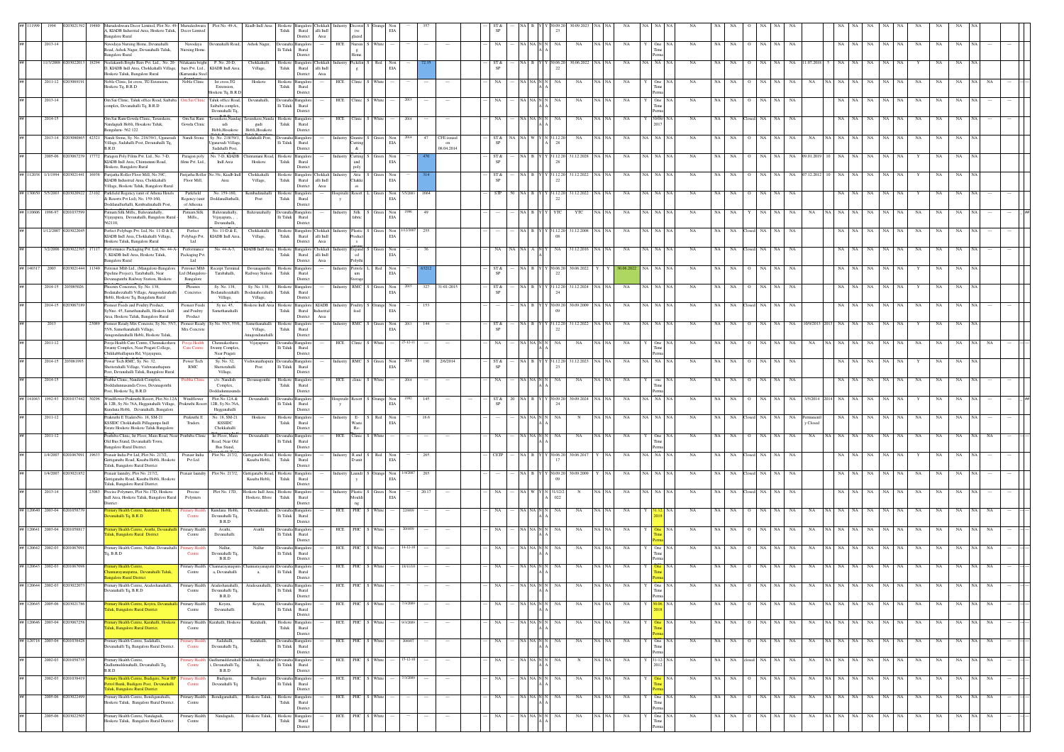| ## | Sl | Year | Code | ID | Name & Address | Occupier | Plot | Area | Taluk | District | Indl Area | Category | Product | Size | Colour | EIA | Date | Investment | | | | Consent | | | | | | | | | | | | | | | | | | | |
|---|---|---|---|---|---|---|---|---|---|---|---|---|---|---|---|---|---|---|---|---|---|---|---|---|---|---|---|---|---|---|---|---|---|---|---|---|---|---|---|
| ## | 111999 | 1994 | 0203021592 | 19480 | Muradeshwara Decor Limited, Plot No.49-A, KIADB Industrial Area, Hoskote Taluk, Bangalore Rural | Muradeshwara Decor Limited | Plot No. 49-A, | Kiadb Indl Area | Hoskote Taluk | Bangalore Rural District | Chokkahalli Indl Area | Industry | Decorative glazed | S | Orange | Non EIA | | 357 | --- | --- | ST & SP | NA | B | Y | Y | 30.09.2023 | 30.09.2023 | NA | NA | NA | NA | NA | NA | NA | NA | O | NA | NA | NA |
| ## | | 2013-14 | | | Navodaya Nursing Home, Devanahalli Road, Ashok Nagar, Devanhalli Taluk, Bangalore Rural | Navodaya Nursing Home | Devanahalli Road, | Ashok Nagar, | Devanahalli Taluk | Bangalore Rural District | | HCE | Nursing Home | S | White | --- | | --- | --- | --- | NA | NA | NA | N | N | NA | NA | NA | NA | NA | Y | One Time Perma | NA | NA | NA | O | NA | NA | NA |
| ## | | 11/1/2008 | 0203022013 | 18294 | Neelakanth Bright Bars Pvt. Ltd., No. 20-D, KIADB Indl Area, Chokkahalli Village, Hoskote Taluk, Bangalore Rural | Nilakanta bright bars Pvt. Ltd., (Karnataka Steel) | P. No. 20-D, KIADB Indl Area, | Chokkahalli Village, | Hoskote Taluk | Bangalore Rural District | Chokkahalli Indl Area | Industry | Pickling | S | Red | Non EIA | | 72.35 | --- | --- | ST & SP | NA | B | Y | Y | 30.06.2022 | 30.06.2022 | NA | NA | NA | NA | NA | NA | NA | NA | O | NA | NA | 11.07.2018 |
| ## | | 2011-12 | 0203009191 | | Noble Clinic, Ist cross,TG Extension, Hoskote Tq, B.R.D | Noble Clinic | Ist cross,TG Extension, Hoskote Tq, B.R.D | Hoskote | Hoskote Taluk | Bangalore Rural District | | HCE | Clinic | S | White | --- | | --- | --- | --- | NA | NA | NA | N | N | NA | NA | NA | NA | NA | Y | One Time Perma | NA | NA | NA | O | NA | NA | NA |
| ## | | 2013-14 | | | Om Sai Clinic, Taluk office Road, Saibaba complex, Devanahalli Tq, B.R.D | Om Sai Clinic | Taluk office Road, Saibaba complex, Devanahalli Tq, | Devanahalli, | Devanahalli Taluk | Bangalore Rural District | | HCE | Clinic | S | White | --- | 2013 | --- | --- | --- | NA | NA | NA | N | N | NA | NA | NA | NA | NA | Y | One Time Perma | NA | NA | NA | O | NA | NA | NA |
| ## | | 2014-15 | | | Om Sai Ram Gowda Clinic, Tavarekere, Nandagudi Hobli, Hosakote Taluk, Bangalore- 562 122 | Om Sai Ram Gowda Clinic | Tavarekere,Nandagudi Hobli,Hosakote | Tavarekere,Nandagudi Hobli,Hosakote | Hoskote Taluk | Bangalore Rural District | | HCE | Clinic | S | White | --- | 2014 | --- | --- | --- | NA | NA | NA | N | N | NA | NA | NA | NA | NA | Y | 30.06.2017 | NA | NA | NA | Closed | NA | NA | NA |
| ## | | 2013-14 | 0203080865 | 42321 | Nandi Stone, Sy. No. 218/39/1, Ugnavadi Village, Sadahalli Post, Devanahalli Tq, B.R.D | Nandi Stone | Sy. No. 218/39/1, Uganavadi Village, Sadahalli Post, | Sadahalli Post, | Devanahalli Taluk | Bangalore Rural District | | Industry | Granite Cutting & | S | Green | Non EIA | 2014 | 47 | CFE issued on 06.04.2014 | --- | ST & SP | NA | NA | W | Y | 31.12.2028 | NA | NA | NA | NA | NA | NA | NA | NA | NA | O | NA | NA | NA |
| ## | | 2005-06 | 0203067239 | 17772 | Paragon Poly Films Pvt. Ltd., No. 7-D, KIADB Indl Area, Chintamani Road, Hoskote, Bangalore Rural | Paragon poly films Pvt. Ltd., | No. 7-D, KIADB Indl Area | Chintamani Road, Hoskote | Hoskote Taluk | Bangalore Rural District | | Industry | Cutting and poly | S | Green | Non EIA | | 470 | --- | --- | ST & SP | NA | B | Y | Y | 31.12.2028 | 31.12.2028 | NA | NA | NA | NA | NA | NA | NA | NA | O | NA | NA | 09.01.2019 |
| ## | 112038 | 1/1/1994 | 0203021441 | 16938 | Parijatha Roller Flour Mill, No.39C, KIADB Industrial Area, Chokkahalli Village, Hoskote Taluk, Bangalore Rural | Parijatha Roller Floor Mill, | No.39c, Kiadb Indl Area | Chokkahalli Village, | Hoskote Taluk | Bangalore Rural District | Chokkahalli Indl Area | Industry | Atta Chakki | S | Green | Non EIA | | 314 | --- | --- | ST & SP | NA | B | Y | Y | 31.12.2022 | 31.12.2022 | NA | NA | NA | NA | NA | NA | NA | NA | O | NA | NA | 07.12.2012 |
| ## | 150650 | 5/5/2003 | 0203020922 | 23102 | Parkfield Regency (unit of Athena Hotels & Resorts Pvt Ltd), No. 159-160, Doddanallurhalli, Kembathnahalli Post, | Parkfield Regency (unit of Athena | No. 159-160, Doddanallurhalli, | Kembathnahalli Post | Hoskote Taluk | Bangalore Rural District | | Hospitality | Resort | L | Green | Non EIA | 5/5/2003 | 1664 | --- | --- | STP | 50 | NA | B | Y | 31.12.2022 | 31.12.2022 | NA | NA | NA | NA | NA | NA | NA | NA | O | NA | NA | NA |
| ## | 110606 | 1996-97 | 0201037599 | | Punam Silk Mills, Balavanahally, Vijayapura, Devanahalli, Bangalore Rural - 562110, | Punam Silk Mills, | Balavanahally, Vijayapura, , Devanahalli, | Balavanahally | Devanahalli Taluk | Bangalore Rural District | | Industry | Silk fabric | S | Green | Non EIA | 1996 | 49 | --- | --- | --- | NA | B | Y | Y | YTC | YTC | NA | NA | NA | NA | NA | NA | NA | Y | NA | NA | NA | NA |
| ## | | 1/12/2007 | 0203022045 | | Perfect Polybags Pvt. Ltd, No. 11-D & E, KIADB Indl Area, Chokkahalli Village, Hoskote Taluk, Bangalore Rural | Perfect Polybags Pvt. Ltd | No. 11-D & E, KIADB Indl Area, | Chokkahalli Village, | Hoskote Taluk | Bangalore Rural District | Chokkahalli Indl Area | Industry | Plastic Product | S | Green | Non EIA | 1/12/2007 | 255 | --- | --- | --- | NA | B | Y | Y | 31.12.2008 | 31.12.2008 | NA | NA | NA | NA | NA | NA | NA | NA | Closed | NA | NA | NA |
| ## | | 5/2/2006 | 0203022395 | 17117 | Performance Packaging Pvt. Ltd, No. 44-A-3, KIADB Indl Area, Hoskote Taluk, Bangalore Rural | Performance Packaging Pvt. Ltd | No. 44-A-3, | KIADB Indl Area, | Hoskote Taluk | Bangalore Rural District | Chokkahalli Indl Area | Industry | Expanded Polyst | S | Green | Non EIA | | 36 | --- | --- | NA | NA | NA | A | N | NA | 31.12.2016 | NA | NA | NA | NA | NA | NA | NA | NA | Closed | NA | NA | NA |
| ## | 140317 | 2003 | 0203021444 | 11340 | Petronet Mhb Ltd., (Mangalore-Bangalore Pipeline Project), Tarabahalli, Near Devanagunthi Railway Station, Hoskote | Petronet Mhb Ltd (Mangalore-Bangalore | Receipt Terminal Tarabahalli, | Devanagunthi Railway Station | Hoskote Taluk | Bangalore Rural District | | Industry | Petroleum Storage | L | Red | Non EIA | | 63212 | --- | --- | ST & SP | NA | B | Y | Y | 30.06.2022 | 30.06.2022 | Y | Y | 30.06.2022 | NA | NA | NA | NA | NA | O | NA | NA | NA |
| ## | | 2014-15 | 203085026 | | Phoenix Concretes, Sy. No. 138, Bodanahosahalli Village, Anugondanahalli Hobli, Hoskote Tq, Bangalore Rural | Phoenix Concretes | Sy. No. 138, Bodanahosahalli Village, | Sy. No. 138, Bodanahosahalli Village, | Hoskote Taluk | Bangalore Rural District | | Industry | RMC | S | Green | Non EIA | 2015 | 327 | 31-01-2015 | --- | ST & SP | NA | B | Y | Y | 31.12.2024 | 31.12.2024 | NA | NA | NA | NA | NA | NA | NA | NA | O | NA | NA | NA |
| ## | | 2014-15 | 0203067189 | | Pioneer Feeds and Poultry Product, SyNno. 45, Samethanahalli, Hoskote Indl Area, Hoskote Taluk, Bangalore Rural | Pioneer Feeds and Poultry Product | Sy.no. 45, Samethanahalli | Hoskote Indl Area | Hoskote Taluk | Bangalore Rural District | KIADB Industrial Area | Industry | Poultry feed | S | Orange | Non EIA | | 153 | --- | --- | --- | NA | B | Y | Y | 30.09.2009 | 30.09.2009 | NA | NA | NA | NA | NA | NA | NA | NA | Closed | NA | NA | NA |
| ## | | 2013 | | 23089 | Pioneer Ready Mix Concrete, Sy No. 55/3, 55/6, Samethanahalli Village, Anugondanahalli Hobli, Hoskote Taluk, | Pioneer Ready Mix Concrete | Sy No. 55/3, 55/6, | Samethanahalli Village, Anugondanahalli | Hoskote Taluk | Bangalore Rural District | | Industry | RMC | S | Green | Non EIA | 2013 | 144 | --- | --- | ST & SP | NA | B | Y | Y | 31.12.2022 | 31.12.2022 | NA | NA | NA | NA | NA | NA | NA | NA | O | NA | NA | 10/9/2013 |
| ## | | 2011-12 | | | Pooja Health Care Centre, Chennakeshava Swamy Complex, Near Pragati College, Chikkaballapura Rd, Vijayapura, | Pooja Health Care Centre | Chennakeshava Swamy Complex, Near Pragati | Vijayapura | Devanahalli Taluk | Bangalore Rural District | | HCE | Clinic | S | White | --- | 27-12-11 | --- | --- | --- | NA | NA | NA | N | N | NA | NA | NA | NA | NA | Y | One Time Perma | NA | NA | NA | O | NA | NA | NA |
| ## | | 2014-15 | 203081093 | | Power Tech RMC, Sy. No. 32, Shettarahalli Village, Vishwanathapura Post, Devanahalli Taluk, Bangalore Rural | Power Tech RMC | Sy. No. 32, Shettarahalli Village, | Vishwanathapura Post | Devanahalli Taluk | Bangalore Rural District | | Industry | RMC | S | Green | Non EIA | 2014 | 190 | 2/6/2014 | --- | ST & SP | NA | B | Y | Y | 31.12.2023 | 31.12.2023 | NA | NA | NA | NA | NA | NA | NA | NA | O | NA | NA | NA |
| ## | | 2014-15 | | | Prabha Clinic, Nandish Complex, Doddadunnasandra Cross, Devanagonthi Post, Hoskote Tq, B.R.D | Prabha Clinic | c/o. Nandish Complex, Doddadunnasandra | Devanagonthi | Hoskote Taluk | Bangalore Rural District | | HCE | clinic | S | White | --- | 2014 | --- | --- | --- | NA | NA | NA | N | N | NA | NA | NA | NA | NA | Y | one Time Perma | NA | NA | NA | O | NA | NA | NA |
| ## | 141043 | 1992-93 | 0201037442 | 30206 | Windflower Prakruthi Resort, Plot No.12A & 12B, Sy.No.76A, Hegganahalli Village, Kundana Hobli, Devanahalli, Bangalore | Windflower Prakruthi Resort | Plot No.12A & 12B, Sy.No.76A, Hegganahalli | Devanahalli | Devanahalli Taluk | Bangalore Rural District | | Hospitality | Resort | S | Orange | Non EIA | 1992 | 145 | --- | --- | ST & SP | 20 | NA | B | Y | 30.09.2024 | 30.09.2024 | NA | NA | NA | NA | NA | NA | NA | NA | O | NA | NA | 3/5/2014 |
| ## | | 2011-12 | | | Prakruthi E TradersNo. 18, SM-21 KSSIDC Chokkahalli Pillagumpe Indl Estate Hoskote Hoskote Taluk Bangalore | Prakruthi E Traders | No. 18, SM-21 KSSIDC Chokkahalli | Hoskote | Hoskote Taluk | Bangalore Rural District | | Industry | E-Waste Re- | S | Red | Non EIA | | 18.6 | --- | --- | --- | NA | NA | NA | N | NA | N | NA | NA | NA | NA | NA | NA | NA | NA | Closed | NA | NA | Permanently Closed |
| ## | | 2011-12 | | | Prathiba Clinic, Ist Floor, Main Road, Near Old Bus Stand, Devanahalli Town, Bangalore Rural District | Prathiba Clinic | Ist Floor, Main Road, Near Old Bus Stand, | Devanahalli | Devanahalli Taluk | Bangalore Rural District | | HCE | Clinic | S | White | --- | | --- | --- | --- | NA | NA | NA | N | N | NA | NA | NA | NA | NA | Y | One Time Perma | NA | NA | NA | O | NA | NA | NA |
| ## | | 1/4/2007 | 0201067091 | 19633 | Pranair India Pvt Ltd, Plot No. 217/2, Gattiganabe Road, Kasaba Hobli, Hoskote Taluk, Bangalore Rural District | Pranair India Pvt Ltd | Plot No. 217/2, | Gattiganabe Road, Kasaba Hobli, | Hoskote Taluk | Bangalore Rural District | | Industry | R and D unit | S | Red | Non EIA | | 265 | --- | --- | CETP | NA | B | Y | Y | 30.06.2017 | 30.06.2017 | Y | NA | NA | NA | NA | NA | NA | NA | Closed | NA | NA | NA |
| ## | | 1/4/2007 | 0203021852 | | Pranair laundry, Plot No. 217/2, Gattiganabe Road, Kasaba Hobli, Hoskote Taluk, Bangalore Rural District. | Pranair laundry | Plot No. 217/2, | Gattiganabe Road, Kasaba Hobli, | Hoskote Taluk | Bangalore Rural District | | Industry | Laundry | S | Orange | Non EIA | 1/4/2007 | 265 | --- | --- | --- | NA | B | Y | Y | 30.09.2009 | 30.09.2009 | Y | NA | NA | NA | NA | NA | NA | NA | Closed | NA | NA | NA |
| ## | | 2013-14 | | 23085 | Precise Polymers, Plot No 17D, Hoskote Indl Area, Hoskote Taluk, Bangalore Rural District | Precise Polymers | Plot No. 17D, | Hoskote Indl Area, Hoskote, Blore | Hoskote Taluk | Bangalore Rural District | | Industry | Plastic Moulding | S | Green | Non EIA | | 20.17 | --- | --- | NA | NA | W | Y | Y | 31/12/2022 | N | NA | NA | NA | NA | NA | NA | NA | NA | Closed | NA | NA | NA |
| ## | 120640 | 2003-04 | 0201058739 | | Primary Health Centre, Kundana Hobli, Devanahalli Tq, B.R.D | Primary Health Centre | Kundana Hobli, Devanahalli Tq, B.R.D | Devanahalli, | Devanahalli Taluk | Bangalore Rural District | | HCE | PHC | S | White | --- | 2/2009 | --- | --- | --- | NA | NA | NA | N | N | NA | NA | NA | NA | NA | Y | 31.12.2019 | NA | NA | NA | O | NA | NA | NA |
| ## | 120641 | 2003-04 | 0201058817 | | Primary Health Centre, Avathi, Devanahalli Taluk, Bangalore Rural District | Primary Health Centre | Avathi, Devanahalli | Avathi | Devanahalli Taluk | Bangalore Rural District | | HCE | PHC | S | White | --- | 2/2009 | --- | --- | --- | NA | NA | NA | N | N | NA | NA | NA | NA | NA | Y | One Time Perma | NA | NA | NA | O | NA | NA | NA |
| ## | 120642 | 2002-03 | 0201067091 | | Primary Health Centre, Nallur, Devanahalli Tq, B.R.D | Primary Health Centre | Nallur, Devanahalli Tq, B.R.D | Nallur | Devanahalli Taluk | Bangalore Rural District | | HCE | PHC | S | White | --- | 14-12-10 | --- | --- | --- | NA | NA | NA | N | N | NA | NA | NA | NA | NA | Y | One Time Perma | NA | NA | NA | O | NA | NA | NA |
| ## | 120643 | 2002-03 | 0201067098 | | Primary Health Centre, Channarayanapatna, Devanahalli Taluk, Bangalore Rural District | Primary Health Centre | Channarayanapatna, Devanahalli | Channarayanapatna, | Devanahalli Taluk | Bangalore Rural District | | HCE | PHC | S | White | --- | 18/11/10 | --- | --- | --- | NA | NA | NA | N | N | NA | NA | NA | NA | NA | Y | One Time Perma | NA | NA | NA | O | NA | NA | NA |
| ## | 120644 | 2002-03 | 0201022073 | | Primary Health Centre, Aradeshanahalli, Devanahalli Tq, B.R.D | Primary Health Centre | Aradeshanahalli, Devanahalli Tq, B.R.D | Aradeshanahalli, | Devanahalli Taluk | Bangalore Rural District | | HCE | PHC | S | White | --- | | --- | --- | --- | NA | NA | NA | N | N | NA | NA | NA | NA | NA | Y | One Time Perma | NA | NA | NA | O | NA | NA | NA |
| ## | 120645 | 2005-06 | 0201021786 | | Primary Health Centre, Koyira, Devanahalli Taluk, Bangalore Rural District | Primary Health Centre | Koyira, Devanahalli | Koyira, | Devanahalli Taluk | Bangalore Rural District | | HCE | PHC | S | White | --- | 7/3/2009 | --- | --- | --- | NA | NA | NA | N | N | NA | NA | NA | NA | NA | Y | 30.06.2018 | NA | NA | NA | O | NA | NA | NA |
| ## | 120646 | 2003-04 | 0201067258 | | Primary Health Centre, Karahalli, Hoskote Taluk, Bangalore Rural District | Primary Health Centre | Karahalli, Hoskote | Karahalli, | Hoskote Taluk | Bangalore Rural District | | HCE | PHC | S | White | --- | 9/3/2009 | --- | --- | --- | NA | NA | NA | N | N | NA | NA | NA | NA | NA | Y | One Time Perma | NA | NA | NA | O | NA | NA | NA |
| ## | 120718 | 2003-04 | 0201038428 | | Primary Health Centre, Sadahalli, Devanahalli Tq, Bangalore Rural District. | Primary Health Centre | Sadahalli, Devanahalli Tq, | Sadahalli, | Devanahalli Taluk | Bangalore Rural District | | HCE | PHC | S | White | --- | 2/2007 | --- | --- | --- | NA | NA | NA | N | N | NA | NA | NA | NA | NA | Y | One Time Perma | NA | NA | NA | O | NA | NA | NA |
| ## | | 2002-03 | 0201058735 | | Primary Health Centre, Gudlumuddenahalli, Devanahalli Tq, B.R.D | Primary Health Centre | Gudlumuddenahalli, Devanahalli Tq, B.R.D | Gudlumuddenahalli, | Devanahalli Taluk | Bangalore Rural District | | HCE | PHC | S | White | --- | 15-12-10 | --- | --- | --- | NA | NA | NA | N | N | N | N | NA | NA | NA | Y | 31-12-2012 | NA | NA | closed | NA | NA | NA | NA |
| ## | | 2002-03 | 0201038419 | | Primary Health Centre, Budigere, Near HP Petrol Bunk, Budigere Post, Devanahalli Taluk, Bangalore Rural District | Primary Health Centre | Budigere, Devanahalli Tq | Budigere | Devanahalli Taluk | Bangalore Rural District | | HCE | PHC | S | White | --- | 7/3/2009 | --- | --- | --- | NA | NA | NA | N | N | NA | NA | NA | NA | NA | Y | One Time Perma | NA | NA | NA | O | NA | NA | NA |
| ## | | 2005-06 | 0201022499 | | Primary Health Centre, Bendiganahalli, Hoskote Taluk, Bangalore Rural District | Primary Health Centre | Bendiganahalli, | Hoskote Taluk, | Hoskote Taluk | Bangalore Rural District | | HCE | PHC | S | White | --- | | --- | --- | --- | NA | NA | NA | N | N | NA | NA | NA | NA | NA | Y | One Time Perma | NA | NA | NA | O | NA | NA | NA |
| ## | | 2005-06 | 0201022505 | | Primary Health Centre, Nandagudi, Hoskote Taluk, Bangalore Rural District | Primary Health Centre | Nandagudi, | Hoskote Taluk, | Hoskote Taluk | Bangalore Rural District | | HCE | PHC | S | White | --- | | --- | --- | --- | NA | NA | NA | N | N | NA | NA | NA | NA | NA | Y | One Time Perma | NA | NA | NA | O | NA | NA | NA |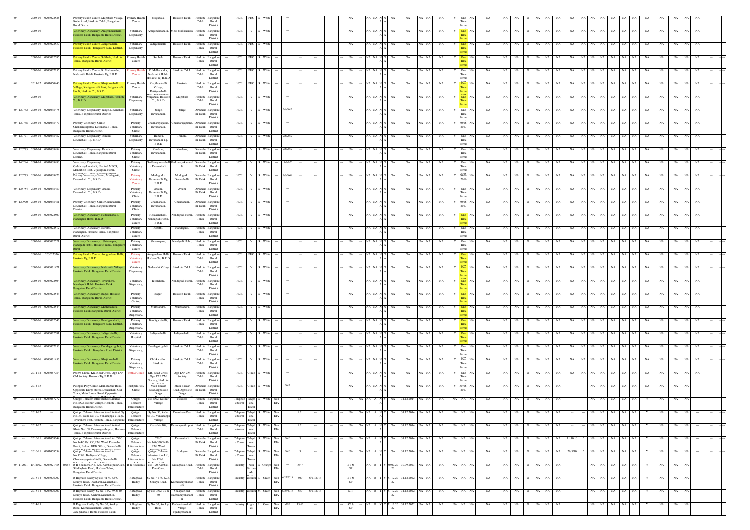| ## | ID | Year | File No. | Name & Address | Type | Location | Locality | Taluk | District | Category | Sub-type | Size | Colour | Date | Capital Inv. | Investment | Treatment | Status | Validity | Remarks |
|---|---|---|---|---|---|---|---|---|---|---|---|---|---|---|---|---|---|---|---|---|
| ## | | 2005-06 | 0203022526 | Primary Health Centre, Mugabala Village, Kolar Road, Hoskote Taluk, Bangalore Rural District. | Primary Health Centre | Mugabala, | Hoskote Taluk, | Hoskote Taluk | Bangalore Rural District | HCE | PHC | S | White | --- | --- | --- | NA | NA | One Time Perma | NA |
| ## | | 2005-06 | | Veterinary Dispensary, Anugondanahalli, Hoskote Taluk, Bangalore Rural District. | Veterinary Dispensary | Anugondanahalli, | Medi Mallasandra, | Hoskote Taluk | Bangalore Rural District | HCE | V | S | White | --- | --- | --- | NA | NA | One Time Perma | NA |
| ## | | 2005-06 | 0203022537 | Primary Health Centre, Jadigenahalli, Hoskote Taluk, Bangalore Rural District | Veterinary Dispensary | Jadigenahalli, | Hoskote Taluk, | Hoskote Taluk | Bangalore Rural District | HCE | PHC | S | White | --- | --- | --- | NA | NA | One Time Perma | NA |
| ## | | 2005-06 | 0203022585 | Primary Health Centre, Sulibele, Hoskote Taluk, Bangalore Rural District | Primary Health Centre | Sulibele | Hoskote Taluk, | Hoskote Taluk | Bangalore Rural District | HCE | PHC | S | White | --- | --- | --- | NA | NA | One Time Perma | NA |
| ## | | 2005-06 | 0203067255 | Primary Health Centre, K. Mallasandra, Nadavathi Hobli, Hoskote Tq, B.R.D | Primary Health Centre | K. Mallasandra, Nadavathi Hobli, Hoskote Tq, B.R.D | Hoskote Taluk | Hoskote Taluk | Bangalore Rural District | HCE | PHC | S | White | --- | --- | --- | NA | NA | One Time Perma | NA |
| ## | | 2011-12 | 0201050440 | Primary Health Centre, Khajihosahalli Village, Kattigenehalli Post, Jadigenahalli Hobli, Hoskote Tq, B.R.D | Primary Health Centre | Khajihosahalli Village, Kattigenahalli | Hoskote | Hoskote Taluk | Bangalore Rural District | HCE | PHC | S | White | --- | --- | --- | NA | NA | One Time Perma | NA |
| ## | | 2005-06 | | Veterinary Dispensary, Mugabala, Hoskote Tq, B.R.D | Veterinary Dispensary | Mugabala, Hoskote Tq, B.R.D | Mugabala. | Hoskote Taluk | Bangalore Rural District | HCE | V | S | White | --- | --- | --- | NA | NA | One Time Perma | NA |
| ## | 120762 | 2003-04 | 0201038478 | Veterinary Dispensary, Jalige, Devanahalli Taluk, Bangalore Rural District. | Veterinary Dispensary | Jalige, Devanahalli | Jalige | Devanahalli Taluk | Bangalore Rural District | HCE | V | S | White | 2/6/2012 | --- | --- | NA | NA | One Time Perma | NA |
| ## | 120768 | 2003-04 | 0201038479 | Primary Veterinary Clinic, Channarayapatna, Devanahalli Taluk, Bangalore Rural District. | Primary Veterinary Clinic | Channarayapatna, Devanahalli | Channarayapatna, | Devanahalli Taluk | Bangalore Rural District | HCE | V | S | White | --- | --- | --- | NA | NA | 30.06.2017 | NA |
| ## | 120771 | 2003-04 | 0201038482 | Veterinary Dispensary Thindlu, Devanahalli Tq, B.R.D | Veterinary Dispensary | Thindlu, Devanahalli Tq, B.R.D | Thindlu, | Devanahalli Taluk | Bangalore Rural District | HCE | V | S | White | 2/6/2012 | --- | --- | NA | NA | One Time Perma | NA |
| ## | 120773 | 2003-04 | 0201038484 | Veterinary Dispensary, Kundana, Devanahalli Taluk, Bangalore Rural District. | Primary Veterinary Clinic | Kundana, Devanahalli | Kundana, | Devanahalli Taluk | Bangalore Rural District | HCE | V | S | White | 2/6/2012 | --- | --- | NA | NA | One Time Perma | NA |
| ## | 140294 | 2004-05 | 0201038483 | Veterinary Dispensary, Gaddanayakanahalli, Behind MPCS, Mandibele Post, Vijayapura Hobli, | Primary Veterinary Clinic | Gaddanayakanahalli, Devanahalli. | Gaddanayakanahalli, | Devanahalli Taluk | Bangalore Rural District | HCE | V | S | White | 3/9/09 | --- | --- | NA | NA | One Time Perma | NA |
| ## | 120775 | 2005-06 | 0201038476 | Primary Veterinary Centre, Muduguriki, Devanahalli Tq, B.R.D | Primary Veterinary Center | Muduguriki, Devanahalli Tq, B.R.D | Muduguriki, Devanahalli. | Devanahalli Taluk | Bangalore Rural District | HCE | V | S | White | 3/3/2009 | --- | --- | NA | NA | 30.06.2018 | NA |
| ## | 128754 | 2003-04 | 0201038480 | Veterinary Dispensary, Avathi, Devanahalli Tq, B.R.D | Primary Veterinary Clinic | Avathi, Devanahalli Tq, B.R.D | Avathi | Devanahalli Taluk | Bangalore Rural District | HCE | V | S | White | --- | --- | --- | NA | NA | One Time Perma | NA |
| ## | 128970 | 2003-04 | 0201038481 | Primary Veterinary Clinic Channahalli, Devanahalli Taluk, Bangalore Rural District. | Primary Veterinary Clinic | Channahalli, Devanahalli. | Channahalli, | Devanahalli Taluk | Bangalore Rural District | HCE | V | S | White | --- | --- | --- | NA | NA | 30.06.2017 | NA |
| ## | | 2005-06 | 0201022500 | Veterinary Dispensary, Hedakanahalli, Nandagudi Hobli, B.R.D | Primary Veterinary Centre | Hedakanahalli, Nandagudi Hobli, B.R.D | Nandagudi Hobli, | Hoskote Taluk | Bangalore Rural District | HCE | V | S | White | --- | --- | --- | NA | NA | One Time Perma | NA |
| ## | | 2005-06 | 0201022512 | Veterinary Dispensary, Korathi, Nandagudi, Hoskote Taluk, Bangalore Rural District. | Primary Veterinary Centre | Korathi, | Nandagudi, | Hoskote Taluk | Bangalore Rural District | HCE | V | S | White | --- | --- | --- | NA | NA | One Time Perma | NA |
| ## | | 2005-06 | 0201022521 | Veterinary Dispensary, Shivanapura, Nandgudi Hobli, Hoskote Taluk, Bangalore Rural | Primary Veterinary Centre | Shivanapura, | Nandgudi Hobli, | Hoskote Taluk | Bangalore Rural District | HCE | V | S | White | --- | --- | --- | NA | NA | One Time Perma | NA |
| ## | | 2005-06 | 203022536 | Primary Health Centre, Anugondana Halli, Hoskote Tq, B.R.D | Primary Veterinary Centre | Anugondana Halli, Hoskote Tq, B.R.D | Hoskote Taluk, | Hoskote Taluk | Bangalore Rural District | HCE | PHC | S | White | --- | --- | --- | NA | NA | One Time Perma | NA |
| ## | | 2005-06 | 0203071471 | Veterinary Dispensary, Nadavathi Village, Hoskote Taluk, Bangalore Rural District. | Veterinary Dispensary | Nadavathi Village | Hoskote Taluk | Hoskote Taluk | Bangalore Rural District | HCE | V | S | White | --- | --- | --- | NA | NA | One Time Perma | NA |
| ## | | 2005-06 | 0203022504 | Veterinary Dispensary, Tavarekere, Nandagudi Hobli, Hoskote Taluk Bangalore Rural District | Veterinary Dispensary, | Tavarekere, | Nandagudi Hobli, | Hoskote Taluk | Bangalore Rural District | HCE | V | S | White | --- | --- | --- | NA | NA | One Time Perma | NA |
| ## | | 2005-06 | 0203022543 | Veterinary Dispensary, Bagur, Hoskote Taluk, Bangalore Rural District. | Primary Veterinary Centre, | Bagur, | Hoskote Taluk, | Hoskote Taluk | Bangalore Rural District | HCE | V | S | White | --- | --- | --- | NA | NA | One Time Perma | NA |
| ## | | 2005-06 | 0203022544 | Veterinary Dispensary, Muthsandra, Hoskote Taluk Bangalore Rural District. | Primary Veterinary Dispensary, | Muthsandra, | Muthsandra, | Hoskote Taluk | Bangalore Rural District | HCE | V | S | White | --- | --- | --- | NA | NA | One Time Perma | NA |
| ## | | 2005-06 | 0203022546 | Veterinary Dispensary, Bendiganahalli, Hoskote Taluk, Bangalore Rural District. | Primary Veterinary Dispensary, | Bendiganahalli, | Hoskote Taluk, | Hoskote Taluk | Bangalore Rural District | HCE | V | S | White | --- | --- | --- | NA | NA | One Time Perma | NA |
| ## | | 2005-06 | 0203022581 | Veterinary Dispensary, Jadigenahalli, Hoskote Taluk, Bangalore Rural District. | Veterinary Hospital | Jadigenahalli, | Jadigenahalli, | Hoskote Taluk | Bangalore Rural District | HCE | V | S | White | --- | --- | --- | NA | NA | One Time Perma | NA |
| ## | | 2005-06 | 0203067253 | Veterinary Dispensary, Doddagattigabbi, Hoskote Taluk, Bangalore Rural District. | Veterinary Dispensary, | Doddagattigabbi | Hoskote Taluk | Hoskote Taluk | Bangalore Rural District | HCE | V | S | White | --- | --- | --- | NA | NA | One Time Perma | NA |
| ## | | 2005-06 | 0203071456 | Veterinary Dispensary, Khajihosahalli, Hoskote Taluk, Bangalore Rural District. | Primary Veterinary Dispensary, | Chikkahallur, Hoskote | Hoskote Taluk | Hoskote Taluk | Bangalore Rural District | HCE | V | S | White | --- | --- | --- | NA | NA | One Time Perma | NA |
| ## | | 2011-12 | 0203067784 | Prithvi Clinic, KR. Road Cross, Opp TAP CM Society, Hoskote Tq, B.R.D | Prithvi Clinic | KR. Road Cross, Opp TAP CM Society, Hoskote | Opp TAP CM Society | Hoskote Taluk | Bangalore Rural District | HCE | Clinic | S | White | --- | --- | --- | NA | NA | One Time Perma | NA |
| ## | | 2014-15 | | Pushpak Poly Clinic, Main Bazaar Road, Opposite Durga stores, Devanahalli Old Town, Main Bazaar Road, Opposite | Pushpak Poly Clinic | Main Bazaar Road,Opposite Durga | Main Bazaar Road,Opposite Durga | Devanahalli Taluk | Bangalore Rural District | HCE | Clinic | S | White | 2015 | --- | --- | NA | NA | 30-06-2017 | NA |
| ## | --- | 2011-12 | 0203067272 | Quippo Telecom Infrastructure Limited, No. 85/2, Kothur Village, Hoskote Taluk, Bangalore Rural District. | Quippo Telecom Infrastructure | No. 85/2, Kothur Village | Hoskote | Hoskote Taluk | Bangalore Rural District | Telephone tower | Telephone tower | S | White | Non EIA | 1.31 | --- | NA | Y | 31.12.2014 | NA |
| ## | --- | 2011-12 | | Quippo Telecom Infrastructure Limited, Sy No. 33, katha No. 30, Venkatappa Village, Tavarekere Post, Hoskote Taluk, Bangalore | Quippo Telecom Infrastructure | Sy No. 33, katha no. 30, Venkatappa Village | Tavarekere Post | Hoskote Taluk | Bangalore Rural District | Telephone tower | Telephone tower | S | White | Non EIA | 1.31 | --- | NA | Y | 31.12.2014 | NA |
| ## | --- | 2011-12 | --- | Quippo Telecom Infrastructure Limited, Khata No.108, Devanagonthi post, Hoskote Taluk, Bangalore Rural District. | Quippo Telecom Infrastructure | Khata No.108, | Devanagonthi post | Hoskote Taluk | Bangalore Rural District | Telephone tower | Telephone tower | S | White | Non EIA | 1.31 | --- | NA | Y | 31.12.2014 | NA |
| ## | --- | 2010-11 | 0201058644 | Quippo Telecom Infrastructure Ltd, TMC No.144/550/1430,17th Ward, Dasaraha Beedi, Behind KEB Office, Devanahalli | Quippo Telecom Infrastructure | TMC No.144/550/1430, 17th Ward | Devanahalli | Devanahalli Taluk | Bangalore Rural District | Telephone Tower | Telephone tower | S | White | Non EIA | 2000 | 3 | NA | Y | 31.12.2014 | 11.10.10 |
| ## | --- | 2010-11 | 0201058534 | Quippo Telecom Infrastructure Ltd, No.129/1, Budigere Village, Channarayapatna Hobli, Devanahalli | Quippo Telecom Infrastructure | Quippo Telecom Infrastructure Ltd No.129/1, | Budigere | Devanahalli Taluk | Bangalore Rural District | Telephone Tower | Telephone tower | S | White | Non EIA | 2000 | 3 | NA | Y | 31.12.2014 | 28/5/10 |
| ## | 112071 | 1/4/2002 | 0203021465 40256 | R R Foundries No. 120, Kambalipura Gate, Sidlaghatta Road, Hoskote Taluk, Bangalore Rural District. | R R Foundries | No. 120 Kambali Pura Gate, | Sidlaghatta Road, | Hoskote Taluk | Bangalore Rural District | Industry | Non Ferrous Alu | S | Orange | Non EIA | 59.7 | --- | ST & SP | B Y Y | 30.09.2023 | NA |
| ## | | 2013-14 | 0203076707 | R Raghava Reddy Sy No. 41 /3, 42/3, Soukya Road, Kacharanayakanahalli, Hoskote Taluk, Bangalore Rural District. | R Raghava Reddy | Sy No. 41 /3, 42/3 Soukya Road, | Kacharanayakanahalli | Hoskote Taluk | Bangalore Rural District | Industry | Farm house | L | Green | Non EIA 6/27/2013 | 600 | 6/27/2013 | ST & SP | B Y Y | 31.12.2022 | NA |
| ## | | 2013-14 | 0203076709 | R Raghava Reddy, Sy No. 38/2, 39 & 40, Soukya Road, Kacharanayakanahalli, Hoskote Taluk, Bangalore Rural District. | R Raghava Reddy | Sy No. 38/2, 39 & 40 | Soukya Road, Kacharanayakanahalli | Hoskote Taluk | Bangalore Rural District | Industry | Farm house | L | Green | Non EIA 6/27/2013 | 850 | 6/27/2013 | STP | B Y Y | 31.12.2022 | NA |
| ## | | 2014-15 | | R Raghava Reddy, Sy No. 30, Soukya Road, Kacharanayakanahalli Village, Jadigenahalli Hobli, Hoskote Taluk, | R Raghava Reddy | Sy No. 30, Soukya Road | Kacharanayakanahalli Village, Hjadogenahalli | Hoskote Taluk | Bangalore Rural District | Industry | Logistics | L | Green | Non EIA 2003 | 15.62 | --- | ST & SP | B Y Y | 31.12.2022 | NA |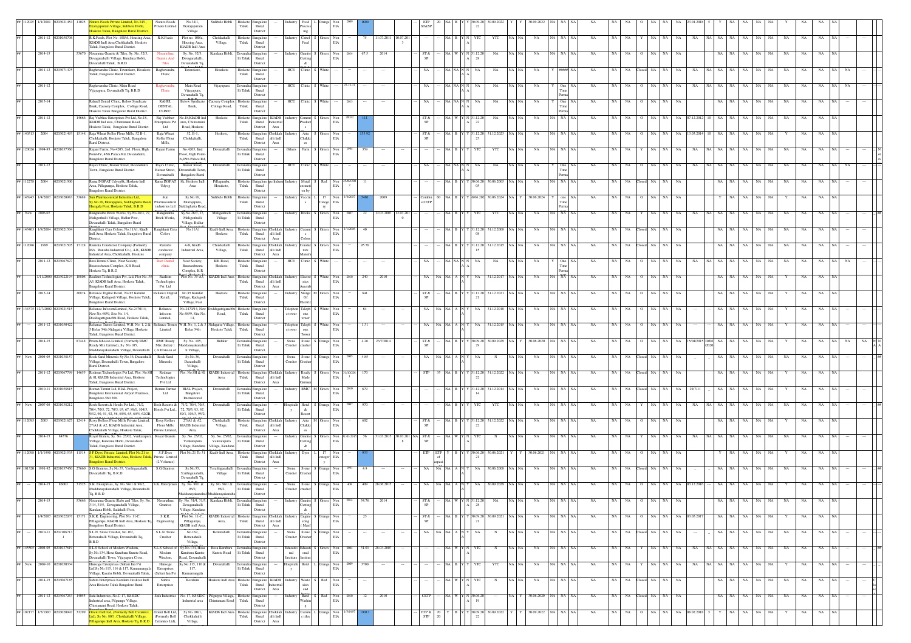| ## | 112025 | 1/1/2001 | 0203021454 | 11025 | Nature Foods Private Limited, No.34/1, Ekarajapuram Village, Sulibele Hobli, Hoskote Taluk, Bangalore Rural District. | Nature Foods Private Limited | No.34/1, Ekarajapuram Village | Sulibele Hobli | Hoskote Taluk | Bangalore Rural District | | Industry | Food Processing | L | Orange | Non EIA | 2000 | 1600 | | | ETP ST&SP | 20 | NA | B | Y | Y | 30.09.2022 | 30.09.2022 | Y | Y | 30.09.2022 | NA | NA | NA | NA | NA | O | NA | NA | NA | 23.01.2018 | 5 | Y | NA | NA | NA | NA | Y | NA | NA | NA | | |
|---|---|---|---|---|---|---|---|---|---|---|---|---|---|---|---|---|---|---|---|---|---|---|---|---|---|---|---|---|---|---|---|---|---|---|---|---|---|---|---|---|---|---|---|---|---|---|---|---|---|---|---|---|---|---|---|
| ## | | 2011-12 | 0201058706 | | R.K.Foods, Plot No. 100/A, Housing Area, KIADB Indl Area Chokkahalli, Hoskote Taluk, Bangalore Rural District. | R.K.Foods | Plot no. 100/a, Housing Area, KIADB Indl Area | Chokkahalli Village, | Hoskote Taluk | Bangalore Rural District | | Industry | Cattel Feed | S | Green | Non EIA | | 75 | 11.07.2011 | 10.07.2013 | --- | --- | NA | B | Y | N | YTC | YTC | NA | NA | NA | NA | NA | NA | NA | NA | Y | NA | NA | NA | NA | NA | NA | NA | NA | NA | NA | NA | NA | --- | | |
| ## | | 2014-15 | | 53670 | Navarathna Granite & Tiles, Sy. No. 52/3, Devaganahalli Village, Kundana Hobli, Devanahalli Taluk, B.R.D | Navarathna Granite And Tiles | Sy. No. 52/3, Devaganahalli, Devanahalli Tq | Kundana Hobli | Devanahalli Taluk | Bangalore Rural District | | Industry | Granite Cutting & | S | Green | Non EIA | 2014 | 67.5 | 2014 | | ST & SP | --- | NA | W | Y | N | 31.12.2028 | NA | NA | NA | NA | NA | NA | NA | NA | NA | O | NA | NA | NA | | | | | | | | | | | | |
| ## | | 2011-12 | 0203071475 | | Raghavendra Clinic, Tavarekere, Hoskote Taluk, Bangalore Rural District. | Raghavendra Clinic | Tavarekere, | Hoskote | Hoskote Taluk | Bangalore Rural District | | HCE | Clinic | S | White | --- | --- | --- | --- | --- | NA | --- | NA | NA | N | N | NA | NA | NA | NA | NA | Y | ##### | NA | NA | NA | Closed | NA | NA | NA | NA | NA | NA | NA | NA | NA | NA | NA | NA | NA | | |
| ## | | 2011-12 | | | Raghavendra Clinic, Main Road Vijayapura, Devanahalli Tq, B.R.D | Raghavendra Clinic | Main Road Vijayapura, Devanahalli Tq, | Vijayapura | Devanahalli Taluk | Bangalore Rural District | | HCE | Clinic | S | White | --- | 27-12-11 | --- | --- | --- | NA | --- | NA | NA | N | N | NA | NA | NA | NA | NA | Y | One Time Permit | NA | NA | NA | O | NA | NA | NA | NA | NA | NA | NA | NA | NA | NA | NA | NA | NA | | |
| ## | | 2013-14 | | | Rahul Dental Clinic, Below Syndicate Bank, Cauvery Complex, College Road, Hoskote Taluk Bangalore Rural District. | RAHUL DENTAL CLINIC | Below Syndicate Bank, | Cauvery Complex College Road, | Hoskote Taluk | Bangalore Rural District | | HCE | Clinic | S | White | --- | 2013 | | | | NA | --- | NA | NA | N | N | NA | NA | NA | NA | NA | Y | One Time Permit | NA | NA | NA | | | | | | | NA | NA | NA | NA | NA | NA | NA | NA | | |
| ## | | 2011-12 | | 14666 | Raj Vaibhav Enterprises Pvt Ltd, No.18, KIADB Ind area, Chintamani Road, Hoskote Taluk, Bangalore Rural District. | Raj Vaibhav Enterprises Pvt Ltd | No.18,KIADB Ind area, Chintamani Road, Hoskote | Hoskote | Hoskote Taluk | Bangalore Rural District | KIADB Industrial Area | industry | Cement Product s | S | Green | Non EIA | 28012 | 111 | | | ST & SP | --- | NA | W | Y | Y | 31.12.2022 | NA | NA | NA | NA | NA | NA | NA | NA | NA | O | NA | NA | NA | 07.12.2012 | 10 | NA | NA | NA | NA | NA | NA | NA | NA | | |
| ## | 140513 | 2004 | 0203021493 | 15148 | Raja Wheat Roller Flour Mills, 52 B-1, Chokkahalli, Hoskote Taluk, Bangalore Rural District. | Raja Wheat Roller Flour Mills, | 52, B-1, Chokkahalli, | Hoskote, | Hoskote Taluk | Bangalore Rural District | Chokkahalli Indl Area | Industry | Atta Chakki es | S | Green | Non EIA | | 353.92 | | | ST & SP | --- | NA | B | Y | Y | 31.12.2023 | 31.12.2023 | NA | NA | NA | NA | NA | NA | NA | NA | O | NA | NA | NA | 15.05.2014 | 10 | NA | NA | NA | NA | Y | NA | NA | NA | | |
| ## | 120026 | 1994-95 | 0201037360 | | Rajani Farms, No.4205, 2nd Floor, High Point-IV, 45th Palace Rd, Devanahalli, Bangalore Rural District. | Rajani Farms | No.4205, IInd Floor, High Point-Iv,45th Palace Rd, | Devanahalli | Devanahalli Taluk | Bangalore Rural District | | Others | Farm | S | Green | Non EIA | 1994 | 359 | --- | --- | --- | --- | NA | B | Y | Y | YTC | YTC | NA | NA | NA | NA | NA | NA | NA | NA | Y | NA | NA | NA | NA | NA | NA | NA | NA | NA | NA | NA | NA | --- | | N |
| ## | | 2011-12 | | | Rajus Clinic, Bazaar Street, Devanahalli Town, Bangalore Rural District. | Rajus Clinic, Bazaar Street, Devanahalli | Bazaar Street, Devanahalli Town, Bangalore Rural | Devanahalli | Devanahalli Taluk | Bangalore Rural District | | HCE | Clinic | S | White | --- | | | | | NA | --- | NA | NA | N | N | NA | NA | NA | NA | NA | Y | One Time Permit | NA | NA | NA | O | NA | NA | NA | NA | NA | NA | NA | NA | NA | NA | NA | NA | NA | | |
| ## | 112276 | 2004 | 0203021500 | | Rama INSPAT Udyog9k, Hoskote Indl Area, Pillagumpa, Hoskote Taluk, Bangalore Rural District. | Rama INSPAT Udyog | 9k, Hoskote Indl Area | Pillagumpa, Hoskote, | Hoskote Taluk | Bangalore Rural District | Bangalore Industrial | Industry | Metal Extraction by | S | Red | Non EIA | 15/06/2004 | 11 | | | | --- | NA | B | Y | Y | 30.06.2005 | 30.06.2005 | NA | NA | NA | NA | NA | NA | NA | NA | Closed | NA | NA | NA | | | NA | NA | NA | NA | NA | NA | NA | NA | | |
| ## | 143945 | 1/4/2007 | 0203020983 | 33688 | Sun Pharmaceutical Industries Ltd, Sy.No.16, Ekarajapura, Siddhaghatta Road, Hasigala Post, Hoskote Taluk, B.R.D | Sun Pharmaceutical industries Ltd | Sy.No.16, Ekarajapura, Siddhaghatta Road, | Sulibele Hobli | Hoskote Taluk | Bangalore Rural District | | Industry | Vaccine s | L | 17 Category | Non EIA | 1/4/2007 | 5401 | 2009 | | Combined ETP | 60 | NA | B | Y | Y | 30.06.2024 | 30.06.2024 | NA | Y | 30.06.2024 | Y | one Time Permit | NA | NA | NA | O | NA | NA | NA | | | Y | NA | NA | NA | NA | NA | NA | NA | | |
| ## | New | 2006-07 | | | Ranganatha Brick Works, Sy.No.26/3, 27, Maliganhalli Village, Budhar Post, Devanahalli Taluk, Bangalore Rural | Ranganatha Brick Works, | Sy.No.26/3, 27, Maliganhalli Village, Bidhur | Maliganhalli Village | Devanahalli Taluk | Bangalore Rural District | | Industry | Bricks | S | Green | Non EIA | 2007 | 22 | 13.03.2007 | 12.03.2010 | --- | --- | NA | B | Y | Y | YTC | YTC | NA | NA | NA | NA | NA | NA | NA | NA | Y | NA | NA | NA | NA | NA | NA | NA | NA | NA | NA | NA | NA | --- | | ## |
| ## | 143403 | 1/8/2004 | 0203021504 | | Ranghkrit Cera Colors, No.11A1, Kiadb Indl Area, Hoskote Taluk, Bangalore Rural District. | Ranghkrit Cera Colors | No.11A1 | Kiadb Indl Area, Hoskote | Hoskote Taluk | Bangalore Rural District | Chokkahalli Indl Area | Industry | Ceramic Colors | S | Green | Non EIA | 1/1/2006 | 40 | | | | --- | NA | B | Y | Y | 31.12.2008 | 31.12.2008 | NA | NA | NA | NA | NA | NA | NA | NA | Closed | NA | NA | NA | | | | | | | | | | | | |
| ## | 112066 | 1999 | 0203021505 | 17128 | Ranisha Conductor Company (Formerly M/s. Ranisha Industrial Co.), 4-B, KIADB Industrial Area, Chokkahalli, Hoskote | Ranisha conductor company | 4-B, Kiadb Industrial Area, | Chokkahalli Village, | Hoskote Taluk | Bangalore Rural District | Chokkahalli Indl Area | Industry | Conductors Manufacturing | S | Green | Non EIA | | 95.76 | | | | --- | NA | B | Y | Y | 31.12.2015 | 31.12.2015 | NA | NA | NA | NA | NA | NA | NA | NA | Closed | NA | NA | NA | | | | | | | | | | | | |
| ## | | 2011-12 | 0203067827 | | Ravi Dental Clinic, Near Society, Basaveshwara Complex, K R Road, Hoskote Tq, B.R.D | Ravi Dental clinic | Near Society, Basaveshwara Complex, K R | KR Road, Hoskote | Hoskote Taluk | Bangalore Rural District | | HCE | Clinic | S | White | --- | | | | | NA | --- | NA | NA | N | N | NA | NA | NA | NA | NA | Y | One Time Permit | NA | NA | NA | O | NA | NA | NA | NA | NA | NA | NA | NA | NA | NA | NA | NA | NA | | |
| ## | | 1/11/2000 | 0203022194 | 18808 | Realism Technologies Pvt. Ltd, Plot No. 35 A3, KIADB Indl Area, Hoskote Taluk, Bangalore Rural District. | Realism Technologies Pvt. Ltd | Plot No. 35-A3, | KIADB Indl Area | Hoskote Taluk | Bangalore Rural District | Chokkahalli Indl Area | Industry | Electronics Assembly | S | White | Non EIA | 2000 | 240 | 2010 | | --- | --- | NA | A | N | Y | NA | 31.12.2017 | NA | NA | NA | NA | NA | NA | NA | NA | O | NA | NA | NA | NA | NA | NA | NA | NA | NA | Y | NA | NA | NA | | |
| ## | | 2013-14 | | 20874 | Reliance Digital Retail, No 85 Karalur Village, Kadugodi Village, Hoskote Taluk, Bangalore Rural District. | Reliance Digital Retail, | No 85 Karalur Village, Kadugodi Village, Post | Hoskote | Hoskote Taluk | Bangalore Rural District | | Industry | Storage Of Electric | M | Green | Non EIA | | 841 | | | ST & SP | --- | NA | B | Y | Y | 31.12.2021 | 31.12.2021 | NA | NA | NA | NA | NA | NA | NA | NA | O | NA | NA | NA | NA | NA | NA | NA | NA | NA | Y | NA | NA | NA | | |
| ## | 134375 | 12/7/2002 | 0203021515 | | Reliance Infocom Limited, No.2470/14, New No.4059, Site No. 14, Doddagattiganabbi Road, Hoskote Taluk, | Reliance Infocom Limited, | No.2470/14, New No.4059, Site No. 14, | Doddagattiganabbi Road, | Hoskote Taluk | Bangalore Rural District | | Telephone tower | Telephone tower | S | White | Non EIA | | 64 | | | NA | NA | NA | A | N | Y | NA | 31.12.2018 | NA | NA | NA | NA | NA | NA | NA | NA | O | NA | NA | NA | NA | NA | NA | NA | NA | NA | Y | NA | NA | NA | | |
| ## | | 2011-12 | 0201050422 | | Reliance Tremos Limited, W.H. No. 1, 2 & 3 Kelur 54th Nidagatta Village, Hoskote Taluk, Bangalore Rural District. | Reliance Tremos Limited | W.H.No. 1, 2 & 3 Kelur 54th | Nidagatta Village, Hoskote Taluk, | Hoskote Taluk | Bangalore Rural District | | Telephone tower | Telephone Tower | S | White | Non EIA | | 1.31 | | | NA | NA | NA | A | N | Y | NA | 31.12.2015 | NA | NA | NA | NA | NA | NA | NA | NA | O | NA | NA | NA | NA | NA | NA | NA | NA | NA | Y | NA | NA | NA | | |
| ## | | 2014-15 | | 87448 | Prism Johnson Limited, (Formerly RMC Ready Mix Limited), Sy. No.105, Muddanayakanahalli Village, Devanahalli | RMC Ready Mix (India) (A Division of | Sy. No. 105, Muddanayakanahalli Village, | Bidalur | Devanahalli Taluk | Bangalore Rural District | | Stone Crusher | Stone Crusher | S | Orange | Non EIA | | 4.26 | 23/7/2014 | | ST & SP | --- | NA | B | Y | Y | 30.09.2029 | 30.09.2029 | NA | Y | 30.06.2020 | NA | NA | NA | NA | NA | O | NA | NA | NA | 15/04/2015 | 10/06/2020 | NA | NA | NA | NA | Y | NA | NA | NA | NA | N |
| ## | New | 2004-05 | 0201036157 | | Rock Sand Minerals Sy.No.36, Dasarahalli Village, Devanahalli Town, Bangalore Rural District. | Rock Sand Minerals, | Sy.No.36, Dasarahalli Village, | Devanahalli | Devanahalli Taluk | Bangalore Rural District | | Stone Crusher | Stone Crusher | S | Orange | Non EIA | 2005 | 4.65 | --- | --- | NA | NA | NA | A | N | Y | NA | N | NA | NA | NA | NA | NA | NA | NA | NA | Closed | NA | NA | NA | _ | _ | NA | NA | NA | NA | NA | NA | NA | --- | | ## |
| ## | | 2011-12 | 0203067799 | 14655 | Rodman Technologies Pvt Ltd, Plot No.8H & 8I, KIADB Industrial Area, Hoskote Taluk, Bangalore Rural District. | Rodman Technologies Pvt Ltd | Plot No.8H & 8I, | KIADB Industrial Area, | Hoskote Taluk | Bangalore Rural District | Chokkahalli Indl Area | Industry | Ready Made Garment | S | Green | Non EIA | 31/10/2011 | 170 | | | STP | 35 | NA | B | Y | Y | 31.12.2022 | 31.12.2022 | NA | NA | NA | NA | NA | NA | NA | NA | Closed | NA | NA | NA | NA | NA | NA | NA | NA | NA | Y | NA | NA | NA | | |
| ## | | 2010-11 | 0201056615 | | Roman Tarmat Ltd, BIAL Project, Bangalore International Airport Premises, Bangalore-560 300. | Roman Tarmat Ltd | BIAL Project, Bangalore International | Devanahalli | Devanahalli Taluk | Bangalore Rural District | | Industry | RMC | M | Green | Non EIA | 2000 | 679 | --- | --- | --- | --- | NA | B | Y | Y | 31.12.2014 | 31.12.2014 | NA | NA | NA | NA | NA | NA | NA | NA | Closed | NA | NA | NA | 29/7/11 | | NA | NA | NA | NA | Y | NA | NA | NA | | |
| ## | New | 2007-08 | 0201038212 | | Rosh Resorts & Hotels Pvt Ltd., 71/2, 70/4, 70/5, 72, 70/3, 93, 67, 89/1, 104/3, 95/2, 90, 91, 92, 56, 68/8, 65, 69/4, 62/2B, | Rosh Resorts & Hotels Pvt Ltd., | 71/2, 70/4, 70/5, 72, 70/3, 93, 67, 89/1, 104/3, 95/2, | Devanahalli | Devanahalli Taluk | Bangalore Rural District | | Hospitality | Hotel & Resort | S | Orange | Non EIA | 2007 | 970 | --- | --- | --- | --- | NA | B | Y | Y | YTC | YTC | NA | NA | NA | NA | NA | NA | NA | NA | Y | NA | NA | NA | NA | NA | NA | NA | NA | NA | NA | NA | NA | --- | | ## |
| ## | 112095 | 2003 | 0203021627 | 12414 | Roxy Rollers Flour Mills Private Limited, 27/A1 & A2, KIADB Industrial Area, Chokkahalli Village, Hoskote Taluk, | Roxy Rollers Flour Mills Private Limited, | 27/A1 & A2, KIADB Industrial Area, | Chokkahalli Village, | Hoskote Taluk | Bangalore Rural District | Chokkahalli Indl Area | Industry | Atta Chakki es | M | Green | Non EIA | | 602 | | | ST & SP | --- | NA | B | Y | Y | 31.12.2022 | 31.12.2022 | NA | NA | NA | NA | NA | NA | NA | NA | O | NA | NA | NA | NA | NA | NA | NA | NA | NA | Y | NA | NA | NA | | |
| ## | | 2014-15 | 54576 | | Royal Granite, Sy. No. 25/02, Venkatapura Village, Kundana Hobli, Devanahalli Taluk, Bangalore Rural District. | Royal Granite | Sy. No. 25/02, Venkatapura Village, Kundana | Sy. No. 25/02, Venkatapura Village, Kundana | Devanahalli Taluk | Bangalore Rural District | | Industry | Granite Cutting & | S | Green | Non EIA | 31.03.2015 | 56 | 31.03.2015 | 30.03.2018 | NA | ST & SP | --- | NA | W | Y | N | YTC | N | NA | NA | NA | NA | NA | NA | NA | NA | NA | NA | NA | NA | NA | NA | NA | NA | NA | NA | NA | NA | NA | --- | | |
| ## | 112096 | 1/1/1990 | 0203021535 | 11514 | S.F.Dyes Private Limited, Plot No.21 to 31, KIADB Industrial Area, Hoskote Taluk, Bangalore Rural District. | S.F.Dyes Private Limited (2 Volumes) | Plot No.21 To 31 | Kiadb Indl Area, | Hoskote Taluk | Bangalore Rural District | Chokkahalli Indl Area | Industry | Dyes | L | 17 Category | Non EIA | | 935 | | | ETP | ETP of capaci | Y | B | Y | Y | 30.06.2021 | 30.06.2021 | Y | Y | 30.06.2021 | NA | NA | NA | NA | NA | O | NA | NA | NA | | | Y | NA | NA | NA | NA | NA | NA | NA | | |
| ## | 101320 | 1991-92 | 0201037450 | 27660 | S.G.Granites, Sy.No.55, Yarthiganahalli, Devanahalli Tq, B.R.D | S.G.Granites | Sy.No.55, Yarthiganahalli, Devanahalli Tq, | Yarathiganahalli Village | Devanahalli Taluk | Bangalore Rural District | | Stone Crusher | Stone Crusher | S | Orange | Non EIA | 1991 | 4.9 | --- | --- | NA | NA | NA | A | N | Y | NA | 30.06.2008 | NA | NA | NA | NA | NA | NA | NA | NA | Closed | NA | NA | NA | _ | _ | NA | NA | NA | NA | NA | NA | NA | --- | | ## |
| ## | --- | 2014-15 | 86005 | 31525 | S.K. Enterprises, Sy. No. 96/1 & 96/2, Muddanayakanahalli Village, Devanahalli Tq, B.R.D | S.K. Enterprises | Sy. No. 96/1 & 96/2, Muddanayakanahalli | Sy. No. 96/1 & 96/2, Muddanayakanahalli | Devanahalli Taluk | Bangalore Rural District | | Stone Crusher | Stone Crusher | S | Orange | Non EIA | 408 | 409 | 26.06.2015 | --- | NA | NA | NA | A | N | Y | NA | 30.09.2029 | NA | NA | NA | NA | NA | NA | NA | NA | O | NA | NA | NA | 03.12.2016 | --- | NA | NA | NA | NA | Y | NA | NA | NA | | |
| ## | | 2014-15 | | 53666 | Navarathna Granite Slabs and Tiles, Sy. No. 31/4, 31/5, Devaganahalli Village, Kundana Hobli, Sadahalli Post, | Navarathna Granites | Sy. No. 31/4, 31/5, Devaganahalli Village, Kundana | Kundana Hobli, | Devanahalli Taluk | Bangalore Rural District | | Industry | Granite Cutting & | S | Green | Non EIA | 2014 | 54.76 | 2014 | | ST & SP | --- | NA | W | Y | N | 31.12.2028 | NA | NA | NA | NA | NA | NA | NA | NA | NA | O | NA | NA | NA | | | | | | | | | | | | |
| ## | | 1/4/2007 | 0203022037 | 15171 | S.K.R. Engineering, Plot No. 11-C, Pillagumpe, KIADB Indl Area, Hoskote Tq, Bangalore Rural District. | S.K.R. Engineering | Plot No. 11-C, Pillagumpe, KIADB indl Area, | KIADB Industrial Area, | Hoskote Taluk | Bangalore Rural District | Chokkahalli Indl Area | Industry | Engineering (Manf | S | Green | Non EIA | | 25 | | | ST & SP | --- | NA | B | Y | Y | 30.09.2021 | 30.09.2021 | NA | NA | NA | NA | NA | NA | NA | NA | O | NA | NA | NA | 03.05.2017 | | NA | NA | NA | NA | Y | NA | NA | NA | | |
| ## | --- | 2010-11 | 0202106713 1 | | S.L.N. Stone Crusher, No.162, Bettenahalli Village, Devanahalli Tq, B.R.D | S.L.N. Stone Crusher | No.162, Bettenahalli Village, | Bettenahalli | Devanahalli Taluk | Bangalore Rural District | | Stone Crusher | Stone Crusher | S | Orange | Non EIA | | | --- | --- | NA | NA | NA | A | N | Y | NA | N | NA | NA | NA | NA | NA | NA | NA | NA | Closed | NA | NA | NA | _ | _ | NA | NA | NA | NA | NA | NA | NA | --- | | |
| ## | 145505 | 2004-05 | 0201037619 | | S.L.S School of Modern Wisdom, Sy.No.134, Hosa Kurubara Kunte Road, Devanahalli Town, Vijayapura Cross, | S.L.S School of Modern Wisdom, | Sy.No.134, Hosa Kurubara Kunte Road, Devanahalli | Hosa Kurubara Kuntte Road | Devanahalli Taluk | Bangalore Rural District | | Educational Institute | Educational Institute | S | Green | Non EIA | 2004 | 31.01 | 28.03.2005 | --- | --- | --- | NA | NA | NA | NA | NA | NA | NA | NA | NA | NA | NA | NA | NA | NA | NA | NA | NA | NA | NA | NA | NA | NA | NA | NA | NA | NA | NA | --- | | ## |
| ## | New | 2009-10 | 0201050334 | | Hanosgo Enterprises (Sahan Inn Pvt Ltd)Sy.No.115, 116 & 117, Kannamangala Village, Kasaba Hobli, Devanahalli Taluk, | Hanosgo Enterprises (Sahan Inn Pvt | Sy.No.115, 116 & 117, Kannamangala | Devanahalli | Devanahalli Taluk | Bangalore Rural District | | Hospitality | Hotel | L | Orange | Non EIA | 2009 | 3700 | --- | --- | --- | --- | NA | B | Y | Y | YTC | YTC | NA | NA | NA | NA | NA | NA | NA | NA | Y | NA | NA | NA | NA | NA | NA | NA | NA | NA | NA | NA | NA | --- | | |
| ## | | 2014-15 | 0203067185 | | Sabita Enterprises Koralura Hoskote Indl Area Hoskote Taluk Bangalore Rural | Sabita Enterprises | Koralura | Hoskote Indl Area | Hoskote Taluk | Bangalore Rural District | KIADB Industrial Area | Industry | Waste skin and | S | Red | Non EIA | --- | --- | | | --- | --- | NA | W | Y | N | YTC | N | NA | NA | NA | NA | NA | NA | NA | NA | Closed | NA | NA | NA | | | | | | | | | | | | S |
| ## | | 2011-12 | 0203067263 | 14055 | Safa Industries, No.C-17, KSSIDC Industrial area, Pilgumpe Village, Chintamani Road, Hoskote Taluk, | Safa Industries | No. 17, KSSIDC Industrial area | Pilgumpe Village, Chintamani Road | Hoskote Taluk | Bangalore Rural District | | Industry | Barrel Washing | S | Red | Non EIA | 2010 | 12 | 2010 | | CETP | --- | NA | W | Y | N | 30.06.2019 | --- | NA | Y | 30.06.2020 | NA | NA | NA | NA | NA | Closed | NA | NA | NA | NA | NA | NA | NA | NA | NA | NA | NA | NA | --- | | |
| ## | 102177 | 1/3/1997 | 0203020947 | 33299 | Orient Bell Ltd, (Formerly Bell Ceramics Ltd), Sy.No. 80/1, Chokkahalli Village, Pillagumpe Indl Area, Hoskote Tq, B.R.D | Orient Bell Ltd, (Formerly Bell Ceramics Ltd), | Sy.No. 80/1, Chokkahalli Village, | KIADB Indl Area | Hoskote Taluk | Bangalore Rural District | Chokkahalli Indl Area | Industry | Ceramic tiles | L | Orange | Non EIA | 1/3/1997 | 19013 | | | ETP & STP | 70 20 | Y | B | Y | Y | 30.09.2022 | 30.09.2022 | Y | Y | 30.09.2022 | NA | NA | NA | NA | NA | O | NA | NA | NA | 08.02.2018 | 5 | Y | NA | NA | NA | Y | NA | NA | NA | | |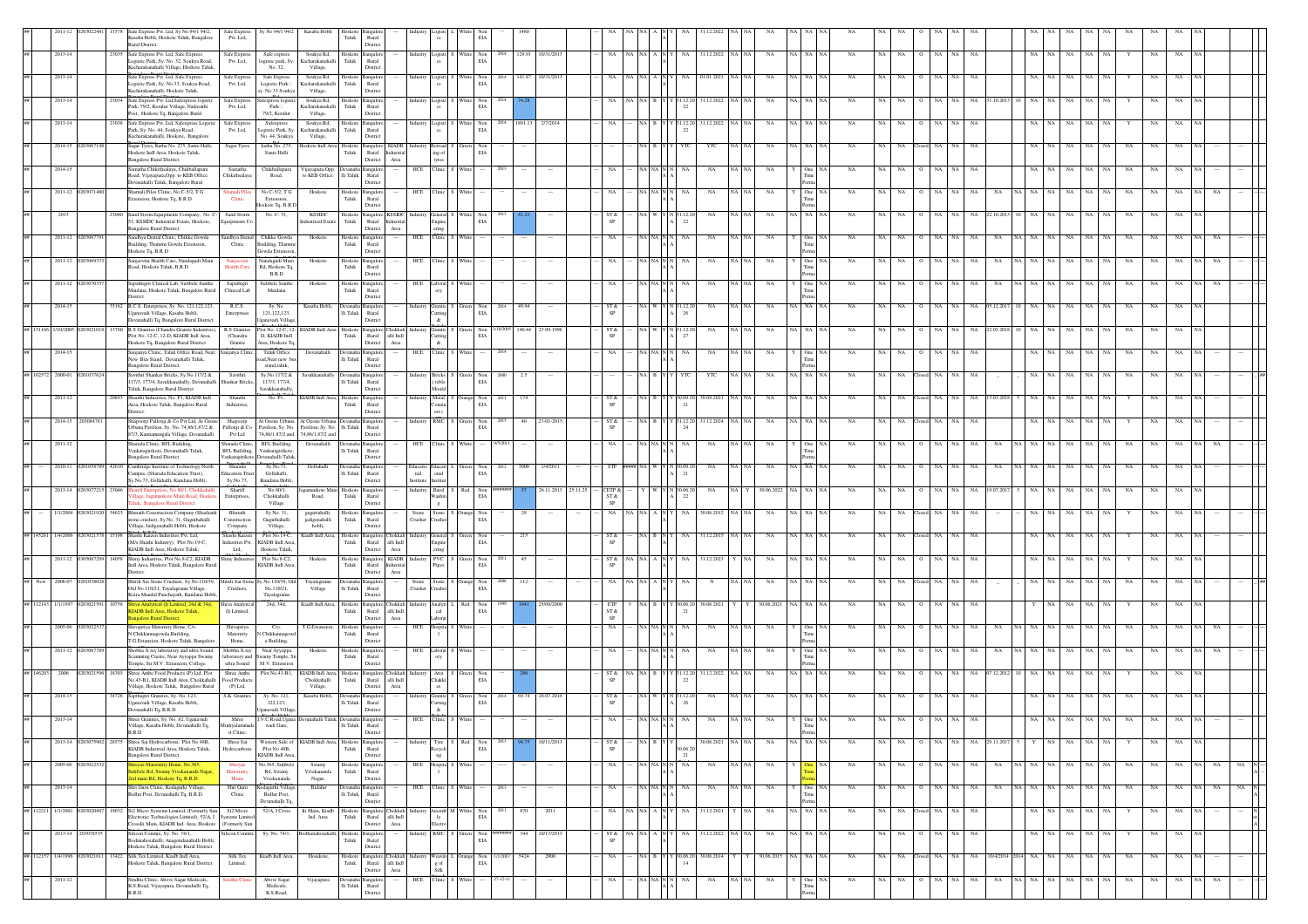| Sl | ID | Year | UIN | No. | Name & Address | Occupier | Location | Hobli | Taluk | District | Industrial Area | Category | Activity | Size | Colour | EIA | Date of Estb. | Investment | Consent Valid Upto | Status | HWM Valid Upto |
|---|---|---|---|---|---|---|---|---|---|---|---|---|---|---|---|---|---|---|---|---|---|
| ## | | 2011-12 | 0203022481 | 11578 | Safe Express Pvt. Ltd, Sy No 94/1,94/2, Kasaba Hobli, Hoskote Taluk, Bangalore Rural District. | Safe Express Pvt. Ltd. | Sy No 94/1,94/2 | Kasaba Hobli | Hoskote Taluk | Bangalore Rural District | --- | Industry | Logistics | L | White | Non EIA | --- | 1480 | 31.12.2022 | O | |
| ## | | 2013-14 | | 23035 | Safe Express Pvt. Ltd, Safe Express Logistic Park, Sy. No. 32, Soukya Road, Kacharakanahalli Village, Hoskote Taluk, | Safe Express Pvt. Ltd. | Safe express logistic park, Sy. No. 32, | Soukya Rd, Kacharakanahalli Village, | Hoskote Taluk | Bangalore Rural District | | Industry | Logistics | S | White | Non EIA | 2004 | 129.91 | 31.12.2022 | O | |
| ## | | 2013-14 | | | Safe Express Pvt. Ltd, Safe Express Logistic Park, Sy. No.33, Soukya Road, Kacharakanahalli, Hoskote Taluk, | Safe Express Pvt. Ltd. | Safe Express Logistic Park, sy. No 33 Soukya | Soukya Rd, Kacharakanahalli Village, | Hoskote Taluk | Bangalore Rural District | | Industry | Logistics | S | White | Non EIA | 2004 | 141.67 | 01.01.2023 | O | |
| ## | | 2013-14 | | 23034 | Safe Express Pvt. Ltd, Safexpress logistic Park, 79/2, Koralur Village, Nadavathi Post, Hoskote Tq, Bangalore Rural | Safe Express Pvt. Ltd. | Safexpress logistic Park, 79/2, Koralur | Soukya Rd, Kacharakanahalli Village, | Hoskote Taluk | Bangalore Rural District | | Industry | Logistics | S | White | Non EIA | 2004 | 74.28 | 31.12.2022 | O | 31.10.2023 |
| ## | | 2013-14 | | 23038 | Safe Express Pvt. Ltd, Safexpress Logistic Park, Sy. No. 44, Soukya Road, Kacharakanahalli, Hoskote, Bangalore | Safe Express Pvt. Ltd. | Safexpress Logistic Park, Sy. No. 44, Soukya | Soukya Rd, Kacharakanahalli Village, | Hoskote Taluk | Bangalore Rural District | | Industry | Logistics | S | White | Non EIA | 2004 | 1891.13 | 31.12.2022 | O | |
| ## | | 2014-15 | 0203067148 | | Sagar Tyres, Katha No. 275, Sante Halli, Hoskote Indl Area, Hoskote Taluk, Bangalore Rural District. | Sagar Tyres | Katha No. 275, Sante Halli | Hoskote Indl Area | Hoskote Taluk | Bangalore Rural District | KIADB Industrial Area | Industry | Retreading of tyres | S | Green | Non EIA | | | YTC | Closed | |
| ## | | 2014-15 | | | Samatha Chikitsalaya, Chikballapura Road, Vijayapura,Opp. to KEB Office, Devanahalli Taluk, Bangalore Rural | Samatha Chikitsalaya | Chikballapura Road, | Vijayapura,Opp. to KEB Office, | Devanahalli Taluk | Bangalore Rural District | | HCE | Clinic | S | White | | 2013 | | One Time Perma | O | |
| ## | | 2011-12 | 0203071460 | | Shamali Piles Clinic, No.C-5/2, T.G Extension, Hoskote Tq, B.R.D | Shamali Piles Clinic | No.C-5/2, T.G Extension, Hoskote Tq, B.R.D | Hoskote | Hoskote Taluk | Bangalore Rural District | | HCE | Clinic | S | White | | --- | --- | One Time Perma | O | |
| ## | | 2013 | | 23040 | Sand Storm Equipments Company, No. C-51, KSSIDC Industrial Estate, Hoskote, Bangalore Rural District. | Sand Storm Equipments Co. | No. C- 51, | KSSIDC Industrial Estate | Hoskote Taluk | Bangalore Rural District | KSSIDC Industrial Area | Industry | General Engineering | S | White | Non EIA | 2013 | 41.21 | 31.12.2022 | O | 22.10.2013 |
| ## | | 2011-12 | 0203067791 | | Sandhya Dental Clinic, Chikke Gowda Building, Thamme Gowda Extension, Hoskote Tq, B.R.D | Sandhya Dental Clinic | Chikke Gowda Building, Thamme Gowda Extension, | Hoskote | Hoskote Taluk | Bangalore Rural District | | HCE | Clinic | S | White | | --- | --- | One Time Perma | O | |
| ## | | 2011-12 | 0203069333 | | Sanjeevini Health Care, Nandagudi Main Road, Hoskote Taluk, B.R.D | Sanjeevini Health Care | Nandagudi Main Rd, Hoskote Tq, B.R.D | Hoskote | Hoskote Taluk | Bangalore Rural District | | HCE | Clinic | S | White | | --- | --- | One Time Perma | O | |
| ## | | 2011-12 | 0203070357 | | Sapathagiri Clinical Lab, Sulibele Santhe Maidana, Hoskote Taluk, Bangalore Rural District. | Sapathagiri Clinical Lab | Sulibele Santhe Maidana | Hoskote | Hoskote Taluk | Bangalore Rural District | | HCE | Laboratory | S | White | | --- | --- | One Time Perma | O | |
| ## | | 2014-15 | | 35162 | R.C.S. Enterprises, Sy. No. 121,122,123, Ugnavadi Village, Kasaba Hobli, Devanahalli Tq, Bangalore Rural District. | R.C.S. Enterprises | Sy. No. 121,122,123, Uganavadi Village, | Kasaba Hobli, | Devanahalli Taluk | Bangalore Rural District | | Industry | Granite Cutting & | S | Green | Non EIA | 2014 | 49.94 | 31.12.2026 | O | 05.12.2017 |
| ## | 151166 | 1/10/2005 | 0203021018 | 13760 | R.S Granites (Chandra Granite Industries), Plot No. 12-C, 12-D, KIADB Indl Area, Hoskote Tq, Bangalore Rural District. | R.S Granites (Chandra Granite | Plot No. 12-C, 12-D, KIADB Indl Area, Hoskote Tq, | KIADB Indl Area | Hoskote Taluk | Bangalore Rural District | Chokkahalli Indl Area | Industry | Granite Cutting & | S | Green | Non EIA | 1/10/2005 | 140.44 | 31.12.2027 | O | 22.03.2018 |
| ## | | 2014-15 | | | Sanjeeva Clinic, Taluk Office Road, Near New Bus Stand, Devanahalli Taluk, Bangalore Rural District. | Sanjeeva Clinic | Taluk Office road,Near new bus stand,taluk, | Devanahalli | Devanahalli Taluk | Bangalore Rural District | | HCE | Clinic | S | White | | 2014 | | One Time Perma | O | |
| ## | 102572 | 2000-01 | 0201037624 | | Savithri Shankar Bricks, Sy.No.117/2 & 117/3, 177/4, Savakkanahally, Devanahalli Taluk, Bangalore Rural District. | Savithri Shankar Bricks, | Sy.No.117/2 & 117/3, 177/4, Savakkanahally, | Savakkanahally | Devanahalli Taluk | Bangalore Rural District | | Industry | Bricks (table Mould) | S | Green | Non EIA | 2000 | 2.5 | YTC | Closed | |
| ## | | 2011-12 | | 20893 | Shanthi Industries, No. P1, KIADB Indl Area, Hoskote Taluk, Bangalore Rural District. | Shanthi Industries, | No. P1, | KIADB Indl Area, | Hoskote Taluk | Bangalore Rural District | | Industry | Metal Containers | S | Orange | Non EIA | 2011 | 174 | 30.09.2023 | Closed | 13.03.2019 |
| ## | | 2014-15 | 203084781 | | Shapoorji Pallonji & Co Pvt Ltd, At Ozone Urbana Pavilion, Sy. No. 74,86/1,87/2 & 87/3, Kannamangala Village, Devanahalli | Shapoorji Pallonji & Co Pvt Ltd | At Ozone Urbana Pavilion, Sy. No. 74,86/1,87/2 and | At Ozone Urbana Pavilion, Sy. No. 74,86/1,87/2 and | Devanahalli Taluk | Bangalore Rural District | | Industry | RMC | S | Green | Non EIA | 2015 | 40 | 31.12.2024 | Closed | |
| ## | | 2011-12 | | | Sharada Clinic, BPL Building, Venkatagirikote, Devanahalli Taluk, Bangalore Rural District. | Sharada Clinic, BPL Building, Venkatagirikote | BPL Building, Venkatagirikote, Devanahalli Taluk, | Devanahalli | Devanahalli Taluk | Bangalore Rural District | | HCE | Clinic | S | White | | 9/5/2011 | --- | One Time Perma | O | |
| ## | | 2010-11 | 0201056789 | 42610 | Cambridge Institute of Technology North Campus, (Sharada Education Trust), Sy.No.73, Gollahalli, Kundana Hobli, | Sharada Education Trust | Sy.No.73, Gollahalli, | Gollahalli, Kundana Hobli, | Devanahalli Taluk | Bangalore Rural District | | Education Institute | Educational Institute | L | Green | Non EIA | 2012 | 3000 | 30.09.2021 | O | |
| ## | | 2013-14 | 0203077215 | 23046 | Shariff Enterprises, No 80/1, Chokkahalli Village, Jagannakote Main Road, Hoskote Taluk, Bangalore Rural District. | Shariff Enterprises, | No 80/1, Chokkahalli Village | Jagannakote Main Road, | Hoskote Taluk | Bangalore Rural District | | Industry | Barrel Washing | S | Red | Non EIA | ######## | 57 | 26.11.2013 / 25.11.2015 / 30.06.2022 | O | 19.07.2017 |
| ## | --- | 1/1/2004 | 0203021920 | 34623 | Bharath Construction Company (Shashank stone crusher), Sy No. 31, Gugurhahalli Village, Jadigenahalli Hobli, Hoskote | Bharath Construction Company | Sy No. 31, Gugurhahalli Village, | gugurahalli, jadigenahalli hobli, | Hoskote Taluk | Bangalore Rural District | | Stone Crusher | Stone Crusher | S | Orange | Non EIA | | 29 | 30.06.2012 | Closed | --- |
| ## | 145261 | 1/4/2006 | 0203021578 | 15198 | Shashi Kaushi Industries Pvt. Ltd, (M/s.Shashi Industry), Plot No.19-C, KIADB Indl Area, Hoskote Taluk, | Shashi Kaushi Industries Pvt. Ltd, | Plot No.19-C, KIADB Indl Area, Hoskote Taluk, | Kiadb Indl Area, | Hoskote Taluk | Bangalore Rural District | Chokkahalli Indl Area | Industry | General Engineering | S | Green | Non EIA | | 215 | 31.12.2015 | Closed | |
| ## | | 2011-12 | 0303067239 | 14058 | Shiny Industries, Plot No. 8-C2, KIADB Indl Area, Hoskote Taluk, Bangalore Rural District. | Shiny Industries | Plot No.8-C2, KIADB Indl Area, | Hoskote | Hoskote Taluk | Bangalore Rural District | KIADB Industrial Area | Industry | PVC Pipes | S | Green | Non EIA | 2011 | 45 | 31.12.2023 | O | |
| ## | New | 2006-07 | 0201038028 | | Shirdi Sai Stone Crushers, Sy.No.110/39, Old No.110/21, Tayalagrama Village, Koira Mandal Panchayath, Kundana Hobli, | Shirdi Sai Stone Crushers, | Sy.No.110/39, No.110/21, Tayalagrama | Tayalagrama Village | Devanahalli Taluk | Bangalore Rural District | | Stone Crusher | Stone Crusher | S | Orange | Non EIA | 2006 | 112 | N | Closed | |
| ## | 112143 | 1/1/1997 | 0203021591 | 10758 | Shiva Analytical (I) Limited, 24d & 34d, KIADB Indl Area, Hoskote Taluk, Bangalore Rural District. | Shiva Analytical (I) Limited, | 24d, 34d, | Kiadb Indl Area, | Hoskote Taluk | Bangalore Rural District | Chokkahalli Indl Area | Industry | Analytical Laboratory | L | Red | Non EIA | 1999 | 1941 | 25/08/2000 / 30.06.2021 / 30.06.2021 | O | |
| ## | | 2005-06 | 0203022537 | | Shivapriya Maternity Home, C/o. N.Chikkanagowda Building, T.G.Extension, Hoskote Taluk, Bangalore | Shivapriya Maternity Home, | C/o. N.Chikkanagowda Building, | T.G.Extension, | Hoskote Taluk | Bangalore Rural District | | HCE | Hospital | S | White | | --- | --- | NA | O | |
| ## | | 2011-12 | 0203067789 | | Shobha X-ray laboratory and ultra Sound Scanning Centre, Near Ayyappa Swamy Temple, Sir M.V. Extension, College | Shobha X-ray laboratory and ultra Sound | Near Ayyappa Swamy Temple, Sir M.V. Extension | Hoskote | Hoskote Taluk | Bangalore Rural District | | HCE | Laboratory | S | White | | --- | --- | One Time Perma | O | |
| ## | 146203 | 2006 | 0203021596 | 16303 | Shree Anthe Food Products (P) Ltd, Plot No.43-B1, KIADB Indl Area, Chokkahalli Village, Hoskote Taluk, Bangalore Rural | Shree Anthe Food Products (P) Ltd, | Plot No.43-B1, | KIADB Indl Area, Chokkahalli Village, | Hoskote Taluk | Bangalore Rural District | Chokkahalli Indl Area | Industry | Atta Chakki | S | Green | Non EIA | | 286 | 31.12.2022 | O | 07.12.2012 |
| ## | | 2014-15 | | 34726 | Sapthagiri Granites, Sy. No. 123, Uganavadi Village, Kasaba Hobli, Devanahalli Tq, B.R.D | S.K. Granites | Sy. No. 121, 122,123, Uganavadi Village, | Kasaba Hobli, | Devanahalli Taluk | Bangalore Rural District | | Industry | Granite Cutting & | S | Green | Non EIA | 2014 | 69.74 | 31.12.2026 | O | |
| ## | | 2013-14 | | | Shree Gramus, Sy. No. 82, Ujjanavadi Village, Kasaba Hobli, Devanahalli Tq, B.R.D | Shree Muthyalammadevi Clinic | I.V.C.Road,Ugana wadi Gate, | Devanahalli Taluk, | Devanahalli Taluk | Bangalore Rural District | | HCE | Clinic | S | White | | --- | --- | One Time Perma | O | |
| ## | | 2013-14 | 0203075902 | 28577 | Shree Sai Hydrocarbons, Plot No 48B, KIADB Industrial Area, Hoskote Taluk, Bangalore Rural District. | Shree Sai Hydrocarbons | Western Side of Plot No 48B, KIADB Indl Area, | KIADB Indl Area, | Hoskote Taluk | Bangalore Rural District | | Industry | Tyre Recycling | S | Red | Non EIA | 2013 | 94.75 | 10/11/2013 / 30.06.2021 / 30.06.2021 | Closed | 29.11.2017 |
| ## | | 2005-06 | 0203022532 | | Shreyas Maternity Home, No.365, Sulibele Rd, Swamy Vivekananda Nagar, 2nd main Rd, Hoskote Tq, B.R.D | Shreyas Maternity Home | No.365, Sulibele Rd, Swamy Vivekananda Nagar, | Swamy Vivekananda Nagar, | Hoskote Taluk | Bangalore Rural District | | HCE | Hospital | S | White | | --- | --- | One Time Perma | O | |
| ## | | 2013-14 | | | Shri Guru Clinic, Kodaguria Village, Bidlur Post, Devanahalli Tq, B.R.D. | Shri Guru Clinic | Kodaguria Village, Bidlur Post, Devanahalli Tq, | Bidalur | Devanahalli Taluk | Bangalore Rural District | | HCE | Clinic | S | White | | 2013 | --- | One Time Perma | O | |
| ## | 112211 | 1/1/2001 | 0203020067 | 19632 | Si2 Micro Systems Limited, (Formerly Sun Systems Limited) Electronic Technologies Limited), 52/A, 1 Crossh Main, KIADB Ind. Area, Hoskote | Si2 Micro Systems Limited (Formerly Sun Systems Limited) | 52/A, I Cross | Ist Main, Kiadb Ind. Area | Hoskote Taluk | Bangalore Rural District | Chokkahalli Indl Area | Industry | Assembly of Electronics | M | White | Non EIA | 2011 | 870 | 2011 / 31.12.2021 | Closed | |
| ## | | 2013-14 | 203078535 | | Silicon Commu, Sy. No. 74/1, Bodhanahosahalli, Anagondanahalli Hobli, Hoskote Taluk, Bangalore Rural District. | Silicon Commu, | Sy. No. 74/1, | Bodhanahosahalli, | Hoskote Taluk | Bangalore Rural District | | Industry | RMC | S | Green | Non EIA | ######## | 344 | 10/17/2013 / 31.12.2022 | O | |
| ## | 112157 | 1/4/1996 | 0203021611 | 13422 | Silk Tex Limited, Kiadb Indl Area, Hoskote Taluk, Bangalore Rural District. | Silk Tex Limited, | Kiadb Indl Area, | Hoskote, | Hoskote Taluk | Bangalore Rural District | Chokkahalli Indl Area | Industry | Weaving of Silk | L | Orange | Non EIA | 1/1/2007 | 5424 | 2006 / 30.06.2014 / 30.06.2015 | Closed | 10/4/2014 2014 |
| ## | | 2011-12 | | | Sindhu Clinic, Above Sagar Medicals, K.S.Road, Vijayapura, Devanahalli Tq, B.R.D. | Sindhu Clinic | Above Sagar Medicals, K.S.Road, | Vijayapura | Devanahalli Taluk | Bangalore Rural District | | HCE | Clinic | S | White | | 27-12-11 | --- | One Time Perma | O | |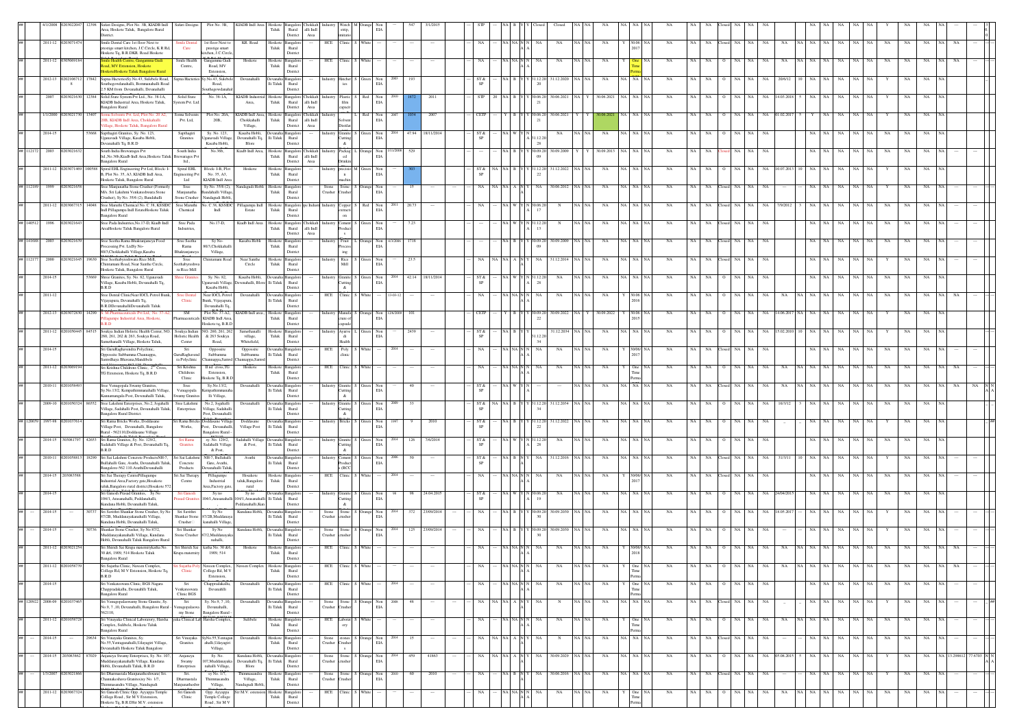| ## | 4/1/2008 | 0203022047 | 12398 | Safari Designs, Plot No. 3B, KIADB Indl Area, Hoskote Taluk, Bangalore Rural District. | Safari Designs | Plot No. 3B, | KIADB Indl Area | Hoskote Taluk | Bangalore Rural District | Chokkahalli Indl Area | Industry | Watch strap, | M | Orange | Non EIA | --- | 547 | 3/1/2015 | | STP | --- | NA | B | Y | Y | Closed | Closed | NA | NA | NA | NA | NA | NA | NA | NA | NA | Closed | NA | NA | NA | | NA | NA | NA | NA | NA | Y | NA | NA | NA | --- |
|---|---|---|---|---|---|---|---|---|---|---|---|---|---|---|---|---|---|---|---|---|---|---|---|---|---|---|---|---|---|---|---|---|---|---|---|---|---|---|---|---|---|---|---|---|---|---|---|---|---|---|---|---|
| ## | 2011-12 | 0203071474 | | Smile Dental Care 1st floor Next to prestige smart kitchen, J C Circle, K R Rd, Hoskote Tq, B.R.DRB Road Hoskote | Smile Dental Care | 1st floor Next to prestige smart kitchen, J C Circle, | KR. Road | Hoskote Taluk | Bangalore Rural District | | HCE | Clinic | S | White | --- | --- | --- | --- | | NA | --- | NA | NA | N | N | NA | NA | NA | NA | NA | Y | 30.06.2017 | NA | NA | NA | NA | Closed | NA | NA | NA | | NA | NA | NA | NA | NA | NA | NA | NA | NA | --- |
| ## | 2011-12 | 0303069184 | | Smile Health Centre, Ganganma Gudi Road, MV Extension, Hoskote HoskoteHoskote Taluk Bangalore Rural | Smile Health Centre, | Ganganma Gudi Road, MV Extension, | Hoskote | Hoskote Taluk | Bangalore Rural District | | HCE | Clinic | S | White | --- | --- | --- | --- | | NA | --- | NA | NA | N | N | NA | NA | NA | NA | NA | Y | One Time Perma | NA | NA | NA | O | NA | NA | NA | NA | NA | NA | NA | NA | NA | NA | NA | NA | NA | --- |
| ## | 2012-13 | 0202106712 8 | 17842 | Sapna Hacteries Sy.No.43, Sulebele Road, Southegowdanahalli, Bommanahalli Road 2.5 KM from Devanahalli, Devanahalli | Sapna Hacteries | Sy.No.43, Sulebele Road, Southegowdanahal | Devanahalli | Devanahalli Taluk | Bangalore Rural District | --- | Industry | Hatcheries | S | Green | Non EIA | 2003 | 193 | | | ST & SP | --- | NA | B | Y | Y | 31.12.20 20 | 31.12.2020 | NA | NA | NA | NA | NA | NA | NA | NA | NA | O | NA | NA | NA | 20/6/12 | 10 | NA | NA | NA | Y | NA | NA | NA | --- |
| ## | 2007 | 0203021630 | 12384 | Solid State System Pvt Ltd., No. 38-1A, KIADB Industrial Area, Hoskote Taluk, Bangalore Rural | Solid State System Pvt Ltd | No. 38-1A, | KIADB Industrial Area, | Hoskote Taluk | Bangalore Rural District | Chokkahalli Indl Area | Industry | Plastic film capacit | S | Red | Non EIA | 2010 | 1872 | 2011 | | STP | 20 | NA | B | Y | Y | 30.06.20 21 | 30.06.2021 | NA | NA | 30.06.2021 | NA | NA | NA | NA | NA | NA | O | NA | NA | NA | 14.03.2018 | 5 | NA | NA | NA | Y | NA | NA | NA | --- |
| ## | 1/1/2000 | 0203021730 | 13407 | Soma Solvents Pvt. Ltd, Plot No. 20-A2, 20B, KIADB Indl Area, Chokkahalli Village, Hoskote Taluk, Bangalore Rural | Soma Solvents Pvt. Ltd, | Plot No. 20A, 20B, | KIADB Indl Area, Chokkahalli Village, | Hoskote Taluk | Bangalore Rural District | Chokkahalli Indl Area | Industry | Solvent Distillat | L | Red | Non EIA | 2000 | 1034 | 2007 | | CETP | | Y | B | Y | Y | 30.06.20 21 | 30.06.2021 | Y | Y | 30.06.2021 | NA | NA | NA | NA | NA | NA | O | NA | NA | NA | 01.02.2017 | 5 | Y | NA | NA | NA | NA | NA | NA | --- |
| ## | 2014-15 | | 53668 | Sapthagiri Granites, Sy. No. 123, Uganavadi Village, Kasaba Hobli, Devanahalli Tq, B.R.D | Sapthagiri Granites | Sy. No. 123, Uganavadi Village, Kasaba Hobli, | Kasaba Hobli, Devanahalli Tq, Blore | Devanahalli Taluk | Bangalore Rural District | --- | Industry | Granite Cutting & | S | Green | Non EIA | 2014 | 47.94 | 18/11/2014 | | ST & SP | --- | NA | W | Y | N | 31.12.20 28 | NA | NA | NA | NA | NA | NA | NA | NA | NA | NA | NA | NA | NA | NA | | NA | NA | NA | NA | NA | NA | NA | NA | NA | --- |
| ## 112172 | 2003 | 0203021632 | | South India Brewanges Pvt ltd.,No.36b,Kiadb Indl Area,Hoskote Taluk Bangalore Rural | South India Brewanges Pvt ltd., | No.36b, | Kiadb Indl Area, | Hoskote Taluk | Bangalore Rural District | Chokkahalli Indl Area | Industry | Packaged Drinkin | L | Orange | Non EIA | 1/11/2008 | 529 | | | --- | --- | NA | B | Y | Y | 30.09.20 09 | 30.09.2009 | Y | Y | 30.09.2013 | NA | NA | NA | NA | NA | NA | Closed | NA | NA | NA | | NA | NA | NA | NA | NA | NA | NA | NA | NA | --- |
| ## | 2011-12 | 0203071469 | 100588 | Spiral EHL Engineering Pvt Ltd, Block-1-B, Plot No. 35, A3, KIADB Indl Area, Hoskote Taluk, Bangalore Rural | Spiral EHL Engineering Pvt Ltd | Block-1-B, Plot No. 35, A3, KIADB Indl Area | Hoskote | Hoskote Taluk | Bangalore Rural District | | Industry | precision machin | M | Orange | Non EIA | | 503 | | | ST & SP | NA | NA | B | Y | Y | 31.12.20 22 | 31.12.2022 | NA | NA | NA | NA | NA | NA | NA | NA | NA | O | NA | NA | NA | 10.07.2013 | 10 | NA | NA | NA | NA | NA | NA | NA | --- |
| ## 112189 | 1999 | 0203021658 | | Sree Manjunatha Stone Crusher (Formerly M/s. Sri Lakshmi Venkateshwara Stone Crusher), Sy.No. 35/6 (2), Bandahalli | Sree Manjunatha Stone Crusher | Sy.No. 35/6 (2), Bondahalli Village, Nandagudi Hobli, | Nandagudi Hobli | Hoskote Taluk | Bangalore Rural District | | Stone Crusher | Stone Crusher | S | Orange | Non EIA | | 15 | --- | | NA | NA | NA | A | N | Y | NA | 30.06.2012 | NA | NA | NA | NA | NA | NA | NA | NA | NA | Closed | NA | NA | NA | --- | NA | NA | NA | NA | Y | NA | NA | NA | --- |
| ## | 2011-12 | 0203067315 | 14048 | Sree Maruthi Chemical No. C 38, KSSIDC Indl Pillagumpa Indl EstateHoskote Taluk Bangalore Rural | Sree Maruthi Chemical | No. C 38, KSSIDC Indl | Pillagumpa Indl Estate | Hoskote Taluk | Bangalore Rural District | Bangalore Rural Indust | Industry | Copper extracti on | S | Red | Non EIA | 2011 | 20.73 | --- | | NA | --- | NA | W | Y | N | 30.06.20 17 | N | NA | NA | NA | NA | NA | NA | NA | NA | NA | Closed | NA | NA | NA | 7/9/2012 | 3 | NA | NA | NA | NA | NA | NA | NA | --- |
| ## 140512 | 1996 | 0203021643 | | Sree Pada Industries,No.17-D, Kiadb Indl AreaHoskote Taluk Bangalore Rural | Sree Pada Industries, | No.17-D, | Kiadb Indl Area | Hoskote Taluk | Bangalore Rural District | Chokkahalli Indl Area | Industry | Cement Product s | S | Green | Non EIA | | 7.23 | | | --- | --- | NA | W | Y | N | 31.12.20 13 | N | NA | NA | NA | NA | NA | NA | NA | NA | NA | Closed | NA | NA | NA | | NA | NA | NA | NA | NA | NA | NA | NA | NA | --- |
| ## 141688 | 2003 | 0203021639 | | Sree Seetha Rama Bhakranjaneya Food Processing Pvt. Ltd Sy No-80/3,Chokkahalli Village,Kasaba | Sree Seetha Rama Bhakranjaneya | Sy No-80/3,Chokkahalli Village, | Kasaba Hobli | Hoskote Taluk | Bangalore Rural District | | Industry | Fruit Processing | L | Orange | Non EIA | 4/3/2006 | 1718 | | | --- | --- | NA | B | Y | Y | 30.09.20 09 | 30.09.2009 | NA | NA | NA | NA | NA | NA | NA | NA | NA | Closed | NA | NA | NA | | NA | NA | NA | NA | NA | NA | NA | NA | NA | --- |
| ## 112177 | 2000 | 0203021645 | 19630 | Sree Seethabyreshwara Rice Mill, Chintamani Road, Near Saneha Circle, Hoskote Taluk, Bangalore Rural | Sree Seethabyreshwara Rice Mill | Chintamani Road | Near Santha Circle | Hoskote Taluk | Bangalore Rural District | | Industry | Rice Mill | S | Green | Non EIA | | 23.5 | | | NA | NA | NA | A | N | Y | NA | 31.12.2014 | NA | NA | NA | NA | NA | NA | NA | NA | NA | Closed | NA | NA | NA | | NA | NA | NA | NA | Y | NA | NA | NA | --- |
| ## | 2014-15 | | 53666 | Shree Granites, Sy. No. 82, Uganavadi Village, Kasaba Hobli, Devanahalli Tq, B.R.D | Shree Granites | Sy. No. 82, Uganavadi Village, Kasaba Hobli, | Kasaba Hobli, Devanahalli, Blore | Devanahalli Taluk | Bangalore Rural District | --- | Industry | Granite Cutting & | S | Green | Non EIA | 2014 | 42.14 | 18/11/2014 | | ST & SP | --- | NA | W | Y | N | 31.12.20 28 | NA | NA | NA | NA | NA | NA | NA | NA | NA | NA | NA | NA | NA | NA | | NA | NA | NA | NA | NA | NA | NA | NA | NA | --- |
| ## | 2011-12 | | | Sree Dental ClinicNear IOCL Petrol Bunk, Vijayapura, Devanahalli Tq, B.R.DDevanahalliDevanahalli Taluk | Sree Dental Clinic | Near IOCL Petrol Bunk, Vijayapura, Devanahalli Tq, | Devanahalli | Devanahalli Taluk | Bangalore Rural District | | HCE | Clinic | S | White | | 13-03-12 | --- | --- | | NA | --- | NA | NA | N | N | NA | NA | NA | NA | NA | Y | 30.06.2018 | NA | NA | NA | O | NA | NA | NA | NA | NA | NA | NA | NA | NA | NA | NA | NA | NA | --- |
| ## | 2012-13 | 0203072830 | 14250 | S M Pharmaceuticals Pvt Ltd, No. 77-A2, Pillagumpe Industrial Area, Hoskote, B.R.D | SM Pharmaceuticals | Plot No. 77-A2, KIADB Indl Area, Hoskote tq, B.R.D | KIADB Indl area, | Hoskote Taluk | Bangalore Rural District | | Industry | Manufacture of capsule | S | Orange | Non EIA | 12/6/2006 | 101 | | | CETP | --- | Y | B | Y | Y | 30.09.20 22 | 30.09.2022 | NA | Y | 30.09.2022 | Y | 30.06.2015 | NA | NA | NA | NA | O | NA | NA | NA | 14.06.2017 | NA | NA | NA | NA | NA | NA | NA | NA | --- |
| ## | 2011-12 | 0201050445 | 84515 | Soukya Indian Holistic Health Center, NO. 260, 261, 262 & 263, Soukya Road, Samethanalli Village, Hoskote Taluk, | Soukya Indian Holistic Health Center | NO. 260, 261, 262 & 263 Soukya Road, | Samethanalli village, Whitefield, | Hoskote Taluk | Bangalore Rural District | | Industry | Ayurvedic & Health | L | Green | Non EIA | | 2439 | | | ST & SP | --- | NA | B | Y | Y | 31.12.20 34 | 31.12.2034 | NA | NA | NA | NA | NA | NA | NA | NA | NA | O | NA | NA | NA | 15.02.2010 | 10 | NA | NA | NA | Y | NA | NA | NA | --- |
| ## | 2014-15 | | | Sri GuruRaghavendra Polyclinic, Opposite Subbamma Channappa, Sannidhaya Bhavana,Manahlele | Sri GuruRaghavendra Polyclinic | Opposite Subbamma Channappa,Sannid | Opposite Subbamma Channappa,Sannid | Devanahalli Taluk | Bangalore Rural District | | HCE | Poly clinic | S | White | | 2014 | --- | --- | | NA | --- | NA | NA | N | N | NA | NA | NA | NA | NA | Y | 30/06/2017 | NA | NA | NA | NA | Closed | NA | NA | NA | | NA | NA | NA | NA | NA | NA | NA | NA | NA | --- |
| ## | 2011-12 | 0203069194 | | Sri Krishna Childrens Clinic, 2nd Cross, TG Extension, Hoskote Tq, B.R.D | Sri Krishna Childrens Clinic | II nd cross,TG Extension, Hoskote Tq, B.R.D | Hoskote | Hoskote Taluk | Bangalore Rural District | | HCE | Clinic | S | White | --- | --- | --- | --- | | NA | --- | NA | NA | N | N | NA | NA | NA | NA | NA | Y | One Time Perma | NA | NA | NA | O | NA | NA | NA | NA | NA | NA | NA | NA | NA | NA | NA | NA | NA | --- |
| ## | 2010-11 | 0201058493 | | Sree Venugopala Swamy Granites, Sy.No.13/2, Kempathimmanahalli Village, Kannamangala Post, Devanahalli Taluk, | Sree Venugopala Swamy Granites | Sy.No.13/2, Kempathimmanahalli Village, | Devanahalli | Devanahalli Taluk | Bangalore Rural District | --- | Industry | Granite Cutting & | S | Green | Non EIA | --- | 40 | --- | | ST & SP | --- | NA | W | Y | N | --- | --- | NA | NA | NA | NA | NA | NA | NA | NA | NA | O | NA | NA | NA | | NA | NA | NA | NA | NA | NA | NA | NA | NA | NA NA / A A |
| ## | 2009-10 | 0201050324 | 86552 | Sree Lakshmi Enterprises, No.2, Jogahalli Village, Sadahalli Post, Devanahalli Taluk, Bangalore Rural District | Sree Lakshmi Enterprises | No.2, Jogahalli Village, Sadahalli Post, Devanahalli | Devanahalli | Devanahalli Taluk | Bangalore Rural District | | Industry | Granite Cutting & | S | Green | Non EIA | 2009 | 33 | | | ST & SP | NA | NA | B | Y | Y | 31.12.20 34 | 31.12.2034 | NA | NA | NA | NA | NA | NA | NA | NA | NA | O | NA | NA | NA | 16/3/12 | 3 | NA | NA | NA | Y | NA | NA | NA | --- |
| ## 126659 | 1997-98 | 0201037614 | | Sri Rama Bricks Works, Doddasane Village Post, Devanahalli, Bangalore Rural - 562110,Doddasane Village | Sri Rama Bricks Works, | Doddasane Village Post, Devanahalli, Bangalore Rural - | Doddasane Village Post | Devanahalli Taluk | Bangalore Rural District | | Industry | Bricks | S | Green | Non EIA | 1997 | 9 | 2010 | | ST & SP | --- | NA | B | Y | Y | 31.12.20 22 | 31.12.2022 | NA | NA | NA | NA | NA | NA | NA | NA | NA | O | NA | NA | NA | | NA | NA | NA | NA | Y | NA | NA | NA | --- |
| ## | 2014-15 | 303083797 | 42653 | Sri Rama Granites, Sy. No. 129/2, Sadahalli Village & Post, Devanahalli Tq, B.R.D | Sri Rama Granites | sy. No. 129/2, Sadahalli Village & Post, | Sadahalli Village & Post, | Devanahalli Taluk | Bangalore Rural District | | Industry | Granite Cutting & | S | Green | Non EIA | 2014 | 126 | 7/6/2014 | | ST & SP | --- | NA | W | Y | N | 31.12.20 28 | NA | NA | NA | NA | NA | NA | NA | NA | NA | NA | O | NA | NA | NA | | NA | NA | NA | NA | NA | NA | NA | NA | NA | --- |
| ## | 2010-11 | 0201055813 | 18290 | Sri Sai Lakshmi Concrete ProductsNH-7, Bullahalli Gate, Avathi, Devanahalli Taluk, Bangalore-562 110,AvathiDevanahalli | Sri Sai Lakshmi Concrete Products | NH-7, Bullahalli Gate, Avathi, Devanahalli Taluk, | Avathi | Devanahalli Taluk | Bangalore Rural District | | Industry | Cement Product s (RCC | S | Green | Non EIA | 2006 | 50 | --- | | ST & SP | --- | NA | B | Y | Y | NA | 31.12.2016 | NA | NA | NA | NA | NA | NA | NA | NA | NA | O | NA | NA | NA | 31/3/11 | 10 | NA | NA | NA | Y | NA | NA | NA | --- |
| ## | 2014-15 | 203083588 | | Sri Sai Therapy CentrePillagumpe Industrial Area,Factory gate,Hosakote taluk,Bangalore rural district,Hosakote 572 | Sri Sai Therapy Centre | Pillagumpe Industrial Area,Factory gate, | Hosakote taluk,Bangalore rural | Hoskote Taluk | Bangalore Rural District | | HCE | Clinic | S | White | | 2014 | --- | --- | | NA | --- | NA | NA | N | N | NA | NA | NA | NA | NA | Y | 30/06/2017 | NA | NA | NA | NA | Closed | NA | NA | NA | | NA | NA | NA | NA | NA | NA | NA | NA | NA | --- |
| ## | 2014-15 | | | Sri Ganesh Prasad Granites, , Sy No 104/1, Arasanahalli, Poddanahalli, Kundana Hobli, Devanahalli Taluk, | Sri Ganesh Prasad Granites | Sy no 104/1,Arasanahalli | Sy no 104/1,Arasanahalli Poddanahalli,Kun | Devanahalli Taluk | Bangalore Rural District | | Industry | Granite Cutting & | S | Green | Non EIA | 98 | 98 | 24.04.2015 | | ST & SP | --- | NA | W | Y | N | 30.06.20 19 | NA | NA | NA | NA | NA | NA | NA | NA | NA | NA | O | NA | NA | NA | 24/04/2015 | | NA | NA | NA | NA | NA | NA | NA | --- |
| ## | 2014-15 | | 30737 | Sri Santhri Shankar Stone Crusher, Sy No 87/2B, Muddanayakanahalli Village, Kundana Hobli, Devanahalli Taluk, | Sri Santhri Shankar Stone Crusher | Sy No 87/2B,Muddanaya kanahalli Village, | Kundana Hobli, | Devanahalli Taluk | Bangalore Rural District | | Stone Crusher | Stone crusher | S | Orange | Non EIA | 2014 | 372 | 23/09/2014 | | NA | --- | NA | B | Y | Y | 30.09.20 30 | 30.09.2030 | NA | NA | NA | NA | NA | NA | NA | NA | NA | O | NA | NA | NA | 18.05.2017 | | NA | NA | NA | Y | NA | NA | NA | --- |
| ## | --- | 2014-15 | 30736 | Shankar Stone Crusher, Sy No 87/2, Muddanayakanahalli Village, Kundana Hobli, Devanahalli Taluk, Bangalore Rural | Sri Shankar Stone Crusher | Sy No 87/2,Muddanaya nahalli, | Kundana Hobli, | Devanahalli Taluk | Bangalore Rural District | | Stone Crusher | Stone crusher | S | Orange | Non EIA | 2014 | 125 | 23/09/2014 | | NA | --- | NA | B | Y | Y | 30.09.20 30 | 30.09.2030 | NA | NA | NA | NA | NA | NA | NA | NA | NA | O | NA | NA | NA | 18.05.2017 | | NA | NA | NA | Y | NA | NA | NA | --- |
| ## | 2011-12 | 0203021254 | | Sri Shirdi Sai Krupa maternitykatha No. 70 &6, 1909, 514 Hoskote Taluk Bangalore Rural | Sri Shirdi Sai Krupa maternity | katha No. 70 &6, 1909, 514 | Hoskote | Hoskote Taluk | Bangalore Rural District | | HCE | Clinic | S | White | | | --- | --- | | NA | --- | NA | NA | N | N | NA | NA | NA | NA | NA | Y | 30/06/2018 | NA | NA | NA | NA | Closed | NA | NA | NA | | NA | NA | NA | NA | NA | NA | NA | NA | NA | --- |
| ## | 2011-12 | 0201058739 | | Sri Sujatha Clinic, Naveen Complex, College Rd, M V Extension, Hoskote Tq, B.R.D | Sri Sujatha Poly Clinic | Naveen Complex, College Rd, M V Extension, | Naveen Complex, | Hoskote Taluk | Bangalore Rural District | | HCE | Clinic | S | White | --- | --- | --- | --- | | NA | --- | NA | NA | N | N | NA | NA | NA | NA | NA | Y | One Time Perma | NA | NA | NA | NA | Closed | NA | NA | NA | | NA | NA | NA | NA | NA | NA | NA | NA | NA | --- |
| ## | 2014-15 | | | Sri Venkateswara Clinic, BGS Nagara Chapprada katta, Devanahalli Taluk, Bangalore Rural | Sri Venkateswara Clinic BGS | Chapprada katta, Devanahalli | Devanahalli | Devanahalli Taluk | Bangalore Rural District | | HCE | Clinic | S | White | | 2014 | --- | --- | | NA | --- | NA | NA | N | N | NA | NA | NA | NA | NA | Y | One Time Perma | NA | NA | NA | NA | Closed | NA | NA | NA | | NA | NA | NA | NA | NA | NA | NA | NA | NA | --- |
| ## 120922 | 2008-09 | 0201037465 | | Sri Venugopalaswamy Stone Granite, Sy. No.9, 7 ,10, Devanahalli, Bangalore Rural - 562110, | Sri Venugopalaswamy Stone | Sy. No.9, 7 ,10, Devanahalli, Bangalore Rural - | Devanahalli | Devanahalli Taluk | Bangalore Rural District | | Stone Crusher | Stone Crusher | S | Orange | Non EIA | 2008 | 48 | --- | | NA | NA | NA | A | N | Y | NA | N | NA | NA | NA | NA | NA | NA | NA | NA | NA | O | NA | NA | NA | --- | NA | NA | NA | NA | NA | NA | NA | NA | --- |
| ## | 2011-12 | 0201058728 | | Sri Vinayaka Clinical Laboratory, Harsha Complex, Sulibele, Hoskote Taluk Bangalore Rural | Sri Vinayaka Clinical Lab | Harsha Complex, | Sulibele | Hoskote Taluk | Bangalore Rural District | | HCE | Laboratory | S | White | --- | --- | --- | --- | | NA | --- | NA | NA | N | N | NA | NA | NA | NA | NA | Y | One Time Perma | NA | NA | NA | O | NA | NA | NA | NA | NA | NA | NA | NA | NA | NA | NA | NA | NA | --- |
| ## | --- | 2014-15 | 29634 | Sri Vinayaka Granites, Sy. No.55,Yenugunahalli,Udayagiri Village, Devanahalli Hoskote Taluk Bangalore | Sri Vinayaka Granites | SyNo.55,Yenugunahalli,Udayagiri Village, | Devanahalli | Hoskote Taluk | Bangalore Rural District | | Stone Crusher | stones Crusher s | S | Orange | Non EIA | 2014 | 15 | --- | | NA | NA | NA | A | N | Y | NA | N | NA | NA | NA | NA | NA | NA | NA | NA | NA | O | NA | NA | NA | --- | NA | NA | NA | NA | NA | NA | NA | NA | --- |
| ## | 2014-15 | 203083662 | 87029 | Anjaneya Swamy Enterprises, Sy. No. 107, Muddanayakanahalli Village, Kundana Hobli, Devanahalli Taluk, B.R.D | Anjaneya Swamy Enterprises | Sy. No. 107,Muddanayaka nahalli Village, | Kundana Hobli, Devanahalli Tq, Blore | Devanahalli Taluk | Bangalore Rural District | | Stone Crusher | Stone crusher | S | Orange | Non EIA | 2014 | 499 | 41863 | | NA | --- | NA | B | Y | Y | 30.09.20 29 | 30.09.2029 | NA | NA | NA | NA | NA | NA | NA | NA | NA | O | NA | NA | NA | 05.06.2015 | 5 | NA | NA | NA | 13.208612 | 77.6703 | N N / A A |
| ## | --- | 1/3/2003 | 0201021666 | Sri Dharmaraya Manjunatheshwara/ Sri Channakeshava Granites,Sy No. 1/7, Thimmasandra Village, Nandagudi | Sri Dharmaraya Manjunatheshwa | sy No. 1/7, Thimmasandra Village, | Thimmasandra Village, Nandagudi Hobli, | Hoskote Taluk | Bangalore Rural District | | Stone Crusher | Stone Crusher | S | Orange | Non EIA | 2010 | 60 | 2010 | | NA | --- | NA | B | Y | Y | 30.06.20 16 | 30.06.2016 | NA | NA | NA | NA | NA | NA | NA | NA | NA | Closed | NA | NA | NA | | NA | NA | NA | NA | Y | NA | NA | NA | --- |
| ## | 2011-12 | 0203067324 | | Sri Ganesh Clinic Opp: Ayyappa Temple College Road , Sir M V Extension, Hoskote Tq, B.R.DSir M.V. extension | Sri Ganesh Clinic | Opp: Ayyappa Temple College Road , Sir M V | Sir M.V. extension | Hoskote Taluk | Bangalore Rural District | | HCE | Clinic | S | White | --- | --- | --- | --- | | NA | --- | NA | NA | N | N | NA | NA | NA | NA | NA | Y | One Time Perma | NA | NA | NA | O | NA | NA | NA | NA | NA | NA | NA | NA | NA | NA | NA | NA | NA | --- |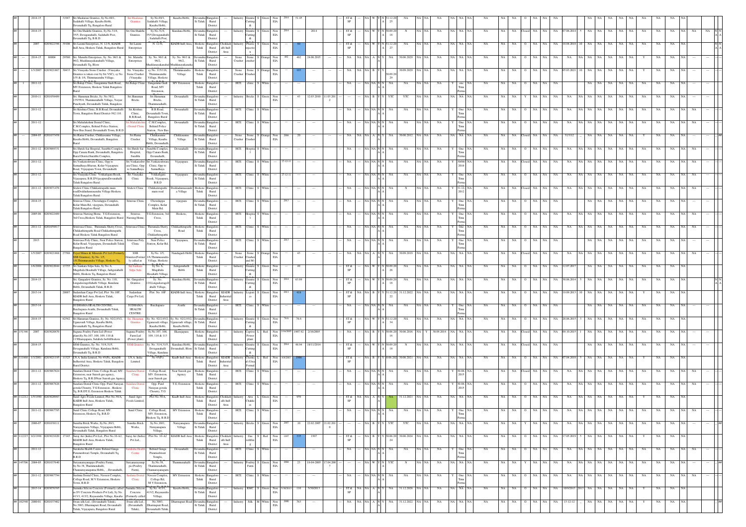| ## | 2014-15 | | 31947 | Sri Maalaxmi Granites, Sy No.69/1, Sadahalli Village, Kasaba Hobli, Devanahalli Tq, Bangalore Rural | Sri Maalaxmi Granites | Sy No.69/1, Sadahalli Village, Kasaba Hobli, | Kasaba Hobli, | Devanahalli Taluk | Bangalore Rural District | --- | Industry | Granite Cutting & | S | Green | Non EIA | 2014 | 51.45 | | | --- | ST & SP | --- | NA | W | Y | N | 31.12.2025 | NA | | NA | NA | NA | | NA | NA | NA | NA | | NA | NA | O | NA | NA | NA | | | NA | NA | NA | NA | NA | NA | NA | NA | NA | | |
|---|---|---|---|---|---|---|---|---|---|---|---|---|---|---|---|---|---|---|---|---|---|---|---|---|---|---|---|---|---|---|---|---|---|---|---|---|---|---|---|---|---|---|---|---|---|---|---|---|---|---|---|---|---|---|---|
| ## | 2014-15 | | | Sri Om Shakthi Granites, Sy.No.31/4, 35/5, Devaganahalli, Sadahalli Post, Devanahalli Tq, B.R.D. | Sri Om Shakthi Granites | Sy.No.31/4, 35/5,Devaganahalli, Sadahalli Post, | Kundana Hobli, | Devanahalli Taluk | Bangalore Rural District | --- | Industry | Granite Cutting & | S | Green | Non EIA | 2014 | | 2014 | | --- | ST & SP | --- | NA | W | Y | N | 30.09.2018 | N | | NA | NA | NA | | NA | NA | NA | NA | | NA | NA | Closed | NA | NA | NA | 07.06.2014 | 5 | NA | NA | NA | NA | NA | NA | NA | NA | NA | NA | N A |
| ## | 2007 | 0203022396 | 39108 | Sri Laxmi Enterprises, N. 12-N, KIADB Indl Area, Hoskote Taluk, Bangalore Rural | Sri Laxmi Enterprises | N. 12-N, | KIADB Indl Area, | Hoskote Taluk | Bangalore Rural District | Chokkahalli Indl Area | Industry | Plastic injection | S | Green | Non EIA | --- | 80 | | | --- | ST & SP | --- | NA | W | Y | N | 31.12.2027 | NA | | NA | NA | NA | | NA | NA | NA | NA | | NA | NA | O | NA | NA | NA | 10.04.2018 | 10 | NA | NA | NA | NA | NA | NA | NA | NA | | N A |
| ## | --- | 2014-15 | 86004 | 29560 | Sri. Maruthi Enterprises, Sy. No. 96/1 & 96/2, Muddanayakanahalli Village, Devanahalli Tq, Bfore | Sri. Maruthi Enterprises | Sy. No. 96/1 & 96/2, Muddanayakanahalli | Sy. No. 96/1 & 96/2, Muddanayakanahalli | Devanahalli Taluk | Bangalore Rural District | | Stone Crusher | Stone Crusher | S | Orange | Non EIA | 482 | 482 | 24.06.2015 | | --- | NA | NA | NA | A | N | Y | NA | 30.06.2029 | NA | NA | NA | | NA | NA | NA | NA | | NA | NA | O | NA | NA | NA | NA | NA | NA | NA | NA | Y | NA | NA | NA | NA | --- | |
| ## | --- | 1/3/2007 | 0203021867 | 30433 | Sri Vinayaka Stone Crusher (Vinayaka Granites is taken over by Sri VSC), sy No. 1/5/ & 1/6, Thimmasandra Village, | Sri. Vinayaka Stone Crusher (Vinayaka | sy No. 11/5/16, Thimmasandra Village, Hoskote | Thimmasandra Village | Hoskote Taluk | Bangalore Rural District | | Stone Crusher | Stone crusher | S | Orange | Non EIA | | 103 | | | --- | NA | NA | NA | B | Y | Y | 30.09.2029 | 30.09.2029 | NA | NA | NA | | NA | NA | NA | NA | | NA | NA | O | NA | NA | NA | 05.03.2021 | 10 | NA | NA | NA | NA | NA | NA | NA | NA | | |
| ## | 1 | 2011-12 | | | Sri.Balaji Clinic, Gangamma Gudi Road, MV Extension, Hoskote Taluk Bangalore Rural | Sri.Balaji Clinic | Gangamma Gudi Road, MV Extension, | MV Extension | Hoskote Taluk | Bangalore Rural District | --- | HCE | clinic | S | White | --- | --- | --- | --- | --- | --- | NA | --- | NA | NA | N | N | NA | NA | | NA | NA | NA | Y | One Time Perma | NA | | NA | NA | O | NA | NA | NA | NA | NA | NA | NA | NA | NA | NA | NA | NA | NA | --- | |
| ## | | 2010-11 | 0201059489 | | Sri. Hanuman Bricks, Sy. No.58/2, 135/5514, Thammenahalli Village, Yeeyur Panchyath, Devanahalli Taluk, Bangalore | Sri.Hanuman Bricks | Sri.Hanuman Bricks, Thammenahalli, | Devanahalli | Devanahalli Taluk | Bangalore Rural District | --- | Industry | Bricks | S | Green | Non EIA | | 43 | 12.03.2010 | 11.03.2012 | --- | NA | --- | NA | B | Y | Y | YTC | YTC | NA | NA | NA | | NA | NA | NA | NA | | NA | NA | Y | NA | NA | NA | NA | NA | NA | NA | NA | NA | NA | NA | NA | NA | --- | |
| ## | | 2011-12 | | | Sri Krishna Clinic, B.B.Road, Devanahalli Town, Bangalore Rural District-562 110. | Sri.Krishna Clinic, B.B.Road, | B.B.Road, Devanahalli Town, Bangalore Rural | Devanahalli | Devanahalli Taluk | Bangalore Rural District | --- | HCE | Clinic | S | White | --- | --- | --- | --- | --- | --- | NA | --- | NA | NA | N | N | NA | NA | | NA | NA | NA | Y | One Time Perma | NA | | NA | NA | O | NA | NA | NA | NA | NA | NA | NA | NA | NA | NA | NA | NA | NA | --- | |
| ## | | 2011-12 | | | Sri.Mahalakshmi Dental Clinic, C.M.Complex, Behind Police Station, New Bus Stand, Devanahalli Town, B.R.D | Sri.Mahalakshmi Dental Clinic | C.M.Complex, Behind Police Station, New Bus | Devanahalli | Devanahalli Taluk | Bangalore Rural District | --- | HCE | Clinic | S | White | --- | --- | --- | --- | --- | --- | NA | --- | NA | NA | N | N | NA | NA | | NA | NA | NA | Y | One Time Perma | NA | | NA | NA | O | NA | NA | NA | NA | NA | NA | NA | NA | NA | NA | NA | NA | NA | --- | |
| ## | | 2004-05 | 0201037458 | | Sri Rama Crusher, Chikkasanne Village, Kasaba Hobli, Devanahalli, Bangalore Rural | Sri Rama Crusher | Chikkasanne Village, Kasaba Hobli, Devanahalli | Chikkasanne Village | Devanahalli Taluk | Bangalore Rural District | --- | Stone Crusher | Stone Crusher | S | Orange | Non EIA | 2004 | 20 | --- | --- | --- | NA | --- | NA | NA | A | N | Y | NA | 30.06.2012 | NA | NA | NA | | NA | NA | NA | | NA | NA | Closed | NA | NA | NA | 31/3/12 | --- | NA | NA | NA | Y | NA | NA | NA | NA | --- | ## |
| ## | | 2011-12 | 0203069331 | | Sri.Shirdi Sai Hospital, Surabhi Complex, Opp.Canara Bank, Devanahalli, Bangalore Rural DistrictSurabhi Complex, | Sri.Shirdi Sai Hospital, Surabhi | Surabhi Complex, Opp.Canara Bank, Devanahalli, | Devanahalli | Devanahalli Taluk | Bangalore Rural District | --- | HCE | Hospital | S | White | --- | --- | --- | --- | --- | --- | NA | --- | NA | NA | N | N | NA | NA | | NA | NA | NA | Y | One Time Perma | NA | | NA | NA | O | NA | NA | NA | NA | NA | NA | NA | NA | NA | NA | NA | NA | NA | --- | |
| ## | | 2011-12 | | | Sri.Venkateshwara Clinic, Opp to Samudhaya Bhavan, Kolar-Vijayapura Road, Vijayapura Town, Devanahalli | Sri.Venkateshwara Clinic, Opp to Samudhaya | Sri.Venkateshwara Clinic, Opp to Samudhaya | Vijayapura | Devanahalli Taluk | Bangalore Rural District | --- | HCE | Clinic | S | White | --- | 27-12-11 | --- | --- | --- | --- | NA | --- | NA | NA | N | N | NA | NA | | NA | NA | NA | Y | 30/06/2016 | NA | | NA | NA | Closed | NA | NA | NA | NA | NA | NA | NA | NA | NA | NA | NA | NA | NA | --- | |
| ## | | 2011-12 | | | Sri.Vinayaka Clinic Vokkaligara Beedi, Vijayapura, B.R.DVijayapuraDevanahalli Taluk Bangalore Rural | Sri.Vinayaka Clinic | Vokkaligara Beedi, Vijayapura, B.R.D | Vijayapura | Devanahalli Taluk | Bangalore Rural District | --- | HCE | Clinic | S | White | --- | 27-12-11 | --- | --- | --- | --- | NA | --- | NA | NA | N | N | NA | NA | | NA | NA | NA | Y | One Time Perma | NA | | NA | NA | O | NA | NA | NA | NA | NA | NA | NA | NA | NA | NA | NA | NA | NA | --- | |
| ## | | 2011-12 | 0203071476 | | Sridevi Clinic Chikkatirupathi main roadDoddadunnasandra Village Hoskote Taluk Bangalore Rural | Sridevi Clinic | Chikkatirupathi main road | Doddadunnasandra Village | Hoskote Taluk | Bangalore Rural District | --- | HCE | Clinic | S | White | --- | --- | --- | --- | --- | --- | NA | --- | NA | NA | N | N | NA | N | | NA | NA | NA | Y | 31-12-2012 | NA | | NA | NA | Closed | NA | NA | NA | NA | NA | NA | NA | NA | NA | NA | NA | NA | NA | --- | |
| ## | | 2014-15 | | | Srinivas Clinic, Chowdappa Complex, Kolar Main Rd, vijaypura, Devanahalli Taluk Bangalore Rural | Srinivas Clinic | Chowdappa Complex, Kolar Main Rd, | vijaypura | Devanahalli Taluk | Bangalore Rural District | --- | HCE | Clinic | S | White | --- | 2013 | --- | --- | --- | --- | NA | --- | NA | NA | N | N | NA | NA | | NA | NA | NA | Y | One Time Perma | NA | | NA | NA | O | NA | NA | NA | NA | NA | NA | NA | NA | NA | NA | NA | NA | NA | --- | |
| ## | | 2005-06 | 0203022489 | | Srinivas Nursing Home, T.G.Extension, 3rd Cross,Hoskote Taluk, Bangalore Rural | Srinivas Nursing Home, | T.G.Extension, 3rd Cross, | Hoskote, | Hoskote Taluk | Bangalore Rural District | --- | HCE | Hospital | S | White | --- | --- | --- | --- | --- | --- | NA | --- | NA | NA | N | N | NA | NA | | NA | NA | NA | Y | One Time Perma | NA | | NA | NA | O | NA | NA | NA | NA | NA | NA | NA | NA | NA | NA | NA | NA | NA | --- | |
| ## | | 2011-12 | 0201058817 | | Srinivasa Clinic, Thirumala Shetty Cross, Chikkathirupathi Road Chikkathirupathi Road Hoskote Taluk Bangalore Rural | Srinivasa Clinic | Thirumala Shetty Cross, Chikkathirupathi | Chikkathirupathi Road | Hoskote Taluk | Bangalore Rural District | --- | HCE | Clinic | S | White | --- | --- | --- | --- | --- | --- | NA | --- | NA | NA | N | N | NA | NA | | NA | NA | NA | Y | One Time Perma | NA | | NA | NA | O | NA | NA | NA | NA | NA | NA | NA | NA | NA | NA | NA | NA | NA | --- | |
| ## | | 2013 | | | Srinivasa Poly Clinic, Near Police Station, Kolar Road, Vijayapura, Devanahalli Taluk Bangalore Rural | Srinivasa Poly Clinic | Near Police Station, Kolar Rd, | Vijayapura, | Devanahalli Taluk | Bangalore Rural District | --- | HCE | Clinic | S | White | --- | 2013 | --- | --- | --- | --- | NA | --- | NA | NA | N | N | NA | NA | | NA | NA | NA | Y | One Time Perma | NA | | NA | NA | O | NA | NA | NA | NA | NA | NA | NA | NA | NA | NA | NA | NA | NA | --- | |
| ## | --- | 1/5/2007 | 0203021868 | 27588 | Sriyer Mines & Minerals Pvt Ltd (Formerly SSB Granites), Sy No. 1/5, 1/6,Thimmasandra Village, Hoskote Tq, | SSB Granites(Formerly called as | Sy No. 1/5, 1/6,Thimmasandra Village, Hoskote | Nandagudi Hobli | Hoskote Taluk | Bangalore Rural District | --- | Stone Crusher | Stone Crusher and M- | S | Orange | Non EIA | --- | 43 | --- | --- | --- | NA | --- | NA | NA | A | N | Y | NA | 30.09.2019 | NA | NA | NA | | NA | NA | NA | | NA | NA | O | NA | NA | NA | NA | NA | NA | NA | NA | NA | NA | NA | NA | NA | --- | |
| ## | | 1/6/2006 | 0203022044 | 13755 | Sri Sankara Silpa Sala, Sy No. 6, Mugabala Hosahalli Village, Jadigenahalli Hobli, Hoskote Tq, Bangalore Rural | Sri Sankara Silpa Sala | Sy No. 6, Mugabala Hosahalli Village, | Jadegenahalli Hobli | Hoskote Taluk | Bangalore Rural District | --- | Industry | Granite Cutting & | S | Green | Non EIA | | 49 | | | --- | ST & SP | --- | NA | W | Y | N | 30.09.2026 | NA | | NA | NA | NA | | NA | NA | NA | NA | | NA | NA | O | NA | NA | NA | 12.07.2017 | | NA | NA | NA | NA | NA | NA | NA | NA | | |
| ## | | 2014-15 | | | Sri. Gangadevi Granites, Sy. No. 110, Lingadeeragollahalli Village, Kundana Hobli, Devanahalli Taluk, B.R.D. | Sri. Gangadevi Granites | Sy. No. 110,Lingadeeragollahalli Village, | Kundana Hobli, | Devanahalli Taluk | Bangalore Rural District | --- | Industry | Granite Cutting & | S | Green | Non EIA | 2014 | 63.89 | | | --- | ST & SP | --- | NA | W | Y | N | 30.09.2018 | NA | | NA | NA | NA | | NA | NA | NA | NA | | NA | NA | O | NA | NA | NA | 30.06.2014 | 5 | NA | NA | NA | NA | NA | NA | NA | NA | | N N A A |
| ## | | 2013-14 | | 20887 | Sudarshan Cargo Pvt Ltd, Plot No.10P, KIADB Indl Area, Hoskote Taluk, Bangalore Rural | Sudarshan Cargo Pvt Ltd, | Plot No. 10P | KIADB Indl Area, | Hoskote Taluk | Bangalore Rural District | KIADB Industrial Area | Industry | Logistics | S | Green | Non EIA | 2013 | 410 | | | --- | ST & SP | NA | NA | B | Y | Y | 31.12.2022 | 31.12.2022 | NA | NA | NA | | NA | NA | NA | NA | | NA | NA | O | NA | NA | NA | 19.09.2013 | 10 | NA | NA | NA | Y | NA | NA | NA | NA | | |
| ## | | 2013-14 | | | SUDHAMA HEALTH CENTRE, Baichapura-Avathi, Devanahalli Taluk, Bangalore Rural | SUDHAMA HEALTH CENTRE | Baichapura- | Avathi | Devanahalli Taluk | Bangalore Rural District | --- | HCE | Clinic | S | White | --- | --- | --- | --- | --- | --- | NA | --- | NA | NA | N | N | NA | NA | | NA | NA | NA | Y | One Time Perma | NA | | NA | NA | O | NA | NA | NA | NA | NA | NA | NA | NA | NA | NA | NA | NA | NA | --- | |
| ## | | 2014-15 | | 82542 | Sri. Hanuman Granites, Sy. No. 92/2,93/2, Uganavadi Village, Kasaba Hobli, Devanahalli Tq, Bangalore Rural | Sri. Hanuman Granites | Sy. No. 92/2,93/2, Uganavadi village, Kasaba Hobli, | Sy. No. 92/2,93/2, Uganavadi village, Kasaba Hobli, | Devanahalli Taluk | Bangalore Rural District | --- | Industry | Granite Cutting & | S | Green | Non EIA | 76.6 | 76.6 | | | --- | ST & SP | --- | NA | W | Y | N | 31.12.2034 | NA | | NA | NA | NA | | NA | NA | NA | NA | | NA | NA | O | NA | NA | NA | 20.06.2015 | 3 | NA | NA | NA | NA | NA | NA | NA | NA | | |
| ## | 151366 | 2007 | 0203020870 | | Suguna Poultry Farm Ltd (Power plant)Sy.No.107, 108, 109, 110 & 113Kurujapura, Sulabele hobliHoskote | Suguna Poultry Farm Ltd (Power plant) | Sy.No.107, 108, 109, 110 & 113 | Ekarajapura | Hoskote Taluk | Bangalore Rural District | --- | Industry | Captive Power plant | L | Red | Non EIA | 2/16/2005 | 1907.92 | 2/16/2005 | | --- | NA | --- | NA | B | Y | Y | 30.06.2016 | 30.06.2016 | NA | Y | 30.09.2014 | NA | NA | NA | NA | | NA | NA | Closed | NA | NA | NA | 09.10.2015 | 1 | NA | NA | NA | NA | NA | NA | NA | NA | | |
| ## | | 2014-15 | | | SSM Granites, Sy. No. 31/4,31/5, Devaganahalli Village, Kundana Hobli, Devanahalli Tq, B.R.D. | SSM Granites | Sy. No. 31/4,31/5 Devaganahalli Village, Kundana | Kundana Hobli, Devanahalli, Bfore | Devanahalli Taluk | Bangalore Rural District | --- | Industry | Granite Cutting & | S | Green | Non EIA | 2014 | 48.84 | 18/11/2014 | | --- | ST & SP | --- | NA | W | Y | N | 30.09.2018 | N | | NA | NA | NA | | NA | NA | NA | NA | | NA | NA | Closed | NA | NA | NA | | | NA | NA | NA | NA | NA | NA | NA | NA | | |
| ## | 111868 | 1/1/2001 | 0203021195 | 11325 | T.N.A. India Limited, No 45(P1), KIADB Industrial Area, Hoskote Taluk, Bangalore Rural District. | T.N.A. India Limited | No 45(P1) | Kiadb Indl Area | Hoskote Taluk | Bangalore Rural District | KIADB Industrial Area | Industry | Chemical (Urea Formal | L | Red | Non EIA | 9/8/2003 | 1996 | | | --- | ST & SP | --- | NA | B | Y | Y | 30.06.2021 | 30.06.2021 | NA | NA | NA | | NA | NA | NA | NA | | NA | NA | O | NA | NA | NA | 07.04.2010 | 5 | NA | NA | NA | Y | NA | NA | NA | NA | | |
| ## | | 2011-12 | 0203067624 | | Sundara Dental Clinic College Road, MV Extension, near Suresh gas agency, Hoskote Tq, B.R.DNear Suresh gas Agency | Sundara Dental Clinic | College Road, MV. Extension, near Suresh gas | Near Suresh gas Agency | Hoskote Taluk | Bangalore Rural District | --- | HCE | Clinic | S | White | --- | --- | --- | --- | --- | --- | NA | --- | NA | NA | N | N | NA | NA | | NA | NA | NA | Y | 30-06-2015 | NA | | NA | NA | Closed | NA | NA | NA | NA | NA | NA | NA | NA | NA | NA | NA | NA | NA | --- | |
| ## | | 2011-12 | 0203067626 | | Sundara Dental Clinic Opp. Patel Narayan gowda Choutry, T G Extension , Hoskote Tq, B.R.DT G Extension Hoskote Taluk | Sundara Dental Clinic | Opp. Patel Narayan gowda Choutry, T G | T.G. Extension | Hoskote Taluk | Bangalore Rural District | --- | HCE | Clinic | S | White | --- | --- | --- | --- | --- | --- | NA | --- | NA | NA | N | N | NA | NA | | NA | NA | NA | Y | 30-06-2015 | NA | | NA | NA | O | NA | NA | NA | NA | NA | NA | NA | NA | NA | NA | NA | NA | NA | --- | |
| ## | 112212 | 1/5/1990 | 0203020983 | | Sunil Agro Foods Limted, Plot No.58/A, KAIDB Indl Area, Hoskote Taluk, Bangalore Rural | Sunil Agro Foods Limited, | Plot No.58/A, | Kiadb Indl Area | Hoskote Taluk | Bangalore Rural District | Chokkahalli Indl Area | Industry | Atta Chakki as | L | Green | Non EIA | | 959 | | | --- | ST & SP | NA | NA | A | N | Y | NA | 31.12.2021 | NA | NA | NA | | NA | NA | NA | NA | | NA | NA | O | NA | NA | NA | NA | NA | NA | NA | NA | NA | NA | NA | NA | NA | --- | |
| ## | | 2011-12 | 0203067785 | | Sunil Clinic College Road, MV Extension,Hoskote Tq, B.R.D | Sunil Clinic | College Road, MV. Extension, Hoskote Tq, B.R.D | MV Extension | Hoskote Taluk | Bangalore Rural District | --- | HCE | Clinic | S | White | --- | --- | --- | --- | --- | --- | NA | --- | NA | NA | N | N | NA | NA | | NA | NA | NA | Y | One Time Perma | NA | | NA | NA | O | NA | NA | NA | NA | NA | NA | NA | NA | NA | NA | NA | NA | NA | --- | |
| ## | | 2006-07 | 0201038111 | | Suntha Brick Works, Sy.No.,89/1, Narayanapura Village, Vijayapura Hobli, Devanahalli Taluk, Bangalore Rural | Suntha Brick Works, | Sy.No.,89/1, Narayanapura Village, | Narayanapura Village | Devanahalli Taluk | Bangalore Rural District | --- | Industry | Bricks | S | Green | Non EIA | 2007 | 10 | 22.02.2007 | 21.02.2010 | --- | NA | --- | NA | B | Y | Y | YTC | YTC | NA | NA | NA | | NA | NA | NA | NA | | NA | NA | Y | NA | NA | NA | NA | NA | NA | NA | NA | NA | NA | NA | NA | NA | --- | ## |
| ## | 112215 | 9/2/1998 | 0203021020 | 17145 | Suraj Air (India) Pvt Ltd., Plot No.10-A2, KIADB Indl Area, Hoskote Taluk, Bangalore Rural | Suraj Air (India) Pvt.Ltd., | Plot No. 10-A2 | KIADB Indl Area | Hoskote Taluk | Bangalore Rural District | Chokkahalli Indl Area | Industry | Gas refilling | S | Red | Non EIA | 1997 | 335 | 1997 | | --- | ST & SP | --- | NA | B | Y | Y | 30.06.2024 | 30.06.2024 | NA | NA | NA | | NA | NA | NA | NA | | NA | NA | O | NA | NA | NA | 17.05.2019 | 5 | NA | NA | NA | Y | NA | NA | NA | NA | --- | |
| ## | | 2011-12 | | | Surakshe Health Centre Behind Ganga Parameshwari Temple, Devanahalli Tq, B.R.D | Surakshe Health Centre | Behind Ganga Parameshwari Temple, | Devanahalli | Devanahalli Taluk | Bangalore Rural District | --- | HCE | Clinic | S | White | --- | --- | --- | --- | --- | --- | NA | --- | NA | NA | N | N | NA | NA | | NA | NA | NA | Y | One Time Perma | NA | | NA | NA | O | NA | NA | NA | NA | NA | NA | NA | NA | NA | NA | NA | NA | NA | --- | |
| ## | 145706 | 2004-05 | 0201037640 | | Suryanarayanappa (Poultry Farm), Sy.No.39, Thammenahalli, Channarayanapatna Hobli, , Devanahalli, | Suryanarayanappa (Poultry Farm), | Sy.No.39, Thammenahalli, Channarayanapatna | Thammenahalli | Devanahalli Taluk | Bangalore Rural District | --- | Industry | Poultry Farm | S | Green | Non EIA | 2004 | 23 | 18-04-2005 | 17.04.2007 | --- | --- | --- | NA | W | Y | N | YTC | N | | NA | NA | NA | | NA | NA | NA | NA | | NA | NA | Y | NA | NA | NA | NA | NA | NA | NA | NA | NA | NA | NA | NA | NA | --- | ## |
| ## | | 2011-12 | 0203067794 | | Sushma Dental Clinic, Naveen Complex, College Road, M V Extension, Hoskote Town, B.R.D | Sushma Dental Clinic | Naveen Complex, College Rd, M V Extension, | MV Extension | Hoskote Taluk | Bangalore Rural District | --- | HCE | Clinic | S | White | --- | --- | --- | --- | --- | --- | NA | --- | NA | NA | N | N | NA | NA | | NA | NA | NA | Y | One Time Perma | NA | | NA | NA | O | NA | NA | NA | NA | NA | NA | NA | NA | NA | NA | NA | NA | NA | --- | |
| ## | | 2013-14 | 0203076395 | | Sunnka Silicon Concrete (Formerly called as SV Concrete Products Pvt Ltd), Sy No. 413/1, 413/2, Rayasandra Village, Kasaba | Sunnka Silicon Concrete (Formerly called | Sy No. 413/1, 413/2, Rayasandra Village, | Kasaba Hobli, | Devanahalli Taluk | Bangalore Rural District | --- | Industry | RMC | S | Green | Non EIA | 5/30/2013 | 110 | 5/30/2013 | | --- | ST & SP | NA | NA | A | N | Y | NA | 31.12.2026 | NA | NA | NA | | NA | NA | NA | NA | | NA | NA | O | NA | NA | NA | 10/9/2013 | 2013 | NA | NA | NA | NA | NA | NA | NA | NA | --- | |
| ## | 102540 | 2000-01 | 0201037462 | | Swan silk Ltd., (Devanahalli Taluk), No.3063, Dharmapuri Road, Devanahalli Taluk, Vijayapura, Bangalore Rural | Swan silk Ltd., (Devanahalli Taluk), | No.3063, Dharmapuri Road, Devanahalli Taluk, | Dharmapuri Road | Devanahalli Taluk | Bangalore Rural District | --- | Industry | Silk | M | White | Non EIA | 2000 | 763 | --- | --- | --- | NA | NA | NA | A | N | Y | NA | 31.12.2022 | NA | NA | NA | | NA | NA | NA | NA | | NA | NA | O | NA | NA | NA | 13-12-12 | --- | NA | NA | NA | Y | NA | NA | NA | NA | --- | ## |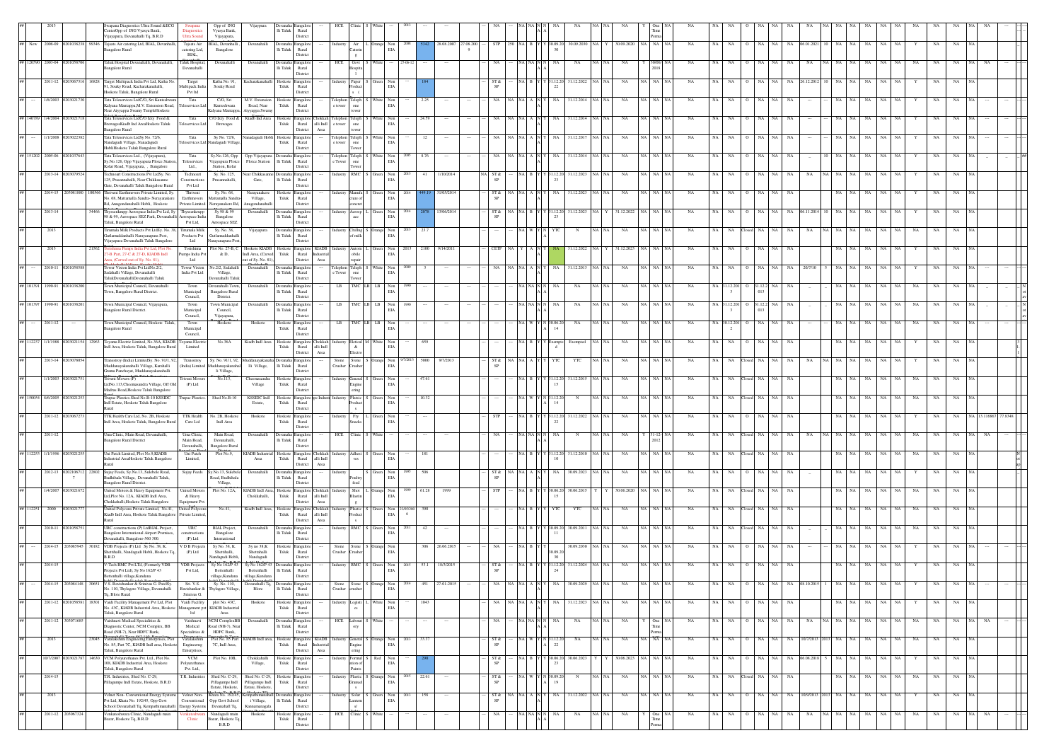| ## | Year | File No. | Reg. No. | Name & Address | Industry Name | Address | Village | Taluk | District | Type | Product/Activity | Size | Colour | Category | Year of Estt. | Investment (Lakhs) | Consent Date | Consent Validity |
|---|---|---|---|---|---|---|---|---|---|---|---|---|---|---|---|---|---|---|
| ## | 2013 | | | Swapana Diagnostics Ultra Sound &ECG Center Opp of ING Vyasya Bank, Vijayapura, Devanahalli Tq, B.R.D | Swapana Diagnostics Ultra Sound | Opp of ING Vyasya Bank, Vijayapura, | Vijayapura | Devanahalli Taluk | Bangalore Rural District | HCE | Clinic | S | White | --- | 2013 | --- | --- | --- |
| ## New | 2008-09 | 0201035238 | 99346 | Tajsats Air catering Ltd, BIAL, Devanahalli, Bangalore Rural | Tajsats Air catering Ltd, BIAL, | BIAL, Devanahalli Bangalore | Devanahalli | Devanahalli Taluk | Bangalore Rural District | Industry | Air Catering | L | Orange | Non EIA | 2008 | 5342 | 28.08.2007 | 27.08.2009 |
| ## 120590 | 2003-04 | 0201050706 | | Taluk Hospital Devanahalli, Devanahalli, Bangalore Rural | Taluk Hospital, Devanahalli | Devanahalli | Devanahalli | Devanahalli Taluk | Bangalore Rural District | HCE | Govt Hospital | S | White | --- | 23-06-12 | --- | --- | --- |
| ## | 2011-12 | 0203067316 | 16828 | Target Multipack India Pvt Ltd, Katha No. 91, Souky Road, Kacharakanahalli, Hoskote Taluk, Bangalore Rural | Target Multipack India Pvt ltd | Katha No. 91, Souky Road | Kacharakanahalli | Hoskote Taluk | Bangalore Rural District | Industry | Paper Products | S | Green | Non EIA | --- | 184 | --- | --- |
| ## --- | 1/9/2003 | 0203021730 | | Tata Teleservices Ltd C/O, Sri Kanteshwara Kalyana Mantappa,M.V. Extension Road, Near Aiyyappa Swamy TempleHoskote | Tata Teleservices Ltd | C/O, Sri Kanteshwara Kalyana Mantappa, | M.V. Extension Road, Near Aiyyappa Swamy | Hoskote Taluk | Bangalore Rural District | Telephone tower | Telephone tower | S | White | Non EIA | --- | 2.25 | --- | --- |
| ## 140789 | 1/4/2004 | 0203021718 | | Tata Teleservices Ltd C/O Izzy Food & BrewagesKiadb Ind AreaHoskote Taluk Bangalore Rural | Tata Teleservices Ltd | C/O Izzy Food & Brewages | Kiadb Ind Area | Hoskote Taluk | Bangalore Rural District | Telephone tower | Telephone tower | S | White | Non EIA | --- | 24.59 | --- | --- |
| ## --- | 1/1/2008 | 0203022382 | | Tata Teleservices LtdSy No. 72/6, Nandagudi Village, Nandagudi HobliHoskote Taluk Bangalore Rural | Tata Teleservices Ltd | Sy No. 72/6, Nandagudi Village, | Nandagudi Hobli | Hoskote Taluk | Bangalore Rural District | Telephone tower | Telephone Tower | S | White | Non EIA | --- | 12 | --- | --- |
| ## 151262 | 2005-06 | 0201037643 | | Tata Teleservices Ltd., (Vijayapura), Sy.No.126, Opp Vijayapura Police Station, Kolar Road, Vijayapura, , Bangalore | Tata Teleservices Ltd., | Sy.No.126, Opp Vijayapura Police Station, Kolar | Opp Vijayapura Police Station | Devanahalli Taluk | Bangalore Rural District | Telephone Tower | Telephone Tower | S | White | Non EIA | 2005 | 8.76 | --- | --- |
| ## | 2013-14 | 0203079524 | | Technoart Constructions Pvt LtdSy. No. 125, Prasannahalli, Near Chikkasanne Gate, Devanahalli Taluk Bangalore Rural | Technoart Constructions Pvt Ltd | Sy. No. 125, Prasannahalli, | Near Chikkasanne Gate, | Devanahalli Taluk | Bangalore Rural District | Industry | RMC | S | Green | Non EIA | 2013 | 41 | 1/10/2014 | --- |
| ## | 2014-15 | 203081880 | 100566 | Thriveni Earthmovers Private Limited, Sy. No. 68, Mattamallu Sandra- Narayanakere Rd, Anugondanahalli Hobli, Hoskote | Thriveni Earthmovers Private Limited | Sy. No. 68, Mattamallu Sandra- Narayanakere Rd, | Narayanakere Village, Anugondanahalli | Hoskote Taluk | Bangalore Rural District | Industry | Manufacture of concrete | S | Green | Non EIA | 2014 | 449.19 | 31/05/2014 | --- |
| ## | 2013-14 | | 34466 | Thyssenkrupp Aerospace India Pvt Ltd, Sy 98 & 99, Aerospace SEZ Park, Devanahalli Taluk, Bangalore Rural | Thyssenkrupp Aerospace India Pvt Ltd | Sy 98 & 99 Bangalore Aerospace SEZ | Devanahalli | Devanahalli Taluk | Bangalore Rural District | Industry | Aerospace | L | Green | Non EIA | 2014 | 2078 | 13/06/2014 | --- |
| ## | 2013 | | | Tirumala Milk Products Pvt LtdSy. No. 38, Gutlamadduhalli Narayanapura Post, Vijayapura Devanahalli Taluk Bangalore | Tirumala Milk Products Pvt Ltd | Sy. No. 38, Gutlamadduhalli Narayanapura Post, | Vijayapura | Devanahalli Taluk | Bangalore Rural District | Industry | Chilling of milk | S | Orange | Non EIA | 2013 | 23.7 | --- | --- |
| ## | 2013 | | 23562 | Torishima Pumps India Pvt Ltd, Plot No. 27-B, Part 27-C & 27-D, KIADB Indl Area, (Carved out of Sy. No. 81), | Torishima Pumps India Pvt Ltd | Plot No. 27-B, C & D, | Hoskote KIADB Indl Area, (Carved out of Sy. No. 81), | Hoskote Taluk | Bangalore Rural District | KIADB Industrial Area | Automobile repair | L | Green | Non EIA | 2013 | 2100 | 9/14/2011 | --- |
| ## --- | 2010-11 | 0201056588 | | Tower Vision India Pvt LtdNo.2/2, Sadahalli Village, Devanahalli TalukDevanahalli Devanahalli Taluk | Tower Vision India Pvt Ltd | No.2/2, Sadahalli Village, Devanahalli Taluk | Devanahalli | Devanahalli Taluk | Bangalore Rural District | Telephone Tower | Telephone Tower | S | White | Non EIA | 2009 | 3 | --- | --- |
| ## 101391 | 1990-91 | 0201038200 | | Town Municipal Council, Devanahalli Town, Bangalore Rural District. | Town Municipal Council, | Devanahalli Town, Bangalore Rural District | Devanahalli | Devanahalli Taluk | Bangalore Rural District | LB | TMC | LB | LB | Non EIA | 1990 | --- | --- | --- |
| ## 101397 | 1990-91 | 0201038201 | | Town Municipal Council, Vijayapura, Bangalore Rural District. | Town Municipal Council, | Town Municipal Council, Vijayapura, | Devanahalli | Devanahalli Taluk | Bangalore Rural District | LB | TMC | LB | LB | Non EIA | 1990 | --- | --- | --- |
| ## --- | 2011-12 | | | Town Municipal Council, Hoskote Taluk, Bangalore Rural | Town Municipal Council, | Hoskote | Hoskote | Hoskote Taluk | Bangalore Rural District | LB | TMC | LB | LB | Non EIA | --- | --- | --- | --- |
| ## 112237 | 1/1/1988 | 0203021154 | 12963 | Toyama Electric Limited, No.36A, KIADB Indl Area, Hoskote Taluk, Bangalore Rural | Toyama Electric Limited | No.36A | Kiadb Indl Area | Hoskote Taluk | Bangalore Rural District | Chokkahalli Indl Area | Electrical Electro | M | White | Non EIA | --- | 659 | --- | --- |
| ## | 2013-14 | 0203078054 | | Transstroy (India) LimitedSy. No. 91/1, 92, Muddanayakanahalli Village, Karahalli Grama Panchayat, Muddanayakanahalli | Transstroy (India) Limited | Sy. No. 91/1, 92, Muddanayakanahalli Village, | Muddanayakanahalli Village, | Devanahalli Taluk | Bangalore Rural District | Stone Crusher | Stone Crusher | S | Orange | Non EIA | 9/7/2013 | 5000 | 9/7/2013 | --- |
| ## | 1/1/2003 | 0203021751 | | Triveni Movers (P) LtdNo.113,Cheemasandra Village, Off Old Madras Road,Hoskote Taluk Bangalore Rural | Triveni Movers (P) Ltd | No.113, | Cheemasandra Village | Hoskote Taluk | Bangalore Rural District | Industry | General Engineering | S | Green | Non EIA | --- | 47.61 | --- | --- |
| ## 150054 | 8/6/2005 | 0203021253 | | Trupac Plastics Shed No.B-10 KSSIDC Indl Estate, Hoskote Taluk Bangalore Rural | Trupac Plastics | Shed No.B-10 | KSSIDC Indl Estate, | Hoskote Taluk | Bangalore Rural District | Kssidc Indl Estate | Plastic Products | S | Green | Non EIA | --- | 10.32 | --- | --- |
| ## | 2011-12 | 0203067273 | | TTK Health Care Ltd, No. 2B, Hoskote Indl Area, Hoskote Taluk, Bangalore Rural | TTK Health Care Ltd | No. 2B, Hoskote Indl Area | Hoskote | Hoskote Taluk | Bangalore Rural District | Industry | Fry Snacks | L | Green | Non EIA | --- | --- | --- | --- |
| ## | 2011-12 | | | Uma Clinic, Main Road, Devanahalli, Bangalore Rural District | Uma Clinic, Main Road, Devanahalli, | Main Road, Devanahalli, Bangalore Rural | Devanahalli | Devanahalli Taluk | Bangalore Rural District | HCE | Clinic | S | White | --- | --- | --- | --- | --- |
| ## 112253 | 1/1/1996 | 0203021255 | | Uni Patch Limited, Plot No.9,KIADB Industrial AreaHoskote Taluk Bangalore Rural | Uni Patch Limited, | Plot No.9, | KIADB Industrial Area | Hoskote Taluk | Bangalore Rural District | Chokkahalli Indl Area | Adhesives | S | Green | Non EIA | --- | 181 | --- | --- |
| ## | 2012-13 | 0202016712 7 | 22802 | Sugay Feeds, Sy.No.13, Sulebele Road, Budhihala Village, Devanahalli Taluk, Bangalore Rural District | Sugay Feeds | Sy.No.13, Sulebele Road, Budhihala Village, | Devanahalli | Devanahalli Taluk | Bangalore Rural District | Industry | Poultry feed | S | Green | Non EIA | 1995 | 506 | --- | --- |
| ## | 1/4/2003 | 0203021672 | | United Motors & Heavy Equipment Pvt. Ltd,Plot No. 12A, KIADB Indl Area, Chokkahalli,Hoskote Taluk Bangalore Rural | United Motors & Heavy Equipment Pvt. | Plot No. 12A, | KIADB Indl Area, Chokkahalli, | Hoskote Taluk | Bangalore Rural District | Chokkahalli Indl Area | Shot Blasting | L | Orange | Non EIA | 1999 | 61.28 | 1999 | --- |
| ## 112251 | 2000 | 0203021777 | | United Polycons Private Limited, No.41, Kiadb Indl Area, Hoskote Taluk Bangalore Rural | United Polycons Private Limited, | No.41, | Kiadb Indl Area, | Hoskote Taluk | Bangalore Rural District | Chokkahalli Indl Area | Plastic Products | S | Green | Non EIA | 23/05/200 0 | 390 | --- | --- |
| ## | 2010-11 | 0201056751 | | URC constructions (P) LtdBIAL Project, Bangalore International Airport Premises, Devanahalli, Bangalore-560 300. | URC constructions (P) Ltd | BIAL Project, Bangalore International | Devanahalli | Devanahalli Taluk | Bangalore Rural District | Industry | RMC | S | Green | Non EIA | 2011 | 42 | --- | --- |
| ## --- | 2014-15 | 203085945 | 30182 | VDB Projects (P) Ltd Sy No. 38, K Shettihalli, Nandagudi Hobli, Hoskote Tq, B.R.D | V D B Projects (P) Ltd | Sy No. 38, K Shettihalli, Nandagudi Hobli, | Sy no 38,K Shettihalli Nandagudi | Hoskote Taluk | Bangalore Rural District | Stone Crusher | Stone Crusher | S | Orange | Non EIA | --- | 306 | 26.06.2015 | --- |
| ## | 2014-15 | | | V-Tech RMC Pvt LTd, (Formerly VDB Projects Pvt Ltd), Sy No 162/P 43 Bettenhalli village,Kundana | VDB Projects Pvt Ltd | Sy No 162/P 43 Bettenhalli village,Kundana | Sy No 162/P 43 Bettenhalli village,Kundana | Devanahalli Taluk | Bangalore Rural District | Industry | RMC | S | Green | Non EIA | 2015 | 53.1 | 18/3/2015 | --- |
| ## | 2014-15 | 203084148 | 30651 | V. S. Ravishankar & Srinivas G. PaneSy. No. 110, Thylagere Village, Devanahalli Tq, Blore Rural | Sri. V.S. Ravishankar & Srinivas G. | Sy. No. 110, Thylagere Village, | Devanahalli Tq, Blore | Devanahalli Taluk | Bangalore Rural District | Stone Crusher | Stone crusher | S | Orange | Non EIA | 2014 | 451 | 27-01-2015 | --- |
| ## | 2011-12 | 0201056581 | 18301 | Vaidi Facility Management Pvt Ltd, Plot No.-45C, KIADB Industrial Area, Hoskote Taluk, Bangalore Rural | Vaidi Facility Management pvt ltd. | plot No. 45C, KIADB Industrial Area | Hoskote | Hoskote Taluk | Bangalore Rural District | Industry | Logistics | L | White | Non EIA | --- | 1043 | --- | --- |
| ## | 2011-12 | 303071685 | | Vaishnavi Medical Specialities & Diagnostic Center, NCM Complex, BB Road (NH-7), Near HDFC Bank, | Vaishnavi Medical Specialities & | NCM ComplexBB Road (NH-7), Near HDFC Bank, | Devanahalli | Devanahalli Taluk | Bangalore Rural District | HCE | Laboratory | S | White | --- | --- | --- | --- | --- |
| ## | 2013 | | 23045 | Varalakshmi Engineering Enterprises, Plot No. 85, Part 7C, KIADB Indl area, Hoskote Taluk, Bangalore Rural | Varalakshmi Engineering Enterprises, | Plot No. 85 Part 7C, Indl Area, | KIADB Indl area | Hoskote Taluk | Bangalore Rural District | KIADB Industrial Area | General Engineering | S | Green | Non EIA | 2013 | 33.77 | --- | --- |
| ## | 10/7/2007 | 0203021767 | 14630 | VCM Polyurethanes Pvt. Ltd., Plot No. 108, KIADB Industrial Area, Hoskote Taluk, Bangalore Rural | VCM Polyurethanes Pvt. Ltd., | Plot No. 108, | Chokkahalli Village, | Hoskote Taluk | Bangalore Rural District | Industry | Formation of Paints | S | Red | Non EIA | --- | 290 | --- | --- |
| ## | 2014-15 | | | T.R. Industries, Shed No. C-29, Pillagumpe Indl Estate, Hoskote, B.R.D | T.R. Industries | Shed No. C-29, Pillagumpe Indl Estate, Hoskote, | Shed No. C-29, Pillagumpe Indl Estate, Hoskote | Hoskote Taluk | Bangalore Rural District | Industry | Plastic Granules | S | Orange | Non EIA | 2015 | 22.61 | --- | --- |
| ## | 2013 | | | Velnet Non- Conventional Energy Systems Pvt Ltd, Khata No. 1924/5, Opp Govt School Devanahalli Tq, Kempathimmanahalli | Velnet Non-Conventional Energy Systems | Khata No. 1924/5, Opp Govt School Devanahalli Tq, | Kempathimmanahalli Village, Kannamangala | Devanahalli Taluk | Bangalore Rural District | Industry | Solar water heater | S | Green | Non EIA | 2013 | 158 | --- | --- |
| ## | 2011-12 | 203067324 | | Venkateshwara Clinic, Nandagudi main Bazar, Hoskote Tq, B.R.D | Venkateshwara Clinic | Nandagudi main Bazar, Hoskote Tq, B.R.D | Hoskote | Hoskote Taluk | Bangalore Rural District | HCE | Clinic | S | White | --- | --- | --- | --- | --- |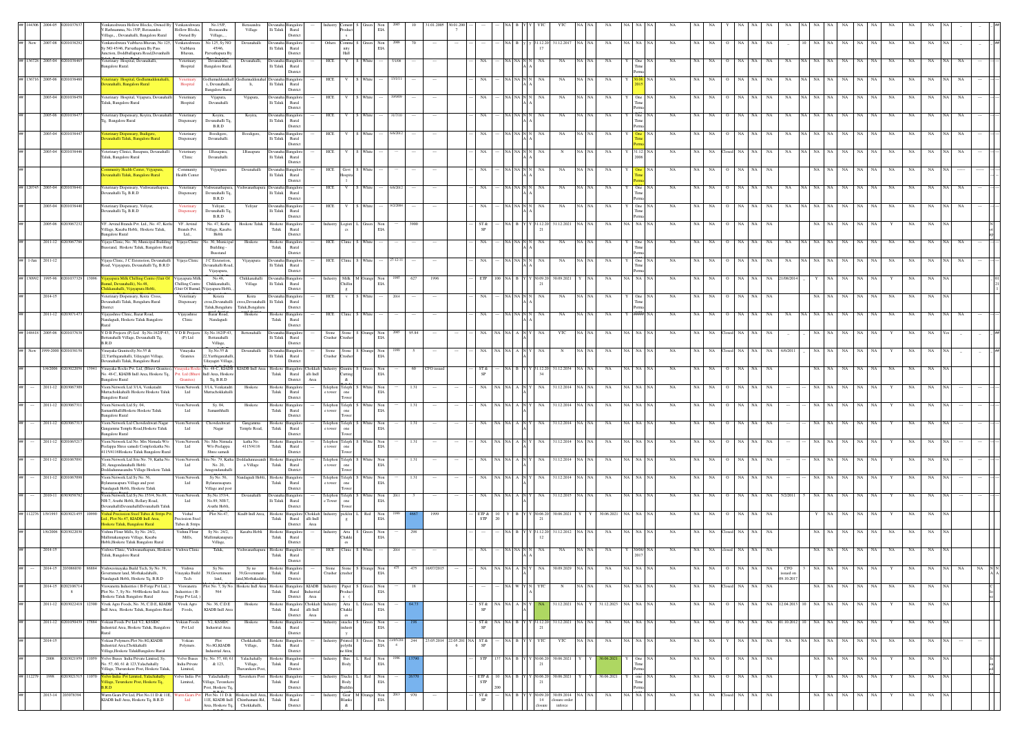| | | | | | | | | | | | | | | | | | | | | | | | | | | | | |
|---|---|---|---|---|---|---|---|---|---|---|---|---|---|---|---|---|---|---|---|---|---|---|---|---|---|---|---|---|
| ## | 144306 | 2004-05 | 0201037637 | Venkateshwara Hollow Blocks, Owned By V.Rathnamma, No.15/P, Bettenahalli Village,., Devanahalli, Bangalore Rural | Venkateshwara Hollow Blocks, Owned By | No.15/P, Bettenahalli Village,., | Bettenahalli Village | Devanahalli Taluk | Bangalore Rural District | Industry | Cement Product | S | Green | Non EIA | 2005 | 10 | 31.01.2005 | 30.01.2005 | --- | NA | B | Y | YTC | YTC | NA | NA | NA | NA |
| ## | New | 2007-08 | 0201036292 | Venkateshwara Vaibhava Bhavan, No.125, Sy NO 45/46, Parvathapura By Pass Junction, Doddballapura Road,Devanahalli | Venkateshwara Vaibhava Bhavan | No.125, Sy NO 45/46, Parvathapura By | Devanahalli | Devanahalli Taluk | Bangalore Rural District | Others | Community Hall | S | Green | Non EIA | 2008 | 70 | --- | --- | --- | NA | B | Y | 31.12.2017 | 31.12.2017 | NA | NA | NA | NA |
| ## | 156728 | 2003-04 | 0201038465 | Veterinary Hospital, Devanahalli, Bangalore Rural. | Veterinary Hospital | Devanahalli, Bangalore Rural | Devanahalli | Devanahalli Taluk | Bangalore Rural District | HCE | V | S | White | --- | 5/1/08 | --- | --- | --- | --- | NA | NA | N | NA | NA | NA | NA | One Time | NA |
| ## | 156716 | 2005-06 | 0201038460 | Veterinary Hospital, Godlumuddenahalli, Devanahalli, Bangalore Rural | Veterinary Hospital | Godlumuddenahalli, Devanahalli, Bangalore Rural | Godlumuddenahalli | Devanahalli Taluk | Bangalore Rural District | HCE | V | S | White | --- | 1/1/11 | --- | --- | --- | --- | NA | NA | N | NA | NA | NA | NA | 30.06.2015 | NA |
| ## | | 2003-04 | 0201038458 | Veterinary Hospital, Vijapura, Devanahalli Taluk, Bangalore Rural | Veterinary Hospital | Vijapura, Devanahalli | Vijapura | Devanahalli Taluk | Bangalore Rural District | HCE | V | S | White | --- | 1/9/09 | --- | --- | --- | --- | NA | NA | N | NA | NA | NA | NA | One Time | NA |
| ## | | 2005-06 | 0201038477 | Veterinary Dispensary, Koyira, Devanahalli Tq, Bangalore Rural | Veterinary Dispensary | Koyira, Devanahalli Tq, B.R.D | Koyira | Devanahalli Taluk | Bangalore Rural District | HCE | V | S | White | --- | 3/17/10 | --- | --- | --- | --- | NA | NA | N | NA | NA | NA | NA | One Time | NA |
| ## | | 2003-04 | 0201038447 | Veterinary Dispensary, Budigere, Devanahalli Taluk, Bangalore Rural | Veterinary Dispensary | Boodigere, Devanahalli | Boodigere | Devanahalli Taluk | Bangalore Rural District | HCE | V | S | White | --- | 6/8/2012 | --- | --- | --- | --- | NA | NA | N | NA | NA | NA | NA | One Time | NA |
| ## | | 2003-04 | 0201038446 | Veterinary Clinic, Basapura, Devanahalli Taluk, Bangalore Rural | Veterinary Clinic | I.Basapura, Devanahalli | I.Basapura | Devanahalli Taluk | Bangalore Rural District | HCE | V | S | White | --- | --- | --- | --- | --- | --- | NA | NA | N | NA | N | NA | NA | 31.12.2006 | NA |
| ## | | | | Community Health Center, Vijayapura, Devanahalli Taluk, Bangalore Rural | Community Health Center | Vijayapura | Devanahalli | Devanahalli Taluk | Bangalore Rural District | HCE | Govt Hospital | S | White | --- | --- | --- | --- | --- | --- | NA | NA | N | NA | NA | NA | NA | One Time | NA |
| ## | 120745 | 2003-04 | 0201038441 | Veterinary Dispensary, Vishwanathapura, Devanahalli Tq, B.R.D | Veterinary Dispensary | Vishwanathapura, Devanahalli Tq, B.R.D | Vishwanathapura | Devanahalli Taluk | Bangalore Rural District | HCE | V | S | White | --- | 6/6/2012 | --- | --- | --- | --- | NA | NA | N | NA | NA | NA | NA | One Time | NA |
| ## | | 2003-04 | 0201038440 | Veterinary Dispensary, Yeliyur, Devanahalli Tq, B.R.D | Veterinary Dispensary | Yeliyur, Devanahalli Tq, B.R.D | Yeliyur | Devanahalli Taluk | Bangalore Rural District | HCE | V | S | White | --- | 9/2/2004 | --- | --- | --- | --- | NA | NA | N | NA | NA | NA | NA | One Time | NA |
| ## | | 2005-06 | 0203067232 | VF. Arvind Brands Pvt. Ltd., No. 47, Kerlu Village, Kasaba Hobli, Hoskote Taluk, Bangalore Rural | VF. Arvind Brands Pvt. Ltd., | No. 47, Kerlu Village, Kasaba Hobli | Hoskote Taluk | Hoskote Taluk | Bangalore Rural District | Industry | Logistics | L | Green | Non EIA | --- | 3900 | --- | --- | ST & SP | NA | B | Y | 31.12.2021 | 31.12.2021 | NA | NA | NA | NA |
| ## | | 2011-12 | 0203067786 | Vijaya Clinic, No. 30, Municipal Building, Busstand, Hoskote Taluk, Bangalore Rural | Vijaya Clinic | No. 30, Municipal Building, Busstand | Hoskote | Hoskote Taluk | Bangalore Rural District | HCE | Clinic | S | White | --- | --- | --- | --- | --- | --- | NA | NA | N | NA | NA | NA | NA | One Time | NA |
| ## | 1-Jun | 2011-12 | | Vijaya Clinic, J C Extenstion, Devanahalli Road, Vijayapura, Devanahalli Tq, B.R.D | Vijaya Clinic | J C Extenstion, Devanahalli Road, Vijayapura | Vijayapura | Devanahalli Taluk | Bangalore Rural District | HCE | Clinic | S | White | --- | 27-12-11 | --- | --- | --- | --- | NA | NA | N | NA | NA | NA | NA | One Time | NA |
| ## | 130992 | 1995-96 | 0201037329 | Vijayapura Milk Chilling Centre (Unit Of Bamul, Devanahalli), No.48, Chikkanahalli, Vijayapura Hobli, | Vijayapura Milk Chilling Centre (Unit Of Bamul) | No.48, Chikkanahalli, Vijayapura Hobli | Chikkanahalli Village | Devanahalli Taluk | Bangalore Rural District | Industry | Milk Chilling | M | Orange | Non EIA | 1995 | 627 | 1996 | --- | ETP | 100 | NA | B | 30.09.2021 | 30.09.2021 | Y | NA | NA | NA |
| ## | | 2014-15 | | Veterinary Dispensary, Koira Cross, Devanahalli Taluk, Bengaluru Rural District | Veterinary Dispensary | Koira cross,Devanahalli Taluk,Bengaluru | Koira cross,Devanahalli Taluk,Bengaluru | Devanahalli Taluk | Bangalore Rural District | HCE | v | S | White | --- | 2014 | --- | --- | --- | --- | NA | NA | N | NA | NA | NA | NA | One Time | NA |
| ## | | 2011-12 | 0203071473 | Vijayashree Clinic, Bazar Road, Nandagudi, Hoskote Taluk Bangalore Rural | Vijayashree Clinic | Bazar Road, Nandagudi | Hoskote | Hoskote Taluk | Bangalore Rural District | HCE | Clinic | S | White | --- | --- | --- | --- | --- | --- | NA | NA | N | NA | NA | NA | NA | ##### | NA |
| ## | 148418 | 2005-06 | 0201037638 | V.D.B Projects (P) Ltd. Sy.No.162/P-43, Bettenahalli Village, Devanahalli Tq, B.R.D | V.D.B Projects (P) Ltd | Sy.No.162/P-43, Bettenahalli Village | Bettenahalli | Devanahalli Taluk | Bangalore Rural District | Stone Crusher | Stone Crusher | S | Orange | Non EIA | 2005 | 95.84 | --- | --- | --- | NA | NA | A | YTC | NA | NA | NA | NA | NA |
| ## | New | 1999-2000 | 0201038158 | Vinayaka Granites Sy.No.55 & 22,Yarthiganahalli, Udayagiri Village, Devanahalli Taluk, Bangalore Rural | Vinayaka Granites | Sy.No.55 & 22,Yarthiganahalli, Udayagiri Village | Devanahalli | Devanahalli Taluk | Bangalore Rural District | Stone Crusher | Stone Crusher | S | Orange | Non EIA | 1999 | 5 | --- | --- | --- | NA | NA | A | NA | N | NA | NA | NA | NA |
| ## | | 1/4/2006 | 0203022056 | Vinayaka Rocks Pvt. Ltd, (Bluer Granites), No. 48-C, KIADB Indl Area, Hoskote Tq, Bangalore Rural | Vinayaka Rocks Pvt. Ltd (Bluer Granites) | No. 48-C, KIADB Indl Area, Hoskote Tq, B.R.D | KIADB Indl Area | Hoskote Taluk | Bangalore Rural District | Chokkahalli Indl Area | Industry | Granite Cutting & | S | Green | Non EIA | --- | 60 | CFO issued | ST & SP | NA | B | Y | 31.12.2034 | 31.12.2034 | NA | NA | NA | NA |
| ## | --- | 2011-12 | 0203067309 | Viom Network Ltd 3/1A, Venkatadri Muttachohnahalli Hoskote Hoskote Taluk Bangalore Rural | Viom Network Ltd | 3/1A, Venkatadri Muttachohnahalli | Hoskote | Hoskote Taluk | Bangalore Rural District | Telephone tower | Telephone Tower | S | White | Non EIA | --- | 1.31 | --- | --- | --- | NA | NA | A | NA | 31.12.2014 | NA | NA | NA | NA |
| ## | --- | 2011-12 | 0203067311 | Viom Network Ltd Sy 04, Samanthalli Hoskote Hoskote Taluk Bangalore Rural | Viom Network Ltd | Sy. 04, Samanthalli | Hoskote | Hoskote Taluk | Bangalore Rural District | Telephone tower | Telephone Tower | S | White | Non EIA | --- | 1.31 | --- | --- | --- | NA | NA | A | NA | 31.12.2014 | NA | NA | NA | NA |
| ## | --- | 2011-12 | 0203067313 | Viom Network Ltd Chowdeshwari Nagar Gangamma Temple Road,Hoskote Taluk Bangalore Rural | Viom Network Ltd | Chowdeshwari Nagar | Gangamma Temple Road, | Hoskote Taluk | Bangalore Rural District | Telephone tower | Telephone Tower | S | White | Non EIA | --- | 1.31 | --- | --- | --- | NA | NA | A | NA | 31.12.2014 | NA | NA | NA | NA |
| ## | --- | 2011-12 | 0203065217 | Viom Network Ltd No. Mrs Nirmala W/o Poolappa Shree samedi Complexkatha No. 4115/4116 Hoskote Taluk Bangalore Rural | Viom Network Ltd | No. Mrs Nirmala W/o Poolappa Shree samedi | katha No. 4115/4116 | Hoskote Taluk | Bangalore Rural District | Telephone tower | Telephone Tower | S | White | Non EIA | --- | 1.31 | --- | --- | --- | NA | NA | A | NA | 31.12.2014 | NA | NA | NA | NA |
| ## | --- | 2011-12 | 0201067091 | Viom Network Ltd Site No. 79, Katha No. 20, Anugondanahalli Hobli Doddadunnasandra Village Hoskote Taluk | Viom Network Ltd | Site No. 79, Katha No. 20, Anugondanahalli | Doddadunnasandra Village | Hoskote Taluk | Bangalore Rural District | Telephone tower | Telephone Tower | S | White | Non EIA | --- | 1.31 | --- | --- | --- | NA | NA | A | NA | 31.12.2014 | NA | NA | NA | NA |
| ## | --- | 2011-12 | 0201067098 | Viom Network Ltd Sy No. 56, Bylanarasapura Village and post Nandagudi Hobli, Hoskote Taluk | Viom Network Ltd | Sy No. 56, Bylanarasapura Village and post | Nandagudi Hobli, | Hoskote Taluk | Bangalore Rural District | Telephone tower | Telephone Tower | S | White | Non EIA | --- | 1.31 | --- | --- | --- | NA | NA | A | NA | 31.12.2014 | NA | NA | NA | NA |
| ## | --- | 2010-11 | 0203058782 | Viom Network Ltd Sy.No.153/4, No.89, NH-7, Avathi Hobli, Bellary Road, DevanahalliDevanahalliDevanahalli Taluk | Viom Network Ltd | Sy.No.153/4, No.89, NH-7, Avathi Hobli, | Devanahalli | Devanahalli Taluk | Bangalore Rural District | Telephone Tower | Telephone Tower | S | White | Non EIA | 2011 | 3 | --- | --- | --- | NA | NA | A | NA | 31.12.2015 | NA | NA | NA | NA |
| ## | 112276 | 1/9/1993 | 0203021455 | Vishal Precission Steel Tubes & Strips Pvt. Ltd., Plot No.47, KIADB Indl Area, Hoskote Taluk, Bangalore Rural | Vishal Precission Steel Tubes & Strips | Plot No.47, | Kiadb Indl Area, | Hoskote Taluk | Bangalore Rural District | Chokkahalli Indl Area | Industry | pickling | L | Red | Non EIA | 1999 | 4667 | 1999 | ETP & STP | 10 / 20 | Y | B | 30.06.2021 | 30.06.2021 | Y | Y | 30.06.2021 | NA |
| ## | | 1/6/2006 | 0203022030 | Vishnu Flour Mills, Sy No. 24/2, Mallimakanapura Village, Kasaba Hobli,Hoskote Taluk Bangalore Rural | Vishnu Flour Mills, | Sy No. 24/2, Mallimakanapura Village, | Kasaba Hobli | Hoskote Taluk | Bangalore Rural District | Industry | Atta Chakki m | S | Green | Non EIA | --- | 298 | --- | --- | --- | NA | B | Y | 31.12.2012 | 31.12.2012 | NA | NA | NA | NA |
| ## | | 2014-15 | | Vishwa Clinic, Vishwanathapura, Hoskote Taluk, Bangalore Rural | Vishwa Clinic | Taluk, | Vishwanathapura | Hoskote Taluk | Bangalore Rural District | HCE | Clinic | S | White | --- | 2014 | --- | --- | --- | --- | NA | NA | N | NA | NA | NA | NA | 30/06/2017 | NA |
| ## | --- | 2014-15 | 2030860301 | Vishwavinayaka Build Tech, Sy No. 39, Government land, Mothakadahalli, Nandagudi Hobli, Hoskote Tq, B.R.D | Vishwa Vinayaka Build Tech | Sy No. 39,Government land, | Sy no 39,Government land,Mothakadaha | Hoskote Taluk | Bangalore Rural District | Stone Crusher | Stone crusher | S | Orange | Non EIA | 475 | 475 | 16/07/2015 | --- | --- | NA | NA | A | NA | 30.09.2029 | NA | NA | NA | NA |
| ## | | 2014-15 | 0202106714 | Visvamitra Industries ( B-Forge Pvt Ltd, ) Plot No. 7, Sy No. 564Hoskote Indl Area Hoskote Taluk Bangalore Rural | Visvamitra Industries ( B-Forge Pvt Ltd, ) | Plot No. 7, Sy No. 564 | Hoskote Indl Area | Hoskote Taluk | Bangalore Rural District | KIADB Industrial Area | Industry | Paper Product s | S | Green | Non EIA | --- | 18 | --- | --- | --- | NA | W | Y | YTC | N | NA | NA | NA | NA |
| ## | | 2011-12 | 0203022418 | Vivek Agro Foods, No. 36, C.D.E, KIADB Indl Area, Hoskote Taluk, Bangalore Rural | Vivek Agro Foods, | No. 36, C.D.E, KIADB Indl Area | Hoskote | Hoskote Taluk | Bangalore Rural District | Chokkahalli Indl Area | Industry | Atta Chakki m | S | Green | Non EIA | --- | 64.73 | --- | ST & SP | NA | NA | A | NA | 31.12.2021 | NA | Y | 31.12.2023 | NA |
| ## | | 2011-12 | 0203050430 | Vokian Foods Pvt Ltd V2, KSSIDC Industrial Area, Hoskote Taluk, Bangalore Rural | Vokian Foods Pvt Ltd | V2, KSSIDC Industrial Area | Hoskote | Hoskote Taluk | Bangalore Rural District | Industry | snacks industry | S | Green | Non EIA | --- | 198 | --- | --- | ST & SP | NA | B | Y | 31.12.2021 | 31.12.2021 | NA | NA | NA | NA |
| ## | | 2014-15 | | Vokian Polymers Plot No.8G,KIADB Industrial Area,Chokkahalli Village,Hoskote TalukBangalore Rural | Vokian Polymers | Plot No.8G,KIADB Industrial Area, | Chokkahalli Village, | Hoskote Taluk | Bangalore Rural District | Industry | Printed polythene film | S | Green | Non EIA | 23/05/2014 | 244 | 23.05.2014 | 22.05.2016 | ST & SP | NA | B | Y | YTC | YTC | NA | NA | NA | NA |
| ## | | 2008 | 0203021959 | Volvo Buses India Private Limited, Sy. No. 57, 60, 61 & 123,Yalachahally Village, Thavarekere Post, Hoskote Taluk, | Volvo Buses India Private Limited, | Sy. No. 57, 60, 61 & 123, | Yalachahally Village, Thavarekere Post, | Hoskote Taluk | Bangalore Rural District | Industry | Bus Body | L | Red | Non EIA | 1996 | 13790 | --- | --- | STP | 137 | NA | B | 30.06.2021 | 30.06.2021 | Y | Y | 30.06.2021 | One Time |
| ## | 112279 | 1998 | 0203021515 | Volvo India Pvt Limited, Yalachahally Village, Tavarekere Post, Hoskote Tq, B.R.D | Volvo India Pvt Limited, | Yalachahally Village, Tavarekere Post, Hoskote Tq, | Tavarekere Post | Hoskote Taluk | Bangalore Rural District | Industry | Trucks Body Building | L | Red | Non EIA | --- | 26370 | --- | --- | ETP & STP | 10 / 200 | NA | B | 30.06.2021 | 30.06.2021 | Y | Y | 30.06.2021 | one Time |
| ## | | 2013-14 | 203078394 | Warm Gears Pvt Ltd, Plot No.11 D & 11E, KIADB Indl Area, Hoskote Tq, B.R.D | Warm Gears Pvt Ltd | Plot No. 11 D & 11E, KIADB Indl Area, Hoskote Tq, | Hoskote Indl Area, Chimthamani Rd, Chokkahalli, | Hoskote Taluk | Bangalore Rural District | Industry | Gear Blanks & | M | Orange | Non EIA | 2013 | 970 | --- | --- | ST & SP | NA | B | Y | 30.09.2014 closure | 30.09.2014 closure order inforce | NA | NA | NA | NA |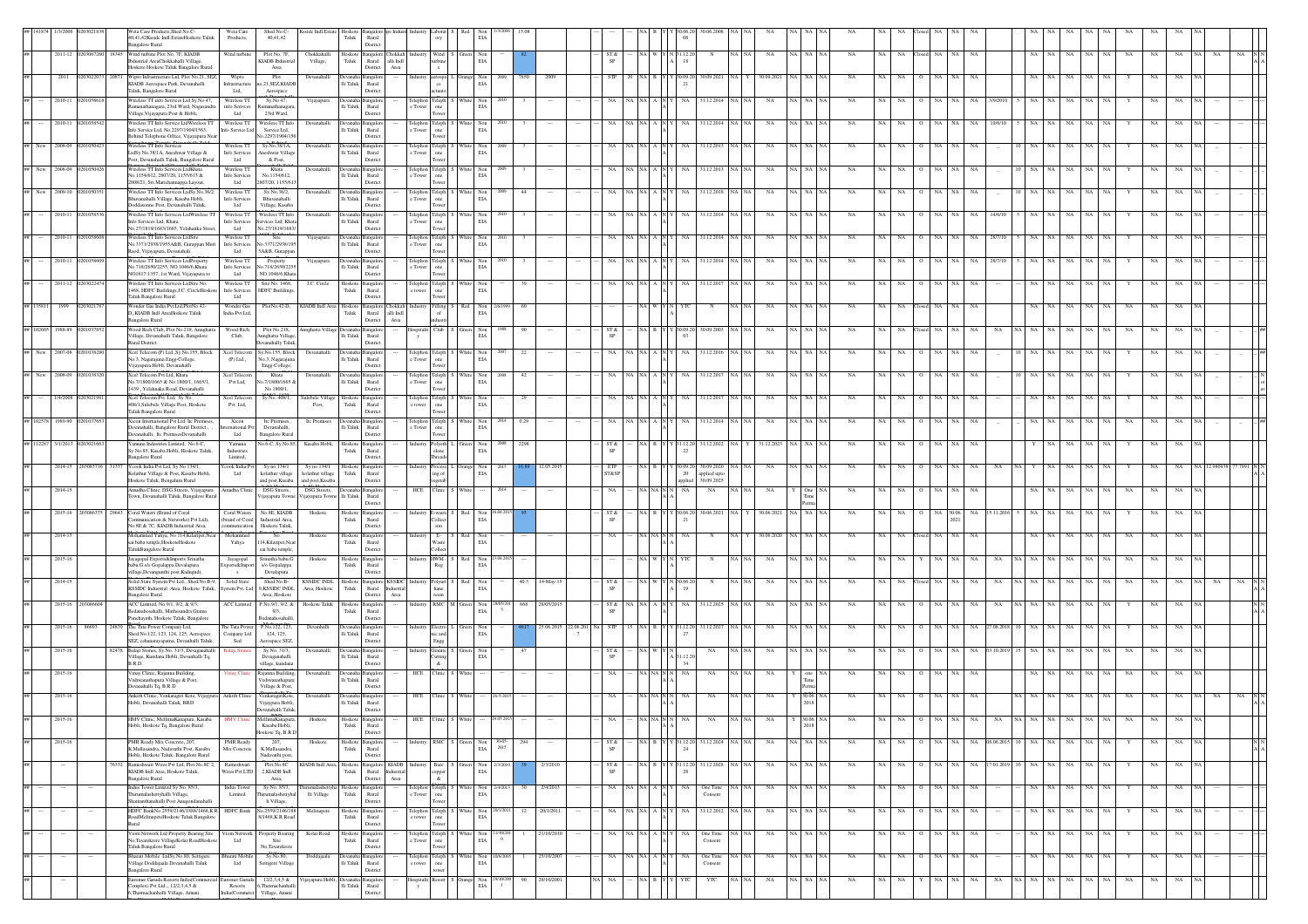| ## | Year | Reg. No. | ID | Name & Address | Occupier | Location | Village | Taluk | District | Area | Activity | Product | Size | Colour | Category | Date of Commissioning | Investment | Validity |
|---|---|---|---|---|---|---|---|---|---|---|---|---|---|---|---|---|---|---|
| 141874 | 1/3/2006 | 0203021838 | | Wata Care Products, Shed No.C-40,41,42Kssidc Indl EstateHoskote Taluk Bangalore Rural | Wata Care Products, | Shed No.C-40,41,42 | Kssidc Indl Estate | Hoskote Taluk | Bangalore Rural | Kssidc Indust | Industry | Labora ory | S | Red | Non EIA | 1/3/2006 | 15.08 | 30.06.2008 |
| ## | 2011-12 | 0203067260 | 18345 | Wind turbine Plot No. 7F, KIADB Industrial AreaChokkahalli Village, Hoskote Hoskote Taluk Bangalore Rural | Wind turbine | Plot No. 7F, KIADB Industrial Area | Chokkahalli Village, | Hoskote Taluk | Bangalore Rural | Chokkah alli Indl Area | Industry | Wind turbine | S | Green | Non EIA | | 82 | 31.12.20 18 |
| ## | 2011 | 0203022073 | 20871 | Wipro Infrastructure Ltd, Plot No.21, SEZ, KIADB Aerospace Park, Devanahalli Taluk, Bangalore Rural | Wipro Infrastructure Ltd, | Plot no.21,SEZ,KIADB Aerospace | Devanahalli | Devanaha lli Taluk | Bangalore Rural | | Industry | Aerospa ce actuato | L | Orange | Non EIA | 2009 | 7850 | 30.09.2021 |
| ## | 2010-11 | 0201056618 | | Wireless TT info Service Ltd Sy.No.47, Ramanathanagara, 23rd Ward, Nagasandra Village,Vijayapura Post & Hobli, | Wireless TT info Service Ltd | Sy.No.47, Ramanathanagara, 23rd Ward, | Vijayapura | Devanaha lli Taluk | Bangalore Rural | | Telephon e Tower | Teleph one Tower | S | White | Non EIA | 2010 | 3 | 31.12.2014 |
| ## | 2010-11 | 0201056542 | | Wireless TT Info Service LtdWireless TT Info Service Ltd, No.2297/1904/1563, Behind Telephone Office, Vijayapura Near | Wireless TT Info Service Ltd | Wireless TT Info Service Ltd, No.2297/1904/156 | Devanahalli | Devanaha lli Taluk | Bangalore Rural | | Telephon e Tower | Teleph one Tower | S | White | Non EIA | 2010 | 3 | 31.12.2014 |
| ## New | 2008-09 | 0201050423 | | Wireless TT Info Services LtdSy.No.38/1A, Aneshwar Village & Post, Devanahalli Taluk, Bangalore Rural | Wireless TT Info Services Ltd | Sy.No.38/1A, Aneshwar Village & Post, | Devanahalli | Devanaha lli Taluk | Bangalore Rural | | Telephon e Tower | Teleph one Tower | S | White | Non EIA | 2009 | 3 | 31.12.2013 |
| ## New | 2008-09 | 0201050426 | | Wireless TT Info Services Ltd No.1154/612, 2807/20, 1155/613 & 2808/21, Sri Marichannagiya Layout, | Wireless TT Info Services Ltd | Khata No.1154/612, 2807/20, 1155/613 | Devanahalli | Devanaha lli Taluk | Bangalore Rural | | Telephon e Tower | Teleph one Tower | S | White | Non EIA | 2009 | 3 | 31.12.2013 |
| ## New | 2009-10 | 0201050351 | | Wireless TT Info Services LtdSy.No.96/2, Bhuvanahalli Village, Kasaba Hobli, Doddasonne Post, Devanahalli Taluk, | Wireless TT Info Services Ltd | Sy.No.96/2, Bhuvanahalli Village, Kasaba | Devanahalli | Devanaha lli Taluk | Bangalore Rural | | Telephon e Tower | Teleph one Tower | S | White | Non EIA | 2009 | 44 | 31.12.2018 |
| ## | 2010-11 | 0201058536 | | Wireless TT Info Services LtdWireless TT Info Services Ltd, Khata No.27/1819/1665/1665, Yelahanka Street, | Wireless TT Info Services Ltd | Wireless TT Info Services Ltd, Khata No.27/1819/1665/ | Devanahalli | Devanaha lli Taluk | Bangalore Rural | | Telephon e Tower | Teleph one Tower | S | White | Non EIA | 2010 | 3 | 31.12.2014 |
| ## | 2010-11 | 0201058608 | | Wireless TT Info Services LtdSite No.3371/2938/1955A&B, Gurappan Mutt Road, Vijayapura, Devanahalli | Wireless TT Info Services Ltd | Site No.3371/2938/195 5A&B, Gurappan | Vijayapura | Devanaha lli Taluk | Bangalore Rural | | Telephon e Tower | Teleph one Tower | S | White | Non EIA | 2010 | 3 | 31.12.2014 |
| ## | 2010-11 | 0201058609 | | Wireless TT Info Services LtdProperty No.718/2650/2255, NO.1046/6,Khata NO1617/1357, 1st Ward, Vijayapura to | Wireless TT Info Services Ltd | Property No.718/2650/2255 , NO.1046/6,Khata | Vijayapura | Devanaha lli Taluk | Bangalore Rural | | Telephon e Tower | Teleph one Tower | S | White | Non EIA | 2010 | 3 | 31.12.2014 |
| ## | 2011-12 | 0203022474 | | Wireless TT info Services LtdSite No. 1468, HDFC Building,J.C. CircleHoskote Taluk Bangalore Rural | Wireless TT Info Services Ltd | Site No. 1468, HDFC Building, | J.C. Circle | Hoskote Taluk | Bangalore Rural | | Telephon e tower | Teleph one Tower | S | White | Non EIA | | 39 | 31.12.2017 |
| ## 135811 | 1999 | 0203021787 | | Wonder Gas India Pvt.Ltd,Plot No.42-D,,KIADB Indl AreaHoskote Taluk Bangalore Rural | Wonder Gas India Pvt.Ltd, | PlotNo.42-D, | KIADB Indl Area | Hoskote Taluk | Bangalore Rural | Chokkah alli Indl Area | Industry | Filling of industri | S | Red | Non EIA | 2/8/1999 | 60 | N |
| ## 102605 | 1988-89 | 0201037852 | | Wood Rich Club, Plot No.218, Annghatta Village, Devanahalli Taluk, Bangalore Rural District. | Wood Rich Club, | Plot No.218, Annghatta Village, Devanahalli Taluk | Annghatta Village | Devanaha lli Taluk | Bangalore Rural | | Hospitalit y | Club | S | Green | Non EIA | 1988 | 90 | 30.09.2003 |
| ## New | 2007-08 | 0201038290 | | Xcel Telecom (P) Ltd.,Sy.No.155, Block No.3, Nagarajuna Engg-College, Vijayapura Hobli, Devanahalli | Xcel Telecom (P) Ltd., | Sy.No.155, Block No.3, Nagarajuna Engg-College, | Devanahalli | Devanaha lli Taluk | Bangalore Rural | | Telephon e Tower | Teleph one Tower | S | White | Non EIA | 2007 | 22 | 31.12.2016 |
| ## New | 2008-09 | 0201038320 | | Xcel Telecom Pvt Ltd, Khata No.7/1800/1665 & No 1800/1, 1665/1, 1439 , Yelahanka Road, Devanahalli | Xcel Telecom Pvt Ltd, | Khata No.7/1800/1665 & No 1800/1, | Devanahalli | Devanaha lli Taluk | Bangalore Rural | | Telephon e Tower | Teleph one Tower | S | White | Non EIA | 2008 | 42 | 31.12.2017 |
| ## | 1/4/2008 | 0203021981 | | Xcel Telecom Pvt. Ltd, Sy.No. 408/1,Sulebele Village Post, Hoskote Taluk Bangalore Rural | Xcel Telecom Pvt. Ltd, | Sy.No. 408/1, | Sulebele Village Post, | Hoskote Taluk | Bangalore Rural | | Telephon e tower | Teleph one Tower | S | White | Non EIA | | 29 | 31.12.2017 |
| ## 102578 | 1989-90 | 0201037653 | | Xecon International Pvt Ltd. Ilc Premises, Devanahalli, Bangalore Rural District , , , Devanahalli, Ilc PremisesDevanahalli | Xecon International Pvt Ltd | Ilc Premises, Devanahalli, Bangalore Rural | Ilc Premises | Devanaha lli Taluk | Bangalore Rural | | Telephon e Tower | Teleph one Tower | S | White | Non EIA | 2004 | 0.29 | 31.12.2014 |
| ## 112267 | 3/1/2013 | 0203021663 | | Yamuna Industries Limited, No.6-C, Sy.No.85, Kasaba Hobli, Hoskote Taluk, Bangalore Rural | Yamuna Industries Limited, | No.6-C, Sy.No.85, | Kasaba Hobli, | Hoskote Taluk | Bangalore Rural | | Industry | Polyeth ylene Threads | L | Green | Non EIA | 2008 | 2298 | 31.12.2022 |
| ## | 2014-15 | 203085716 | 31537 | Ycook India Pvt Ltd, Sy.No 134/1, Kolathur Village & Post, Kasaba Hobli, Hoskote Taluk, Bengaluru Rural | Ycook India Pvt Ltd | Sy.no 134/1 kolathur village and post,Kasaba | Sy.no 134/1 kolathur village and post,Kasaba | Hoskote Taluk | Bangalore Rural | | Industry | Process ing of vegetab | L | Orange | Non EIA | 2015 | 16.89 | 30.09.2020 applied upto 30.09.2025 |
| ## | 2014-15 | | | Amudha Clinic, DSG Streets, Vijayapura Town, Devanahalli Taluk, Bangalore Rural | Amudha Clinic | DSG Streets, Vijayapura Town | DSG Streets, Vijayapura Town | Devanaha lli Taluk | Bangalore Rural | | HCE | Clinic | S | White | | 2014 | | NA |
| ## | 2015-16 | 203086375 | 29643 | Coral Waters (Brand of Coral Communication & Networks) Pvt Ltd), No.8E & 7C, KIADB Industrial Area, | Coral Waters (brand of Coral communication | No 8E, KIADB Industrial Area, Hoskote Taluk, | Hoskote | Hoskote Taluk | Bangalore Rural | | Industry | E-waste Collect ion | S | Red | Non EIA | 16.04.2015 | 89 | 30.06.2021 |
| ## | 2014-15 | | | Mohammed Yahya, No.114,Kilaripet,Near sai baba temple,HoskoteHoskote TalukBangalore Rural | Mohammed Yahya | No-114,Kilaripet,Near sai baba temple, | Hoskote | Hoskote Taluk | Bangalore Rural | | Industry | E-Waste Collect | S | Red | Non EIA | | | NA |
| ## | 2015-16 | | | Jayagopal ExportsImports Srinatha baba.G s/o Gopalappa Devalapura village,Devanganthi post,Kadugudi, | Jayagopal ExportsImports | Srinatha baba.G s/o Gopalappa Devalapura | Hoskote | Hoskote Taluk | Bangalore Rural | | Industry | DWM Reg | S | Red | Non EIA | 23.04.2015 | | N |
| ## | 2014-15 | | | Solid State System Pvt Ltd., Shed No.B-9, KSSIDC Industrial Area, Hoskote Taluk, Bangalore Rural | Solid State System Pvt. Ltd. | Shed No.B-9,KSSIDC INDL Area, Hoskote | KSSIDC INDL Area, Hoskote | Hoskote Taluk | Bangalore Rural | KSSIDC Industrial Area | Industry | Polyuret hane resin | S | Red | Non EIA | | 40.3 | 14-May-15 | N |
| ## | 2015-16 | 203086604 | | ACC Limited, No.9/1, 8/2, & 9/3, Bedanahosahalli, Muthsandra Grama Panchayath, Hoskote Taluk, Bangalore | ACC Limited | P.No.9/1, 8/2, & 9/3, Bedanahosahalli, | Hoskote Taluk | Hoskote Taluk | Bangalore Rural | | Industry | RMC | M | Green | Non EIA | 28/05/2015 | 668 | 28/05/2015 | 31.12.2025 |
| ## | 2015-16 | 86693 | 24839 | The Tata Power Company Ltd, Shed No.122, 123, 124, 125, Aerospace SEZ, cchanarayapatna, Devanhalli Taluk, | The Tata Power Company Ltd, Sed | P.No.122, 123, 124, 125, Aerospace SEZ, | Devanhalli | Devanaha lli Taluk | Bangalore Rural | | Industry | Electro nic and Engg | L | Orange | Non EIA | | 4617 | 25.06.2015 | 31.12.2027 |
| ## | 2015-16 | | 62478 | Balaji Stones, Sy.No. 31/3, Devaganahalli Village, Kundana Hobli, Devanhalli Tq, B.R.D. | Balaji Stones | Sy.No. 31/3, Devaganahalli village, kundana | Devanhalli | Devanaha lli Taluk | Bangalore Rural | | Industry | Granite Cutting & | S | Green | Non EIA | | 47 | | 31.12.20 34 |
| ## | 2015-16 | | | Vinay Clinic, Rajanna Building, Vishwanathapura Village & Post, Devanahalli Tq, B.R.D | Vinay Clinic | Rajanna Building, Vishwanathapura Village & Post, | Devanahalli | Devanaha lli Taluk | Bangalore Rural | | HCE | Clinic | S | White | | | | NA |
| ## | 2015-16 | | | Ankith Clinic, Venkatagiri Kote, Vijaypura Hobli, Devenahalli Taluk, BRD | Ankith Clinic | VenkatagiriKote, Vijaypura Hobli, Devenahalli Taluk, | Devanahalli | Devanaha lli Taluk | Bangalore Rural | | HCE | Clinic | S | White | | 26-5-2015 | | NA |
| ## | 2015-16 | | | HMV Clinic, MellimaKanapura, Kasaba Hobli, Hoskote Tq, Bangalore Rural | HMV Clinic | MellimaKanapura, Kasaba Hobli, Hoskote Tq, B.R.D | Hoskote | Hoskote Taluk | Bangalore Rural | | HCE | Clinic | S | White | | 29.05.2015 | | NA |
| ## | 2015-16 | | | PMR Ready Mix Concrete, 207, K.Mallasandra, Nadavathi Post, Kasaba Hobli, Hoskote Taluk, Bangalore Rural | PMR Ready Mix Concrete | 207, K.Mallasandra, Nadavathi post, | Hoskote | Hoskote Taluk | Bangalore Rural | | Industry | RMC | S | Green | Non EIA | 30-05-2015 | 294 | | 31.12.2024 |
| ## | — | — | 76332 | Rameshwari Wires Pvt Ltd, Plot No.8C 2, KIADB Indl Area, Hoskote Taluk, Bangalore Rural | Rameshwari Wires Pvt LTD | Plot No.8C 2,KIADB Indl Area, | KIADB Indl Area, | Hoskote Taluk | Bangalore Rural | KIADB Industrial Area | Industry | Bare copper & | S | Green | Non EIA | 2/3/2010 | 39 | 2/3/2010 | 31.12.2028 |
| ## | — | — | | Indus Tower Limited Sy No. 85/3, Thirumalashettyhalli Village, Shamanthanahalli Post Anugondanahalli | Indus Tower Limited | Sy No. 85/3, Thirumalashettyhal li Village, | Thimmalashettyha lli Village | Hoskote Taluk | Bangalore Rural | | Telephon e Tower | Teleph one Tower | S | White | Non EIA | 2/4/2013 | 30 | 2/4/2013 | One Time Consent |
| ## | — | — | | HDFC BankNo.2559/2146/1888/1468,K.R RoadMelinapeteHoskote Taluk Bangalore Rural | HDFC Bank | No.2559/2146/188 8/1468,K.R Road | Melinapete | Hoskote Taluk | Bangalore Rural | | Telephon e tower | Teleph one Tower | S | White | Non EIA | 20/1/2011 | 12 | 20/1/2011 | 31.12.2012 |
| ## | — | — | | Viom Network Ltd Property Bearing Site No.Tavarekere VillageKolar RoadHoskote Taluk Bangalore Rural | Viom Network Ltd | Property Bearing Site No.Tavarekere | Kolar Road | Hoskote Taluk | Bangalore Rural | | Telephon e Tower | Teleph one Tower | S | White | Non EIA | 21/10/2010 | 1 | 21/10/2010 | One Time Consent |
| ## | — | — | | Bharati Mobile LtdSy.No.80, Settigere Village Doddajala Devanahalli Taluk Bangalore Rural | Bharati Mobile Ltd | Sy.No.80, Settigere Village | Doddajala | Devanaha lli Taluk | Bangalore Rural | | Telephon e tower | Teleph one tower | S | White | Non EIA | 16/6/2005 | 1 | 25/10/2007 | One Time Consent |
| ## | — | — | | Euromar Garuda Resorts IndiaCommercial Complex) Pvt Ltd., 12/2,3,4,5 & 6,Thannachanhalli Village, Amani | Euromar Garuda Resorts IndiaCommerci | 12/2,3,4,5 & 6,Thannachanhalli Village, Amani | Vijayapura Hobli, | Devanaha lli Taluk | Bangalore Rural | | Hospitalit y | Resort | S | Orange | Non EIA | 28/10/200 1 | 90 | 20/10/2001 | YTC |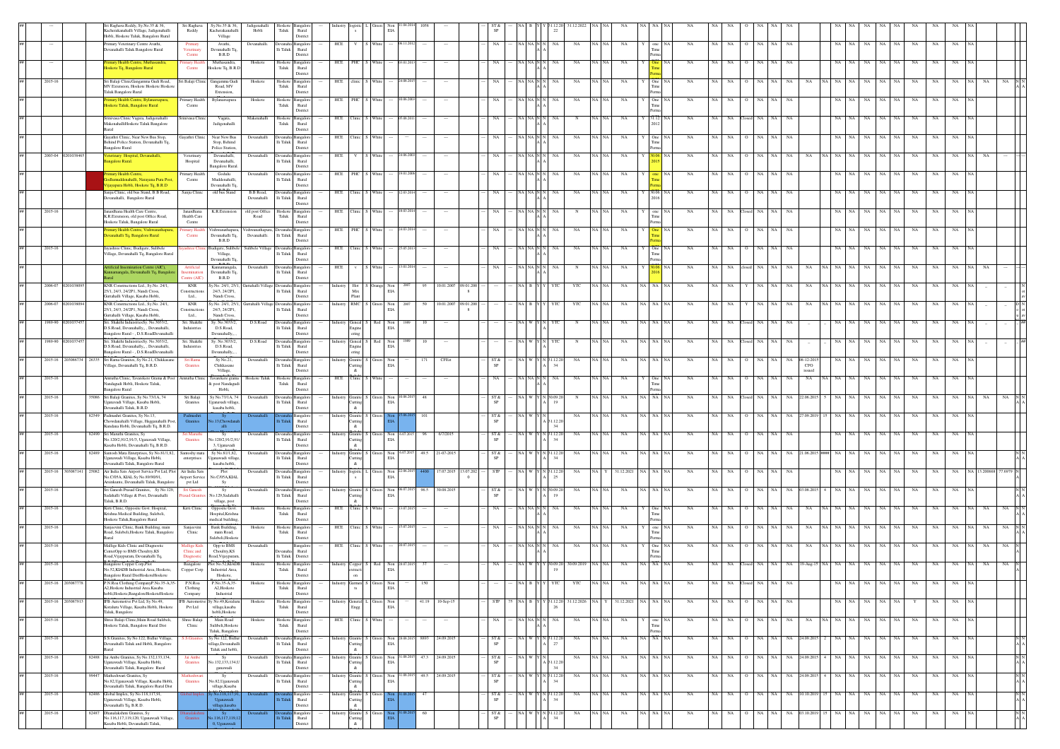| ## | | | Sri Raghava Reddy, Sy.No.35 & 36, Kacherakanahalli Village, Jadigenahalli Hobli, Hoskote Taluk, Bangalore Rural | Sri Raghava Reddy | Sy.No.35 & 36, Kacherakanahalli Village | Jadigenahalli Hobli | Hoskote Taluk | Bangalore Rural District | | Industry | logistics | L | Green | Non EIA | 11.04.2014 | 1058 | | | | ST & SP | | NA | B | Y | Y | 31.12.2022 | 31.12.2022 | NA | NA | NA | NA | NA | NA | NA | NA | O | NA | NA | NA | | NA | NA | NA | NA | NA | NA | NA | NA | NA |
|---|---|---|---|---|---|---|---|---|---|---|---|---|---|---|---|---|---|---|---|---|---|---|---|---|---|---|---|---|---|---|---|---|---|---|---|---|---|---|---|---|---|---|---|---|---|---|---|---|---|
| ## | | | Primary Veterinary Centre Avathi, Devanahalli Taluk Bangalore Rural | Primary Veterinary Centre | Avathi, Devanahalli Tq, B.R.D | Devanahalli | Devanahalli Taluk | Bangalore Rural District | | HCE | V | S | White | | 08.11.2012 | | | | | NA | | NA | NA | N | N | NA | NA | NA | NA | NA | Y | one Time Permanent | NA | NA | NA | O | NA | NA | NA | | NA | NA | NA | NA | NA | NA | NA | NA | NA |
| ## | | | Primary Health Centre, Muthasandra, Hoskote Tq, Bangalore Rural | Primary Health Centre | Muthasandra, Hoskote Tq, B.R.D | Hoskote | Hoskote Taluk | Bangalore Rural District | | HCE | PHC | S | White | | 01.01.2015 | | | | | NA | | NA | NA | N | N | NA | NA | NA | NA | NA | Y | One Time Permanent | NA | NA | NA | O | NA | NA | NA | | NA | NA | NA | NA | NA | NA | NA | NA | NA |
| ## | 2015-16 | | Sri Balaji Clinic Gangamma Gudi Road, MV Extension, Hoskote Hoskote Taluk Bangalore Rural | Sri Balaji Clinic | Gangamma Gudi Road, MV Extension, | Hoskote | Hoskote Taluk | Bangalore Rural District | | HCE | clinic | S | White | | 24.08.2015 | | | | | NA | | NA | NA | N | N | NA | NA | NA | NA | NA | Y | One Time Permanent | NA | NA | NA | O | NA | NA | NA | NA | NA | NA | NA | NA | NA | NA | NA | NA | NA |
| ## | | | Primary Health Centre, Bylanarsapura, Hoskote Taluk, Bangalore Rural | Primary Health Centre | Bylanarsapura | Hoskote | Hoskote Taluk | Bangalore Rural District | | HCE | PHC | S | White | | 01.06.2005 | | | | | NA | | NA | NA | N | N | NA | NA | NA | NA | NA | Y | One Time Permanent | NA | NA | NA | O | NA | NA | NA | | NA | NA | NA | NA | NA | NA | NA | NA | NA |
| ## | | | Srinivasa Clinic Vagata, Jadigenahalli Makenahalli Hoskote Taluk Bangalore Rural | Srinivasa Clinic | Vagata, Jadigenahalli | Makenahalli | Hoskote Taluk | Bangalore Rural District | | HCE | Clinic | S | White | | 05.08.2011 | | | | | NA | | NA | NA | N | N | NA | N | NA | NA | NA | Y | 31.12.2012 | NA | NA | NA | Closed | NA | NA | NA | | NA | NA | NA | NA | NA | NA | NA | NA | NA |
| ## | | | Gayathri Clinic, Near New Bus Stop, Behind Police Station, Devanahalli Tq, Bangalore Rural | Gayathri Clinic | Near New Bus Stop, Behind Police Station, | Devanahalli | Devanahalli Taluk | Bangalore Rural District | | HCE | Clinic | S | White | | | | | | | NA | | NA | NA | N | N | NA | NA | NA | NA | NA | Y | One Time Permanent | NA | NA | NA | O | NA | NA | NA | | NA | NA | NA | NA | NA | NA | NA | NA | NA |
| ## | 2003-04 | 0201038465 | Veterinary Hospital, Devanahalli, Bangalore Rural. | Veterinary Hospital | Devanahalli, Devanahalli, Bangalore Rural | Devanahalli | Devanahalli Taluk | Bangalore Rural District | | HCE | V | S | White | | 24.06.2003 | | | | | NA | | NA | NA | N | N | NA | NA | NA | NA | NA | Y | 30.06.2015 | NA | NA | NA | O | NA | NA | NA | NA | NA | NA | NA | NA | NA | NA | NA | NA | NA |
| ## | | | Primary Health Centre, Godlumuddenahalli, Narayana Pura Post, Vijayapura Hobli, Hoskote Tq, B.R.D | Primary Health Centre | Godalu Muddenahalli, Devanahalli Tq, B.R.D | Devanahalli | Devanahalli Taluk | Bangalore Rural District | | HCE | PHC | S | White | | 19.01.2006 | | | | | NA | | NA | NA | N | N | NA | NA | NA | NA | NA | Y | one Time Permanent | NA | NA | NA | O | NA | NA | NA | | NA | NA | NA | NA | NA | NA | NA | NA | NA |
| ## | | | Sanju Clinic, old bus Stand, B.B Road, Devanahalli, Bangalore Rural | Sanju Clinic | old bus Stand | B.B Road, Devanahalli | Devanahalli Taluk | Bangalore Rural District | | HCE | Clinic | S | White | | 12.03.2014 | | | | | NA | | NA | NA | N | N | NA | NA | NA | NA | NA | Y | 30.06.2016 | NA | NA | NA | O | NA | NA | NA | | NA | NA | NA | NA | NA | NA | NA | NA | NA |
| ## | 2015-16 | | Janardhana Health Care Centre, K.R.Extension, old post Office Road, Hoskote Taluk, Bangalore Rural | Janardhana Health Care Centre | K.R.Extension | old post Office Road | Hoskote Taluk | Bangalore Rural District | | HCE | Clinic | S | White | | 16.03.2014 | | | | | NA | | NA | NA | N | N | NA | N | NA | NA | NA | Y | one Time Permanent | NA | NA | NA | Closed | NA | NA | NA | | NA | NA | NA | NA | NA | NA | NA | NA | NA |
| ## | | | Primary Health Centre, Vishwanathapura, Devanahalli Tq, Bangalore Rural | Primary Health Centre | Vishwanathapura, Devanahalli Tq, B.R.D | Vishwanathapura, Devanahalli | Devanahalli Taluk | Bangalore Rural District | | HCE | PHC | S | White | | 24.03.2014 | | | | | NA | | NA | NA | N | N | NA | NA | NA | NA | NA | Y | One Time Permanent | NA | NA | NA | O | NA | NA | NA | | NA | NA | NA | NA | NA | NA | NA | NA | NA |
| ## | 2015-16 | | Jayashree Clinic, Budigere, Sulibele Village, Devanahalli Tq, Bangalore Rural | Jayashree Clinic | Budigere, Sulibele Village, Devanahalli Tq, | Sulibele Village | Devanahalli Taluk | Bangalore Rural District | | HCE | Clinic | S | White | | 25.03.2013 | | | | | NA | | NA | NA | N | N | NA | NA | NA | NA | NA | Y | One Time Permanent | NA | NA | NA | O | NA | NA | NA | | NA | NA | NA | NA | NA | NA | NA | NA | NA |
| ## | | | Artificial Insemination Centre (AIC), Kannamangala, Devanahalli Tq, Bangalore Rural | Artificial Insemination Centre (AIC) | Kannamangala, Devanahalli Tq, B.R.D | Devanahalli | Devanahalli Taluk | Bangalore Rural District | | HCE | v | S | White | | 13.01.2014 | | | | | NA | | NA | NA | N | N | NA | N | NA | NA | NA | Y | 30.06.2018 | NA | NA | NA | closed | NA | NA | NA | NA | NA | NA | NA | NA | NA | NA | NA | NA | NA |
| ## | 2006-07 | 0201038095 | KNR Constructions Ltd., Sy.No. 24/1, 25/1, 24/3, 24/2P1, Nandi Cross, Gattahalli Village, Kasaba Hobli, | KNR Constructions Ltd., | Sy.No. 24/1, 25/1, 24/3, 24/2P1, Nandi Cross, | Gattahalli Village | Devanahalli Taluk | Bangalore Rural District | | Industry | Hot Mix Plant | S | Orange | Non EIA | 2007 | 95 | 10.01.2007 | 09.01.2008 | | | | NA | B | Y | Y | YTC | YTC | NA | NA | NA | NA | NA | NA | NA | NA | Y | NA | NA | NA | NA | NA | NA | NA | NA | NA | NA | - | - |
| ## | 2006-07 | 0201038094 | KNR Constructions Ltd., Sy.No. 24/1, 25/1, 24/3, 24/2P1, Nandi Cross, Gattahalli Village, Kasaba Hobli, | KNR Constructions Ltd., | Sy.No. 24/1, 25/1, 24/3, 24/2P1, Nandi Cross, | Gattahalli Village | Devanahalli Taluk | Bangalore Rural District | | Industry | RMC | S | Green | Non EIA | 2007 | 50 | 10.01.2007 | 09.01.2008 | | | | NA | B | Y | Y | YTC | YTC | NA | NA | NA | NA | NA | NA | NA | NA | Y | NA | NA | NA | NA | NA | NA | NA | NA | NA | NA | - | - |
| ## | 1989-90 | 0201037457 | Sri. Shakthi Industries Sy. No.3033/2, D.S.Road, Devanahally,, Devanahalli, Bangalore Rural - , D.S.Road Devanahalli | Sri. Shakthi Industries | Sy. No.3033/2, D.S.Road, Devanahally,, | D.S.Road | Devanahalli Taluk | Bangalore Rural District | | Industry | General Engineering | S | Red | Non EIA | 1989 | 10 | | | | | | NA | W | Y | N | YTC | N | NA | NA | NA | NA | NA | NA | NA | NA | Closed | NA | NA | NA | | .. | .. | NA | NA | NA | NA | .. | .. |
| ## | 1989-90 | 0201037457 | Sri. Shakthi Industries Sy. No.3033/2, D.S.Road, Devanahally,, Devanahalli, Bangalore Rural - , D.S.Road Devanahalli | Sri. Shakthi Industries | Sy. No.3033/2, D.S.Road, Devanahally,, | D.S.Road | Devanahalli Taluk | Bangalore Rural District | | Industry | General Engineering | S | Red | Non EIA | 1989 | 10 | | | | | | NA | W | Y | N | YTC | N | NA | NA | NA | NA | NA | NA | NA | NA | Closed | NA | NA | NA | | .. | .. | NA | NA | NA | NA | .. | .. |
| ## | 2015-16 | 203086734 | 26355 Sri Rama Granites, Sy.No.21, Chikkasane Village, Devanahalli Tq, B.R.D. | Sri Rama Granites | Sy.No.21, Chikkasane Village, | Devanahalli | Devanahalli Taluk | Bangalore Rural District | | Industry | Granite Cutting & | S | Green | Non EIA | | 171 | CFEst | | | ST & SP | | NA | W | Y | N | 31.12.2034 | NA | NA | NA | NA | NA | NA | NA | NA | NA | O | NA | NA | NA | 06-12-2015 CFO issued | | NA | NA | NA | NA | NA | NA | NA |
| ## | 2015-16 | | Amrutha Clinic, Tavarekere Grama & Post Nandagudi Hobli, Hoskote Taluk, Bangalore Rural | Amrutha Clinic | Tavarekere grama & post Nandagudi Hobli, | Hoskote Taluk | Hoskote Taluk | Bangalore Rural District | | HCE | Clinic | S | White | | | | | | | NA | | NA | NA | N | N | NA | NA | NA | NA | NA | Y | One Time Permanent | NA | NA | NA | O | NA | NA | NA | NA | NA | NA | NA | NA | NA | NA | NA | NA | NA |
| ## | 2015-16 | | 35086 Sri Balaji Granites, Sy.No.73/1A, 74 Uganavadi Village, Kasaba Hobli, Devanahalli Taluk, B.R.D | Sri Balaji Granites | Sy.No.73/1A, 74 Uganavadi village, kasaba hobli, | Devanahalli | Devanahalli Taluk | Bangalore Rural District | | Industry | Granite Cutting & | S | Green | Non EIA | 10.06.2015 | 48 | | | | ST & SP | | NA | W | Y | N | 30.09.2019 | N | NA | NA | NA | NA | NA | NA | NA | NA | Closed | NA | NA | NA | 22.06.2015 | 5 | NA | NA | NA | NA | NA | NA | NA |
| ## | 2015-16 | | 82549 Padmashri Granites, Sy.No.13, Chowdanahalli Village, Hegganahalli Post, Kundana Hobli, Devanahalli Tq, B.R.D | Padmashri Granites | Sy No.13,Chowdanahalli | Devanahalli | Devanahalli Taluk | Bangalore Rural District | | Industry | Granite Cutting & | S | Green | Non EIA | 15.06.2015 | 101 | | | | ST & SP | | NA | W | Y | N | 31.12.2034 | NA | NA | NA | NA | NA | NA | NA | NA | NA | O | NA | NA | NA | 27.09.2019 | 15 | NA | NA | NA | NA | NA | NA | NA |
| ## | 2015-16 | | 82490 Sri Maruthi Granites, Sy No.120/2,91/2,91/3, Uganavadi Village, Kasaba Hobli, Devanahalli Tq, B.R.D | Sri Maruthi Granites | Sy No.120/2,91/2,91/3, Uganavadi | Devanahalli | Devanahalli Taluk | Bangalore Rural District | | Industry | Granite Cutting & | S | Green | Non EIA | 6.07.2015 | 96 | 6/7/2015 | | | ST & SP | | NA | W | Y | N | 31.12.2034 | NA | NA | NA | NA | NA | NA | NA | NA | NA | O | NA | NA | NA | | | NA | NA | NA | NA | NA | NA | NA |
| ## | 2015-16 | | 82489 Santosh Mata Enterprises, Sy No.81/1,82, Uganavadi Village, Kasaba Hobli, Devanahalli Taluk, Bangalore Rural | Santoshy mata enterprises | Sy No.81/1,82, Uganavadi village, kasaba hobli, | Devanahalli | Devanahalli Taluk | Bangalore Rural District | | Industry | Granite Cutting & | S | Green | Non EIA | 21.07.2015 | 49.5 | 21-07-2015 | | | ST & SP | | NA | W | Y | N | 31.12.2034 | NA | NA | NA | NA | NA | NA | NA | NA | NA | O | NA | NA | NA | 21.06.2015 | #### | NA | NA | NA | NA | NA | NA | NA |
| ## | 2015-16 | 303087141 | 25062 Air India Sats Airport Service Pvt Ltd, Plot No.C9/5A,KIAL,Sy.No.80/90/91, Arasikunte, Devanahalli Taluk, Bangalore | Air India Sats Airport Service pvt Ltd | Plot No.C9/5A,KIAL, Sy | Devanahalli | Devanahalli Taluk | Bangalore Rural District | | Industry | logistics | L | Green | Non EIA | 22.06.2015 | 4400 | 17.07.2015 | 13.07.2020 | | STP | | NA | W | Y | N | 31.12.2025 | NA | NA | Y | 31.12.2021 | NA | NA | NA | NA | | | | | | | | NA | NA | NA | NA | NA | 13.200668 | 77.6979 |
| ## | 2015-16 | | Sri Ganesh Prasad Granites, Sy.No.129, Sadahalli Village & Post, Devanahalli Taluk, B.R.D. | Sri Ganesh Prasad Granites | Sy No.129,Sadahalli village, post | Devanahalli | Devanahalli Taluk | Bangalore Rural District | | Industry | Granite Cutting & | S | Green | Non EIA | 06.07.2015 | 96.5 | 30.08.2015 | | | ST & SP | | NA | W | Y | N | 30.09.2019 | NA | NA | NA | NA | NA | NA | NA | NA | NA | O | NA | NA | NA | 03.08.2015 | 4 | NA | NA | NA | NA | NA | NA | NA |
| ## | 2015-16 | | Kirti Clinic, Opposite Govt. Hospital, Krishna Medical Building, Sulebele, Hoskote Taluk,Bangalore Rural | Kirti Clinic | Opposite Govt. Hospital,Krishna medical building, | Hoskote | Hoskote Taluk | Bangalore Rural District | | HCE | Clinic | S | White | | 17.07.2015 | | | | | NA | | NA | NA | N | N | NA | NA | NA | NA | NA | Y | One Time Permanent | NA | NA | NA | O | NA | NA | NA | NA | NA | NA | NA | NA | NA | NA | NA | NA | NA |
| ## | 2015-16 | | Sanjeevini Clinic, Bank Building, main Road, Sulebele,Hoskote Taluk, Bangalore Rural | Sanjeevini Clinic | Bank Building, main Road, Sulebele,Hoskote | Hoskote | Hoskote Taluk | Bangalore Rural District | | HCE | Clinic | S | White | | 15.07.2015 | | | | | NA | | NA | NA | N | N | NA | NA | NA | NA | NA | Y | one Time Permanent | NA | NA | NA | O | NA | NA | NA | NA | NA | NA | NA | NA | NA | NA | NA | NA | NA |
| ## | 2015-16 | | Mallige Kids Clinic and Diagnostic Center Opp to BMS Choultry,KS Road,Vijaypuram, Devanahalli Tq, | Mallige Kids Clinic and Diagnostic | Opp to BMS Choultry,KS Road,Vijaypuram, | | Devanahalli Taluk | Bangalore Rural District | | HCE | Clinic | S | White | | 20.07.2015 | | | | | NA | | NA | NA | N | N | NA | NA | NA | NA | NA | Y | One Time Permanent | NA | NA | NA | O | NA | NA | NA | NA | NA | NA | NA | NA | NA | NA | NA | NA | NA |
| ## | 2015-16 | | Bangalore Copper Corp,Plot No.52,KIADB Industrial Area, Hoskote, Bangalore Rural Dist Hoskote Hoskote | Bangalore Copper Corp | Plot No.52,KIADB Industrial Area, Hoskote, | Hoskote | Hoskote Taluk | Bangalore Rural District | | Industry | Copper extraction | S | Red | Non EIA | 28.07.2015 | 37 | | | | NA | | NA | W | Y | N | 30.09.2019 | 30.09.2019 | NA | NA | NA | NA | NA | NA | NA | NA | Closed | 30.09.2019 | NA | NA | 19-Aug-15 | NA | NA | NA | NA | NA | NA | NA | NA |
| ## | 2015-16 | 203087778 | P.N.Rox Clothing Company P.No.35-A,35-A2,Hoskote Industrial Area Kasaba hobli,Hoskote,Bangalore Hoskote Hoskote | P.N.Rox Clothing Company | P.No.35-A,35-A2,Hoskote Industrial | Hoskote | Hoskote Taluk | Bangalore Rural District | | Industry | Garments | S | Green | Non EIA | | 150 | | | | | | NA | B | Y | Y | YTC | YTC | NA | NA | NA | NA | NA | NA | NA | NA | Closed | NA | NA | NA | | | NA | NA | NA | NA | NA | NA | NA |
| ## | 2015-16 | 203087913 | IFB Automotive Pvt Ltd, Sy.No.49, Kondarahalli Village, Kasaba Hobli, Hoskote Taluk, Bangalore | IFB Automotive Pvt Ltd | Sy.No.49,Kondarahalli village,kasaba hobli,Hoskote | Hoskote | Hoskote Taluk | Bangalore Rural District | | Industry | General Engg | L | Green | Non EIA | | 41.19 | 10-Sep-15 | | | STP | 75 | NA | B | Y | Y | 31.12.2026 | 31.12.2026 | NA | Y | 31.12.2021 | NA | NA | NA | NA | NA | O | NA | NA | NA | NA | NA | NA | Y | NA | NA | NA | NA | NA |
| ## | 2015-16 | | Shree Balaji Clinic,Main Road Sulibele, Hoskote Taluk, Bangalore Rural Dist | Shree Balaji Clinic | Main Road Sulibele,Hoskote Taluk, Bangalore | Hoskote | Hoskote Taluk | Bangalore Rural District | | HCE | Clinic | S | White | | | | | | | NA | | NA | NA | N | N | NA | NA | NA | NA | NA | Y | one Time Permanent | NA | NA | NA | O | NA | NA | NA | NA | NA | NA | NA | NA | NA | NA | NA | NA | NA |
| ## | 2015-16 | | S.S.Granites, Sy.No.122, Bidlur Village, Devanahalli Taluk and Hobli, Bangalore Rural | S.S.Granites | Sy.No.122, Bidlur village,Devanahalli Taluk and hobli. | Devanahalli | Devanahalli Taluk | Bangalore Rural District | | Industry | Granite Cutting & | S | Green | Non EIA | 28.09.2015 | 8893 | 24.09.2015 | | | ST & SP | | NA | W | Y | N | 31.12.2027 | NA | NA | NA | NA | NA | NA | NA | NA | NA | O | NA | NA | NA | 24.09.2015 | 2 | NA | NA | NA | NA | NA | NA | NA |
| ## | 2015-16 | | 82488 Jai Ambe Granites, Sy.No.132,133,134, Uganavadi Village, Kasaba Hobli, Devanahalli Taluk, Bangalore Rural | Jai Ambe Granites | Sy No.132,133,134,Uganavadi | Devanahalli | Devanahalli Taluk | Bangalore Rural District | | Industry | Granite Cutting & | S | Green | Non EIA | 31.08.2015 | 47.3 | 24.09.2015 | | | ST & SP | | NA | W | Y | N | 31.12.2034 | NA | NA | NA | NA | NA | NA | NA | NA | NA | O | NA | NA | NA | 24.09.2015 | 4 | NA | NA | NA | NA | NA | NA | NA |
| ## | 2015-16 | | 99447 Matheshwari Granites, Sy No.82,Uganavadi Village, Kasaba Hobli, Devanahalli Taluk, Bangalore Rural Dist | Matheshwari Granites | Sy No.82,Uganavadi village,Kasaba | Devanahalli | Devanahalli Taluk | Bangalore Rural District | | Industry | Granite Cutting & | S | Green | Non EIA | 31.08.2015 | 49.5 | 24.09.2015 | | | ST & SP | | NA | W | Y | N | 31.12.2034 | NA | NA | NA | NA | NA | NA | NA | NA | NA | O | NA | NA | NA | 24.09.2015 | 4 | NA | NA | NA | NA | NA | NA | NA |
| ## | 2015-16 | | 82486 Global Implex, Sy.No.118,117/91, Uganavadi Village, Kasaba Hobli, Devanahalli Tq, B.R.D. | Global Implex | Sy.No.118,117/91, Uganavadi village,kasaba | Devanahalli | Devanahalli Taluk | Bangalore Rural District | | Industry | Granite Cutting & | S | Green | Non EIA | 31.08.2015 | 47 | | | | ST & SP | | NA | W | Y | N | 31.12.2034 | NA | NA | NA | NA | NA | NA | NA | NA | NA | O | NA | NA | NA | 10.10.2019 | 15 | NA | NA | NA | NA | NA | NA | NA |
| ## | 2015-16 | | 82487 Dhanalakshmi Granites, Sy No.116,117,119,120, Uganawadi Village, Kasaba Hobli, Devanahalli Taluk, | Dhanalakshmi Granites | Sy No.116,117,119,120, Uganawadi | Devanahalli | Devanahalli Taluk | Bangalore Rural District | | Industry | Granite Cutting & | S | Green | Non EIA | 31.08.2015 | 60 | | | | ST & SP | | NA | W | Y | N | 31.12.2034 | NA | NA | NA | NA | NA | NA | NA | NA | NA | O | NA | NA | NA | 03.10.2019 | 15 | NA | NA | NA | NA | NA | NA | NA |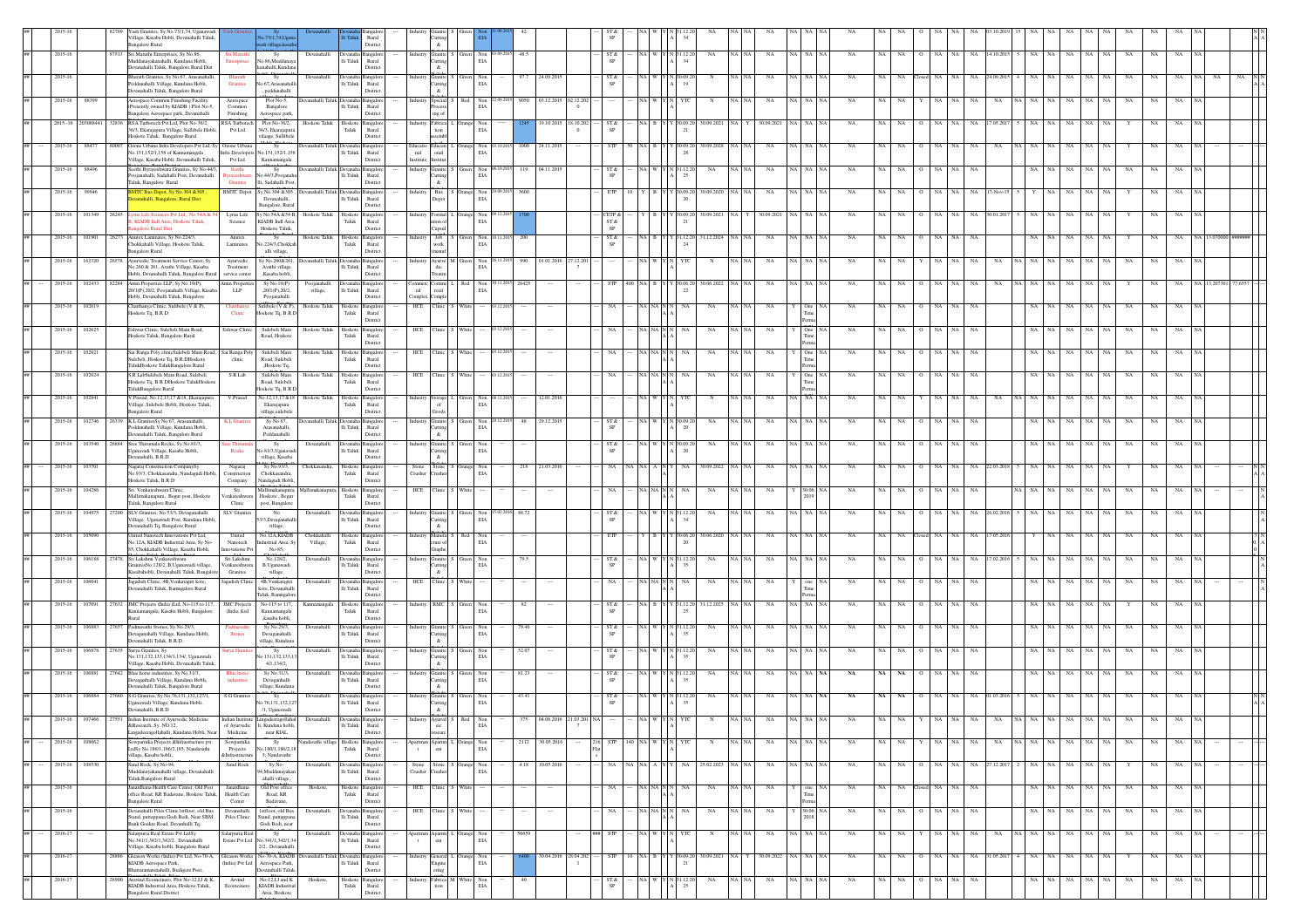| ## | 2015-16 | | 82709 | Yash Granites, Sy No.73/1,74, Uganavadi Village, Kasaba Hobli, Devanahalli Taluk, Bangalore Rural | Yash Granites | Sy No.73/1,74,Uganavadi village,kasaba | Devanahalli | Devanahalli Taluk | Bangalore Rural District | --- | Industry | Granite Cutting & | S | Green | Non EIA | 31.08.2015 | 42 | | | --- | ST & SP | --- | NA | W | Y | N | 31.12.20 34 | NA | NA | NA | NA | NA | NA | NA | NA | NA | O | NA | NA | NA | 03.10.2019 | 15 | NA | NA | NA | NA | NA | NA | NA | NA | NA | | N A |
|---|---|---|---|---|---|---|---|---|---|---|---|---|---|---|---|---|---|---|---|---|---|---|---|---|---|---|---|---|---|---|---|---|---|---|---|---|---|---|---|---|---|---|---|---|---|---|---|---|---|---|---|---|
| ## | 2015-16 | | 87513 | Sri Maruthi Enterprises, Sy No.86, Muddanayakanahalli, Kundana Hobli, Devanahalli Taluk, Bangalore Rural Dist | Sri Maruthi Enterprises | Sy No.86,Muddanayakanahalli,Kundana | Devanahalli | Devanahalli Taluk | Bangalore Rural District | --- | Industry | Granite Cutting & | S | Green | Non EIA | 10.09.2015 | 48.5 | | | --- | ST & SP | --- | NA | W | Y | N | 31.12.20 34 | NA | NA | NA | NA | NA | NA | NA | NA | NA | O | NA | NA | NA | 14.10.2015 | 5 | NA | NA | NA | NA | NA | NA | NA | NA | NA | | |
| ## | 2015-16 | | | Bharath Granites, Sy No.67, Arasanahalli, Peddanahalli Taluk, Kundana Hobli, Devanahalli Taluk, Bangalore Rural | Bharath Granites | Sy No.67,Arasanahalli , peddanahalli | Devanahalli | Devanahalli Taluk | Bangalore Rural District | --- | Industry | Granite Cutting & | S | Green | Non EIA | | 97.7 | 24.09.2015 | | --- | ST & SP | --- | NA | W | Y | N | 30.09.20 19 | N | NA | NA | NA | NA | NA | NA | NA | Closed | NA | NA | NA | 24.09.2015 | 4 | NA | NA | NA | NA | NA | NA | NA | NA | NA | NA | N A |
| ## | 2015-16 | 88709 | | Aerospace Common Finishing Facility (Presently owned by KIADB ) Plot No-5, Bangalore Aerospace park, Devanahalli | Aerospace Common Finishing | Plot No-5, Bangalore Aerospace park, | Devanahalli Taluk | Devanahalli Taluk | Bangalore Rural District | --- | Industry | Special Process ing of | S | Red | Non EIA | 22.09.2015 | 9050 | 03.12.2015 | 02.12.202 0 | --- | --- | --- | NA | W | Y | N | YTC | N | NA | NA | NA | NA | NA | NA | NA | NA | NA | Y | NA | NA | NA | NA | NA | NA | NA | NA | NA | NA | NA | NA | NA | NA | | |
| ## | 2015-16 | 203088441 | 32836 | RSA Turbotech Pvt Ltd, Plot No-36/2, 36/3, Ekarajapura Village, Sulibhele Hobli, Hoskote Taluk, Bangalore Rural | RSA Turbotech Pvt Ltd | Plot No-36/2, 36/3, Ekarajapura village, Sulibhele | Hoskote Taluk | Hoskote Taluk | Bangalore Rural District | --- | Industry | Fabrication, assembl | L | Orange | Non EIA | ---- | 1245 | 19.10.2015 | 18.10.202 0 | --- | ST & SP | --- | NA | B | Y | Y | 30.09.20 21 | 30.09.2021 | NA | Y | 30.09.2021 | NA | NA | NA | NA | NA | O | NA | NA | NA | 17.05.2017 | 5 | NA | NA | NA | Y | NA | NA | NA | NA | | |
| ## | 2015-16 | 88477 | 80007 | Ozone Urbana Infra Developers Pvt Ltd, Sy No.151,152/1,158 of Kannamangala Village, Kasaba Hobli, Devanahalli Taluk, | Ozone Urbana Infra Developers Pvt Ltd | Sy No.151,152/1,158 Kannamangala | Devanahalli Taluk | Devanahalli Taluk | Bangalore Rural District | --- | Educational Institutes | Educational Institute | L | Orange | Non EIA | 03.10.2015 | 1000 | 24.11.2015 | --- | --- | STP | 50 | NA | B | Y | Y | 30.09.20 28 | 30.09.2028 | NA | NA | NA | NA | NA | NA | NA | NA | O | NA | NA | NA | NA | NA | NA | NA | NA | NA | NA | NA | NA | NA | | |
| ## | 2015-16 | 88496 | | Seethi Byraveshwara Granites, Sy No.44/3, Poojanahalli, Sadahalli Post, Devanahalli Taluk, Bangalore Rural | Seethi Byraveshwara Granites | Sy No.44/3,Poojanahalli, Sadahalli Post, | Devanahalli Taluk | Devanahalli Taluk | Bangalore Rural District | --- | Industry | Granite Cutting & | S | Green | Non EIA | 06.10.2015 | 119 | 04.11.2015 | | --- | ST & SP | --- | NA | W | Y | N | 31.12.20 25 | NA | NA | NA | NA | NA | NA | NA | NA | NA | O | NA | NA | NA | NA | NA | NA | NA | NA | NA | NA | NA | NA | NA | | |
| ## | 2015-16 | 99946 | | BMTC Bus Depot, Sy No.304 &305 , Devanahalli, Bangalore, Rural Dist | BMTC Depot | Sy No.304 &305 , Devanahalli, Bangalore, Rural | Devanahalli Taluk | Devanahalli Taluk | Bangalore Rural District | --- | Industry | Bus Depot | S | Orange | Non EIA | 29.09.2015 | 3600 | | | --- | ETP | 10 | Y | B | Y | Y | 30.09.20 20 | 30.09.2020 | NA | NA | NA | NA | NA | NA | NA | NA | O | NA | NA | NA | 17-Nov-15 | 5 | Y | NA | NA | NA | Y | NA | NA | NA | | |
| ## | 2015-16 | 101349 | 26245 | Lyrus Life Sciences Pvt Ltd., No.54A & 54 B, KIADB Indl Area, Hoskote Taluk, Bangalore Rural Dist | Lyrus Life Science | Sy No.54A &54 B, KIADB Indl Area, Hoskote Taluk, | Hoskote Taluk | Hoskote Taluk | Bangalore Rural District | --- | Industry | Formulation of Capsul | L | Orange | Non EIA | 09.11.2015 | 1700 | | | --- | CETP & ST & SP | --- | Y | B | Y | Y | 30.09.20 21 | 30.09.2021 | NA | Y | 30.09.2021 | NA | NA | NA | NA | NA | O | NA | NA | NA | 30.01.2017 | 5 | NA | NA | NA | NA | Y | NA | NA | NA | | |
| ## | 2015-16 | 101901 | 26273 | Anutex Laminates, Sy No.224/3, Chokkahalli Village, Hoskote Taluk, Bangalore Rural | Anutex Laminates | Sy No.224/3,Chokkahalli village, | Hoskote Taluk | Hoskote Taluk | Bangalore Rural District | --- | Industry | Job work (manuf | S | Green | Non EIA | 18.11.2015 | 200 | | | --- | ST & SP | --- | NA | B | Y | Y | 31.12.20 24 | 31.12.2024 | NA | NA | NA | NA | NA | NA | NA | NA | O | NA | NA | NA | | | NA | NA | NA | NA | Y | NA | NA | 13.070000 | ####### | | |
| ## | 2015-16 | 162320 | 26578 | Ayurvedic Treatment Service Center, Sy No.26/0 & 261, Avathi Village, Kasaba Hobli, Devanahalli Taluk, Bangalore Rural | Ayurvedic Treatment service center | Sy No.26/0&261, Avathi village, ,Kasaba hobli, | Devanahalli Taluk | Devanahalli Taluk | Bangalore Rural District | --- | Industry | Ayurvedic Treatm | M | Green | Non EIA | 26.11.2015 | 990 | 01.01.2016 | 27.12.201 7 | --- | --- | --- | NA | W | Y | N | YTC | N | NA | NA | NA | NA | NA | NA | NA | NA | NA | Y | NA | NA | NA | NA | NA | NA | NA | NA | NA | NA | NA | NA | NA | | |
| ## | --- | 2015-16 | 102433 | 82284 | Amin Properties LLP, Sy No.19(P), 20/1(P),20/2, Poojanahalli Village, Kasaba Hobli, Devanahalli Taluk, Bangalore | Amin Properties LLP | Sy No.19(P) ,20/1(P),20/2, Poojanahalli | Poojanahalli village, | Devanahalli Taluk | Bangalore Rural District | --- | Commercial Complex | Commercial Complex | L | Red | Non EIA | 30.11.2015 | 26425 | | | --- | STP | 400 | NA | B | Y | Y | 30.06.20 22 | 30.06.2022 | NA | NA | NA | NA | NA | NA | NA | NA | O | NA | NA | NA | NA | NA | NA | NA | NA | Y | NA | NA | 13.207361 | 77.6557 | | |
| ## | 2015-16 | 102619 | | Chaithanya Clinic, Sulibele (V & P), Hoskote Tq, B.R.D | Chaithanya Clinic | Sulibele (V & P), Hoskote Tq, B.R.D | Hoskote Taluk | Hoskote Taluk | Bangalore Rural District | --- | HCE | Clinic | S | White | --- | 03.12.2015 | --- | | --- | --- | NA | --- | NA | NA | N | N | NA | NA | NA | NA | NA | Y | One Time Perma | NA | NA | NA | O | NA | NA | NA | | | NA | NA | NA | NA | NA | NA | NA | NA | | |
| ## | 2015-16 | 102625 | | Eshwar Clinic, Sulebele Main Road, Hoskote Taluk, Bangalore Rural | Eshwar Clinic | Sulebele Main Road, Hoskote | Hoskote Taluk | Hoskote Taluk | Bangalore Rural District | --- | HCE | Clinic | S | White | --- | 03.12.2015 | --- | | --- | --- | NA | --- | NA | NA | N | N | NA | NA | NA | NA | NA | Y | One Time Perma | NA | NA | NA | O | NA | NA | NA | | | NA | NA | NA | NA | NA | NA | NA | NA | | |
| ## | 2015-16 | 102621 | | Sai Ranga Poly clinicSulebeli Main Road, Sulebeli ,Hoskote Tq, B.R.DHoskote TalukHoskote TalukBangalore Rural | Sai Ranga Poly clinic | Sulebeli Main Road, Sulebeli ,Hoskote Tq, | Hoskote Taluk | Hoskote Taluk | Bangalore Rural District | --- | HCE | Clinic | S | White | --- | 03.12.2015 | --- | | --- | --- | NA | --- | NA | NA | N | N | NA | NA | NA | NA | NA | Y | One Time Perma | NA | NA | NA | O | NA | NA | NA | | | NA | NA | NA | NA | NA | NA | NA | NA | | |
| ## | 2015-16 | 102624 | | S.R.LabSulebeli Main Road, Sulebeli Hoskote Tq, B.R.DHoskote TalukHoskote TalukBangalore Rural | S.R.Lab | Sulebeli Main Road, Sulebeli Hoskote Tq, B.R.D | Hoskote Taluk | Hoskote Taluk | Bangalore Rural District | --- | HCE | Clinic | S | White | --- | 03.12.2015 | --- | | --- | --- | NA | --- | NA | NA | N | N | NA | NA | NA | NA | NA | Y | One Time Perma | NA | NA | NA | O | NA | NA | NA | | | NA | NA | NA | NA | NA | NA | NA | NA | | |
| ## | 2015-16 | 102841 | | V.Prasad, No.12,13,17 &18, Ekarajapura Village, Sulebele Hobli, Hoskote Taluk, Bangalore Rural | V.Prasad | No.12,13,17&18 Ekarajapura village,sulebele | Hoskote Taluk | Hoskote Taluk | Bangalore Rural District | --- | Industry | Storage of Goods | L | Green | Non EIA | 08.12.2015 | --- | 12.01.2016 | | --- | --- | --- | NA | W | Y | N | YTC | N | NA | NA | NA | NA | NA | NA | NA | NA | NA | Y | NA | NA | NA | NA | NA | NA | NA | NA | NA | NA | NA | NA | NA | | |
| ## | 2015-16 | 102746 | 26339 | K.L.GranitesSy No.67, Arasanahalli, Peddanahalli Village, Kundana Hobli, Devanahalli Taluk, Bangalore Rural | K.L.Granites | Sy No.67, Arasanahalli, Peddanahalli | Devanahalli Taluk | Devanahalli Taluk | Bangalore Rural District | --- | Industry | Granite Cutting & | S | Green | Non EIA | 29.12.2015 | 48 | 29.12.2015 | | --- | ST & SP | --- | NA | W | Y | N | 30.09.20 20 | NA | NA | NA | NA | NA | NA | NA | NA | NA | O | NA | NA | NA | | | NA | NA | NA | NA | NA | NA | NA | NA | | |
| ## | 2015-16 | 103540 | 26884 | Sree Thirumala Rocks, Sy No.81/3, Uganavadi Village, Kasaba Hobli, Devanahalli, B.R.D | Sree Thirumala Rocks | Sy No.81/3,Uganavadi village, Kasaba | Devanahalli | Devanahalli Taluk | Bangalore Rural District | --- | Industry | Granite Cutting & | S | Green | Non EIA | | --- | | | --- | ST & SP | --- | NA | W | Y | N | 30.09.20 20 | NA | NA | NA | NA | NA | NA | NA | NA | NA | O | NA | NA | NA | | | NA | NA | NA | NA | NA | NA | NA | NA | | |
| ## | --- | 2015-16 | 103701 | | Nagaraj Construction CompanySy No.93/3, Chokkanandra, Nandagudi Hobli, Hoskote Taluk, B.R.D | Nagaraj Construction Company | Sy No.93/3, Chokkanandra, Nandagudi Hobli, | Chokkanandra, | Hoskote Taluk | Bangalore Rural District | --- | Stone Crusher | Stone Crusher | S | Orange | Non EIA | | 218 | 21.03.2016 | | --- | NA | NA | NA | A | Y | Y | NA | 30.09.2022 | NA | NA | NA | NA | NA | NA | NA | NA | O | NA | NA | NA | 22.03.2018 | 5 | NA | NA | NA | NA | NA | NA | NA | NA | | N A |
| ## | 2015-16 | 104286 | | Sri. Venkateshwara Clinic, Mallimakanapura, Bogur post, Hoskote Taluk, Bangalore Rural | Sri. Venkateshwara Clinic | Mallimakanapura, Hoskote, Bogur post, Bangalore | Mallimakanapura, | Hoskote Taluk | Bangalore Rural District | --- | HCE | Clinic | S | White | --- | --- | --- | | --- | --- | NA | --- | NA | NA | N | N | NA | NA | NA | NA | NA | Y | 30.06.2019 | NA | NA | NA | O | NA | NA | NA | | | NA | NA | NA | NA | NA | NA | NA | --- | | N |
| ## | 2015-16 | 104975 | 27200 | SLV Granites, No.55/3, Devaganahalli Village, Uganawadi Post, Kundana Hobli, Devanahalli Tq, Bangalore Rural | SLV Granites | No 55/3,Devaganahalli village, | Devanahalli | Devanahalli Taluk | Bangalore Rural District | --- | Industry | Granite Cutting & | S | Green | Non EIA | 15.02.2016 | 48.72 | | | --- | ST & SP | --- | NA | W | Y | N | 31.12.20 34 | NA | NA | NA | NA | NA | NA | NA | NA | NA | O | NA | NA | NA | 26.02.2016 | 5 | NA | NA | NA | NA | NA | NA | NA | NA | | N |
| ## | 2015-16 | 105090 | | United Nanotech Innovations Pvt Ltd, No.12A, KIADB Industrial Area, Sy No-85, Chokkahalli Village, Kasaba Hobli, | United Nanotech Innovations Pvt | No.12A,KIADB Industrial Area, Sy No-85, | Chokkahalli Village, | Hoskote Taluk | Bangalore Rural District | --- | Industry | Manufacture of Graphe | S | Red | Non EIA | | --- | | | --- | ETP | --- | Y | B | Y | Y | 30.06.20 20 | 30.06.2020 | NA | NA | NA | NA | NA | NA | NA | NA | Closed | NA | NA | NA | 17.05.2016 | | Y | NA | NA | NA | NA | NA | NA | NA | | Y N O A |
| ## | 2015-16 | 106188 | 27478 | Sri Lakshmi Venkateshwara GranitesNo.128/2, B.Uganawadi village, Kasabahobli, Devanahalli Taluk, Bangalore | Sri Lakshmi Venkateshwara Granites | No.128/2, B.Uganawadi village, | Devanahalli | Devanahalli Taluk | Bangalore Rural District | --- | Industry | Granite Cutting & | S | Green | Non EIA | | 79.5 | | | --- | ST & SP | --- | NA | W | Y | N | 31.12.20 35 | NA | NA | NA | NA | NA | NA | NA | NA | NA | O | NA | NA | NA | 17.02.2016 | 5 | NA | NA | NA | NA | NA | NA | NA | NA | | N |
| ## | 2015-16 | 106641 | | Jagadish Clinic, 4B,Venkatagiri kote, Devanahalli Taluk, Bannagalore Rural | Jagadish Clinic | 4B,Venkatagiri kote, Devanahalli Taluk, Bannagalore | Devanahalli | Devanahalli Taluk | Bangalore Rural District | --- | HCE | Clinic | S | White | --- | --- | --- | | --- | --- | NA | --- | NA | NA | N | N | NA | NA | NA | NA | NA | Y | one Time Perma | NA | NA | NA | O | NA | NA | NA | | | NA | NA | NA | NA | NA | NA | NA | --- | | N |
| ## | 2015-16 | 107091 | 27632 | JMC Projects (India )Ltd, No-115 to 117, Kannamangala, Kasaba Hobli, Bangalore Rural | JMC Projects (India )Ltd | No-115 to 117, Kannamangala ,kasaba hobli, | Kannamangala | Hoskote Taluk | Bangalore Rural District | --- | Industry | RMC | S | Green | Non EIA | | 82 | | | --- | ST & SP | --- | NA | B | Y | Y | 31.12.20 25 | 31.12.2025 | NA | NA | NA | NA | NA | NA | NA | NA | O | NA | NA | NA | | | NA | NA | NA | NA | Y | NA | NA | NA | | |
| ## | 2015-16 | 106883 | 27657 | Padmavathi Stones, Sy No.29/3, Devaganahalli Village, Kundana Hobli, Devanahalli Taluk, B.R.D | Padmavathi Stones | Sy No.29/3, Devaganahalli village, Kundana | Devanahalli | Devanahalli Taluk | Bangalore Rural District | --- | Industry | Granite Cutting & | S | Green | Non EIA | | 79.46 | | | --- | ST & SP | --- | NA | W | Y | N | 31.12.20 35 | NA | NA | NA | NA | NA | NA | NA | NA | NA | O | NA | NA | NA | | | NA | NA | NA | NA | NA | NA | NA | NA | | |
| ## | 2015-16 | 106878 | 27635 | Surya Granites, Sy No.131,132,133,134/1,134/, Uganawadi Village, Kasaba Hobli, Devanahalli Taluk, | Surya Granites | Sy No.131,132,133,134/1,134/2, | Devanahalli | Devanahalli Taluk | Bangalore Rural District | --- | Industry | Granite Cutting & | S | Green | Non EIA | | 52.07 | | | --- | ST & SP | --- | NA | W | Y | N | 31.12.20 35 | NA | NA | NA | NA | NA | NA | NA | NA | NA | O | NA | NA | NA | | | NA | NA | NA | NA | NA | NA | NA | NA | | |
| ## | 2015-16 | 106881 | 27642 | Blue horse industries, Sy No.31/3, Devaganahalli Village, Kundana Hobli, Devanahalli Taluk, Bangalore Rural | Blue horse industries | Sy No.31/3, Devaganahalli village, Kundana | Devanahalli | Devanahalli Taluk | Bangalore Rural District | --- | Industry | Granite Cutting & | S | Green | Non EIA | | 81.23 | | | --- | ST & SP | --- | NA | W | Y | N | 31.12.20 35 | NA | NA | NA | NA | NA | NA | NA | NA | NA | NA | NA | NA | NA | | | NA | NA | NA | NA | NA | NA | NA | NA | | |
| ## | 2015-16 | 106884 | 27660 | S.G Granites, Sy No.76,131,132,127/1, Uganawadi Village, Kundana Hobli, Devanahalli, B.R.D | S.G Granites | Sy No.76,131,132,127/1, Uganawadi | Devanahalli | Devanahalli Taluk | Bangalore Rural District | --- | Industry | Granite Cutting & | S | Green | Non EIA | | 43.41 | | | --- | ST & SP | --- | NA | W | Y | N | 31.12.20 35 | NA | NA | NA | NA | NA | NA | NA | NA | NA | O | NA | NA | NA | 01.03.2016 | 5 | NA | NA | NA | NA | NA | NA | NA | NA | | N A |
| ## | 2015-16 | 107466 | 27551 | Indian Institute of Ayurvedic Medicine &Research, Sy. NO.12, Lingadeeragollahalli, Kundana Hobli, Near | Indian Institute of Ayurvedic Medicine | Lingadeeragollahalli, Kundana hobli, near KIAL | Devanahalli | Devanahalli Taluk | Bangalore Rural District | --- | Industry | Ayurvedic research | S | Red | Non EIA | | 375 | 04.08.2016 | 21.03.201 7 | NA | --- | --- | NA | W | Y | N | YTC | N | NA | NA | NA | NA | NA | NA | NA | NA | NA | Y | NA | NA | NA | NA | NA | NA | NA | NA | NA | NA | NA | NA | NA | | |
| ## | --- | 2015-16 | 108062 | | Sowparnika Projects &Infrastructure pvt Ltd,Sy No.186/1,186/2,185, Nandavathi village, Kasaba hobli, | Sowparnika Projects &Infrastructure | Sy No.186/1,186/2,185, Nandavathi | Nandavathi village | Hoskote Taluk | Bangalore Rural District | --- | Apartment | Apartment | L | Orange | Non EIA | | 2112 | 30.05.2016 | --- | 216 Flat s | STP | 140 | NA | W | Y | N | YTC | N | NA | NA | NA | NA | NA | NA | NA | NA | NA | Y | NA | NA | NA | NA | NA | NA | NA | NA | NA | NA | NA | NA | NA | | |
| ## | 2015-16 | 108530 | | Sand Rock, Sy No-94, Muddanayakanahalli village, Devanahalli Taluk,Bangalore Rural | Sand Rock | Sy No-94,Muddanayakanahalli village, | Devanahalli | Devanahalli Taluk | Bangalore Rural District | --- | Stone Crusher | Stone Crusher | S | Orange | Non EIA | | 4.18 | 10.05.2016 | | --- | NA | NA | NA | A | Y | Y | NA | 25.02.2023 | NA | NA | NA | NA | NA | NA | NA | NA | O | NA | NA | NA | 27.12.2017 | 2 | NA | NA | NA | NA | Y | NA | NA | NA | | |
| ## | 2015-16 | | | Janardhana Health Care Center, Old Post office Road, KR Badavane, Hoskote Taluk, Bangalore Rural | Janardhana Health Care Center | Old Post office Road, KR Badavane, | Hoskote | Hoskote Taluk | Bangalore Rural District | --- | HCE | Clinic | S | White | --- | --- | --- | | --- | --- | NA | --- | NA | NA | N | N | NA | NA | NA | NA | NA | Y | one Time Perma | NA | NA | NA | Closed | NA | NA | NA | | | NA | NA | NA | NA | NA | NA | NA | NA | | |
| ## | 2015-16 | | | Devanahalli Piles Clinic 1stfloor, old Bus Stand, pampapura Godi Bedi, Near SBM Bank Gudere Road, Devanhalli Tq, | Devanahalli Piles Clinic | 1stfloor, old Bus Stand, pampapura Godi Bedi, near | Devanahalli | Devanahalli Taluk | Bangalore Rural District | --- | HCE | Clinic | S | White | --- | --- | --- | | --- | --- | NA | --- | NA | NA | N | N | NA | NA | NA | NA | NA | Y | 30.06.2018 | NA | NA | NA | O | NA | NA | NA | | | NA | NA | NA | NA | NA | NA | NA | NA | | |
| ## | --- | 2016-17 | --- | | Salarpuria Real Estate Pvt Ltd,Sy No.341/1,342/1,342/2, Devanahalli Village, Kasaba hobli, Bangalore Rural | Salarpuria Real Estate Pvt Ltd | Sy No.341/1,342/1,342/2, Devanahalli | Devanahalli | Devanahalli Taluk | Bangalore Rural District | --- | Apartment | Apartment | L | Orange | Non EIA | | 56659 | | | ### | STP | --- | NA | W | Y | N | YTC | N | NA | NA | NA | NA | NA | NA | NA | NA | NA | Y | NA | NA | NA | NA | NA | NA | NA | NA | NA | NA | NA | NA | --- | | |
| ## | 2016-17 | | 28880 | Gleason Works (India) Pvt Ltd, No-70-A, KIADB Aerospace Park, Bhutaramanmahalli, Budigere Post, | Gleason Works (India) Pvt Ltd | No-70-A, KIADB Aerospace Park, Devanahalli Taluk, | Devanahalli Taluk | Devanahalli Taluk | Bangalore Rural District | --- | Industry | General Engineering | L | Orange | Non EIA | | 6400 | 30.04.2016 | 28.04.202 1 | --- | STP | 10 | NA | B | Y | Y | 30.09.20 21 | 30.09.2021 | NA | Y | 30.09.2022 | NA | NA | NA | NA | NA | O | NA | NA | NA | 31.05.2017 | 4 | NA | NA | NA | NA | NA | NA | NA | NA | | |
| ## | 2016-17 | | 28900 | Aravind Ecomeiners, Plot No-12,LJ & K, KIADB Industrial Area, Hoskote Taluk, Bangalore Rural District | Arvind Ecomeiners | No-12,LJ and K, KIADB Industrial Area, Hoskote | Hoskote, | Hoskote Taluk | Bangalore Rural District | --- | Industry | Fabrication | M | White | Non EIA | | 40 | | | --- | ST & SP | --- | NA | W | Y | N | 31.12.20 25 | NA | NA | NA | NA | NA | NA | NA | NA | NA | O | NA | NA | NA | | | NA | NA | NA | NA | NA | NA | NA | NA | | |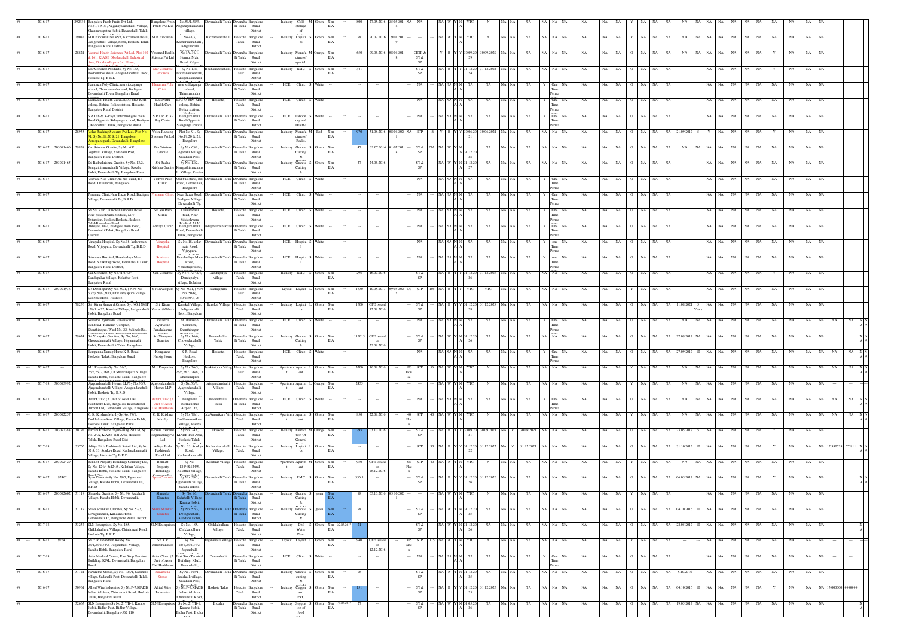| ## | 2016-17 | | 292334 | Bangalore Fresh Fruits Pvt Ltd, No.51/1,51/3, Nagaranyakanahalli Village, Channarayapatna Hobli, Devanahalli Taluk, | Bangalore Fresh Fruits Pvt Ltd | No.51/1,51/3, Nagaranyakanahalli village, | Devanahalli Taluk | Devanahalli Taluk | Bangalore Rural District | | Industry | Cold storage | M | Green | Non EIA | | 800 | 27.05.2016 | 25.05.2018 | NA | NA | | NA | W | Y | N | YTC | N | NA | NA | NA | NA | NA | NA | NA | NA | NA | Y | NA | NA | NA | NA | NA | NA | NA | NA | NA | NA | NA | NA | NA |
|---|---|---|---|---|---|---|---|---|---|---|---|---|---|---|---|---|---|---|---|---|---|---|---|---|---|---|---|---|---|---|---|---|---|---|---|---|---|---|---|---|---|---|---|---|---|---|---|---|---|---|---|---|---|
| ## | 2016-17 | | 29082 | M.B Bindurani No.45/3, Kacharakanahalli, Jadigenahalli village, hobli, Hoskote Taluk, Bangalore Rural District | M.B Bindurani | No.45/3, Kacharakanahalli, Jadigenahalli | Kacharakanahalli | Hoskote Taluk | Bangalore Rural District | | Industry | Logistics | L | Green | Non EIA | | 98 | 20.07.2016 | 19.07.2018 | | --- | | NA | W | Y | N | YTC | N | NA | NA | NA | NA | NA | NA | NA | NA | NA | Y | NA | NA | NA | NA | NA | NA | NA | NA | NA | NA | NA | NA | NA |
| ## | 2016-17 | | 28821 | Vasumid Health Sciences Pvt Ltd, Plot.160 & 161, KIADB Obadanahalli Industrial Area, Doddaballapura 3rd Phase, | Vasumid Health Science Pvt Ltd | No.1A, 36/1, Hennur Main Road, Kalyan | Devanahalli Taluk | Devanahalli Taluk | Bangalore Rural District | | Industry | Manufacture of specials | M | Orange | Non EIA | | 690 | 09.06.2016 | 08.06.2018 | | CETP & ST & SP | | Y | B | Y | Y | 30.09.2029 | 30.09.2029 | NA | NA | NA | NA | NA | NA | NA | NA | NA | O | NA | NA | NA | NA | NA | NA | NA | NA | NA | NA | NA | NA | NA |
| ## | 2016-17 | | | Star Concrete Products, Sy No.139, Bodhanahosahalli, Anugondanahalli Hobli, Hoskote Tq, B.R.D | Star Concrete Products | Sy No.138, Bodhanahosahalli, Anugondanahalli | Bodhanahosahalli | Hoskote Taluk | Bangalore Rural District | | Industry | RMC | S | Green | Non EIA | | 341 | | | | ST & SP | | NA | B | Y | Y | 31.12.2024 | 31.12.2024 | NA | NA | NA | NA | NA | NA | NA | NA | NA | NA | NA | NA | NA | NA | NA | NA | NA | NA | Y | NA | NA | NA | NA |
| ## | 2016-17 | | | Hanuman Poly Clinic,near siddaganga school, Thimmasandra road, Budigere, Devanahalli Town, Bangalore Rural | Hanuman Poly Clinic | near siddaganga school, Thimmasandra | Devanahalli Taluk | Devanahalli Taluk | Bangalore Rural District | | HCE | Clinic | S | White | --- | | --- | --- | --- | | NA | --- | NA | NA | N | N | NA | NA | NA | NA | NA | NA | Y | One Time Perma | NA | NA | NA | O | NA | NA | NA | | NA | NA | NA | NA | NA | NA | NA |
| ## | 2016-17 | | | Leelavathi Health Care, No.33 MM KHB colony, Behind Police station, Hoskote, Bangalore Rural District | Leelavathi Health Care | 1, No.33 MM KHB colony, Behind Police station, | Hoskote | Hoskote Taluk | Bangalore Rural District | | HCE | Clinic | S | White | --- | | --- | --- | --- | | NA | --- | NA | NA | N | N | NA | NA | NA | NA | NA | NA | Y | One Time Perma | NA | NA | NA | O | NA | NA | NA | | NA | NA | NA | NA | NA | NA | NA |
| ## | 2016-17 | | | S.R Lab & X-Ray CenterBudigere main Road,Opposite Sidaganga school, Budigere Devanahalli Taluk, Bangalore Rural | S.R Lab & X-Ray Center | Budigere main Road,Opposite Sidaganga school, | Devanahalli Taluk | Devanahalli Taluk | Bangalore Rural District | | HCE | Laboratory and Health | S | White | --- | | --- | --- | --- | | NA | --- | NA | NA | N | N | NA | NA | NA | NA | NA | NA | Y | One Time Perma | NA | NA | NA | O | NA | NA | NA | | NA | NA | NA | NA | NA | NA | NA |
| ## | 2016-17 | | 28935 | Volca Racking Systems Pvt Ltd, Plot No-91, Sy No.39,20 & 21, Bangalore Aerospace park, Devanahalli, Bangalore | Volca Racking Systems Pvt Ltd | Plot No-91, Sy No.19,20 & 21, Bangalore | Devanahalli Taluk | Devanahalli Taluk | Bangalore Rural District | | Industry | Manufacture of Racks | M | Red | Non EIA | | 970 | 31.08.2016 | 06.06.2021 | NA | ETP | 16 | Y | B | Y | Y | 30.06.2021 | 30.06.2021 | NA | NA | NA | NA | NA | NA | NA | NA | NA | O | NA | NA | 21.09.2017 | 5 | Y | NA | NA | NA | NA | Y | NA | NA | NA |
| ## | 2016-17 | 203091466 | 29858 | Om Srinivas Granite, Sy No. 63/1, Jogahalli Village, Sadahalli Post, Bangalore Rural District | Om Srinivas Granite | Sy No. 63/1, Jogahalli Village, Sadahalli Post, | Devanahalli Taluk | Devanahalli Taluk | Bangalore Rural District | | Industry | Granite Cutting & | S | Green | Non EIA | | 47 | 02.07.2016 | 01.07.2018 | | ST & SP | NA | NA | W | Y | N | 31.12.2028 | | NA | NA | NA | NA | NA | NA | NA | NA | NA | O | NA | NA | NA | NA | NA | NA | NA | NA | NA | NA | NA | NA | NA |
| ## | 2016-17 | 203091465 | | Sri Radhakrishna Granite, Sy No. 13/2, Kempathimmanahalli Village, Kasaba Hobli, Devanahalli Tq, Bangalore Rural | Sri Radha Krishna Granite | Sy No. 13/2, Kempathimmanahalli Village, Kasaba | Devanahalli Taluk | Devanahalli Taluk | Bangalore Rural District | | Industry | Granite Cutting & | S | Green | Non EIA | | 47 | 24.06.2016 | | | ST & SP | | NA | W | Y | N | 31.12.2027 | | NA | NA | NA | NA | NA | NA | NA | NA | NA | O | NA | NA | NA | | NA | NA | NA | NA | NA | NA | NA |
| ## | 2016-17 | | | Vishwa Piles ClinicOld bus stand, BB Road, Devanahalli, Bangalore | Vishwa Piles Clinic | Old bus stand, BB Road, Devanahalli, Bangalore | Devanahalli Taluk | Devanahalli Taluk | Bangalore Rural District | | HCE | Clinic | S | White | --- | | --- | --- | --- | | NA | --- | NA | NA | N | N | NA | NA | NA | NA | NA | NA | Y | One Time Perma | NA | NA | NA | O | NA | NA | NA | | NA | NA | NA | NA | NA | NA | NA |
| ## | 2016-17 | | | Prasanna ClinicNear Bazar Road, Budigere Village, Devanahalli Tq, B.R.D | Prasanna Clinic | Near Bazar Road, Budigere Village, Devanahalli Tq, | Devanahalli Taluk | Devanahalli Taluk | Bangalore Rural District | | HCE | Clinic | S | White | --- | | --- | --- | --- | | NA | --- | NA | NA | N | N | NA | NA | NA | NA | NA | NA | Y | One Time Perma | NA | NA | NA | O | NA | NA | NA | | NA | NA | NA | NA | NA | NA | NA |
| ## | 2016-17 | | | Sri Sai Ram ClinicKannurahalli Road, Near Siddeshwara Medical, M.V Extension, HoskoteHoskote,Hoskote | Sri Sai Ram Clinic | Kannurahalli Road, Near Siddeshwara | Hoskote, | Hoskote Taluk | Bangalore Rural District | | HCE | Clinic | S | White | --- | | --- | --- | --- | | NA | --- | NA | NA | N | N | NA | NA | NA | NA | NA | NA | Y | One Time Perma | NA | NA | NA | O | NA | NA | NA | | NA | NA | NA | NA | NA | NA | NA |
| ## | 2016-17 | | | Abhaya Clinic, Budigere main Road, Devanahalli Taluk, Bangalore Rural District | Abhaya Clinic | Budigere main Road, Devanahalli Taluk, Bangalore | budigere main Road | Devanahalli Taluk | Bangalore Rural District | | HCE | Clinic | S | White | --- | | --- | --- | --- | | NA | --- | NA | NA | N | N | NA | NA | NA | NA | NA | NA | Y | One Time Perma | NA | NA | NA | O | NA | NA | NA | | NA | NA | NA | NA | NA | NA | NA |
| ## | 2016-17 | | | Vinayaka Hospital, Sy No.18, kolar main Road, Vijaypura, Devanahalli Tq, B.R.D | Vinayaka Hospital | Sy No.18, kolar main Road, Vijaypura, | Devanahalli Taluk | Devanahalli Taluk | Bangalore Rural District | | HCE | Hospital | S | White | --- | | --- | --- | --- | | NA | --- | NA | NA | N | N | NA | NA | NA | NA | NA | NA | Y | one Time Perma | NA | NA | NA | O | NA | NA | NA | | NA | NA | NA | NA | NA | NA | NA |
| ## | 2016-17 | | | Srinivasa Hospital, Hosahudaya Main Road, Venkatagirikote, Devanahalli Taluk, Bangalore Rural District, | Srinivasa Hospital | Hosahudaya Main Road, Venkatagirikote, | Devanahalli Taluk | Devanahalli Taluk | Bangalore Rural District | | HCE | Hospital | S | White | --- | | --- | --- | --- | | NA | --- | NA | NA | N | N | NA | NA | NA | NA | NA | NA | Y | one Time Perma | NA | NA | NA | O | NA | NA | NA | | NA | NA | NA | NA | NA | NA | NA |
| ## | 2016-17 | | | Cau Concrete, Sy No.41/2,42/4, Dandupalya Village, Kolathur Post, Bangalore Rural | Cau Concrete | Sy No.41/2,42/4, Dandupalya village, Kolathur | Dandupalya village | Hoskote Taluk | Bangalore Rural District | | Industry | RMC | S | Green | Non EIA | | 296 | 16.09.2016 | | | ST & SP | | NA | B | Y | Y | 31.12.2026 | 31.12.2026 | NA | NA | NA | NA | NA | NA | NA | NA | NA | O | NA | NA | NA | NA | NA | NA | NA | NA | Y | NA | NA | NA | NA |
| ## | --- | 2016-17 | 203091938 | S.J DevelopersSy No. 50/1, (New No. 50/6), 50/2,50/3, Of Ekarajapura Village Sulibele Hobli, Hoskote | S.J Developers | Sy No. 50/1, (New No. 50/6), 50/2,50/3, Of | Ekarajapura | Hoskote Taluk | Bangalore Rural District | | Layout | Layout | L | Green | Non EIA | | 1830 | 10.05.2017 | 09.05.2022 | 173 | STP | 105 | NA | B | Y | Y | YTC | YTC | NA | NA | NA | NA | NA | NA | NA | NA | NA | Y | NA | NA | --- | --- | --- | | NA | NA | NA | NA | --- | --- | --- |
| ## | 2016-17 | | 78256 | Sri .Kiran Kumar &Others, Sy. NO.128/1P, 129/1 to 22, Kanekal Village, Jadigenahalli Hobli, Bangalore Rural | Sri. Kiran Kumar &Others | Kanekal Village, Jadigenahalli Hobli, Bangalore | Kanekal Village | Hoskote Taluk | Bangalore Rural District | | Industry | Logistics | L | Green | Non EIA | | 1500 | CFE issued 12.08.2016 | | | ST & SP | | NA | B | Y | Y | 31.12.2028 | 31.12.2028 | NA | NA | NA | NA | NA | NA | NA | NA | NA | O | NA | NA | 11.08.2021 | 5 Years | NA | NA | NA | NA | NA | NA | NA | NA | NA |
| ## | 2016-17 | | | Sraseha Ayurvedic Panchakarma KendraM. Ramaiah Complex, Shanthinagar, Ward No. 22, Sulibele Rd, | Sraseha Ayurvedic Panchakarma | M. Ramaiah Complex, Shanthinagar, | Devanahalli Taluk | Devanahalli Taluk | Bangalore Rural District | | HCE | Clinic | S | White | --- | | --- | --- | --- | | NA | --- | NA | NA | N | N | NA | NA | NA | NA | NA | NA | Y | One Time Perma | NA | NA | NA | O | NA | NA | NA | NA | NA | NA | NA | NA | NA | NA | NA | NA | N N A A |
| ## | 2016-17 | | 29634 | Sri Vinayaka Granites, Sy No, 14/6, Chowudanahalli Village, Hegganahalli Hobli, Devanahallui Taluk, Bangalore | Sri Vinayaka Granites | Sy No, 14/6, Chowudanahalli Village, | Devanahallui Taluk | Devanahalli Taluk | Bangalore Rural District | | Industry | Granite Cutting & | S | Green | Non EIA | | 115015 | CFE issued on 25.08.2016 | | | ST & SP | | NA | W | Y | N | 31.12.2026 | NA | NA | NA | NA | NA | NA | NA | NA | NA | NA | O | NA | NA | 27.09.2017 | NA | NA | NA | NA | NA | NA | NA | NA | NA | N N A A |
| ## | 2016-17 | | | Kempanna Nursig Home K.R. Road, Hoskote, Taluk, Bangalore Rural | Kempanna Nursig Home | K.R. Road, Hoskote, Bangalore | Hoskote, | Hoskote Taluk | Bangalore Rural District | | HCE | Clinic | S | White | --- | | --- | --- | --- | | NA | --- | NA | NA | N | N | NA | NA | NA | NA | NA | NA | Y | One Time Perma | NA | NA | NA | O | NA | NA | 27.09.2017 | 10 | NA | NA | NA | NA | NA | NA | NA | NA | N N A A |
| ## | 2016-17 | --- | | M I PropertiesSy No. 26/5, 26/6,26.7,26/8, Of Shankanipura Village Kasaba Hobli, Hoskote Taluk, Bangalore | M I Properties | Sy No. 26/5, 26/6,26.7,26/8, Of Shankanipura | Shankanipura Village | Hoskote Taluk | Bangalore Rural District | | Apartment | Apartment | L | Green | Non EIA | | 3300 | 16.09.2016 | | 103 Houses | STP | 56 | NA | W | Y | N | YTC | N | NA | NA | NA | NA | NA | NA | NA | NA | NA | Y | NA | NA | NA | NA | NA | NA | NA | NA | NA | NA | NA | NA | NA |
| ## | 2017-18 | 303095992 | | Ajagondanahalli Homes LLPSy No.50/1, Ajagondanahalli Village, Anugondanahalli Hobli, Hoskote Tq, B.R.D | Ajagondanahalli Homes LLP | Sy No.50/1, Ajagondanahalli Village, | Ajagondanahalli Village | Hoskote Taluk | Bangalore Rural District | | Apartment | Apartment | L | Orange | Non EIA | | 2455 | --- | | | --- | | NA | W | Y | N | YTC | N | NA | NA | NA | NA | NA | NA | NA | NA | NA | Y | NA | NA | NA | NA | NA | NA | NA | NA | NA | NA | NA | NA | NA |
| ## | 2016-17 | | | Aster Clinic (A Unit of Aster DM Healthcare Ltd), Bangalore International Airport Ltd, Devanahalli Village, Bangalore | Aster Clinic (A Unit of Aster DM Healthcare | Bangalore International Airport Ltd, | Devanahalli Taluk | Devanahalli Taluk | Bangalore Rural District | | HCE | Clinic | S | White | --- | | --- | --- | --- | | NA | --- | NA | NA | N | N | NA | NA | NA | NA | NA | NA | Y | One Time Perma | NA | NA | NA | O | NA | NA | NA | NA | NA | NA | NA | NA | NA | NA | NA | NA | N N A A |
| ## | 2016-17 | 203092257 | | G. K. Krishna MurthySy No. 78/1, DoddaAmanikere Village, Kasaba Hobli, Hoskote Taluk, Bangalore Rural | G. K. Krishna Murthy | Sy No. 78/1, DoddaAmanikere Village, Kasaba | ddaAmanikere Vill | Hoskote Taluk | Bangalore Rural District | | Apartment | Apartment | S | Green | Non EIA | | 850 | 22.09.2016 | | 40 Flat s | STP | 40 | NA | W | Y | N | YTC | N | NA | NA | NA | NA | NA | NA | NA | NA | NA | Y | NA | NA | NA | NA | NA | NA | NA | NA | NA | NA | NA | NA | NA | N N A A |
| ## | 2016-17 | 203092388 | 30192 | Ferrum Extreme Engineering Pvt Ltd, Sy No. 24A, KIADB Indl Area, Hoskote Taluk, Bangalore Rural Dist | Ferrum Extreme Engineering Pvt Ltd | Sy No. 24A, KIADB Indl Area, Hoskote Taluk, | Hoskote | Hoskote Taluk | Bangalore Rural District | | Industry | Fabrication of General | M | Orange | Non EIA | | 795 | 03.10.2016 | | | ST & SP | | NA | B | Y | Y | 30.09.2021 | 30.09.2021 | NA | Y | 30.09.2021 | NA | NA | NA | NA | NA | NA | O | NA | NA | 23.05.2017 | 5 | NA | NA | NA | NA | Y | NA | NA | NA | NA |
| ## | 2017-18 | | 33765 | Aditya Birla Fashion & Retail Ltd, Sy No 32 & 33, Soukya Road, Kacharakanahalli Village, Hoskote Tq, B.R.D | Aditya Birla Fashion & Retail Ltd | Sy No. 33, Soukya Road, Kacharakanahalli | Kacharakanahalli Village, | Hoskote Taluk | Bangalore Rural District | | Industry | Logistics | L | Green | Non EIA | | --- | --- | | | STP | 30 | NA | B | Y | Y | 31.12.2022 | 31.12.2022 | NA | Y | 31.12.2021 | NA | NA | NA | NA | NA | NA | O | NA | NA | 31.10.2013 | 10 | NA | NA | NA | NA | Y | NA | NA | 12.990728 | 77.811 | N N A A |
| ## | --- | 2016-17 | 203092429 | Bennett Property Holdings Company Ltd, Sy No. 124/4 &124/5, Kolathur Village, Kasaba Hobli, Hoskote Taluk, Bangalore | Bennett Property Holdings | Sy No. 124/4&124/5, Kolathur Village, | Kolathur Village | Hoskote Taluk | Bangalore Rural District | | Apartment | Apartment | M | Green | Non EIA | | 950 | CFE Issued on 28.12.2016 | | 68 Flat s | STP | 40 | NA | W | Y | N | YTC | N | NA | NA | NA | NA | NA | NA | NA | NA | NA | Y | NA | NA | NA | NA | NA | NA | NA | NA | NA | NA | NA | NA | NA |
| ## | 2016-17 | 92462 | | Span ConcreteSy No. 76/1, Uganavadi Village, Kasaba Hobli, Devanahalli Tq, B.R.D | Span Concrete | Sy No. 76/1, Uganavadi Village, Kasaba aHobli, | Devanahalli Taluk | Devanahalli Taluk | Bangalore Rural District | | Industry | RMC | S | Green | Non EIA | | 336.5 | --- | | | ST & SP | | NA | B | Y | Y | 31.12.2026 | 31.12.2026 | NA | NA | NA | NA | NA | NA | NA | NA | NA | O | NA | NA | 06.05.2017 | NA | NA | NA | NA | NA | Y | NA | NA | NA | NA | N N A A |
| ## | 2016-17 | 203092602 | 31118 | Shreesha Granites, Sy No. 96, Sadahalli Village, Kasaba Hobli, Devanahalli, | Shreesha Granites | Sy No. 96, Sadahalli Village, Kasaba Hobli, | Devanahalli Taluk | Devanahalli Taluk | Bangalore Rural District | | Industry | Granite Cutting & | S | green | Non EIA | | 98 | 05.10.2016 | 03.10.2021 | | --- | | NA | W | Y | N | YTC | N | NA | NA | NA | NA | NA | NA | NA | NA | NA | Y | NA | NA | NA | NA | NA | NA | NA | NA | NA | NA | NA | NA | NA |
| ## | 2016-17 | | 31119 | Shiva Shankari Granites, Sy No. 52/3, Devaganahalli, Kundana Hobli, Devanahalli Tq, Bangalore Rural District | Shiva Shankari Granites | Sy No. 52/3, Devaganahalli, Kundana Hobli, | Devanahalli Taluk | Devanahalli Taluk | Bangalore Rural District | | Industry | Granite Cutting & | S | green | Non EIA | | 98 | | | | ST & SP | | NA | W | Y | N | 31.12.2025 | NA | NA | NA | NA | NA | NA | NA | NA | NA | NA | O | NA | NA | 04.10.2016 | 10 | NA | NA | NA | NA | NA | NA | NA | NA | NA |
| ## | 2017-18 | | 33237 | SLN Enterprises, Sy No. 185, Chikkahullura Village, Chintamani Road, Hoskote Tq, B.R.D | SLN Enterprises | Sy No. 185, Chikkahullura Village, | Chikkahullura Village | Hoskote Taluk | Bangalore Rural District | | Industry | DM Water Plant | S | Green | Non EIA | 22.05.2017 | 23 | --- | | | ST & SP | | NA | W | Y | N | 31.12.2026 | NA | NA | NA | NA | NA | NA | NA | NA | NA | NA | O | NA | NA | 22.05.2017 | 10 | NA | NA | NA | NA | NA | NA | NA | NA | N |
| ## | 2016-17 | 92647 | | Sri Y.R Janardhan ReddySy No. 24/1,26/2,34/2, Jogannahalli Village, Kasaba Hobli, Bangalore Rural | Sri Y.R Janardhan Rea | Sy No. 24/1,26/2,34/2, Jogannahalli | Jogannahalli Village | Hoskote Taluk | Bangalore Rural District | | Layout | Layout | L | Green | Non EIA | | 940 | CFE Issued on 12.12.2016 | | 315 Site s | STP | 175 | NA | W | Y | N | YTC | N | NA | NA | NA | NA | NA | NA | NA | NA | NA | Y | NA | NA | NA | NA | NA | NA | NA | NA | NA | NA | NA | NA | NA |
| ## | 2017-18 | | | Aster Medical Centre, East Stop Terminal Building, KIAL, Devanahalli, Bangalore Rural | Aster Clinic (A Unit of Aster DM Healthcare | East Stop Terminal Building, KIAL, Devanahalli, | Devanahalli | Devanahalli Taluk | Bangalore Rural District | | HCE | Clinic | S | White | --- | | --- | --- | --- | | NA | --- | NA | NA | N | N | NA | NA | NA | NA | NA | NA | Y | One Time Perma | NA | NA | NA | O | NA | NA | NA | NA | NA | NA | NA | NA | NA | NA | NA | NA | N |
| ## | 2016-17 | | 31121 | Navaratna Stones, Sy No. 103/1, Sadahalli village, Sadahalli Post, Devanahalli Taluk, Bangalore Rural | Navaratna Stones | Sy No. 103/1, Sadahalli village, Sadahalli Post, | Devanahalli Taluk | Devanahalli Taluk | Bangalore Rural District | | Industry | Granite cutting & | S | Green | Non EIA | | 98 | --- | | | ST & SP | | NA | W | Y | N | 31.12.2025 | NA | NA | NA | NA | NA | NA | NA | NA | NA | NA | O | NA | NA | 5.10.2016 | | NA | NA | NA | NA | NA | NA | NA | NA | NA |
| ## | 2016-17 | | 30961 | Allied Wire Industries, Sy No.P-7,KIADB Industrial Area, Chintamani Road, Hoskote Taluk, Bangalore Rural | Allied Wire Industries | Sy No.P-7,KIADB Industrial Area, Chintamani Road, | Hoskote Taluk | Hoskote Taluk | Bangalore Rural District | | Industry | Copper and PVC | S | Green | Non EIA | | 131 | --- | | | ST & SP | | NA | B | Y | Y | 31.12.2025 | 31.12.2025 | NA | NA | NA | NA | NA | NA | NA | NA | NA | O | NA | NA | 04.10.2016 | 10 | NA | NA | NA | NA | Y | NA | 13.000000 | ####### | N |
| ## | 2016-17 | | 32663 | SLN EnterprisesSy No.217/B-1, Kasaba Hobli, Bidlur Post, Bidlur Village, Devanahalli, Bangalore-562 110 | SLN Enterprises | Sy No.217/B-1, Kasaba Hobli, Bidlur Post, Bidlur | Bidalur | Devanahalli Taluk | Bangalore Rural District | | Industry | Suggestion of feed | S | Green | Non EIA | 19.05.2017 | 27 | --- | | | ST & SP | | NA | W | Y | N | 31.05.2026 | NA | NA | NA | NA | NA | NA | NA | NA | NA | NA | O | NA | NA | 19.05.2017 | NA | NA | NA | NA | NA | NA | NA | NA | NA | N |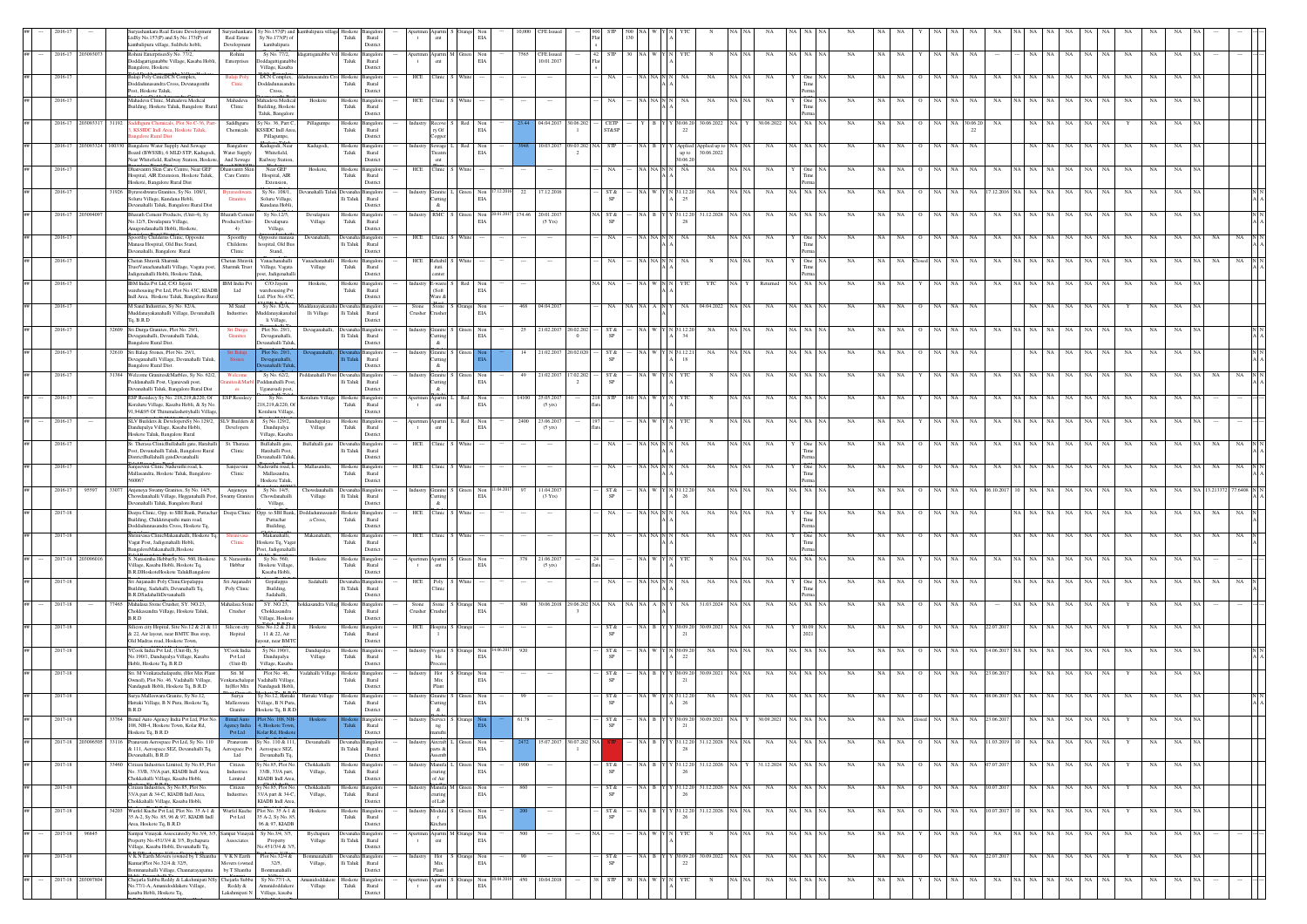| ## | | 2016-17 | | | Suryashankara Real Estate Development LtdSy No.157(P) and Sy No.173(P) of Kambalipura village, Sulibele hobli, | Suryashankara Real Estate Development | Sy No.157(P) and Sy No.173(P) of kambalipura | Kambalipura village | Hoskote Taluk | Bangalore Rural District | Apartment | Apartment | | | Non EIA | | 10,000 | CFE Issued | | 900 Flats | STP | 500 130 | NA | Y | N | YTC | | N | NA | NA | NA | | NA | NA | NA | | NA | NA | Y | NA | NA | NA | | NA | NA | NA | NA | NA | NA | NA | NA | NA | NA | | --- | |
|---|---|---|---|---|---|---|---|---|---|---|---|---|---|---|---|---|---|---|---|---|---|---|---|---|---|---|---|---|---|---|---|---|---|---|---|---|---|---|---|---|---|---|---|---|---|---|---|---|---|---|---|---|---|---|---|---|
| ## | --- | 2016-17 | 203093073 | | Rohini EnterprisesSy No. 77/2, Doddagattiganabbe Village, Kasaba Hobli, Bangalore, Hoskote. | Rohini Enterprises | Sy No. 77/2, Doddagattiganabbe Village, Kasaba. | Doddagattiganabbe Vill | Hoskote Taluk | Bangalore Rural District | Apartment | Apartment | M | Green | Non EIA | | 7565 | CFE Issued 10.01.2017 | | 42 Flats | STP | 30 | NA | W | Y | N | YTC | | N | NA | NA | NA | | NA | NA | NA | | NA | NA | Y | NA | NA | NA | | NA | NA | NA | NA | NA | NA | NA | NA | NA | NA | | --- | |
| ## | | 2016-17 | | | Balaji Poly ClinicDCN Complex, Doddadunnasandra Cross, Devanagonthi Post, Hoskote Taluk, | Balaji Poly Clinic | DCN Complex, Doddadunnasandra Cross, | Doddadunnasandra Cro | Hoskote Taluk | Bangalore Rural District | HCE | Clinic | S | White | --- | | --- | --- | | | NA | --- | NA | NA | NA | N | NA | NA | NA | NA | NA | NA | Y | One Time Perma | NA | | NA | NA | O | NA | NA | NA | NA | NA | NA | NA | NA | NA | NA | NA | NA | NA | NA | | | |
| ## | | 2016-17 | | | Mahadeva Clinic, Mahadeva Medical Building, Hoskote Taluk, Bangalore Rural | Mahadeva Clinic | Mahadeva Medical Building, Hoskote Taluk, Bangalore | Hoskote | Hoskote Taluk | Bangalore Rural District | HCE | Clinic | S | White | --- | | --- | --- | | | NA | --- | NA | NA | N | N | NA | NA | NA | NA | NA | NA | Y | One Time Perma | NA | | NA | NA | O | NA | NA | NA | NA | NA | NA | NA | NA | NA | NA | NA | NA | NA | NA | | | |
| ## | | 2016-17 | 203093317 | 31192 | Saddhguru Chemicals, Plot No C-36, Part-1, KSSIDC Indl Area, Hoskote Taluk, Bangalore Rural Dist | Saddhguru Chemicals | Sy No. 36, Part C, KSSIDC Indl Area, Pillagumpe, | Pillagumpe, | Hoskote Taluk | Bangalore Rural District | Industry | Recovery Of Copper | S | Red | Non EIA | | 23.44 | 04.04.2017 | 30.06.2021 | | CETP ST&SP | --- | Y | B | Y | Y | 30.06.2022 | 30.06.2022 | NA | Y | 30.06.2022 | NA | NA | NA | | NA | NA | NA | O | NA | NA | 30.06.2022 | NA | NA | NA | NA | NA | NA | Y | NA | NA | NA | | | |
| ## | | 2016-17 | 203093324 | 100330 | Bangalore Water Supply And Sewage Board (BWSSB), 6 MLD STP, Kadugodi, Near Whitefield, Railway Station, Hoskote, | Bangalore Water Supply And Sewage | Kadugodi, Near Whitefield, Railway Station, | Kadugodi, | Hoskote Taluk | Bangalore Rural District | Industry | Sewage Treatment | L | Red | Non EIA | | 3946 | 10.03.2017 | 09.03.2022 | | NA | STP | --- | NA | B | Y | Applied up to 30.06.20 | Applied up to 30.06.2022 | NA | NA | NA | | NA | NA | NA | | NA | NA | NA | NA | NA | NA | NA | NA | NA | NA | NA | NA | NA | NA | NA | NA | NA | | | |
| ## | | 2016-17 | | | Dhanvanni Skin Care Centre, Near GEF Hospital, AIR Extension, Hoskote Taluk, Hoskote, Bangalore Rural Dist | Dhanvanni Skin Care Centre | Near GEF Hospital, AIR Extension, | Hoskote, | Hoskote Taluk | Bangalore Rural District | HCE | Clinic | S | White | --- | | --- | --- | | | NA | --- | NA | NA | N | N | NA | NA | NA | NA | NA | NA | Y | One Time Perma | NA | | NA | NA | O | NA | NA | NA | NA | NA | NA | NA | NA | NA | NA | NA | NA | NA | NA | | | |
| ## | | 2016-17 | | 31926 | Byraveshwara Granites, Sy No. 108/1, Soluru Village, Kundana Hobli, Devanahalli Taluk, Bangalore Rural Dist | Byraveshwara Granites | Sy No. 108/1, Soluru Village, Kundana Hobli, | Devanahalli Taluk | Devanahalli Taluk | Bangalore Rural District | Industry | Granite Cutting & | L | Green | Non EIA | 17.12.2016 | 22 | 17.12.2016 | | | ST & SP | --- | NA | W | Y | N | 31.12.2025 | NA | NA | NA | NA | | NA | NA | NA | | NA | NA | O | NA | NA | NA | 17.12.2016 | NA | NA | NA | NA | NA | NA | NA | NA | NA | NA | N A | N A |
| ## | | 2016-17 | 203094097 | | Bharath Cement Products, (Unit-4), Sy No.12/5, Devalapura Village, Anugondanahalli Hobli, Hoskote, | Bharath Cement Products(Unit-4) | Sy No.12/5, Devalapura Village, | Devalapura Village | Hoskote Taluk | Bangalore Rural District | Industry | RMC | S | Green | Non EIA | 20.01.2017 | 174.46 | 20.01.2017 (5 Yrs) | | NA | ST & SP | --- | NA | B | Y | Y | 31.12.2028 | 31.12.2028 | NA | NA | NA | | NA | NA | NA | | NA | NA | O | NA | NA | NA | NA | NA | NA | NA | NA | NA | NA | NA | NA | NA | NA | N A | N A |
| ## | | 2016-17 | | | Spoorthy Childrens Clinic, Opposite Manasa Hospital, Old Bus Stand, Devanahalli, Bangalore Rural | Spoorthy Childrens Clinic | Opposite manasa hospital, Old Bus Stand, | Devanahalli, | Devanahalli Taluk | Bangalore Rural District | HCE | Clinic | S | White | --- | | --- | --- | | | NA | --- | NA | NA | N | N | NA | NA | NA | NA | NA | NA | Y | One Time Perma | NA | | NA | NA | O | NA | NA | NA | NA | NA | NA | NA | NA | NA | NA | NA | NA | NA | NA | NA | NA | NA |
| ## | | 2016-17 | | | Chetan Shrustk Sharmik TrustVanachanahalli Village, Vagata post, Jadigenahalli Hobli, Hoskote Taluk, | Chetan Shrustk Sharmik Trust | Vanachanahalli Village, Vagata post, Jadigenahalli | Vanachanahalli Village | Hoskote Taluk | Bangalore Rural District | HCE | Rehabilitation center | S | White | --- | | --- | --- | | | NA | --- | NA | NA | N | N | NA | N | NA | NA | NA | NA | Y | One Time Perma | NA | | NA | NA | Closed | NA | NA | NA | NA | NA | NA | NA | NA | NA | NA | NA | NA | NA | NA | NA | NA | NA |
| ## | | 2016-17 | | | IBM India Pvt Ltd, C/O Jayem warehousing Pvt Ltd, Plot No 4/3C, KIADB Indl Area, Hoskote Taluk, Bangalore Rural | IBM India Pvt Ltd | C/O Jayem warehousing Pvt Ltd, Plot No 4/3C, | Hoskote, | Hoskote Taluk | Bangalore Rural District | Industry | E-waste (Soft Ware & | S | Red | Non EIA | | --- | --- | | NA | NA | --- | NA | W | N | N | YTC | YTC | NA | Y | Returned | NA | NA | NA | | NA | NA | Y | NA | NA | NA | NA | NA | NA | NA | NA | NA | NA | NA | NA | NA | NA | | | |
| ## | | 2016-17 | | | M Sand Industries, Sy No. 82/A, Muddanayakanahalli Village, Devanahalli Tq, B.R.D | M Sand Industries | Sy No. 82/A, Muddanayakanahalli Village, | Muddanayakanahalli Village | Devanahalli Taluk | Bangalore Rural District | Stone Crusher | Stone Crusher | S | Orange | Non EIA | | 468 | 04.04.2017 | | | NA | NA | NA | A | N | Y | NA | 04.04.2022 | NA | NA | NA | | NA | NA | NA | | NA | NA | O | NA | NA | NA | NA | NA | NA | NA | Y | NA | NA | NA | NA | NA | NA | | | |
| ## | | 2016-17 | | 32609 | Sri Durga Granites, Plot No. 29/1, Devaganahalli, Devanahalli Taluk, Bangalore Rural Dist | Sri Durga Granites | Plot No. 29/1, Devaganahalli, Devanahalli Taluk, | Devaganahalli, | Devanahalli Taluk | Bangalore Rural District | Industry | Granite Cutting & | S | Green | Non EIA | | 25 | 21.02.2017 | 20.02.2020 | | ST & SP | --- | NA | W | Y | N | 31.12.2034 | NA | NA | NA | NA | | NA | NA | NA | | NA | NA | O | NA | NA | NA | NA | NA | NA | NA | NA | NA | NA | NA | NA | NA | NA | N A | N A |
| ## | | 2016-17 | | 32610 | Sri Balaji Stones, Plot No. 29/1, Devaganahalli Village, Devanahalli Taluk, Bangalore Rural Dist | Sri Balaji Stones | Plot No. 29/1, Devaganahalli, Devanahalli Taluk, | Devaganahalli, | Devanahalli Taluk | Bangalore Rural District | Industry | Granite Cutting & | S | Green | Non EIA | | 14 | 21.02.2017 | 20.02.2020 | | ST & SP | --- | NA | W | Y | N | 31.12.2118 | NA | NA | NA | NA | | NA | NA | NA | | NA | NA | O | NA | NA | NA | NA | NA | NA | NA | NA | NA | NA | NA | NA | NA | NA | N A | N A |
| ## | | 2016-17 | | 31384 | Welcome Granites&Marbles, Sy No. 62/2, Poddanahalli Post, Uganavadi post, Devanahalli Taluk, Bangalore Rural Dist | Welcome Granites&Marbles | Sy No. 62/2, Poddanahalli Post, Uganavadi post, | Poddanahalli Post | Devanahalli Taluk | Bangalore Rural District | Industry | Granite Cutting & | S | Green | Non EIA | | 49 | 21.02.2017 | 17.02.2022 | | ST & SP | --- | NA | W | Y | N | YTC | N | NA | NA | NA | | NA | NA | NA | | NA | NA | Y | NA | NA | NA | NA | NA | NA | NA | NA | NA | NA | NA | NA | NA | NA | N A | N A |
| ## | | 2016-17 | | | ESP Residecy Sy No. 218,219,&220, Of Koraluru Village, Kasaba Hobli, & Sy No. 91,94&95 Of Thirumalashettyhalli Village, | ESP Residecy | Sy No. 218,219,&220, Of Koraluru Village, | Koraluru Village | Hoskote Taluk | Bangalore Rural District | Apartment | Apartment | L | Red | Non EIA | | 14100 | 25.05.2017 (5 yrs) | | 218 flats | STP | 140 | NA | W | Y | N | YTC | | N | NA | NA | NA | | NA | NA | NA | | NA | NA | Y | NA | NA | NA | NA | NA | NA | NA | NA | NA | NA | NA | NA | NA | NA | --- | |
| ## | | 2016-17 | | | SLV Builders & DevelopersSy No.128/2, Dandupalya Village, Kasaba Hobli, Hoskote Taluk, Bangalore Rural | SLV Builders & Developers | Sy No.128/2, Dandupalya Village, Kasaba, | Dandupalya Village | Hoskote Taluk | Bangalore Rural District | Apartment | Apartment | L | Red | Non EIA | | 2400 | 23.06.2017 (5 yrs) | | 197 flats | | | NA | W | Y | N | YTC | | N | NA | NA | NA | | NA | NA | NA | | NA | NA | Y | NA | NA | NA | NA | NA | NA | NA | NA | NA | NA | NA | NA | NA | NA | | |
| ## | | 2016-17 | | | St. Theresa ClinicBullahalli gate, Harahalli Post, Devanahalli Taluk, Bangalore Rural DistrictBullahalli gateDevanahalli | St. Theresa Clinic | Bullahalli gate, Harahalli Post, Devanahalli Taluk, | Bullahalli gate | Devanahalli Taluk | Bangalore Rural District | HCE | Clinic | S | White | --- | | --- | --- | | | NA | --- | NA | NA | N | N | NA | NA | NA | NA | NA | NA | Y | One Time Perma | NA | | NA | NA | O | NA | NA | NA | NA | NA | NA | NA | NA | NA | NA | NA | NA | NA | NA | N A | N A |
| ## | | 2016-17 | | | Sanjeevini Clinic Naduvathi road, L Mallasandra, Hoskote Taluk, Bangalore-560067 | Sanjeevini Clinic | Naduvathi road, L Mallasandra, Hoskote Taluk, | Mallasandra, | Hoskote Taluk | Bangalore Rural District | HCE | Clinic | S | White | --- | | --- | --- | | | NA | --- | NA | NA | N | N | NA | NA | NA | NA | NA | NA | Y | One Time Perma | NA | | NA | NA | O | NA | NA | NA | NA | NA | NA | NA | NA | NA | NA | NA | NA | NA | NA | N A | N A |
| ## | | 2016-17 | 95597 | 33077 | Anjaneya Swamy Granites, Sy No. 14/5, Chowdanahalli Village, Hegganahalli Post, Devanahalli Taluk, Bangalore Rural | Anjaneya Swamy Granites | Sy No. 14/5, Chowdanahalli Village, | Chowdanahalli Village | Devanahalli Taluk | Bangalore Rural District | Industry | Granite Cutting & | S | Green | Non EIA | 11.04.2017 | 97 | 11.04.2017 (3 Yrs) | | | ST & SP | --- | NA | W | Y | N | 31.12.2026 | NA | NA | NA | NA | | NA | NA | NA | | NA | NA | O | NA | NA | NA | 06.10.2017 | 10 | NA | NA | NA | NA | NA | NA | NA 13.213372 | 77.6408 | N A | N A |
| ## | | 2017-18 | | | Deepa Clinic, Opp. to SBI Bank, Purnachar Building, Chikkonagathi main road, Doddadunnasandra Cross, Hoskote Tq, | Deepa Clinic | Opp. to SBI Bank, Purnachar Building, | Doddadunnasandra Cross, | Hoskote Taluk | Bangalore Rural District | HCE | Clinic | S | White | --- | | --- | --- | | | NA | --- | NA | NA | N | N | NA | NA | NA | NA | NA | NA | Y | One Time Perma | NA | | NA | NA | O | NA | NA | NA | NA | NA | NA | NA | NA | NA | NA | NA | NA | NA | NA | NA | NA | NA |
| ## | | 2017-18 | | | Shrinivasa ClinicMakanahalli, Hoskote Tq, Vagat Post, Jadigenahalli Hobli, BangaloreMakanahalli,Hoskote | Shrinivasa Clinic | Makanahalli, Hoskote Tq, Vagata Post, Jadigenahalli | Makanahalli, | Hoskote Taluk | Bangalore Rural District | HCE | Clinic | S | White | --- | | --- | --- | | | NA | --- | NA | NA | N | N | NA | NA | NA | NA | NA | NA | Y | One Time Perma | NA | | NA | NA | O | NA | NA | NA | NA | NA | NA | NA | NA | NA | NA | NA | NA | NA | NA | | | |
| ## | | 2017-18 | 203096016 | | S. Narasimha HebbarSy No. 560, Hoskote Village, Kasaba Hobli, Hoskote Tq, B.R.DHoskoteHoskote TalukBangalore | S. Narasimha Hebbar | Sy No. 560, Hoskote Village, Kasaba Hobli, | Hoskote | Hoskote Taluk | Bangalore Rural District | Apartment | Apartment | S | Green | Non EIA | | 578 | 21.06.2017 (5 yrs) | | 24 flats | | | NA | W | Y | N | YTC | | N | NA | NA | NA | | NA | NA | NA | | NA | NA | Y | NA | NA | NA | NA | NA | NA | NA | NA | NA | NA | NA | NA | NA | NA | | |
| ## | | 2017-18 | | | Sri Anjanadri Poly ClinicGopalappa Building, Sadahalli, Devanahalli Tq, B.R.DSadahalliDevanahalli | Sri Anjanadri Poly Clinic | Gopalappa Building, Sadahalli, | Sadahalli | Devanahalli Taluk | Bangalore Rural District | HCE | Poly Clinic | S | White | --- | | --- | --- | | | NA | --- | NA | NA | N | N | NA | NA | NA | NA | NA | NA | Y | One Time Perma | NA | | NA | NA | O | NA | NA | NA | NA | NA | NA | NA | NA | NA | NA | NA | NA | NA | NA | NA | NA | NA |
| ## | | 2017-18 | --- | 77465 | Mahalasa Stone Crusher, SY. NO.23, Chokkasandra Village, Hoskote Taluk, B.R.D | Mahalasa Stone Crusher | SY. NO.23, Chokkasandra Village, Hoskote | Chokkasandra Village | Hoskote Taluk | Bangalore Rural District | Stone Crusher | Stone Crusher | S | Orange | Non EIA | | 300 | 30.06.2018 | 29.06.2023 | NA | NA | NA | NA | A | N | Y | NA | 31.03.2024 | NA | NA | NA | | NA | NA | NA | | NA | NA | O | NA | NA | NA | NA | NA | NA | NA | Y | NA | NA | NA | NA | NA | NA | | | |
| ## | | 2017-18 | | | Silicon city Hopital, Site No.12 & 21 & 11 & 22, Air layout, near BMTC Bus stop, Old Madras road, Hoskote Town, | Silicon city Hopital | Site No.12 & 21 & 11 & 22, Air layout, near BMTC | Hoskote | Hoskote Taluk | Bangalore Rural District | HCE | Hospital | S | Orange | Non EIA | | --- | --- | | | ST & SP | --- | NA | B | Y | Y | 30.09.2021 | 30.09.2021 | NA | NA | NA | | Y | 30.09.2021 | NA | | NA | NA | O | NA | NA | NA | 22.07.2017 | NA | NA | NA | Y | NA | NA | NA | NA | NA | NA | | | |
| ## | | 2017-18 | | | YCook India Pvt Ltd, (Unit-II), Sy No.190/1, Dandupalya Village, Kasaba Hobli, Hoskote Tq, B.R.D | YCook India Pvt Ltd (Unit-II) | Sy No.190/1, Dandupalya Village, | Dandupalya Village | Hoskote Taluk | Bangalore Rural District | Industry | Vegetable Process | S | Orange | Non EIA | 14.06.2017 | 920 | | | | ST & SP | --- | NA | W | Y | N | 30.09.2022 | NA | NA | NA | NA | | NA | NA | NA | | NA | NA | O | NA | NA | NA | 14.06.2017 | NA | NA | NA | NA | NA | NA | NA | NA | NA | NA | N A | N A |
| ## | | 2017-18 | | | Sri. M Venkatachalapathi, (Hot Mix Plant Owned), Plot No. 46, Vadahalli Village, Nandagudi Hobli, Hoskote Tq, B.R.D | Sri. M Venkatachalapathi(Hot Mix | Plot No. 46, Vadahalli Village, Nandagudi Hobli, | Vadahalli Village | Hoskote Taluk | Bangalore Rural District | Industry | Hot Mix Plant | S | Orange | Non EIA | | --- | | | | ST & SP | --- | NA | B | Y | Y | 30.09.2021 | 30.09.2021 | NA | NA | NA | | NA | NA | NA | | NA | NA | O | NA | NA | NA | 23.06.2017 | NA | NA | NA | Y | NA | NA | NA | NA | NA | NA | | | |
| ## | | 2017-18 | | | Surya Malleswara Granite, Sy No.12, Hattaki Village, B N Pura, Hoskote Tq, B.R.D | Surya Malleswara Granite | Sy No.12, Hattaki Village, B N Pura, Hoskote Tq, B.R.D | Hattaki Village | Hoskote Taluk | Bangalore Rural District | Industry | Granite Cutting & | S | Green | Non EIA | | 99 | --- | | | ST & SP | --- | NA | W | Y | N | 31.12.2026 | NA | NA | NA | NA | | NA | NA | NA | | NA | NA | O | NA | NA | NA | 08.06.2017 | NA | NA | NA | NA | NA | NA | NA | NA | NA | NA | | | |
| ## | | 2017-18 | | 33764 | Bimal Auto Agency India Pvt Ltd, Plot No. 108, NH-4, Hoskote Town, Kolar Rd, Hoskote Tq, B.R.D | Bimal Auto Agency India Pvt Ltd | Plot No. 108, NH-4, Hoskote Town, Kolar Rd, Hoskote | Hoskote | Hoskote Taluk | Bangalore Rural District | Industry | Servicing & Manufa | S | Orange | Non EIA | | 61.78 | --- | | | ST & SP | --- | NA | B | Y | Y | 30.09.2021 | 30.09.2021 | NA | Y | 30.09.2021 | NA | NA | NA | | NA | NA | closed | NA | NA | NA | 23.06.2017 | NA | NA | NA | NA | NA | NA | NA | NA | NA | NA | | | |
| ## | | 2017-18 | 203096505 | 33116 | Pranavam Aerospace Pvt Ltd, Sy No. 110 & 111, Aerospace SEZ, Devanahalli Tq, Devanahalli, B.R.D | Pranavam Aerospace Pvt Ltd | Sy No. 110 & 111, Aerospace SEZ, Devanahalli Tq, | Devanahalli | Devanahalli Taluk | Bangalore Rural District | Industry | Aircraft parts & Assemb | S | Orange | Non EIA | | 2472 | 15.07.2017 | 30.07.2021 | NA | STP | --- | NA | B | Y | Y | 31.12.2028 | 31.12.2028 | NA | NA | NA | | NA | NA | NA | | NA | NA | O | NA | NA | NA | 11.03.2019 | 10 | NA | NA | NA | NA | NA | NA | NA | NA | NA | | | |
| ## | | 2017-18 | | 33460 | Citizen Industries Limited, Sy No.85, Plot No. 33/B, 33/A part, KIADB Indl Area, Chokkahalli Village, Kasaba Hobli, | Citizen Industries Limited | Sy No.85, Plot No. 33/B, 33/A part, KIADB Indl Area, | Chokkahalli Village, | Hoskote Taluk | Bangalore Rural District | Industry | Manufacturing of Air | S | Green | Non EIA | | 1900 | --- | | | ST & SP | --- | NA | B | Y | Y | 31.12.2026 | 31.12.2026 | NA | Y | 31.12.2024 | NA | NA | NA | | NA | NA | O | NA | NA | NA | 07.07.2017 | NA | NA | NA | Y | NA | NA | NA | NA | NA | NA | | | |
| ## | | 2017-18 | | | Citizen Industries, Sy No.85, Plot No. 33/A part & 34-C, KIADB Indl Area, Chokkahalli Village, Kasaba Hobli, | Citizen Industries | Sy No.85, Plot No. 33/A part & 34-C, KIADB Indl Area, | Chokkahalli Village, | Hoskote Taluk | Bangalore Rural District | Industry | Manufacturing of Lab | S | Green | Non EIA | | 860 | --- | | | ST & SP | --- | NA | B | Y | Y | 31.12.2026 | 31.12.2026 | NA | NA | NA | | NA | NA | NA | | NA | NA | O | NA | NA | NA | 10.07.2017 | NA | NA | NA | NA | NA | NA | NA | NA | NA | NA | | | |
| ## | | 2017-18 | | 34203 | Wurfel Kuche Pvt Ltd, Plot No. 35 A-1 & 35 A-2, Sy No. 85, 96 & 97, KIADB Indl Area, Hoskote Tq, B.R.D | Wurfel Kuche Pvt Ltd | Plot No. 35 A-1 & 35 A-2, Sy No. 85, 96 & 97, KIADB | Hoskote | Hoskote Taluk | Bangalore Rural District | Industry | Modular Kitchen | S | Green | Non EIA | | 200 | --- | | | ST & SP | --- | NA | B | Y | Y | 31.12.2026 | 31.12.2026 | NA | NA | NA | | NA | NA | NA | | NA | NA | O | NA | NA | NA | 10.07.2017 | 10 | NA | NA | Y | NA | NA | NA | NA | NA | NA | | | |
| ## | | 2017-18 | 96845 | | Sampat Vinayak AssociatesSy No.3/4, 3/5, Property No.451/3/4 & 3/5, Bychapura Village, Kasaba Hobli, Devanahalli Tq, | Sampat Vinayak Associates | Sy No.3/4, 3/5, Property No.451/3/4 & 3/5, | Bychapura Village | Devanahalli Taluk | Bangalore Rural District | Apartment | Apartment | M | Orange | Non EIA | | 500 | --- | | | NA | --- | NA | W | Y | N | YTC | | N | NA | NA | NA | | NA | NA | NA | | NA | NA | Y | NA | NA | NA | NA | NA | NA | NA | NA | NA | NA | NA | NA | NA | NA | | |
| ## | | 2017-18 | | | V K N Earth Movers (owned by T Shantha Kumar)Plot No.32/4 & 32/5, Bommanahalli Village, Channarayapatna | V K N Earth Movers (owned by T Shantha | Plot No.32/4 & 32/5, Bommanahalli | Bommanahalli Village, | Devanahalli Taluk | Bangalore Rural District | Industry | Hot Mix Plant | S | Orange | Non EIA | | 90 | --- | | | ST & SP | --- | NA | B | Y | Y | 30.09.2022 | 30.09.2022 | NA | NA | NA | | NA | NA | NA | | NA | NA | O | NA | NA | NA | 22.07.2017 | NA | NA | NA | NA | NA | NA | NA | NA | NA | NA | | | |
| ## | --- | 2017-18 | 203097804 | | Chejarla Subba Reddy & Lakshmipati NSy No.77/1-A, Amanidoddakere Village, Kasaba Hobli, Hoskote Tq, | Chejarla Subba Reddy & Lakshmipati N | Sy No.77/1-A, Amanidoddakere Village, Kasaba | Amanidoddakere Village | Hoskote Taluk | Bangalore Rural District | Apartment | Apartment | S | Orange | Non EIA | 10.04.2018 | 450 | 10.04.2018 | --- | 38 | STP | 30 | NA | W | Y | N | YTC | | N | NA | NA | NA | | NA | NA | NA | | NA | NA | Y | NA | NA | NA | NA | NA | NA | NA | NA | NA | NA | NA | NA | NA | NA | --- | |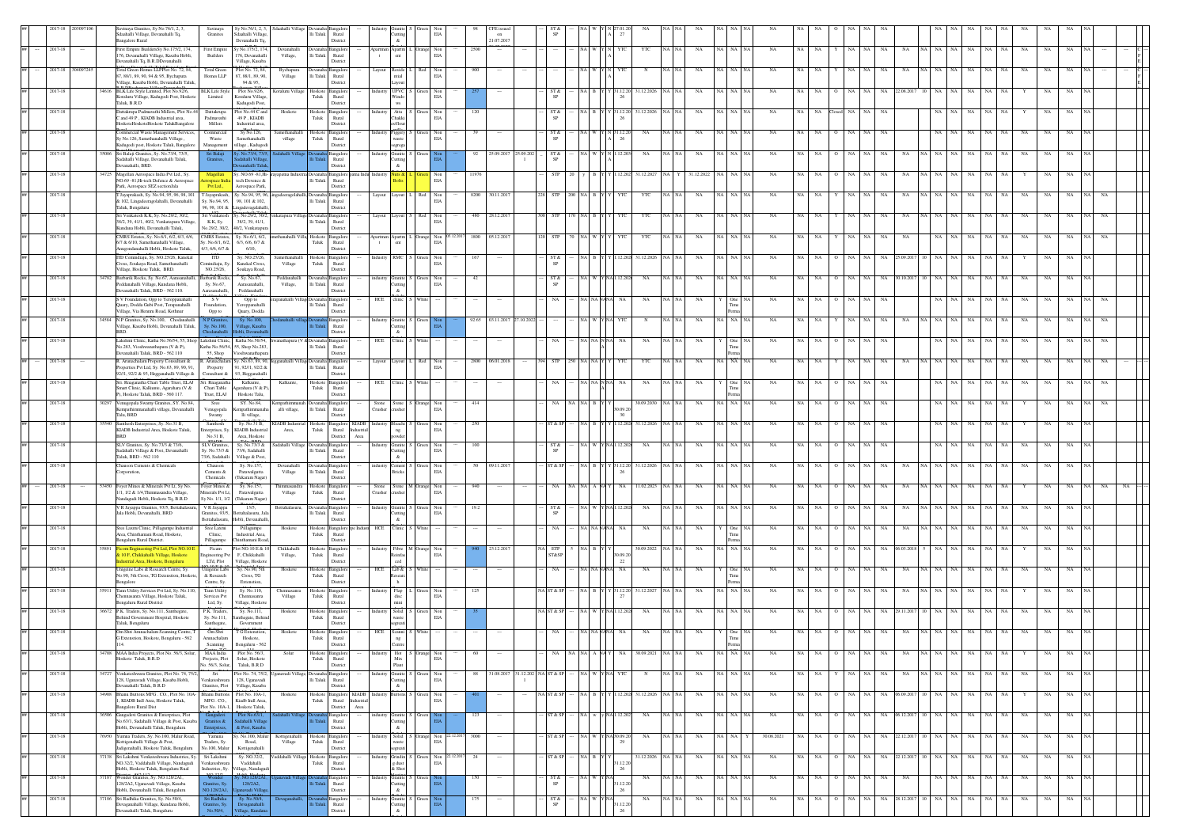| ## | Year | ID | Name & Address | Industry | Location | Village | Taluk | District | Type | Activity | Size | Category | EIA | Investment | Remarks | Validity |
|---|---|---|---|---|---|---|---|---|---|---|---|---|---|---|---|---|
| ## | 2017-18 | 203097106 | Seetnaya Granites, Sy No.76/1, 2, 3, Sdashalli Village, Devanahalli Tq, Bangalore Rural | Seetnaya Granites | Sy No.76/1, 2, 3, Sdashalli Village, Devanahalli Tq, | Sdashalli Village | Devanahalli Taluk | Bangalore Rural District | Industry | Granite Cutting & | S | Green | Non EIA | 99 | CFE issued on 21.07.2017 | 27.01.2027 |
| ## | 2017-18 | --- | First Empire Builders Sy No.175/2, 174, 176, Devanahalli Village, Kasaba Hobli, Devanahalli Tq, B.R.D Devanahalli | First Empire Builders | Sy No.175/2, 174, 176, Devanahalli Village, Kasaba | Devanahalli Village, | Devanahalli Taluk | Bangalore Rural District | Apartment | Apartment | L | Orange | Non EIA | 2500 | --- | YTC |
| ## | 2017-18 | 304097245 | Total Green Homes LLP Plot No. 72, 84, 87, 88/1, 89, 90, 94 & 95, Bychapura Village, Kasaba Hobli, Devanahalli Taluk | Total Green Homes LLP | Plot No. 72, 84, 87, 88/1, 89, 90, 94 & 95, | Bychapura Village | Devanahalli Taluk | Bangalore Rural District | Layout | Residential Layout | L | Red | Non EIA | 900 | --- | YTC |
| ## | 2017-18 | 34616 | BLK Life Style Limited, Plot No.92/6, Koraluru Village, Kadugodi Post, Hoskote Taluk, B.R.D | BLK Life Style Limited | Plot No.92/6, Koralura Village, Kadugodi Post, | Koraluru Village | Hoskote Taluk | Bangalore Rural District | Industry | UPVC Windows | S | Green | Non EIA | 257 | --- | 31.12.2026 |
| ## | 2017-18 | | Dattakrupa Padmavathi Millers, Plot No.44 C and 49 P, KIADB Industrial area, Hoskote, Hoskote Taluk, Bangalore | Dattakrupa Padmavathi Millers | Plot No.44 C and 49 P, KIADB Industrial area, | Hoskote | Hoskote Taluk | Bangalore Rural District | Industry | Atta Chakki, Flour | S | Green | Non EIA | 120 | --- | 31.12.2026 |
| ## | 2017-18 | | Commercial Waste Management Services, Sy No.126, Samethanahalli Village, Kadugodi post, Hoskote Taluk, Bangalore | Commercial Waste Management | Sy No.126, Samethanahalli village, Kadugodi | Samethanahalli village | Hoskote Taluk | Bangalore Rural District | Industry | Organic waste segregation | S | Green | Non EIA | 39 | --- | 31.12.2026 |
| ## | 2017-18 | 35086 | Sri Balaji Granites, Sy No.73/4, 73/5, Sadahalli Village, Devanahalli Taluk, Devanahalli, BRD. | Sri Balaji Granites, | Sy No.73/4, 73/5, Sadahalli Village, Devanahalli Taluk, | Sadahalli Village | Devanahalli Taluk | Bangalore Rural District | Industry | Granite Cutting & | S | Green | Non EIA | 92 | 25.09.2017 25.09.2021 | 31.12.2034 |
| ## | 2017-18 | 34725 | Magellan Aerospace India Pvt Ltd., Sy. NO.69 -81, Hi-tech Defence & Aerospace Park, Aerospace SEZ sector, Jala | Magellan Aerospace India Pvt Ltd., | Sy. NO.69 -81, Hi-tech Devence & Aerospace Park, | Aerospace Industrial Area | Devanahalli Taluk | Bangalore Rural District | Industry | Nuts & Bolts | L | Green | Non EIA | 11976 | --- | 31.12.2027 |
| ## | 2017-18 | | T.Jayaprakash, Sy. No.94, 95, 96, 98, 101 & 102, Lingadeeragollahalli, Devanahalli Taluk, Bengaluru | T.Jayaprakash, Sy. No.94, 95, 96, 98, 101 & 102, | Sy. No.94, 95, 96, 98, 101 & 102, Lingadevagollahalli | Lingadeeragollahalli Village | Devanahalli Taluk | Bangalore Rural District | Layout | Layout | L | Red | Non EIA | 8200 | 30.11.2017 | YTC |
| ## | 2017-18 | | Sri Venkatesh K.K, Sy. No.29/2, 30/2, 38/2, 39, 41/1, 40/2, Venkatapura Village, Kundana Hobli, Devanahalli Taluk, | Sri Venkatesh K.K, Sy. No.29/2, 30/2, | Sy. No.29/2, 30/2, 38/2, 39, 41/1, 40/2, Venkatapura | Venkatapura Village | Devanahalli Taluk | Bangalore Rural District | Layout | Layout | L | Red | Non EIA | 480 | 28.12.2017 | YTC |
| ## | 2017-18 | | CMRS Estates, Sy. No.6/1, 6/2, 6/3, 6/6, 6/7 & 6/10, Samethanahalli Village, Anugondanahalli Hobli, Hoskote Taluk, | CMRS Estates, Sy. No.6/1, 6/2, 6/3, 6/6, 6/7 & | Sy. No.6/1, 6/2, 6/3, 6/6, 6/7 & 6/10, | Samethanahalli Village | Hoskote Taluk | Bangalore Rural District | Apartment | Apartment | L | Orange | Non EIA 05.12.2017 | 1800 | 05.12.2017 | YTC |
| ## | 2017-18 | | ITD Cementdeja, Sy. NO.25/26, Kasakal Cross, Soukaya Road, Samethanahalli Village, Hoskote Taluk, BRD. | ITD Cementation, Sy. NO.25/26, | Sy. NO.25/26, Kasakal Cross, Soukaya Road, | Samethanahalli Village | Hoskote Taluk | Bangalore Rural District | Industry | RMC | S | Green | Non EIA | 167 | --- | 31.12.2026 |
| ## | 2017-18 | 34762 | Barbarik Rocks, Sy. No.67, Aarasanahalli, Peddanahalli Village, Kundana Hobli, Devanahalli Taluk, BRD - 562 110. | Barbarik Rocks, Sy. No.67, Aarasanahalli, | Sy. No.67, Aarasanahalli, Peddanahalli | Peddanahalli Village, | Devanahalli Taluk | Bangalore Rural District | industry | Granite Cutting & | S | Green | Non EIA | 42 | --- | 31.12.2026 |
| ## | 2017-18 | | S V Foundation, Opp to Yereppanahalli Quary, Dodda Gubi Post, Teruppanahalli Village, Via Hennru Road, Kothnur | S V Foundation, Opp to | Opp to Yereppanahalli Quary, Dodda | Yerappanahalli Village | Devanahalli Taluk | Bangalore Rural District | HCE | clinic | S | White | --- | --- | --- | NA |
| ## | 2017-18 | 34584 | N P Granites, Sy. No.100, Chodanahalli Village, Kasaba Hobli, Devanahalli Taluk, BRD. | N P Granites, Sy. No.100, Chodanahalli | Sy. No.100, Village, Kasaba Hobli, Devanahalli | Chodanahalli village | Devanahalli Taluk | Bangalore Rural District | Industry | Granite Cutting & | S | Green | Non EIA | 92.65 | 03.11.2017 27.10.2022 | YTC |
| ## | 2017-18 | | Lakshmi Clinic, Katha No.56/54, 55, Shop No.283, Vivshwanathapura (V & P), Devanahalli Taluk, BRD - 562 110 | Lakshmi Clinic, Katha No.56/54, 55, Shop | Katha No.56/54, 55, Shop No.283, Vivshwanathapura | Vishwanathapura (V & P) | Devanahalli Taluk | Bangalore Rural District | HCE | Clinic | S | White | --- | --- | --- | NA |
| ## | 2017-18 | --- | R. Arunachalam Property Consultant & Properties Pvt Ltd, Sy. No.63, 89, 90, 91, 92/1, 92/2 & 93, Hegganahalli Village & | R. Arunachalam Property Consultant & | Sy. No.63, 89, 90, 91, 92/1, 92/2 & 93, Hegganahalli | Hegganahalli Village | Devanahalli Taluk | Bangalore Rural District | Layout | Layout | L | Red | Non EIA | 2800 | 06.01.2018 | YTC |
| ## | 2017-18 | | Sri. Rasaganatha Chari Table Trust, ELAI Smart Clinic, Kalkunte, Agarahara (V & P), Hoskote Taluk, BRD - 560 117. | Sri. Rasaganatha Chari Table Trust, ELAI | Kalkunte, Agarahara (V & P), Hoskote Talu, | Kalkunte, | Hoskote Taluk | Bangalore Rural District | HCE | Clinic | S | White | --- | --- | --- | NA |
| ## | 2017-18 | 36297 | Venugopala Swamy Granites, SY. No.84, Kempathimmanahalli village, Devanahalli Talu, BRD | Sree Venugopala Swamy | SY. No.84, Kempathimmanahalli village, | Kempathimmanahalli village, | Devanahalli Taluk | Bangalore Rural District | Stone Crusher | Stone crusher | S | Orange | Non EIA | 414 | --- | 30.09.2090 |
| ## | 2017-18 | 35540 | Santhosh Enterprises, Sy. No.31 B, KIADB Industrial Area, Hoskote Taluk, BRD | Santhosh Enterprises, Sy. No.31 B, | Sy. No.31 B, KIADB Industrial Area, Hoskote | KIADB Industrial Area, | Hoskote Taluk | Bangalore Rural District | KIADB Industrial Area | Bleaching powder | S | Green | Non EIA | 250 | --- | 31.12.2026 |
| ## | 2017-18 | | SLV Granites, Sy. No.73/3 & 73/6, Sadahalli Village & Post, Devanahalli Taluk, BRD - 562 110 | SLV Granites, Sy. No.73/3 & 73/6, Sadahalli | Sy. No.73/3 & 73/6, Sadahalli Village & Post, | Sadahalli Village | Devanahalli Taluk | Bangalore Rural District | Industry | Granite Cutting & | S | Green | Non EIA | 100 | --- | 31.12.2026 |
| ## | 2017-18 | | Chauson Cements & Chemicals Corporation, | Chauson Cements & Chemicals | Sy. No.157, Parawalgurra (Takaram Nagar) | Devanahalli Village | Devanahalli Taluk | Bangalore Rural District | industry | Cement Bricks | S | Green | Non EIA | 50 | 09.11.2017 | 31.12.2026 |
| ## | 2017-18 | 35450 | Feyer Mines & Minerals Pvt Lt, Sy No. 1/1, 1/2 & 1/4, Thimmasandra Village, Nandagudi Hobli, Hoskote Tq, B.R.D | Feyer Mines & Minerals Pvt Lt, Sy No. 1/1, 1/2 | Sy. No.157, Parawalgurra (Takaram Nagar) | Thimmasandra Village | Hoskote Taluk | Bangalore Rural District | Stone Crusher | Stone crusher | M | Orange | Non EIA | 440 | --- | 11.02.2023 |
| ## | 2017-18 | | V.R.Jayappa Granites, 93/5, Bettahalasuru, Jala Hobli, Devanahalli, BRD | V.R.Jayappa Granites, 93/5, Bettahalasuru, | 93/5, Bettahalasuru, Jala Hobli, Devanahalli, | Bettahalasuru, | Devanahalli Taluk | Bangalore Rural District | Industry | Granite Cutting & | S | Green | Non EIA | 19.2 | --- | 31.12.2026 |
| ## | 2017-18 | | Sree Laxmi Clinic, Pillagumpe Industrial Area, Chinthamani Road, Hoskote, Bengaluru Rural District. | Sree Laxmi Clinic, Pillagumpe | Pillagumpe Industrial Area, Chinthamani Road, | Hoskote | Hoskote Taluk | Bangalore Rural District | pre Industrial | HCE | Clinic | S | White | --- | --- | NA |
| ## | 2017-18 | 35891 | Ficom Engineering Pvt Ltd, Plot NO.10 E & 10 F, Chikkahalli Village, Hoskote Industrial Area, Hoskote, Bengaluru | Ficom Engineering Pvt LTd, Plot | Plot NO.10 E & 10 F, Chikkahalli Village, Hoskote | Chikkahalli Village, | Hoskote Taluk | Bangalore Rural District | Industry | Fibre Reinforced | M | Orange | Non EIA | 940 | 23.12.2017 | 30.09.2022 |
| ## | 2017-18 | | Unigene Labs & Research Centre, Sy. No.90, 5th Cross, TG Extenstion, Hoskote, Bengalore | Unigene Labs & Research Centre, Sy. | Sy. No.90, 5th Cross, TG Extenstion, | Hoskote | Hoskote Taluk | Bangalore Rural District | HCE | Lab & Research | S | White | --- | --- | --- | NA |
| ## | 2017-18 | 35911 | Tann Utility Services Pvt Ltd, Sy. No.110, Chennasaura Village, Hoskote Taluk, Bengaluru Rural District | Tann Utility Services Pvt Ltd, Sy | Sy. No.110, Chennasaura Village, Hoskote | Chennasaura Village | Hoskote Taluk | Bangalore Rural District | Industry | Flap disc mini | L | Green | Non EIA | 125 | --- | 31.12.2027 |
| ## | 2017-18 | 36672 | P.K. Traders, Sy. No.111, Santhegate, Behind Government Hospital, Hoskote Taluk, Bengaluru | P.K. Traders, Sy. No.111, Santhegate, | Sy. No.111, Santhegate, Behind Government | Hoskote | Hoskote Taluk | Bangalore Rural District | Industry | Solid waste segregation | S | Green | Non EIA | 35 | --- | 31.12.2026 |
| ## | 2017-18 | | Om Shri Arunachalam Scanning Centre, T G Extension, Hoskote, Bengaluru - 562 114. | Om Shri Arunachalam Scanning | T G Extension, Hoskote, Bengaluru - 562 | Hoskote | Hoskote Taluk | Bangalore Rural District | HCE | Scanning Centre | S | White | --- | --- | --- | NA |
| ## | 2017-18 | 34708 | MAA India Projects, Plot No. 56/3, Solur, Hoskote Taluk, B.R.D | MAA India Projects, Plot No. 56/3, Solur, | Plot No. 56/3, Solur, Hoskote Taluk, B.R.D | Solur | Hoskote Taluk | Bangalore Rural District | Industry | Hot Mix Plant | S | Orange | Non EIA | 60 | --- | 30.09.2021 |
| ## | 2017-18 | 34727 | Venkateshwara Granites, Plot No. 74, 75/2, 128, Uganavadi Village, Kasaba Hobli, Devanahalli Taluk, B.R.D | Sri Venkateshwara Granites, Plot | Plot No. 74, 75/2, 128, Uganavadi Village, Kasaba | Uganavadi Village | Devanahalli Taluk | Bangalore Rural District | Industry | Granite Cutting & | S | Green | Non EIA | 98 | 31.08.2017 31.12.2026 | YTC |
| ## | 2017-18 | 34908 | Bhanu Buttons MFG., CO., Plot No. 10A-1, KIADB Indl Area, Hoskote Taluk, Bangalore Rural Dist | Bhanu Buttons MFG., CO., Plot No. 10A-1, | Plot No. 10A-1, Kiadb Indl Area, Hoskote Taluk, | Hoskote | Hoskote Taluk | Bangalore Rural District | KIADB Industrial Area | Buttons | S | Green | Non EIA | 401 | --- | 31.12.2026 |
| ## | 2017-18 | 36508 | Gangadevi Granites & Enterprises, Plot No.63/1, Sadahalli Village & Post, Kasaba Hobli, Devanahalli Taluk, Bengaluru | Gangadevi Granites & Enterprises, | Plot No.63/1, Sadahalli Village & Post, Kasaba | Sadahalli Village | Devanahalli Taluk | Bangalore Rural District | industry | Granite Cutting | S | Green | Non EIA | 123 | --- | 31.12.2026 |
| ## | 2017-18 | 36950 | Yamuna Traders, Sy. No.100, Malur Road, Kottiganahalli Village & Post, Jadigenahalli, Hoskote Taluk, Bengaluru | Yamuna Traders, Sy. No.100, Malur | Sy. No.100, Malur Road, Kottiganahalli | Kottiganahalli Village | Hoskote Taluk | Bangalore Rural District | Industry | Solid waste segregation | S | Orange | Non EIA 22.12.2017 | 3000 | --- | 30.09.2029 |
| ## | 2017-18 | 37138 | Sri Lakshmi Venkateshwara Industries, Sy. NO.32/2, Vaddahalli Village, Nandagudi Hobli, Hoskote Taluk, Bengaluru Rual | Sri Lakshmi Venkateshwara Industries, Sy. | Sy. NO.32/2, Vaddahalli Village, Nandagudi | Vaddahalli Village | Hoskote Taluk | Bangalore Rural District | Industry | Grinding & Shot | S | Green | Non EIA 22.12.2017 | 24 | --- | 31.12.2026 |
| ## | 2017-18 | 37187 | Wonder Granites, Sy. NO.128/2A1, 128/2A2, Uganavadi Village, Kasaba Hobli, Devanahalli Taluk, Bengaluru | Wonder Granites, Sy. NO.128/2A1, | Sy. NO.128/2A1, 128/2A2, Uganavadi Village, | Uganavadi Village | Devanahalli Taluk | Bangalore Rural District | Industry | Granite Cutting & | S | Green | Non EIA | 150 | --- | 31.12.2026 |
| ## | 2017-18 | 37186 | Sri Radhika Granites, Sy. No.50/4, Devaganahalli Village, Kundana Hobli, Devanahalli Taluk, Bengaluru | Sri Radhika Granites, Sy. No.50/4, | Sy. No.50/4, Devaganahalli Village, Kundana | Devaganahalli, | Devanahalli Taluk | Bangalore Rural District | Industry | Granite Cutting & | S | Green | Non EIA | 175 | --- | 31.12.2026 |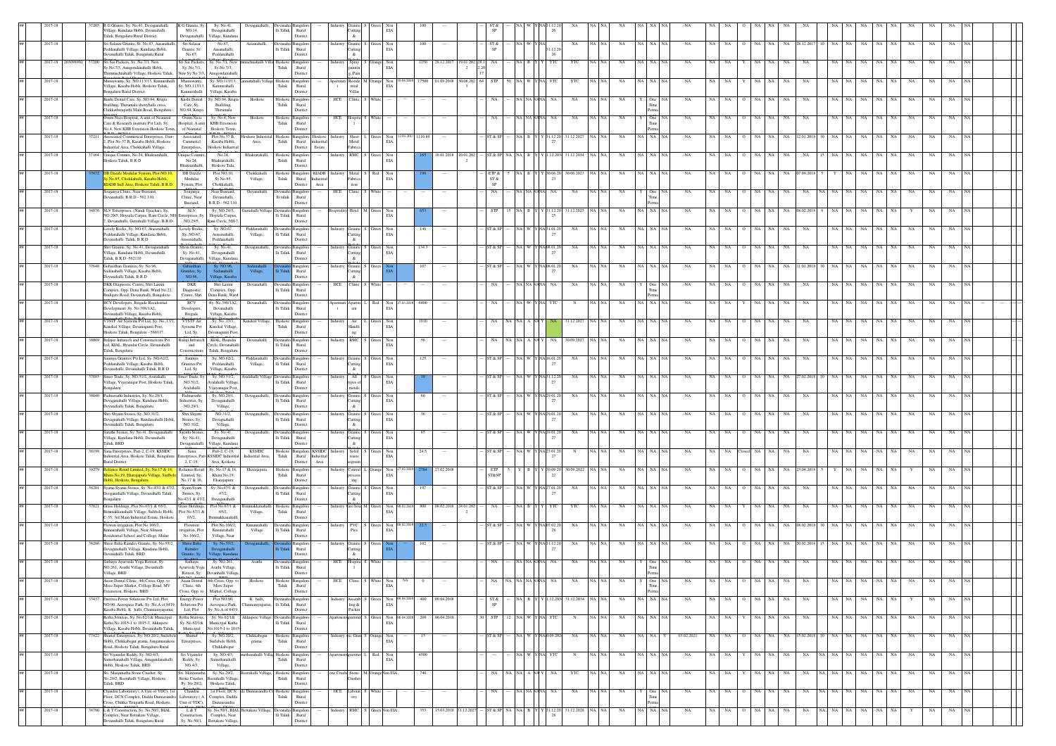| ## | Year | ID | Name and Address | Unit | Location | Village | Taluk | District | Area | Type | Activity | Size | Category | EIA | Investment | Date of Establishment | Consent Type | Validity |
|---|---|---|---|---|---|---|---|---|---|---|---|---|---|---|---|---|---|---|
| ## | 2017-18 | 37205 | R.G.Granite, Sy. No.41, Devaganahalli Village, Kundana Hobli, Devanahalli Taluk, Bengaluru Rural District. | R.G Granite, Sy. NO.14, Devaganahalli | Sy. No.41, Devaganahalli Village, Kundana | Devaganahalli | Devanahalli Taluk | Bangalore Rural District | | Industry | Granite Cutting & | S | Green | Non EIA | 100 | | ST & SP | 31.12.2026 |
| ## | 2017-18 | | Sri Salasar Granite, Sr. No.67, Aanavahalli, Peddanahalli Village, Kundana Hobli, Devanahalli Taluk, Bengaluru Rural | Sri Salasar Granite, Sr. No.67, | No.67, Aanavahalli, Peddanahalli | Aanavahalli | Devanahalli Taluk | Bangalore Rural District | | Industry | Granite Cutting & | S | Green | Non EIA | 100 | | ST & SP | 31.12.2026 |
| ## | 2017-18 | 37200 | Sri Sai Packers, Sy. No.7/1, New Sy.No.7/3, Anugondanahalli Hobli, Thimmachenahalli Village, Hoskote Taluk | Sri Sai Packers, Sy. No.7/1, New Sy.No.7/3 | Sy. No.7/1, New Sy.No.7/3, Anugondanahalli | Thimmachenahalli Village | Hoskote Taluk | Bangalore Rural District | | Industry | Spray painting, Paint | S | Orange | Non EIA | 1250 | 28.12.2017 | NA | YTC |
| ## | 2017-18 | | Munirswamy, Sy. NO.113/13, Kannurahalli Village, Kasaba Hobli, Hoskote Taluk, Bengaluru Rural District. | Munirswamy, Sy. NO.113/13, Kannurahalli | Sy. NO.113/13, Kannurahalli Village, Kasaba | Kannurahalli Village | Hoskote Taluk | Bangalore Rural District | | Apartment | Residential Villas | M | Orange | Non EIA | 17500 | 01.09.2018 | STP | YTC |
| ## | 2017-18 | | Kushi Dental Care, Sy. NO.84, Krupa Building, Thirumala-shettyhalli cross, Chikkathirupathi Main Road, Bengaluru | Kushi Dental Care, Sy. NO.84, Krupa | Sy. NO.84, Krupa Building, Thirumala | Hoskote | Hoskote Taluk | Bangalore Rural District | | HCE | Clinic | S | White | | | | NA | One Time |
| ## | 2017-18 | | Oxum Nicu Hospital, A unit of Neonatal Care & Research institute Pvt Ltd, Sy. No.4, New KHB Extension Hoskote Town | Oxum Nicu Hospital, A unit of Neonatal | Sy. No.4, New KHB Extension Hoskote Town | Hoskote | Hoskote Taluk | Bangalore Rural District | | HCE | Hospital | S | White | | | | NA | One Time |
| ## | 2017-18 | 37211 | Associated Commercial Enterprises, Unit-2, Plot No.37 B, Kasaba Hobli, Hoskote Industrial Area, Chokkahalli Village | Associated Commercial Enterprises | Plot No.37 B, Kasaba Hobli, Hoskote Industrial | Hoskote Industrial Area | Hoskote Taluk | Bangalore Rural District | Hoskote Industrial Estate | Industry | Sheet Metal Fabrication | L | Green | Non EIA | 1110.89 | | ST & SP | 31.12.2027 |
| ## | 2017-18 | 37164 | Unique Conmix, No.24, Bhaktarahalli, Hoskote Taluk, B.R.D | Unique Conmix, No.24, Bhaktarahalli | No.24, Bhaktarahalli, Hoskote Taluk | Bhaktarahalli | Hoskote Taluk | Bangalore Rural District | | Industry | RMC | S | Green | Non EIA | 165 | 18.01.2018 | ST & SP | 31.12.2034 |
| ## | 2017-18 | 37672 | DB Dazzle Modular System, Plot NO.10, Sy.No.85, Chokkahalli, Kasaba Hobli, KIADB Indl Area, Hoskote Taluk, B.R.D | DB Dazzle Modular System, Plot | Plot NO.10, Sy.No.85, Chokkahalli | Chokkahalli Village | Hoskote Taluk | Bangalore Rural District | KIADB Industrial Area | Industry | Metal Fabrication | S | Red | Non EIA | 198 | | ETP & ST & SP | 30.06.2023 |
| ## | 2017-18 | | Soujanya Clinic, Near Busstand, Devanahalli, B.R.D - 562 110. | Soujanya Clinic, Near Busstand | Near Busstand, Devanahalli, B.R.D - 562 110 | Devanahalli | Devanahalli Taluk | Bangalore Rural District | | HCE | Clinic | S | White | | | | NA | One Time |
| ## | 2017-18 | 34876 | SLV Enterprises, (Nandi Upachar), Sy. NO.29/5, Hoysala Carpus, Rani Circle, NH-7, Devanahalli, Guttahalli Village, B.R.D | SLV Enterprises, Sy. NO.29/5 | Sy. NO.29/5, Hoysala Carpus, Rani Circle, NH-7 | Guttahalli Village | Devanahalli Taluk | Bangalore Rural District | | Hospitality | Hotel | M | Green | Non EIA | 653 | | STP | 31.12.2025 |
| ## | 2017-18 | | Lovely Rocks, Sy. NO.67, Aravanahalli, Peddanahalli Village, Kundana Hobli, Devanahalli Taluk, B.R.D | Lovely Rocks, Sy. NO.67, Aravanahalli | Sy. NO.67, Aravanahalli, Peddanahalli | Peddanahalli Village | Devanahalli Taluk | Bangalore Rural District | | Industry | Granite Cutting & | S | Green | Non EIA | 146 | | ST & SP | 31.01.2027 |
| ## | 2017-18 | | Shiv Granite, Sy. No.41, Devaganahalli Village, Kundana Hobli, Devanahalli Taluk, B.R.D -562110 | Shiv Granite, Sy. No.41, Devaganahalli | Sy. No.41, Devaganahalli Village, Kundana | Devaganahalli | Devanahalli Taluk | Bangalore Rural District | | Industry | Granite Cutting & | S | Green | Non EIA | 134.3 | | ST & SP | 08.01.2027 |
| ## | 2017-18 | 37646 | Gobardhan Granites, Sy. No.96, Sadenahalli Village, Kasaba Hobli, Devanahalli Taluk, B.R.D | Gobardhan Granites, Sy. NO.96 | Sy. NO.96, Sadenahalli Village, Kasaba | Sadenahalli Village | Devanahalli Taluk | Bangalore Rural District | | Industry | Granite Cutting & | S | Green | Non EIA | 107 | | ST & SP | 08.01.2027 |
| ## | 2017-18 | | DKR Diagnostic Centre, Shri Laxmi Complex, Opp. Dena Bank, Ward No.22, Budigere Road, Devanahalli, Bengaluru | DKR Diagnostic Centre, Shri | Shri Laxmi Complex, Opp. Dena Bank, Ward | Devanahalli | Devanahalli Taluk | Bangalore Rural District | | HCE | Clinic | S | White | | | | NA | One Time |
| ## | 2017-18 | | BCV Developers, Brigade Residential Development, Sy. No.396/1A2, Devanahalli Village, Kasaba Hobli, Devanahalli | BCV Developers, Brigade | Sy. No.396/1A2, Devanahalli Village, Kasaba | Devanahalli | Devanahalli Taluk | Bangalore Rural District | | Apartment | Apartment | L | Red | Non EIA | 6400 | 27.01.2018 | NA | YTC |
| ## | 2017-18 | | VESTT Air Systems Pvt Ltd, Sy. No.,13/1, Kanekal Village, Devanagunti Post, Hoskote Taluk, Bengaluru - 560117. | VESTT Air Systems Pvt Ltd, Sy. | Sy. No.,13/1, Kanekal Village, Devanagunti Post | Kanekal Village | Hoskote Taluk | Bangalore Rural District | | Industry | Air Handling | S | Green | Non EIA | 1910 | | NA | 31.12.2027 |
| ## | 2017-18 | 38009 | Balajee Infratech and Constructions Pvt Ltd, KIAL, Hyundai Circle, Devanahalli Taluk, Bengaluru | Balaji Infratech and Constructions | KIAL, Hyundai Circle, Devanahalli Taluk, Bengaluru | Devanahalli | Devanahalli Taluk | Bangalore Rural District | | Industry | RMC | S | Green | Non EIA | 56 | | NA | 30.09.2027 |
| ## | 2017-18 | | Saumya Granites Pvt Ltd, Sy. NO.62/2, Peddanahalli Village, Kasaba Hobli, Devanahalli, Devanahalli Taluk, B.R.D | Saumya Granites Pvt Ltd, Sy. | Sy. NO.62/2, Peddanahalli Village, Kasaba | Peddanahalli Village | Devanahalli Taluk | Bangalore Rural District | | Industry | Granite Cutting & | S | Green | Non EIA | 125 | | ST & SP | 16.01.2027 |
| ## | 2017-18 | 37695 | Smes Trade, Sy. NO.51/2, Avalahalli Village, Vijayanagar Post, Hoskote Taluk, Bengaluru | Smes Trade, Sy. NO.51/2, Avalahalli | Sy. NO.51/2, Avalahalli Village, Vijayanagar Post | Avalahalli Village | Devanahalli Taluk | Bangalore Rural District | | Industry | All types of metals | S | Green | Non EIA | 10 | | ST & SP | 31.12.2027 |
| ## | 2017-18 | 38040 | Padmavathi Industries, Sy. No.29/1, Devaganahalli Village, Kundana Hobli, Devanahalli Taluk, Bengaluru | Padmavathi Industries, Sy. NO.29/1 | Sy. NO.29/1, Devaganahalli Village | Devaganahalli | Devanahalli Taluk | Bangalore Rural District | | Industry | Granite Cutting & | S | Green | Non EIA | 60 | | ST & SP | 29.01.2027 |
| ## | 2017-18 | | Shri Shyam Stones, Sy. NO.31/2, Devaganahalli Village, Kundana Hobli, Devanahalli Taluk, Bengaluru | Shri Shyam Stones, Sy. NO.31/2 | NO.31/2, Devaganahalli Village | Devaganahalli | Devanahalli Taluk | Bangalore Rural District | | Industry | Granite Cutting & | S | Green | Non EIA | 36 | | ST & SP | 29.01.2027 |
| ## | 2017-18 | | Sarathi Stones, Sy. No.41, Devaganahalli Village, Kundana Hobli, Devanahalli Taluk, BRD | Sarathi Stones, Sy. No.41, Devaganahalli | Sy. No.41, Devaganahalli Village, Kundana | Devaganahalli | Devanahalli Taluk | Bangalore Rural District | | Industry | Granite Cutting & | S | Green | Non EIA | 85 | | ST & SP | 29.01.2027 |
| ## | 2017-18 | 38196 | Sana Enterprises, Part-2, C-19, KSSIDC Industrial Area, Hoskote Taluk, Bengaluru Rural District | Sana Enterprises, Part-2, C-19 | Part-2, C-19, KSSIDC Industrial Area, Hoskote | KSSIDC Industrial Area | Hoskote Taluk | Bangalore Rural District | KSSIDC Industrial Area | Industry | Solid waste segregation | S | Green | Non EIA | 24.5 | | ST & SP | 23.01.2018 |
| ## | 2017-18 | 39279 | Reliance Retail Limited, Sy. No.17 & 18, Khata No.19, Ekarajapura Village, Sulibele Hobli, Hoskote, Bengaluru | Reliance Retail Limited, Sy. No.17 & 18 | Sy. No.17 & 18, Khata No.19, Ekarajapura | Ekarajapura | Hoskote Taluk | Bangalore Rural District | | Industry | Central processing | L | Orange | Non EIA | 2784 | 27.02.2018 | ETP ST&SP | 30.09.2022 |
| ## | 2017-18 | 38201 | Syama Syama Stones, Sy. No.47/1 & 47/2, Devaganahalli Village, Devanahalli Taluk, Bengaluru | Syam Syam Stones, Sy. No.47/1 & 47/2 | Sy. No.47/1 & 47/2, Devaganahalli | Devaganahalli | Devanahalli Taluk | Bangalore Rural District | | Industry | Granite Cutting & | S | Green | Non EIA | 197 | | ST & SP | 27.01.2027 |
| ## | 2017-18 | 37621 | Gross Holdings, Plot No.67/1 & 65/2, Bimmakkanahalli Village, Sulibele Hobli, C-35, 3rd Main Industrial Estate, Hoskote | Gross Holdings, Plot No.67/1 & 65/2 | Plot No.67/1 & 65/2, Bimmakkanahalli | Bimmakkanahalli Village | Hoskote Taluk | Bangalore Rural District | | Industry | Ware house | M | Green | Non EIA | 800 | 08.02.2018 | NA | YTC |
| ## | 2017-18 | | Flowon irrigation, Plot No.166/2, Kannurahalli Village, Near Alimeen Residential School and College, Malur | Flowon irrigation, Plot No.166/2 | Plot No.166/2, Kannurahalli Village, Near | Kannurahalli Village | Hoskote Taluk | Bangalore Rural District | | Industry | PVC Pipes | S | Green | Non EIA | 22.5 | 08.02.2018 | ST & SP | 07.02.2028 |
| ## | 2017-18 | 38286 | Shree Baba Ramdev Granite, Sy. No.55/2, Devaganahalli Village, Kundana Hobli, Devanahalli Taluk, BRD | Shree Baba Ramdev Granite, Sy. No.55/2 | Sy. No.55/2, Devaganahalli Village, Kundana | Devaganahalli | Devanahalli Taluk | Bangalore Rural District | | Industry | Granite Cutting & | S | Green | Non EIA | 102 | | ST & SP | 31.12.2027 |
| ## | 2017-18 | | Sathaya Ayurveda Yoga Retreat, Sy. NO.261, Avathi Village, Devanhalli Village, BRD | Sathaya Ayurveda Yoga Retreat, Sy. | Sy. NO.261, Avathi Village, Devanhalli Village | Avathi | Devanahalli Taluk | Bangalore Rural District | | HCE | Hospital | S | White | | | | NA | One Time |
| ## | 2017-18 | | Arjun Dental Clinic, 4th Cross, Opp. to More Super Market, College Road, MV Extension, Hoskote, BRD | Arjun Dental Clinic, 4th Cross, Opp. to | 4th Cross, Opp. to More Super Market, College | Hoskote | Hoskote Taluk | Bangalore Rural District | | HCE | Clinic | S | White | NA | 0 | | NA | One Time |
| ## | 2017-18 | 33437 | Enersea Power Solutions Pvt Ltd, Plot NO.90, Aerospace Park, Sy. No.A of 841/9, Kasaba Hobli, K. halli, Channarayapatna | Energy Power Solutions Pvt Ltd, Plot | Plot NO.90, Aerospace Park, Sy. No.A of 841/9 | K. halli, Channarayapatna | Devanahalli Taluk | Bangalore Rural District | | Industry | Assembling & Packing | S | Green | Non EIA | 400 | 09.04.2018 | ST & SP | 31.12.2034 |
| ## | 2017-18 | | Retha Srinivas, Sy. No.62/1& Municipal Katha No.1015-1 to 1015-3, Akkupete Village, Kasaba Hobli, Devanahalli Taluk | Retha Srinivas, Sy. No.62/1& Municipal | Sy. No.62/1& Municipal Katha No.1015-1 to 1015 | Akkupete Village | Devanahalli Taluk | Bangalore Rural District | | Apartment | Apartment | S | Green | Non EIA | 209 | 06.04.2018 | STP | YTC |
| ## | 2017-18 | 37422 | Sharief Enterprises, Sy. NO.20/2, Sulibele Hobli, Chikkabegur grama, Jangamanakote Road, Hoskote Taluk, Bengaluru Rural | Sharief Enterprises, | Sy. NO.20/2, Sulibele Hobli, Chikkabegur | Chikkabegur grama | Hoskote Taluk | Bangalore Rural District | | Industry | Tyre / Tube | S | Orange | Non EIA | 15 | | ST & SP | 03.02.2023 |
| ## | 2017-18 | | Sri Vijander Reddy, Sy. NO.4/3, Samethanahalli Village, Anugondanahalli Hobli, Hoskote Taluk, BRD | Sri Vijander Reddy, Sy. NO.4/3 | Sy. NO.4/3, Samethanahalli Village | Samethanahalli Village | Hoskote Taluk | Bangalore Rural District | | Apartment | Apartment | L | Red | Non EIA | 4500 | | | YTC |
| ## | 2017-18 | | Sri. Manjunatha Stone Crusher, Sy. No.29/2, Beerahalli Village, Hoskote Taluk, BRD | Sri. Manjunatha Stone Crusher, Sy. No.29/2 | Sy. No.29/2, Beerahalli Village, Hoskote Taluk | Beerahalli Village | Hoskote Taluk | Bangalore Rural District | | Stone Crusher | Stone Crusher | M | Orange | Non EIA | 740 | | NA | YTC |
| ## | 2017-18 | | Chandra Laboratory ( A Unit of YDC), 1st Floor, DCN Complex, Dadda Dunnasandra Cross, Chikka Tirupathi Road, Hoskote | Chandra Laboratory ( A Unit of YDC) | 1st Floor, DCN Complex, Dadda Dunnasandra | Dadda Dunnasandra Cross | Hoskote Taluk | Bangalore Rural District | | HCE | Laboratory | S | White | | | | NA | One Time |
| ## | 2017-18 | 38766 | L & T Construction, Sy. No.50/1, BIAL Complex, Near Bettakote Village, Devanahalli Taluk, Bengaluru Rural | L & T Construction, Sy. No.50/1 | Sy. No.50/1, BIAL Complex, Near Bettakote Village | Bettakote Village | Devanahalli Taluk | Bangalore Rural District | | Industry | RMC | S | Green | Non EIA | 353 | 15.03.2018 | ST & SP | 31.12.2028 |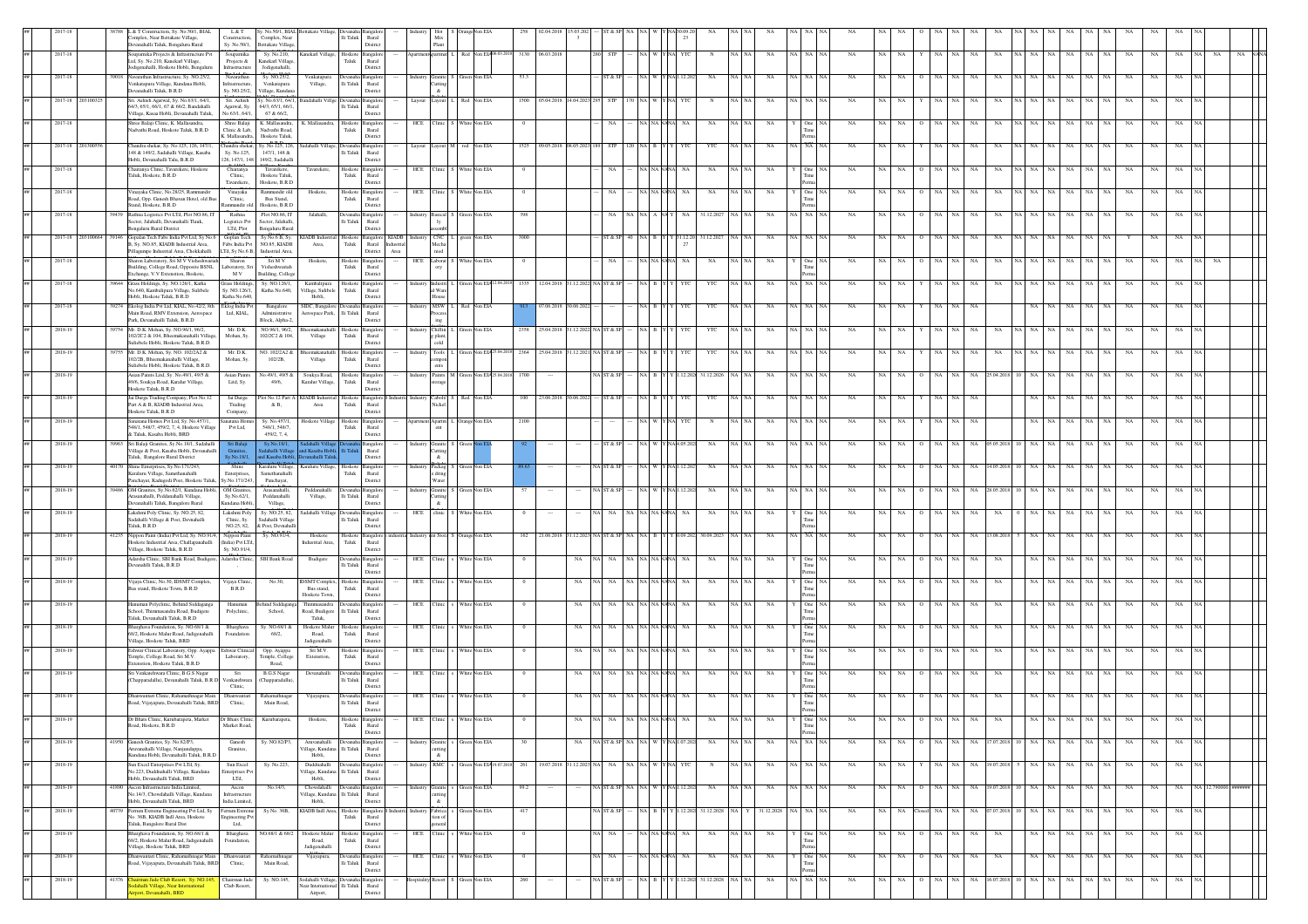| ## | 2017-18 | | 38789 | L & T Construction, Sy. No.50/1, BIAL Complex, Near Bettakote Village, Devanahalli Taluk, Bangalore Rural | L & T Construction, Sy. No.50/1, | Sy. No.50/1, BIAL Complex, Near Bettakote Village, | Bettakote Village, | Devanahalli Taluk | Bangalore Rural District | --- | Industry | Hot Mix Plant | S | Orange | Non EIA | 258 | 02.04.2018 | 15.03.2023 | --- | ST & SP | NA | NA | W | Y | NA | 30.09.2023 | NA | NA | NA | NA | NA | NA | NA | NA | NA | NA | O | NA | NA | NA | NA | NA | NA | NA | NA | NA | NA | NA | NA |
|---|---|---|---|---|---|---|---|---|---|---|---|---|---|---|---|---|---|---|---|---|---|---|---|---|---|---|---|---|---|---|---|---|---|---|---|---|---|---|---|---|---|---|---|---|---|---|---|---|
| ## | 2017-18 | | | Souparnika Projects & Infrastructure Pvt Ltd, Sy. No.2/10, Kanekarl Village, Jadigenahalli, Hoskote Hobli, Bengaluru | Souparnika Projects & Infrastructure | Sy. No.2/10, Kanekarl Village, Jadigenahalli, | Kanekarl Village, | Hoskote Taluk | Bangalore Rural District | --- | Apartment | Apartment | L | Red | Non EIA | 06.03.2018 | 3130 | 06.03.2018 | | 280 | STP | --- | NA | W | Y | NA | YTC | N | NA | NA | NA | NA | NA | NA | NA | NA | Y | NA | NA | NA | NA | NA | NA | NA | NA | NA | NA | NA |
| ## | 2017-18 | | 39018 | Navarathan Infrastructure, Sy. No.25/2, Venkatapura Village, Kundana Hobli, Devanahalli Taluk, B.R.D | Navarathan Infrastructure, Sy. NO.25/2, | Sy. NO.25/2, Venkatapura Village, Kundana | Venkatapura Village, | Devanahalli Taluk | Bangalore Rural District | --- | Industry | Granite Cutting & | S | Green | Non EIA | 53.3 | | | | ST & SP | --- | NA | W | Y | NA | 31.12.2022 | NA | NA | NA | NA | NA | NA | NA | NA | NA | NA | NA | NA | NA | NA | NA | NA | NA | NA | NA | NA |
| ## | 2017-18 | 201100325 | | Sri. Ashish Agarwal, Sy. No.63/1, 64/1, 64/3, 65/1, 66/1, 67 & 66/2, Bandahalli Village, Kasaa Hobli, Devanahalli Taluk, | Sri. Ashish Agarwal, Sy. No.63/1, 64/1, | Sy. No.63/1, 64/1, 64/3, 65/1, 66/1, 67 & 66/2, | Bandahalli Village | Devanahalli Taluk | Bangalore Rural District | --- | Layout | Layout | L | Red | Non EIA | 1500 | 05.04.2018 | 14.04.2023 | 285 | STP | 170 | NA | W | Y | NA | YTC | N | NA | NA | NA | Y | NA | NA | NA | NA | NA | NA | NA | NA | NA | NA | NA | NA | NA | NA | NA |
| ## | 2017-18 | | | Shree Balaji Clinic, K. Mallasandra, Nadvathi Road, Hoskote Taluk, B.R.D | Shree Balaji Clinic & Lab, K. Mallasandra, | K. Mallasandra, Nadvathi Road, Hoskote Taluk, | K. Mallasandra, | Hoskote Taluk | Bangalore Rural District | --- | HCE | Clinic | S | White | Non EIA | 0 | | | | NA | NA | NA | NA | NA | NA | NA | NA | NA | NA | NA | NA | Y | One Time Perma | NA | NA | NA | O | NA | NA | NA | NA | NA | NA | NA | NA | NA | NA | NA |
| ## | 2017-18 | 201100556 | | Chandra shekar, Sy. No.125, 126, 147/1, 148 & 148/2, Sadahalli Village, Kasaba Hobli, Devanahalli Taluk, B.R.D | Chandra shekar, Sy. No.125, 126, 147/1, 148 | Sy. No.125, 126, 147/1, 148 & 148/2, Sadahalli | Sadahalli Village, | Devanahalli Taluk | Bangalore Rural District | --- | Layout | Layout | M | red | Non EIA | 1525 | 09.05.2018 | 08.05.2023 | 189 | STP | 120 | NA | B | Y | Y | YTC | YTC | NA | NA | NA | NA | NA | NA | NA | Y | NA | NA | NA | NA | NA | NA | NA | NA | NA | NA | NA |
| ## | 2017-18 | | | Chaitanya Clinic, Tavarekere, Hoskote Taluk, Hoskote, B.R.D | Chaitanya Clinic, Tavarekere, | Tavarekere, Hoskote Taluk, Hoskote, B.R.D | Tavarekere, | Hoskote Taluk | Bangalore Rural District | --- | HCE | Clinic | S | White | Non EIA | 0 | | | | NA | NA | NA | NA | NA | NA | NA | NA | NA | NA | NA | NA | Y | One Time Perma | NA | NA | NA | O | NA | NA | NA | NA | NA | NA | NA | NA | NA | NA | NA |
| ## | 2017-18 | | | Vinayaka Clinic, No.28/25, Rammandir Road, Opp. Ganesh Bhavan Hotel, old Bus Stand, Hoskote, B.R.D | Vinayaka Clinic, Rammandir old | Rammandir old Bus Stand, Hoskote, B.R.D | Hoskote, | Hoskote Taluk | Bangalore Rural District | --- | HCE | Clinic | S | White | Non EIA | 0 | | | | NA | NA | NA | NA | NA | NA | NA | NA | NA | NA | NA | NA | Y | One Time Perma | NA | NA | NA | O | NA | NA | NA | NA | NA | NA | NA | NA | NA | NA | NA |
| ## | 2017-18 | | 39439 | Rathna Logistics Pvt LTd, Plot NO.86, IT Sector, Jalahalli, Devanahalli Tlauk, Bengaluru Rural District | Rathna Logistics Pvt LTd, Plot | Plot NO.86, IT Sector, Jalahalli, Bengaluru Rural | Jalahalli, | Devanahalli Taluk | Bangalore Rural District | --- | Industry | Basical ly assemb | S | Green | Non EIA | 398 | | | | NA | NA | NA | A | NA | Y | NA | 31.12.2027 | NA | NA | NA | NA | NA | NA | NA | NA | NA | O | NA | NA | NA | NA | NA | NA | NA | NA | NA | NA | NA |
| ## | 2017-18 | 201100664 | 39146 | Gopalan Tech Fabs India Pvt Ltd, Sy No.6 B, Sy. NO.85, KIADB Industrial Area, Pillagumpe Industrial Area, Chokkahalli | Gopalan Tech Fabs India Pvt LTd, Sy No.6 B, | Sy No.6 B, Sy. NO.85, KIADB Industrial Area, | KIADB Industrial Area, | Hoskote Taluk | Bangalore Rural District | KIADB Industrial Area | Industry | CNC Mecha nised | L | green | Non EIA | 3000 | | | | ST & SP | 40 | NA | B | Y | Y | 31.12.2027 | 31.12.2027 | NA | NA | NA | NA | NA | NA | NA | O | NA | NA | NA | NA | NA | NA | NA | Y | NA | NA | NA |
| ## | 2017-18 | | | Sharon Laboratory, Sri M V Vishesheswara Building, College Road, Opposite BSNL Exchange, V V Extenstion, Hoskote, | Sharon Laboratory, Sri M V | Sri M V Visheshwaraiah Building, College | Hoskote, | Hoskote Taluk | Bangalore Rural District | --- | HCE | Laborat ory | S | White | Non EIA | 0 | | | | NA | | NA | NA | NA | NA | NA | NA | NA | NA | NA | NA | Y | One Time Perma | NA | NA | NA | O | NA | NA | NA | NA | NA | NA | NA | NA | NA | NA | NA | NA |
| ## | 2017-18 | | 39644 | Grass Holdings, Sy. NO.126/1, Katha No.640, Kambalipura Village, Sulibele Hobli, Hoskote Taluk, B.R.D | Grass Holdings, Sy. NO.126/1, Katha No.640, | Sy. NO.126/1, Katha No.640, | Kambalipura Village, Sulibele Hobli, | Hoskote Taluk | Bangalore Rural District | --- | Industry | Industri al Ware House | L | Green | Non EIA | 12.04.2018 | 1335 | 12.04.2018 | 31.12.2022 | NA | ST & SP | --- | NA | B | Y | Y | YTC | YTC | NA | NA | NA | NA | NA | NA | NA | Y | NA | NA | NA | NA | NA | NA | NA | NA | NA | NA | NA |
| ## | 2017-18 | | 39274 | Ekolog India Pvt Ltd, KIAL, No.42/2, 9th Main Road, BMV Extention, Aerospace Park, Devanahalli Taluk, B.R.D | Ekolog India Pvt Ltd, KIAL, | Bangalore Administrative Block, Alpha-2, | SIDC, Bangalore Aerospace Park, | Devanahalli Taluk | Bangalore Rural District | --- | Industry | MSW Process ing | L | Red | Non EIA | 913 | 07.06.2018 | 30.06.2022 | --- | --- | --- | NA | B | Y | Y | YTC | YTC | NA | NA | NA | NA | NA | NA | NA | Y | NA | NA | NA | NA | NA | NA | NA | NA | NA | NA | NA |
| ## | 2018-19 | | 39754 | Mr. D.K. Mohan, Sy. NO.96/1, 96/2, 102/2C2 & 104, Bhoomakanahalli Village, Sulebele Hobli, Hoskote Taluk, B.R.D | Mr. D.K. Mohan, Sy. | NO.96/1, 96/2, 102/2C2 & 104, | Bhoomakanahalli Village | Hoskote Taluk | Bangalore Rural District | --- | Industry | Chillin g plant cold | L | Green | Non EIA | 2358 | 25.04.2018 | 31.12.2022 | NA | ST & SP | --- | NA | B | Y | Y | YTC | YTC | NA | NA | NA | NA | NA | NA | NA | Y | NA | NA | NA | NA | NA | NA | NA | NA | NA | NA | NA |
| ## | 2018-19 | | 39755 | Mr. D.K. Mohan, Sy. NO. 102/2A2 & 102/2B, Bhoomakanahalli Village, Sulebele Hobli, Hoskote Taluk, B.R.D | Mr. D.K. Mohan, Sy. | NO. 102/2A2 & 102/2B, | Bhoomakanahalli Village | Hoskote Taluk | Bangalore Rural District | --- | Industry | Tools compon ents | L | Green | Non EIA | 25.04.2018 | 2364 | 25.04.2018 | 31.12.2022 | NA | ST & SP | --- | NA | B | Y | Y | YTC | YTC | NA | NA | NA | NA | NA | NA | NA | Y | NA | NA | NA | NA | NA | NA | NA | NA | NA | NA | NA |
| ## | 2018-19 | | | Asian Paints Ltd, Sy. No.49/1, 49/5 & 49/6, Soukya Road, Kamlur Village, Hoskote Taluk, B.R.D | Asian Paints Ltd, Sy. | No.49/1, 49/5 & 49/6, | Soukya Road, Kamlur Village, | Hoskote Taluk | Bangalore Rural District | --- | Industry | Paints storage | M | Green | Non EIA | 25.04.2018 | 1700 | --- | | NA | ST & SP | --- | NA | B | Y | Y | 31.12.2026 | 31.12.2026 | NA | NA | NA | NA | NA | NA | NA | O | NA | NA | 25.04.2018 | 10 | NA | NA | NA | NA | NA | NA | NA |
| ## | 2018-19 | | | Jai Durga Trading Company, Plot No.12 Part A & B, KIADB Industrial Area, Hoskote Taluk, B.R.D | Jai Durga Trading Company, | Plot No.12 Part A & B, | KIADB Industrial Area | Hoskote Taluk | Bangalore Rural District | Industri | Industry | Cobalt Nickel | S | Red | Non EIA | 100 | 23.06.2018 | 30.06.2022 | --- | ST & SP | --- | NA | B | Y | Y | YTC | YTC | NA | NA | NA | NA | NA | NA | NA | Y | NA | NA | NA | NA | NA | NA | NA | NA | NA | NA | NA |
| ## | 2018-19 | | | Sanatana Homes Pvt Ltd, Sy. No.457/1, 548/1, 548/7, 459/2, 7, 4, Hoskote Village & Taluk, Kasaba Hobli, BRD | Sanatana Homes Pvt Ltd, | Sy. No.457/1, 548/1, 548/7, 459/2, 7, 4, | Hoskote Village | Hoskote Taluk | Bangalore Rural District | --- | Apartment | Apartm ent | L | Green | Non EIA | 2100 | | | | --- | --- | NA | W | Y | NA | YTC | N | NA | NA | NA | NA | NA | NA | NA | Y | NA | NA | NA | NA | NA | NA | NA | NA | NA | NA | NA |
| ## | 2018-19 | | 39963 | Sri Balaji Granites, Sy.No.18/1, Sadahalli Village & Post, Kasaba Hobli, Devanahalli Taluk, Bangalore Rural District | Sri Balaji Granites, Sy.No.18/1, | Sy.No.18/1, Sadahalli Village and Kasaba Hobli, | Sadahalli Village and Kasaba Hobli, Devanahalli Taluk, | Devanahalli Taluk | Bangalore Rural District | --- | Industry | Granite Cutting & | S | Green | Non EIA | 92 | | | | ST & SP | --- | NA | W | Y | NA | 14.05.2028 | NA | NA | NA | NA | NA | NA | NA | NA | O | NA | NA | 05.05.2018 | 10 | NA | NA | NA | NA | NA | NA | NA |
| ## | 2018-19 | | 40170 | Shine Enterprises, Sy.No.171/243, Karaluru Village, Samethanahalli Panchayat, Kadugodi Post, Hoskote Taluk, | Shine Enterprises, Sy.No.171/243, | Karaluru Village, Samethanahalli Panchayat, | Karaluru Village, | Hoskote Taluk | Bangalore Rural District | --- | Industry | Packag e drinki Water | S | Green | Non EIA | 89.63 | | | | NA | ST & SP | --- | NA | W | Y | NA | 31.12.2022 | NA | NA | NA | NA | NA | NA | NA | NA | O | NA | NA | 14.05.2018 | 10 | NA | NA | NA | NA | NA | NA | NA |
| ## | 2018-19 | | 39486 | OM Granites, Sy.No.62/1, Kundana Hobli, Arasanahalli, Peddanahalli Village, Devanahalli Taluk, Bangalore Rural | OM Granites, Sy.No.62/1, Kundana Hobli, | Arasanahalli, Peddanahalli Village, | Peddanahalli Village, | Devanahalli Taluk | Bangalore Rural District | --- | Industry | Granite Cutting & | S | Green | Non EIA | 57 | --- | --- | | NA | ST & SP | --- | NA | W | Y | NA | 31.12.2022 | NA | NA | NA | NA | NA | NA | NA | NA | O | NA | NA | 28.05.2018 | 10 | NA | NA | NA | NA | NA | NA | NA |
| ## | 2018-19 | | | Lakshmi Poly Clinic, Sy. NO.25, 82, Sadahalli Village & Post, Devanahalli Taluk, B.R.D | Lakshmi Poly Clinic, Sy. NO.25, 82, | Sy. NO.25, 82, Sadahalli Village & Post, Devanahalli | Sadahalli Village | Devanahalli Taluk | Bangalore Rural District | --- | HCE | clinic | S | White | Non EIA | 0 | --- | --- | | NA | NA | NA | NA | NA | NA | NA | NA | NA | NA | NA | NA | Y | One Time Perma | NA | NA | NA | O | NA | NA | NA | NA | NA | 0 | NA | NA | NA | NA | NA |
| ## | 2018-19 | | 41235 | Nippon Paint (India) Pvt Ltd, Sy. NO.91/4, Hoskote Industrial Area, Challapanahalli Village, Hoskote Taluk, B.R.D | Nippon Paint (India) Pvt LTd, Sy. NO.91/4, | Sy. NO.91/4, | Hoskote Industrial Area, | Hoskote Taluk | Bangalore Rural District | industrial | Industry | ut Stora | S | Orange | Non EIA | 162 | 21.06.2018 | 31.12.2023 | NA | ST & SP | NA | NA | B | Y | Y | 30.09.2023 | 30.09.2023 | NA | NA | NA | NA | NA | NA | NA | O | NA | NA | 13.06.2018 | 5 | NA | NA | NA | NA | NA | NA | NA |
| ## | 2018-19 | | | Adarsha Clinic, SBI Bank Road, Budigere, Devanahalli Taluk, B.R.D | Adarsha Clinic, | SBI Bank Road | Budigere | Devanahalli Taluk | Bangalore Rural District | --- | HCE | Clinic | s | White | Non EIA | 0 | | | NA | NA | NA | NA | NA | NA | NA | NA | NA | NA | NA | NA | NA | Y | One Time Perma | NA | NA | NA | O | NA | NA | NA | NA | NA | NA | NA | NA | NA | NA | NA |
| ## | 2018-19 | | | Vijaya Clinic, No.30, IDSMT Complex, Bus stand, Hoskote Town, B.R.D | Vijaya Clinic, B.R.D | No.30, | IDSMT Complex, Bus stand, Hoskote Town, | Hoskote Taluk | Bangalore Rural District | --- | HCE | Clinic | s | White | Non EIA | 0 | | | NA | NA | NA | NA | NA | NA | NA | NA | NA | NA | NA | NA | NA | Y | One Time Perma | NA | NA | NA | O | NA | NA | NA | NA | NA | NA | NA | NA | NA | NA | NA |
| ## | 2018-19 | | | Hanuman Polyclinic, Behind Siddaganga School, Thimmasandra Road, Budigere Taluk, Devanahalli Taluk, B.R.D | Hanuman Polyclinic, | Behind Siddaganga School, | Thimmasandra Road, Budigere Taluk, | Devanahalli Taluk | Bangalore Rural District | --- | HCE | Clinic | s | White | Non EIA | 0 | | | NA | NA | NA | NA | NA | NA | NA | NA | NA | NA | NA | NA | NA | Y | One Time Perma | NA | NA | NA | O | NA | NA | NA | NA | NA | NA | NA | NA | NA | NA | NA |
| ## | 2018-19 | | | Bhargbava Foundation, Sy. NO.68/1 & 68/2, Hoskote Malur Road, Jadigenahalli Village, Hoskote Taluk, BRD | Bhargbava Foundation | Sy. NO.68/1 & 68/2, | Hoskote Malur Road, Jadigenahalli | Hoskote Taluk | Bangalore Rural District | --- | HCE | Clinic | s | White | Non EIA | 0 | | | NA | NA | NA | NA | NA | NA | NA | NA | NA | NA | NA | NA | NA | Y | One Time Perma | NA | NA | NA | O | NA | NA | NA | NA | NA | NA | NA | NA | NA | NA | NA |
| ## | 2018-19 | | | Eshwar Clinical Laboratory, Opp. Ayappa Temple, College Road, Sri M.V. Extenstion, Hoskote Taluk, B.R.D | Eshwar Clinical Laboratory, | Opp. Ayappa Temple, College Road, | Sri M.V. Extenstion, | Hoskote Taluk | Bangalore Rural District | --- | HCE | Clinic | s | White | Non EIA | 0 | | | NA | NA | NA | NA | NA | NA | NA | NA | NA | NA | NA | NA | NA | Y | One Time Perma | NA | NA | NA | O | NA | NA | NA | NA | NA | NA | NA | NA | NA | NA | NA |
| ## | 2018-19 | | | Sri Venkateshwara Clinic, B.G.S Nagar (Chapparadalhe), Devanahalli Taluk, B.R.D | Sri Venkateshwara Clinic, | B.G.S Nagar (Chapparadalhe), | Devanahalli | Devanahalli Taluk | Bangalore Rural District | --- | HCE | Clinic | s | White | Non EIA | 0 | | | NA | NA | NA | NA | NA | NA | NA | NA | NA | NA | NA | NA | NA | Y | One Time Perma | NA | NA | NA | O | NA | NA | NA | NA | NA | NA | NA | NA | NA | NA | NA |
| ## | 2018-19 | | | Dhanwantari Clinic, Rahamathnagar Main Road, Vijayapura, Devanahalli Taluk, BRD | Dhanwantari Clinic, | Rahamathnagar Main Road, | Vijayapura, | Devanahalli Taluk | Bangalore Rural District | --- | HCE | Clinic | s | White | Non EIA | 0 | | | NA | NA | NA | NA | NA | NA | NA | NA | NA | NA | NA | NA | NA | Y | One Time Perma | NA | NA | NA | O | NA | NA | NA | NA | NA | NA | NA | NA | NA | NA | NA |
| ## | 2018-19 | | | Dr Bhats Clinic, Kurubarapete, Market Road, Hoskote, B.R.D | Dr Bhats Clinic, Market Road, | Kurubarapete, | Hoskote, | Hoskote Taluk | Bangalore Rural District | --- | HCE | Clinic | s | White | Non EIA | 0 | | | NA | NA | NA | NA | NA | NA | NA | NA | NA | NA | NA | NA | NA | Y | One Time Perma | NA | NA | NA | O | NA | NA | NA | NA | NA | NA | NA | NA | NA | NA | NA |
| ## | 2018-19 | | 41950 | Ganesh Granites, Sy. NO.82/P3, Arasanahalli Village, Narayanappa, Kundana Hobli, Devanahalli Taluk, B.R.D | Ganesh Granites, | Sy. NO.82/P3, | Arasanahalli Village, Kundana Hobli, | Devanahalli Taluk | Bangalore Rural District | --- | Industry | Granite cutting & | s | Green | Non EIA | 30 | | | | NA | ST & SP | NA | NA | W | Y | NA | 31.07.2028 | NA | NA | NA | NA | NA | NA | NA | NA | O | NA | NA | 17.07.2018 | 10 | NA | NA | NA | NA | NA | NA | NA |
| ## | 2018-19 | | | Sun Excel Enterprises Pvt LTd, Sy. No.223, Duddanahalli Village, Kundana Hobli, Devanahalli Taluk, BRD | Sun Excel Enterprises Pvt LTd, | Sy. No.223, | Duddanahalli Village, Kundana Hobli, | Devanahalli Taluk | Bangalore Rural District | --- | Industry | RMC | s | Green | Non EIA | 19.07.2018 | 261 | 19.07.2018 | 31.12.2023 | NA | NA | --- | NA | W | Y | NA | YTC | N | NA | NA | NA | NA | NA | NA | NA | Y | NA | NA | 19.07.2018 | 5 | NA | NA | NA | NA | NA | NA | NA |
| ## | 2018-19 | | 41890 | Ascon Infrastructure India Limited, No.14/3, Chowdahalli Village, Kundana Hobli, Devanahalli Taluk, BRD | Ascon Infrastructure India Limited, | No.14/3, | Chowdahalli Village, Kundana Hobli, | Devanahalli Taluk | Bangalore Rural District | --- | Industry | Granite cutting & | s | Green | Non EIA | 99.2 | --- | --- | | NA | ST & SP | NA | NA | W | Y | NA | 31.12.2028 | NA | NA | NA | NA | NA | NA | NA | NA | O | NA | NA | 19.07.2018 | 10 | NA | NA | NA | NA | 12.790000 | ####### |
| ## | 2018-19 | | 40739 | Fermm Extreme Engineering Pvt Ltd, Sy. No. 36B, KIADB Indl Area, Hoskote Taluk, Bangalore Rural Dist | Fermm Extreme Engineering Pvt Ltd, | Sy.No. 36B, | KIADB Indl Area, | Hoskote Taluk | Bangalore Rural District | Industri | Industry | Fabrica tion of general | s | Green | Non EIA | 417 | | | | NA | ST & SP | --- | NA | B | Y | Y | 31.12.2028 | 31.12.2028 | NA | Y | 31.12.2028 | NA | NA | NA | NA | Closed | NA | NA | 07.07.2018 | 10 | NA | NA | NA | NA | NA | NA | NA |
| ## | 2018-19 | | | Bhargbava Foundation, Sy. NO.68/1 & 68/2, Hoskote Malur Road, Jadigenahalli Village, Hoskote Taluk, BRD | Bhargbava Foundation, | NO.68/1 & 68/2 | Hoskote Malur Road, Jadigenahalli | Hoskote Taluk | Bangalore Rural District | --- | HCE | Clinic | s | White | Non EIA | 0 | | | NA | NA | --- | NA | NA | NA | NA | NA | NA | NA | NA | NA | NA | Y | One Time Perma | NA | NA | NA | O | NA | NA | NA | NA | NA | NA | NA | NA | NA | NA | NA |
| ## | 2018-19 | | | Dhanwantari Clinic, Rahamathnagar Main Road, Vijayapura, Devanahalli Taluk, BRD | Dhanwantari Clinic, | Rahamathnagar Main Road, | Vijayapura, | Devanahalli Taluk | Bangalore Rural District | --- | HCE | Clinic | s | White | Non EIA | 0 | | | NA | NA | --- | NA | NA | NA | NA | NA | NA | NA | NA | NA | NA | Y | One Time Perma | NA | NA | NA | O | NA | NA | NA | NA | NA | NA | NA | NA | NA | NA | NA |
| ## | 2018-19 | | 41376 | Chairman Jade Club Resort, Sy. NO.145, Sodahalli Village, Near International Airport, Devanahalli, BRD | Chairman Jade Club Resort, | Sy. NO.145, | Sodahalli Village, Near International Airport, | Devanahalli Taluk | Bangalore Rural District | --- | Hospitality | Resort | S | Green | Non EIA | 260 | --- | --- | | NA | ST & SP | --- | NA | B | Y | Y | 31.12.2028 | 31.12.2028 | NA | Y | 31.12.2028 | NA | NA | NA | NA | O | NA | NA | 16.07.2018 | 10 | NA | NA | NA | NA | NA | NA | NA |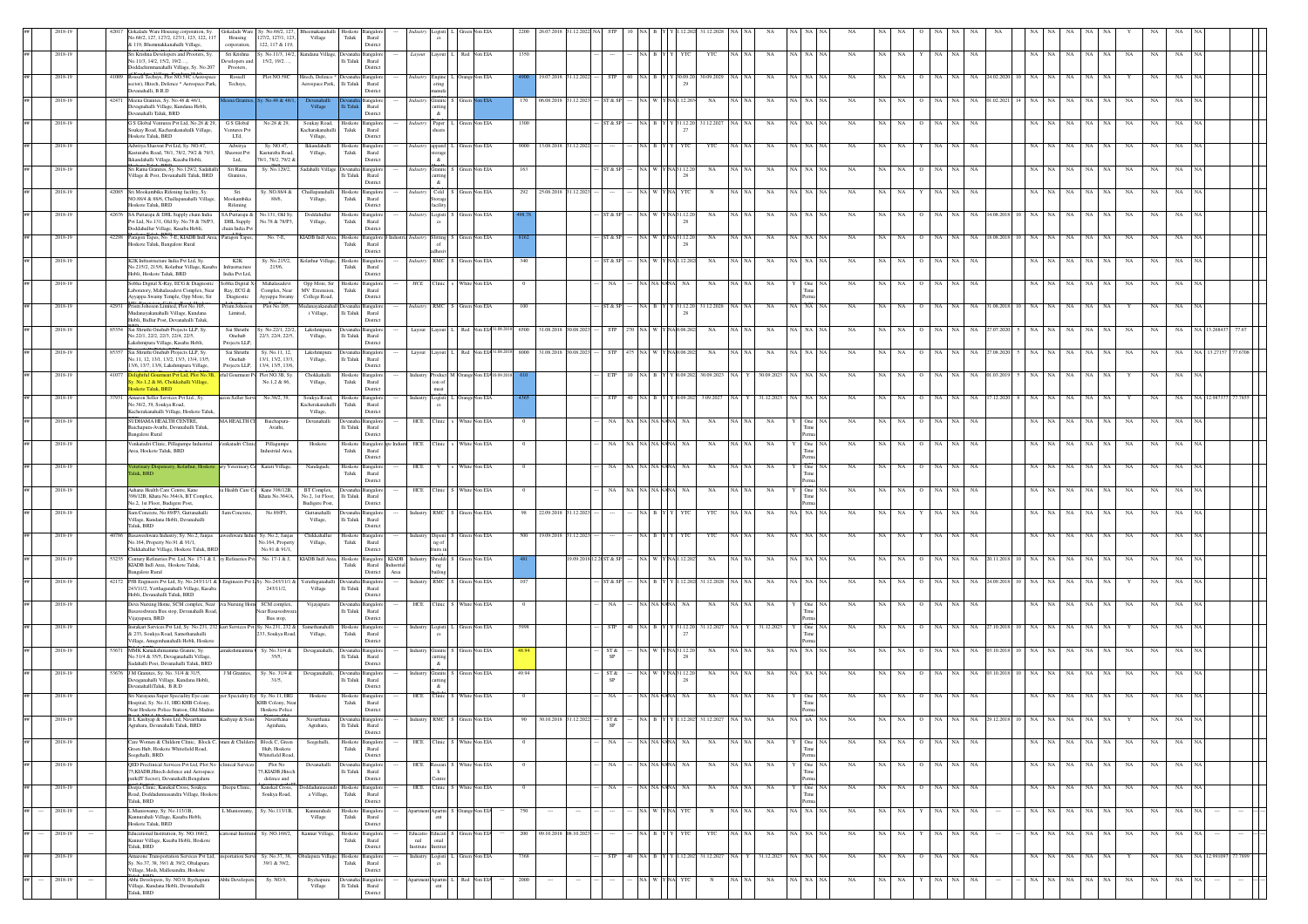| ## | 2018-19 | | 42017 | Gokulada Ware Housing corporation, Sy. No.68/2, 127, 127/2, 127/1, 123, 122, 117 & 119, Bhemmakkanahalli Village, | Gokulada Ware Housing corporation, | Sy. No.68/2, 127, 127/2, 127/1, 123, 122, 117 & 119, | Bhemmakkanahalli Village | Hoskote Taluk | Bangalore Rural District | --- | Industry | Logisti cs | L | Green | Non EIA | 2200 | 26.07.2018 | 31.12.2022 | NA | STP | 10 | NA | B | Y | Y | 1.12.2022 | 31.12.2028 | NA | NA | NA | NA | NA | NA | NA | NA | NA | O | NA | NA | NA | NA | | NA | NA | NA | NA | NA | Y | NA | NA | NA |
|---|---|---|---|---|---|---|---|---|---|---|---|---|---|---|---|---|---|---|---|---|---|---|---|---|---|---|---|---|---|---|---|---|---|---|---|---|---|---|---|---|---|---|---|---|---|---|---|---|---|---|---|
| ## | 2018-19 | | | Sri Krishna Developers and Prooters, Sy. No.11/3, 14/2, 15/2, 19/2, Doddachimmanahalli Village, Sy. No.207 | Sri Krishna Developers and Prooters, | Sy. No.11/3, 14/2, 15/2, 19/2, ... | Kundana Village, | Devanahalli Taluk | Bangalore Rural District | --- | Layout | Layout | L | Red | Non EIA | 1350 | | | --- | --- | --- | NA | B | Y | Y | YTC | YTC | NA | NA | NA | NA | NA | NA | NA | NA | NA | Y | NA | NA | NA | | | NA | NA | NA | NA | NA | NA | NA | NA | NA |
| ## | 2018-19 | | 41009 | Rossell Techsys, Plot NO.58C (Aerospace sector), Hitech, Defence * Aerospace Park, Devanahalli, B.R.D | Rossell Techsys, | Plot NO.58C | Hitech, Defence * Aerospace Park, | Devanahalli Taluk | Bangalore Rural District | --- | Industry | Engine ering | L | Orange | Non EIA | 4900 | 19.07.2018 | 31.12.2022 | --- | STP | 60 | NA | B | Y | Y | 30.09.2029 | 30.09.2029 | NA | NA | NA | NA | NA | NA | NA | NA | NA | O | NA | NA | NA | 24.02.2020 | 10 | NA | NA | NA | NA | NA | Y | NA | NA | NA |
| ## | 2018-19 | | 42471 | Meena Granites, Sy. No.48 & 48/1, Devaganahalli Village, Kundana Hobli, Devanahalli Taluk, BRD | Meena Granites, | Sy. No.48 & 48/1, | Devanahalli Village | Devanahalli Taluk | Bangalore Rural District | --- | Industry | Granite cutting & | S | Green | Non EIA | 170 | 06.08.2018 | 31.12.2023 | --- | ST & SP | --- | NA | W | Y | NA | 31.12.2034 | NA | NA | NA | NA | NA | NA | NA | NA | NA | NA | O | NA | NA | NA | 01.02.2021 | 14 | NA | NA | NA | NA | NA | NA | NA | NA | NA |
| ## | 2018-19 | | | G.S Global Ventures Pvt Ltd, No.28 & 29, Soukay Road, Kacharakanahalli Village, Hoskote Taluk, BRD | G.S Global Ventures Pvt LTd, | No.28 & 29, | Soukay Road, Kacharakanahalli Village, | Hoskote Taluk | Bangalore Rural District | --- | Industry | Paper sheets | L | Green | Non EIA | 1300 | | | --- | ST & SP | --- | NA | B | Y | Y | 31.12.2027 | 31.12.2027 | NA | NA | NA | NA | NA | NA | NA | NA | NA | O | NA | NA | NA | | | NA | NA | NA | NA | NA | NA | NA | NA | NA |
| ## | 2018-19 | | | Adwitya Shaswat Pvt Ltd, Sy. NO.47, Kasturaba Road, 78/1, 78/2, 79/2 & 79/3, Bikandahalli Village, Kasaba Hobli, | Adwitya Shaswat Pvt Ltd, | Sy. NO.47, Kasturaba Road, 78/1, 78/2, 79/2 & | Bikandahalli Village, | Hoskote Taluk | Bangalore Rural District | --- | Industry | apparel storage & | L | Green | Non EIA | 9000 | 13.08.2018 | 31.12.2022 | --- | --- | --- | NA | B | Y | Y | YTC | YTC | NA | NA | NA | NA | NA | NA | NA | NA | NA | Y | NA | NA | NA | | | NA | NA | NA | NA | NA | NA | NA | NA | NA |
| ## | 2018-19 | | | Sri Rama Granites, Sy. No.129/2, Sadahalli Village & Post, Devanahalli Taluk, BRD | Sri Rama Granites, | Sy. No.129/2, | Sadahalli Village | Devanahalli Taluk | Bangalore Rural District | --- | Industry | Granite cutting & | S | Green | Non EIA | 163 | | | --- | ST & SP | --- | NA | W | Y | NA | 31.12.2028 | NA | NA | NA | NA | NA | NA | NA | NA | NA | NA | O | NA | NA | NA | | | NA | NA | NA | NA | NA | NA | NA | NA | NA |
| ## | 2018-19 | | 42085 | Sri Mookambika Ritening facility, Sy. NO.88/4 & 88/6, Chullapanahalli Village, Hoskote Taluk, BRD | Sri Mookambika Ritening | Sy. NO.88/4 & 88/6, | Chullapanahalli Village, | Hoskote Taluk | Bangalore Rural District | --- | Industry | Cold Storage facility | S | Green | Non EIA | 292 | 25.08.2018 | 31.12.2023 | --- | --- | --- | NA | W | Y | NA | YTC | N | NA | NA | NA | NA | NA | NA | NA | NA | NA | Y | NA | NA | NA | | | NA | NA | NA | NA | NA | NA | NA | NA | NA |
| ## | 2018-19 | | 42676 | SA Puttaraju & DHL Supply chain India Pvt Ltd, No.131, Old Sy. No.78 & 78/P3, Doddahullur Village, Kasaba Hobli, | SA Puttaraju & DHL Supply chain India Pvt | No.131, Old Sy. No.78 & 78/P3, | Doddahullur Village, | Hoskote Taluk | Bangalore Rural District | --- | Industry | Logisti cs | S | Green | Non EIA | 498.78 | | | --- | ST & SP | --- | NA | W | Y | NA | 31.12.2028 | NA | NA | NA | NA | NA | NA | NA | NA | NA | NA | O | NA | NA | NA | 14.06.2018 | 10 | NA | NA | NA | NA | NA | NA | NA | NA | NA |
| ## | 2018-19 | | 42298 | Paragon Tapes, No. 7-E, KIADB Indl Area, Hoskote Taluk, Bangalore Rural | Paragon Tapes, | No. 7-E, | KIADB Indl Area, | Hoskote Taluk | Bangalore Rural District | Industri | Industry | Slitting of adhesive | S | Green | Non EIA | 8162 | | | --- | ST & SP | --- | NA | W | Y | NA | 31.12.2028 | NA | NA | NA | NA | NA | NA | NA | NA | NA | NA | O | NA | NA | NA | 18.08.2018 | 10 | NA | NA | NA | NA | NA | NA | NA | NA | NA |
| ## | 2018-19 | | | K2K Infrastructure India Pvt Ltd, Sy. No.215/2, 215/6, Kolathur Village, Kasaba Hobli, Hoskote Taluk, BRD | K2K Infrastructure India Pvt Ltd, | Sy. No.215/2, 215/6, | Kolathur Village, | Hoskote Taluk | Bangalore Rural District | --- | Industry | RMC | S | Green | Non EIA | 340 | | | --- | ST & SP | --- | NA | W | Y | NA | 31.12.2023 | NA | NA | NA | NA | NA | NA | NA | NA | NA | NA | O | NA | NA | NA | | | NA | NA | NA | NA | NA | NA | NA | NA | NA |
| ## | 2018-19 | | | Sobha Digital X-Ray, ECG & Diagnostic Laboratory, Mahalasadevi Complex, Near Ayyappa Swamy Temple, Opp Mote, Sir | Sobha Digital X-Ray, ECG & Diagnostic | Mahalasadevi Complex, Near Ayyappa Swamy | Opp Mote, Sir MV Extension, College Road, | Hoskote Taluk | Bangalore Rural District | --- | HCE | Clinic | S | White | Non EIA | 0 | | | --- | NA | --- | NA | NA | NA | NA | NA | NA | NA | NA | NA | Y | One Time Perma | NA | NA | NA | NA | O | NA | NA | NA | | | NA | NA | NA | NA | NA | NA | NA | NA | NA |
| ## | 2018-19 | | 42931 | Prism Johnson Limited, Plot No.105, Mudanayakanahalli Village, Kundana Hobli, Bidlur Post, Devanahalli Taluk, | Prism Johnson Limited, | Plot No.105, | Mudanayakanahalli Village, | Devanahalli Taluk | Bangalore Rural District | --- | Industry | RMC | S | Green | Non EIA | 100 | | | --- | ST & SP | --- | NA | B | Y | Y | 31.12.2028 | 31.12.2028 | NA | NA | NA | NA | NA | NA | NA | NA | NA | O | NA | NA | NA | 31.08.2018 | 10 | NA | NA | NA | NA | NA | Y | NA | NA | NA |
| ## | 2018-19 | | 85354 | Sai Shruthi Onebuilt Projects LLP, Sy. No.22/1, 22/2, 22/4, 22/5, Lakshmipura Village, Kasaba Hobli, | Sai Shruthi Onebuilt Projects LLP, | Sy. No.22/1, 22/2, 22/4, 22/5, | Lakshmipura Village, | Devanahalli Taluk | Bangalore Rural District | --- | Layout | Layout | L | Red | Non EIA | 6500 | 31.08.2018 | 30.08.2023 | --- | STP | 270 | NA | W | Y | NA | 30.06.2023 | NA | NA | NA | NA | NA | NA | NA | NA | NA | NA | O | NA | NA | NA | 27.07.2020 | 5 | NA | NA | NA | NA | NA | NA | NA | NA | 13.268437 | 77.67 |
| ## | 2018-19 | | 85357 | Sai Shruthi Onebuilt Projects LLP, Sy. No.11, 12, 13/1, 13/2, 13/3, 13/4, 13/5, 13/6, 13/7, 13/8, Lakshmipura Village, | Sai Shruthi Onebuilt Projects LLP, | Sy. No.11, 12, 13/1, 13/2, 13/3, 13/4, 13/5, 13/6, | Lakshmipura Village, | Devanahalli Taluk | Bangalore Rural District | --- | Layout | Layout | L | Red | Non EIA | 8000 | 31.08.2018 | 30.08.2023 | --- | STP | 475 | NA | W | Y | NA | 30.06.2023 | NA | NA | NA | NA | NA | NA | NA | NA | NA | NA | O | NA | NA | NA | 27.06.2020 | 5 | NA | NA | NA | NA | NA | NA | NA | NA | 13.27157 | 77.6706 |
| ## | 2018-19 | | 41077 | Delightful Gourmet Pvt Ltd, Plot No.3B, Sy. No.1,2 & 86, Chokkahalli Village, Hoskote Taluk, BRD | Delightful Gourmet Pvt Ltd | Plot NO.3B, Sy. No.1,2 & 86, | Chokkahalli Village, | Hoskote Taluk | Bangalore Rural District | --- | Industry | Production of meat | M | Orange | Non EIA | 610 | | | --- | ETP | 10 | NA | B | Y | Y | 30.09.2023 | 30.09.2023 | NA | Y | 30.09.2023 | NA | NA | NA | NA | NA | NA | O | NA | NA | NA | 01.03.2019 | 5 | NA | NA | NA | NA | NA | Y | NA | NA | NA |
| ## | 2018-19 | | 37931 | Amazon Seller Services Pvt Ltd., Sy. No.38/2, 39, Soukya Road, Kacharakanahalli Village, Hoskote Taluk, | Amazon Seller Services | No.38/2, 39, | Soukya Road, Kacharakanahalli Village, | Hoskote Taluk | Bangalore Rural District | --- | Industry | Logisti cs | L | Orange | Non EIA | 4365 | | | --- | STP | 40 | NA | B | Y | Y | 3.09.2027 | 3.09.2027 | NA | Y | 31.12.2023 | NA | NA | NA | NA | NA | NA | O | NA | NA | NA | 17.12.2020 | 8 | NA | NA | NA | NA | NA | Y | NA | NA | 12.987377 | 77.7855 |
| ## | 2018-19 | | | SUDHAMA HEALTH CENTRE, Baichapura-Avathi, Devanahalli Taluk, Bangalore Rural | SUDHAMA HEALTH CENTRE | Baichapura-Avathi, | Devanahalli | Devanahalli Taluk | Bangalore Rural District | --- | HCE | Clinic | S | White | Non EIA | 0 | | | --- | NA | NA | NA | NA | NA | NA | NA | NA | NA | NA | NA | Y | One Time Perma | NA | NA | NA | NA | O | NA | NA | NA | | | NA | NA | NA | NA | NA | NA | NA | NA | NA |
| ## | 2018-19 | | | Venkatadri Clinic, Pillagumpe Industrial Area, Hoskote Taluk, BRD | Venkatadri Clinic | Pillagumpe Industrial Area, | Hoskote | Hoskote Taluk | Bangalore Rural District | pe Industri | HCE | Clinic | S | White | Non EIA | 0 | | | --- | NA | NA | NA | NA | NA | NA | NA | NA | NA | NA | NA | Y | One Time Perma | NA | NA | NA | NA | O | NA | NA | NA | | | NA | NA | NA | NA | NA | NA | NA | NA | NA |
| ## | 2018-19 | | | Veterinary Dispensary, Kolathur, Hoskote Taluk, BRD | Veterinary Dispensary | Kaneri Village, | Nandagudi, | Hoskote Taluk | Bangalore Rural District | --- | HCE | V | S | White | Non EIA | 0 | | | --- | NA | NA | NA | NA | NA | NA | NA | NA | NA | NA | NA | Y | One Time Perma | NA | NA | NA | NA | O | NA | NA | NA | | | NA | NA | NA | NA | NA | NA | NA | NA | NA |
| ## | 2018-19 | | | Aahana Health Care Centre, Kane 398/12B, Khata No.364/A, BT Complex, No.2, 1st Floor, Budigere Post, | Aahana Health Care Centre | Kane 398/12B, Khata No.364/A, | BT Complex, No.2, 1st Floor, Budigere Post, | Devanahalli Taluk | Bangalore Rural District | --- | HCE | Clinic | S | White | Non EIA | 0 | | | --- | NA | NA | NA | NA | NA | NA | NA | NA | NA | NA | NA | Y | One Time Perma | NA | NA | NA | NA | O | NA | NA | NA | | | NA | NA | NA | NA | NA | NA | NA | NA | NA |
| ## | 2018-19 | | | Sum Concrete, No.89/P3, Guttanahalli Village, Kundana Hobli, Devanahalli Taluk, BRD | Sum Concrete, | No.89/P3, | Guttanahalli Village, | Devanahalli Taluk | Bangalore Rural District | --- | Industry | RMC | S | Green | Non EIA | 98 | 22.09.2018 | 31.12.2023 | --- | --- | --- | NA | B | Y | Y | YTC | YTC | NA | NA | NA | NA | NA | NA | NA | NA | NA | Y | NA | NA | NA | | | NA | NA | NA | NA | NA | NA | NA | NA | NA |
| ## | 2018-19 | | 40766 | Basaveshwara Industry, Sy. No.2, Janjur No.164, Property No.91 & 91/1, Chikkahullur Village, Hoskote Taluk, BRD | Basaveshwara Industry | Sy. No.2, Janjur No.164, Property No.91 & 91/1, | Chikkahullur Village, | Hoskote Taluk | Bangalore Rural District | --- | Industry | Dipping of drums in | S | Green | Non EIA | 500 | 19.09.2018 | 31.12.2023 | --- | --- | --- | NA | B | Y | Y | YTC | YTC | NA | NA | NA | NA | NA | NA | NA | NA | NA | Y | NA | NA | NA | | | NA | NA | NA | NA | NA | NA | NA | NA | NA |
| ## | 2018-19 | | 53235 | Century Refineries Pvt. Ltd., No. 17-1 & J, KIADB Indl Area, Hoskote Taluk, Bangalore Rural | Century Refineries Pvt | No. 17-1 & J, | KIADB Indl Area, | Hoskote Taluk | Bangalore Rural District | KIADB Industrial Area | Industry | Shredding bailing | S | Green | Non EIA | 481 | | 19.09.2018 | 12.18 | ST & SP | --- | NA | W | Y | NA | 31.12.2027 | NA | NA | NA | NA | NA | NA | NA | NA | NA | NA | O | NA | NA | NA | 20.11.2018 | 10 | NA | NA | NA | NA | NA | NA | NA | NA | NA |
| ## | 2018-19 | | 42172 | PJH Engineers Pvt Ltd, Sy. No.243/11/1 & 243/11/2, Yerthaganahalli Village, Kasaba Hobli, Devanahalli Taluk, BRD | PJH Engineers Pvt Ltd | Sy. No.243/11/1 & 243/11/2, | Yerathiganahalli Village | Devanahalli Taluk | Bangalore Rural District | --- | Industry | RMC | S | Green | Non EIA | 107 | | | --- | ST & SP | --- | NA | B | Y | Y | 31.12.2028 | 31.12.2028 | NA | NA | NA | NA | NA | NA | NA | NA | NA | O | NA | NA | NA | 24.09.2018 | 10 | NA | NA | NA | NA | NA | Y | NA | NA | NA |
| ## | 2018-19 | | | Deva Nursing Home, SCM complex, Near Basaveshwara Bus stop, Devanahalli Road, Vijayapura, BRD | Deva Nursing Home | SCM complex, Near Basaveshwara Bus stop, | Vijayapura | Devanahalli Taluk | Bangalore Rural District | --- | HCE | Clinic | S | White | Non EIA | 0 | | | --- | NA | NA | NA | NA | NA | NA | NA | NA | NA | NA | NA | Y | One Time Perma | NA | NA | NA | NA | O | NA | NA | NA | | | NA | NA | NA | NA | NA | NA | NA | NA | NA |
| ## | 2018-19 | | | Instakart Services Pvt Ltd, Sy. No.231, 232 & 233, Soukya Road, Samethanahalli Village, Anugondanahalli Hobli, Hoskote | Instakart Services Pvt | Sy. No.231, 232 & 233, Soukya Road, | Samethanahalli Village, | Hoskote Taluk | Bangalore Rural District | --- | Industry | Logisti cs | L | Green | Non EIA | 5998 | | | --- | STP | 40 | NA | B | Y | Y | 31.12.2027 | 31.12.2027 | NA | Y | 31.12.2023 | Y | One Time Perma | NA | NA | NA | NA | O | NA | NA | NA | 27.10.2018 | 10 | NA | NA | NA | NA | NA | Y | NA | NA | NA |
| ## | 2018-19 | | 53671 | MMK Kamakshmamma Granite, Sy. No.31/4 & 35/5, Devaganahalli Village, Sadahalli Post, Devanahalli Taluk, BRD | Kamakshmamma G | Sy. No.31/4 & 35/5, | Devaganahalli, | Devanahalli Taluk | Bangalore Rural District | --- | Industry | Granite cutting & | S | Green | Non EIA | 48.94 | | | --- | ST & SP | --- | NA | W | Y | NA | 31.12.2028 | NA | NA | NA | NA | NA | NA | NA | NA | NA | NA | O | NA | NA | NA | 03.10.2018 | 10 | NA | NA | NA | NA | NA | NA | NA | NA | NA |
| ## | 2018-19 | | 53676 | J M Granites, Sy. No. 31/4 & 31/5, Devaganahalli Village, Kundana Hobli, DevanahalliTaluk, B.R.D | J M Granites, | Sy. No. 31/4 & 31/5, | Devaganahalli, | Devanahalli Taluk | Bangalore Rural District | --- | Industry | Granite cutting & | S | Green | Non EIA | 49.94 | | | --- | ST & SP | --- | NA | W | Y | NA | 31.12.2028 | NA | NA | NA | NA | NA | NA | NA | NA | NA | NA | O | NA | NA | NA | 03.10.2018 | 10 | NA | NA | NA | NA | NA | NA | NA | NA | NA |
| ## | 2018-19 | | | Sri Narayana Super Speciality Eye care Hospital, Sy. No.11, HIG KHB Colony, Near Hoskote Police Station, Old Madras | Super Speciality Eye | Sy. No.11, HIG KHB Colony, Near Hoskote Police | Hoskote | Hoskote Taluk | Bangalore Rural District | --- | HCE | Clinic | S | White | Non EIA | 0 | | | --- | NA | NA | NA | NA | NA | NA | NA | NA | NA | NA | NA | Y | One Time Perma | NA | NA | NA | NA | O | NA | NA | NA | | | NA | NA | NA | NA | NA | NA | NA | NA | NA |
| ## | 2018-19 | | | B.L Kashyap & Sons Ltd, Navarthana Agrahara, Devanahalli Taluk, BRD | B.L Kashyap & Sons | Navarthana Agrahara, | Navarthana Agrahara, | Devanahalli Taluk | Bangalore Rural District | --- | Industry | RMC | S | Green | Non EIA | 90 | 30.10.2018 | 31.12.2022 | --- | ST & SP | --- | NA | B | Y | Y | 31.12.2027 | 31.12.2027 | NA | NA | NA | NA | NA | nA | NA | NA | NA | O | NA | NA | NA | 29.12.2018 | 10 | NA | NA | NA | NA | NA | Y | NA | NA | NA |
| ## | 2018-19 | | | Care Women & Children Clinic, Block C, Green Hub, Hoskote Whitefield Road, Seegehalli, BRD | Care Women & Children | Block C, Green Hub, Hoskote Whitefield Road, | Seegehalli, | Hoskote Taluk | Bangalore Rural District | --- | HCE | Clinic | S | White | Non EIA | 0 | | | --- | NA | NA | NA | NA | NA | NA | NA | NA | NA | NA | NA | Y | One Time Perma | NA | NA | NA | NA | O | NA | NA | NA | | | NA | NA | NA | NA | NA | NA | NA | NA | NA |
| ## | 2018-19 | | | QED Preclinical Services Pvt Ltd, Plot No 75,KIADB,Hitech defence and Aerospace park(IT Sector), Devanahalli,Bengaluru | Preclinical Services | Plot No 75,KIADB,Hitech defence and | Devanahalli | Devanahalli Taluk | Bangalore Rural District | --- | HCE | Research Centre | S | White | Non EIA | 0 | | | --- | NA | NA | NA | NA | NA | NA | NA | NA | NA | NA | NA | Y | One Time Perma | NA | NA | NA | NA | O | NA | NA | NA | | | NA | NA | NA | NA | NA | NA | NA | NA | NA |
| ## | 2018-19 | | | Deepa Clinic, Kanekal Cross, Soukya Road, Doddadunnasandra Village, Hoskote Taluk, BRD | Deepa Clinic, | Kanekal Cross, Soukya Road, | Doddadunnasandra Village, | Hoskote Taluk | Bangalore Rural District | --- | HCE | Clinic | S | White | Non EIA | 0 | | | --- | NA | NA | NA | NA | NA | NA | NA | NA | NA | NA | NA | Y | One Time Perma | NA | NA | NA | NA | O | NA | NA | NA | | | NA | NA | NA | NA | NA | NA | NA | NA | NA |
| ## | --- | 2018-19 | --- | L.Muniswamy, Sy. No.113/1B, Kannurahalli Village, Kasaba Hobli, Hoskote Taluk, BRD | L.Muniswamy, | Sy. No.113/1B, | Kannurahalli Village | Hoskote Taluk | Bangalore Rural District | --- | Apartment | Apartment | S | Orange | Non EIA | 750 | --- | --- | --- | --- | --- | NA | W | Y | NA | YTC | N | NA | NA | NA | NA | NA | NA | NA | NA | NA | Y | NA | NA | NA | --- | --- | NA | NA | NA | NA | NA | NA | NA | --- | --- |
| ## | --- | 2018-19 | --- | Educational Institution, Sy. NO.168/2, Kannur Village, Kasaba Hobli, Hoskote Taluk, BRD | Educational Institution | Sy. NO.168/2, | Kannur Village, | Hoskote Taluk | Bangalore Rural District | --- | Educational Institution | Educational Institution | S | Green | Non EIA | 200 | 09.10.2018 | 08.10.2023 | --- | --- | --- | NA | B | Y | Y | YTC | YTC | NA | NA | NA | NA | NA | NA | NA | NA | NA | Y | NA | NA | NA | --- | --- | NA | NA | NA | NA | NA | NA | NA | --- | --- |
| ## | | 2018-19 | | Amazone Transportation Services Pvt Ltd, Sy. No.37, 38, 39/1 & 39/2, Ubalapura Village, Medi, Mallasandra, Hoskote | Transportation Services | Sy. No.37, 38, 39/1 & 39/2, | Ubalapura Village, | Hoskote Taluk | Bangalore Rural District | --- | Industry | Logisti cs | L | Green | Non EIA | 7368 | | | --- | STP | 40 | NA | B | Y | Y | 31.12.2027 | 31.12.2027 | NA | Y | 31.12.2023 | NA | NA | NA | NA | NA | NA | O | NA | NA | NA | | | NA | NA | NA | NA | NA | NA | Y | NA | NA | 12.991095 | 77.7899 |
| ## | --- | 2018-19 | --- | Abhi Developers, Sy. NO.9, Bychapura Village, Kundana Hobli, Devanahalli Taluk, BRD | Abhi Developers, | Sy. NO.9, | Bychapura Village | Devanahalli Taluk | Bangalore Rural District | --- | Apartment | Apartment | L | Red | Non EIA | 2000 | --- | --- | --- | --- | --- | NA | W | Y | NA | YTC | N | NA | NA | NA | NA | NA | NA | NA | NA | NA | Y | NA | NA | NA | --- | --- | NA | NA | NA | NA | NA | NA | NA | --- | --- |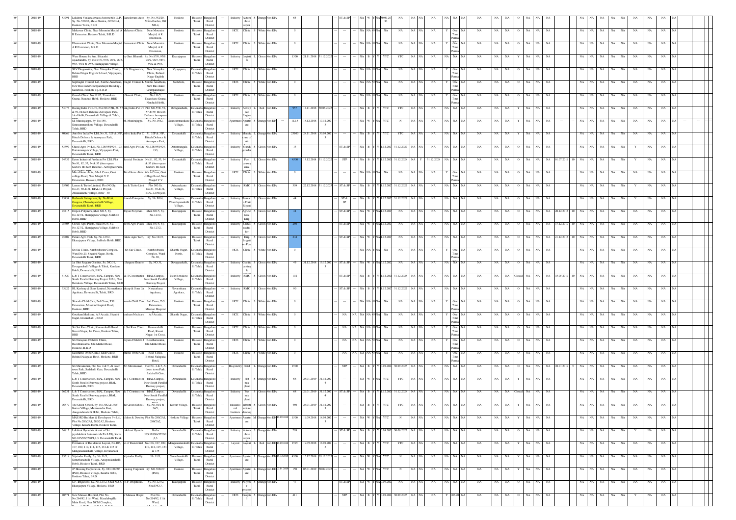| ## | Year | | UIN | Name and Address | Occupier | Address | Village | Taluk | District | | Category | Activity | Size | Colour | EIA | Investment | Date of Establishment | Date of Commissioning | | Water Consent | | Status | | | | Validity | | | | | | | | | | | | | | | | | | | | | | | | | | | | |
|---|---|---|---|---|---|---|---|---|---|---|---|---|---|---|---|---|---|---|---|---|---|---|---|---|---|---|---|---|---|---|---|---|---|---|---|---|---|---|---|---|---|---|---|---|---|---|---|---|---|---|---|---|---|
| ## | 2018-19 | | 53791 | Lakshmi Venkateshwara Automobile LLP, Sy. No.352/20, Shiva Garden, Off NH-4, Hoskote Town, BRD | Lakshmi Venkateshwara Auto | Sy. No.352/20, Shiva Garden, Off NH-4, | Hoskote | Hoskote Taluk | Bangalore Rural District | --- | Industry | Automobile repair | S | Orange | Non EIA | 64 | | | --- | ST & SP | --- | NA | W | Y | NA | 30.09.2030 | NA | NA | NA | NA | NA | NA | NA | NA | NA | NA | O | NA | NA | NA | | NA | NA | NA | NA | NA | NA | NA | NA | NA | |
| ## | 2018-19 | | | Mahaveer Clinic, Near Moumim Masjid, A R Extension, Hoskote Taluk, B R D | Mahaveer Clinic | Near Moumim Masjid, A R Extension, | Hoskote | Hoskote Taluk | Bangalore Rural District | --- | HCE | Clinic | S | White | Non EIA | 0 | | | --- | --- | --- | NA | NA | NA | NA | NA | NA | NA | NA | NA | Y | One Time Perma | NA | NA | NA | NA | O | NA | NA | NA | | NA | NA | NA | NA | NA | NA | NA | NA | NA | |
| ## | 2018-19 | | | Bhaswanthi Clinic, Near Moumim Masjid, A R Extension, B R D | Bhaswanthi Clinic | Near Moumim Masjid, A R Extension, | Hoskote | Hoskote Taluk | Bangalore Rural District | --- | HCE | Clinic | S | White | Non EIA | 0 | | | --- | --- | --- | NA | NA | NA | NA | NA | NA | NA | NA | NA | Y | One Time Perma | NA | NA | NA | NA | O | NA | NA | NA | | NA | NA | NA | NA | NA | NA | NA | NA | NA | |
| ## | 2018-19 | | | Ware House by Smt. Bharathi Jayachandra, Sy. No.97/8, 97/8, 98/2, 98/3, 98/4, 99/2 & 99/3, Ekarajapura Village, | by Smt. Bharathi | Sy. No.97/8, 97/8, 98/2, 98/3, 98/4, 99/2 & 99/3, | Ekarajapura | Hoskote Taluk | Bangalore Rural District | --- | Industry | Logistics | L | Green | Non EIA | 1300 | 21.11.2018 | 31.12.2022 | --- | --- | --- | NA | B | Y | Y | YTC | YTC | NA | NA | NA | NA | NA | NA | NA | NA | NA | Y | NA | NA | NA | | NA | NA | NA | NA | NA | NA | NA | NA | NA | |
| ## | 2018-19 | | | SLV Diagnostics, Near Vinayaka Clinic, Behind Nagar English School, Vijayapura, BRD | SLV Diagnostics | Near Vinayaka Clinic, Behind Nagar English | Vijayapura | Devanahalli Taluk | Bangalore Rural District | --- | HCE | Clinic | S | White | Non EIA | 0 | | | --- | --- | --- | NA | NA | NA | NA | NA | NA | NA | NA | NA | Y | One Time Perma | NA | NA | NA | NA | O | NA | NA | NA | | NA | NA | NA | NA | NA | NA | NA | NA | NA | |
| ## | 2018-19 | | | Sapthagiri Clinical Lab, Santhe Anadhana, New Bus stand Grampanchayat Building, Sulibele, Hoskote Tq, B R D | Sapthagiri Clinical Lab | Santhe Anadhana, New Bus stand Grampanchayat | Sulibele | Hoskote Taluk | Bangalore Rural District | --- | HCE | Clinic | S | White | Non EIA | 0 | | | --- | --- | --- | NA | NA | NA | NA | NA | NA | NA | NA | NA | Y | One Time Perma | NA | NA | NA | NA | O | NA | NA | NA | | NA | NA | NA | NA | NA | NA | NA | NA | NA | |
| ## | 2018-19 | | | Ganesh Clinic, No.111/5, Tavarekere Grama, Nandudi Hobli, Hoskote, BRD | Ganesh Clinic | No.111/5, Tavarekere Grama, Nandudi Hobli, | Hoskote | Hoskote Taluk | Bangalore Rural District | --- | HCE | Clinic | S | White | Non EIA | 0 | | | --- | --- | --- | NA | NA | NA | NA | NA | NA | NA | NA | NA | Y | One Time Perma | NA | NA | NA | NA | O | NA | NA | NA | | NA | NA | NA | NA | NA | NA | NA | NA | NA | |
| ## | 2018-19 | | 53078 | Boeing India Pvt Ltd, Plot NO.55B, 56, 57 & 59, Hi-tech Defence Aerospace Park, Jala Hobli, Devanahalli Village & Taluk, | Boeing India Pvt Ltd | Plot NO.55B, 56, 57 & 59, Hi-tech Defence Aerospace | Devanahalli | Devanahalli Taluk | Bangalore Rural District | --- | Industry | Aerospace Engine | L | Red | Non EIA | 957 | 14.11.2018 | 30.06.2023 | --- | --- | --- | NA | B | Y | Y | YTC | YTC | NA | NA | NA | NA | NA | NA | NA | NA | NA | Y | NA | NA | NA | | NA | NA | NA | NA | NA | NA | NA | NA | NA | |
| ## | 2018-19 | --- | | M. Munirajappa, Sy. No.158, Sannearnmannikere Village, Devanahalli Taluk, BRD | M. Munirajappa | Sy. No.158/2, | Sannearnmannikere Village | Devanahalli Taluk | Bangalore Rural District | --- | Apartment | Apartment | S | Orange | Non EIA | 112.5 | 18.12.2018 | 17.12.2023 | --- | --- | --- | NA | W | Y | NA | YTC | N | NA | NA | NA | NA | NA | NA | NA | NA | NA | Y | NA | NA | NA | --- | NA | NA | NA | NA | NA | NA | NA | NA | NA | --- |
| ## | 2018-19 | | 40969 | Autolive India Pvt LTd, No.31, 32P & 33P, Hitech Defence & Aerospace Park, Devanahalli, BRD | Autolive India Pvt Ltd | 31, 32P & 33P, Hitech Defence & Aerospace Park, | Devanahalli | Devanahalli Taluk | Bangalore Rural District | --- | Industry | Manufacture of Air | L | Orange | Non EIA | 23100 | 28.11.2018 | 30.09.2023 | --- | --- | --- | NA | B | Y | Y | YTC | YTC | NA | NA | NA | NA | NA | NA | NA | NA | NA | Y | NA | NA | NA | | NA | NA | NA | NA | NA | NA | NA | NA | NA | |
| ## | 2018-19 | | 53397 | Chiral Agro Pvt Ltd, No.128/95/19/24, 19/3, Dattamangala Village, Vijayapura Post, Devanahalli Taluk, BRD | Chiral Agro Pvt Ltd | No.128/95/19/24, 19/3, | Dattamangala Village | Devanahalli Taluk | Bangalore Rural District | --- | Industry | Starch powder | S | Green | Non EIA | 13 | | | --- | ST & SP | --- | NA | B | Y | Y | 31.12.2022 | 31.12.2027 | NA | NA | NA | NA | NA | NA | NA | NA | NA | O | NA | NA | NA | | NA | NA | NA | NA | Y | NA | NA | NA | NA | |
| ## | 2018-19 | | 74337 | Eaton Industrial Products Pvt LTd, Plot No.91, 92, 53, 54 & 55 (Aero space Sector), Hi-tech Defence, Aerospace Park, | Eaton Industrial Products | No.91, 92, 53, 54 & 55 (Aero space Sector), Hi-tech | Devanahalli | Devanahalli Taluk | Bangalore Rural District | --- | Industry | Fuel conveyance | L | Green | Non EIA | 4500 | 15.12.2018 | 31.12.2022 | --- | STP | 5 | NA | B | Y | Y | 31.12.2022 | 31.12.2028 | NA | Y | 31.12.2028 | NA | NA | NA | NA | NA | NA | O | NA | NA | NA | 01.07.2019 | 10 | NA | NA | NA | NA | Y | NA | NA | NA |
| ## | 2018-19 | | | Mitra Home clinic, 6th A Cross, Govt college Road, Near Masjid V V Extension, Hoskote, BRD | Mitra Home clinic | 6th A Cross, Govt college Road, Near Masjid V V | Hoskote | Hoskote Taluk | Bangalore Rural District | --- | HCE | Clinic | S | White | Non EIA | 0 | | | --- | --- | --- | NA | NA | NA | NA | NA | NA | NA | NA | NA | Y | One Time Perma | NA | NA | NA | NA | O | NA | NA | NA | | NA | NA | NA | NA | NA | NA | NA | NA | NA | |
| ## | 2018-19 | | 75507 | Larsen & Turbo Limited, Plot NO.Sy No.27, 30 & 31, BIAL 12 Project, Arisanakunte Village, BRD - 30 | Larsen & Turbo Limited | Plot NO.Sy No.27, 30 & 31, BIAL 12 Project, | Arisanakunte Village | Devanahalli Taluk | Bangalore Rural District | --- | Industry | RMC | S | Green | Non EIA | 309 | 22.12.2018 | 31.12.2023 | --- | ST & SP | --- | NA | B | Y | Y | 31.12.2022 | 31.12.2027 | NA | NA | NA | NA | NA | NA | NA | NA | NA | O | NA | NA | NA | | NA | NA | NA | NA | Y | NA | NA | NA | NA | |
| ## | 2018-19 | | 75454 | Rathnesh Enterprises, Sy. No.B1/4, Gangava, Chowdapanahalli Village, Devanahalli Taluk, BRD | Rathnesh Enterprises | Sy. No.B1/4, | Gangava, Chowdapanahalli Village, | Devanahalli Taluk | Bangalore Rural District | --- | Industry | Banana Fruit Ripening | S | Green | Non EIA | 44 | | | --- | ST & SP | --- | NA | B | Y | Y | 31.12.2022 | 31.12.2027 | NA | NA | NA | NA | NA | NA | NA | NA | NA | O | NA | NA | NA | | NA | NA | NA | NA | Y | NA | NA | NA | NA | |
| ## | 2018-19 | | 75415 | Dripon Polymers, Shed NO.5, Sy. No.127/2, Ekarajapura Village, Sulibele Hobli, BRD | Dripon Polymers | Shed NO.5, Sy. No.127/2, | Ekarajapura | Hoskote Taluk | Bangalore Rural District | --- | Industry | Agricultural Drip | S | Green | Non EIA | 44 | | | --- | ST & SP | --- | NA | W | Y | NA | 31.12.2022 | NA | NA | NA | NA | NA | NA | NA | NA | NA | NA | O | NA | NA | NA | 20.12.2018 | 10 | NA | NA | NA | NA | NA | NA | NA | NA |
| ## | 2018-19 | | 75405 | Crown Agro Plasts, Shed NO.6, Sy. No.127/2, Ekarajapura Village, Sulibele Hobli, BRD | Crown Agro Plasts | Shed NO.6, Sy. No.127/2, | Ekarajapura | Hoskote Taluk | Bangalore Rural District | --- | Industry | Clamps useful for | S | Green | Non EIA | 260 | | | --- | ST & SP | --- | NA | W | Y | NA | 31.12.2022 | NA | NA | NA | NA | NA | NA | NA | NA | NA | NA | O | NA | NA | NA | 17.12.2017 | 10 | NA | NA | NA | NA | NA | NA | NA | NA |
| ## | 2018-19 | | 75402 | Future Agro Tech, Sy. No.127/2, Ekarajapura Village, Sulibele Hobli, BRD | Future Agro Tech | Sy. No.127/2, | Ekarajapura | Hoskote Taluk | Bangalore Rural District | --- | Industry | Drip Irrigation Pipe | S | Green | Non EIA | 244 | | | --- | ST & SP | --- | NA | W | Y | NA | 31.12.2022 | NA | NA | NA | NA | NA | NA | NA | NA | NA | NA | O | NA | NA | NA | 21.12.2018 | 10 | NA | NA | NA | NA | NA | NA | NA | NA |
| ## | 2018-19 | | | Sri Sai Clinic, Kumbeshwara Complex, Ward No.20, Shanthi Nagar, North, Devanahalli Taluk, BRD | Sri Sai Clinic | Kumbeshwara Complex, Ward No.20, | Shanthi Nagar, North, | Devanahalli Taluk | Bangalore Rural District | --- | HCE | Clinic | S | White | Non EIA | 0 | | | --- | --- | --- | NA | NA | Y | NA | NA | NA | NA | NA | NA | Y | One Time Perma | NA | NA | NA | NA | O | NA | NA | NA | | NA | NA | NA | NA | NA | NA | NA | NA | NA | |
| ## | 2018-19 | | | Jai Shri Satguru Granites, Sy. NO.51, Devaganahalli Village & Taluk, Kundana Hobli, Devanahalli, BRD | Jai Shri Satguru Granites | Sy. NO.51, | Devaganahalli | Devanahalli Taluk | Bangalore Rural District | --- | Industry | Granite cutting & | S | Green | Non EIA | 49 | 31.12.2018 | 16.12.2023 | --- | ST & SP | --- | NA | W | Y | NA | 31.12.2022 | NA | NA | NA | NA | NA | NA | NA | NA | NA | NA | O | NA | NA | NA | | NA | NA | NA | NA | NA | NA | NA | NA | NA | |
| ## | 2018-19 | | 41820 | L & T Construction, BIAL Campus, New South Parallel Runway Project BIAL, Near Bettakote Village, Devanahalli Taluk, BRD | L & T Construction | BIAL Campus, New South Parallel Runway Project | Near Bettakote Village, | Devanahalli Taluk | Bangalore Rural District | --- | Industry | RMC | S | Green | Non EIA | 192 | | | --- | ST & SP | --- | NA | B | Y | Y | 31.12.2022 | 31.12.2028 | NA | NA | NA | NA | NA | NA | NA | NA | NA | Closed | NA | NA | NA | 15.05.2019 | 10 | NA | NA | NA | NA | NA | NA | NA | NA |
| ## | 2018-19 | | 63922 | BL Kashyap & Sons Limited, Navarathana Agrahara, Devanahalli, Taluk, BRD | BL Kashyap & Sons Ltd | Navarathana Agrahara, | Navarathana Agrahara, | Devanahalli Taluk | Bangalore Rural District | --- | Industry | RMC | S | Green | Non EIA | 90 | | | --- | ST & SP | --- | NA | B | Y | Y | 31.12.2022 | 31.12.2027 | NA | NA | NA | NA | NA | NA | NA | NA | NA | O | NA | NA | NA | | NA | NA | NA | NA | NA | NA | NA | NA | NA | |
| ## | 2018-19 | | | Sharada Child Care, 2nd Cross, T G Extenstion, Mission Hospital Road, Hoskote, BRD | Sharada Child Care | 2nd Cross, T G Extenstion, Mission Hospital | Hoskote | Hoskote Taluk | Bangalore Rural District | --- | HCE | Clinic | S | White | Non EIA | 0 | | | --- | --- | --- | NA | NA | NA | NA | NA | NA | NA | NA | NA | Y | One Time Perma | NA | NA | NA | NA | O | NA | NA | NA | | NA | NA | NA | NA | NA | NA | NA | NA | NA | |
| ## | 2018-19 | | | Goutham Medicare, A J Arcade, Shanthi Nagar, Devanahalli, BRD | Goutham Medicare | A J Arcade, | Shanthi Nagar, | Devanahalli Taluk | Bangalore Rural District | --- | HCE | Clinic | S | White | Non EIA | 0 | | | --- | NA | NA | NA | NA | NA | NA | NA | NA | NA | NA | NA | Y | One Time Perma | NA | NA | NA | NA | O | NA | NA | NA | | NA | NA | NA | NA | NA | NA | NA | NA | NA | |
| ## | 2018-19 | | | Sri Sai Ram Clinic, Kannamballi Road, Kaveri Nagar, 1st Cross, Hoskote Taluk, BRD | Sri Sai Ram Clinic | Kannamballi Road, Kaveri Nagar, 1st Cross, | Hoskote | Hoskote Taluk | Bangalore Rural District | --- | HCE | Clinic | S | White | Non EIA | 0 | | | --- | NA | NA | NA | NA | NA | NA | NA | NA | NA | NA | NA | Y | One Time Perma | NA | NA | NA | NA | O | NA | NA | NA | | NA | NA | NA | NA | NA | NA | NA | NA | NA | |
| ## | 2018-19 | | | Sri Narayana Children Clinic, Beerdharasama, Old Market Road, Hoskote, B R D | Sri Narayana Children Clinic | Beerdharasama, Old Market Road, | Hoskote | Hoskote Taluk | Bangalore Rural District | --- | HCE | Clinic | S | White | Non EIA | 0 | | | --- | NA | NA | NA | NA | NA | NA | NA | NA | NA | NA | NA | Y | One Time Perma | NA | NA | NA | NA | O | NA | NA | NA | | NA | NA | NA | NA | NA | NA | NA | NA | NA | |
| ## | 2018-19 | | | Snehmitra Ortho Clinic, KEB Circle, Behind Nalapaka Hotel, Hoskote, BRD | Snehmitra Ortho Clinic | KEB Circle, Behind Nalapaka Hotel, | Hoskote | Hoskote Taluk | Bangalore Rural District | --- | HCE | Clinic | S | White | Non EIA | 0 | | | --- | NA | NA | NA | NA | NA | NA | NA | NA | NA | NA | NA | Y | One Time Perma | NA | NA | NA | NA | O | NA | NA | NA | | NA | NA | NA | NA | NA | NA | NA | NA | NA | |
| ## | 2018-19 | | | Sri Shivakumar, Plot No. 4 & 5, At down town Park, Sadahalli Gate, Devanahalli Taluk, BRD | Sri Shivakumar | Plot No. 4 & 5, At down town Park, Sadahalli Gate, | Devanahalli | Devanahalli Taluk | Bangalore Rural District | --- | Hospitality | Hotel | L | Orange | Non EIA | 1500 | | | --- | STP | --- | NA | B | Y | Y | 30.09.2022 | 30.09.2023 | NA | NA | NA | NA | NA | NA | NA | NA | NA | O | NA | NA | NA | 10.01.2019 | 5 | NA | NA | NA | NA | NA | NA | NA | NA |
| ## | 2018-19 | | | L & T Construction, BIAL Campus, New South Parallel Runway project, Devanahalli, BRD | L & T Construction | BIAL Campus, New South Parallel Runway project, | Devanahalli | Devanahalli Taluk | Bangalore Rural District | --- | Industry | Hot mix plant | S | Orange | Non EIA | 68 | 28.01.2019 | 31.12.2024 | --- | --- | --- | NA | W | Y | NA | YTC | YTC | NA | NA | NA | NA | NA | NA | NA | NA | NA | Y | NA | NA | NA | | NA | NA | NA | NA | NA | NA | NA | NA | NA | |
| ## | 2018-19 | | 76231 | L & T Construction, BIAL Campus, New South Parallel Runway project, BIAL, Devanahalli, BRD | L & T Construction | BIAL Campus, New South Parallel Runway project, | Devanahalli | Devanahalli Taluk | Bangalore Rural District | --- | Industry | Wet mix plant | S | Green | Non EIA | 68 | 29.01.2019 | 31.12.2024 | --- | ST & SP | --- | NA | B | Y | Y | 31.12.2022 | 31.12.2028 | NA | NA | NA | NA | NA | NA | NA | NA | NA | Closed | NA | NA | NA | | NA | NA | NA | NA | NA | NA | NA | NA | NA | |
| ## | 2018-19 | | 76379 | The Green School, Sy. No.30/2 & 34/5, Kottur Village, Muttsandra Post, Anugondanahalli Hobli, Hoskote Taluk, | The Green School | Sy. No.30/2 & 34/5, | Kottur Village, | Hoskote Taluk | Bangalore Rural District | --- | Educational Institute | Infrastructure develop | L | Green | Non EIA | 480 | 24.01.2019 | 31.12.2023 | --- | --- | --- | NA | B | Y | Y | YTC | YTC | NA | NA | NA | NA | NA | NA | NA | NA | NA | Y | NA | NA | NA | | NA | NA | NA | NA | NA | NA | NA | NA | NA | |
| ## | 2018-19 | | | MAZ-RD Builders & Developers Pvt Ltd, Plot No.280/2A1, 280/2A2, Hoskote Village, Kasaba Hobli, Hoskote Taluk, | MAZ-RD Builders & Developers | Plot No.280/2A1, 280/2A2, | Hoskote Village | Hoskote Taluk | Bangalore Rural District | --- | Apartment | Apartment | M | Orange | Non EIA 19.09.2018 | 1500 | 19.09.2018 | 18.09.2023 | --- | --- | --- | NA | W | Y | NA | YTC | N | NA | NA | NA | NA | NA | NA | NA | NA | NA | Y | NA | NA | NA | | NA | NA | NA | NA | NA | NA | NA | NA | NA | |
| ## | 2018-19 | | 34812 | Lakshmi Hyundai ( A unit of Sri Jayalakshmi Automaticals Pvt LTd), Katha NO.105/96/3720/1,2,3 Devanahalli Taluk, | Lakshmi Hyundai | Katha NO.105/96/3720/1,2,3 | Devanahalli | Devanahalli Taluk | Bangalore Rural District | --- | Industry | Automobile repair | S | Orange | Non EIA | 208 | | | --- | ST & SP | --- | NA | B | Y | Y | 30.09.2022 | 30.09.2022 | NA | NA | NA | NA | NA | NA | NA | NA | NA | O | NA | NA | NA | | NA | NA | NA | NA | Y | NA | NA | NA | NA | |
| ## | 2018-19 | | | Formation of Residential Layout, No.106, 107, 109, 110, 114, 115, 134 & 135 of Manganadanahalli Village, Devanahalli | Formation of Residential | No.106, 107, 109, 110, 114, 115, 134 & 135 | Manganadanahalli Village, | Devanahalli Taluk | Bangalore Rural District | --- | Layout | Layout | L | Red | Non EIA 19.09.2018 | 1595 | 19.09.2018 | 18.09.2023 | --- | --- | --- | NA | B | Y | Y | YTC | YTC | NA | NA | NA | NA | NA | NA | NA | NA | NA | Y | NA | NA | NA | | NA | NA | NA | NA | NA | NA | NA | NA | NA | |
| ## | 2018-19 | | 75518 | Vijainder Reddy, Sy. No.11/3, Sumethanahalli Village, Anugondanahalli Hobli, Hoskote Taluk, BRD | Vijainder Reddy | No.11/3, | Sumethanahalli Village, | Hoskote Taluk | Bangalore Rural District | --- | Apartment | Apartment | L | Orange | Non EIA 15.12.2018 | 4500 | 15.12.2018 | 05.12.2023 | --- | --- | --- | NA | W | Y | NA | YTC | N | NA | NA | NA | NA | NA | NA | NA | NA | NA | Y | NA | NA | NA | | NA | NA | NA | NA | NA | NA | NA | NA | NA | |
| ## | 2018-19 | | | JP Housing Corporation, Sy. NO.388/2C (Part), Hoskote Village, Kasaba Hobli, Hoskote Taluk, BRD | JP Housing Corporation | Sy. NO.388/2C (Part), | Hoskote | Hoskote Taluk | Bangalore Rural District | --- | Apartment | Apartment | L | Orange | Non EIA 03.01.2019 | 150 | 03.01.2019 | 30.09.2023 | --- | --- | --- | NA | W | Y | NA | YTC | N | NA | NA | NA | NA | NA | NA | NA | NA | NA | Y | NA | NA | NA | | NA | NA | NA | NA | NA | NA | NA | NA | NA | |
| ## | 2018-19 | | | S.P. Irrigations, Sy. No.127/2, Shed NO.3, Ekarajapura Village, Hoskote, BRD | S.P. Irrigations | Sy. No.127/2, Shed NO.3, | Ekarajapura | Hoskote Taluk | Bangalore Rural District | --- | Industry | Polymer process | S | Orange | Non EIA | 47 | --- | --- | --- | ST & SP | --- | NA | W | Y | NA | 30.09.2022 | NA | NA | NA | NA | NA | NA | NA | NA | NA | NA | O | NA | NA | NA | | NA | NA | NA | NA | NA | NA | NA | NA | NA | |
| ## | 2018-19 | | 40671 | New Manasa Hospital, Plot No. No.264/92, 11th Ward, Mumbabagilu Main Road, Near NCM Complex, | New Manasa Hospital | Plot No. No.264/92, 11th Ward, | Devanahalli | Devanahalli Taluk | Bangalore Rural District | --- | HCE | Hospital | S | Orange | Non EIA | 411 | | | --- | STP | --- | NA | B | Y | Y | 30.09.2022 | 30.09.2023 | NA | NA | NA | Y | 30.06.2023 | NA | NA | NA | NA | O | NA | NA | NA | | NA | NA | NA | NA | Y | NA | NA | NA | NA | |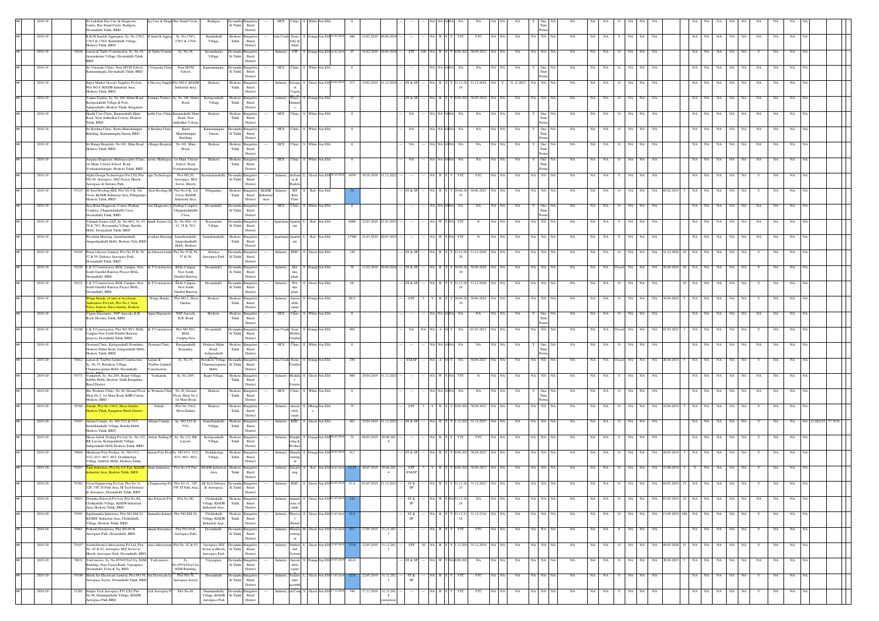| ## | 2018-19 | | Sri Lakshmi Day Care & Diagnostic Centre, Bus Stand Circle, Budigere, Devanahalli Taluk, BRD | Day Care & Diagn | Bus Stand Circle, | Budigere | Devanahalli Taluk | Bangalore Rural District | --- | HCE | Clinic | S | White | Non EIA | 0 | | | | --- | --- | NA | NA | NA | NA | NA | NA | NA | NA | NA | Y | One Time | NA | NA | NA | NA | O | NA | NA | NA | | NA | NA | NA | NA | NA | NA | NA | NA |
|---|---|---|---|---|---|---|---|---|---|---|---|---|---|---|---|---|---|---|---|---|---|---|---|---|---|---|---|---|---|---|---|---|---|---|---|---|---|---|---|---|---|---|---|---|---|---|---|
| ## | 2018-19 | | R.K.M Sand & Aggregates, Sy. No.178/2, 178/3 & 178/4, Kandrahalli Village, Hoskote Taluk, BRD | R.K.M Sand & Aggreg | Sy. No.178/2, 178/3 & 178/4, | Kandrahalli Village, | Hoskote Taluk | Bangalore Rural District | --- | Stone Crusher | Stone Jelly & Sand | S | Orange | Non EIA | 480 | 12.02.2019 | 30.09.2024 | | --- | --- | NA | B | Y | Y | YTC | YTC | NA | NA | NA | NA | NA | NA | NA | NA | NA | Y | NA | NA | NA | | NA | NA | NA | NA | NA | NA | NA | NA |
| ## | 2018-19 | 76836 | Larsen & Turbo Construction, Sy. No.38, Attanahalli Village, Devanahalli Taluk, BRD | Larsen & Turbo Construc | Sy. No.38, | Attanahalli Village | Devanahalli Taluk | Bangalore Rural District | --- | Industry | STP | S | Orange | Non EIA | 45 | 16.02.2019 | 30.09.2024 | | STP | 100 | NA | B | Y | Y | 30.09.2024 | 30.09.2023 | NA | NA | NA | NA | NA | NA | NA | NA | NA | O | NA | NA | NA | | NA | NA | NA | NA | Y | NA | NA | NA |
| ## | 2018-19 | | Sri Vinayaka Clinic, Near MVM School, Kannamangala, Devanahalli Taluk, BRD | Sri Vinayaka Clinic | Near MVM School, | Kannamangala, | Devanahalli Taluk | Bangalore Rural District | --- | HCE | Clinic | S | White | Non EIA | 0 | | | | --- | --- | NA | NA | NA | NA | NA | NA | NA | NA | NA | Y | One Time | NA | NA | NA | NA | O | NA | NA | NA | | NA | NA | NA | NA | NA | NA | NA | NA |
| ## | 2018-19 | | Super Market Grocery Supplies Pvt Ltd, Plot NO.9, KIADB Industrial Area, Hoskote Taluk, BRD | Super Market Grocery Supplies | Plot NO.9, KIADB Industrial Area, | Hoskote | Hoskote Taluk | Bangalore Rural District | --- | Industry | Storage of Vegetables | S | Green | Non EIA | 315 | 19.02.2019 | 31.12.2024 | | ST & SP | --- | NA | B | Y | Y | 31.12.2024 | 31.12.2024 | NA | Y | 31.12.2023 | NA | NA | NA | NA | NA | NA | O | NA | NA | NA | | NA | NA | NA | NA | NA | NA | NA | NA |
| ## | 2018-19 | | Yamuna Traders, Sy. No.100, Malur Road, Kottigenahalli Village & Post, Jadigenahalli, Hoskote Taluk, Bengaluru | Yamuna Traders, | Sy. No.100, Malur Road, | Kottigenahalli Village | Hoskote Taluk | Bangalore Rural District | --- | Industry | Granite Granules | S | Orange | Non EIA | 15 | | | | ST & SP | --- | NA | B | Y | Y | 30.09.2024 | 30.09.2024 | NA | NA | NA | NA | NA | NA | NA | NA | NA | O | NA | NA | NA | | NA | NA | NA | NA | NA | NA | NA | NA |
| ## | 2018-19 | | Health Care Clinic, Kannurahalli Main Road, Near Ambedkar Colony, Hoskote Taluk, BRD | Health Care Clinic | Kannurahalli Main Road, Near Ambedkar Colony, | Hoskote | Hoskote Taluk | Bangalore Rural District | --- | HCE | Clinic | S | White | Non EIA | 0 | | | | NA | --- | NA | NA | NA | NA | NA | NA | NA | NA | NA | Y | One Time | NA | NA | NA | NA | O | NA | NA | NA | | NA | NA | NA | NA | NA | NA | NA | NA |
| ## | 2018-19 | | Sri Krishna Clinic, Kurru Munishmappa Building, Kannamangala Garem, BRD | Sri Krishna Clinic | Kurru Munishmappa Building, | Kannamangala Garem, | Devanahalli Taluk | Bangalore Rural District | --- | HCE | Clinic | S | White | Non EIA | 0 | | | | NA | --- | NA | NA | NA | NA | NA | NA | NA | NA | NA | Y | One Time | NA | NA | NA | NA | O | NA | NA | NA | | NA | NA | NA | NA | NA | NA | NA | NA |
| ## | 2018-19 | | Sri Ranga Hospitals, No.101, Main Road, Hoskote Taluk, BRD | Sri Ranga Hospitals | No.101, Main Road, | Hoskote | Hoskote Taluk | Bangalore Rural District | --- | HCE | Clinic | S | White | Non EIA | 0 | | | | NA | --- | NA | NA | NA | NA | NA | NA | NA | NA | NA | Y | One Time | NA | NA | NA | NA | O | NA | NA | NA | | NA | NA | NA | NA | NA | NA | NA | NA |
| ## | 2018-19 | | Sanjana Diagnostic Multispeciality Clinic, 1st Main, Citizen School Road, Vivekanandanagar, Hoskote Taluk, BRD | Diagnostic Multispeci | 1st Main, Citizen School Road, Vivekanandanagar, | Hoskote | Hoskote Taluk | Bangalore Rural District | --- | HCE | Clinic | S | White | Non EIA | 0 | | | | NA | --- | NA | NA | NA | NA | NA | NA | NA | NA | NA | Y | One Time | NA | NA | NA | NA | O | NA | NA | NA | | NA | NA | NA | NA | NA | NA | NA | NA |
| ## | 2018-19 | | Alpha Design Technologies Pvt LTd, Plot NO.20, Aerospace, SEZ Sector, Hitech, Aerospace & Defence Park, | Alpha Design Technologies | Plot NO.20, Aerospace, SEZ Sector, Hitech, | Kasadadaerahalli, | Devanahalli Taluk | Bangalore Rural District | --- | Industry | Aeritronics & Radars | L | Green | Non EIA | 4950 | 30.10.2018 | 31.12.2022 | | --- | --- | NA | B | Y | Y | YTC | YTC | NA | NA | NA | NA | NA | NA | NA | NA | NA | Y | NA | NA | NA | | NA | NA | NA | NA | Y | NA | NA | NA |
| ## | 2018-19 | 53115 | SJ Steel Roofing Mill, Plot No.8-K, 3rd Cross, KIADB Industrial Area, Pillagumpe, Hoskote Taluk, BRD | SJ Steel Roofing Mill | Plot No.8-K, 3rd Cross, KIADB Industrial Area, | Pillagumpe, | Hoskote Taluk | Bangalore Rural District | KIADB Industrial Area | Industry | MS Bars Flats | S | Red | Non EIA | 34 | | | | ST & SP | --- | NA | B | Y | Y | 30.06.2023 | 30.06.2023 | NA | NA | NA | NA | NA | NA | NA | NA | NA | O | NA | NA | NA | 08.02.2019 | 5 | NA | NA | NA | NA | Y | NA | NA | NA |
| ## | 2018-19 | | Sree Rama Diagnostic Centre, Prathap Complex, Chapparadahalli Cross, Devanahalli Taluk, BRD | Rama Diagnostic | Prathap Complex, Chapparadahalli Cross, | Devanahalli | Devanahalli Taluk | Bangalore Rural District | --- | HCE | Clinic | S | White | Non EIA | 0 | | | | --- | --- | NA | NA | NA | NA | NA | NA | NA | NA | NA | Y | One Time | NA | NA | NA | NA | O | NA | NA | NA | | NA | NA | NA | NA | NA | NA | NA | NA |
| ## | 2018-19 | | Valmark Estates LLP, Sy. No.40/2, 42, 43, 78 & 79/1, Royasandra Village, Kasaba Hobli, Devanahalli Taluk, BRD | Valmark Estates LLP | Sy. No.40/2, 42, 43, 78 & 79/1, | Royasandra Village, | Devanahalli Taluk | Bangalore Rural District | --- | Apartment | Apartment | L | Red | Non EIA | 6000 | 22.03.2019 | 21.03.2023 | | --- | --- | NA | W | Y | NA | YTC | N | NA | NA | NA | NA | NA | NA | NA | NA | NA | Y | NA | NA | NA | | NA | NA | NA | NA | NA | NA | NA | NA |
| ## | 2018-19 | | Provident Housing, Samethanahalli, Anugondanahalli Hobli, Hoskote Taluk, BRD | Provident Housing | Samethanahalli, Anugondanahalli Hobli, Hoskote | Samethanahalli, | Hoskote Taluk | Bangalore Rural District | --- | Apartment | Apartment | L | Red | Non EIA | 17500 | 21.03.2019 | 20.03.2023 | | --- | --- | NA | W | Y | NA | YTC | N | NA | NA | NA | NA | NA | NA | NA | NA | NA | Y | NA | NA | NA | | NA | NA | NA | NA | NA | NA | NA | NA |
| ## | 2018-19 | 76185 | Prism Johnson Limited, Plot No.55 B, 56, 57 & 59, Defence Aerospace Park, Devanahalli Taluk, BRD | Prism Johnson Limited | Plot No.55 B, 56, 57 & 59, | Defence Aerospace Park, | Devanahalli Taluk | Bangalore Rural District | --- | Industry | RMC | S | Green | Non EIA | 120 | | | | ST & SP | --- | NA | B | Y | Y | 31.12.2028 | 31.12.2028 | NA | NA | NA | NA | NA | NA | NA | NA | NA | O | NA | NA | NA | 31.12.2028 | 10 | NA | NA | NA | NA | Y | NA | NA | NA |
| ## | 2018-19 | 76229 | L & T Construction, BIAL Campus, New South Oarallel Runway Project BIAL, Devanahalli, BRD | L & T Construction | BIAL Campus, New South Oarallel Runway | Devanahalli | Devanahalli Taluk | Bangalore Rural District | --- | Industry | Hot mix plant | S | Orange | Non EIA | 58 | 11.02.2019 | 30.09.2024 | | ST & SP | --- | NA | B | Y | Y | 30.09.2024 | 30.09.2024 | NA | NA | NA | NA | NA | NA | NA | NA | NA | Closed | NA | NA | NA | 30.09.2024 | 10 | NA | NA | NA | NA | Y | NA | NA | NA |
| ## | 2018-19 | 76231 | L & T Construction, BIAL Campus, New South Oarallel Runway Project BIAL, Devanahalli, BRD | L & T Construction | BIAL Campus, New South Oarallel Runway | Devanahalli | Devanahalli Taluk | Bangalore Rural District | --- | Industry | Wet mix plant | S | Green | Non EIA | 68 | | | | ST & SP | --- | NA | B | Y | Y | 31.12.2028 | 31.12.2028 | NA | NA | NA | NA | NA | NA | NA | NA | NA | O | NA | NA | NA | | 10 | NA | NA | NA | NA | Y | NA | NA | NA |
| ## | 2018-19 | | Wings Honda, (A unit of Accelerate Authorities Pvt Ltd), Plot No.2, Near Police Station, Shiva Garden, Hoskote | Wings Honda | Plot NO.2, Shiva Garden, | Hoskote | Hoskote Taluk | Bangalore Rural District | --- | Industry | Automobile repair | S | Orange | Non EIA | 80.9 | | | | ETP | 5 | Y | B | Y | Y | 30.09.2024 | 30.09.2024 | NA | NA | NA | NA | NA | NA | NA | NA | NA | O | NA | NA | NA | 30.09.2024 | 5 | NA | NA | NA | NA | Y | NA | NA | NA |
| ## | 2018-19 | | Vippra Diagnostic, NSP Aarcode, K.R. Road, Hoskote Taluk, BRD | Vippra Diagnostic | NSP Aarcode, K.R. Road, | Hoskote | Hoskote Taluk | Bangalore Rural District | --- | HCE | Clinic | S | White | Non EIA | 0 | | | | --- | --- | NA | NA | NA | NA | NA | NA | NA | NA | NA | Y | One Time | NA | NA | NA | NA | O | NA | NA | NA | | NA | NA | NA | NA | NA | NA | NA | NA |
| ## | 2018-19 | 62190 | L & T Construction, Plot NO.50/1, BIAL Campus,New South Perellel Runway projects, Devanahalli Taluk, BRD | L & T Construction | Plot NO.50/1, BIAL Campus,New | Devanahalli | Devanahalli Taluk | Bangalore Rural District | --- | Stone Crusher | Semi Mobile Crusher | S | Orange | Non EIA | 404 | | | | NA | NA | NA | A | NA | Y | NA | 01.03.2021 | NA | NA | NA | NA | NA | NA | NA | NA | NA | Closed | NA | NA | NA | 01.03.2021 | 3 | NA | NA | NA | NA | Y | NA | NA | NA |
| ## | 2018-19 | | Gowtam Clinic, Kottigenahalli Boundary, Hoskote Malur Road, Jadigenahalli Hobli, Hoskote Taluk, BRD | Gowtam Clinic, | Kottigenahalli Boundary, | Hoskote Malur Road, Jadigenahalli | Hoskote Taluk | Bangalore Rural District | --- | HCE | Clinic | S | White | Non EIA | 0 | | | | --- | --- | NA | NA | NA | NA | NA | NA | NA | NA | NA | Y | One Time | NA | NA | NA | NA | O | NA | NA | NA | | NA | NA | NA | NA | NA | NA | NA | NA |
| ## | 2019-20 | 78662 | Larsen & Tourbo Limited Construction, Sy. No.35, Bettakote Village, Channarayapatna Hobli, Devanahalli | Larsen & Tourbo Limited Construction, | Sy. No.35, | Bettakote Village, Channarayapatna Hobli, | Devanahalli Taluk | Bangalore Rural District | --- | Stone Crusher | Stone Crusher | S | Orange | Non EIA | 250 | | | | ST&SP | --- | NA | A | NA | Y | NA | 30.09.2023 | NA | NA | NA | NA | NA | NA | NA | NA | NA | Closed | NA | NA | NA | 20.04.2019 | 5 | NA | NA | NA | NA | Y | NA | NA | NA |
| ## | 2019-20 | 78771 | Venkatesh, Sy. No.29/5, Bogur Village, Sulibele Hobli, Hoskote Taluk,Bengaluru Rural District | Venkatesh, | Sy. No.29/5, | Bogur Village, | Hoskote Taluk | Bangalore Rural District | --- | Industry | Modular Furniture | S | Green | Non EIA | 400 | 29.04.2019 | 31.12.2023 | | --- | --- | NA | W | Y | NA | YTC | N | NA | NA | NA | NA | NA | NA | NA | NA | NA | Y | NA | NA | NA | | NA | NA | NA | NA | NA | NA | NA | NA |
| ## | 2019-20 | | Shiv Womens Clinic, No.30, Ground Floor, Shop No.2, 1st Main Road, KHB Colony, Hoskote, BRD | Shiv Womens Clinic | No.30, Ground Floor, Shop No.2, 1st Main Road, | Hoskote | Hoskote Taluk | Bangalore Rural District | --- | HCE | Clinic | S | White | Non EIA | 0 | | | | --- | --- | NA | NA | NA | NA | NA | NA | NA | NA | NA | Y | One Time | NA | NA | NA | NA | O | NA | NA | NA | | NA | NA | NA | NA | NA | NA | NA | NA |
| ## | 2019-20 | 78768 | Teknik, Plot No.336/2, Shiva Garden, Hoskote Taluk, Bangalore Rural District. | Teknik, | Plot No.336/2, Shiva Garden, | Hoskote | Hoskote Taluk | Bangalore Rural District | --- | Industry | Automobile repair | S | ORange | Non EIA | 75 | | | | ETP | 5 | Y | B | Y | Y | 30.09.2023 | 30.09.2023 | NA | NA | NA | NA | NA | NA | NA | NA | NA | O | NA | NA | NA | 24.04.2019 | 5 | NA | NA | NA | NA | Y | NA | NA | NA |
| ## | 2019-20 | 79167 | Athma Commn, Sy. NO.53/2 & 53/3, Samethanahalli Village, Kasaba Hobli, Hoskote Taluk, BRD | Athma Commn, | Sy. NO.53/2 & 53/3, | Samethanahalli Village, | Hoskote Taluk | Bangalore Rural District | --- | Industry | RMC | S | Green | Non EIA | 482 | 25.04.2019 | 31.12.2023 | | ST & SP | --- | NA | B | Y | Y | 31.12.2023 | 31.12.2023 | NA | NA | NA | NA | NA | NA | NA | NA | NA | O | NA | NA | NA | | NA | NA | NA | NA | NA | NA | NA | 12.982257 | 77.7678 |
| ## | 2019-20 | | Hasan Ashok Trading Pvt Ltd, Sy. No.122, RR Layout, Kottigenahalli Village, Jadigenahalli Hobli Hoskote Taluk, BRD | Ashok Trading P | Sy. No.122, RR Layout, | Kottigenahalli Village, | Hoskote Taluk | Bangalore Rural District | --- | Industry | Slaughtering & Products | S | Orange | Non EIA | 39 | 04.05.2019 | 30.06.2024 | | --- | --- | NA | B | Y | Y | YTC | YTC | NA | NA | NA | NA | NA | NA | NA | NA | NA | Y | NA | NA | NA | | NA | NA | NA | NA | Y | NA | NA | NA |
| ## | 2019-20 | 78096 | Hindustan Poly Product, Sy. NO.43/1, 43/2, 43/3, 46/1, 46/2, Doddakoliga Village, Sulibele Hobli, Hoskote Taluk, | Hindustan Poly Prod | Sy. NO.43/1, 43/2, 43/3, 46/1, 46/2, | Doddakoliga Village, | Hoskote Taluk | Bangalore Rural District | --- | Industry | Manufacturing of | S | Orange | Non EIA | 412 | | | | ST & SP | --- | NA | B | Y | Y | 30.09.2023 | 30.09.2023 | NA | NA | NA | NA | NA | NA | NA | NA | NA | O | NA | NA | NA | 28.03.2019 | 5 | NA | NA | NA | NA | Y | NA | NA | NA |
| ## | 2019-20 | 76207 | Saim Industries, Plot No.8 P Part, KIADB Industrial Area, Hoskote Taluk, BRD | Saim Industries, | Plot No.8 P Part, | KIADB Industrial Area, | Hoskote Taluk | Bangalore Rural District | --- | Industry | Zincplating | S | Red | Non EIA | 24.35 | 20.05.2019 | 30.06.2024 | | ETP ST&SP | 3 | Y | B | Y | Y | 30.06.2023 | 30.06.2023 | NA | NA | NA | NA | NA | NA | NA | NA | NA | O | NA | NA | NA | 23.06.2019 | 5 | Y | NA | NA | NA | Y | NA | NA | NA |
| ## | 2019-20 | 79302 | Cicon Engineering Pvt Ltd, Plot No.31, 32P, 33P, IT Park Area, Hi-Tech Defence & Aerospace, Devanahalli Taluk, BRD | Cicon Engineering Pvt | Plot No.31, 32P, 33P, IT Park Area, | Hi-Tech Defence & Aerospace, | Devanahalli Taluk | Bangalore Rural District | --- | Industry | RMC | S | Green | Non EIA | 47.8 | 03.05.2019 | 31.12.2023 | | ST & SP | --- | NA | B | Y | Y | 31.12.2023 | 31.12.2023 | NA | NA | NA | NA | NA | NA | NA | NA | NA | O | NA | NA | NA | 04.07.2019 | 15 | NA | NA | NA | NA | Y | NA | NA | NA |
| ## | 2019-20 | 78695 | Dwaraka Polytech Pvt Ltd, Plot No.8G, Chokkahalli Village, KIADB Industrial Area, Hoskote Taluk, BRD | Dwaraka Polytech Pvt | Plot No.8G, | Chokkahalli Village, KIADB Industrial Area, | Hoskote Taluk | Bangalore Rural District | --- | Industry | Manufacture of multi | S | Green | Non EIA | 122 | | | | ST & SP | --- | NA | W | Y | NA | 31.12.2028 | NA | NA | NA | NA | NA | NA | NA | NA | NA | NA | O | NA | NA | NA | 03.05.2019 | 10 | NA | NA | NA | NA | Y | NA | NA | NA |
| ## | 2019-20 | 79391 | Sapthamatha Industries, Plot NO.SM-24, KSSIDC Industrial Area, Chokkahalli Village, Hoskote Taluk, BRD | Sapthamatha Industri | Plot NO.SM-24, | Chokkahalli Village, KIADB Industrial Area, | Hoskote Taluk | Bangalore Rural District | --- | Industry | Physical Blending | S | Green | Non EIA | 23.6 | | | | ST & SP | --- | NA | B | Y | Y | 31.12.2118 | 31.12.2118 | NA | NA | NA | NA | NA | NA | NA | NA | NA | O | NA | NA | NA | 15.05.2019 | 100 | NA | NA | NA | NA | Y | NA | NA | NA |
| ## | 2019-20 | 79461 | Prakash Enterprises, Plot NO.69-B, Aerospace Park, Devanahalli, BRD | Prakash Enterprises | Plot NO.69-B, Aerospace Park, | Devanahalli, | Devanahalli Taluk | Bangalore Rural District | --- | Industry | Manufacturing of | M | Green | Non EIA | 811 | 17.05.2019 | 31.12.2023 | | --- | --- | NA | B | Y | Y | YTC | YTC | NA | NA | NA | NA | NA | NA | NA | NA | NA | Y | NA | NA | NA | | NA | NA | NA | NA | Y | NA | NA | NA |
| ## | 2019-20 | 79187 | Avinholtronics Infosystems Pvt Ltd, Plot No. 82 & 83, Aerospace SEZ Sector at Hitech, Aerospace Park, Devanahalli, BRD | Avionics Infosystems | Plot No. 82 & 83, | Aerospace SEZ Sector at Hitech, Aerospace Park, | Devanahalli Taluk | Bangalore Rural District | --- | Industry | Embedded System | L | Green | Non EIA | 2710 | 22.05.2019 | 31.12.2023 | | STP | 10 | NA | B | Y | Y | 31.12.2034 | 31.12.2034 | NA | NA | NA | NA | NA | NA | NA | NA | NA | O | NA | NA | NA | 09.03.2020 | 15 | NA | NA | NA | NA | Y | NA | NA | NA |
| ## | 2019-20 | 78631 | Yash motors, Sy. No.455/433(a)/13/a, SGM Building, Near Vijaya Bank, Vijayapura, Devanahalli Town & Tq, BRD | Yash motors, | Sy. No.455/435(a)/13/a, SGM Building, | Vijayapura, | Devanahalli Taluk | Bangalore Rural District | --- | Industry | Automobile repair | S | Orange | Non EIA | 40.41 | | | | ST & SP | --- | NA | W | Y | NA | 30.09.2023 | NA | NA | NA | NA | NA | NA | NA | NA | NA | NA | O | NA | NA | NA | 30.06.2023 | 5 | NA | NA | NA | NA | Y | NA | NA | NA |
| ## | 2019-20 | 79190 | Shirdi Sai Electricals Limited, Plot NO.38, Aerospace Sector, Devanahalli Taluk, BRD | Sai Electricals L | Plot NO.38, Aerospace Sector, | Devanahalli | Devanahalli Taluk | Bangalore Rural District | --- | Industry | Transformer assembly | L | Green | Non EIA | 1276 | 22.05.2019 | 31.12.2023 | | ST & SP | --- | NA | B | Y | Y | YTC | YTC | NA | NA | NA | NA | NA | NA | NA | NA | NA | Y | NA | NA | NA | | NA | NA | NA | NA | Y | NA | NA | NA |
| ## | 2019-20 | 31201 | Simple Tech Aerospace PVt LTd, Plot No.49, Dummanahally Village, KIADB Aerospace Park BRD | Tech Aerospace P | Plot No.49, | Dummanahally Village, KIADB Aerospace Park | Devanahalli Taluk | Bangalore Rural District | --- | Industry | ed Com | S | Green | Non EIA | 390 | 17.12.2016 | 31.12.2018 | | --- | --- | NA | B | Y | Y | YTC | YTC | NA | NA | NA | NA | NA | NA | NA | NA | NA | Y | NA | NA | NA | | NA | NA | NA | NA | Y | NA | NA | NA |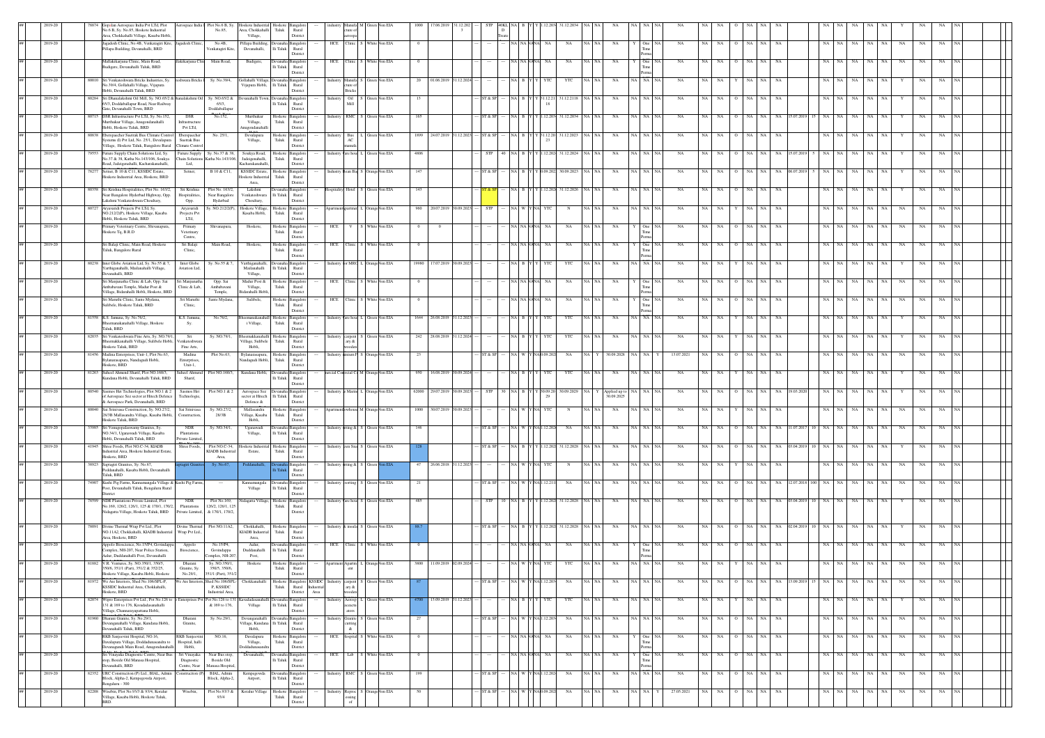| ## | 2019-20 | 78874 | Gopalan Aerospace India Pvt LTd, Plot No 6 B, Sy. No.85, Hoskote Industrial Area, Chokkahalli Village, Kasaba Hobli, | Aerospace India | Plot No.6 B, Sy. No.85, | Hoskote Industrial Area, Chokkahalli Village, | Hoskote Taluk | Bangalore Rural District | --- | industry | Manufacture of aerospace | M | Green | Non EIA | 1000 | 17.06.2019 | 31.12.2023 | --- | STP | 40KLD | NA | B | Y | Y | 31.12.2034 | 31.12.2034 | NA | NA | NA | NA | NA | NA | NA | NA | NA | O | NA | NA | NA | | | NA | NA | NA | NA | NA | Y | NA | NA | NA |
|---|---|---|---|---|---|---|---|---|---|---|---|---|---|---|---|---|---|---|---|---|---|---|---|---|---|---|---|---|---|---|---|---|---|---|---|---|---|---|---|---|---|---|---|---|---|---|---|---|---|---|---|
| ## | 2019-20 | | Jagadesh Clinic, No.4B, Venkatagiri Kte, Pillapa Building, Devanahalli, BRD | Jagadesh Clinic, | No.4B, Venkatagiri Kte, | Pillapa Building, Devanahalli, | Devanahalli Taluk | Bangalore Rural District | --- | HCE | Clinic | S | White | Non EIA | 0 | | | --- | --- | --- | NA | NA | NA | NA | NA | NA | NA | NA | NA | NA | Y | One Time Perma | NA | NA | NA | NA | O | NA | NA | NA | | | NA | NA | NA | NA | NA | NA | NA | NA | NA |
| ## | 2019-20 | | Mallikarjuna Clinic, Main Road, Budigere, Devanahalli Taluk, BRD | Mallikarjuna Clinic | Main Road, | Budigere, | Devanahalli Taluk | Bangalore Rural District | --- | HCE | Clinic | S | White | Non EIA | 0 | | | --- | --- | --- | NA | NA | NA | NA | NA | NA | NA | NA | NA | NA | Y | One Time Perma | NA | NA | NA | NA | O | NA | NA | NA | | | NA | NA | NA | NA | NA | NA | NA | NA | NA |
| ## | 2019-20 | 80010 | Sri Venkateshwara Bricks Industries, Sy. No.39/4, Gollahalli Village, Vijapura Hobli, Devanahalli Taluk, BRD | Venkateshwara Bricks | Sy. No.39/4, | Gollahalli Village, Vijapura Hobli, | Devanahalli Taluk | Bangalore Rural District | --- | Industry | Manufacture of Bricks | S | Green | Non EIA | 20 | 01.06.2019 | 31.12.2024 | --- | --- | --- | NA | B | Y | Y | YTC | YTC | NA | NA | NA | NA | NA | NA | NA | NA | NA | Y | NA | NA | NA | | | NA | NA | NA | NA | NA | NA | NA | NA | NA |
| ## | 2019-20 | 80284 | Sri Dhanalakshmi Oil Mill, Sy. NO.65/2 & 65/3, Doddaballapur Road, Near Railway Gate, Devanahalli Town, BRD | Dhanalakshmi Oil | Sy. NO.65/2 & 65/3, Doddaballapur Road | Devanahalli Town, | Devanahalli Taluk | Bangalore Rural District | --- | Industry | Oil Mill | S | Green | Non EIA | 13 | | | --- | ST & SP | --- | NA | B | Y | Y | 31.12.2118 | 31.12.2118 | NA | NA | NA | NA | NA | NA | NA | NA | NA | O | NA | NA | NA | | | NA | NA | NA | NA | NA | Y | NA | NA | NA |
| ## | 2019-20 | 80715 | DSR Infrastructure Pvt LTd, Sy. No.152, Murthukur Village, Anugondanahalli Hobli, Hoskote Taluk, BRD | DSR Infrastructure Pvt LTd, | No.152, | Murthukur Village, Anugondanahalli | Hoskote Taluk | Bangalore Rural District | --- | Industry | RMC | S | Green | Non EIA | 165 | | | --- | ST & SP | --- | NA | B | Y | Y | 31.12.2034 | 31.12.2034 | NA | NA | NA | NA | NA | NA | NA | NA | NA | O | NA | NA | NA | 15.07.2019 | 15 | NA | NA | NA | NA | NA | Y | NA | NA | NA |
| ## | 2019-20 | 80838 | Eberspaecher Suetrak Bus Climate Control Systems (I) Pvt Ltd, No. 25/1, Devalapura Village, Hoskote Taluk, Bangalore Rural | Eberspaecher Suetrak Bus Climate Control | No. 25/1, | Devalapura Village, | Hoskote Taluk | Bangalore Rural District | --- | Industry | Bus AC manufa | L | Green | Non EIA | 1899 | 24.07.2019 | 31.12.2023 | --- | ST & SP | --- | NA | B | Y | Y | 31.12.2023 | 31.12.2023 | NA | NA | NA | NA | NA | NA | NA | NA | NA | O | NA | NA | NA | | | NA | NA | NA | NA | NA | Y | NA | NA | NA |
| ## | 2019-20 | 79555 | Future Supply Chain Solutions Ltd, Sy. No.37 & 38, Katha No.143/106, Soukya Road, Judegenahalli, Kacharakanahalli, | Future Supply Chain Solutions Ltd, | Sy. No.37 & 38, Katha No.143/106, | Soukya Road, Judegenahalli, Kacharakanahalli, | Hoskote Taluk | Bangalore Rural District | --- | Industry | Ware house | L | Green | Non EIA | 4906 | | | --- | STP | 40 | NA | B | Y | Y | 31.12.2034 | 31.12.2034 | NA | NA | NA | NA | NA | NA | NA | NA | NA | O | NA | NA | NA | 15.07.2019 | 5 | NA | NA | NA | NA | NA | Y | NA | NA | NA |
| ## | 2019-20 | 78277 | Setner, B 10 & C11, KSSIDC Estate, Hoskote Industrial Area, Hoskote, BRD | Setner, | B 10 & C11, | KSSIDC Estate, Hoskote Industrial Area, | Hoskote Taluk | Bangalore Rural District | --- | Industry | Bean Bag | S | Orange | Non EIA | 147 | | | --- | ST & SP | --- | NA | B | Y | Y | 30.09.2023 | 30.09.2023 | NA | NA | NA | NA | NA | NA | NA | NA | NA | O | NA | NA | NA | 06.07.2019 | 5 | NA | NA | NA | NA | NA | Y | NA | NA | NA |
| ## | 2019-20 | 80358 | Sri Krishna Hospitalities, Plot No. 163/2, Near Bangalore Hyderbad Highway, Opp. Lakshmi Venkateshwara Choultary, | Sri Krishna Hospitalities, Opp. | Plot No. 163/2, Near Bangalore Hyderbad | Lakshmi Venkateshwara Choultary, | Devanahalli Taluk | Bangalore Rural District | --- | Hospitality | Hotel | S | Green | Non EIA | 143 | | | --- | ST & SP | --- | NA | B | Y | Y | 31.12.2026 | 31.12.2026 | NA | NA | NA | NA | NA | NA | NA | NA | NA | O | NA | NA | NA | | | NA | NA | NA | NA | NA | Y | NA | NA | NA |
| ## | 2019-20 | 80727 | Aryavardi Projects Pvt LTd, Sy. NO.212/2(P), Hoskote Village, Kasaba Hobli, Hoskote Taluk, BRD | Aryavardi Projects Pvt LTd, | Sy. NO.212/2(P), | Hoskote Village, Kasaba Hobli, | Hoskote Taluk | Bangalore Rural District | --- | Apartment | Apartment | L | Orange | Non EIA | 960 | 20.07.2019 | 30.09.2023 | --- | STP | --- | NA | W | Y | NA | YTC | N | NA | NA | NA | NA | NA | NA | NA | NA | NA | Y | NA | NA | NA | | | NA | NA | NA | NA | NA | NA | NA | NA | NA |
| ## | 2019-20 | | Primary Veterinary Centre, Shivanapura, Hoskote Tq, B.R.D | Primary Veterinary Centre, | Shivanapura, | Hoskote, | Hoskote Taluk | Bangalore Rural District | --- | HCE | V | S | White | Non EIA | 0 | 0 | | --- | --- | --- | NA | NA | NA | NA | NA | NA | NA | NA | NA | NA | Y | One Time Perma | NA | NA | NA | NA | O | NA | NA | NA | | | NA | NA | NA | NA | NA | NA | NA | NA | NA |
| ## | 2019-20 | | Sri Balaji Clinic, Main Road, Hoskote Taluk, Bangalore Rural | Sri Balaji Clinic, | Main Road, | Hoskote, | Hoskote Taluk | Bangalore Rural District | --- | HCE | Clinic | S | White | Non EIA | 0 | | | --- | --- | --- | NA | NA | NA | NA | NA | NA | NA | NA | NA | NA | Y | One Time Perma | NA | NA | NA | NA | O | NA | NA | NA | | | NA | NA | NA | NA | NA | NA | NA | NA | NA |
| ## | 2019-20 | 80238 | Inter Globe Aviation Ltd, Sy. No.55 & 7, Yarthiganahalli, Mallenahalli Village, Devanahalli, BRD | Inter Globe Aviation Ltd, | Sy. No.55 & 7, | Yarthiganahalli, Mallenahalli Village, | Devanahalli Taluk | Bangalore Rural District | --- | Industry | Air MRO | L | Orange | Non EIA | 19980 | 17.07.2019 | 30.09.2023 | --- | --- | --- | NA | B | Y | Y | YTC | YTC | NA | NA | NA | NA | NA | NA | NA | NA | NA | Y | NA | NA | NA | | | NA | NA | NA | NA | NA | Y | NA | NA | NA |
| ## | 2019-20 | | Sri Manjunatha Clinic & Lab, Opp. Sai Ambabavani Temple, Madur Post & Village, Bidarahalli Hobli, Hoskote, BRD | Sri Manjunatha Clinic & Lab, | Opp. Sai Ambabavani Temple, | Madur Post & Village, Bidarahalli Hobli, | Hoskote Taluk | Bangalore Rural District | --- | HCE | Clinic | S | White | Non EIA | 0 | | | --- | --- | --- | NA | NA | NA | NA | NA | NA | NA | NA | NA | NA | Y | One Time Perma | NA | NA | NA | NA | O | NA | NA | NA | | | NA | NA | NA | NA | NA | NA | NA | NA | NA |
| ## | 2019-20 | | Sri Maruthi Clinic, Santa Mydana, Sulibele, Hoskote Taluk, BRD | Sri Maruthi Clinic, | Santa Mydana, | Sulibele, | Hoskote Taluk | Bangalore Rural District | --- | HCE | Clinic | S | White | Non EIA | 0 | | | --- | --- | --- | NA | NA | NA | NA | NA | NA | NA | NA | NA | NA | Y | One Time Perma | NA | NA | NA | NA | O | NA | NA | NA | | | NA | NA | NA | NA | NA | NA | NA | NA | NA |
| ## | 2019-20 | 81558 | K.S. Jamuna, Sy. No.76/2, Bheemanakanahalli Village, Hoskote Taluk, BRD | K.S. Jamuna, Sy. | No.76/2, | Bheemanakanahalli Village, | Hoskote Taluk | Bangalore Rural District | --- | Industry | Ware house | L | Green | Non EIA | 1644 | 26.08.2019 | 31.12.2023 | --- | --- | --- | NA | B | Y | Y | YTC | YTC | NA | NA | NA | NA | NA | NA | NA | NA | NA | Y | NA | NA | NA | | | NA | NA | NA | NA | NA | Y | NA | NA | NA |
| ## | 2019-20 | 82035 | Sri Venkateshwara Fine Arts, Sy. NO.78/1, Bheemakkanahalli Village, Sulibele Hobli, Hoskote Taluk, BRD | Sri Venkateshwara Fine Arts, | Sy. NO.78/1, | Bheemakkanahalli Village, Sulibele Hobli, | Hoskote Taluk | Bangalore Rural District | --- | Industry | carpentary & wooden | S | Green | Non EIA | 242 | 28.08.2019 | 31.12.2024 | --- | --- | --- | NA | B | Y | Y | YTC | YTC | NA | NA | NA | NA | NA | NA | NA | NA | NA | Y | NA | NA | NA | | | NA | NA | NA | NA | NA | Y | NA | NA | NA |
| ## | 2019-20 | 81456 | Madina Enterprises, Unit-1, Plot No.63, Bylanarasapura, Nandagudi Hobli, Hoskote, BRD | Madina Enterprises, Unit-1, | Plot No.63, | Bylanarasapura, Nandagudi Hobli, | Hoskote Taluk | Bangalore Rural District | --- | Industry | Aluminium | S | Orange | Non EIA | 23 | | | --- | ST & SP | --- | NA | W | Y | NA | 30.09.2028 | NA | NA | Y | 30.09.2028 | NA | NA | Y | 13.07.2021 | NA | NA | NA | O | NA | NA | NA | | | NA | NA | NA | NA | NA | NA | NA | NA | NA |
| ## | 2019-20 | 81263 | Suheel Ahmed Sharif, Plot NO.160/3, Kundana Hobli, Devanahalli Taluk, BRD | Suheel Ahmed Sharif, | Plot NO.160/3, | Kundana Hobli, | Devanahalli Taluk | Bangalore Rural District | --- | Commercial | Commercial Complex | M | Green | Non EIA | 850 | 16.08.2019 | 30.09.2024 | --- | --- | --- | NA | B | Y | Y | YTC | YTC | NA | NA | NA | NA | NA | NA | NA | NA | NA | Y | NA | NA | NA | | | NA | NA | NA | NA | NA | Y | NA | NA | NA |
| ## | 2019-20 | 80540 | Sasmos Het Technologies, Plot NO.1 & 2 of Aerospace Sez sector at Hitech Defence & Aerospace Park, Devanahalli, BRD | Sasmos Het Technologies, | Plot NO.1 & 2 | Aerospace Sez sector at Hitech Defence & | Devanahalli Taluk | Bangalore Rural District | --- | Industry | Wire & Marine | L | Orange | Non EIA | 62000 | 29.07.2019 | 30.09.2023 | --- | STP | 30 | NA | B | Y | Y | 30.09.2029 | 30.09.2029 | NA | Y | Applied up to 30.09.2029 | NA | NA | NA | NA | NA | NA | O | NA | NA | NA | 19.03.2020 | | NA | NA | NA | NA | NA | Y | NA | NA | NA |
| ## | 2019-20 | 80048 | Sai Srinivasa Construction, Sy. NO.27/2, 28/3B Mallasandra Village, Kasaba Hobli, Hoskote Taluk, BRD | Sai Srinivasa Construction, | Sy. NO.27/2, 28/3B | Mallasandra Village, Kasaba Hobli, | Hoskote Taluk | Bangalore Rural District | --- | Apartment | Warehouse | M | Orange | Non EIA | 1000 | 30.07.2019 | 30.09.2023 | --- | --- | --- | NA | W | Y | NA | YTC | N | NA | NA | NA | NA | NA | NA | NA | NA | NA | Y | NA | NA | NA | | | NA | NA | NA | NA | NA | NA | NA | NA | NA |
| ## | 2019-20 | 53985 | Sri Venugopalaswamy Granites, Sy. NO.34/1, Uganawadi Village, Kasaba Hobli, Devanahalli Taluk, BRD | NDR Plantations Private Limited, | Sy. NO.34/1, | Uganawadi Village, | Devanahalli Taluk | Bangalore Rural District | --- | Industry | Cutting & Polishing | S | Green | Non EIA | 146 | | | --- | ST & SP | --- | NA | W | Y | NA | 31.12.2028 | NA | NA | NA | NA | NA | NA | NA | NA | NA | NA | O | NA | NA | NA | 31.07.2017 | 10 | NA | NA | NA | NA | NA | NA | NA | NA | NA |
| ## | 2019-20 | 41945 | Shree Foods, Plot NO.C-36, KIADB Industrial Area, Hoskote Industrial Estate, Hoskote, BRD | Shree Foods, | Plot NO.C-34, KIADB Industrial | Hoskote Industrial Estate, | Hoskote Taluk | Bangalore Rural District | --- | Industry | Jam Sauce | S | Green | Non EIA | 128 | | | --- | ST & SP | --- | NA | B | Y | Y | 31.12.2028 | 31.12.2028 | NA | NA | NA | NA | NA | NA | NA | NA | NA | O | NA | NA | NA | 03.04.2019 | 10 | NA | NA | NA | NA | NA | Y | NA | NA | NA |
| ## | 2019-20 | 58925 | Saptagiri Granites, Sy. No.67, Poddanahalli, Kasaba Hobli, Devanahalli Taluk, BRD | Saptagiri Granites | Sy. No.67, | Poddanahalli, | Devanahalli Taluk | Bangalore Rural District | --- | Industry | Cutting & Polishing | S | Green | Non EIA | 47 | 26.06.2018 | 31.12.2023 | --- | --- | --- | NA | W | Y | NA | YTC | N | NA | NA | NA | NA | NA | NA | NA | NA | NA | Y | NA | NA | NA | | | NA | NA | NA | NA | NA | NA | NA | NA | NA |
| ## | 2019-20 | 74907 | Kushi Pig Farms, Kannamangala Village & Post, Devanahalli Taluk, Bengaluru Rural District | Kushi Pig Farms, | --- | Kannamangala Village | Devanahalli Taluk | Bangalore Rural District | --- | Industry | sorting | S | Green | Non EIA | 21 | | | --- | ST & SP | --- | NA | W | Y | NA | 31.12.2111 | NA | NA | NA | NA | NA | NA | NA | NA | NA | NA | O | NA | NA | NA | 12.07.2018 | 100 | NA | NA | NA | NA | NA | NA | NA | NA | NA |
| ## | 2019-20 | 78599 | NDR Plantations Private Limited, Plot No.169, 126/2, 126/1, 125 & 170/1, 170/2, Nidagatta Village, Hoskote Taluk, BRD | NDR Plantations Private Limited, | Plot No.169, 126/2, 126/1, 125 & 170/1, 170/2, | Nidagatta Village, | Hoskote Taluk | Bangalore Rural District | --- | Industry | Ware house | S | Green | Non EIA | 485 | | | --- | STP | 10 | NA | B | Y | Y | 31.12.2028 | 31.12.2028 | NA | NA | NA | NA | NA | NA | NA | NA | NA | O | NA | NA | NA | 03.04.2019 | 10 | NA | NA | NA | NA | NA | Y | NA | NA | NA |
| ## | 2019-20 | 78091 | Divine Thermal Wrap Pvt Ltd., Plot NO.11A2, Chokkahalli, KIADB Industrial Area, Hoskote, BRD | Divine Thermal Wrap Pvt Ltd, | Plot NO.11A2, | Chokkahalli, KIADB Industrial Area, | Hoskote Taluk | Bangalore Rural District | --- | Industry | & insulation | S | Green | Non EIA | 88.7 | | | --- | ST & SP | --- | NA | B | Y | Y | 31.12.2028 | 31.12.2028 | NA | NA | NA | NA | NA | NA | NA | NA | NA | O | NA | NA | NA | 02.04.2019 | 10 | NA | NA | NA | NA | NA | Y | NA | NA | NA |
| ## | 2019-20 | | Appolo Bioscience, No.15/P4, Govindappa Complex, NH-207, Near Police Station, Aalur, Duddanahalli Post, Devanahalli | Appolo Bioscience, | No.15/P4, Govindappa Complex, NH-207, | Aalur, Duddanahalli Post, | Devanahalli Taluk | Bangalore Rural District | --- | HCE | Clinic | S | White | Non EIA | 0 | | | --- | --- | --- | NA | NA | NA | NA | NA | NA | NA | NA | NA | NA | Y | One Time Perma | NA | NA | NA | NA | O | NA | NA | NA | | | NA | NA | NA | NA | NA | NA | NA | NA | NA |
| ## | 2019-20 | 81882 | C.R. Vimanna, Sy. NO.350/1, 350/5, 350/6, 351/1 (Part), 351/2 & 352/25, Hoskote Village, Kasaba Hobli, Hoskote | Dharani Granite, Sy. No.29/1, | Sy. NO.350/1, 350/5, 350/6, 351/1 (Part), 351/2, | Hoskote | Hoskote Taluk | Bangalore Rural District | --- | Apartment | Apartment | L | Orange | Non EIA | 3800 | 11.09.2019 | 02.09.2024 | --- | --- | --- | NA | W | Y | NA | YTC | YTC | NA | NA | NA | NA | NA | NA | NA | NA | NA | Y | NA | NA | NA | | | NA | NA | NA | NA | NA | NA | NA | NA | NA |
| ## | 2019-20 | 81972 | We Are Interiors, Shed No.106/SPL-P, KSSIDC Industrial Area, Chokkahalli, Hoskote, BRD | We Are Interiors | Shed No.106/SPL-P, KSSIDC Industrial Area, | Chokkahalli | Hoskote Taluk | Bangalore Rural District | KSSIDC Industrial Area | Industry | carpentary & wooden | S | Green | Non EIA | 87 | | | --- | ST & SP | --- | NA | W | Y | NA | 31.12.2023 | NA | NA | NA | NA | NA | NA | NA | NA | NA | NA | O | NA | NA | NA | 13.09.2019 | 15 | NA | NA | NA | NA | NA | NA | NA | NA | NA |
| ## | 2019-20 | 82074 | Wigtro Enterprises Pvt Ltd., Pot No.126 to 131 & 169 to 176, Kavadadasanahalli Village, Channarayapattana Hobli, | Enterprises Pvt | Pot No.126 to 131 & 169 to 176, | Kavadadasanahalli Village | Devanahalli Taluk | Bangalore Rural District | --- | Industry | Aerosp accessories | L | Green | Non EIA | 4700 | 13.09.2019 | 31.12.2023 | --- | --- | --- | NA | B | Y | Y | YTC | YTC | NA | NA | NA | NA | NA | NA | NA | NA | NA | Y | NA | NA | NA | | | NA | NA | NA | NA | NA | Y | NA | NA | NA |
| ## | 2019-20 | 81960 | Dharani Granite, Sy. No.29/1, Devanganahalli Village, Kundana Hobli, Devanahalli Taluk, BRD | Dharani Granite, | Sy. No.29/1, | Devanganahalli Village, Kundana Hobli, | Devanahalli Taluk | Bangalore Rural District | --- | Industry | Granite cutting & | S | Green | Non EIA | 27 | | | --- | ST & SP | --- | NA | W | Y | NA | 31.12.2023 | NA | NA | NA | NA | NA | NA | NA | NA | NA | NA | O | NA | NA | NA | | | NA | NA | NA | NA | NA | NA | NA | NA | NA |
| ## | 2019-20 | | RKB Sanjeevini Hospital, NO.16, Devalapura Village, Doddadunasandra to Devanagundi Main Road, Anugondanahalli Hobli, | RKB Sanjeevini Hospital, halli Hobli, | NO.16, | Devalapura Village, Doddadunasandra | Hoskote Taluk | Bangalore Rural District | --- | HCE | Hospital | S | White | Non EIA | 0 | | | --- | --- | --- | NA | NA | NA | NA | NA | NA | NA | NA | NA | NA | Y | One Time Perma | NA | NA | NA | NA | O | NA | NA | NA | | | NA | NA | NA | NA | NA | NA | NA | NA | NA |
| ## | 2019-20 | | Sri Vinayaka Diagnostic Centre, Near Bus stop, Beside Old Manasa Hospital, Devanahalli, BRD | Sri Vinayaka Diagnostic Centre, Near | Near Bus stop, Beside Old Manasa Hospital, | Devanahalli, | Devanahalli Taluk | Bangalore Rural District | --- | HCE | Lab | S | White | Non EIA | 0 | | | --- | --- | --- | NA | NA | NA | NA | NA | NA | NA | NA | NA | NA | Y | One Time Perma | NA | NA | NA | NA | O | NA | NA | NA | | | NA | NA | NA | NA | NA | NA | NA | NA | NA |
| ## | 2019-20 | 82352 | URC Construction (P) Ltd., BIAL, Admin Block, Alpha-2, Kempegowda Airport, Bengaluru - 300 | URC Construction (P) | BIAL, Admin Block, Alpha-2, | Kempegowda Airport, | Devanahalli Taluk | Bangalore Rural District | --- | Industry | RMC | S | Green | Non EIA | 199 | | | --- | ST & SP | --- | NA | W | Y | NA | 31.12.2024 | NA | NA | NA | NA | NA | NA | NA | NA | NA | NA | O | NA | NA | NA | | | NA | NA | NA | NA | NA | NA | NA | NA | NA |
| ## | 2019-20 | 82200 | Wisebin, Plot No.93/3 & 93/4, Koralur Village, Kasaba Hobli, Hoskote Taluk, BRD. | Wisebin, | Plot No.93/3 & 93/4 | Koralur Village | Hoskote Taluk | Bangalore Rural District | --- | Industry | Reprocessing of | S | Orange | Non EIA | 50 | | | --- | ST & SP | --- | NA | W | Y | NA | 30.09.2028 | NA | NA | NA | NA | NA | NA | Y | 27.05.2021 | NA | NA | NA | O | NA | NA | NA | | | NA | NA | NA | NA | NA | NA | NA | NA | NA |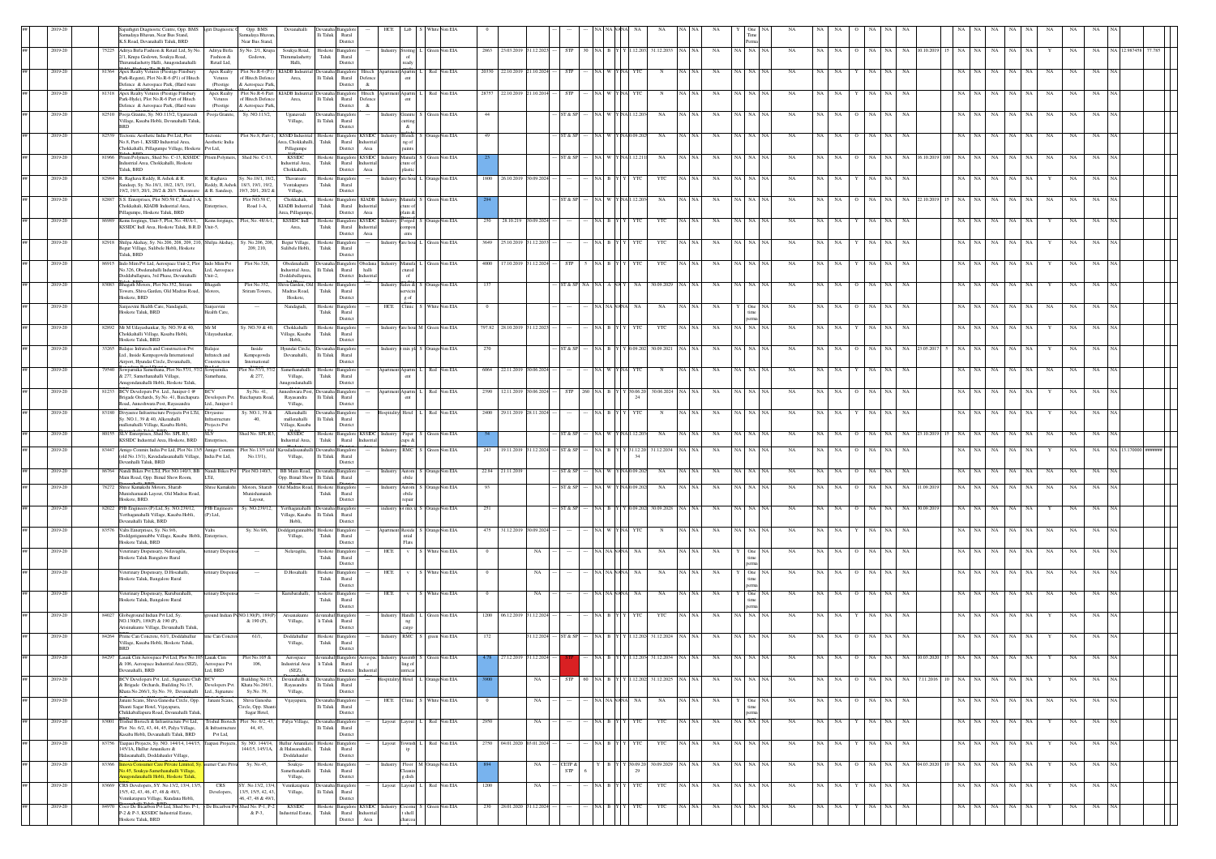| ## | 2019-20 | | Sapathagiri Diagnostic Centre, Opp. BMS Samudaya Bhavana, Near Bus Stand, K.S.Road, Devanahalli Taluk, BRD | agiri Diagnostic C | Opp. BMS Samudaya Bhavan, Near Bus Stand, | Devanahalli | Devanaha lli Taluk | Bangalore Rural District | --- | HCE | Lab | S | White | Non EIA | 0 | | | | --- | | --- | NA | NA | NA | NA | NA | NA | NA | NA | NA | Y | One Time Perma | NA | NA | NA | NA | O | NA | NA | NA | | | NA | NA | NA | NA | NA | NA | NA | NA | NA |
|---|---|---|---|---|---|---|---|---|---|---|---|---|---|---|---|---|---|---|---|---|---|---|---|---|---|---|---|---|---|---|---|---|---|---|---|---|---|---|---|---|---|---|---|---|---|---|---|---|---|---|---|---|
| ## | 2019-20 | 75225 | Aditya Birla Fashion & Retail Ltd, Sy No. 2/1, Krupa Godown, Soukya Road, Thirumalashetty Halli, Anugondanahalli, | Aditya Birla Fashion & Retail Ltd, | Sy No. 2/1, Krupa Godown, | Soukya Road, Thirumalashetty Halli, | Hoskote Taluk | Bangalore Rural District | --- | Industry | Storing of ready | L | Green | Non EIA | 2863 | 25.03.2019 | 31.12.2023 | | STP | 30 | NA | B | Y | Y | 31.12.2023 | 31.12.2033 | NA | NA | NA | NA | NA | NA | NA | NA | NA | O | NA | NA | NA | 30.10.2019 | 15 | NA | NA | NA | NA | Y | NA | NA | 12.987458 | 77.785 |
| ## | 2019-20 | 81564 | Apex Realty Ventures (Prestige Finsbury Park-Regent), Plot No.R-6 (P1) of Hitech Defence & Aerospace Park, (Hard ware | Apex Realty Ventures (Prestige | Plot No.R-6 (P1) of Hitech Defence & Aerospace Park, | KIADB Industrial Area, | Devanaha lli Taluk | Bangalore Rural District | Hitech Defence & | Apartment | Apartment | L | Red | Non EIA | 20330 | 22.10.2019 | 21.10.2024 | | STP | --- | NA | W | Y | NA | YTC | N | NA | NA | NA | NA | NA | NA | NA | NA | NA | Y | NA | NA | NA | | | NA | NA | NA | NA | NA | NA | NA | NA | NA |
| ## | 2019-20 | 81518 | Apex Realty Ventures (Prestige Finsbury Park-Hyde), Plot No.R-6 Part of Hitech Defence & Aerospace Park, (Hard ware | Apex Realty Ventures (Prestige | Plot No.R-6 Part of Hitech Defence & Aerospace Park, | KIADB Industrial Area, | Devanaha lli Taluk | Bangalore Rural District | Hitech Defence & | Apartment | Apartment | L | Red | Non EIA | 28757 | 22.10.2019 | 21.10.2024 | | STP | --- | NA | W | Y | NA | YTC | N | NA | NA | NA | NA | NA | NA | NA | NA | NA | Y | NA | NA | NA | | | NA | NA | NA | NA | NA | NA | NA | NA | NA |
| ## | 2019-20 | 82510 | Pooja Granite, Sy. NO.113/2, Ugansvadi Village, Kasaba Hobli, Devanahalli Taluk, BRD | Pooja Granite, | Sy. NO.113/2, | Ugansvadi Village, | Devanaha lli Taluk | Bangalore Rural District | --- | Industry | Granite cutting | S | Green | Non EIA | 44 | | | | ST & SP | --- | NA | W | Y | NA | 31.12.2029 | NA | NA | NA | NA | NA | NA | NA | NA | NA | NA | O | NA | NA | NA | | | NA | NA | NA | NA | NA | NA | NA | NA | NA |
| ## | 2019-20 | 82539 | Tectonic Aesthetic India Pvt Ltd, Plot No.8, Part-1, KSSIDI Industrial Area, Chokkahalli, Pillagumpe Village, Hoskote | Tectonic Aesthetic India Pvt Ltd, | Plot No.8, Part-1, | KSSIDI Industrial Area, Chokkahalli, Pillagumpe | Hoskote Taluk | Bangalore Rural District | KSSIDC Industrial Area | Industry | Blending of paints | S | Orange | Non EIA | 49 | | | | ST & SP | --- | NA | W | Y | NA | 30.09.2029 | NA | NA | NA | NA | NA | NA | NA | NA | NA | NA | O | NA | NA | NA | | | NA | NA | NA | NA | NA | NA | NA | NA | NA |
| ## | 2019-20 | 81966 | Prism Polymers, Shed No. C-13, KSSIDC Industrial Area, Chokkahalli, Hoskote Taluk, BRD | Prism Polymers, | Shed No. C-13, | KSSIDC Industrial Area, Chokkahalli, | Hoskote Taluk | Bangalore Rural District | KSSIDC Industrial Area | Industry | Manufacture of plastic | S | Green | Non EIA | 25 | | | | ST & SP | --- | NA | W | Y | NA | 31.12.2119 | NA | NA | NA | NA | NA | NA | NA | NA | NA | NA | O | NA | NA | NA | 16.10.2019 | 100 | NA | NA | NA | NA | NA | NA | NA | NA | NA |
| ## | 2019-20 | 82984 | R. Raghava Reddy, R.Ashok & R. Sandeep, Sy. No.18/1, 18/2, 18/3, 19/1, 19/2, 19/3, 20/1, 20/2 & 20/3, Thavarere | R. Raghava Reddy, R.Ashok & R. Sandeep, | Sy. No.18/1, 18/2, 18/3, 19/1, 19/2, 19/3, 20/1, 20/2 & | Thavarere Venkatapura Village, | Hoskote Taluk | Bangalore Rural District | --- | Industry | Ware house | L | Orange | Non EIA | 1800 | 26.10.2019 | 30.09.2024 | | --- | --- | NA | B | Y | Y | YTC | YTC | NA | NA | NA | NA | NA | NA | NA | NA | NA | Y | NA | NA | NA | | | NA | NA | NA | NA | Y | NA | NA | NA | NA |
| ## | 2019-20 | 82807 | S.S. Enterprises, Plot NO.58 C, Road 1-A, Chokkahali, KIADB Industrial Area, Pillagumpe, Hoskote Taluk, BRD | S.S. Enterprises, | Plot NO.58 C, Road 1-A, | Chokkahali, KIADB Industrial Area, Pillagumpe, | Hoskote Taluk | Bangalore Rural District | KIADB Industrial Area | Industry | Manufacture of plain & | S | Green | Non EIA | 294 | | | | ST & SP | --- | NA | W | Y | NA | 31.12.2029 | NA | NA | NA | NA | NA | NA | NA | NA | NA | NA | O | NA | NA | NA | 22.10.2019 | 15 | NA | NA | NA | NA | NA | NA | NA | NA | NA |
| ## | 2019-20 | 86989 | Kems forgings, Unit-5, Plot, No. 48/A-1, KSSIDC Indl Area, Hoskote Taluk, B.R.D | Kems forgings, Unit-5, | Plot, No. 48/A-1, | KSSIDC Indl Area, | Hoskote Taluk | Bangalore Rural District | KSSIDC Industrial Area | Industry | Forged components | S | Orange | Non EIA | 250 | 28.10.2019 | 30.09.2024 | | --- | --- | NA | B | Y | Y | YTC | YTC | NA | NA | NA | NA | NA | NA | NA | NA | NA | Y | NA | NA | NA | | | NA | NA | NA | NA | Y | NA | NA | NA | NA |
| ## | 2019-20 | 82918 | Shilpa Akshay, Sy. No.206, 208, 209, 210, Begur Village, Sulibele Hobli, Hoskote Taluk, BRD | Shilpa Akshay, | Sy. No.206, 208, 209, 210, | Begur Village, Sulibele Hobli, | Hoskote Taluk | Bangalore Rural District | --- | Industry | Ware house | L | Green | Non EIA | 5649 | 25.10.2019 | 31.12.2033 | | --- | --- | NA | B | Y | Y | YTC | YTC | NA | NA | NA | NA | NA | NA | NA | NA | NA | Y | NA | NA | NA | | | NA | NA | NA | NA | Y | NA | NA | NA | NA |
| ## | 2019-20 | 86915 | Indo MimPvt Ltd, Aerospace Unit-2, Plot No.326, Obedanahalli Industrial Area, Doddaballapura, 3rd Phase, Devanahalli | Indo Mim Pvt Ltd, Aerospace Unit-2, | Plot No.326, | Obedanahalli Industrial Area, Doddaballapura, | Devanaha lli Taluk | Bangalore Rural District | Obedana halli Industrial | Industry | Manufactured of | L | Green | Non EIA | 4000 | 17.10.2019 | 31.12.2024 | | STP | 5 | NA | B | Y | Y | YTC | YTC | NA | NA | NA | NA | NA | NA | NA | NA | NA | Y | NA | NA | NA | | | NA | NA | NA | NA | Y | NA | NA | NA | NA |
| ## | 2019-20 | 83083 | Bhagath Motors, Plot No.352, Sriram Towers, Shiva Garden, Old Madras Road, Hoskote, BRD | Bhagath Motors, | Plot No.352, Sriram Towers, | Shiva Garden, Old Madras Road, Hoskote, | Hoskote Taluk | Bangalore Rural District | --- | Industry | Sales & servicing of | S | Orange | Non EIA | 137 | | | | ST & SP | NA | NA | A | NA | Y | NA | 30.09.2029 | NA | NA | NA | NA | NA | NA | NA | NA | NA | O | NA | NA | NA | | | NA | NA | NA | NA | Y | NA | NA | NA | NA |
| ## | 2019-20 | | Sanjeevini Health Care, Nandagudi, Hoskote Taluk, BRD | Sanjeevini Health Care, | --- | Nandagudi, | Hoskote Taluk | Bangalore Rural District | --- | HCE | Clinic | S | White | Non EIA | 0 | | | | --- | | NA | NA | NA | NA | NA | NA | NA | NA | NA | NA | NA | Y | One time perma | NA | NA | NA | NA | O | NA | NA | NA | | | NA | NA | NA | NA | NA | NA | NA | NA | NA |
| ## | 2019-20 | 82892 | Mr M Udayashankar, Sy. NO.39 & 40, Chokkahalli Village, Kasaba Hobli, Hoskote Taluk, BRD | Mr M Udayashankar, | Sy. NO.39 & 40, | Chokkahalli Village, Kasaba Hobli, | Hoskote Taluk | Bangalore Rural District | --- | Industry | Ware house | M | Green | Non EIA | 797.82 | 28.10.2019 | 31.12.2023 | | --- | --- | NA | B | Y | Y | YTC | YTC | NA | NA | NA | NA | NA | NA | NA | NA | NA | Y | NA | NA | NA | | | NA | NA | NA | NA | Y | NA | NA | NA | NA |
| ## | 2019-20 | 33265 | Balajee Infratech and Construction Pvt Ltd., Inside Kempegowda International Airport, Hyundai Circle, Devanahalli, | Balajee Infratech and Construction | Inside Kempegowda International | Hyundai Circle, Devanahalli, | Devanaha lli Taluk | Bangalore Rural District | --- | Industry | Ready mix plant | S | Orange | Non EIA | 270 | | | | ST & SP | --- | NA | B | Y | Y | 30.09.2021 | 30.09.2021 | NA | NA | NA | NA | NA | NA | NA | NA | NA | O | NA | NA | NA | 25.05.2017 | 5 | NA | NA | NA | NA | NA | NA | NA | NA | NA |
| ## | 2019-20 | 79540 | Sowparnika Sumethana, Plot No.57/1, 57/2 & 277, Sumethanahalli Village, Anugondanahalli Hobli, Hoskote Taluk, | Sowparnika Sumethana, | Plot No.57/1, 57/2 & 277, | Sumethanahalli Village, Anugondanahalli | Hoskote Taluk | Bangalore Rural District | --- | Apartment | Apartment | L | Red | Non EIA | 6064 | 22.11.2019 | 30.06.2024 | | --- | --- | NA | W | Y | NA | YTC | N | NA | NA | NA | NA | NA | NA | NA | NA | NA | Y | NA | NA | NA | | | NA | NA | NA | NA | NA | NA | NA | NA | NA |
| ## | 2019-20 | 81233 | BCV Developers Pvt. Ltd., Juniper-1 @ Brigade Orchards, Sy.No. 41, Baichapura Road, Aneeshwara Post, Rayasandra | BCV Developers Pvt Ltd., Juniper-1 | Sy.No. 41, Baichapura Road, | Aneeshwara Post, Rayasandra Village, | Devanaha lli Taluk | Bangalore Rural District | --- | Apartment | Apartment | L | Red | Non EIA | 2390 | 12.11.2019 | 30.06.2024 | | STP | 260 | NA | B | Y | Y | 30.06.2024 | 30.06.2024 | NA | NA | NA | NA | NA | NA | NA | NA | NA | O | NA | NA | NA | | | NA | NA | NA | NA | Y | NA | NA | NA | NA |
| ## | 2019-20 | 83100 | Divyasree Infrastructure Projects Pvt LTd, Sy. NO.1, 39 & 40, Alkonahalli mallenahalli Village, Kasaba Hobli, | Divyasree Infrastructure Projects Pvt | Sy. NO.1, 39 & 40, | Alkonahalli mallenahalli Village, Kasaba | Devanaha lli Taluk | Bangalore Rural District | --- | Hospitality | Hotel | L | Red | Non EIA | 2400 | 29.11.2019 | 28.11.2024 | | --- | --- | NA | B | Y | Y | YTC | N | NA | NA | NA | NA | NA | NA | NA | NA | NA | Y | NA | NA | NA | | | NA | NA | NA | NA | Y | NA | NA | NA | NA |
| ## | 2019-20 | 80155 | SLV Enterprises, Shed No. SPL R3, KSSIDC Industrial Area, Hoskote, BRD | SLV Enterprises, | Shed No. SPL R3, | KSSIDC Industrial Area, | Hoskote Taluk | Bangalore Rural District | KSSIDC Industrial Area | Industry | Paper cups & | S | Green | Non EIA | 54 | | | | ST & SP | --- | NA | W | Y | NA | 31.12.2029 | NA | NA | NA | NA | NA | NA | NA | NA | NA | NA | O | NA | NA | NA | 23.10.2019 | 15 | NA | NA | NA | NA | NA | NA | NA | NA | NA |
| ## | 2019-20 | 83447 | Amigo Conmix India Pvt Ltd, Plot No.13/5 (old No.13/1), Kavadadasanahalli Village, Devanhalli Taluk, BRD | Amigo Conmix India Pvt Ltd, | Plot No.13/5 (old No.13/1), | Kavadadasanahalli Village, | Devanaha lli Taluk | Bangalore Rural District | --- | Industry | RMC | S | Green | Non EIA | 243 | 19.11.2019 | 31.12.2024 | | ST & SP | --- | NA | B | Y | Y | 31.12.2034 | 31.12.2034 | NA | NA | NA | NA | NA | NA | NA | NA | NA | O | NA | NA | NA | | | NA | NA | NA | NA | Y | NA | NA | 13.170000 | ####### |
| ## | 2019-20 | 86764 | Nandi Bikes Pvt LTd, Plot NO.140/3, BB Main Road, Opp. Bimal Show Room, | Nandi Bikes Pvt LTd, | Plot NO.140/3, | BB Main Road, Opp. Bimal Show | Devanaha lli Taluk | Bangalore Rural | --- | Industry | Automobile | S | Orange | Non EIA | 22.84 | 21.11.2019 | | | ST & SP | --- | NA | W | Y | NA | 30.09.2029 | NA | NA | NA | NA | NA | NA | NA | NA | NA | NA | O | NA | NA | NA | | | NA | NA | NA | NA | NA | NA | NA | NA | NA |
| ## | 2019-20 | 78272 | Shree Kamakshi Motors, Sharab Munishamaiah Layout, Old Madras Road, Hoskote, BRD | Shree Kamakshi | Motors, Sharab Munishamaiah Layout, | Old Madras Road, | Hoskote Taluk | Bangalore Rural District | --- | Industry | Automobile repair | S | Orange | Non EIA | 93 | | | | ST & SP | --- | NA | W | Y | NA | 30.09.2029 | NA | NA | NA | NA | NA | NA | NA | NA | NA | NA | O | NA | NA | NA | 31.09.2019 | | NA | NA | NA | NA | NA | NA | NA | NA | NA |
| ## | 2019-20 | 82022 | PJB Engineers (P) Ltd, Sy. NO.239/12, Yerthaganahalli Village, Kasaba Hobli, Devanahalli Taluk, BRD | PJB Engineers (P) Ltd, | Sy. NO.239/12, | Yerthaganahalli Village, Kasaba Hobli, | Devanaha lli Taluk | Bangalore Rural District | --- | Industry | hot mix plant | S | Orange | Non EIA | 251 | | | | ST & SP | --- | NA | B | Y | Y | 30.09.2026 | 30.09.2026 | NA | NA | NA | NA | NA | NA | NA | NA | NA | O | NA | NA | NA | 30.09.2019 | | NA | NA | NA | NA | Y | NA | NA | NA | NA |
| ## | 2019-20 | 83576 | Valta Enterprises, Sy. No.9/6, Doddgiginnabbe Village, Kasaba Hobli, Hoskote Taluk, BRD | Valta Enterprises, | Sy. No.9/6, | Doddgiginnabbe Village, | Hoskote Taluk | Bangalore Rural District | --- | Apartment | Residential Flats | S | Orange | Non EIA | 475 | 31.12.2019 | 30.09.2024 | | --- | --- | NA | W | Y | NA | YTC | N | NA | NA | NA | NA | NA | NA | NA | NA | NA | Y | NA | NA | NA | | | NA | NA | NA | NA | NA | NA | NA | NA | NA |
| ## | 2019-20 | | Veterinary Dispensary, Nelavagilu, Hoskote Taluk Bangalore Rural | eterinary Dispensa | --- | Nelavagilu, | Hoskote Taluk | Bangalore Rural District | --- | HCE | v | S | White | Non EIA | 0 | | NA | | --- | | NA | NA | NA | NA | NA | NA | NA | NA | NA | NA | NA | Y | One time perma | NA | NA | NA | NA | O | NA | NA | NA | | | NA | NA | NA | NA | NA | NA | NA | NA | NA |
| ## | 2019-20 | | Veterinary Dispensary, D.Hosahalli, Hoskote Taluk, Bangalore Rural | eterinary Dispensa | --- | D.Hosahalli | Hoskote Taluk | Bangalore Rural District | --- | HCE | v | S | White | Non EIA | 0 | | NA | | --- | | NA | NA | NA | NA | NA | NA | NA | NA | NA | NA | NA | Y | One time perma | NA | NA | NA | NA | O | NA | NA | NA | | | NA | NA | NA | NA | NA | NA | NA | NA | NA |
| ## | 2019-20 | | Veterinary Dispensary, Kurubarahalli, Hoskote Taluk, Bangalore Rural | eterinary Dispensa | --- | Kurubarahalli, | hoskote Taluk | Bangalore Rural District | --- | HCE | v | S | White | Non EIA | 0 | | NA | | --- | | NA | NA | NA | NA | NA | NA | NA | NA | NA | NA | NA | Y | One time perma | NA | NA | NA | NA | O | NA | NA | NA | | | NA | NA | NA | NA | NA | NA | NA | NA | NA |
| ## | 2019-20 | 84027 | Globeground Indian Pvt Ltd, Sy. NO.158(P), 189(P) & 190 (P), Arisinakunte Village, Devanahalli Taluk, | ground Indian Pv | NO.158(P), 189(P) & 190 (P), | Arisinakunte Village, | devanahal li Taluk | Bangalore Rural District | --- | Industry | Handling cargo | L | Green | Non EIA | 1200 | 06.12.2019 | 31.12.2024 | | --- | --- | NA | B | Y | Y | YTC | YTC | NA | NA | NA | NA | NA | NA | NA | NA | NA | Y | NA | NA | NA | | | NA | NA | NA | NA | Y | NA | NA | NA | NA |
| ## | 2019-20 | 84264 | Prime Can Concrete, 61/1, Doddahullur Village, Kasaba Hobli, Hoskote Taluk, BRD | rime Can Concrete | 61/1, | Doddahullur Village, | Hoskote Taluk | Bangalore Rural District | --- | Industry | RMC | S | green | Non EIA | 172 | | 31.12.2024 | | ST & SP | --- | NA | B | Y | Y | 31.12.2024 | 31.12.2024 | NA | NA | NA | NA | NA | NA | NA | NA | NA | O | NA | NA | NA | | | NA | NA | NA | NA | Y | NA | NA | NA | NA |
| ## | 2019-20 | 84297 | Lasak Cim Aerospace Pvt Ltd, Plot No.105 & 106, Aerospace Industrial Area (SEZ), Devanahalli, BRD | Lasak Cim Aerospace Pvt Ltd, BRD | Plot No.105 & 106, | Aerospace Industrial Area (SEZ), | Devanahal li Taluk | Bangalore Rural District | Aerospace Industrial | Industry | Assembling of aerostructural | S | Green | Non EIA | 4.75 | 27.12.2019 | 31.12.2024 | | STP | --- | NA | B | Y | Y | 31.12.2034 | 31.12.2034 | NA | NA | NA | NA | NA | NA | NA | NA | NA | O | NA | NA | NA | 30.03.2020 | 15 | NA | NA | NA | NA | Y | NA | NA | NA | NA |
| ## | 2019-20 | | BCV Developers Pvt. Ltd., Signature Club & Brigade Orchards, Building No.15, Khata No.266/1, Sy.No. 39, Devanahalli | BCV Developers Pvt Ltd., Signature | Building No.15, Khata No.266/1, Sy.No. 39, | Devanahalli & Rayasandra Village, | Devanaha lli Taluk | Bangalore Rural District | --- | Hospitality | Hotel | L | Orange | Non EIA | 3900 | | NA | | STP | 60 | NA | B | Y | Y | 31.12.2025 | 31.12.2025 | NA | NA | NA | NA | NA | NA | NA | NA | NA | O | NA | NA | NA | 7.11.2016 | 10 | NA | NA | NA | NA | Y | NA | NA | NA | NA |
| ## | 2019-20 | | Janani Scans, Shiva Ganesha Circle, Opp. Shanti Sagar Hotel, Vijayapura, Chikkaballapura Road, Devanahalli Taluk, | Janani Scans, | Shiva Ganesha Circle, Opp. Shanti Sagar Hotel, | Vijayapura, | Devanaha lli Taluk | Bangalore Rural District | --- | HCE | Clinic | S | White | Non EIA | 0 | | NA | | --- | | NA | NA | NA | NA | NA | NA | NA | NA | NA | NA | NA | Y | One time perma | NA | NA | NA | NA | O | NA | NA | NA | | | NA | NA | NA | NA | NA | NA | NA | NA | NA |
| ## | 2019-20 | 83001 | Trishul Biotech & Infrastructure Pvt Ltd, Plot No. 6/2, 43, 44, 45, Palya Village, Kasaba Hobli, Devanahalli Taluk, BRD | Trishul Biotech & Infrastructure Pvt Ltd, | Plot No. 6/2, 43, 44, 45, | Palya Village, | Devanaha lli Taluk | Bangalore Rural District | --- | Layout | Layout | L | Red | Non EIA | 2950 | | NA | | --- | --- | NA | B | Y | Y | YTC | YTC | NA | NA | NA | NA | NA | NA | NA | NA | NA | Y | NA | NA | NA | | | NA | NA | NA | NA | Y | NA | NA | NA | NA |
| ## | 2019-20 | 83756 | Taapasi Projects, Sy. NO. 144/14, 144/15, 145/1A, Hullur Amanikere & Halasanahalli, Doddahullur Village, | Taapasi Projects, | Sy. NO. 144/14, 144/15, 145/1A, | Hullur Amanikere & Halasanahalli, Doddahullur | Hoskote Taluk | Bangalore Rural District | --- | Layout | Township | L | Red | Non EIA | 2750 | 04.01.2020 | 03.01.2024 | | --- | --- | NA | B | Y | Y | YTC | YTC | NA | NA | NA | NA | NA | NA | NA | NA | NA | Y | NA | NA | NA | | | NA | NA | NA | NA | Y | NA | NA | NA | NA |
| ## | 2019-20 | 83366 | Innova Consumer Care Private Limited, Sy. No.45, Soukya-Samethanahalli Village, Anugondanahalli Hobli, Hoskote Taluk, | sumer Care Priva | Sy. No.45, | Soukya-Samethanahalli Village, | Hoskote Taluk | Bangalore Rural District | --- | Industry | Floor Cleaning dish | M | Orange | Non EIA | 894 | | NA | | CETP & STP | 6 | Y | B | Y | Y | 30.09.2029 | 30.09.2029 | NA | NA | NA | NA | NA | NA | NA | NA | NA | O | NA | NA | NA | 04.03.2020 | 10 | NA | NA | NA | NA | Y | NA | NA | NA | NA |
| ## | 2019-20 | 83669 | CRS Developers, SY. No.13/2, 13/4, 13/5, 15/5, 42, 43, 46, 47, 48 & 49/1, Venkatapura Village, Kundana Hobli, | CRS Developers, | SY. No.13/2, 13/4, 13/5, 15/5, 42, 43, 46, 47, 48 & 49/1, | Venkatapura Village, | Devanaha lli Taluk | Bangalore Rural District | --- | Layout | Layout | L | Red | Non EIA | 1200 | | NA | | --- | --- | NA | B | Y | Y | YTC | YTC | NA | NA | NA | NA | NA | NA | NA | NA | NA | Y | NA | NA | NA | | | NA | NA | NA | NA | Y | NA | NA | NA | NA |
| ## | 2019-20 | 84970 | Coco De Bicarbon Pvt Ltd, Shed No. P-1, P-2 & P-3, KSSIDC Industrial Estate, Hoskote Taluk, BRD | Co De Bicarbon Pvt | Shed No. P-1, P-2 & P-3, | KSSIDC Industrial Estate, | Hoskote Taluk, | Bangalore Rural District | KSSIDC Industrial Area | Industry | Coconut shell charcoa | S | Green | Non EIA | 230 | 28.01.2020 | 31.12.2024 | | --- | --- | NA | B | Y | Y | YTC | YTC | NA | NA | NA | NA | NA | NA | NA | NA | NA | Y | NA | NA | NA | | | NA | NA | NA | NA | Y | NA | NA | NA | NA |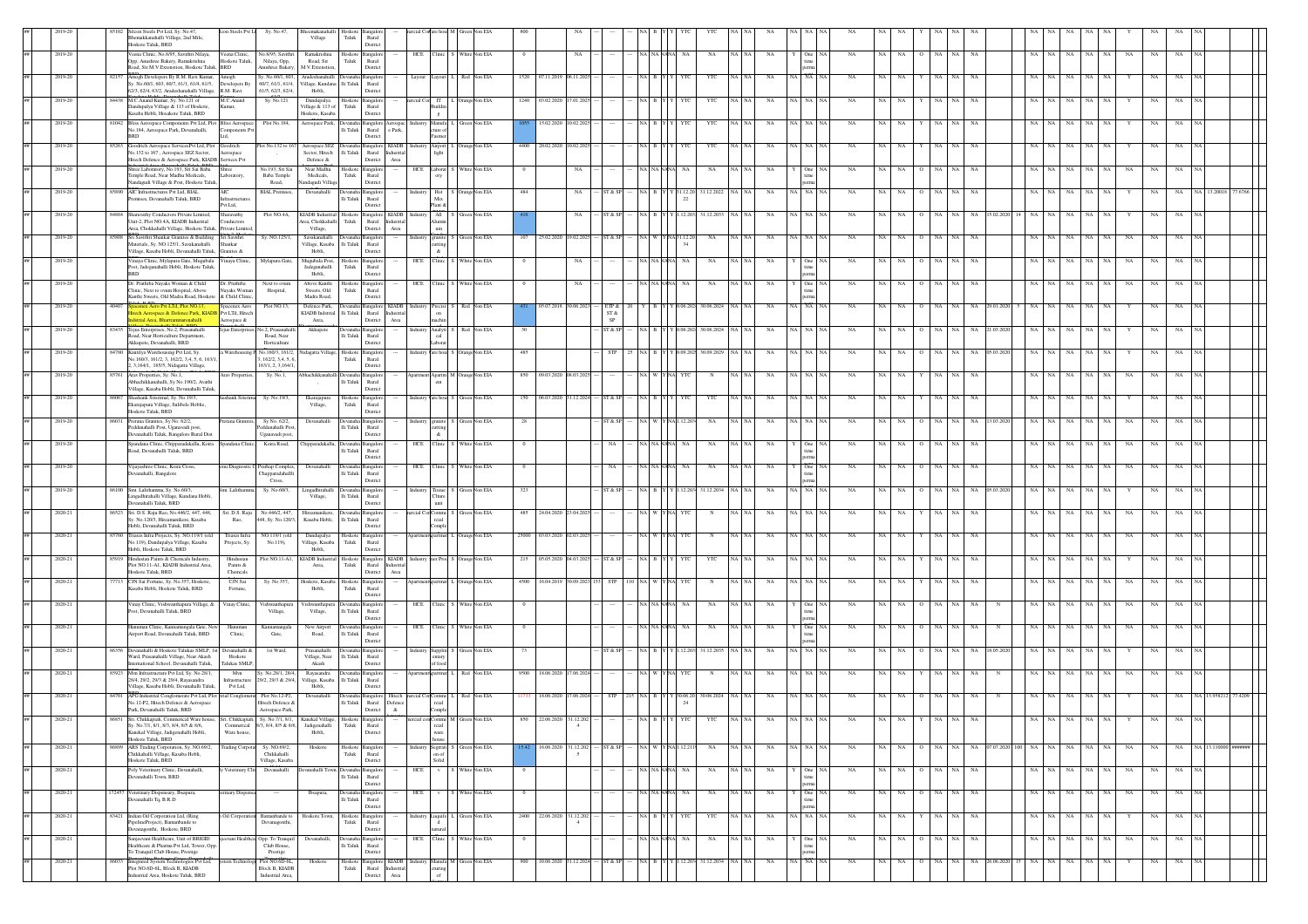| # | Year | ID | Name & Address | Occupier | Plot/Sy No. | Village/Area | Taluk | District | Area Type | Category | Activity | Size | Colour | EIA | Investment | Date 1 | Date 2 | Act | Status | Validity | Remarks |
|---|---|---|---|---|---|---|---|---|---|---|---|---|---|---|---|---|---|---|---|---|---|
| ## | 2019-20 | 85102 | Silcon Steels Pvt Ltd, Sy. No.47, Bhemakkanahalli Village, 2nd Mile, Hoskote Taluk, BRD | Icon Steels Pvt Ltd | Sy. No.47, | Bhemakkanahalli Village | Hoskote Taluk | Bangalore Rural District | | ercial Co | arehou | M | Green | Non EIA | 800 | NA | | | NA B Y Y | YTC | YTC |
| ## | 2019-20 | | Veena Clinic, No.8/95, Savithri Nilaya, Opp. Anushree Bakery, Ramakrishna Road, Sir M V Extenstion, Hoskote Taluk, BRD | Veena Clinic, Hoskote Taluk, BRD | No.8/95, Savithri Nilaya, Opp. Anushree Bakery, | Ramakrishna Road, Sir M.V.Extenstion, | Hoskote Taluk | Bangalore Rural District | | HCE | Clinic | S | White | Non EIA | 0 | NA | | | NA NA NA | NA | One time |
| ## | 2019-20 | 82157 | Amogh Developers By R.M. Ravi Kumar, Sy. No.60/3, 60/3, 60/7, 61/3, 61/4, 61/5, 62/3, 62/4, 63/2, Aradeshanahalli Village | Amogh Developers By R.M. Ravi | Sy. No.60/3, 60/3, 60/7, 61/3, 61/4, 61/5, 62/3, 62/4, | Aradeshanahalli Village, Kundana Hobli, | Devanahalli Taluk | Bangalore Rural District | | Layout | Layout | L | Red | Non EIA | 1520 | 07.11.2019 | 06.11.2025 | | NA B Y Y | YTC | YTC |
| ## | 2019-20 | 84438 | M.C.Anand Kumar, Sy. No.121 of Dandupalya Village & 113 of Hoskote, Kasaba Hobli, Hoskote Taluk, BRD | M.C.Anand Kumar, | Sy. No.121 | Dandupalya Village & 113 of Hoskote, Kasaba | Hoskote Taluk | Bangalore Rural District | | ercial Co | IT Buildin g | L | Orange | Non EIA | 1240 | 03.02.2020 | 17.01.2025 | | NA B Y Y | YTC | YTC |
| ## | 2019-20 | 83042 | Bliss Aerospace Components Pvt Ltd, Plot No.184, Aerospace Park, Devanahalli, BRD | Bliss Aerospace Components Pvt Ltd, | Plot No.184, | Aerospace Park, | Devanahalli Taluk | Bangalore Rural District | Aerospac e Park, | Industry | Manufa cture of Fastner | L | Green | Non EIA | 1055 | 15.02.2020 | 10.02.2025 | | NA B Y Y | YTC | YTC |
| ## | 2019-20 | 85263 | Goodrich Aerospace ServicesPvt Ltd, Plot No.132 to 167, Aerospace SEZ Sector, Hitech Defence & Aerospace Park, KIADB | Goodrich Aerospace Services Pvt | Plot No.132 to 167 | Aerospace SEZ Sector, Hitech Defence & | Devanahalli Taluk | Bangalore Rural District | Industrial Area | Industry | Airport light | L | Orange | Non EIA | 4400 | 20.02.2020 | 30.02.2025 | | NA B Y Y | YTC | YTC |
| ## | 2019-20 | | Shree Laboratory, No.193, Sri Sai Baba Temple Road, Near Madhu Medicals, Nandagudi Village & Post, Hoskote Taluk | Shree Laboratory, | No.193, Sri Sai Baba Temple Road, | Near Madhu Medicals, Nandagudi Village | Hoskote Taluk | Bangalore Rural District | | HCE | Laborat ory | S | White | Non EIA | 0 | NA | | | NA NA NA | NA | One time |
| ## | 2019-20 | 85690 | AIC Infrastructures Pvt Ltd, BIAL Premises, Devanahalli Taluk, BRD | AIC Infrastructures Pvt Ltd, | BIAL Premises, | Devanahalli | Devanahalli Taluk | Bangalore Rural District | | Industry | Hot Mix Plant & | S | Orange | Non EIA | 484 | NA | | ST & SP | NA B Y Y | 31.12.2022 | 31.12.2022 |
| ## | 2019-20 | 84694 | Sharavathy Conductors Private Limited, Unit-2, Plot NO.4A, KIADB Industrial Area, Chokkahalli Village, Hoskote Taluk | Sharavathy Conductors Private Limited, | Plot NO.4A, | KIADB Industrial Area, Chokkahalli Village, | Hoskote Taluk | Bangalore Rural District | KIADB Industrial Area | Industry | All. Alumin ium | S | Green | Non EIA | 410 | NA | | ST & SP | NA B Y Y | 31.12.2035 | 31.12.2035 |
| ## | 2019-20 | 85808 | Sri Savithri Shankar Granites & Building Materials, Sy. NO.125/1, Savakanahalli Village, Kasaba Hobli, Devanahalli Taluk | Sri Savithri Shankar Granites & | Sy. NO.125/1, | Savakanahalli Village, Kasaba Hobli, | Devanahalli Taluk | Bangalore Rural District | | Industry | granite cutting & | S | Green | Non EIA | 107 | 25.02.2020 | 19.02.2025 | ST & SP | NA W Y NA | 31.12.2034 | NA |
| ## | 2019-20 | | Vinaya Clinic, Mylapura Gate, Mugabala Post, Jadegenahalli Hobli, Hoskote Taluk, BRD | Vinaya Clinic, | Mylapura Gate, | Mugabala Post, Jadegenahalli Hobli, | Hoskote Taluk | Bangalore Rural District | | HCE | Clinic | S | White | Non EIA | 0 | NA | | | NA NA NA | NA | One time |
| ## | 2019-20 | | Dr. Prathiba Nayaka Woman & Child Clinic, Next to orum Hospital, Above Kanthi Sweets, Old Madra Road, Hoskote | Dr. Prathiba Nayaka Woman & Child Clinic, | Next to orum Hospital, | Above Kanthi Sweets, Old Madra Road, | Hoskote Taluk | Bangalore Rural District | | HCE | Clinic | S | White | Non EIA | 0 | NA | | | NA NA NA | NA | One time |
| ## | 2019-20 | 40407 | Spacenet Aero Pvt Ltd, Plot NO.13, Hitech Aerospace & Defence Park, KIADB Industrial Area, Bhattramaranahalli | Spacenet Aero Pvt Ltd, Hitech Aerospace & | Plot NO.13, | Defence Park, KIADB Industrial Area, | Devanahalli Taluk | Bangalore Rural District | KIADB Industrial Area | Industry | Precisi on machin | S | Red | Non EIA | 431 | 05.07.2018 | 30.06.2023 | ETP & ST & SP | 20 Y B Y Y | 30.06.2024 | 30.06.2024 |
| ## | 2019-20 | 83435 | Tejus Enterprises, No.2, Prasanahalli Road, Near Horticulture Department, Akkupete, Devanahalli, BRD | Tejus Enterprises, | No.2, Prasanahalli Road, Near Horticulture | Akkupete | Devanahalli Taluk | Bangalore Rural District | | Industry | Analyti cal Laborat | S | Red | Non EIA | 30 | | | ST & SP | NA B Y Y | 30.06.2024 | 30.06.2024 |
| ## | 2019-20 | 84780 | Ramliya Warehousing Pvt Ltd, Sy. No.160/3, 161/2, 3, 162/2, 3,4, 5, 6, 163/1, 2, 3,164/1, 165/5, Nidaganta Village, | Ramliya Warehousing P | No.160/3, 161/2, 3, 162/2, 3,4, 5, 6, 163/1, 2, 3,164/1, | Nidaganta Village, | Hoskote Taluk | Bangalore Rural District | | Industry | arehou | M | Orange | Non EIA | 485 | | | STP | 25 NA B Y Y | 30.09.2029 | 30.09.2029 |
| ## | 2019-20 | 85761 | Arav Properties, Sy. No.1, Abbachikkanahalli, Sy.No.190/2, Avathi Village, Kasaba Hobli, Devanahalli Taluk | Arav Properties, | Sy. No.1, | Abbachikkanahalli | Devanahalli Taluk | Bangalore Rural District | | Apartment | Apartm ent | M | Orange | Non EIA | 850 | 09.03.2020 | 08.03.2025 | | NA W Y NA | YTC | N |
| ## | 2019-20 | 86067 | Shashank Srinivas, Sy. No.19/3, Ekarajapura Village, Sulibele Hobli, Hoskote Taluk, BRD | hashank Sriniva | Sy. No.19/3, | Ekarajapura Village, | Hoskote Taluk | Bangalore Rural District | | Industry | arehou | S | Green | Non EIA | 150 | 06.03.2020 | 31.12.2024 | ST & SP | NA B Y Y | YTC | YTC |
| ## | 2019-20 | 86031 | Prerana Granites, Sy. No. 62/2, Poddanahalli Post, Uganavadi post, Devanahalli Taluk, Bangalore Rural Dist | Prerana Granites | Sy. No. 62/2, Poddanahalli Post, Uganavadi post, | Devanahalli | Devanahalli Taluk | Bangalore Rural District | | Industry | granite cutting & | S | Green | Non EIA | 28 | | | ST & SP | NA W Y NA | 31.12.2034 | NA |
| ## | 2019-20 | | Spandana Clinic, Chapparadakallu, Kora Road, Devanahalli Taluk, BRD | Spandana Clinic, | Kora Road, | Chapparadakallu, | Devanahalli Taluk | Bangalore Rural District | | HCE | Clinic | S | White | Non EIA | 0 | NA | | NA | NA NA NA | NA | One time |
| ## | 2019-20 | | Vijayashree Clinic, Kora Cross, Devanahalli, Bangalore | sree Diagnostic C | Prathap Complex, Chapparadakalllu Cross, | Devanahalli | Devanahalli Taluk | Bangalore Rural District | | HCE | Clinic | S | White | Non EIA | 0 | | | NA | NA NA NA | NA | One time |
| ## | 2019-20 | 86100 | Smt. Lalithamma, Sy. No.60/3, Lingadhirahalli Village, Kundana Hobli, Devanahalli Taluk, BRD | Smt. Lalithamma, | Sy. No.60/3, | Lingadhirahalli Village, | Devanahalli Taluk | Bangalore Rural District | | Industry | Tissue Cultu unit | S | Green | Non EIA | 323 | | | ST & SP | NA B Y Y | 31.12.2034 | 31.12.2034 |
| ## | 2020-21 | 86523 | Sri. D.S. Raju Rao, No.446/2, 447, 448, Sy. No.120/3, Hiramanukere, Kasaba Hobli, Devanahalli Taluk, BRD | Sri. D.S. Raju Rao, | No.446/2, 447, 448, Sy. No.120/3, | Hiramanukere, Kasaba Hobli, | Devanahalli Taluk | Bangalore Rural District | | ercial Co | Comme rcial Comple | S | Green | Non EIA | 485 | 24.04.2020 | 23.04.2025 | | NA W Y NA | YTC | N |
| ## | 2020-21 | 85760 | Traxus Infra Projects, Sy. NO.119/1 (old No.119), Dandupalya Village, Kasaba Hobli, Hoskote Taluk, BRD | Traxus Infra Projects, Sy. | NO.119/1 (old No.119), | Dandupalya Village, Kasaba Hobli, | Hoskote Taluk | Bangalore Rural District | | Apartment | Apartm ent | L | Orange | Non EIA | 25000 | 03.03.2020 | 02.03.2025 | | NA W Y NA | YTC | N |
| ## | 2020-21 | 85919 | Hindustan Paints & Chemicals Industry, Plot NO.11-A1, KIADB Industrial Area, Hoskote Taluk, BRD | Hindustan Paints & Chemicals | Plot NO.11-A1, | KIADB Industrial Area, | Hoskote Taluk | Bangalore Rural District | KIADB Industrial Area | Industry | Paint Pro | S | Orange | Non EIA | 215 | 05.05.2020 | 04.05.2025 | ST & SP | NA B Y Y | YTC | YTC |
| ## | 2020-21 | 77713 | CIN Sai Fortune, Sy. No.357, Hoskote, Kasaba Hobli, Hoskote Taluk, BRD | CIN Sai Fortune, | Sy. No.357, | Hoskote, Kasaba Hobli, | Hoskote Taluk | Bangalore Rural District | | Apartment | Apartm ent | L | Orange | Non EIA | 4500 | 16.04.2019 | 30.09.2023 | STP | 110 NA W Y NA | YTC | N |
| ## | 2020-21 | | Vinay Clinic, Vishwanthapura Village, & Post, Devanahalli Taluk, BRD | Vinay Clinic, | Vishwanthapura Village, | Vishwanthapura Village, | Devanahalli Taluk | Bangalore Rural District | | HCE | Clinic | S | White | Non EIA | 0 | | | | NA NA NA | NA | One time |
| ## | 2020-21 | | Hanuman Clinic, Kannamangala Gate, New Airport Road, Devanahalli Taluk, BRD | Hanuman Clinic, | Kannamangala Gate, | New Airport Road, | Devanahalli Taluk | Bangalore Rural District | | HCE | Clinic | S | White | Non EIA | 0 | | | | NA NA NA | NA | One time |
| ## | 2020-21 | 86356 | Devanahalli & Hoskote Talukas SMLP, 1st Ward, Prasanahalli Village, Near Akash International School, Devanahalli Taluk | Devanahalli & Hoskote Talukas SMLP, | 1st Ward, | Prasanahalli Village, Near Akash | Devanahalli Taluk | Bangalore Rural District | | Industry | Supplin entery of food | S | Green | Non EIA | 73 | | | ST & SP | NA B Y Y | 31.12.2035 | 31.12.2035 |
| ## | 2020-21 | 85923 | Mvn Infrastructure Pvt Ltd, Sy. No.28/1, 28/4, 29/2, 29/3 & 29/4, Rayasandra Village, Kasaba Hobli, Devanahalli Taluk | Mvn Infrastructure Pvt Ltd, | Sy. No.28/1, 28/4, 29/2, 29/3 & 29/4, | Rayasandra Village, Kasaba Hobli, | Devanahalli Taluk | Bangalore Rural District | | Apartment | Apartm ent | L | Red | Non EIA | 9500 | 18.06.2020 | 17.06.2024 | | NA W Y NA | YTC | N |
| ## | 2020-21 | 84701 | Apex Industrial Conglomerate Pvt Ltd, Plot No.12-P2, Hitech Defence & Aerospace Park, Devanahalli Taluk, BRD | trial Conglomerat | Plot No.12-P2, Hitech Defence & Aerospace Park, | Devanahalli | Devanahalli Taluk | Bangalore Rural District | Hitech Defence & | ercial Co | Comme rcial Comple | L | Red | Non EIA | 11733 | 18.06.2020 | 17.06.2024 | STP | 215 NA B Y Y | 30.06.2024 | 30.06.2024 |
| ## | 2020-21 | 86851 | Sri. Chikkaiah, Commercial Ware house, Sy. No.7/3, 8/1, 8/3, 8/4, 8/5 & 8/6, Kundal Village, Jadigenahalli Hobli, Hoskote Taluk, BRD | Sri. Chikkaiah, Commercial Ware house, | Sy. No.7/3, 8/1, 8/3, 8/4, 8/5 & 8/6, | Kundal Village, Jadigenahalli Hobli, | Hoskote Taluk | Bangalore Rural District | | ercial Co | Comme rcial ware house | M | Green | Non EIA | 850 | 22.06.2020 | 31.12.2024 | | NA B Y Y | YTC | YTC |
| ## | 2020-21 | 86899 | ARS Trading Corporation, Sy. NO.69/2, Chikkahalli Village, Kasaba Hobli, Hoskote Taluk, BRD | Trading Corporat | Sy. NO.69/2, Chikkahalli Village, | Hoskote | Hoskote Taluk | Bangalore Rural District | | Industry | Segrati on of Solid | S | Green | Non EIA | 15.42 | 16.06.2020 | 31.12.2025 | ST & SP | NA W Y NA | 31.12.2119 | NA |
| ## | 2020-21 | | Poly Veterinary Clinic, Devanahalli, Devanahalli Town, BRD | y Veterinary Cli | Devanahalli | Devanahalli Town, | Devanahalli Taluk | Bangalore Rural District | | HCE | v | S | White | Non EIA | 0 | | | | NA NA NA | NA | One time |
| ## | 2020-21 | 172457 | Veterinary Dispensary, Ibsapura, Devanahalli Tq, B.R.D | erinary Dispens | --- | Ibsapura, | Devanahalli Taluk | Bangalore Rural District | | HCE | v | S | White | Non EIA | 0 | | | | NA NA NA | NA | One time |
| ## | 2020-21 | 83421 | Indian Oil Corporation Ltd, (Ring Pipeline Project), Bamanbande to Devanagonthi, Hoskote, BRD | Oil Corporation | Bamanbande to Devanagonthi, | Hoskote Town, | Hoskote Taluk | Bangalore Rural District | | Industry | Liquefie d natural | L | Green | Non EIA | 2400 | 22.06.2020 | 31.12.2024 | | NA B Y Y | YTC | YTC |
| ## | 2020-21 | | Sanjeevani Healthcare, Unit of BRIGID Healthcare & Pharma Pvt Ltd, Tower, Opp. To Tranquil Club House, Prestige | njeevani Healthca | Opp. To Tranquil Club House, Prestige | Devanahalli, | Devanahalli Taluk | Bangalore Rural District | | HCE | Clinic | S | White | Non EIA | 0 | | | | NA NA NA | NA | One time |
| ## | 2020-21 | 86053 | Integrated System Technologies Pvt Ltd, Plot NO.6D-6L, Block B, KIADB Industrial Area, Hoskote Taluk, BRD | stem Technolog | Plot NO.6D-6L, Block B, KIADB Industrial Area, | Hoskote | Hoskote Taluk | Bangalore Rural District | KIADB Industrial Area | Industry | Manufa cturing of | M | Green | Non EIA | 900 | 16.06.2020 | 31.12.2024 | ST & SP | NA B Y Y | 31.12.2034 | 31.12.2034 |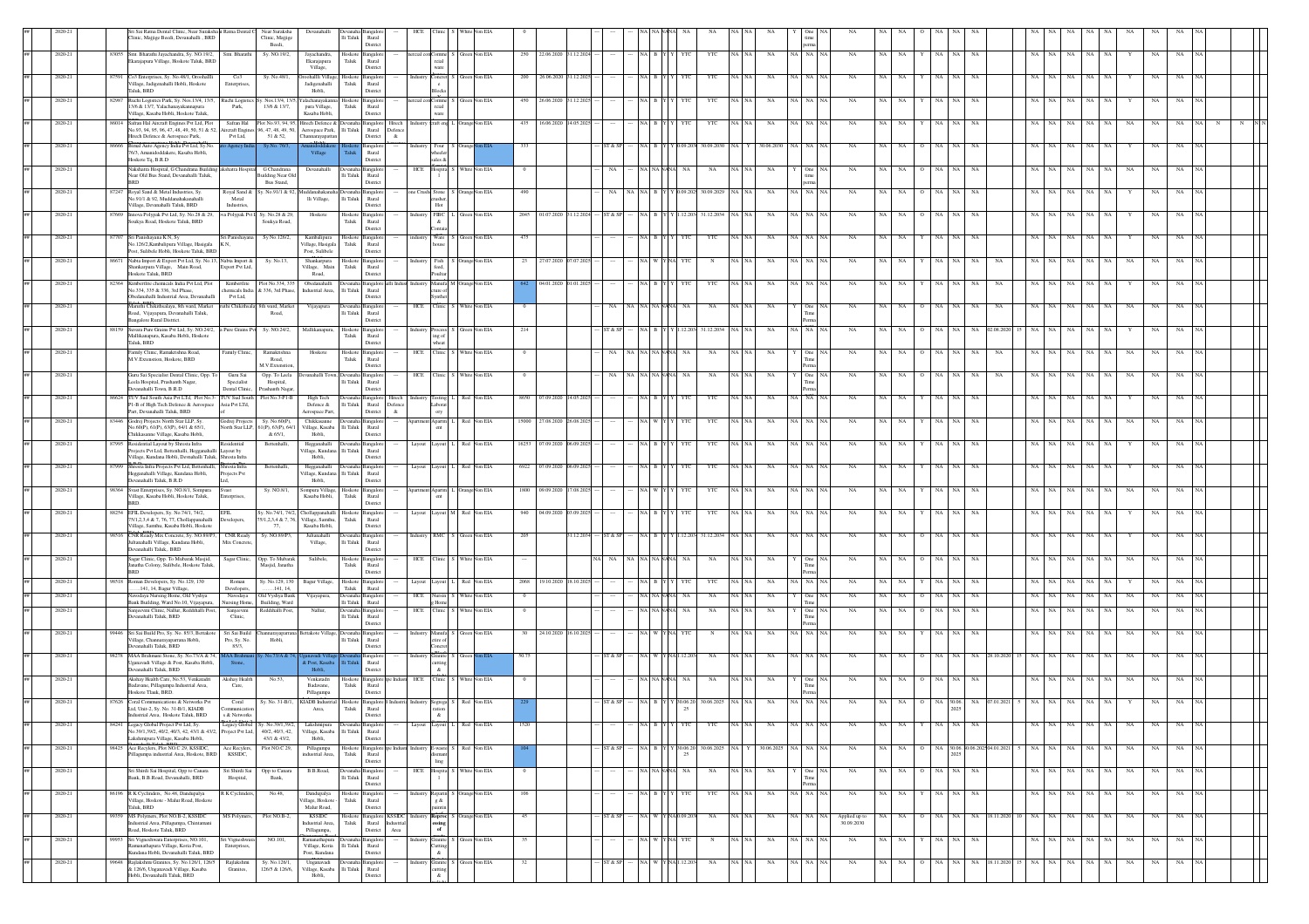| ## | 2020-21 | | Sri Sai Ratna Dental Clinic, Near Suraksha Clinic, Majjige Beedi, Devanahalli , BRD | Sai Ratna Dental Clinic | Near Suraksha Clinic, Majjige Beedi, | Devanahalli | Devanahalli Taluk | Bangalore Rural District | --- | HCE | Clinic | S | White | Non EIA | 0 | | | | --- | --- | NA | NA | NA | NA | NA | NA | NA | NA | NA | Y | One time | NA | NA | NA | NA | O | NA | NA | NA | | | NA | NA | NA | NA | NA | Y | NA | NA | NA |
|---|---|---|---|---|---|---|---|---|---|---|---|---|---|---|---|---|---|---|---|---|---|---|---|---|---|---|---|---|---|---|---|---|---|---|---|---|---|---|---|---|---|---|---|---|---|---|---|---|---|---|---|---|
| ## | 2020-21 | 83055 | Smt. Bharathi Jayachandra, Sy. NO.10/2, Ekarajapura Village, Hoskote Taluk, BRD | Smt. Bharathi | Sy. NO.10/2, | Jayachandra, Ekarajapura Village, | Hoskote Taluk | Bangalore Rural District | --- | Commercial | Commercial Ware house | S | Green | Non EIA | 250 | 22.06.2020 | 31.12.2024 | | --- | --- | NA | B | Y | Y | YTC | YTC | NA | NA | NA | NA | NA | NA | NA | NA | NA | Y | NA | NA | | | NA | NA | NA | NA | NA | Y | NA | NA | NA |
| ## | 2020-21 | 87591 | Co3 Enterprises, Sy. No.48/1, Orrohalli Village, Jadigenahalli Hobli, Hoskote Taluk, BRD | Co3 Enterprises, | Sy. No.48/1, | Orrohalli Village, Jadigenahalli Hobli, | Hoskote Taluk | Bangalore Rural District | --- | Industry | Concrete Blocks | S | Green | Non EIA | 200 | 26.06.2020 | 31.12.2025 | | --- | --- | NA | B | Y | Y | YTC | YTC | NA | NA | NA | NA | NA | NA | NA | NA | NA | Y | NA | NA | | | NA | NA | NA | NA | NA | NA | NA | NA | NA |
| ## | 2020-21 | 82987 | Ruchi Logistics Park, Sy. Nos.13/4, 13/5, 13/6 & 13/7, Yalachanayakanapura Village, Kasaba Hobli, Hoskote Taluk, | Ruchi Logistics Park, | Sy. Nos.13/4, 13/5, 13/6 & 13/7, | Yalachanayakanapura Village, Kasaba Hobli, | Hoskote Taluk | Bangalore Rural District | --- | Commercial | Commercial Ware house | S | Green | Non EIA | 450 | 26.06.2020 | 31.12.2025 | | --- | --- | NA | B | Y | Y | YTC | YTC | NA | NA | NA | NA | NA | NA | NA | NA | NA | Y | NA | NA | | | NA | NA | NA | NA | NA | Y | NA | NA | NA |
| ## | 2020-21 | 86014 | Safran Hal Aircraft Engines Pvt Ltd, Plot No.93, 94, 95, 96, 47, 48, 49, 50, 51 & 52, Hitech Defence & Aerospace Park, | Safran Hal Aircraft Engines Pvt Ltd, | Plot No.93, 94, 95, 96, 47, 48, 49, 50, 51 & 52, | Hitech Defence & Aerospace Park, Channarayapatna | Devanahalli Taluk | Bangalore Rural District | Hitech Defence & | Industry | Aircraft eng | L | Orange | Non EIA | 435 | 16.06.2020 | 14.05.2025 | | --- | --- | NA | B | Y | Y | YTC | YTC | NA | NA | NA | NA | NA | NA | NA | NA | NA | Y | NA | NA | | | NA | NA | NA | NA | NA | NA | NA | NA | N |
| ## | 2020-21 | 86666 | Prasad Auto Agency India Pvt Ltd, Sy No. 76/3, Anantdoddakere, Kasaba Hobli, Hoskote Tq, B.R.D | Prasad Auto Agency India | Sy.No. 76/3, | Anantdoddakere Village | Hoskote Taluk | Bangalore Rural District | --- | Industry | Four wheeler sales & | S | Orange | Non EIA | 333 | | | | ST & SP | --- | NA | B | Y | Y | 30.09.2030 | 30.09.2030 | NA | Y | 30.09.2030 | NA | NA | NA | NA | NA | NA | Y | NA | NA | | | NA | NA | NA | NA | NA | Y | NA | NA | NA |
| ## | 2020-21 | | Nakshatra Hospital, G Chandrana Building Near Old Bus Stand, Devanahalli Taluk, BRD | Nakshatra Hospital | G Chandrana Building Near Old Bus Stand, | Devanahalli | Devanahalli Taluk | Bangalore Rural District | --- | HCE | Hospital | S | White | Non EIA | 0 | | | | --- | NA | NA | NA | NA | NA | NA | NA | NA | NA | Y | One time | NA | NA | NA | NA | O | NA | NA | NA | | | NA | NA | NA | NA | NA | NA | NA | NA | NA |
| ## | 2020-21 | 87247 | Royal Sand & Metal Industries, Sy. No.91/1 & 92, Muddanahalli Village, Devanahalli Taluk, BRD | Royal Sand & Metal Industries, | Sy. No.91/1 & 92, | Muddanahalli Village, | Devanahalli Taluk | Bangalore Rural District | --- | Stone Crusher | Stone crusher, Hot | S | Orange | Non EIA | 490 | | | | NA | NA | NA | B | Y | Y | 30.09.2029 | 30.09.2029 | NA | NA | NA | NA | NA | NA | NA | NA | NA | O | NA | NA | | | NA | NA | NA | NA | NA | Y | NA | NA | NA |
| ## | 2020-21 | 87669 | Innova Polypak Pvt Ltd, Sy. No.28 & 29, Soukya Road, Hoskote Taluk, BRD | Innova Polypak Pvt Ltd | Sy. No.28 & 29, Soukya Road, | Hoskote | Hoskote Taluk | Bangalore Rural District | --- | Industry | FIBC & Containers | L | Green | Non EIA | 2045 | 01.07.2020 | 31.12.2024 | | ST & SP | --- | NA | B | Y | Y | 31.12.2024 | 31.12.2034 | NA | NA | NA | NA | NA | NA | NA | NA | NA | Y | NA | NA | | | NA | NA | NA | NA | NA | Y | NA | NA | NA |
| ## | 2020-21 | 87707 | Sri Panishayana K.N, Sy. No.126/2, Kambalipura Village, Hasigala Post, Sulibele Hobli, Hoskote Taluk, BRD | Sri Panishayana K.N, | Sy.No.126/2, | Kambalipura Village, Hasigala Post, Sulibele | Hoskote Taluk | Bangalore Rural District | --- | Industry | Ware house | S | Green | Non EIA | 475 | | | | --- | --- | NA | B | Y | Y | YTC | YTC | NA | NA | NA | NA | NA | NA | NA | NA | NA | Y | NA | NA | | | NA | NA | NA | NA | NA | NA | NA | NA | NA |
| ## | 2020-21 | 86671 | Nabra Import & Export Pvt Ltd, Sy. No.13, Shankarpura Village, Main Road, Hoskote Taluk, BRD | Nabra Import & Export Pvt Ltd, | Sy. No.13, | Shankarpura Village, Main Road, | Hoskote Taluk | Bangalore Rural District | --- | Industry | Fish feed, Poultry | S | Orange | Non EIA | 23 | 27.07.2020 | 07.07.2025 | | --- | --- | NA | W | Y | NA | YTC | N | NA | NA | NA | NA | NA | NA | NA | NA | NA | Y | NA | NA | NA | | NA | NA | NA | NA | NA | NA | NA | NA | NA |
| ## | 2020-21 | 82364 | Kimberlite chemicals India Pvt Ltd, Plot No.334, 335 & 336, 3rd Phase, Obedanahalli Industrial Area, Devanahalli | Kimberlite chemicals India Pvt Ltd, | Plot No.334, 335 & 336, 3rd Phase, | Obedanahalli Industrial Area, | Devanahalli Taluk | Bangalore Rural District | KIADB Industrial | Industry | Manufacture of Synthetic | M | Orange | Non EIA | 642 | 04.01.2020 | 01.01.2025 | | --- | --- | NA | B | Y | Y | YTC | YTC | NA | NA | NA | NA | NA | NA | NA | NA | NA | Y | NA | NA | NA | | NA | NA | NA | NA | NA | Y | NA | NA | NA |
| ## | 2020-21 | | Maruthi Chikithsalaya, 8th ward, Market Road, Vijayapura, Devanahalli Taluk, Bangalore Rural District. | Maruthi Chikithsalaya | 8th ward, Market Road, | Vijayapura | Devanahalli Taluk | Bangalore Rural District | --- | HCE | Clinic | S | White | Non EIA | 0 | | | | --- | NA | NA | NA | NA | NA | NA | NA | NA | NA | NA | Y | One time | NA | NA | NA | NA | O | NA | NA | NA | | | NA | NA | NA | NA | NA | NA | NA | NA | NA |
| ## | 2020-21 | 88159 | Sessna Pure Grains Pvt Ltd, Sy. NO.24/2, Mallikanapura, Kasaba Hobli, Hoskote Taluk, BRD | Sessna Pure Grains Pvt Ltd | Sy. NO.24/2, | Mallikanapura, | Hoskote Taluk | Bangalore Rural District | --- | Industry | Processing of wheat | S | Green | Non EIA | 214 | | | | ST & SP | --- | NA | B | Y | Y | 31.12.2025 | 31.12.2034 | NA | NA | NA | NA | NA | NA | NA | NA | NA | O | NA | NA | 02.06.2020 | 15 | NA | NA | NA | NA | NA | Y | NA | NA | NA |
| ## | 2020-21 | | Family Clinic, Ramakrishna Road, M.V.Extenstion, Hoskote, BRD | Family Clinic, | Ramakrishna Road, M.V.Extenstion, | Hoskote | Hoskote Taluk | Bangalore Rural District | --- | HCE | Clinic | S | White | Non EIA | 0 | | | | --- | NA | NA | NA | NA | NA | NA | NA | NA | NA | NA | Y | One Time | NA | NA | NA | NA | O | NA | NA | NA | | | NA | NA | NA | NA | NA | NA | NA | NA | NA |
| ## | 2020-21 | | Guru Sai Specialist Dental Clinic, Opp: To Leela Hospital, Prashanth Nagar, Devanahalli Town, B.R.D | Guru Sai Specialist Dental Clinic, | Opp: To Leela Hospital, Prashanth Nagar, | Devanahalli Town, | Devanahalli Taluk | Bangalore Rural District | --- | HCE | Clinic | S | White | Non EIA | 0 | | | | --- | NA | NA | NA | NA | NA | NA | NA | NA | NA | NA | Y | One Time | NA | NA | NA | NA | O | NA | NA | NA | | | NA | NA | NA | NA | NA | NA | NA | NA | NA |
| ## | 2020-21 | 86624 | TUV Sud South Asia Pvt LTd, Plot No.3-P1-B of High Tech Defence & Aerospace Part, Devanahalli Taluk, BRD | TUV Sud South Asia Pvt LTd, of | Plot No.3-P1-B | High Tech Defence & Aerospace Part, | Devanahalli Taluk | Bangalore Rural District | Hitech Defence & | Industry | Testing Laboratory | L | Red | Non EIA | 8650 | 07.09.2020 | 14.05.2025 | | --- | --- | NA | B | Y | Y | YTC | YTC | NA | NA | NA | NA | NA | NA | NA | NA | NA | Y | NA | NA | | | NA | NA | NA | NA | NA | NA | NA | NA | NA |
| ## | 2020-21 | 83446 | Godrej Projects North Star LLP, Sy. No.60(P), 61(P), 63(P), 64/1 & 65/1, Chikkasanne Village, Kasaba Hobli, | Godrej Projects North Star LLP, | Sy. No.60(P), 61(P), 63(P), 64/1 & 65/1, | Chikkasanne Village, Kasaba Hobli, | Devanahalli Taluk | Bangalore Rural District | --- | Apartment | Apartment | L | Red | Non EIA | 15000 | 27.08.2020 | 26.08.2025 | | --- | --- | NA | W | Y | Y | YTC | YTC | NA | NA | NA | NA | NA | NA | NA | NA | NA | Y | NA | NA | | | NA | NA | NA | NA | NA | NA | NA | NA | NA |
| ## | 2020-21 | 87995 | Residential Layout by Shresta Infra Projects Pvt Ltd, Bettenhalli, Hegganahalli Village, Kundana Hobli, Devanahalli Taluk, | Residential Layout by Shresta Infra | Bettenhalli, | Hegganahalli Village, Kundana Hobli, | Devanahalli Taluk | Bangalore Rural District | --- | Layout | Layout | L | Red | Non EIA | 16253 | 07.09.2020 | 06.09.2025 | | --- | --- | NA | B | Y | Y | YTC | YTC | NA | NA | NA | NA | NA | NA | NA | NA | NA | Y | NA | NA | | | NA | NA | NA | NA | NA | NA | NA | NA | NA |
| ## | 2020-21 | 87990 | Shresta Infra Projects Pvt Ltd, Bettenhalli, Hegganahalli Village, Kundana Hobli, Devanahalli Taluk, B.R.D | Shresta Infra Projects Pvt Ltd, | Bettenhalli, | Hegganahalli Village, Kundana Hobli, | Devanahalli Taluk | Bangalore Rural District | --- | Layout | Layout | L | Red | Non EIA | 6922 | 07.09.2020 | 06.09.2025 | | --- | --- | NA | B | Y | Y | YTC | YTC | NA | NA | NA | NA | NA | NA | NA | NA | NA | Y | NA | NA | | | NA | NA | NA | NA | NA | NA | NA | NA | NA |
| ## | 2020-21 | 98364 | Svasi Enterprises, Sy. NO.8/1, Sompura Village, Kasaba Hobli, Hoskote Taluk, BRD | Svasi Enterprises, | Sy. NO.8/1, | Sompura Village, Kasaba Hobli, | Hoskote Taluk | Bangalore Rural District | --- | Apartment | Apartment | L | Orange | Non EIA | 1800 | 09.09.2020 | 17.08.2025 | | --- | --- | NA | W | Y | Y | YTC | YTC | NA | NA | NA | NA | NA | NA | NA | NA | NA | Y | NA | NA | | | NA | NA | NA | NA | NA | NA | NA | NA | NA |
| ## | 2020-21 | 86250 | EFIL Developers, Sy. No.74/1, 74/2, 75/1,2,3,4 & 7, 76, 77, Chollappanahalli Village, Samtha, Kasaba Hobli, Hoskote | EFIL Developers, | Sy. No.74/1, 74/2, 75/1,2,3,4 & 7, 76, 77, | Chollappanahalli Village, Samtha, Kasaba Hobli, | Hoskote Taluk | Bangalore Rural District | --- | Layout | Layout | M | Red | Non EIA | 940 | 04.09.2020 | 03.09.2025 | | --- | --- | NA | B | Y | Y | YTC | YTC | NA | NA | NA | NA | NA | NA | NA | NA | NA | Y | NA | NA | | | NA | NA | NA | NA | NA | NA | NA | NA | NA |
| ## | 2020-21 | 96516 | CNR Ready Mix Concrete, Sy. NO.89/P3, Jalumahalli Village, Kundana Hobli, Devanahalli Taluk., BRD | CNR Ready Mix Concrete, | Sy. NO.89/P3, | Jalumahalli Village, | Devanahalli Taluk | Bangalore Rural District | --- | Industry | RMC | S | Green | Non EIA | 205 | | 31.12.2034 | | ST & SP | --- | NA | B | Y | Y | 31.12.2034 | 31.12.2034 | NA | NA | NA | NA | NA | NA | NA | NA | NA | Y | NA | NA | | | NA | NA | NA | NA | NA | Y | NA | NA | NA |
| ## | 2020-21 | | Sagar Clinic, Opp. To Mubarak Masjid, Janatha Colony, Sulibele, Hoskote Taluk, BRD | Sagar Clinic, | Opp. To Mubarak Masjid, Janatha | Sulibele, | Hoskote Taluk | Bangalore Rural District | --- | HCE | Clinic | S | White | Non EIA | --- | | | | NA | NA | NA | NA | NA | NA | NA | NA | NA | NA | NA | Y | One Time | NA | NA | NA | NA | O | NA | NA | NA | | | NA | NA | NA | NA | NA | NA | NA | NA | NA |
| ## | 2020-21 | 98518 | Roman Developers, Sy. No.129, 130 ....141, 14, Bagur Village, | Roman Developers, | Sy. No.129, 130 ....141, 14, | Bagur Village, | Hoskote Taluk | Bangalore Rural | --- | Layout | Layout | L | Red | Non EIA | 2068 | 19.10.2020 | 18.10.2025 | | --- | --- | NA | B | Y | Y | YTC | YTC | NA | NA | NA | NA | NA | NA | NA | NA | NA | Y | NA | NA | | | NA | NA | NA | NA | NA | Y | NA | NA | NA |
| ## | 2020-21 | | Navodaya Nursing Home, Old Vysha Bank Building, Ward No.10, Vijayapura, | Navodaya Nursing Home, | Old Vysha Bank Building, Ward | Vijayapura, | Devanahalli Taluk | Bangalore Rural | --- | HCE | Nursing Home | S | White | Non EIA | 0 | | | | --- | NA | NA | NA | NA | NA | NA | NA | NA | NA | NA | Y | One Time | NA | NA | NA | NA | O | NA | NA | NA | | | NA | NA | NA | NA | NA | NA | NA | NA | NA |
| ## | 2020-21 | | Sanjeevini Clinic, Nallur, Reddihalli Post, Devanahalli Taluk, BRD | Sanjeevini Clinic, | Reddihalli Post, | Nallur, | Devanahalli Taluk | Bangalore Rural District | --- | HCE | Clinic | S | White | Non EIA | 0 | | | | --- | NA | NA | NA | NA | NA | NA | NA | NA | NA | NA | Y | One Time | NA | NA | NA | NA | O | NA | NA | NA | | | NA | NA | NA | NA | NA | NA | NA | NA | NA |
| ## | 2020-21 | 99446 | Sri Sai Build Pro, Sy. No. 85/3, Bettakote Village, Channarayapatnna Hobli, Devanahalli Taluk, BRD | Sri Sai Build Pro, Sy. No. 85/3, | Channarayapatnna Hobli, | Bettakote Village, | Devanahalli Taluk | Bangalore Rural District | --- | Industry | Manufacture of Concrete | S | Green | Non EIA | 30 | 24.10.2020 | 16.10.2025 | | --- | --- | NA | W | Y | NA | YTC | N | NA | NA | NA | NA | NA | NA | NA | NA | NA | Y | NA | NA | | | NA | NA | NA | NA | NA | NA | NA | NA | NA |
| ## | 2020-21 | 98278 | MAA Brahmani Stone, Sy. No.73/A & 74, Uganavadi Village & Post, Kasaba Hobli, Devanahalli Taluk, BRD | MAA Brahmani Stone, | Sy. No.73/A & 74, | Uganavadi Village & Post, Kasaba Hobli, | Devanahalli Taluk | Bangalore Rural District | --- | Industry | Granite cutting & | S | Green | Non EIA | 50.75 | | | | ST & SP | --- | NA | W | Y | NA | 31.12.2034 | NA | NA | NA | NA | NA | NA | NA | NA | NA | NA | O | NA | NA | 28.10.2020 | 15 | NA | NA | NA | NA | NA | NA | NA | NA | NA |
| ## | 2020-21 | | Akshay Health Care, No.53, Venkatadri Badavane, Pillagumpa Industrial Area, Hoskote Tlauk, BRD | Akshay Health Care, | No.53, | Venkatadri Badavane, Pillagumpa | Hoskote Taluk | Bangalore Rural District | Pillagumpa Industrial | HCE | Clinic | S | White | Non EIA | 0 | | | | --- | NA | NA | NA | NA | NA | NA | NA | NA | NA | NA | Y | One Time | NA | NA | NA | NA | O | NA | NA | NA | | | NA | NA | NA | NA | NA | NA | NA | NA | NA |
| ## | 2020-21 | 87626 | Coral Communicatons & Networks Pvt Ltd, Unit-2, Sy. No. 31-B/1, KIADB Industrial Area, Hoskote Taluk, BRD | Coral Communications & Networks | Sy. No. 31-B/1, | KIADB Industrial Area, | Hoskote Taluk | Bangalore Rural District | Hoskote Industrial | Industry | Segregation & | S | Red | Non EIA | 229 | | | | ST & SP | --- | NA | B | Y | Y | 30.06.2025 | 30.06.2025 | NA | NA | NA | NA | NA | NA | NA | NA | NA | O | NA | 30.06.2025 | NA | 07.01.2021 | 5 | NA | NA | NA | NA | NA | Y | NA | NA | NA |
| ## | 2020-21 | 84241 | Legacy Global Project Pvt Ltd, Sy. No.39/1,39/2, 40/2, 40/3, 42, 43/1 & 43/2, Lakshmipura Village, Kasaba Hobli, | Legacy Global Project Pvt Ltd, | Sy. No.39/1,39/2, 40/2, 40/3, 42, 43/1 & 43/2, | Lakshmipura Village, Kasaba Hobli, | Devanahalli Taluk | Bangalore Rural District | --- | Layout | Layout | L | Red | Non EIA | 1520 | | | | --- | --- | NA | B | Y | Y | YTC | YTC | NA | NA | NA | NA | NA | NA | NA | NA | NA | Y | NA | NA | | | NA | NA | NA | NA | NA | NA | NA | NA | NA |
| ## | 2020-21 | 98425 | Ace Recylers, Plot NO.C 29, KSSIDC, Pillagumpa industrial Area, Hoskote, BRD | Ace Recylers, KSSIDC, | Plot NO.C 29, | Pillagumpa industrial Area, | Hoskote Taluk | Bangalore Rural District | Pillagumpa Industrial | Industry | E-waste dismantling | S | Red | Non EIA | 104 | | | | ST & SP | --- | NA | B | Y | Y | 30.06.2025 | 30.06.2025 | NA | Y | 30.06.2025 | NA | NA | NA | NA | NA | NA | O | NA | 30.06.2025 | 30.06.2025 | 04.01.2021 | 5 | NA | NA | NA | NA | NA | Y | NA | NA | NA |
| ## | 2020-21 | | Sri Shirdi Sai Hospital, Opp to Canara Bank, B.B.Road, Devanahalli, BRD | Sri Shirdi Sai Hospital, | Opp to Canara Bank, | B.B.Road, | Devanahalli Taluk | Bangalore Rural District | --- | HCE | Hospital | S | White | Non EIA | 0 | | | | --- | --- | NA | NA | NA | NA | NA | NA | NA | NA | NA | Y | One Time | NA | NA | NA | NA | O | NA | NA | NA | | | NA | NA | NA | NA | NA | NA | NA | NA | NA |
| ## | 2020-21 | 86196 | R K Cyclinders, No.48, Dandupalya Village, Hoskote - Malur Road, Hoskote Taluk, BRD | R K Cyclinders, | No.48, | Dandupalya Village, Hoskote - Malur Road, | Hoskote Taluk | Bangalore Rural District | --- | Industry | Repairing & painting | S | Orange | Non EIA | 106 | | | | --- | --- | NA | B | Y | Y | YTC | YTC | NA | NA | NA | NA | NA | NA | NA | NA | NA | Y | NA | NA | | | NA | NA | NA | NA | NA | NA | NA | NA | NA |
| ## | 2020-21 | 99359 | MS Polymers, Plot NO.B-2, KSSIDC Industrial Area, Pillagumpa, Chintamani Road, Hoskote Taluk, BRD | MS Polymers, | Plot NO.B-2, | KSSIDC Industrial Area, Pillagumpa, | Hoskote Taluk | Bangalore Rural District | KSSIDC Industrial Area | Industry | Reprocessing of | S | Orange | Non EIA | 45 | | | | ST & SP | --- | NA | W | Y | NA | 30.09.2030 | NA | NA | NA | NA | NA | NA | NA | NA | Applied up to 30.09.2030 | NA | NA | NA | O | NA | NA | 18.11.2020 | 10 | NA | NA | NA | NA | NA | NA | NA | NA | NA |
| ## | 2020-21 | 99953 | Sri Vigneshwara Enterprises, NO.101, Ramanathapura Village, Korra Post, Kundana Hobli, Devanahalli Taluk, BRD | Sri Vigneshwara Enterprises, | NO.101, | Ramanathapura Village, Korra Post, Kundana | Devanahalli Taluk | Bangalore Rural District | --- | Industry | Granite Cutting & | S | Green | Non EIA | 35 | | | | --- | --- | NA | W | Y | NA | YTC | N | NA | NA | NA | NA | NA | NA | NA | NA | NA | Y | NA | NA | | | NA | NA | NA | NA | NA | NA | NA | NA | NA |
| ## | 2020-21 | 99648 | Rajlakshmi Granites, Sy. No.126/1, 126/5 & 126/6, Uganavadi Village, Kasaba Hobli, Devanahalli Taluk, BRD | Rajlakshmi Granites, | Sy. No.126/1, 126/5 & 126/6, | Uganavadi Village, Kasaba Hobli, | Devanahalli Taluk | Bangalore Rural District | --- | Industry | Granite cutting & | S | Green | Non EIA | 32 | | | | ST & SP | --- | NA | W | Y | NA | 31.12.2034 | NA | NA | NA | NA | NA | NA | NA | NA | NA | NA | O | NA | NA | 18.11.2020 | 15 | NA | NA | NA | NA | NA | NA | NA | NA | NA |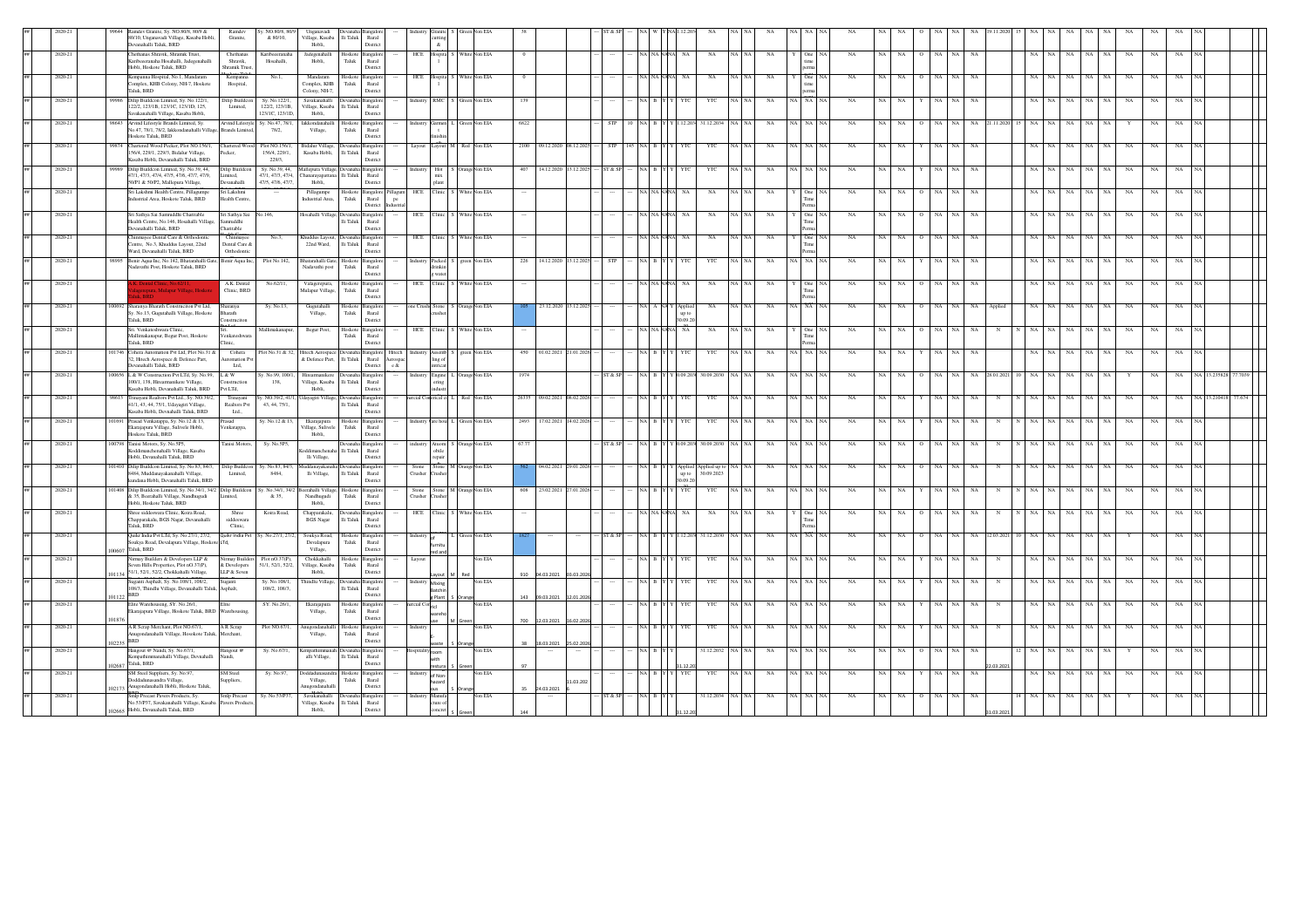| | | | | | | | | | | | | | | | | | | | | | | | | | | | | | | | | | | | | | | | | | | | | | | | | | | | | | |
|---|---|---|---|---|---|---|---|---|---|---|---|---|---|---|---|---|---|---|---|---|---|---|---|---|---|---|---|---|---|---|---|---|---|---|---|---|---|---|---|---|---|---|---|---|---|---|---|---|---|---|---|---|---|---|
| ## | 2020-21 | 99644 | Ramdev Granite, Sy. NO.80/8, 80/9 & 80/10, Uganavadi Village, Kasaba Hobli, Devanahalli Taluk, BRD | Ramdev Granite, | Sy. NO.80/8, 80/9 & 80/10, | Uganavadi Village, Kasaba Hobli, | Devanahalli Taluk | Bangalore Rural District | --- | Industry | Granite cutting & | S | Green | Non EIA | 38 | | | --- | ST & SP | --- | NA | W | Y | NA | 1.12.2030 | NA | NA | NA | NA | NA | NA | NA | NA | NA | | NA | NA | O | NA | NA | NA | 19.11.2020 | 15 | NA | NA | NA | NA | NA | NA | NA | NA | NA | | | | |
| ## | 2020-21 | | Chethanas Shrustik, Shramik Trust, Karibeeranahu Hosahalli, Jadegenahalli Hobli, Hoskote Taluk, BRD | Chethanas Shrustik, Shramik Trust, | Karibeeranahu Hosahalli, | Jadegenahalli Hobli, | Hoskote Taluk | Bangalore Rural District | --- | HCE | Hospital | S | White | Non EIA | 0 | | | --- | --- | --- | NA | NA | NA | NA | NA | NA | NA | NA | NA | NA | Y | One time permanent | NA | NA | | NA | NA | O | NA | NA | NA | | | NA | NA | NA | NA | NA | NA | NA | NA | NA | | | | |
| ## | 2020-21 | | Kempanna Hospital, No.1, Mandaram Complex, KHB Colony, NH-7, Hoskote Taluk, BRD | Kempanna Hospital, | No.1, | Mandaram Complex, KHB Colony, NH-7, | Hoskote Taluk | Bangalore Rural District | --- | HCE | Hospital | S | White | Non EIA | 0 | | | --- | --- | --- | NA | NA | NA | NA | NA | NA | NA | NA | NA | NA | Y | One time permanent | NA | NA | | NA | NA | O | NA | NA | NA | | | NA | NA | NA | NA | NA | NA | NA | NA | NA | | | | |
| ## | 2020-21 | 99988 | Dilip Buildcon Limited, Sy. No.122/1, 122/2, 123/1B, 123/1C, 123/1D, 125, Savakanahalli Village, Kasaba Hobli, | Dilip Buildcon Limited, | Sy. No.122/1, 122/2, 123/1B, 123/1C, 123/1D, | Savakanahalli Village, Kasaba Hobli, | Devanahalli Taluk | Bangalore Rural District | --- | Industry | RMC | S | Green | Non EIA | 139 | | | --- | --- | --- | NA | B | Y | Y | YTC | YTC | NA | NA | NA | NA | NA | NA | NA | NA | | NA | NA | Y | NA | NA | NA | | | NA | NA | NA | NA | NA | NA | NA | NA | NA | | | | |
| ## | 2020-21 | 99643 | Arvind Lifestyle Brands Limited, Sy. No.47, 78/1, 78/2, Iddlondanahalli Village, Hoskote Taluk, BRD | Arvind Lifestyle Brands Limited, | Sy. No.47, 78/1, 78/2, | Iddlondanahalli Village, | Hoskote Taluk | Bangalore Rural District | --- | Industry | Garment finishing | L | Green | Non EIA | 6822 | | | --- | STP | 10 | NA | B | Y | Y | 31.12.2034 | 31.12.2034 | NA | NA | NA | NA | NA | NA | NA | NA | | NA | NA | O | NA | NA | NA | 21.11.2020 | 15 | NA | NA | NA | NA | Y | NA | NA | NA | NA | | | | |
| ## | 2020-21 | 99874 | Chartered Wood Pecker, Plot NO.156/1, 156/4, 228/1, 229/3, Bidalur Village, Kasaba Hobli, Devanahalli Taluk, BRD | Chartered Wood Pecker, | Plot NO.156/1, 156/4, 228/1, 229/3, | Bidalur Village, Kasaba Hobli, | Devanahalli Taluk | Bangalore Rural District | --- | Layout | Layout | M | Red | Non EIA | 2100 | 09.12.2020 | 08.12.2025 | --- | STP | 145 | NA | B | Y | Y | YTC | YTC | NA | NA | NA | NA | NA | NA | NA | NA | | NA | NA | Y | NA | NA | NA | | | NA | NA | NA | NA | NA | NA | NA | NA | NA | | | | |
| ## | 2020-21 | 99989 | Dilip Buildcon Limited, Sy. No.39, 44, 47/1, 47/3, 47/4, 47/5, 47/6, 47/7, 47/9, 50/P1 & 50/P2, Mallapura Village, | Dilip Buildcon Limited, Devanahalli | Sy. No.39, 44, 47/1, 47/3, 47/4, 47/5, 47/6, 47/7, | Mallapura Village, Channarayapatana Hobli, | Devanahalli Taluk | Bangalore Rural District | --- | Industry | Hot mix plant | S | Orange | Non EIA | 407 | 14.12.2020 | 13.12.2025 | --- | ST & SP | --- | NA | B | Y | Y | YTC | YTC | NA | NA | NA | NA | NA | NA | NA | NA | | NA | NA | Y | NA | NA | NA | | | NA | NA | NA | NA | NA | NA | NA | NA | NA | | | | |
| ## | 2020-21 | | Sri Lakshmi Health Centre, Pillagumpe Industrial Area, Hoskote Taluk, BRD | Sri Lakshmi Health Centre, | --- | Pillagumpe Industrial Area, | Hoskote Taluk | Bangalore Rural District | Pillagumpe Industrial | HCE | Clinic | S | White | Non EIA | --- | | | --- | --- | --- | NA | NA | NA | NA | NA | NA | NA | NA | NA | NA | Y | One Time Permanent | NA | NA | | NA | NA | O | NA | NA | NA | | | NA | NA | NA | NA | NA | NA | NA | NA | NA | | | | |
| ## | 2020-21 | | Sri Sathya Sai Sammuddhi Charitable Health Centre, No.146, Hosahalli Village, Devanahalli Taluk, BRD | Sri Sathya Sai Sammuddhi Charitable | No.146, | Hosahalli Village, | Devanahalli Taluk | Bangalore Rural District | --- | HCE | Clinic | S | White | Non EIA | --- | | | --- | --- | --- | NA | NA | NA | NA | NA | NA | NA | NA | NA | NA | Y | One Time Permanent | NA | NA | | NA | NA | O | NA | NA | NA | | | NA | NA | NA | NA | NA | NA | NA | NA | NA | | | | |
| ## | 2020-21 | | Chinmayee Dental Care & Orthodontic Centre, No.3, Khuddus Layout, 22nd Ward, Devanahalli Taluk, BRD | Chinmayee Dental Care & Orthodontic | No.3, | Khuddus Layout, 22nd Ward, | Devanahalli Taluk | Bangalore Rural District | --- | HCE | Clinic | S | White | Non EIA | --- | | | --- | --- | --- | NA | NA | NA | NA | NA | NA | NA | NA | NA | NA | Y | One Time Permanent | NA | NA | | NA | NA | O | NA | NA | NA | | | NA | NA | NA | NA | NA | NA | NA | NA | NA | | | | |
| ## | 2020-21 | 98995 | Benir Aqua Inc, No.142, Bharanahalli Gate, Nadavathi Post, Hoskote Taluk, BRD | Benir Aqua Inc, | Plot No.142, | Bharanahalli Gate, Nadavathi post. | Hoskote Taluk | Bangalore Rural District | --- | Industry | Packed drinking water | S | green | Non EIA | 226 | 14.12.2020 | 13.12.2025 | --- | STP | --- | NA | B | Y | Y | YTC | YTC | NA | NA | NA | NA | NA | NA | NA | NA | | NA | NA | Y | NA | NA | NA | | | NA | NA | NA | NA | NA | NA | NA | NA | NA | | | | |
| ## | 2020-21 | | A.K. Dental Clinic, No.62/11, Valagerapura, Malapur Village, Hoskote Taluk, BRD | A.K. Dental Clinic, BRD | No.62/11, | Valagerapura, Malapur Village, | Hoskote Taluk | Bangalore Rural District | --- | HCE | Clinic | S | White | Non EIA | --- | | | --- | --- | --- | NA | NA | NA | NA | NA | NA | NA | NA | NA | NA | Y | One Time Permanent | NA | NA | | NA | NA | O | NA | NA | NA | | | NA | NA | NA | NA | NA | NA | NA | NA | NA | | | | |
| ## | 2020-21 | 100092 | Sharanya Bharath Construction Pvt Ltd, Sy. No.13, Gagenahalli Village, Hoskote Taluk, BRD | Sharanya Bharath Construction | Sy. No.13, | Gagenahalli Village, | Hoskote Taluk | Bangalore Rural District | --- | Stone Crusher | Stone crusher | S | Orange | Non EIA | 105 | 23.12.2020 | 13.12.2025 | --- | --- | --- | NA | A | NA | Y | Applied up to 30.09.20 | NA | NA | NA | NA | NA | NA | NA | NA | NA | | NA | NA | O | NA | NA | NA | Applied | | NA | NA | NA | NA | NA | NA | NA | NA | NA | | | | |
| ## | 2020-21 | | Sri. Venkateshwara Clinic, Mallimakanapur, Bogur Post, Hoskote Taluk, BRD | Sri. Venkateshwara Clinic, | Mallimakanapur, | Bogur Post, | Hoskote Taluk | Bangalore Rural District | --- | HCE | Clinic | S | White | Non EIA | --- | | | --- | --- | --- | NA | NA | NA | NA | NA | NA | NA | NA | NA | NA | Y | One Time Permanent | NA | NA | | NA | NA | O | NA | NA | NA | N | N | NA | NA | NA | NA | NA | NA | NA | NA | NA | | | | |
| ## | 2020-21 | 101746 | Cobera Automation Pvt Ltd, Plot No.31 & 32, Hitech Aerospace & Defence Park, Devanahalli Taluk, BRD | Cobera Automation Pvt Ltd, | Plot No.31 & 32, | Hitech Aerospace & Defence Park, | Devanahalli Taluk | Bangalore Rural District | Hitech Aerospace & | Industry | Assembling of aircraft | S | green | Non EIA | 450 | 01.02.2021 | 21.01.2026 | --- | --- | --- | NA | B | Y | Y | YTC | YTC | NA | NA | NA | NA | NA | NA | NA | NA | | NA | NA | Y | NA | NA | NA | | | NA | NA | NA | NA | NA | NA | NA | NA | NA | | | | |
| ## | 2020-21 | 100656 | L & W Construction Pvt LTd, Sy. No.99, 100/1, 138, Hireamnanikere Village, Kasaba Hobli, Devanahalli Taluk, BRD | L & W Construction Pvt LTd, | Sy. No.99, 100/1, 138, | Hireamnanikere Village, Kasaba Hobli, | Devanahalli Taluk | Bangalore Rural District | --- | Industry | Engineering industry | L | Orange | Non EIA | 1974 | | | --- | ST & SP | --- | NA | B | Y | Y | 30.09.2030 | 30.09.2030 | NA | NA | NA | NA | NA | NA | NA | NA | | NA | NA | O | NA | NA | NA | 28.01.2021 | 10 | NA | NA | NA | NA | Y | NA | NA | NA | 13.235828 | 77.7039 | | | |
| ## | 2020-21 | 98613 | Tirusjani Realtors Pvt Ltd., Sy. NO.39/2, 41/1, 43, 44, 75/1, Udayagiri Village, Kasaba Hobli, Devanahalli Taluk, BRD | Tirusjani Realtors Pvt Ltd., | Sy. NO.39/2, 41/1, 43, 44, 75/1, | Udayagiri Village, | Devanahalli Taluk | Bangalore Rural District | --- | Commercial complex | L | Red | Non EIA | 26737 | 09.02.2021 | 08.02.2026 | --- | --- | --- | NA | B | Y | Y | YTC | YTC | NA | NA | NA | NA | NA | NA | NA | NA | | NA | NA | Y | NA | NA | NA | N | N | NA | NA | NA | NA | NA | NA | NA | NA | 13.210418 | 77.674 | | | |
| ## | 2020-21 | 101691 | Prasad Venkatappa, Sy. No.12 & 13, Ekarajapura Village, Sulivele Hobli, Hoskote Taluk, BRD | Prasad Venkatappa, | Sy. No.12 & 13, | Ekarajapura Village, Sulivele Hobli, | Hoskote Taluk | Bangalore Rural District | --- | Industry | Ware house | L | Green | Non EIA | 2493 | 17.02.2021 | 14.02.2026 | --- | --- | --- | NA | B | Y | Y | YTC | YTC | NA | NA | NA | NA | NA | NA | NA | NA | | NA | NA | Y | NA | NA | NA | N | N | NA | NA | NA | NA | NA | NA | NA | NA | NA | | | | |
| ## | 2020-21 | 100798 | Tanna Motors, Sy. No.5P5, Koddinanchenahalli Village, Kasaba Hobli, Devanahalli Taluk, BRD | Tanna Motors, | Sy. No.5P5, | Koddinanchenahalli Village, | Devanahalli Taluk | Bangalore Rural District | --- | industry | Automobile repair | S | Orange | Non EIA | 67.77 | | | --- | ST & SP | --- | NA | B | Y | Y | 30.09.2030 | 30.09.2030 | NA | NA | NA | NA | NA | NA | NA | NA | | NA | NA | O | NA | NA | NA | N | N | NA | NA | NA | NA | NA | NA | NA | NA | NA | | | | |
| ## | 2020-21 | 101410 | Dilip Buildcon Limited, Sy. No.83, 84/3, 84/4, Muddanayakanahalli Village, kundana Hobli, Devanahalli Taluk, BRD | Dilip Buildcon Limited, | Sy. No.83, 84/3, 84/4, | Muddanayakanahalli Village, | Devanahalli Taluk | Bangalore Rural District | --- | Stone Crusher | Stone Crusher | M | Orange | Non EIA | 562 | 04.02.2021 | 29.01.2026 | --- | --- | --- | NA | B | Y | Y | Applied up to 30.09.20 | Applied up to 30.09.2023 | NA | NA | NA | NA | NA | NA | NA | NA | | NA | NA | O | NA | NA | NA | N | N | NA | NA | NA | NA | NA | NA | NA | NA | NA | | | | |
| ## | 2020-21 | 101408 | Dilip Buildcon Limited, Sy. No.34/1, 34/2 & 35, Beerahalli Village, Nandhagudi Hobli, Hoskote Taluk, BRD | Dilip Buildcon Limited, | Sy. No.34/1, 34/2 & 35, | Beerahalli Village, Nandhagudi Hobli, | Hoskote Taluk | Bangalore Rural District | --- | Stone Crusher | Stone Crusher | M | Orange | Non EIA | 608 | 23.02.2021 | 27.01.2026 | --- | --- | --- | NA | B | Y | Y | YTC | YTC | NA | NA | NA | NA | NA | NA | NA | NA | | NA | NA | Y | NA | NA | NA | N | N | NA | NA | NA | NA | NA | NA | NA | NA | NA | | | | |
| ## | 2020-21 | | Shree siddeswara Clinic, Kora Road, Chapparakallu, BGS Nagar, Devanahalli Taluk, BRD | Shree siddeswara Clinic, | Kora Road, | Chapparakallu, BGS Nagar | Devanahalli Taluk | Bangalore Rural District | --- | HCE | Clinic | S | White | Non EIA | --- | | | --- | --- | --- | NA | NA | NA | NA | NA | NA | NA | NA | NA | NA | Y | One Time Permanent | NA | NA | | NA | NA | O | NA | NA | NA | N | N | NA | NA | NA | NA | NA | NA | NA | NA | NA | | | | |
| ## | 2020-21 | 100607 | Qudiz India Pvt Ltd, Sy. No.27/1, 27/2, Soukya Road, Devalapura Village, Hoskote Taluk, BRD | Qudiz India Pvt LTd, | Sy. No.27/1, 27/2, | Soukya Road, Devalapura Village, | Hoskote Taluk | Bangalore Rural District | --- | Industry | Manufacture of furniture and and | L | Green | Non EIA | 1827 | --- | --- | --- | ST & SP | --- | NA | B | Y | Y | 31.12.2030 | 31.12.2030 | NA | NA | NA | NA | NA | NA | NA | NA | | NA | NA | O | NA | NA | NA | 12.03.2021 | 10 | NA | NA | NA | NA | Y | NA | NA | NA | NA | | | | |
| ## | 2020-21 | 101134 | Nirmay Builders & Developers LLP & Seven Hills Properties, Plot nO.37(P), 51/1, 52/1, 52/2, Cholakahalli Village, | Nirmay Builders & Developers LLP & Seven | Plot nO.37(P), 51/1, 52/1, 52/2, | Cholakahalli Village, Kasaba Hobli, | Hoskote Taluk | Bangalore Rural District | --- | Layout | Layout | M | Red | Non EIA | 910 | 04.03.2021 | 03.03.2026 | --- | --- | --- | NA | B | Y | Y | YTC | YTC | NA | NA | NA | NA | NA | NA | NA | NA | | NA | NA | Y | NA | NA | NA | | | NA | NA | NA | NA | NA | NA | NA | NA | NA | | | | |
| ## | 2020-21 | 101122 | Sugganti Asphalt, Sy. No.108/1, 108/2, 108/3, Thindlu Village, Devanahalli Taluk, BRD | Sugganti Asphalt, | Sy. No.108/1, 108/2, 108/3, | Thindlu Village, | Devanahalli Taluk | Bangalore Rural District | --- | Industry | Mixing Batching plant | S | Orange | Non EIA | 141 | 09.03.2021 | 12.01.2026 | --- | --- | --- | NA | B | Y | Y | YTC | YTC | NA | NA | NA | NA | NA | NA | NA | NA | | NA | NA | Y | NA | NA | NA | N | | NA | NA | NA | NA | NA | NA | NA | NA | NA | | | | |
| ## | 2020-21 | 101876 | Elite Warehousing, SY. No.26/1, Ekarajapura Village, Hoskote Taluk, BRD | Elite Warehousing, | SY. No.26/1, | Ekarajapura Village, | Hoskote Taluk | Bangalore Rural District | --- | Commercial Complex | warehouse | M | Green | Non EIA | 700 | 12.03.2021 | 16.02.2026 | --- | --- | --- | NA | B | Y | Y | YTC | YTC | NA | NA | NA | NA | NA | NA | NA | NA | | NA | NA | Y | NA | NA | NA | N | | NA | NA | NA | NA | NA | NA | NA | NA | NA | | | | |
| ## | 2020-21 | 102233 | A.R Scrap Merchant, Plot NO.67/1, Anugondanahalli Village, Hoskote Taluk, BRD | A.R Scrap Merchant, | Plot NO.67/1, | Anugondanahalli Village, | Hoskote Taluk | Bangalore Rural District | --- | Industry | Scrap waste | S | Orange | Non EIA | 38 | 18.03.2021 | 25.02.2026 | --- | --- | --- | NA | B | Y | Y | YTC | YTC | NA | NA | NA | NA | NA | NA | NA | NA | | NA | NA | Y | NA | NA | NA | N | | NA | NA | NA | NA | NA | NA | NA | NA | NA | | | | |
| ## | 2020-21 | 102687 | Hangout @ Nandi, Sy. No.67/1, Kempathimmanahalli Village, Devanahalli Taluk, BRD | Hangout @ Nandi, | Sy. No.67/1, | Kempathimmanahalli Village, | Devanahalli Taluk | Bangalore Rural District | --- | Hospitality | Room with restaurant | S | Green | Non EIA | 97 | | | --- | --- | --- | NA | B | Y | Y | 31.12.2032 | 31.12.2032 | NA | NA | NA | NA | NA | NA | NA | NA | | NA | NA | O | NA | NA | NA | 22.03.2021 | 12 | NA | NA | NA | NA | Y | NA | NA | NA | NA | | | | |
| ## | 2020-21 | 102171 | SM Steel Suppliers, Sy. No.97, Doddahunasendra Village, Anugondanahalli Hobli, Hoskote Taluk, | SM Steel Suppliers, | Sy. No.97, | Doddahunasendra Village, Anugondanahalli | Hoskote Taluk | Bangalore Rural District | --- | Industry | Storage of Non-hazardous | S | Orange | Non EIA | 35 | 24.03.2021 | 11.03.2026 | --- | --- | --- | NA | B | Y | Y | YTC | YTC | NA | NA | NA | NA | NA | NA | NA | NA | | NA | NA | Y | NA | NA | NA | | | NA | NA | NA | NA | NA | NA | NA | NA | NA | | | | |
| ## | 2020-21 | 102668 | Smlp Precast Pavers Products, Sy. No.53/P37, Savakanahalli Village, Kasaba Hobli, Devanahalli Taluk, BRD | Smlp Precast Pavers Products, | Sy. No.53/P37, | Savakanahalli Village, Kasaba Hobli, | Devanahalli Taluk | Bangalore Rural District | --- | Industry | Manufacture of concrete | S | Green | Non EIA | 144 | | | --- | ST & SP | --- | NA | B | Y | Y | 31.12.2034 | 31.12.2034 | NA | NA | NA | NA | NA | NA | NA | NA | | NA | NA | O | NA | NA | NA | 31.03.2021 | 14 | NA | NA | NA | NA | Y | NA | NA | NA | NA | | | | |